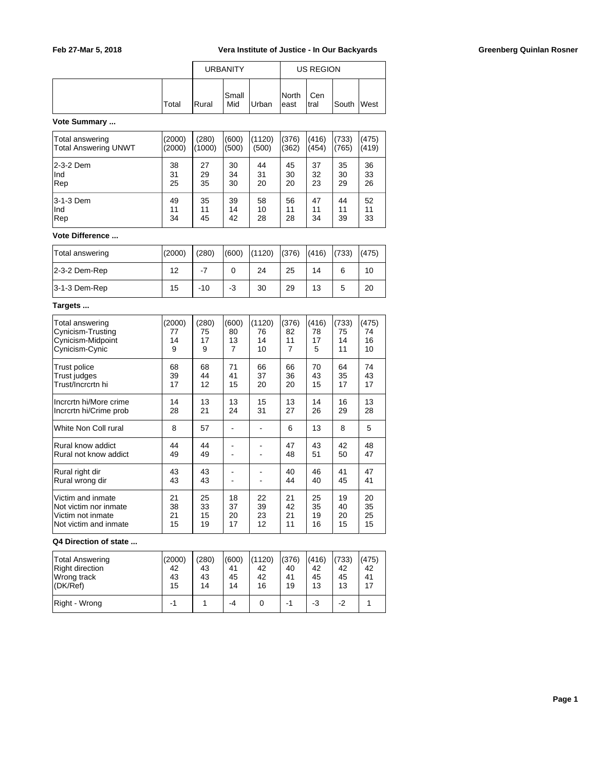| | Total | URBANITY Rural | Small Mid | Urban | US REGION North east | Cen tral | South | West |
|---|---|---|---|---|---|---|---|---|

**Vote Summary ...**

| | Total | Rural | Small Mid | Urban | North east | Cen tral | South | West |
|---|---|---|---|---|---|---|---|---|
| Total answering | (2000) | (280) | (600) | (1120) | (376) | (416) | (733) | (475) |
| Total Answering UNWT | (2000) | (1000) | (500) | (500) | (362) | (454) | (765) | (419) |
| 2-3-2 Dem | 38 | 27 | 30 | 44 | 45 | 37 | 35 | 36 |
| Ind | 31 | 29 | 34 | 31 | 30 | 32 | 30 | 33 |
| Rep | 25 | 35 | 30 | 20 | 20 | 23 | 29 | 26 |
| 3-1-3 Dem | 49 | 35 | 39 | 58 | 56 | 47 | 44 | 52 |
| Ind | 11 | 11 | 14 | 10 | 11 | 11 | 11 | 11 |
| Rep | 34 | 45 | 42 | 28 | 28 | 34 | 39 | 33 |

**Vote Difference ...**

| | Total | Rural | Small Mid | Urban | North east | Cen tral | South | West |
|---|---|---|---|---|---|---|---|---|
| Total answering | (2000) | (280) | (600) | (1120) | (376) | (416) | (733) | (475) |
| 2-3-2 Dem-Rep | 12 | -7 | 0 | 24 | 25 | 14 | 6 | 10 |
| 3-1-3 Dem-Rep | 15 | -10 | -3 | 30 | 29 | 13 | 5 | 20 |

**Targets ...**

| | Total | Rural | Small Mid | Urban | North east | Cen tral | South | West |
|---|---|---|---|---|---|---|---|---|
| Total answering | (2000) | (280) | (600) | (1120) | (376) | (416) | (733) | (475) |
| Cynicism-Trusting | 77 | 75 | 80 | 76 | 82 | 78 | 75 | 74 |
| Cynicism-Midpoint | 14 | 17 | 13 | 14 | 11 | 17 | 14 | 16 |
| Cynicism-Cynic | 9 | 9 | 7 | 10 | 7 | 5 | 11 | 10 |
| Trust police | 68 | 68 | 71 | 66 | 66 | 70 | 64 | 74 |
| Trust judges | 39 | 44 | 41 | 37 | 36 | 43 | 35 | 43 |
| Trust/Incrcrtn hi | 17 | 12 | 15 | 20 | 20 | 15 | 17 | 17 |
| Incrcrtn hi/More crime | 14 | 13 | 13 | 15 | 13 | 14 | 16 | 13 |
| Incrcrtn hi/Crime prob | 28 | 21 | 24 | 31 | 27 | 26 | 29 | 28 |
| White Non Coll rural | 8 | 57 | - | - | 6 | 13 | 8 | 5 |
| Rural know addict | 44 | 44 | - | - | 47 | 43 | 42 | 48 |
| Rural not know addict | 49 | 49 | - | - | 48 | 51 | 50 | 47 |
| Rural right dir | 43 | 43 | - | - | 40 | 46 | 41 | 47 |
| Rural wrong dir | 43 | 43 | - | - | 44 | 40 | 45 | 41 |
| Victim and inmate | 21 | 25 | 18 | 22 | 21 | 25 | 19 | 20 |
| Not victim nor inmate | 38 | 33 | 37 | 39 | 42 | 35 | 40 | 35 |
| Victim not inmate | 21 | 15 | 20 | 23 | 21 | 19 | 20 | 25 |
| Not victim and inmate | 15 | 19 | 17 | 12 | 11 | 16 | 15 | 15 |

**Q4 Direction of state ...**

| | Total | Rural | Small Mid | Urban | North east | Cen tral | South | West |
|---|---|---|---|---|---|---|---|---|
| Total Answering | (2000) | (280) | (600) | (1120) | (376) | (416) | (733) | (475) |
| Right direction | 42 | 43 | 41 | 42 | 40 | 42 | 42 | 42 |
| Wrong track | 43 | 43 | 45 | 42 | 41 | 45 | 45 | 41 |
| (DK/Ref) | 15 | 14 | 14 | 16 | 19 | 13 | 13 | 17 |
| Right - Wrong | -1 | 1 | -4 | 0 | -1 | -3 | -2 | 1 |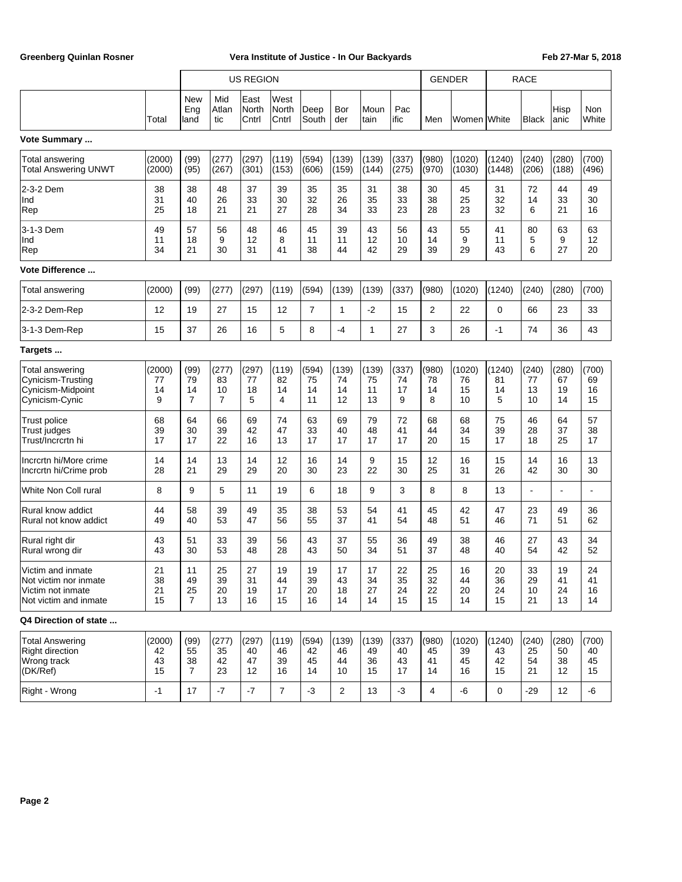| | Total | US REGION New England | Mid Atlantic | East North Cntrl | West North Cntrl | Deep South | Border | Mountain | Pacific | GENDER Men | Women | RACE White | Black | Hispanic | Non White |
|---|---|---|---|---|---|---|---|---|---|---|---|---|---|---|---|
| **Vote Summary ...** | | | | | | | | | | | | | | | |
| Total answering | (2000) | (99) | (277) | (297) | (119) | (594) | (139) | (139) | (337) | (980) | (1020) | (1240) | (240) | (280) | (700) |
| Total Answering UNWT | (2000) | (95) | (267) | (301) | (153) | (606) | (159) | (144) | (275) | (970) | (1030) | (1448) | (206) | (188) | (496) |
| 2-3-2 Dem | 38 | 38 | 48 | 37 | 39 | 35 | 35 | 31 | 38 | 30 | 45 | 31 | 72 | 44 | 49 |
| Ind | 31 | 40 | 26 | 33 | 30 | 32 | 26 | 35 | 33 | 38 | 25 | 32 | 14 | 33 | 30 |
| Rep | 25 | 18 | 21 | 21 | 27 | 28 | 34 | 33 | 23 | 28 | 23 | 32 | 6 | 21 | 16 |
| 3-1-3 Dem | 49 | 57 | 56 | 48 | 46 | 45 | 39 | 43 | 56 | 43 | 55 | 41 | 80 | 63 | 63 |
| Ind | 11 | 18 | 9 | 12 | 8 | 11 | 11 | 12 | 10 | 14 | 9 | 11 | 5 | 9 | 12 |
| Rep | 34 | 21 | 30 | 31 | 41 | 38 | 44 | 42 | 29 | 39 | 29 | 43 | 6 | 27 | 20 |
| **Vote Difference ...** | | | | | | | | | | | | | | | |
| Total answering | (2000) | (99) | (277) | (297) | (119) | (594) | (139) | (139) | (337) | (980) | (1020) | (1240) | (240) | (280) | (700) |
| 2-3-2 Dem-Rep | 12 | 19 | 27 | 15 | 12 | 7 | 1 | -2 | 15 | 2 | 22 | 0 | 66 | 23 | 33 |
| 3-1-3 Dem-Rep | 15 | 37 | 26 | 16 | 5 | 8 | -4 | 1 | 27 | 3 | 26 | -1 | 74 | 36 | 43 |
| **Targets ...** | | | | | | | | | | | | | | | |
| Total answering | (2000) | (99) | (277) | (297) | (119) | (594) | (139) | (139) | (337) | (980) | (1020) | (1240) | (240) | (280) | (700) |
| Cynicism-Trusting | 77 | 79 | 83 | 77 | 82 | 75 | 74 | 75 | 74 | 78 | 76 | 81 | 77 | 67 | 69 |
| Cynicism-Midpoint | 14 | 14 | 10 | 18 | 14 | 14 | 14 | 11 | 17 | 14 | 15 | 14 | 13 | 19 | 16 |
| Cynicism-Cynic | 9 | 7 | 7 | 5 | 4 | 11 | 12 | 13 | 9 | 8 | 10 | 5 | 10 | 14 | 15 |
| Trust police | 68 | 64 | 66 | 69 | 74 | 63 | 69 | 79 | 72 | 68 | 68 | 75 | 46 | 64 | 57 |
| Trust judges | 39 | 30 | 39 | 42 | 47 | 33 | 40 | 48 | 41 | 44 | 34 | 39 | 28 | 37 | 38 |
| Trust/Incrcrtn hi | 17 | 17 | 22 | 16 | 13 | 17 | 17 | 17 | 17 | 20 | 15 | 17 | 18 | 25 | 17 |
| Incrcrtn hi/More crime | 14 | 14 | 13 | 14 | 12 | 16 | 14 | 9 | 15 | 12 | 16 | 15 | 14 | 16 | 13 |
| Incrcrtn hi/Crime prob | 28 | 21 | 29 | 29 | 20 | 30 | 23 | 22 | 30 | 25 | 31 | 26 | 42 | 30 | 30 |
| White Non Coll rural | 8 | 9 | 5 | 11 | 19 | 6 | 18 | 9 | 3 | 8 | 8 | 13 | - | - | - |
| Rural know addict | 44 | 58 | 39 | 49 | 35 | 38 | 53 | 54 | 41 | 45 | 42 | 47 | 23 | 49 | 36 |
| Rural not know addict | 49 | 40 | 53 | 47 | 56 | 55 | 37 | 41 | 54 | 48 | 51 | 46 | 71 | 51 | 62 |
| Rural right dir | 43 | 51 | 33 | 39 | 56 | 43 | 37 | 55 | 36 | 49 | 38 | 46 | 27 | 43 | 34 |
| Rural wrong dir | 43 | 30 | 53 | 48 | 28 | 43 | 50 | 34 | 51 | 37 | 48 | 40 | 54 | 42 | 52 |
| Victim and inmate | 21 | 11 | 25 | 27 | 19 | 19 | 17 | 17 | 22 | 25 | 16 | 20 | 33 | 19 | 24 |
| Not victim nor inmate | 38 | 49 | 39 | 31 | 44 | 39 | 43 | 34 | 35 | 32 | 44 | 36 | 29 | 41 | 41 |
| Victim not inmate | 21 | 25 | 20 | 19 | 17 | 20 | 18 | 27 | 24 | 22 | 20 | 24 | 10 | 24 | 16 |
| Not victim and inmate | 15 | 7 | 13 | 16 | 15 | 16 | 14 | 14 | 15 | 15 | 14 | 15 | 21 | 13 | 14 |
| **Q4 Direction of state ...** | | | | | | | | | | | | | | | |
| Total Answering | (2000) | (99) | (277) | (297) | (119) | (594) | (139) | (139) | (337) | (980) | (1020) | (1240) | (240) | (280) | (700) |
| Right direction | 42 | 55 | 35 | 40 | 46 | 42 | 46 | 49 | 40 | 45 | 39 | 43 | 25 | 50 | 40 |
| Wrong track | 43 | 38 | 42 | 47 | 39 | 45 | 44 | 36 | 43 | 41 | 45 | 42 | 54 | 38 | 45 |
| (DK/Ref) | 15 | 7 | 23 | 12 | 16 | 14 | 10 | 15 | 17 | 14 | 16 | 15 | 21 | 12 | 15 |
| Right - Wrong | -1 | 17 | -7 | -7 | 7 | -3 | 2 | 13 | -3 | 4 | -6 | 0 | -29 | 12 | -6 |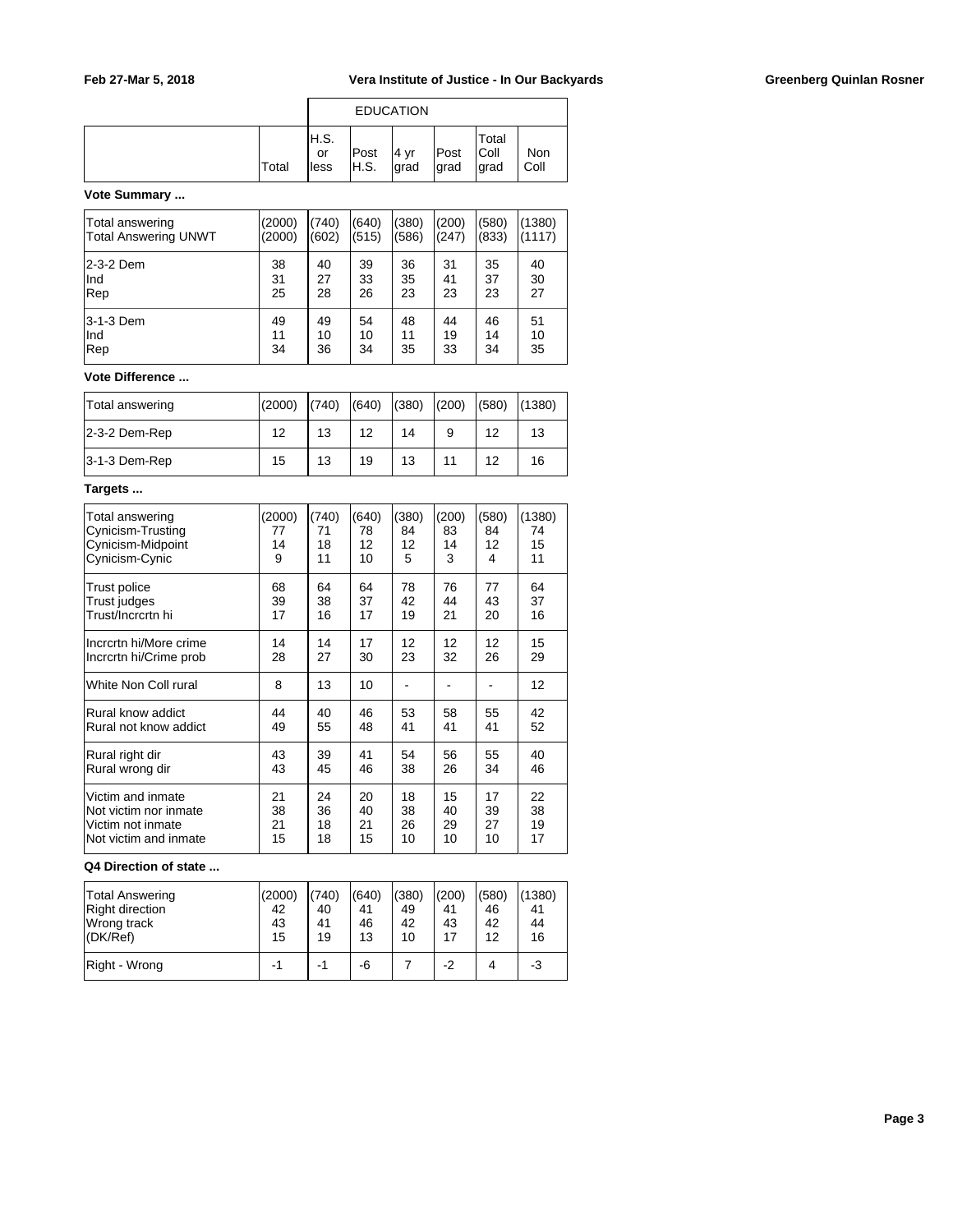| | Total | EDUCATION H.S. or less | Post H.S. | 4 yr grad | Post grad | Total Coll grad | Non Coll |
|---|---|---|---|---|---|---|---|
| **Vote Summary ...** | | | | | | | |
| Total answering | (2000) | (740) | (640) | (380) | (200) | (580) | (1380) |
| Total Answering UNWT | (2000) | (602) | (515) | (586) | (247) | (833) | (1117) |
| 2-3-2 Dem | 38 | 40 | 39 | 36 | 31 | 35 | 40 |
| Ind | 31 | 27 | 33 | 35 | 41 | 37 | 30 |
| Rep | 25 | 28 | 26 | 23 | 23 | 23 | 27 |
| 3-1-3 Dem | 49 | 49 | 54 | 48 | 44 | 46 | 51 |
| Ind | 11 | 10 | 10 | 11 | 19 | 14 | 10 |
| Rep | 34 | 36 | 34 | 35 | 33 | 34 | 35 |
| **Vote Difference ...** | | | | | | | |
| Total answering | (2000) | (740) | (640) | (380) | (200) | (580) | (1380) |
| 2-3-2 Dem-Rep | 12 | 13 | 12 | 14 | 9 | 12 | 13 |
| 3-1-3 Dem-Rep | 15 | 13 | 19 | 13 | 11 | 12 | 16 |
| **Targets ...** | | | | | | | |
| Total answering | (2000) | (740) | (640) | (380) | (200) | (580) | (1380) |
| Cynicism-Trusting | 77 | 71 | 78 | 84 | 83 | 84 | 74 |
| Cynicism-Midpoint | 14 | 18 | 12 | 12 | 14 | 12 | 15 |
| Cynicism-Cynic | 9 | 11 | 10 | 5 | 3 | 4 | 11 |
| Trust police | 68 | 64 | 64 | 78 | 76 | 77 | 64 |
| Trust judges | 39 | 38 | 37 | 42 | 44 | 43 | 37 |
| Trust/Incrcrtn hi | 17 | 16 | 17 | 19 | 21 | 20 | 16 |
| Incrcrtn hi/More crime | 14 | 14 | 17 | 12 | 12 | 12 | 15 |
| Incrcrtn hi/Crime prob | 28 | 27 | 30 | 23 | 32 | 26 | 29 |
| White Non Coll rural | 8 | 13 | 10 | - | - | - | 12 |
| Rural know addict | 44 | 40 | 46 | 53 | 58 | 55 | 42 |
| Rural not know addict | 49 | 55 | 48 | 41 | 41 | 41 | 52 |
| Rural right dir | 43 | 39 | 41 | 54 | 56 | 55 | 40 |
| Rural wrong dir | 43 | 45 | 46 | 38 | 26 | 34 | 46 |
| Victim and inmate | 21 | 24 | 20 | 18 | 15 | 17 | 22 |
| Not victim nor inmate | 38 | 36 | 40 | 38 | 40 | 39 | 38 |
| Victim not inmate | 21 | 18 | 21 | 26 | 29 | 27 | 19 |
| Not victim and inmate | 15 | 18 | 15 | 10 | 10 | 10 | 17 |
| **Q4 Direction of state ...** | | | | | | | |
| Total Answering | (2000) | (740) | (640) | (380) | (200) | (580) | (1380) |
| Right direction | 42 | 40 | 41 | 49 | 41 | 46 | 41 |
| Wrong track | 43 | 41 | 46 | 42 | 43 | 42 | 44 |
| (DK/Ref) | 15 | 19 | 13 | 10 | 17 | 12 | 16 |
| Right - Wrong | -1 | -1 | -6 | 7 | -2 | 4 | -3 |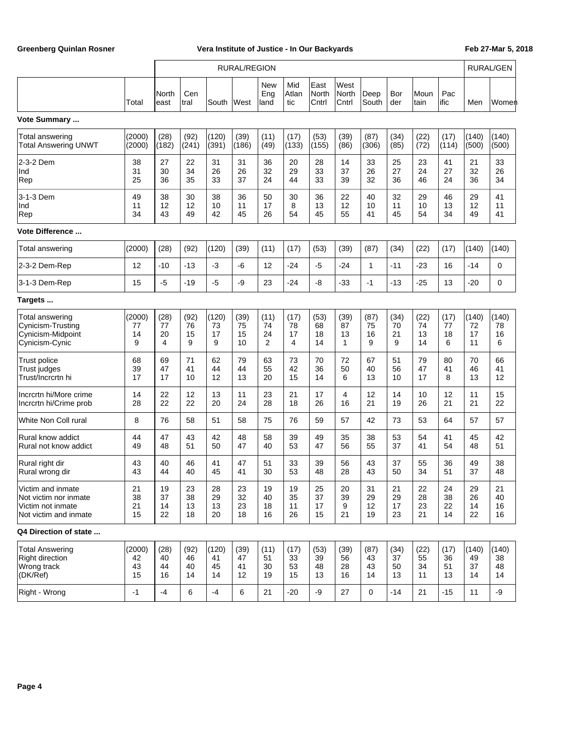| | | RURAL/REGION | | | | | | | | | | | | RURAL/GEN | |
|---|---|---|---|---|---|---|---|---|---|---|---|---|---|---|---|
| | Total | North east | Cen tral | South | West | New Eng land | Mid Atlan tic | East North Cntrl | West North Cntrl | Deep South | Bor der | Moun tain | Pac ific | Men | Women |
| **Vote Summary ...** | | | | | | | | | | | | | | | |
| Total answering | (2000) | (28) | (92) | (120) | (39) | (11) | (17) | (53) | (39) | (87) | (34) | (22) | (17) | (140) | (140) |
| Total Answering UNWT | (2000) | (182) | (241) | (391) | (186) | (49) | (133) | (155) | (86) | (306) | (85) | (72) | (114) | (500) | (500) |
| 2-3-2 Dem | 38 | 27 | 22 | 31 | 31 | 36 | 20 | 28 | 14 | 33 | 25 | 23 | 41 | 21 | 33 |
| Ind | 31 | 30 | 34 | 26 | 26 | 32 | 29 | 33 | 37 | 26 | 27 | 24 | 27 | 32 | 26 |
| Rep | 25 | 36 | 35 | 33 | 37 | 24 | 44 | 33 | 39 | 32 | 36 | 46 | 24 | 36 | 34 |
| 3-1-3 Dem | 49 | 38 | 30 | 38 | 36 | 50 | 30 | 36 | 22 | 40 | 32 | 29 | 46 | 29 | 41 |
| Ind | 11 | 12 | 12 | 10 | 11 | 17 | 8 | 13 | 12 | 10 | 11 | 10 | 13 | 12 | 11 |
| Rep | 34 | 43 | 49 | 42 | 45 | 26 | 54 | 45 | 55 | 41 | 45 | 54 | 34 | 49 | 41 |
| **Vote Difference ...** | | | | | | | | | | | | | | | |
| Total answering | (2000) | (28) | (92) | (120) | (39) | (11) | (17) | (53) | (39) | (87) | (34) | (22) | (17) | (140) | (140) |
| 2-3-2 Dem-Rep | 12 | -10 | -13 | -3 | -6 | 12 | -24 | -5 | -24 | 1 | -11 | -23 | 16 | -14 | 0 |
| 3-1-3 Dem-Rep | 15 | -5 | -19 | -5 | -9 | 23 | -24 | -8 | -33 | -1 | -13 | -25 | 13 | -20 | 0 |
| **Targets ...** | | | | | | | | | | | | | | | |
| Total answering | (2000) | (28) | (92) | (120) | (39) | (11) | (17) | (53) | (39) | (87) | (34) | (22) | (17) | (140) | (140) |
| Cynicism-Trusting | 77 | 77 | 76 | 73 | 75 | 74 | 78 | 68 | 87 | 75 | 70 | 74 | 77 | 72 | 78 |
| Cynicism-Midpoint | 14 | 20 | 15 | 17 | 15 | 24 | 17 | 18 | 13 | 16 | 21 | 13 | 18 | 17 | 16 |
| Cynicism-Cynic | 9 | 4 | 9 | 9 | 10 | 2 | 4 | 14 | 1 | 9 | 9 | 14 | 6 | 11 | 6 |
| Trust police | 68 | 69 | 71 | 62 | 79 | 63 | 73 | 70 | 72 | 67 | 51 | 79 | 80 | 70 | 66 |
| Trust judges | 39 | 47 | 41 | 44 | 44 | 55 | 42 | 36 | 50 | 40 | 56 | 47 | 41 | 46 | 41 |
| Trust/Incrcrtn hi | 17 | 17 | 10 | 12 | 13 | 20 | 15 | 14 | 6 | 13 | 10 | 17 | 8 | 13 | 12 |
| Incrcrtn hi/More crime | 14 | 22 | 12 | 13 | 11 | 23 | 21 | 17 | 4 | 12 | 14 | 10 | 12 | 11 | 15 |
| Incrcrtn hi/Crime prob | 28 | 22 | 22 | 20 | 24 | 28 | 18 | 26 | 16 | 21 | 19 | 26 | 21 | 21 | 22 |
| White Non Coll rural | 8 | 76 | 58 | 51 | 58 | 75 | 76 | 59 | 57 | 42 | 73 | 53 | 64 | 57 | 57 |
| Rural know addict | 44 | 47 | 43 | 42 | 48 | 58 | 39 | 49 | 35 | 38 | 53 | 54 | 41 | 45 | 42 |
| Rural not know addict | 49 | 48 | 51 | 50 | 47 | 40 | 53 | 47 | 56 | 55 | 37 | 41 | 54 | 48 | 51 |
| Rural right dir | 43 | 40 | 46 | 41 | 47 | 51 | 33 | 39 | 56 | 43 | 37 | 55 | 36 | 49 | 38 |
| Rural wrong dir | 43 | 44 | 40 | 45 | 41 | 30 | 53 | 48 | 28 | 43 | 50 | 34 | 51 | 37 | 48 |
| Victim and inmate | 21 | 19 | 23 | 28 | 23 | 19 | 19 | 25 | 20 | 31 | 21 | 22 | 24 | 29 | 21 |
| Not victim nor inmate | 38 | 37 | 38 | 29 | 32 | 40 | 35 | 37 | 39 | 29 | 29 | 28 | 38 | 26 | 40 |
| Victim not inmate | 21 | 14 | 13 | 13 | 23 | 18 | 11 | 17 | 9 | 12 | 17 | 23 | 22 | 14 | 16 |
| Not victim and inmate | 15 | 22 | 18 | 20 | 18 | 16 | 26 | 15 | 21 | 19 | 23 | 21 | 14 | 22 | 16 |
| **Q4 Direction of state ...** | | | | | | | | | | | | | | | |
| Total Answering | (2000) | (28) | (92) | (120) | (39) | (11) | (17) | (53) | (39) | (87) | (34) | (22) | (17) | (140) | (140) |
| Right direction | 42 | 40 | 46 | 41 | 47 | 51 | 33 | 39 | 56 | 43 | 37 | 55 | 36 | 49 | 38 |
| Wrong track | 43 | 44 | 40 | 45 | 41 | 30 | 53 | 48 | 28 | 43 | 50 | 34 | 51 | 37 | 48 |
| (DK/Ref) | 15 | 16 | 14 | 14 | 12 | 19 | 15 | 13 | 16 | 14 | 13 | 11 | 13 | 14 | 14 |
| Right - Wrong | -1 | -4 | 6 | -4 | 6 | 21 | -20 | -9 | 27 | 0 | -14 | 21 | -15 | 11 | -9 |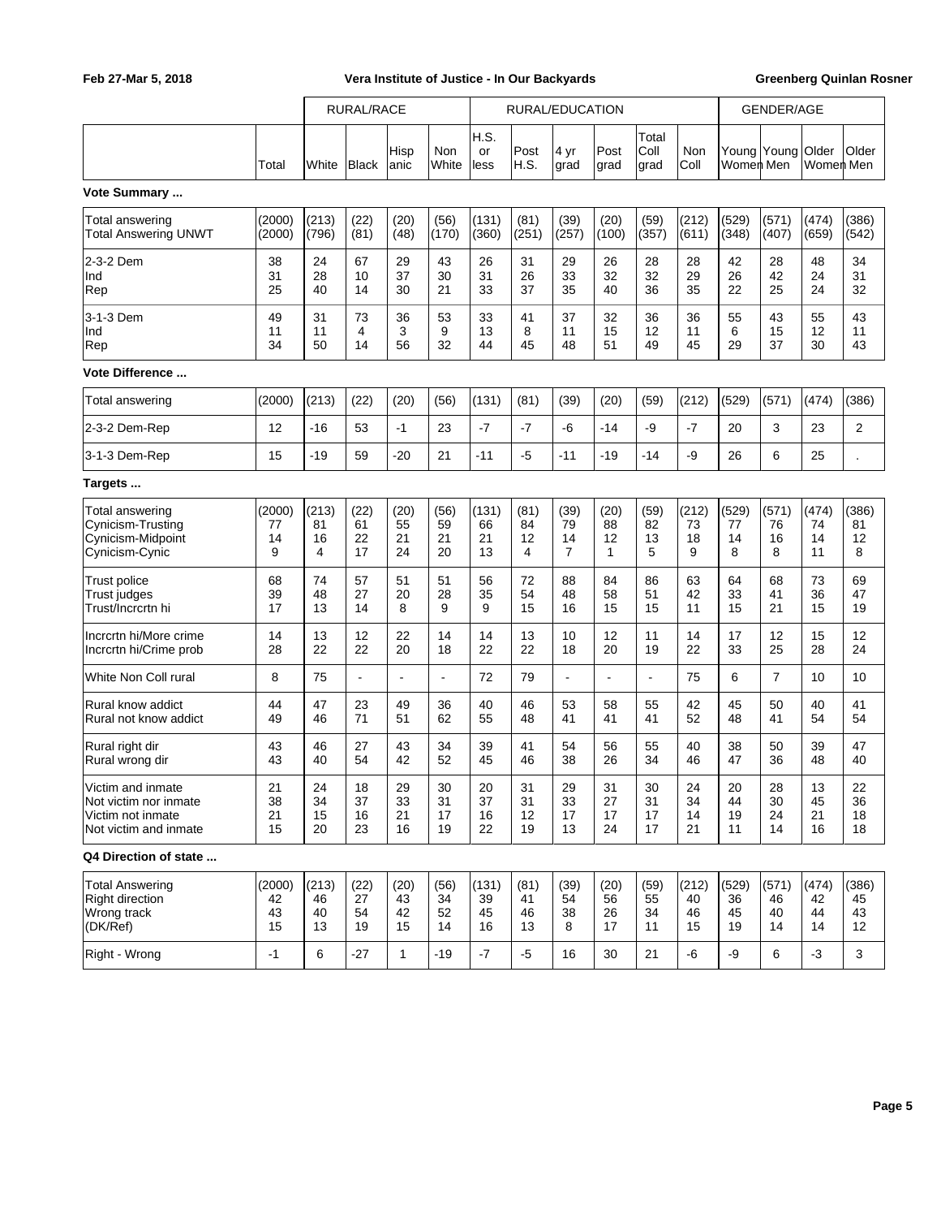Feb 27-Mar 5, 2018 — Vera Institute of Justice - In Our Backyards — Greenberg Quinlan Rosner

| | | RURAL/RACE | | | | RURAL/EDUCATION | | | | | | GENDER/AGE | | | |
|---|---|---|---|---|---|---|---|---|---|---|---|---|---|---|---|
| | Total | White | Black | Hispanic | Non White | H.S. or less | Post H.S. | 4 yr grad | Post grad | Total Coll grad | Non Coll | Young Women | Young Men | Older Women | Older Men |
| **Vote Summary ...** | | | | | | | | | | | | | | | |
| Total answering | (2000) | (213) | (22) | (20) | (56) | (131) | (81) | (39) | (20) | (59) | (212) | (529) | (571) | (474) | (386) |
| Total Answering UNWT | (2000) | (796) | (81) | (48) | (170) | (360) | (251) | (257) | (100) | (357) | (611) | (348) | (407) | (659) | (542) |
| 2-3-2 Dem | 38 | 24 | 67 | 29 | 43 | 26 | 31 | 29 | 26 | 28 | 28 | 42 | 28 | 48 | 34 |
| Ind | 31 | 28 | 10 | 37 | 30 | 31 | 26 | 33 | 32 | 32 | 29 | 26 | 42 | 24 | 31 |
| Rep | 25 | 40 | 14 | 30 | 21 | 33 | 37 | 35 | 40 | 36 | 35 | 22 | 25 | 24 | 32 |
| 3-1-3 Dem | 49 | 31 | 73 | 36 | 53 | 33 | 41 | 37 | 32 | 36 | 36 | 55 | 43 | 55 | 43 |
| Ind | 11 | 11 | 4 | 3 | 9 | 13 | 8 | 11 | 15 | 12 | 11 | 6 | 15 | 12 | 11 |
| Rep | 34 | 50 | 14 | 56 | 32 | 44 | 45 | 48 | 51 | 49 | 45 | 29 | 37 | 30 | 43 |
| **Vote Difference ...** | | | | | | | | | | | | | | | |
| Total answering | (2000) | (213) | (22) | (20) | (56) | (131) | (81) | (39) | (20) | (59) | (212) | (529) | (571) | (474) | (386) |
| 2-3-2 Dem-Rep | 12 | -16 | 53 | -1 | 23 | -7 | -7 | -6 | -14 | -9 | -7 | 20 | 3 | 23 | 2 |
| 3-1-3 Dem-Rep | 15 | -19 | 59 | -20 | 21 | -11 | -5 | -11 | -19 | -14 | -9 | 26 | 6 | 25 | . |
| **Targets ...** | | | | | | | | | | | | | | | |
| Total answering | (2000) | (213) | (22) | (20) | (56) | (131) | (81) | (39) | (20) | (59) | (212) | (529) | (571) | (474) | (386) |
| Cynicism-Trusting | 77 | 81 | 61 | 55 | 59 | 66 | 84 | 79 | 88 | 82 | 73 | 77 | 76 | 74 | 81 |
| Cynicism-Midpoint | 14 | 16 | 22 | 21 | 21 | 21 | 12 | 14 | 12 | 13 | 18 | 14 | 16 | 14 | 12 |
| Cynicism-Cynic | 9 | 4 | 17 | 24 | 20 | 13 | 4 | 7 | 1 | 5 | 9 | 8 | 8 | 11 | 8 |
| Trust police | 68 | 74 | 57 | 51 | 51 | 56 | 72 | 88 | 84 | 86 | 63 | 64 | 68 | 73 | 69 |
| Trust judges | 39 | 48 | 27 | 20 | 28 | 35 | 54 | 48 | 58 | 51 | 42 | 33 | 41 | 36 | 47 |
| Trust/Incrcrtn hi | 17 | 13 | 14 | 8 | 9 | 9 | 15 | 16 | 15 | 15 | 11 | 15 | 21 | 15 | 19 |
| Incrcrtn hi/More crime | 14 | 13 | 12 | 22 | 14 | 14 | 13 | 10 | 12 | 11 | 14 | 17 | 12 | 15 | 12 |
| Incrcrtn hi/Crime prob | 28 | 22 | 22 | 20 | 18 | 22 | 22 | 18 | 20 | 19 | 22 | 33 | 25 | 28 | 24 |
| White Non Coll rural | 8 | 75 | - | - | - | 72 | 79 | - | - | - | 75 | 6 | 7 | 10 | 10 |
| Rural know addict | 44 | 47 | 23 | 49 | 36 | 40 | 46 | 53 | 58 | 55 | 42 | 45 | 50 | 40 | 41 |
| Rural not know addict | 49 | 46 | 71 | 51 | 62 | 55 | 48 | 41 | 41 | 41 | 52 | 48 | 41 | 54 | 54 |
| Rural right dir | 43 | 46 | 27 | 43 | 34 | 39 | 41 | 54 | 56 | 55 | 40 | 38 | 50 | 39 | 47 |
| Rural wrong dir | 43 | 40 | 54 | 42 | 52 | 45 | 46 | 38 | 26 | 34 | 46 | 47 | 36 | 48 | 40 |
| Victim and inmate | 21 | 24 | 18 | 29 | 30 | 20 | 31 | 29 | 31 | 30 | 24 | 20 | 28 | 13 | 22 |
| Not victim nor inmate | 38 | 34 | 37 | 33 | 31 | 37 | 31 | 33 | 27 | 31 | 34 | 44 | 30 | 45 | 36 |
| Victim not inmate | 21 | 15 | 16 | 21 | 17 | 16 | 12 | 17 | 17 | 17 | 14 | 19 | 24 | 21 | 18 |
| Not victim and inmate | 15 | 20 | 23 | 16 | 19 | 22 | 19 | 13 | 24 | 17 | 21 | 11 | 14 | 16 | 18 |
| **Q4 Direction of state ...** | | | | | | | | | | | | | | | |
| Total Answering | (2000) | (213) | (22) | (20) | (56) | (131) | (81) | (39) | (20) | (59) | (212) | (529) | (571) | (474) | (386) |
| Right direction | 42 | 46 | 27 | 43 | 34 | 39 | 41 | 54 | 56 | 55 | 40 | 36 | 46 | 42 | 45 |
| Wrong track | 43 | 40 | 54 | 42 | 52 | 45 | 46 | 38 | 26 | 34 | 46 | 45 | 40 | 44 | 43 |
| (DK/Ref) | 15 | 13 | 19 | 15 | 14 | 16 | 13 | 8 | 17 | 11 | 15 | 19 | 14 | 14 | 12 |
| Right - Wrong | -1 | 6 | -27 | 1 | -19 | -7 | -5 | 16 | 30 | 21 | -6 | -9 | 6 | -3 | 3 |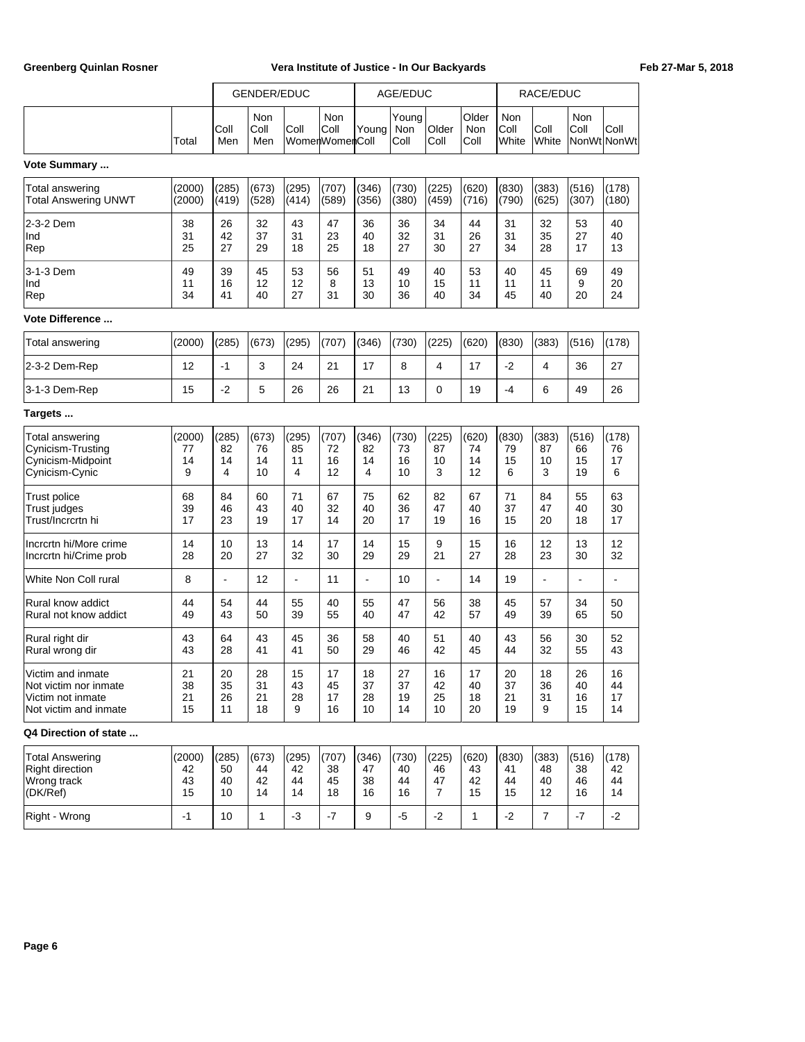| | Total | GENDER/EDUC Coll Men | Non Coll Men | Coll Women | Non Coll Women | AGE/EDUC Young Coll | Young Non Coll | Older Coll | Older Non Coll | RACE/EDUC Non Coll White | Coll White | Non Coll NonWt | Coll NonWt |
|---|---|---|---|---|---|---|---|---|---|---|---|---|---|
| **Vote Summary ...** | | | | | | | | | | | | | |
| Total answering | (2000) | (285) | (673) | (295) | (707) | (346) | (730) | (225) | (620) | (830) | (383) | (516) | (178) |
| Total Answering UNWT | (2000) | (419) | (528) | (414) | (589) | (356) | (380) | (459) | (716) | (790) | (625) | (307) | (180) |
| 2-3-2 Dem | 38 | 26 | 32 | 43 | 47 | 36 | 36 | 34 | 44 | 31 | 32 | 53 | 40 |
| Ind | 31 | 42 | 37 | 31 | 23 | 40 | 32 | 31 | 26 | 31 | 35 | 27 | 40 |
| Rep | 25 | 27 | 29 | 18 | 25 | 18 | 27 | 30 | 27 | 34 | 28 | 17 | 13 |
| 3-1-3 Dem | 49 | 39 | 45 | 53 | 56 | 51 | 49 | 40 | 53 | 40 | 45 | 69 | 49 |
| Ind | 11 | 16 | 12 | 12 | 8 | 13 | 10 | 15 | 11 | 11 | 11 | 9 | 20 |
| Rep | 34 | 41 | 40 | 27 | 31 | 30 | 36 | 40 | 34 | 45 | 40 | 20 | 24 |
| **Vote Difference ...** | | | | | | | | | | | | | |
| Total answering | (2000) | (285) | (673) | (295) | (707) | (346) | (730) | (225) | (620) | (830) | (383) | (516) | (178) |
| 2-3-2 Dem-Rep | 12 | -1 | 3 | 24 | 21 | 17 | 8 | 4 | 17 | -2 | 4 | 36 | 27 |
| 3-1-3 Dem-Rep | 15 | -2 | 5 | 26 | 26 | 21 | 13 | 0 | 19 | -4 | 6 | 49 | 26 |
| **Targets ...** | | | | | | | | | | | | | |
| Total answering | (2000) | (285) | (673) | (295) | (707) | (346) | (730) | (225) | (620) | (830) | (383) | (516) | (178) |
| Cynicism-Trusting | 77 | 82 | 76 | 85 | 72 | 82 | 73 | 87 | 74 | 79 | 87 | 66 | 76 |
| Cynicism-Midpoint | 14 | 14 | 14 | 11 | 16 | 14 | 16 | 10 | 14 | 15 | 10 | 15 | 17 |
| Cynicism-Cynic | 9 | 4 | 10 | 4 | 12 | 4 | 10 | 3 | 12 | 6 | 3 | 19 | 6 |
| Trust police | 68 | 84 | 60 | 71 | 67 | 75 | 62 | 82 | 67 | 71 | 84 | 55 | 63 |
| Trust judges | 39 | 46 | 43 | 40 | 32 | 40 | 36 | 47 | 40 | 37 | 47 | 40 | 30 |
| Trust/Incrcrtn hi | 17 | 23 | 19 | 17 | 14 | 20 | 17 | 19 | 16 | 15 | 20 | 18 | 17 |
| Incrcrtn hi/More crime | 14 | 10 | 13 | 14 | 17 | 14 | 15 | 9 | 15 | 16 | 12 | 13 | 12 |
| Incrcrtn hi/Crime prob | 28 | 20 | 27 | 32 | 30 | 29 | 29 | 21 | 27 | 28 | 23 | 30 | 32 |
| White Non Coll rural | 8 | - | 12 | - | 11 | - | 10 | - | 14 | 19 | - | - | - |
| Rural know addict | 44 | 54 | 44 | 55 | 40 | 55 | 47 | 56 | 38 | 45 | 57 | 34 | 50 |
| Rural not know addict | 49 | 43 | 50 | 39 | 55 | 40 | 47 | 42 | 57 | 49 | 39 | 65 | 50 |
| Rural right dir | 43 | 64 | 43 | 45 | 36 | 58 | 40 | 51 | 40 | 43 | 56 | 30 | 52 |
| Rural wrong dir | 43 | 28 | 41 | 41 | 50 | 29 | 46 | 42 | 45 | 44 | 32 | 55 | 43 |
| Victim and inmate | 21 | 20 | 28 | 15 | 17 | 18 | 27 | 16 | 17 | 20 | 18 | 26 | 16 |
| Not victim nor inmate | 38 | 35 | 31 | 43 | 45 | 37 | 37 | 42 | 40 | 37 | 36 | 40 | 44 |
| Victim not inmate | 21 | 26 | 21 | 28 | 17 | 28 | 19 | 25 | 18 | 21 | 31 | 16 | 17 |
| Not victim and inmate | 15 | 11 | 18 | 9 | 16 | 10 | 14 | 10 | 20 | 19 | 9 | 15 | 14 |
| **Q4 Direction of state ...** | | | | | | | | | | | | | |
| Total Answering | (2000) | (285) | (673) | (295) | (707) | (346) | (730) | (225) | (620) | (830) | (383) | (516) | (178) |
| Right direction | 42 | 50 | 44 | 42 | 38 | 47 | 40 | 46 | 43 | 41 | 48 | 38 | 42 |
| Wrong track | 43 | 40 | 42 | 44 | 45 | 38 | 44 | 47 | 42 | 44 | 40 | 46 | 44 |
| (DK/Ref) | 15 | 10 | 14 | 14 | 18 | 16 | 16 | 7 | 15 | 15 | 12 | 16 | 14 |
| Right - Wrong | -1 | 10 | 1 | -3 | -7 | 9 | -5 | -2 | 1 | -2 | 7 | -7 | -2 |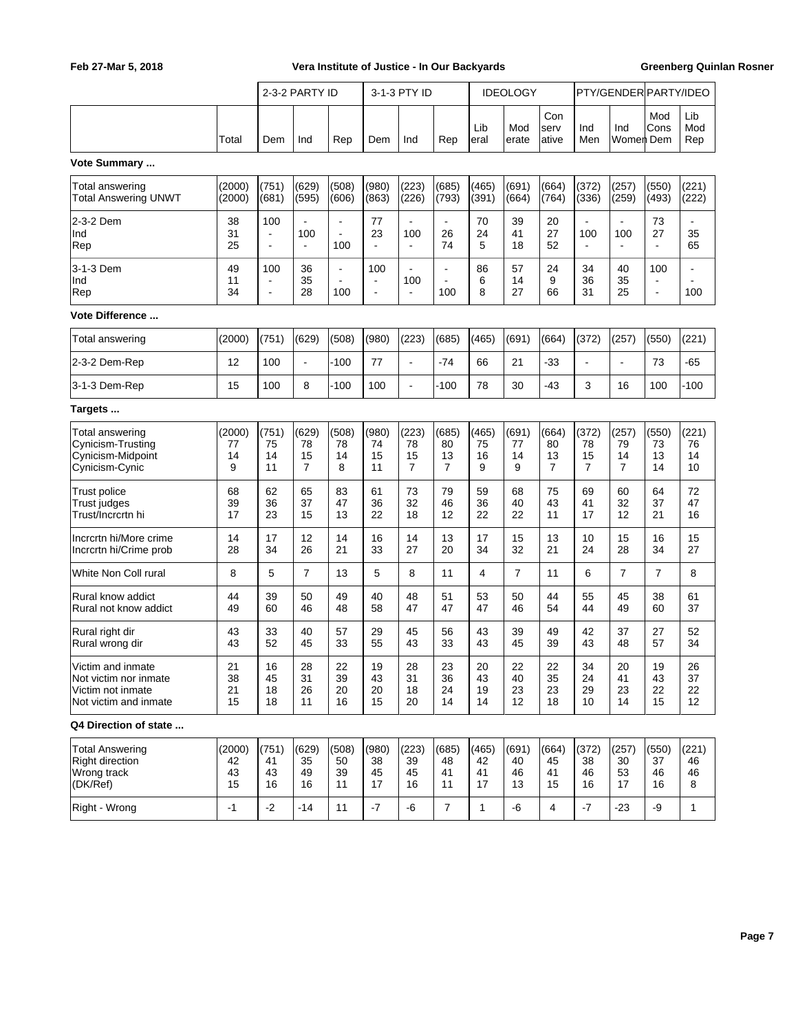| | | 2-3-2 PARTY ID | | | 3-1-3 PTY ID | | | IDEOLOGY | | | PTY/GENDER | PARTY/IDEO | | |
|---|---|---|---|---|---|---|---|---|---|---|---|---|---|---|
| | Total | Dem | Ind | Rep | Dem | Ind | Rep | Liberal | Moderate | Conservative | Ind Men | Ind Women | Mod Cons Dem | Lib Mod Rep |
| **Vote Summary ...** | | | | | | | | | | | | | | |
| Total answering | (2000) | (751) | (629) | (508) | (980) | (223) | (685) | (465) | (691) | (664) | (372) | (257) | (550) | (221) |
| Total Answering UNWT | (2000) | (681) | (595) | (606) | (863) | (226) | (793) | (391) | (664) | (764) | (336) | (259) | (493) | (222) |
| 2-3-2 Dem | 38 | 100 | - | - | 77 | - | - | 70 | 39 | 20 | - | - | 73 | - |
| Ind | 31 | - | 100 | - | 23 | 100 | 26 | 24 | 41 | 27 | 100 | 100 | 27 | 35 |
| Rep | 25 | - | - | 100 | - | - | 74 | 5 | 18 | 52 | - | - | - | 65 |
| 3-1-3 Dem | 49 | 100 | 36 | - | 100 | - | - | 86 | 57 | 24 | 34 | 40 | 100 | - |
| Ind | 11 | - | 35 | - | - | 100 | - | 6 | 14 | 9 | 36 | 35 | - | - |
| Rep | 34 | - | 28 | 100 | - | - | 100 | 8 | 27 | 66 | 31 | 25 | - | 100 |
| **Vote Difference ...** | | | | | | | | | | | | | | |
| Total answering | (2000) | (751) | (629) | (508) | (980) | (223) | (685) | (465) | (691) | (664) | (372) | (257) | (550) | (221) |
| 2-3-2 Dem-Rep | 12 | 100 | - | -100 | 77 | - | -74 | 66 | 21 | -33 | - | - | 73 | -65 |
| 3-1-3 Dem-Rep | 15 | 100 | 8 | -100 | 100 | - | -100 | 78 | 30 | -43 | 3 | 16 | 100 | -100 |
| **Targets ...** | | | | | | | | | | | | | | |
| Total answering | (2000) | (751) | (629) | (508) | (980) | (223) | (685) | (465) | (691) | (664) | (372) | (257) | (550) | (221) |
| Cynicism-Trusting | 77 | 75 | 78 | 78 | 74 | 78 | 80 | 75 | 77 | 80 | 78 | 79 | 73 | 76 |
| Cynicism-Midpoint | 14 | 14 | 15 | 14 | 15 | 15 | 13 | 16 | 14 | 13 | 15 | 14 | 13 | 14 |
| Cynicism-Cynic | 9 | 11 | 7 | 8 | 11 | 7 | 7 | 9 | 9 | 7 | 7 | 7 | 14 | 10 |
| Trust police | 68 | 62 | 65 | 83 | 61 | 73 | 79 | 59 | 68 | 75 | 69 | 60 | 64 | 72 |
| Trust judges | 39 | 36 | 37 | 47 | 36 | 32 | 46 | 36 | 40 | 43 | 41 | 32 | 37 | 47 |
| Trust/Incrcrtn hi | 17 | 23 | 15 | 13 | 22 | 18 | 12 | 22 | 22 | 11 | 17 | 12 | 21 | 16 |
| Incrcrtn hi/More crime | 14 | 17 | 12 | 14 | 16 | 14 | 13 | 17 | 15 | 13 | 10 | 15 | 16 | 15 |
| Incrcrtn hi/Crime prob | 28 | 34 | 26 | 21 | 33 | 27 | 20 | 34 | 32 | 21 | 24 | 28 | 34 | 27 |
| White Non Coll rural | 8 | 5 | 7 | 13 | 5 | 8 | 11 | 4 | 7 | 11 | 6 | 7 | 7 | 8 |
| Rural know addict | 44 | 39 | 50 | 49 | 40 | 48 | 51 | 53 | 50 | 44 | 55 | 45 | 38 | 61 |
| Rural not know addict | 49 | 60 | 46 | 48 | 58 | 47 | 47 | 47 | 46 | 54 | 44 | 49 | 60 | 37 |
| Rural right dir | 43 | 33 | 40 | 57 | 29 | 45 | 56 | 43 | 39 | 49 | 42 | 37 | 27 | 52 |
| Rural wrong dir | 43 | 52 | 45 | 33 | 55 | 43 | 33 | 43 | 45 | 39 | 43 | 48 | 57 | 34 |
| Victim and inmate | 21 | 16 | 28 | 22 | 19 | 28 | 23 | 20 | 22 | 22 | 34 | 20 | 19 | 26 |
| Not victim nor inmate | 38 | 45 | 31 | 39 | 43 | 31 | 36 | 43 | 40 | 35 | 24 | 41 | 43 | 37 |
| Victim not inmate | 21 | 18 | 26 | 20 | 20 | 18 | 24 | 19 | 23 | 23 | 29 | 23 | 22 | 22 |
| Not victim and inmate | 15 | 18 | 11 | 16 | 15 | 20 | 14 | 14 | 12 | 18 | 10 | 14 | 15 | 12 |
| **Q4 Direction of state ...** | | | | | | | | | | | | | | |
| Total Answering | (2000) | (751) | (629) | (508) | (980) | (223) | (685) | (465) | (691) | (664) | (372) | (257) | (550) | (221) |
| Right direction | 42 | 41 | 35 | 50 | 38 | 39 | 48 | 42 | 40 | 45 | 38 | 30 | 37 | 46 |
| Wrong track | 43 | 43 | 49 | 39 | 45 | 45 | 41 | 41 | 46 | 41 | 46 | 53 | 46 | 46 |
| (DK/Ref) | 15 | 16 | 16 | 11 | 17 | 16 | 11 | 17 | 13 | 15 | 16 | 17 | 16 | 8 |
| Right - Wrong | -1 | -2 | -14 | 11 | -7 | -6 | 7 | 1 | -6 | 4 | -7 | -23 | -9 | 1 |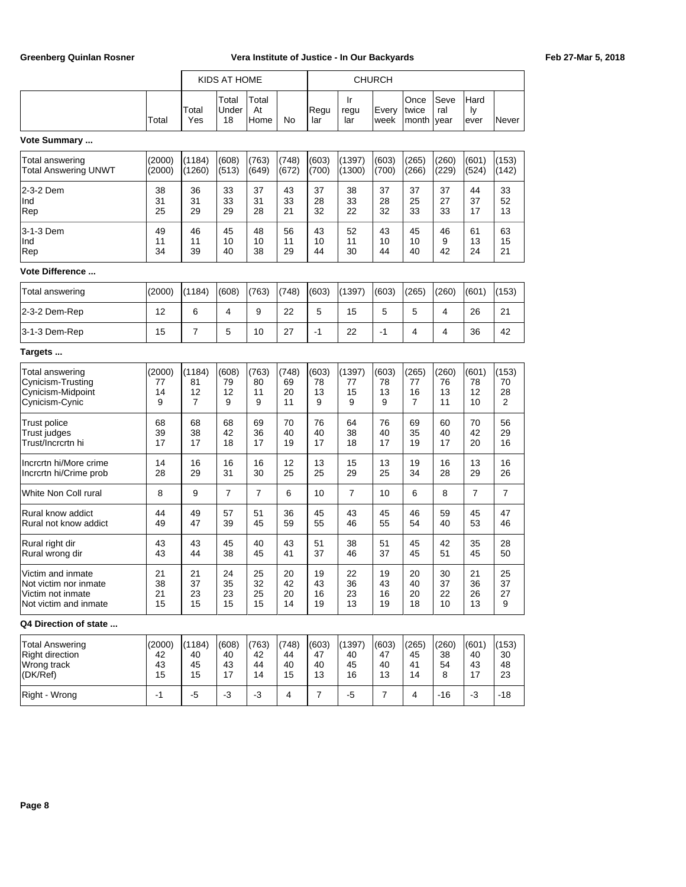| | | KIDS AT HOME | | | | CHURCH | | | | | | |
|---|---|---|---|---|---|---|---|---|---|---|---|---|
| | Total | Total Yes | Total Under 18 | Total At Home | No | Regu lar | Ir regu lar | Every week | Once twice month | Seve ral year | Hard ly ever | Never |
| **Vote Summary ...** | | | | | | | | | | | | |
| Total answering<br>Total Answering UNWT | (2000)<br>(2000) | (1184)<br>(1260) | (608)<br>(513) | (763)<br>(649) | (748)<br>(672) | (603)<br>(700) | (1397)<br>(1300) | (603)<br>(700) | (265)<br>(266) | (260)<br>(229) | (601)<br>(524) | (153)<br>(142) |
| 2-3-2 Dem<br>Ind<br>Rep | 38<br>31<br>25 | 36<br>31<br>29 | 33<br>33<br>29 | 37<br>31<br>28 | 43<br>33<br>21 | 37<br>28<br>32 | 38<br>33<br>22 | 37<br>28<br>32 | 37<br>25<br>33 | 37<br>27<br>33 | 44<br>37<br>17 | 33<br>52<br>13 |
| 3-1-3 Dem<br>Ind<br>Rep | 49<br>11<br>34 | 46<br>11<br>39 | 45<br>10<br>40 | 48<br>10<br>38 | 56<br>11<br>29 | 43<br>10<br>44 | 52<br>11<br>30 | 43<br>10<br>44 | 45<br>10<br>40 | 46<br>9<br>42 | 61<br>13<br>24 | 63<br>15<br>21 |
| **Vote Difference ...** | | | | | | | | | | | | |
| Total answering | (2000) | (1184) | (608) | (763) | (748) | (603) | (1397) | (603) | (265) | (260) | (601) | (153) |
| 2-3-2 Dem-Rep | 12 | 6 | 4 | 9 | 22 | 5 | 15 | 5 | 5 | 4 | 26 | 21 |
| 3-1-3 Dem-Rep | 15 | 7 | 5 | 10 | 27 | -1 | 22 | -1 | 4 | 4 | 36 | 42 |
| **Targets ...** | | | | | | | | | | | | |
| Total answering<br>Cynicism-Trusting<br>Cynicism-Midpoint<br>Cynicism-Cynic | (2000)<br>77<br>14<br>9 | (1184)<br>81<br>12<br>7 | (608)<br>79<br>12<br>9 | (763)<br>80<br>11<br>9 | (748)<br>69<br>20<br>11 | (603)<br>78<br>13<br>9 | (1397)<br>77<br>15<br>9 | (603)<br>78<br>13<br>9 | (265)<br>77<br>16<br>7 | (260)<br>76<br>13<br>11 | (601)<br>78<br>12<br>10 | (153)<br>70<br>28<br>2 |
| Trust police<br>Trust judges<br>Trust/Incrcrtn hi | 68<br>39<br>17 | 68<br>38<br>17 | 68<br>42<br>18 | 69<br>36<br>17 | 70<br>40<br>19 | 76<br>40<br>17 | 64<br>38<br>18 | 76<br>40<br>17 | 69<br>35<br>19 | 60<br>40<br>17 | 70<br>42<br>20 | 56<br>29<br>16 |
| Incrcrtn hi/More crime<br>Incrcrtn hi/Crime prob | 14<br>28 | 16<br>29 | 16<br>31 | 16<br>30 | 12<br>25 | 13<br>25 | 15<br>29 | 13<br>25 | 19<br>34 | 16<br>28 | 13<br>29 | 16<br>26 |
| White Non Coll rural | 8 | 9 | 7 | 7 | 6 | 10 | 7 | 10 | 6 | 8 | 7 | 7 |
| Rural know addict<br>Rural not know addict | 44<br>49 | 49<br>47 | 57<br>39 | 51<br>45 | 36<br>59 | 45<br>55 | 43<br>46 | 45<br>55 | 46<br>54 | 59<br>40 | 45<br>53 | 47<br>46 |
| Rural right dir<br>Rural wrong dir | 43<br>43 | 43<br>44 | 45<br>38 | 40<br>45 | 43<br>41 | 51<br>37 | 38<br>46 | 51<br>37 | 45<br>45 | 42<br>51 | 35<br>45 | 28<br>50 |
| Victim and inmate<br>Not victim nor inmate<br>Victim not inmate<br>Not victim and inmate | 21<br>38<br>21<br>15 | 21<br>37<br>23<br>15 | 24<br>35<br>23<br>15 | 25<br>32<br>25<br>15 | 20<br>42<br>20<br>14 | 19<br>43<br>16<br>19 | 22<br>36<br>23<br>13 | 19<br>43<br>16<br>19 | 20<br>40<br>20<br>18 | 30<br>37<br>22<br>10 | 21<br>36<br>26<br>13 | 25<br>37<br>27<br>9 |
| **Q4 Direction of state ...** | | | | | | | | | | | | |
| Total Answering<br>Right direction<br>Wrong track<br>(DK/Ref) | (2000)<br>42<br>43<br>15 | (1184)<br>40<br>45<br>15 | (608)<br>40<br>43<br>17 | (763)<br>42<br>44<br>14 | (748)<br>44<br>40<br>15 | (603)<br>47<br>40<br>13 | (1397)<br>40<br>45<br>16 | (603)<br>47<br>40<br>13 | (265)<br>45<br>41<br>14 | (260)<br>38<br>54<br>8 | (601)<br>40<br>43<br>17 | (153)<br>30<br>48<br>23 |
| Right - Wrong | -1 | -5 | -3 | -3 | 4 | 7 | -5 | 7 | 4 | -16 | -3 | -18 |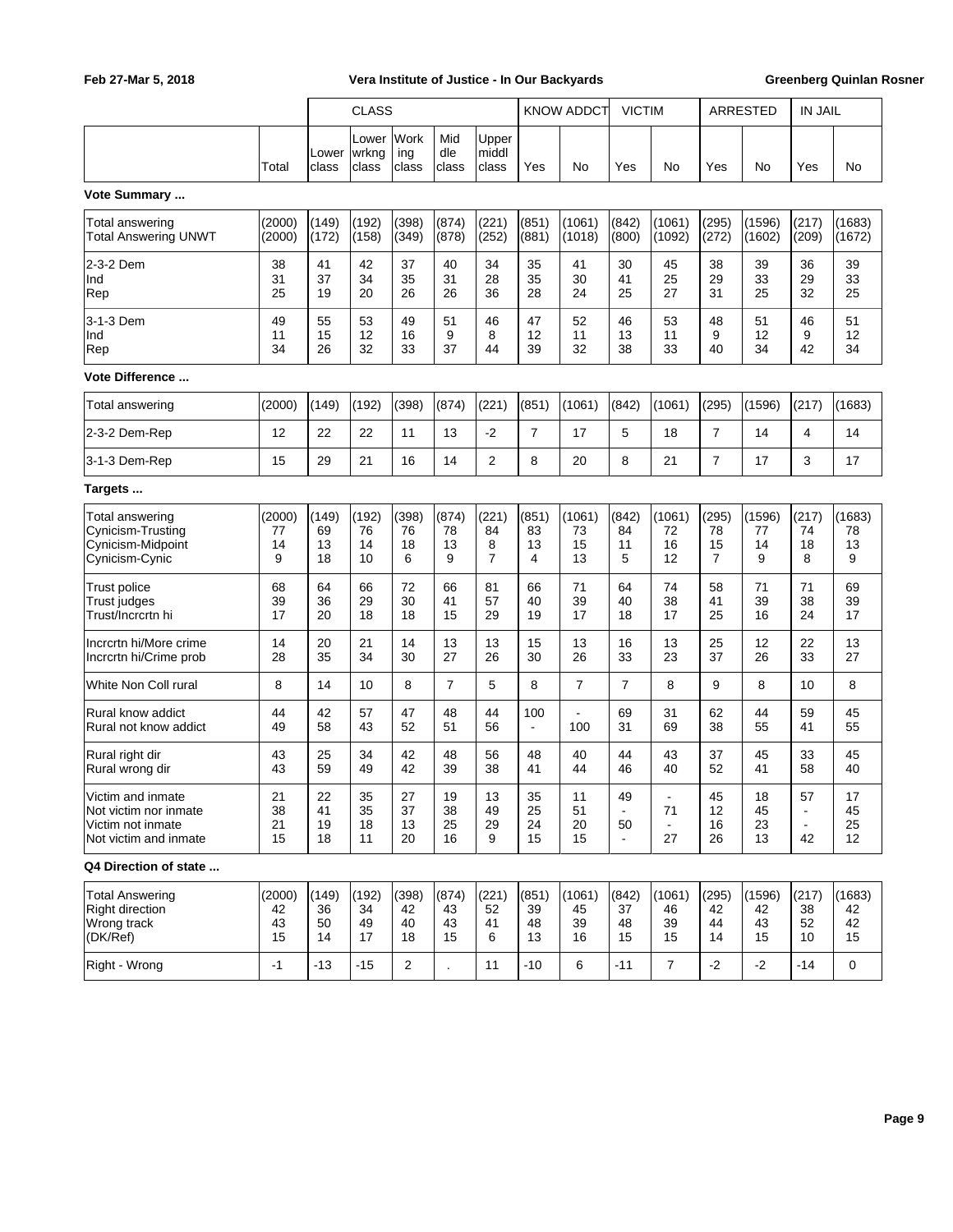| | Total | CLASS | | | | | KNOW ADDCT | | VICTIM | | ARRESTED | | IN JAIL | |
|---|---|---|---|---|---|---|---|---|---|---|---|---|---|---|
| | | Lower class | Lower wrkng class | Work ing class | Mid dle class | Upper middl class | Yes | No | Yes | No | Yes | No | Yes | No |
| **Vote Summary ...** | | | | | | | | | | | | | | |
| Total answering | (2000) | (149) | (192) | (398) | (874) | (221) | (851) | (1061) | (842) | (1061) | (295) | (1596) | (217) | (1683) |
| Total Answering UNWT | (2000) | (172) | (158) | (349) | (878) | (252) | (881) | (1018) | (800) | (1092) | (272) | (1602) | (209) | (1672) |
| 2-3-2 Dem | 38 | 41 | 42 | 37 | 40 | 34 | 35 | 41 | 30 | 45 | 38 | 39 | 36 | 39 |
| Ind | 31 | 37 | 34 | 35 | 31 | 28 | 35 | 30 | 41 | 25 | 29 | 33 | 29 | 33 |
| Rep | 25 | 19 | 20 | 26 | 26 | 36 | 28 | 24 | 25 | 27 | 31 | 25 | 32 | 25 |
| 3-1-3 Dem | 49 | 55 | 53 | 49 | 51 | 46 | 47 | 52 | 46 | 53 | 48 | 51 | 46 | 51 |
| Ind | 11 | 15 | 12 | 16 | 9 | 8 | 12 | 11 | 13 | 11 | 9 | 12 | 9 | 12 |
| Rep | 34 | 26 | 32 | 33 | 37 | 44 | 39 | 32 | 38 | 33 | 40 | 34 | 42 | 34 |
| **Vote Difference ...** | | | | | | | | | | | | | | |
| Total answering | (2000) | (149) | (192) | (398) | (874) | (221) | (851) | (1061) | (842) | (1061) | (295) | (1596) | (217) | (1683) |
| 2-3-2 Dem-Rep | 12 | 22 | 22 | 11 | 13 | -2 | 7 | 17 | 5 | 18 | 7 | 14 | 4 | 14 |
| 3-1-3 Dem-Rep | 15 | 29 | 21 | 16 | 14 | 2 | 8 | 20 | 8 | 21 | 7 | 17 | 3 | 17 |
| **Targets ...** | | | | | | | | | | | | | | |
| Total answering | (2000) | (149) | (192) | (398) | (874) | (221) | (851) | (1061) | (842) | (1061) | (295) | (1596) | (217) | (1683) |
| Cynicism-Trusting | 77 | 69 | 76 | 76 | 78 | 84 | 83 | 73 | 84 | 72 | 78 | 77 | 74 | 78 |
| Cynicism-Midpoint | 14 | 13 | 14 | 18 | 13 | 8 | 13 | 15 | 11 | 16 | 15 | 14 | 18 | 13 |
| Cynicism-Cynic | 9 | 18 | 10 | 6 | 9 | 7 | 4 | 13 | 5 | 12 | 7 | 9 | 8 | 9 |
| Trust police | 68 | 64 | 66 | 72 | 66 | 81 | 66 | 71 | 64 | 74 | 58 | 71 | 71 | 69 |
| Trust judges | 39 | 36 | 29 | 30 | 41 | 57 | 40 | 39 | 40 | 38 | 41 | 39 | 38 | 39 |
| Trust/Incrcrtn hi | 17 | 20 | 18 | 18 | 15 | 29 | 19 | 17 | 18 | 17 | 25 | 16 | 24 | 17 |
| Incrcrtn hi/More crime | 14 | 20 | 21 | 14 | 13 | 13 | 15 | 13 | 16 | 13 | 25 | 12 | 22 | 13 |
| Incrcrtn hi/Crime prob | 28 | 35 | 34 | 30 | 27 | 26 | 30 | 26 | 33 | 23 | 37 | 26 | 33 | 27 |
| White Non Coll rural | 8 | 14 | 10 | 8 | 7 | 5 | 8 | 7 | 7 | 8 | 9 | 8 | 10 | 8 |
| Rural know addict | 44 | 42 | 57 | 47 | 48 | 44 | 100 | - | 69 | 31 | 62 | 44 | 59 | 45 |
| Rural not know addict | 49 | 58 | 43 | 52 | 51 | 56 | - | 100 | 31 | 69 | 38 | 55 | 41 | 55 |
| Rural right dir | 43 | 25 | 34 | 42 | 48 | 56 | 48 | 40 | 44 | 43 | 37 | 45 | 33 | 45 |
| Rural wrong dir | 43 | 59 | 49 | 42 | 39 | 38 | 41 | 44 | 46 | 40 | 52 | 41 | 58 | 40 |
| Victim and inmate | 21 | 22 | 35 | 27 | 19 | 13 | 35 | 11 | 49 | - | 45 | 18 | 57 | 17 |
| Not victim nor inmate | 38 | 41 | 35 | 37 | 38 | 49 | 25 | 51 | - | 71 | 12 | 45 | - | 45 |
| Victim not inmate | 21 | 19 | 18 | 13 | 25 | 29 | 24 | 20 | 50 | - | 16 | 23 | - | 25 |
| Not victim and inmate | 15 | 18 | 11 | 20 | 16 | 9 | 15 | 15 | - | 27 | 26 | 13 | 42 | 12 |
| **Q4 Direction of state ...** | | | | | | | | | | | | | | |
| Total Answering | (2000) | (149) | (192) | (398) | (874) | (221) | (851) | (1061) | (842) | (1061) | (295) | (1596) | (217) | (1683) |
| Right direction | 42 | 36 | 34 | 42 | 43 | 52 | 39 | 45 | 37 | 46 | 42 | 42 | 38 | 42 |
| Wrong track | 43 | 50 | 49 | 40 | 43 | 41 | 48 | 39 | 48 | 39 | 44 | 43 | 52 | 42 |
| (DK/Ref) | 15 | 14 | 17 | 18 | 15 | 6 | 13 | 16 | 15 | 15 | 14 | 15 | 10 | 15 |
| Right - Wrong | -1 | -13 | -15 | 2 | . | 11 | -10 | 6 | -11 | 7 | -2 | -2 | -14 | 0 |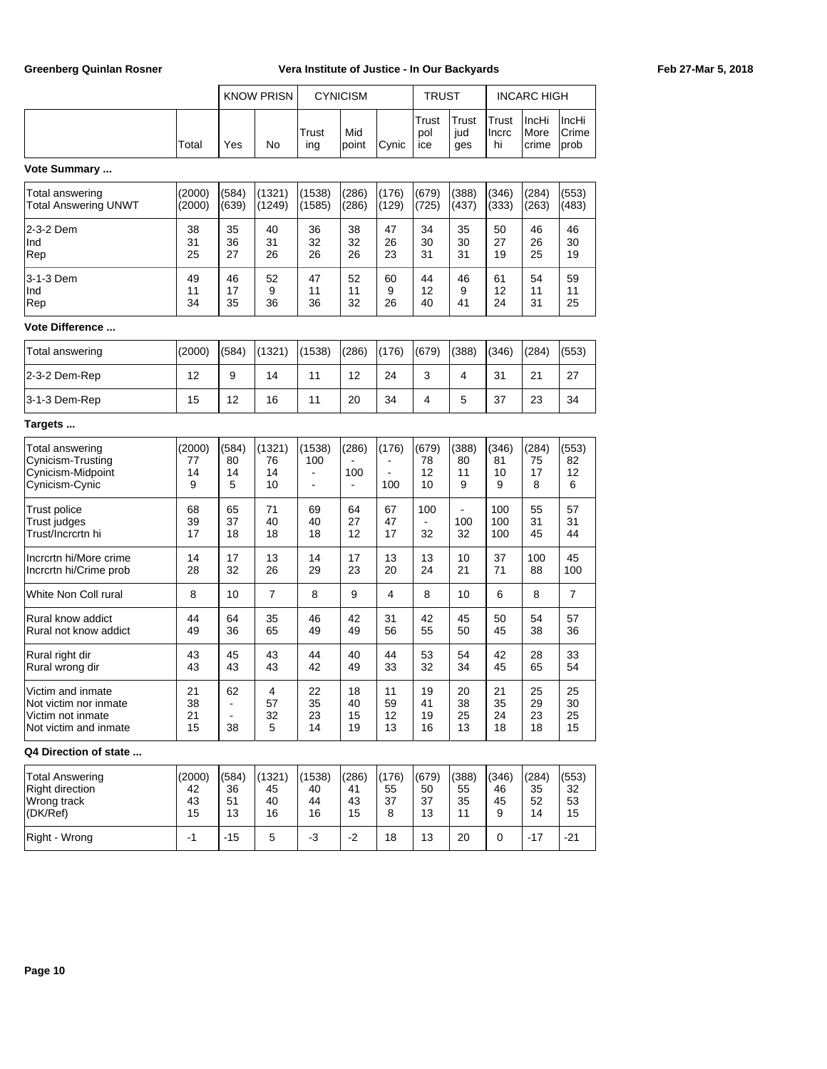| | Total | KNOW PRISN Yes | No | CYNICISM Trusting | Mid point | Cynic | TRUST Trust police | Trust judges | INCARC HIGH Trust Incrc hi | IncHi More crime | IncHi Crime prob |
|---|---|---|---|---|---|---|---|---|---|---|---|
| **Vote Summary ...** | | | | | | | | | | | |
| Total answering | (2000) | (584) | (1321) | (1538) | (286) | (176) | (679) | (388) | (346) | (284) | (553) |
| Total Answering UNWT | (2000) | (639) | (1249) | (1585) | (286) | (129) | (725) | (437) | (333) | (263) | (483) |
| 2-3-2 Dem | 38 | 35 | 40 | 36 | 38 | 47 | 34 | 35 | 50 | 46 | 46 |
| Ind | 31 | 36 | 31 | 32 | 32 | 26 | 30 | 30 | 27 | 26 | 30 |
| Rep | 25 | 27 | 26 | 26 | 26 | 23 | 31 | 31 | 19 | 25 | 19 |
| 3-1-3 Dem | 49 | 46 | 52 | 47 | 52 | 60 | 44 | 46 | 61 | 54 | 59 |
| Ind | 11 | 17 | 9 | 11 | 11 | 9 | 12 | 9 | 12 | 11 | 11 |
| Rep | 34 | 35 | 36 | 36 | 32 | 26 | 40 | 41 | 24 | 31 | 25 |
| **Vote Difference ...** | | | | | | | | | | | |
| Total answering | (2000) | (584) | (1321) | (1538) | (286) | (176) | (679) | (388) | (346) | (284) | (553) |
| 2-3-2 Dem-Rep | 12 | 9 | 14 | 11 | 12 | 24 | 3 | 4 | 31 | 21 | 27 |
| 3-1-3 Dem-Rep | 15 | 12 | 16 | 11 | 20 | 34 | 4 | 5 | 37 | 23 | 34 |
| **Targets ...** | | | | | | | | | | | |
| Total answering | (2000) | (584) | (1321) | (1538) | (286) | (176) | (679) | (388) | (346) | (284) | (553) |
| Cynicism-Trusting | 77 | 80 | 76 | 100 | - | - | 78 | 80 | 81 | 75 | 82 |
| Cynicism-Midpoint | 14 | 14 | 14 | - | 100 | - | 12 | 11 | 10 | 17 | 12 |
| Cynicism-Cynic | 9 | 5 | 10 | - | - | 100 | 10 | 9 | 9 | 8 | 6 |
| Trust police | 68 | 65 | 71 | 69 | 64 | 67 | 100 | - | 100 | 55 | 57 |
| Trust judges | 39 | 37 | 40 | 40 | 27 | 47 | - | 100 | 100 | 31 | 31 |
| Trust/Incrcrtn hi | 17 | 18 | 18 | 18 | 12 | 17 | 32 | 32 | 100 | 45 | 44 |
| Incrcrtn hi/More crime | 14 | 17 | 13 | 14 | 17 | 13 | 13 | 10 | 37 | 100 | 45 |
| Incrcrtn hi/Crime prob | 28 | 32 | 26 | 29 | 23 | 20 | 24 | 21 | 71 | 88 | 100 |
| White Non Coll rural | 8 | 10 | 7 | 8 | 9 | 4 | 8 | 10 | 6 | 8 | 7 |
| Rural know addict | 44 | 64 | 35 | 46 | 42 | 31 | 42 | 45 | 50 | 54 | 57 |
| Rural not know addict | 49 | 36 | 65 | 49 | 49 | 56 | 55 | 50 | 45 | 38 | 36 |
| Rural right dir | 43 | 45 | 43 | 44 | 40 | 44 | 53 | 54 | 42 | 28 | 33 |
| Rural wrong dir | 43 | 43 | 43 | 42 | 49 | 33 | 32 | 34 | 45 | 65 | 54 |
| Victim and inmate | 21 | 62 | 4 | 22 | 18 | 11 | 19 | 20 | 21 | 25 | 25 |
| Not victim nor inmate | 38 | - | 57 | 35 | 40 | 59 | 41 | 38 | 35 | 29 | 30 |
| Victim not inmate | 21 | - | 32 | 23 | 15 | 12 | 19 | 25 | 24 | 23 | 25 |
| Not victim and inmate | 15 | 38 | 5 | 14 | 19 | 13 | 16 | 13 | 18 | 18 | 15 |
| **Q4 Direction of state ...** | | | | | | | | | | | |
| Total Answering | (2000) | (584) | (1321) | (1538) | (286) | (176) | (679) | (388) | (346) | (284) | (553) |
| Right direction | 42 | 36 | 45 | 40 | 41 | 55 | 50 | 55 | 46 | 35 | 32 |
| Wrong track | 43 | 51 | 40 | 44 | 43 | 37 | 37 | 35 | 45 | 52 | 53 |
| (DK/Ref) | 15 | 13 | 16 | 16 | 15 | 8 | 13 | 11 | 9 | 14 | 15 |
| Right - Wrong | -1 | -15 | 5 | -3 | -2 | 18 | 13 | 20 | 0 | -17 | -21 |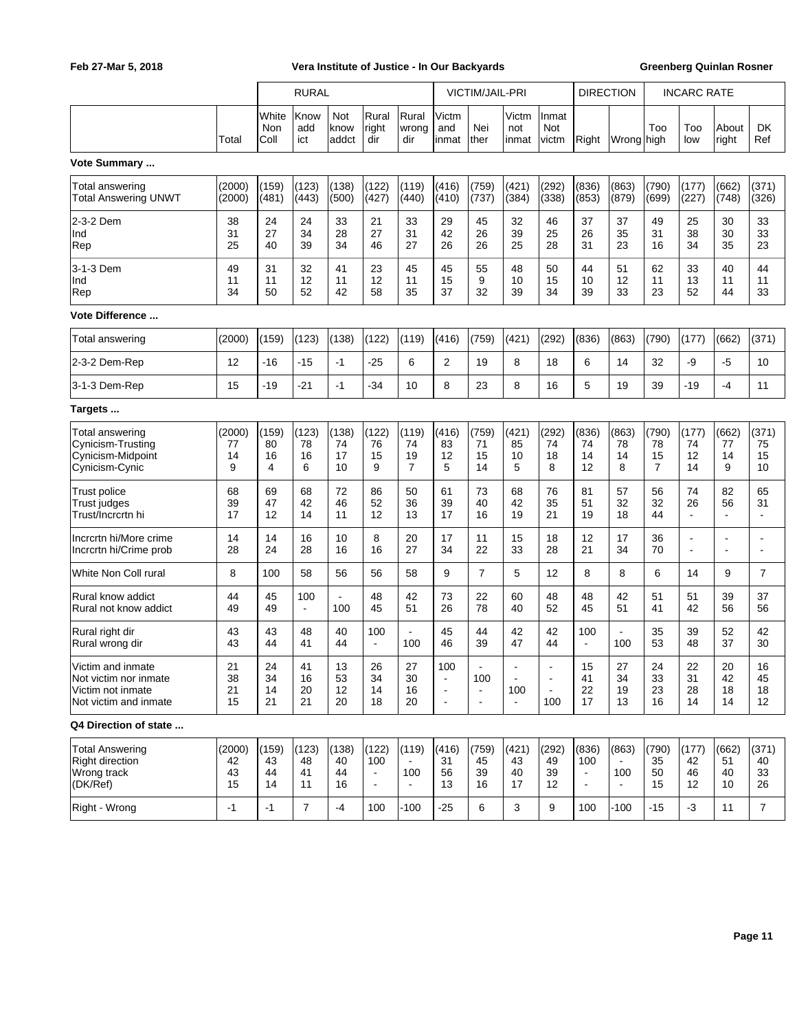Feb 27-Mar 5, 2018 | Vera Institute of Justice - In Our Backyards | Greenberg Quinlan Rosner

| | | RURAL | | | | | VICTIM/JAIL-PRI | | | | DIRECTION | | INCARC RATE | | | |
|---|---|---|---|---|---|---|---|---|---|---|---|---|---|---|---|---|
| | Total | White Non Coll | Know add ict | Not know addct | Rural right dir | Rural wrong dir | Victm and inmat | Nei ther | Victm not inmat | Inmat Not victm | Right | Wrong | Too high | Too low | About right | DK Ref |
| **Vote Summary ...** | | | | | | | | | | | | | | | | |
| Total answering | (2000) | (159) | (123) | (138) | (122) | (119) | (416) | (759) | (421) | (292) | (836) | (863) | (790) | (177) | (662) | (371) |
| Total Answering UNWT | (2000) | (481) | (443) | (500) | (427) | (440) | (410) | (737) | (384) | (338) | (853) | (879) | (699) | (227) | (748) | (326) |
| 2-3-2 Dem | 38 | 24 | 24 | 33 | 21 | 33 | 29 | 45 | 32 | 46 | 37 | 37 | 49 | 25 | 30 | 33 |
| Ind | 31 | 27 | 34 | 28 | 27 | 31 | 42 | 26 | 39 | 25 | 26 | 35 | 31 | 38 | 30 | 33 |
| Rep | 25 | 40 | 39 | 34 | 46 | 27 | 26 | 26 | 25 | 28 | 31 | 23 | 16 | 34 | 35 | 23 |
| 3-1-3 Dem | 49 | 31 | 32 | 41 | 23 | 45 | 45 | 55 | 48 | 50 | 44 | 51 | 62 | 33 | 40 | 44 |
| Ind | 11 | 11 | 12 | 11 | 12 | 11 | 15 | 9 | 10 | 15 | 10 | 12 | 11 | 13 | 11 | 11 |
| Rep | 34 | 50 | 52 | 42 | 58 | 35 | 37 | 32 | 39 | 34 | 39 | 33 | 23 | 52 | 44 | 33 |
| **Vote Difference ...** | | | | | | | | | | | | | | | | |
| Total answering | (2000) | (159) | (123) | (138) | (122) | (119) | (416) | (759) | (421) | (292) | (836) | (863) | (790) | (177) | (662) | (371) |
| 2-3-2 Dem-Rep | 12 | -16 | -15 | -1 | -25 | 6 | 2 | 19 | 8 | 18 | 6 | 14 | 32 | -9 | -5 | 10 |
| 3-1-3 Dem-Rep | 15 | -19 | -21 | -1 | -34 | 10 | 8 | 23 | 8 | 16 | 5 | 19 | 39 | -19 | -4 | 11 |
| **Targets ...** | | | | | | | | | | | | | | | | |
| Total answering | (2000) | (159) | (123) | (138) | (122) | (119) | (416) | (759) | (421) | (292) | (836) | (863) | (790) | (177) | (662) | (371) |
| Cynicism-Trusting | 77 | 80 | 78 | 74 | 76 | 74 | 83 | 71 | 85 | 74 | 74 | 78 | 78 | 74 | 77 | 75 |
| Cynicism-Midpoint | 14 | 16 | 16 | 17 | 15 | 19 | 12 | 15 | 10 | 18 | 14 | 14 | 15 | 12 | 14 | 15 |
| Cynicism-Cynic | 9 | 4 | 6 | 10 | 9 | 7 | 5 | 14 | 5 | 8 | 12 | 8 | 7 | 14 | 9 | 10 |
| Trust police | 68 | 69 | 68 | 72 | 86 | 50 | 61 | 73 | 68 | 76 | 81 | 57 | 56 | 74 | 82 | 65 |
| Trust judges | 39 | 47 | 42 | 46 | 52 | 36 | 39 | 40 | 42 | 35 | 51 | 32 | 32 | 26 | 56 | 31 |
| Trust/Incrcrtn hi | 17 | 12 | 14 | 11 | 12 | 13 | 17 | 16 | 19 | 21 | 19 | 18 | 44 | - | - | - |
| Incrcrtn hi/More crime | 14 | 14 | 16 | 10 | 8 | 20 | 17 | 11 | 15 | 18 | 12 | 17 | 36 | - | - | - |
| Incrcrtn hi/Crime prob | 28 | 24 | 28 | 16 | 16 | 27 | 34 | 22 | 33 | 28 | 21 | 34 | 70 | - | - | - |
| White Non Coll rural | 8 | 100 | 58 | 56 | 56 | 58 | 9 | 7 | 5 | 12 | 8 | 8 | 6 | 14 | 9 | 7 |
| Rural know addict | 44 | 45 | 100 | - | 48 | 42 | 73 | 22 | 60 | 48 | 48 | 42 | 51 | 51 | 39 | 37 |
| Rural not know addict | 49 | 49 | - | 100 | 45 | 51 | 26 | 78 | 40 | 52 | 45 | 51 | 41 | 42 | 56 | 56 |
| Rural right dir | 43 | 43 | 48 | 40 | 100 | - | 45 | 44 | 42 | 42 | 100 | - | 35 | 39 | 52 | 42 |
| Rural wrong dir | 43 | 44 | 41 | 44 | - | 100 | 46 | 39 | 47 | 44 | - | 100 | 53 | 48 | 37 | 30 |
| Victim and inmate | 21 | 24 | 41 | 13 | 26 | 27 | 100 | - | - | - | 15 | 27 | 24 | 22 | 20 | 16 |
| Not victim nor inmate | 38 | 34 | 16 | 53 | 34 | 30 | - | 100 | - | - | 41 | 34 | 33 | 31 | 42 | 45 |
| Victim not inmate | 21 | 14 | 20 | 12 | 14 | 16 | - | - | 100 | - | 22 | 19 | 23 | 28 | 18 | 18 |
| Not victim and inmate | 15 | 21 | 21 | 20 | 18 | 20 | - | - | - | 100 | 17 | 13 | 16 | 14 | 14 | 12 |
| **Q4 Direction of state ...** | | | | | | | | | | | | | | | | |
| Total Answering | (2000) | (159) | (123) | (138) | (122) | (119) | (416) | (759) | (421) | (292) | (836) | (863) | (790) | (177) | (662) | (371) |
| Right direction | 42 | 43 | 48 | 40 | 100 | - | 31 | 45 | 43 | 49 | 100 | - | 35 | 42 | 51 | 40 |
| Wrong track | 43 | 44 | 41 | 44 | - | 100 | 56 | 39 | 40 | 39 | - | 100 | 50 | 46 | 40 | 33 |
| (DK/Ref) | 15 | 14 | 11 | 16 | - | - | 13 | 16 | 17 | 12 | - | - | 15 | 12 | 10 | 26 |
| Right - Wrong | -1 | -1 | 7 | -4 | 100 | -100 | -25 | 6 | 3 | 9 | 100 | -100 | -15 | -3 | 11 | 7 |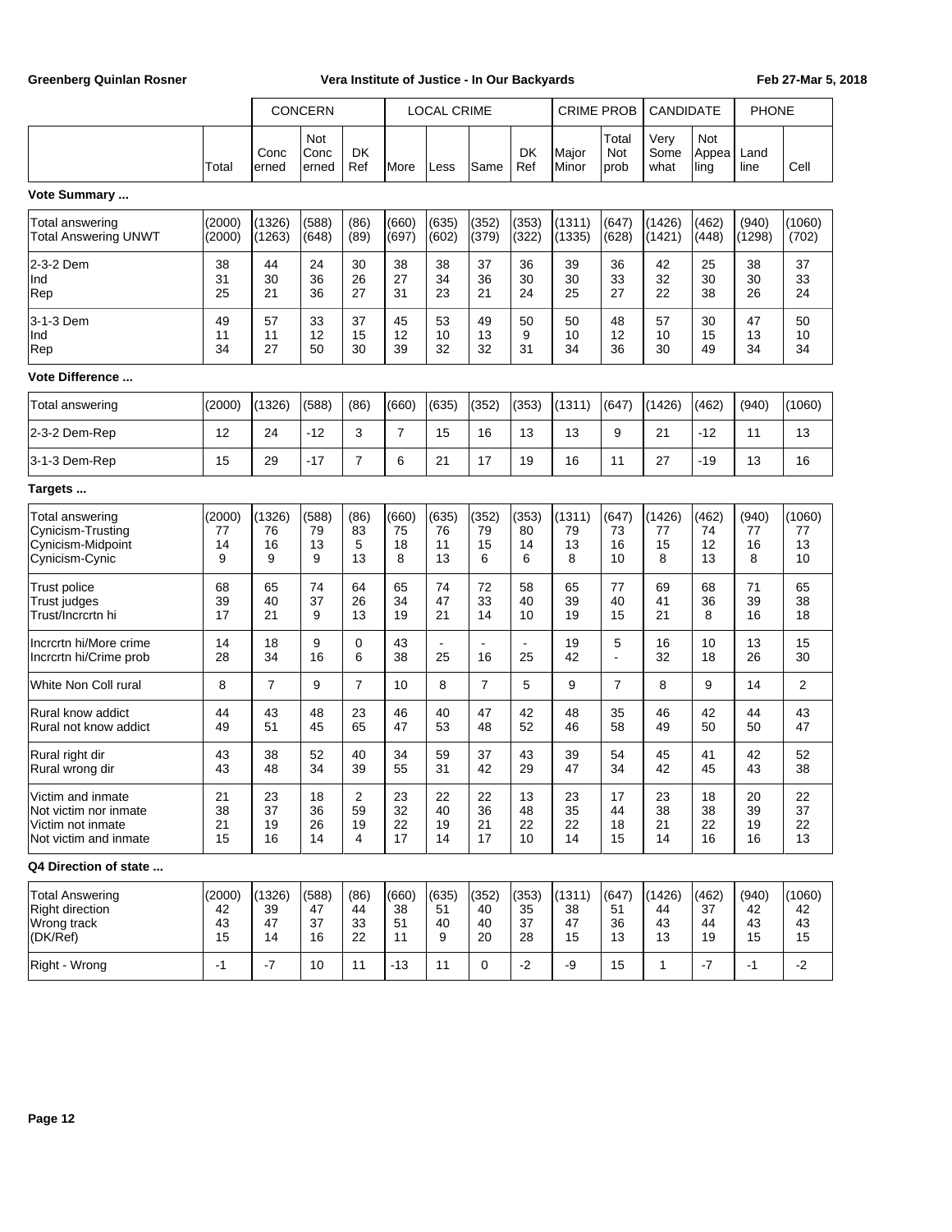| | | CONCERN | | | LOCAL CRIME | | | | CRIME PROB | | CANDIDATE | | PHONE | |
|---|---|---|---|---|---|---|---|---|---|---|---|---|---|---|
| | Total | Concerned | Not Concerned | DK Ref | More | Less | Same | DK Ref | Major Minor | Total Not prob | Very Somewhat | Not Appealing | Land line | Cell |
| **Vote Summary ...** | | | | | | | | | | | | | | |
| Total answering | (2000) | (1326) | (588) | (86) | (660) | (635) | (352) | (353) | (1311) | (647) | (1426) | (462) | (940) | (1060) |
| Total Answering UNWT | (2000) | (1263) | (648) | (89) | (697) | (602) | (379) | (322) | (1335) | (628) | (1421) | (448) | (1298) | (702) |
| 2-3-2 Dem | 38 | 44 | 24 | 30 | 38 | 38 | 37 | 36 | 39 | 36 | 42 | 25 | 38 | 37 |
| Ind | 31 | 30 | 36 | 26 | 27 | 34 | 36 | 30 | 30 | 33 | 32 | 30 | 30 | 33 |
| Rep | 25 | 21 | 36 | 27 | 31 | 23 | 21 | 24 | 25 | 27 | 22 | 38 | 26 | 24 |
| 3-1-3 Dem | 49 | 57 | 33 | 37 | 45 | 53 | 49 | 50 | 50 | 48 | 57 | 30 | 47 | 50 |
| Ind | 11 | 11 | 12 | 15 | 12 | 10 | 13 | 9 | 10 | 12 | 10 | 15 | 13 | 10 |
| Rep | 34 | 27 | 50 | 30 | 39 | 32 | 32 | 31 | 34 | 36 | 30 | 49 | 34 | 34 |
| **Vote Difference ...** | | | | | | | | | | | | | | |
| Total answering | (2000) | (1326) | (588) | (86) | (660) | (635) | (352) | (353) | (1311) | (647) | (1426) | (462) | (940) | (1060) |
| 2-3-2 Dem-Rep | 12 | 24 | -12 | 3 | 7 | 15 | 16 | 13 | 13 | 9 | 21 | -12 | 11 | 13 |
| 3-1-3 Dem-Rep | 15 | 29 | -17 | 7 | 6 | 21 | 17 | 19 | 16 | 11 | 27 | -19 | 13 | 16 |
| **Targets ...** | | | | | | | | | | | | | | |
| Total answering | (2000) | (1326) | (588) | (86) | (660) | (635) | (352) | (353) | (1311) | (647) | (1426) | (462) | (940) | (1060) |
| Cynicism-Trusting | 77 | 76 | 79 | 83 | 75 | 76 | 79 | 80 | 79 | 73 | 77 | 74 | 77 | 77 |
| Cynicism-Midpoint | 14 | 16 | 13 | 5 | 18 | 11 | 15 | 14 | 13 | 16 | 15 | 12 | 16 | 13 |
| Cynicism-Cynic | 9 | 9 | 9 | 13 | 8 | 13 | 6 | 6 | 8 | 10 | 8 | 13 | 8 | 10 |
| Trust police | 68 | 65 | 74 | 64 | 65 | 74 | 72 | 58 | 65 | 77 | 69 | 68 | 71 | 65 |
| Trust judges | 39 | 40 | 37 | 26 | 34 | 47 | 33 | 40 | 39 | 40 | 41 | 36 | 39 | 38 |
| Trust/Incrcrtn hi | 17 | 21 | 9 | 13 | 19 | 21 | 14 | 10 | 19 | 15 | 21 | 8 | 16 | 18 |
| Incrcrtn hi/More crime | 14 | 18 | 9 | 0 | 43 | - | - | - | 19 | 5 | 16 | 10 | 13 | 15 |
| Incrcrtn hi/Crime prob | 28 | 34 | 16 | 6 | 38 | 25 | 16 | 25 | 42 | - | 32 | 18 | 26 | 30 |
| White Non Coll rural | 8 | 7 | 9 | 7 | 10 | 8 | 7 | 5 | 9 | 7 | 8 | 9 | 14 | 2 |
| Rural know addict | 44 | 43 | 48 | 23 | 46 | 40 | 47 | 42 | 48 | 35 | 46 | 42 | 44 | 43 |
| Rural not know addict | 49 | 51 | 45 | 65 | 47 | 53 | 48 | 52 | 46 | 58 | 49 | 50 | 50 | 47 |
| Rural right dir | 43 | 38 | 52 | 40 | 34 | 59 | 37 | 43 | 39 | 54 | 45 | 41 | 42 | 52 |
| Rural wrong dir | 43 | 48 | 34 | 39 | 55 | 31 | 42 | 29 | 47 | 34 | 42 | 45 | 43 | 38 |
| Victim and inmate | 21 | 23 | 18 | 2 | 23 | 22 | 22 | 13 | 23 | 17 | 23 | 18 | 20 | 22 |
| Not victim nor inmate | 38 | 37 | 36 | 59 | 32 | 40 | 36 | 48 | 35 | 44 | 38 | 38 | 39 | 37 |
| Victim not inmate | 21 | 19 | 26 | 19 | 22 | 19 | 21 | 22 | 22 | 18 | 21 | 22 | 19 | 22 |
| Not victim and inmate | 15 | 16 | 14 | 4 | 17 | 14 | 17 | 10 | 14 | 15 | 14 | 16 | 16 | 13 |
| **Q4 Direction of state ...** | | | | | | | | | | | | | | |
| Total Answering | (2000) | (1326) | (588) | (86) | (660) | (635) | (352) | (353) | (1311) | (647) | (1426) | (462) | (940) | (1060) |
| Right direction | 42 | 39 | 47 | 44 | 38 | 51 | 40 | 35 | 38 | 51 | 44 | 37 | 42 | 42 |
| Wrong track | 43 | 47 | 37 | 33 | 51 | 40 | 40 | 37 | 47 | 36 | 43 | 44 | 43 | 43 |
| (DK/Ref) | 15 | 14 | 16 | 22 | 11 | 9 | 20 | 28 | 15 | 13 | 13 | 19 | 15 | 15 |
| Right - Wrong | -1 | -7 | 10 | 11 | -13 | 11 | 0 | -2 | -9 | 15 | 1 | -7 | -1 | -2 |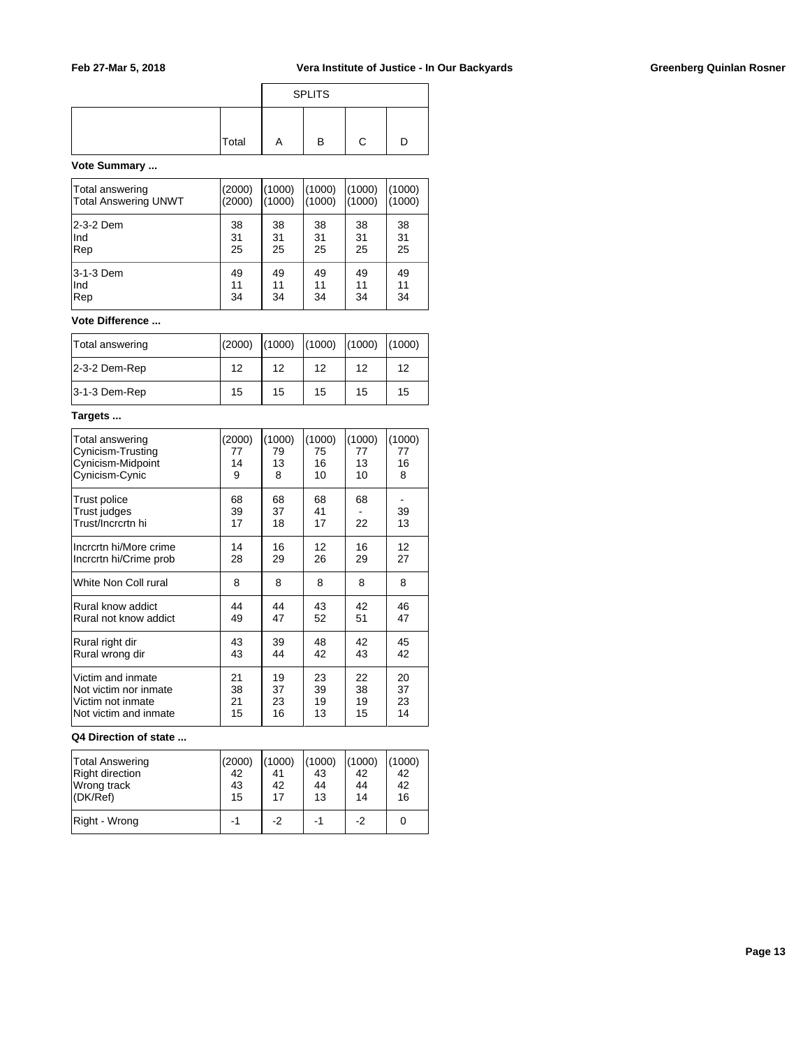| | Total | SPLITS A | B | C | D |
|---|---|---|---|---|---|

**Vote Summary ...**

| | Total | A | B | C | D |
|---|---|---|---|---|---|
| Total answering | (2000) | (1000) | (1000) | (1000) | (1000) |
| Total Answering UNWT | (2000) | (1000) | (1000) | (1000) | (1000) |
| 2-3-2 Dem | 38 | 38 | 38 | 38 | 38 |
| Ind | 31 | 31 | 31 | 31 | 31 |
| Rep | 25 | 25 | 25 | 25 | 25 |
| 3-1-3 Dem | 49 | 49 | 49 | 49 | 49 |
| Ind | 11 | 11 | 11 | 11 | 11 |
| Rep | 34 | 34 | 34 | 34 | 34 |

**Vote Difference ...**

| | Total | A | B | C | D |
|---|---|---|---|---|---|
| Total answering | (2000) | (1000) | (1000) | (1000) | (1000) |
| 2-3-2 Dem-Rep | 12 | 12 | 12 | 12 | 12 |
| 3-1-3 Dem-Rep | 15 | 15 | 15 | 15 | 15 |

**Targets ...**

| | Total | A | B | C | D |
|---|---|---|---|---|---|
| Total answering | (2000) | (1000) | (1000) | (1000) | (1000) |
| Cynicism-Trusting | 77 | 79 | 75 | 77 | 77 |
| Cynicism-Midpoint | 14 | 13 | 16 | 13 | 16 |
| Cynicism-Cynic | 9 | 8 | 10 | 10 | 8 |
| Trust police | 68 | 68 | 68 | 68 | - |
| Trust judges | 39 | 37 | 41 | - | 39 |
| Trust/Incrcrtn hi | 17 | 18 | 17 | 22 | 13 |
| Incrcrtn hi/More crime | 14 | 16 | 12 | 16 | 12 |
| Incrcrtn hi/Crime prob | 28 | 29 | 26 | 29 | 27 |
| White Non Coll rural | 8 | 8 | 8 | 8 | 8 |
| Rural know addict | 44 | 44 | 43 | 42 | 46 |
| Rural not know addict | 49 | 47 | 52 | 51 | 47 |
| Rural right dir | 43 | 39 | 48 | 42 | 45 |
| Rural wrong dir | 43 | 44 | 42 | 43 | 42 |
| Victim and inmate | 21 | 19 | 23 | 22 | 20 |
| Not victim nor inmate | 38 | 37 | 39 | 38 | 37 |
| Victim not inmate | 21 | 23 | 19 | 19 | 23 |
| Not victim and inmate | 15 | 16 | 13 | 15 | 14 |

**Q4 Direction of state ...**

| | Total | A | B | C | D |
|---|---|---|---|---|---|
| Total Answering | (2000) | (1000) | (1000) | (1000) | (1000) |
| Right direction | 42 | 41 | 43 | 42 | 42 |
| Wrong track | 43 | 42 | 44 | 44 | 42 |
| (DK/Ref) | 15 | 17 | 13 | 14 | 16 |
| Right - Wrong | -1 | -2 | -1 | -2 | 0 |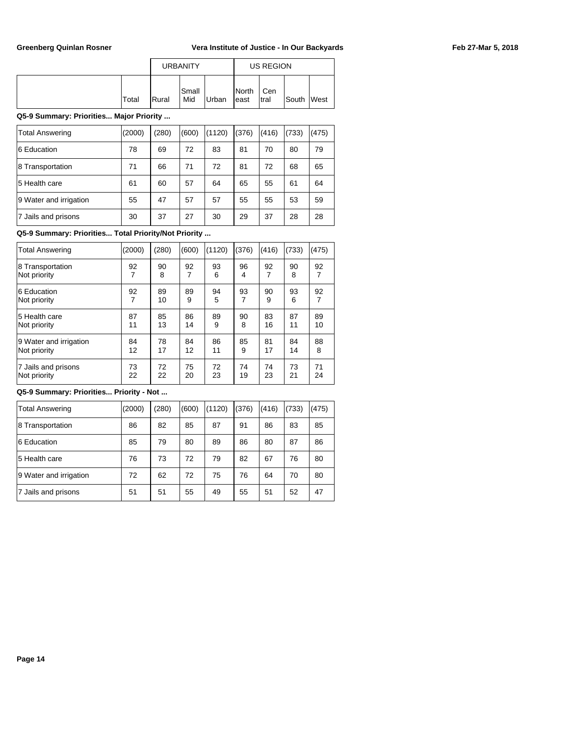| | Total | URBANITY | | | US REGION | | | |
|---|---|---|---|---|---|---|---|---|
| | | Rural | Small Mid | Urban | North east | Cen tral | South | West |

**Q5-9 Summary: Priorities... Major Priority ...**

| | Total | Rural | Small Mid | Urban | North east | Cen tral | South | West |
|---|---|---|---|---|---|---|---|---|
| Total Answering | (2000) | (280) | (600) | (1120) | (376) | (416) | (733) | (475) |
| 6 Education | 78 | 69 | 72 | 83 | 81 | 70 | 80 | 79 |
| 8 Transportation | 71 | 66 | 71 | 72 | 81 | 72 | 68 | 65 |
| 5 Health care | 61 | 60 | 57 | 64 | 65 | 55 | 61 | 64 |
| 9 Water and irrigation | 55 | 47 | 57 | 57 | 55 | 55 | 53 | 59 |
| 7 Jails and prisons | 30 | 37 | 27 | 30 | 29 | 37 | 28 | 28 |

**Q5-9 Summary: Priorities... Total Priority/Not Priority ...**

| | Total | Rural | Small Mid | Urban | North east | Cen tral | South | West |
|---|---|---|---|---|---|---|---|---|
| Total Answering | (2000) | (280) | (600) | (1120) | (376) | (416) | (733) | (475) |
| 8 Transportation | 92 | 90 | 92 | 93 | 96 | 92 | 90 | 92 |
| Not priority | 7 | 8 | 7 | 6 | 4 | 7 | 8 | 7 |
| 6 Education | 92 | 89 | 89 | 94 | 93 | 90 | 93 | 92 |
| Not priority | 7 | 10 | 9 | 5 | 7 | 9 | 6 | 7 |
| 5 Health care | 87 | 85 | 86 | 89 | 90 | 83 | 87 | 89 |
| Not priority | 11 | 13 | 14 | 9 | 8 | 16 | 11 | 10 |
| 9 Water and irrigation | 84 | 78 | 84 | 86 | 85 | 81 | 84 | 88 |
| Not priority | 12 | 17 | 12 | 11 | 9 | 17 | 14 | 8 |
| 7 Jails and prisons | 73 | 72 | 75 | 72 | 74 | 74 | 73 | 71 |
| Not priority | 22 | 22 | 20 | 23 | 19 | 23 | 21 | 24 |

**Q5-9 Summary: Priorities... Priority - Not ...**

| | Total | Rural | Small Mid | Urban | North east | Cen tral | South | West |
|---|---|---|---|---|---|---|---|---|
| Total Answering | (2000) | (280) | (600) | (1120) | (376) | (416) | (733) | (475) |
| 8 Transportation | 86 | 82 | 85 | 87 | 91 | 86 | 83 | 85 |
| 6 Education | 85 | 79 | 80 | 89 | 86 | 80 | 87 | 86 |
| 5 Health care | 76 | 73 | 72 | 79 | 82 | 67 | 76 | 80 |
| 9 Water and irrigation | 72 | 62 | 72 | 75 | 76 | 64 | 70 | 80 |
| 7 Jails and prisons | 51 | 51 | 55 | 49 | 55 | 51 | 52 | 47 |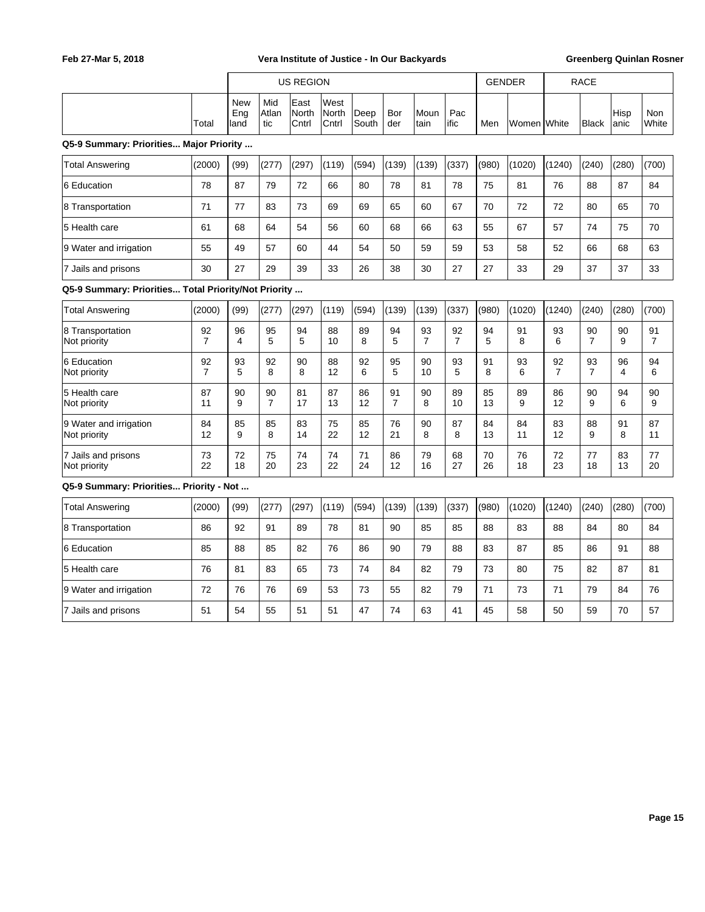| | | US REGION | | | | | | | | GENDER | | RACE | | | |
|---|---|---|---|---|---|---|---|---|---|---|---|---|---|---|---|
| | Total | New Eng land | Mid Atlan tic | East North Cntrl | West North Cntrl | Deep South | Bor der | Moun tain | Pac ific | Men | Women | White | Black | Hisp anic | Non White |
| **Q5-9 Summary: Priorities... Major Priority ...** | | | | | | | | | | | | | | | |
| Total Answering | (2000) | (99) | (277) | (297) | (119) | (594) | (139) | (139) | (337) | (980) | (1020) | (1240) | (240) | (280) | (700) |
| 6 Education | 78 | 87 | 79 | 72 | 66 | 80 | 78 | 81 | 78 | 75 | 81 | 76 | 88 | 87 | 84 |
| 8 Transportation | 71 | 77 | 83 | 73 | 69 | 69 | 65 | 60 | 67 | 70 | 72 | 72 | 80 | 65 | 70 |
| 5 Health care | 61 | 68 | 64 | 54 | 56 | 60 | 68 | 66 | 63 | 55 | 67 | 57 | 74 | 75 | 70 |
| 9 Water and irrigation | 55 | 49 | 57 | 60 | 44 | 54 | 50 | 59 | 59 | 53 | 58 | 52 | 66 | 68 | 63 |
| 7 Jails and prisons | 30 | 27 | 29 | 39 | 33 | 26 | 38 | 30 | 27 | 27 | 33 | 29 | 37 | 37 | 33 |
| **Q5-9 Summary: Priorities... Total Priority/Not Priority ...** | | | | | | | | | | | | | | | |
| Total Answering | (2000) | (99) | (277) | (297) | (119) | (594) | (139) | (139) | (337) | (980) | (1020) | (1240) | (240) | (280) | (700) |
| 8 Transportation | 92 | 96 | 95 | 94 | 88 | 89 | 94 | 93 | 92 | 94 | 91 | 93 | 90 | 90 | 91 |
| Not priority | 7 | 4 | 5 | 5 | 10 | 8 | 5 | 7 | 7 | 5 | 8 | 6 | 7 | 9 | 7 |
| 6 Education | 92 | 93 | 92 | 90 | 88 | 92 | 95 | 90 | 93 | 91 | 93 | 92 | 93 | 96 | 94 |
| Not priority | 7 | 5 | 8 | 8 | 12 | 6 | 5 | 10 | 5 | 8 | 6 | 7 | 7 | 4 | 6 |
| 5 Health care | 87 | 90 | 90 | 81 | 87 | 86 | 91 | 90 | 89 | 85 | 89 | 86 | 90 | 94 | 90 |
| Not priority | 11 | 9 | 7 | 17 | 13 | 12 | 7 | 8 | 10 | 13 | 9 | 12 | 9 | 6 | 9 |
| 9 Water and irrigation | 84 | 85 | 85 | 83 | 75 | 85 | 76 | 90 | 87 | 84 | 84 | 83 | 88 | 91 | 87 |
| Not priority | 12 | 9 | 8 | 14 | 22 | 12 | 21 | 8 | 8 | 13 | 11 | 12 | 9 | 8 | 11 |
| 7 Jails and prisons | 73 | 72 | 75 | 74 | 74 | 71 | 86 | 79 | 68 | 70 | 76 | 72 | 77 | 83 | 77 |
| Not priority | 22 | 18 | 20 | 23 | 22 | 24 | 12 | 16 | 27 | 26 | 18 | 23 | 18 | 13 | 20 |
| **Q5-9 Summary: Priorities... Priority - Not ...** | | | | | | | | | | | | | | | |
| Total Answering | (2000) | (99) | (277) | (297) | (119) | (594) | (139) | (139) | (337) | (980) | (1020) | (1240) | (240) | (280) | (700) |
| 8 Transportation | 86 | 92 | 91 | 89 | 78 | 81 | 90 | 85 | 85 | 88 | 83 | 88 | 84 | 80 | 84 |
| 6 Education | 85 | 88 | 85 | 82 | 76 | 86 | 90 | 79 | 88 | 83 | 87 | 85 | 86 | 91 | 88 |
| 5 Health care | 76 | 81 | 83 | 65 | 73 | 74 | 84 | 82 | 79 | 73 | 80 | 75 | 82 | 87 | 81 |
| 9 Water and irrigation | 72 | 76 | 76 | 69 | 53 | 73 | 55 | 82 | 79 | 71 | 73 | 71 | 79 | 84 | 76 |
| 7 Jails and prisons | 51 | 54 | 55 | 51 | 51 | 47 | 74 | 63 | 41 | 45 | 58 | 50 | 59 | 70 | 57 |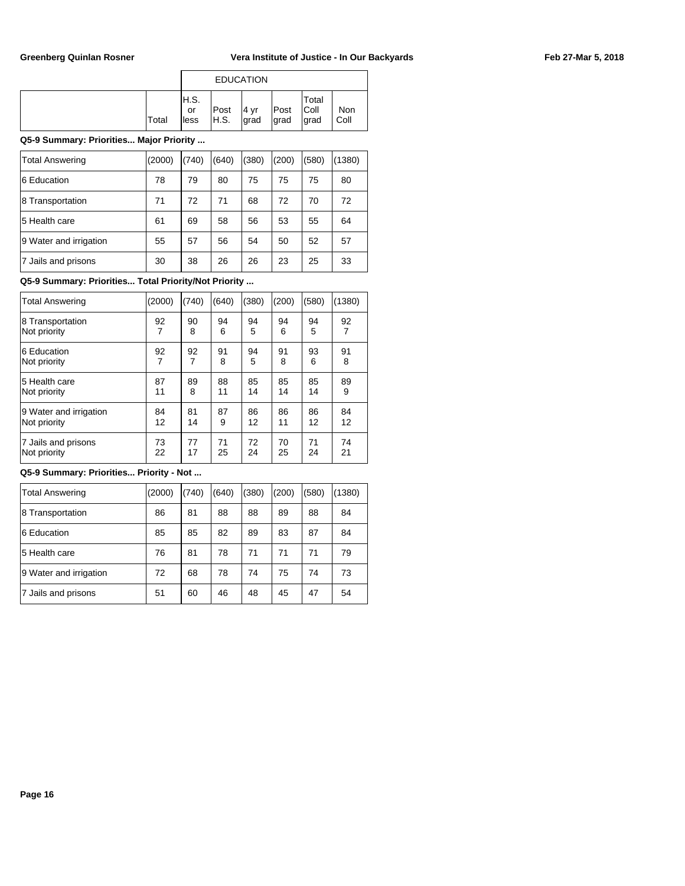| | | EDUCATION | | | | | |
|---|---|---|---|---|---|---|---|
| | Total | H.S. or less | Post H.S. | 4 yr grad | Post grad | Total Coll grad | Non Coll |

**Q5-9 Summary: Priorities... Major Priority ...**

| | Total | H.S. or less | Post H.S. | 4 yr grad | Post grad | Total Coll grad | Non Coll |
|---|---|---|---|---|---|---|---|
| Total Answering | (2000) | (740) | (640) | (380) | (200) | (580) | (1380) |
| 6 Education | 78 | 79 | 80 | 75 | 75 | 75 | 80 |
| 8 Transportation | 71 | 72 | 71 | 68 | 72 | 70 | 72 |
| 5 Health care | 61 | 69 | 58 | 56 | 53 | 55 | 64 |
| 9 Water and irrigation | 55 | 57 | 56 | 54 | 50 | 52 | 57 |
| 7 Jails and prisons | 30 | 38 | 26 | 26 | 23 | 25 | 33 |

**Q5-9 Summary: Priorities... Total Priority/Not Priority ...**

| | Total | H.S. or less | Post H.S. | 4 yr grad | Post grad | Total Coll grad | Non Coll |
|---|---|---|---|---|---|---|---|
| Total Answering | (2000) | (740) | (640) | (380) | (200) | (580) | (1380) |
| 8 Transportation | 92 | 90 | 94 | 94 | 94 | 94 | 92 |
| Not priority | 7 | 8 | 6 | 5 | 6 | 5 | 7 |
| 6 Education | 92 | 92 | 91 | 94 | 91 | 93 | 91 |
| Not priority | 7 | 7 | 8 | 5 | 8 | 6 | 8 |
| 5 Health care | 87 | 89 | 88 | 85 | 85 | 85 | 89 |
| Not priority | 11 | 8 | 11 | 14 | 14 | 14 | 9 |
| 9 Water and irrigation | 84 | 81 | 87 | 86 | 86 | 86 | 84 |
| Not priority | 12 | 14 | 9 | 12 | 11 | 12 | 12 |
| 7 Jails and prisons | 73 | 77 | 71 | 72 | 70 | 71 | 74 |
| Not priority | 22 | 17 | 25 | 24 | 25 | 24 | 21 |

**Q5-9 Summary: Priorities... Priority - Not ...**

| | Total | H.S. or less | Post H.S. | 4 yr grad | Post grad | Total Coll grad | Non Coll |
|---|---|---|---|---|---|---|---|
| Total Answering | (2000) | (740) | (640) | (380) | (200) | (580) | (1380) |
| 8 Transportation | 86 | 81 | 88 | 88 | 89 | 88 | 84 |
| 6 Education | 85 | 85 | 82 | 89 | 83 | 87 | 84 |
| 5 Health care | 76 | 81 | 78 | 71 | 71 | 71 | 79 |
| 9 Water and irrigation | 72 | 68 | 78 | 74 | 75 | 74 | 73 |
| 7 Jails and prisons | 51 | 60 | 46 | 48 | 45 | 47 | 54 |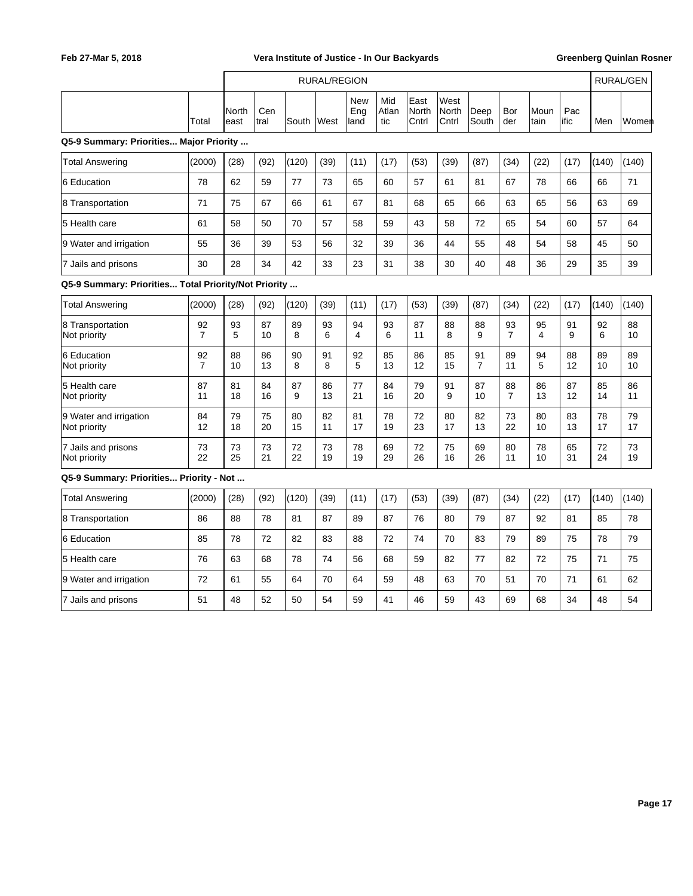| | Total | North east | Cen tral | South | West | New Eng land | Mid Atlan tic | East North Cntrl | West North Cntrl | Deep South | Bor der | Moun tain | Pac ific | Men | Women |
|---|---|---|---|---|---|---|---|---|---|---|---|---|---|---|---|
| | | RURAL/REGION | | | | | | | | | | | | RURAL/GEN | |

**Q5-9 Summary: Priorities... Major Priority ...**

| | Total | Northeast | Central | South | West | New England | Mid Atlantic | East North Cntrl | West North Cntrl | Deep South | Border | Mountain | Pacific | Men | Women |
|---|---|---|---|---|---|---|---|---|---|---|---|---|---|---|---|
| Total Answering | (2000) | (28) | (92) | (120) | (39) | (11) | (17) | (53) | (39) | (87) | (34) | (22) | (17) | (140) | (140) |
| 6 Education | 78 | 62 | 59 | 77 | 73 | 65 | 60 | 57 | 61 | 81 | 67 | 78 | 66 | 66 | 71 |
| 8 Transportation | 71 | 75 | 67 | 66 | 61 | 67 | 81 | 68 | 65 | 66 | 63 | 65 | 56 | 63 | 69 |
| 5 Health care | 61 | 58 | 50 | 70 | 57 | 58 | 59 | 43 | 58 | 72 | 65 | 54 | 60 | 57 | 64 |
| 9 Water and irrigation | 55 | 36 | 39 | 53 | 56 | 32 | 39 | 36 | 44 | 55 | 48 | 54 | 58 | 45 | 50 |
| 7 Jails and prisons | 30 | 28 | 34 | 42 | 33 | 23 | 31 | 38 | 30 | 40 | 48 | 36 | 29 | 35 | 39 |

**Q5-9 Summary: Priorities... Total Priority/Not Priority ...**

| | Total | Northeast | Central | South | West | New England | Mid Atlantic | East North Cntrl | West North Cntrl | Deep South | Border | Mountain | Pacific | Men | Women |
|---|---|---|---|---|---|---|---|---|---|---|---|---|---|---|---|
| Total Answering | (2000) | (28) | (92) | (120) | (39) | (11) | (17) | (53) | (39) | (87) | (34) | (22) | (17) | (140) | (140) |
| 8 Transportation | 92 | 93 | 87 | 89 | 93 | 94 | 93 | 87 | 88 | 88 | 93 | 95 | 91 | 92 | 88 |
| Not priority | 7 | 5 | 10 | 8 | 6 | 4 | 6 | 11 | 8 | 9 | 7 | 4 | 9 | 6 | 10 |
| 6 Education | 92 | 88 | 86 | 90 | 91 | 92 | 85 | 86 | 85 | 91 | 89 | 94 | 88 | 89 | 89 |
| Not priority | 7 | 10 | 13 | 8 | 8 | 5 | 13 | 12 | 15 | 7 | 11 | 5 | 12 | 10 | 10 |
| 5 Health care | 87 | 81 | 84 | 87 | 86 | 77 | 84 | 79 | 91 | 87 | 88 | 86 | 87 | 85 | 86 |
| Not priority | 11 | 18 | 16 | 9 | 13 | 21 | 16 | 20 | 9 | 10 | 7 | 13 | 12 | 14 | 11 |
| 9 Water and irrigation | 84 | 79 | 75 | 80 | 82 | 81 | 78 | 72 | 80 | 82 | 73 | 80 | 83 | 78 | 79 |
| Not priority | 12 | 18 | 20 | 15 | 11 | 17 | 19 | 23 | 17 | 13 | 22 | 10 | 13 | 17 | 17 |
| 7 Jails and prisons | 73 | 73 | 73 | 72 | 73 | 78 | 69 | 72 | 75 | 69 | 80 | 78 | 65 | 72 | 73 |
| Not priority | 22 | 25 | 21 | 22 | 19 | 19 | 29 | 26 | 16 | 26 | 11 | 10 | 31 | 24 | 19 |

**Q5-9 Summary: Priorities... Priority - Not ...**

| | Total | Northeast | Central | South | West | New England | Mid Atlantic | East North Cntrl | West North Cntrl | Deep South | Border | Mountain | Pacific | Men | Women |
|---|---|---|---|---|---|---|---|---|---|---|---|---|---|---|---|
| Total Answering | (2000) | (28) | (92) | (120) | (39) | (11) | (17) | (53) | (39) | (87) | (34) | (22) | (17) | (140) | (140) |
| 8 Transportation | 86 | 88 | 78 | 81 | 87 | 89 | 87 | 76 | 80 | 79 | 87 | 92 | 81 | 85 | 78 |
| 6 Education | 85 | 78 | 72 | 82 | 83 | 88 | 72 | 74 | 70 | 83 | 79 | 89 | 75 | 78 | 79 |
| 5 Health care | 76 | 63 | 68 | 78 | 74 | 56 | 68 | 59 | 82 | 77 | 82 | 72 | 75 | 71 | 75 |
| 9 Water and irrigation | 72 | 61 | 55 | 64 | 70 | 64 | 59 | 48 | 63 | 70 | 51 | 70 | 71 | 61 | 62 |
| 7 Jails and prisons | 51 | 48 | 52 | 50 | 54 | 59 | 41 | 46 | 59 | 43 | 69 | 68 | 34 | 48 | 54 |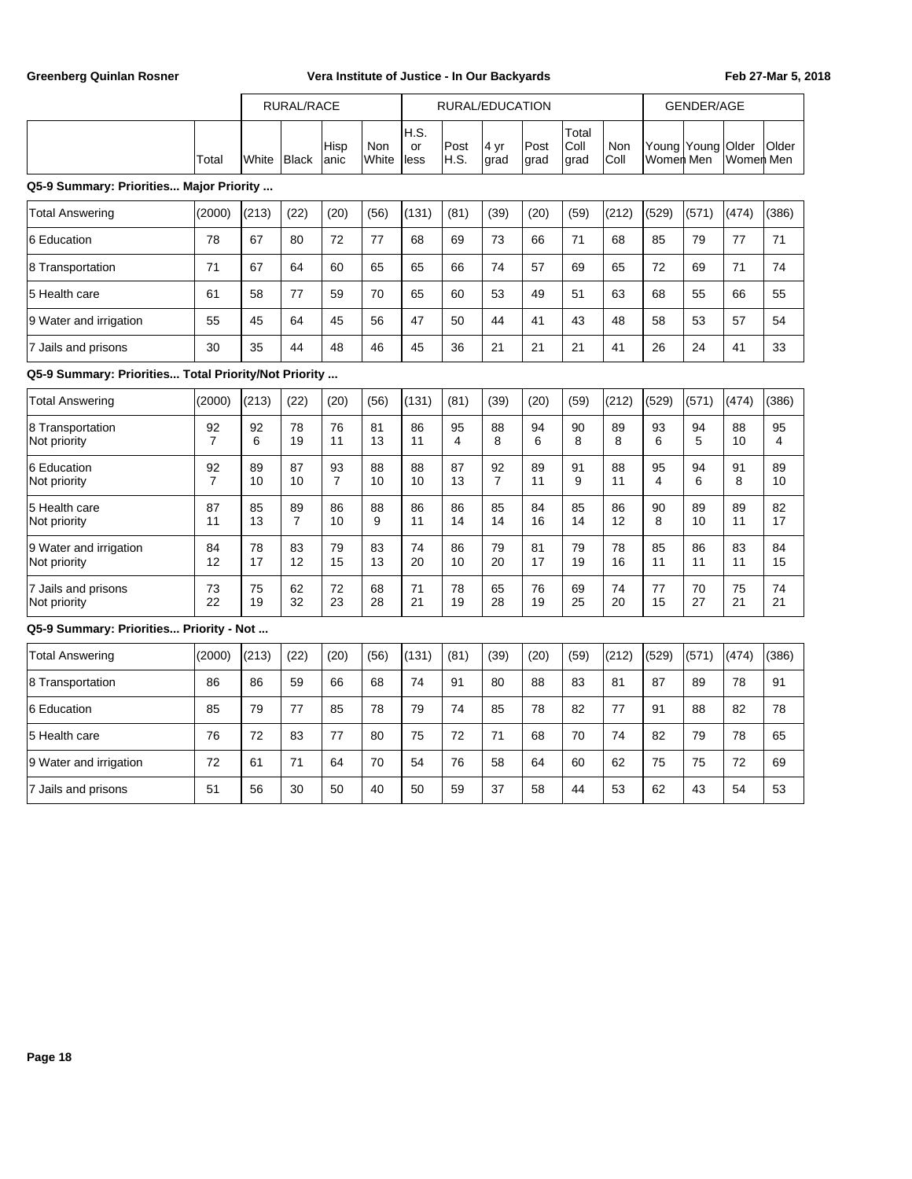| | | RURAL/RACE | | | | RURAL/EDUCATION | | | | | | GENDER/AGE | | | |
|---|---|---|---|---|---|---|---|---|---|---|---|---|---|---|---|
| | Total | White | Black | Hispanic | Non White | H.S. or less | Post H.S. | 4 yr grad | Post grad | Total Coll grad | Non Coll | Young Women | Young Men | Older Women | Older Men |

**Q5-9 Summary: Priorities... Major Priority ...**

| | Total | White | Black | Hispanic | Non White | H.S. or less | Post H.S. | 4 yr grad | Post grad | Total Coll grad | Non Coll | Young Women | Young Men | Older Women | Older Men |
|---|---|---|---|---|---|---|---|---|---|---|---|---|---|---|---|
| Total Answering | (2000) | (213) | (22) | (20) | (56) | (131) | (81) | (39) | (20) | (59) | (212) | (529) | (571) | (474) | (386) |
| 6 Education | 78 | 67 | 80 | 72 | 77 | 68 | 69 | 73 | 66 | 71 | 68 | 85 | 79 | 77 | 71 |
| 8 Transportation | 71 | 67 | 64 | 60 | 65 | 65 | 66 | 74 | 57 | 69 | 65 | 72 | 69 | 71 | 74 |
| 5 Health care | 61 | 58 | 77 | 59 | 70 | 65 | 60 | 53 | 49 | 51 | 63 | 68 | 55 | 66 | 55 |
| 9 Water and irrigation | 55 | 45 | 64 | 45 | 56 | 47 | 50 | 44 | 41 | 43 | 48 | 58 | 53 | 57 | 54 |
| 7 Jails and prisons | 30 | 35 | 44 | 48 | 46 | 45 | 36 | 21 | 21 | 21 | 41 | 26 | 24 | 41 | 33 |

**Q5-9 Summary: Priorities... Total Priority/Not Priority ...**

| | Total | White | Black | Hispanic | Non White | H.S. or less | Post H.S. | 4 yr grad | Post grad | Total Coll grad | Non Coll | Young Women | Young Men | Older Women | Older Men |
|---|---|---|---|---|---|---|---|---|---|---|---|---|---|---|---|
| Total Answering | (2000) | (213) | (22) | (20) | (56) | (131) | (81) | (39) | (20) | (59) | (212) | (529) | (571) | (474) | (386) |
| 8 Transportation | 92 | 92 | 78 | 76 | 81 | 86 | 95 | 88 | 94 | 90 | 89 | 93 | 94 | 88 | 95 |
| Not priority | 7 | 6 | 19 | 11 | 13 | 11 | 4 | 8 | 6 | 8 | 8 | 6 | 5 | 10 | 4 |
| 6 Education | 92 | 89 | 87 | 93 | 88 | 88 | 87 | 92 | 89 | 91 | 88 | 95 | 94 | 91 | 89 |
| Not priority | 7 | 10 | 10 | 7 | 10 | 10 | 13 | 7 | 11 | 9 | 11 | 4 | 6 | 8 | 10 |
| 5 Health care | 87 | 85 | 89 | 86 | 88 | 86 | 86 | 85 | 84 | 85 | 86 | 90 | 89 | 89 | 82 |
| Not priority | 11 | 13 | 7 | 10 | 9 | 11 | 14 | 14 | 16 | 14 | 12 | 8 | 10 | 11 | 17 |
| 9 Water and irrigation | 84 | 78 | 83 | 79 | 83 | 74 | 86 | 79 | 81 | 79 | 78 | 85 | 86 | 83 | 84 |
| Not priority | 12 | 17 | 12 | 15 | 13 | 20 | 10 | 20 | 17 | 19 | 16 | 11 | 11 | 11 | 15 |
| 7 Jails and prisons | 73 | 75 | 62 | 72 | 68 | 71 | 78 | 65 | 76 | 69 | 74 | 77 | 70 | 75 | 74 |
| Not priority | 22 | 19 | 32 | 23 | 28 | 21 | 19 | 28 | 19 | 25 | 20 | 15 | 27 | 21 | 21 |

**Q5-9 Summary: Priorities... Priority - Not ...**

| | Total | White | Black | Hispanic | Non White | H.S. or less | Post H.S. | 4 yr grad | Post grad | Total Coll grad | Non Coll | Young Women | Young Men | Older Women | Older Men |
|---|---|---|---|---|---|---|---|---|---|---|---|---|---|---|---|
| Total Answering | (2000) | (213) | (22) | (20) | (56) | (131) | (81) | (39) | (20) | (59) | (212) | (529) | (571) | (474) | (386) |
| 8 Transportation | 86 | 86 | 59 | 66 | 68 | 74 | 91 | 80 | 88 | 83 | 81 | 87 | 89 | 78 | 91 |
| 6 Education | 85 | 79 | 77 | 85 | 78 | 79 | 74 | 85 | 78 | 82 | 77 | 91 | 88 | 82 | 78 |
| 5 Health care | 76 | 72 | 83 | 77 | 80 | 75 | 72 | 71 | 68 | 70 | 74 | 82 | 79 | 78 | 65 |
| 9 Water and irrigation | 72 | 61 | 71 | 64 | 70 | 54 | 76 | 58 | 64 | 60 | 62 | 75 | 75 | 72 | 69 |
| 7 Jails and prisons | 51 | 56 | 30 | 50 | 40 | 50 | 59 | 37 | 58 | 44 | 53 | 62 | 43 | 54 | 53 |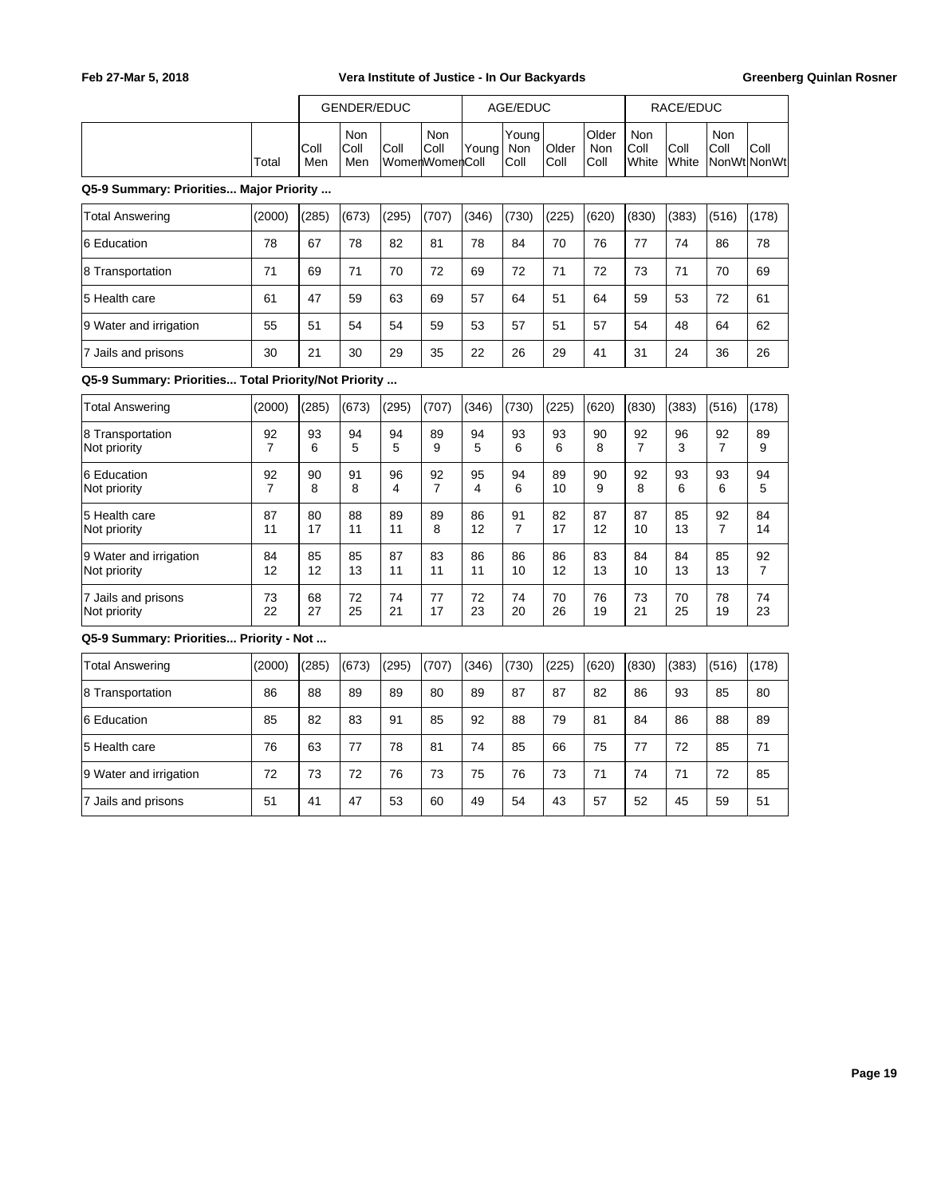| | Total | GENDER/EDUC | | | | AGE/EDUC | | | | RACE/EDUC | | | |
|---|---|---|---|---|---|---|---|---|---|---|---|---|---|
| | | Coll Men | Non Coll Men | Coll Women | Non Coll Women | Young Coll | Young Non Coll | Older Coll | Older Non Coll | Non Coll White | Coll White | Non Coll NonWt | Coll NonWt |

**Q5-9 Summary: Priorities... Major Priority ...**

| | Total | Coll Men | Non Coll Men | Coll Women | Non Coll Women | Young Coll | Young Non Coll | Older Coll | Older Non Coll | Non Coll White | Coll White | Non Coll NonWt | Coll NonWt |
|---|---|---|---|---|---|---|---|---|---|---|---|---|---|
| Total Answering | (2000) | (285) | (673) | (295) | (707) | (346) | (730) | (225) | (620) | (830) | (383) | (516) | (178) |
| 6 Education | 78 | 67 | 78 | 82 | 81 | 78 | 84 | 70 | 76 | 77 | 74 | 86 | 78 |
| 8 Transportation | 71 | 69 | 71 | 70 | 72 | 69 | 72 | 71 | 72 | 73 | 71 | 70 | 69 |
| 5 Health care | 61 | 47 | 59 | 63 | 69 | 57 | 64 | 51 | 64 | 59 | 53 | 72 | 61 |
| 9 Water and irrigation | 55 | 51 | 54 | 54 | 59 | 53 | 57 | 51 | 57 | 54 | 48 | 64 | 62 |
| 7 Jails and prisons | 30 | 21 | 30 | 29 | 35 | 22 | 26 | 29 | 41 | 31 | 24 | 36 | 26 |

**Q5-9 Summary: Priorities... Total Priority/Not Priority ...**

| | Total | Coll Men | Non Coll Men | Coll Women | Non Coll Women | Young Coll | Young Non Coll | Older Coll | Older Non Coll | Non Coll White | Coll White | Non Coll NonWt | Coll NonWt |
|---|---|---|---|---|---|---|---|---|---|---|---|---|---|
| Total Answering | (2000) | (285) | (673) | (295) | (707) | (346) | (730) | (225) | (620) | (830) | (383) | (516) | (178) |
| 8 Transportation | 92 | 93 | 94 | 94 | 89 | 94 | 93 | 93 | 90 | 92 | 96 | 92 | 89 |
| Not priority | 7 | 6 | 5 | 5 | 9 | 5 | 6 | 6 | 8 | 7 | 3 | 7 | 9 |
| 6 Education | 92 | 90 | 91 | 96 | 92 | 95 | 94 | 89 | 90 | 92 | 93 | 93 | 94 |
| Not priority | 7 | 8 | 8 | 4 | 7 | 4 | 6 | 10 | 9 | 8 | 6 | 6 | 5 |
| 5 Health care | 87 | 80 | 88 | 89 | 89 | 86 | 91 | 82 | 87 | 87 | 85 | 92 | 84 |
| Not priority | 11 | 17 | 11 | 11 | 8 | 12 | 7 | 17 | 12 | 10 | 13 | 7 | 14 |
| 9 Water and irrigation | 84 | 85 | 85 | 87 | 83 | 86 | 86 | 86 | 83 | 84 | 84 | 85 | 92 |
| Not priority | 12 | 12 | 13 | 11 | 11 | 11 | 10 | 12 | 13 | 10 | 13 | 13 | 7 |
| 7 Jails and prisons | 73 | 68 | 72 | 74 | 77 | 72 | 74 | 70 | 76 | 73 | 70 | 78 | 74 |
| Not priority | 22 | 27 | 25 | 21 | 17 | 23 | 20 | 26 | 19 | 21 | 25 | 19 | 23 |

**Q5-9 Summary: Priorities... Priority - Not ...**

| | Total | Coll Men | Non Coll Men | Coll Women | Non Coll Women | Young Coll | Young Non Coll | Older Coll | Older Non Coll | Non Coll White | Coll White | Non Coll NonWt | Coll NonWt |
|---|---|---|---|---|---|---|---|---|---|---|---|---|---|
| Total Answering | (2000) | (285) | (673) | (295) | (707) | (346) | (730) | (225) | (620) | (830) | (383) | (516) | (178) |
| 8 Transportation | 86 | 88 | 89 | 89 | 80 | 89 | 87 | 87 | 82 | 86 | 93 | 85 | 80 |
| 6 Education | 85 | 82 | 83 | 91 | 85 | 92 | 88 | 79 | 81 | 84 | 86 | 88 | 89 |
| 5 Health care | 76 | 63 | 77 | 78 | 81 | 74 | 85 | 66 | 75 | 77 | 72 | 85 | 71 |
| 9 Water and irrigation | 72 | 73 | 72 | 76 | 73 | 75 | 76 | 73 | 71 | 74 | 71 | 72 | 85 |
| 7 Jails and prisons | 51 | 41 | 47 | 53 | 60 | 49 | 54 | 43 | 57 | 52 | 45 | 59 | 51 |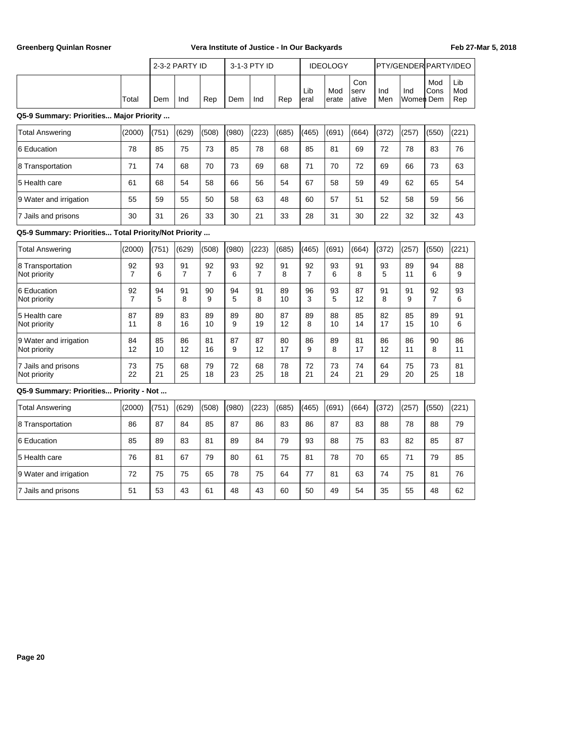**Greenberg Quinlan Rosner** **Vera Institute of Justice - In Our Backyards** **Feb 27-Mar 5, 2018**

| | | 2-3-2 PARTY ID | | | 3-1-3 PTY ID | | | IDEOLOGY | | | PTY/GENDER | | PARTY/IDEO | |
|---|---|---|---|---|---|---|---|---|---|---|---|---|---|---|
| | Total | Dem | Ind | Rep | Dem | Ind | Rep | Liberal | Moderate | Conservative | Ind Men | Ind Women | Mod Cons Dem | Lib Mod Rep |

**Q5-9 Summary: Priorities... Major Priority ...**

| | Total | Dem | Ind | Rep | Dem | Ind | Rep | Liberal | Moderate | Conservative | Ind Men | Ind Women | Mod Cons Dem | Lib Mod Rep |
|---|---|---|---|---|---|---|---|---|---|---|---|---|---|---|
| Total Answering | (2000) | (751) | (629) | (508) | (980) | (223) | (685) | (465) | (691) | (664) | (372) | (257) | (550) | (221) |
| 6 Education | 78 | 85 | 75 | 73 | 85 | 78 | 68 | 85 | 81 | 69 | 72 | 78 | 83 | 76 |
| 8 Transportation | 71 | 74 | 68 | 70 | 73 | 69 | 68 | 71 | 70 | 72 | 69 | 66 | 73 | 63 |
| 5 Health care | 61 | 68 | 54 | 58 | 66 | 56 | 54 | 67 | 58 | 59 | 49 | 62 | 65 | 54 |
| 9 Water and irrigation | 55 | 59 | 55 | 50 | 58 | 63 | 48 | 60 | 57 | 51 | 52 | 58 | 59 | 56 |
| 7 Jails and prisons | 30 | 31 | 26 | 33 | 30 | 21 | 33 | 28 | 31 | 30 | 22 | 32 | 32 | 43 |

**Q5-9 Summary: Priorities... Total Priority/Not Priority ...**

| | Total | Dem | Ind | Rep | Dem | Ind | Rep | Liberal | Moderate | Conservative | Ind Men | Ind Women | Mod Cons Dem | Lib Mod Rep |
|---|---|---|---|---|---|---|---|---|---|---|---|---|---|---|
| Total Answering | (2000) | (751) | (629) | (508) | (980) | (223) | (685) | (465) | (691) | (664) | (372) | (257) | (550) | (221) |
| 8 Transportation | 92 | 93 | 91 | 92 | 93 | 92 | 91 | 92 | 93 | 91 | 93 | 89 | 94 | 88 |
| Not priority | 7 | 6 | 7 | 7 | 6 | 7 | 8 | 7 | 6 | 8 | 5 | 11 | 6 | 9 |
| 6 Education | 92 | 94 | 91 | 90 | 94 | 91 | 89 | 96 | 93 | 87 | 91 | 91 | 92 | 93 |
| Not priority | 7 | 5 | 8 | 9 | 5 | 8 | 10 | 3 | 5 | 12 | 8 | 9 | 7 | 6 |
| 5 Health care | 87 | 89 | 83 | 89 | 89 | 80 | 87 | 89 | 88 | 85 | 82 | 85 | 89 | 91 |
| Not priority | 11 | 8 | 16 | 10 | 9 | 19 | 12 | 8 | 10 | 14 | 17 | 15 | 10 | 6 |
| 9 Water and irrigation | 84 | 85 | 86 | 81 | 87 | 87 | 80 | 86 | 89 | 81 | 86 | 86 | 90 | 86 |
| Not priority | 12 | 10 | 12 | 16 | 9 | 12 | 17 | 9 | 8 | 17 | 12 | 11 | 8 | 11 |
| 7 Jails and prisons | 73 | 75 | 68 | 79 | 72 | 68 | 78 | 72 | 73 | 74 | 64 | 75 | 73 | 81 |
| Not priority | 22 | 21 | 25 | 18 | 23 | 25 | 18 | 21 | 24 | 21 | 29 | 20 | 25 | 18 |

**Q5-9 Summary: Priorities... Priority - Not ...**

| | Total | Dem | Ind | Rep | Dem | Ind | Rep | Liberal | Moderate | Conservative | Ind Men | Ind Women | Mod Cons Dem | Lib Mod Rep |
|---|---|---|---|---|---|---|---|---|---|---|---|---|---|---|
| Total Answering | (2000) | (751) | (629) | (508) | (980) | (223) | (685) | (465) | (691) | (664) | (372) | (257) | (550) | (221) |
| 8 Transportation | 86 | 87 | 84 | 85 | 87 | 86 | 83 | 86 | 87 | 83 | 88 | 78 | 88 | 79 |
| 6 Education | 85 | 89 | 83 | 81 | 89 | 84 | 79 | 93 | 88 | 75 | 83 | 82 | 85 | 87 |
| 5 Health care | 76 | 81 | 67 | 79 | 80 | 61 | 75 | 81 | 78 | 70 | 65 | 71 | 79 | 85 |
| 9 Water and irrigation | 72 | 75 | 75 | 65 | 78 | 75 | 64 | 77 | 81 | 63 | 74 | 75 | 81 | 76 |
| 7 Jails and prisons | 51 | 53 | 43 | 61 | 48 | 43 | 60 | 50 | 49 | 54 | 35 | 55 | 48 | 62 |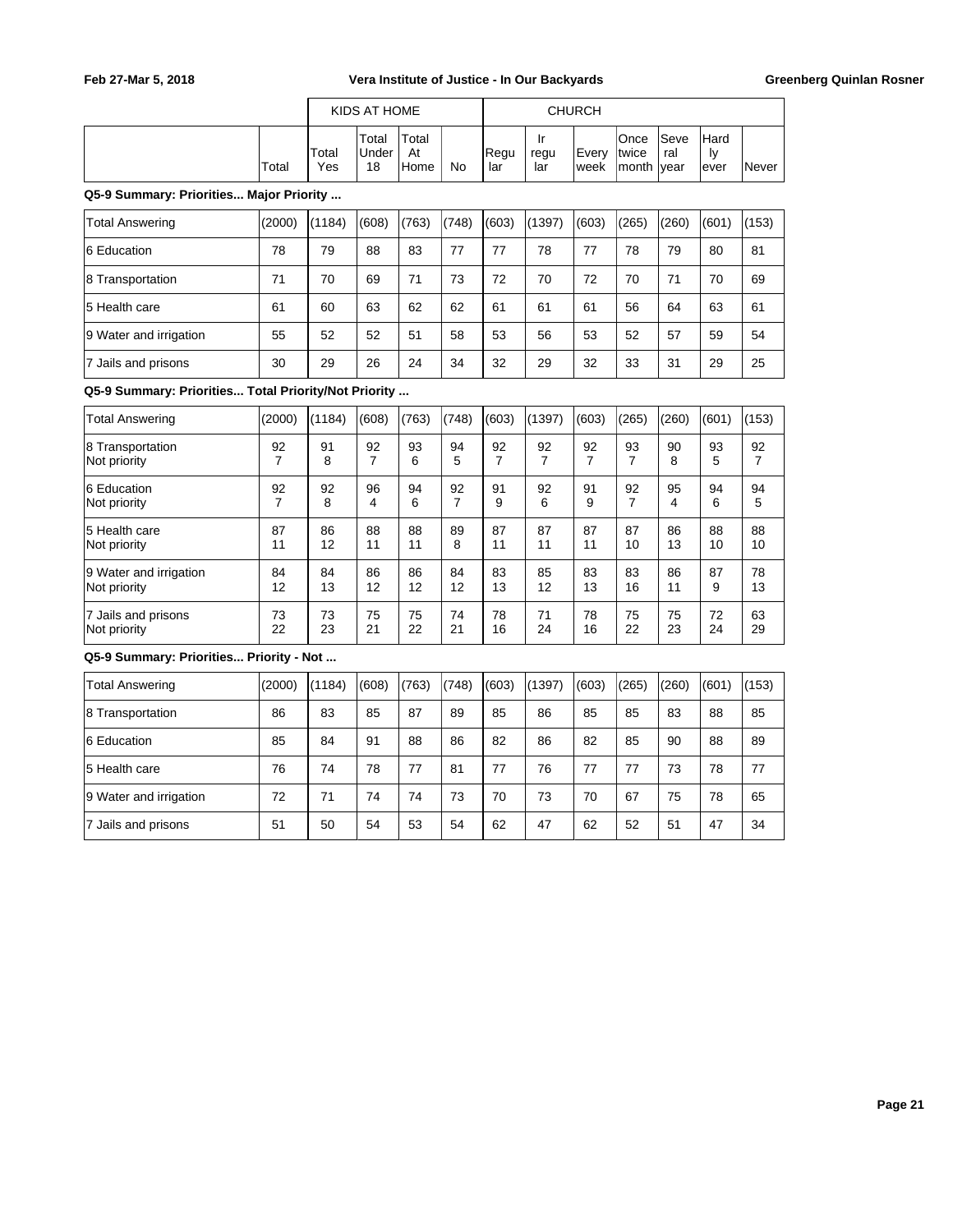| | Total | KIDS AT HOME Total Yes | Total Under 18 | Total At Home | No | CHURCH Regu lar | Ir regu lar | Every week | Once twice month | Seve ral year | Hard ly ever | Never |
|---|---|---|---|---|---|---|---|---|---|---|---|---|

**Q5-9 Summary: Priorities... Major Priority ...**

| | Total | Total Yes | Total Under 18 | Total At Home | No | Regu lar | Ir regu lar | Every week | Once twice month | Seve ral year | Hard ly ever | Never |
|---|---|---|---|---|---|---|---|---|---|---|---|---|
| Total Answering | (2000) | (1184) | (608) | (763) | (748) | (603) | (1397) | (603) | (265) | (260) | (601) | (153) |
| 6 Education | 78 | 79 | 88 | 83 | 77 | 77 | 78 | 77 | 78 | 79 | 80 | 81 |
| 8 Transportation | 71 | 70 | 69 | 71 | 73 | 72 | 70 | 72 | 70 | 71 | 70 | 69 |
| 5 Health care | 61 | 60 | 63 | 62 | 62 | 61 | 61 | 61 | 56 | 64 | 63 | 61 |
| 9 Water and irrigation | 55 | 52 | 52 | 51 | 58 | 53 | 56 | 53 | 52 | 57 | 59 | 54 |
| 7 Jails and prisons | 30 | 29 | 26 | 24 | 34 | 32 | 29 | 32 | 33 | 31 | 29 | 25 |

**Q5-9 Summary: Priorities... Total Priority/Not Priority ...**

| | Total | Total Yes | Total Under 18 | Total At Home | No | Regu lar | Ir regu lar | Every week | Once twice month | Seve ral year | Hard ly ever | Never |
|---|---|---|---|---|---|---|---|---|---|---|---|---|
| Total Answering | (2000) | (1184) | (608) | (763) | (748) | (603) | (1397) | (603) | (265) | (260) | (601) | (153) |
| 8 Transportation | 92 | 91 | 92 | 93 | 94 | 92 | 92 | 92 | 93 | 90 | 93 | 92 |
| Not priority | 7 | 8 | 7 | 6 | 5 | 7 | 7 | 7 | 7 | 8 | 5 | 7 |
| 6 Education | 92 | 92 | 96 | 94 | 92 | 91 | 92 | 91 | 92 | 95 | 94 | 94 |
| Not priority | 7 | 8 | 4 | 6 | 7 | 9 | 6 | 9 | 7 | 4 | 6 | 5 |
| 5 Health care | 87 | 86 | 88 | 88 | 89 | 87 | 87 | 87 | 87 | 86 | 88 | 88 |
| Not priority | 11 | 12 | 11 | 11 | 8 | 11 | 11 | 11 | 10 | 13 | 10 | 10 |
| 9 Water and irrigation | 84 | 84 | 86 | 86 | 84 | 83 | 85 | 83 | 83 | 86 | 87 | 78 |
| Not priority | 12 | 13 | 12 | 12 | 12 | 13 | 12 | 13 | 16 | 11 | 9 | 13 |
| 7 Jails and prisons | 73 | 73 | 75 | 75 | 74 | 78 | 71 | 78 | 75 | 75 | 72 | 63 |
| Not priority | 22 | 23 | 21 | 22 | 21 | 16 | 24 | 16 | 22 | 23 | 24 | 29 |

**Q5-9 Summary: Priorities... Priority - Not ...**

| | Total | Total Yes | Total Under 18 | Total At Home | No | Regu lar | Ir regu lar | Every week | Once twice month | Seve ral year | Hard ly ever | Never |
|---|---|---|---|---|---|---|---|---|---|---|---|---|
| Total Answering | (2000) | (1184) | (608) | (763) | (748) | (603) | (1397) | (603) | (265) | (260) | (601) | (153) |
| 8 Transportation | 86 | 83 | 85 | 87 | 89 | 85 | 86 | 85 | 85 | 83 | 88 | 85 |
| 6 Education | 85 | 84 | 91 | 88 | 86 | 82 | 86 | 82 | 85 | 90 | 88 | 89 |
| 5 Health care | 76 | 74 | 78 | 77 | 81 | 77 | 76 | 77 | 77 | 73 | 78 | 77 |
| 9 Water and irrigation | 72 | 71 | 74 | 74 | 73 | 70 | 73 | 70 | 67 | 75 | 78 | 65 |
| 7 Jails and prisons | 51 | 50 | 54 | 53 | 54 | 62 | 47 | 62 | 52 | 51 | 47 | 34 |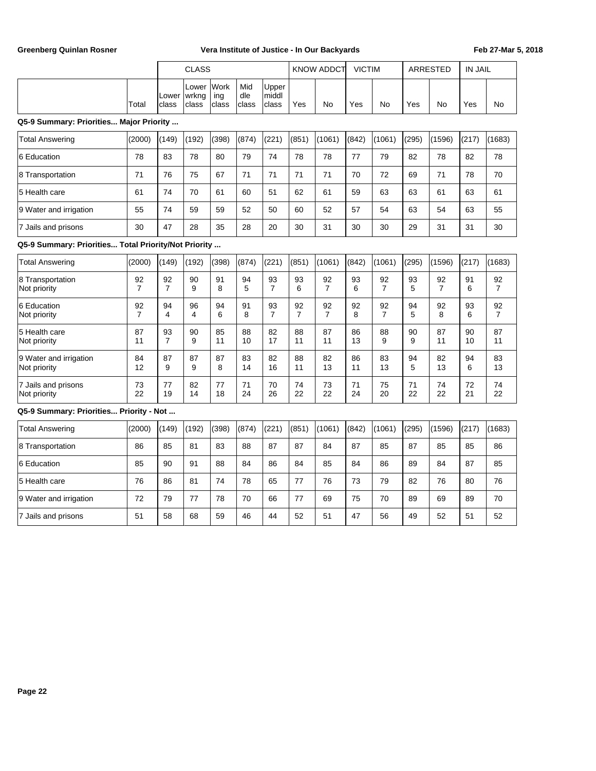| | | CLASS | | | | | KNOW ADDCT | | VICTIM | | ARRESTED | | IN JAIL | |
|---|---|---|---|---|---|---|---|---|---|---|---|---|---|---|
| | Total | Lower class | Lower wrkng class | Working class | Middle class | Upper middl class | Yes | No | Yes | No | Yes | No | Yes | No |

**Q5-9 Summary: Priorities... Major Priority ...**

| | Total | Lower class | Lower wrkng class | Working class | Middle class | Upper middl class | KNOW ADDCT Yes | KNOW ADDCT No | VICTIM Yes | VICTIM No | ARRESTED Yes | ARRESTED No | IN JAIL Yes | IN JAIL No |
|---|---|---|---|---|---|---|---|---|---|---|---|---|---|---|
| Total Answering | (2000) | (149) | (192) | (398) | (874) | (221) | (851) | (1061) | (842) | (1061) | (295) | (1596) | (217) | (1683) |
| 6 Education | 78 | 83 | 78 | 80 | 79 | 74 | 78 | 78 | 77 | 79 | 82 | 78 | 82 | 78 |
| 8 Transportation | 71 | 76 | 75 | 67 | 71 | 71 | 71 | 71 | 70 | 72 | 69 | 71 | 78 | 70 |
| 5 Health care | 61 | 74 | 70 | 61 | 60 | 51 | 62 | 61 | 59 | 63 | 63 | 61 | 63 | 61 |
| 9 Water and irrigation | 55 | 74 | 59 | 59 | 52 | 50 | 60 | 52 | 57 | 54 | 63 | 54 | 63 | 55 |
| 7 Jails and prisons | 30 | 47 | 28 | 35 | 28 | 20 | 30 | 31 | 30 | 30 | 29 | 31 | 31 | 30 |

**Q5-9 Summary: Priorities... Total Priority/Not Priority ...**

| | Total | Lower class | Lower wrkng class | Working class | Middle class | Upper middl class | KNOW ADDCT Yes | KNOW ADDCT No | VICTIM Yes | VICTIM No | ARRESTED Yes | ARRESTED No | IN JAIL Yes | IN JAIL No |
|---|---|---|---|---|---|---|---|---|---|---|---|---|---|---|
| Total Answering | (2000) | (149) | (192) | (398) | (874) | (221) | (851) | (1061) | (842) | (1061) | (295) | (1596) | (217) | (1683) |
| 8 Transportation | 92 | 92 | 90 | 91 | 94 | 93 | 93 | 92 | 93 | 92 | 93 | 92 | 91 | 92 |
| Not priority | 7 | 7 | 9 | 8 | 5 | 7 | 6 | 7 | 6 | 7 | 5 | 7 | 6 | 7 |
| 6 Education | 92 | 94 | 96 | 94 | 91 | 93 | 92 | 92 | 92 | 92 | 94 | 92 | 93 | 92 |
| Not priority | 7 | 4 | 4 | 6 | 8 | 7 | 7 | 7 | 8 | 7 | 5 | 8 | 6 | 7 |
| 5 Health care | 87 | 93 | 90 | 85 | 88 | 82 | 88 | 87 | 86 | 88 | 90 | 87 | 90 | 87 |
| Not priority | 11 | 7 | 9 | 11 | 10 | 17 | 11 | 11 | 13 | 9 | 9 | 11 | 10 | 11 |
| 9 Water and irrigation | 84 | 87 | 87 | 87 | 83 | 82 | 88 | 82 | 86 | 83 | 94 | 82 | 94 | 83 |
| Not priority | 12 | 9 | 9 | 8 | 14 | 16 | 11 | 13 | 11 | 13 | 5 | 13 | 6 | 13 |
| 7 Jails and prisons | 73 | 77 | 82 | 77 | 71 | 70 | 74 | 73 | 71 | 75 | 71 | 74 | 72 | 74 |
| Not priority | 22 | 19 | 14 | 18 | 24 | 26 | 22 | 22 | 24 | 20 | 22 | 22 | 21 | 22 |

**Q5-9 Summary: Priorities... Priority - Not ...**

| | Total | Lower class | Lower wrkng class | Working class | Middle class | Upper middl class | KNOW ADDCT Yes | KNOW ADDCT No | VICTIM Yes | VICTIM No | ARRESTED Yes | ARRESTED No | IN JAIL Yes | IN JAIL No |
|---|---|---|---|---|---|---|---|---|---|---|---|---|---|---|
| Total Answering | (2000) | (149) | (192) | (398) | (874) | (221) | (851) | (1061) | (842) | (1061) | (295) | (1596) | (217) | (1683) |
| 8 Transportation | 86 | 85 | 81 | 83 | 88 | 87 | 87 | 84 | 87 | 85 | 87 | 85 | 85 | 86 |
| 6 Education | 85 | 90 | 91 | 88 | 84 | 86 | 84 | 85 | 84 | 86 | 89 | 84 | 87 | 85 |
| 5 Health care | 76 | 86 | 81 | 74 | 78 | 65 | 77 | 76 | 73 | 79 | 82 | 76 | 80 | 76 |
| 9 Water and irrigation | 72 | 79 | 77 | 78 | 70 | 66 | 77 | 69 | 75 | 70 | 89 | 69 | 89 | 70 |
| 7 Jails and prisons | 51 | 58 | 68 | 59 | 46 | 44 | 52 | 51 | 47 | 56 | 49 | 52 | 51 | 52 |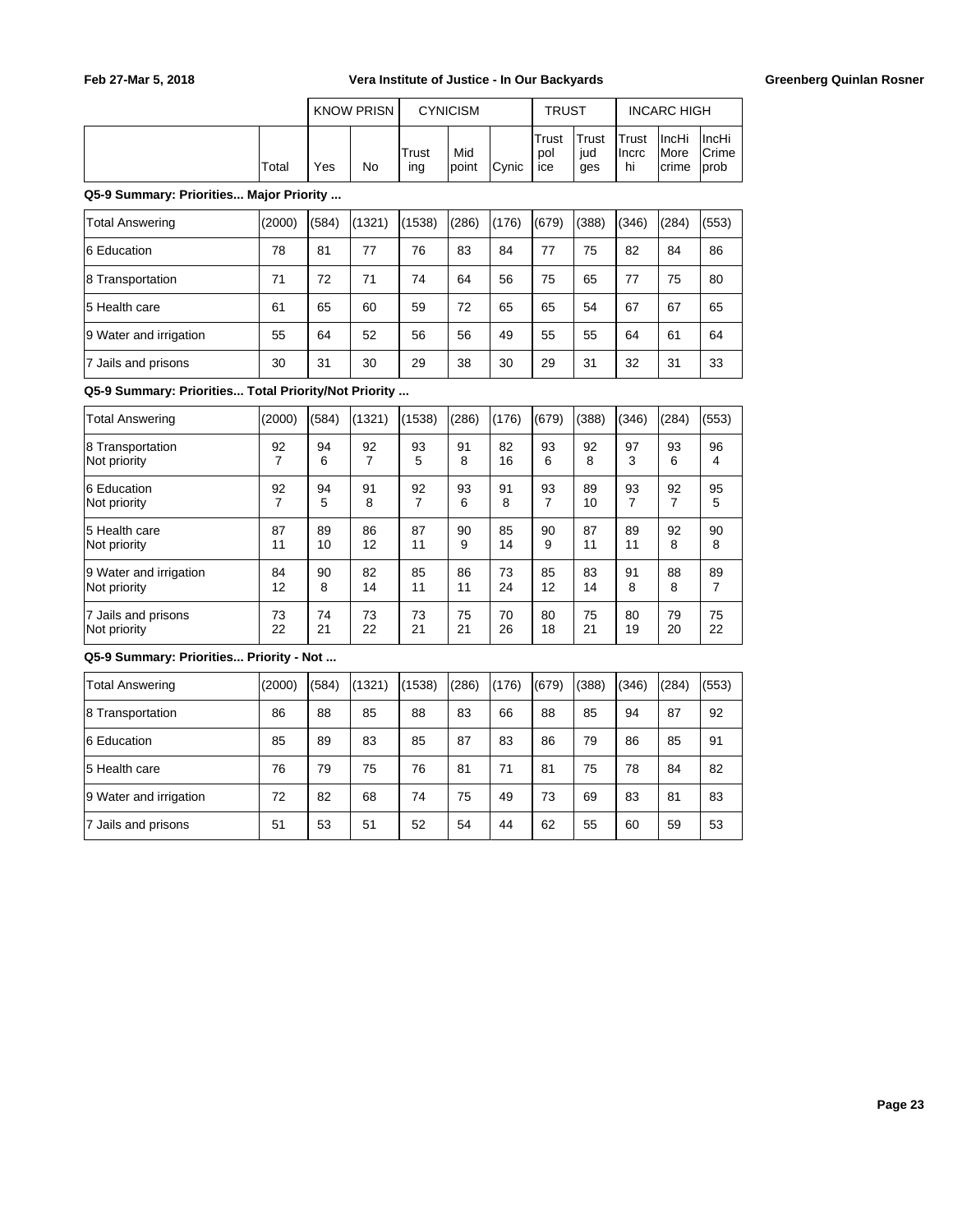| | | KNOW PRISN | | CYNICISM | | | TRUST | | INCARC HIGH | | |
|---|---|---|---|---|---|---|---|---|---|---|---|
| | Total | Yes | No | Trusting | Mid point | Cynic | Trust police | Trust judges | Trust Incrc hi | IncHi More crime | IncHi Crime prob |

**Q5-9 Summary: Priorities... Major Priority ...**

| | Total | Yes | No | Trusting | Mid point | Cynic | Trust police | Trust judges | Trust Incrc hi | IncHi More crime | IncHi Crime prob |
|---|---|---|---|---|---|---|---|---|---|---|---|
| Total Answering | (2000) | (584) | (1321) | (1538) | (286) | (176) | (679) | (388) | (346) | (284) | (553) |
| 6 Education | 78 | 81 | 77 | 76 | 83 | 84 | 77 | 75 | 82 | 84 | 86 |
| 8 Transportation | 71 | 72 | 71 | 74 | 64 | 56 | 75 | 65 | 77 | 75 | 80 |
| 5 Health care | 61 | 65 | 60 | 59 | 72 | 65 | 65 | 54 | 67 | 67 | 65 |
| 9 Water and irrigation | 55 | 64 | 52 | 56 | 56 | 49 | 55 | 55 | 64 | 61 | 64 |
| 7 Jails and prisons | 30 | 31 | 30 | 29 | 38 | 30 | 29 | 31 | 32 | 31 | 33 |

**Q5-9 Summary: Priorities... Total Priority/Not Priority ...**

| | Total | Yes | No | Trusting | Mid point | Cynic | Trust police | Trust judges | Trust Incrc hi | IncHi More crime | IncHi Crime prob |
|---|---|---|---|---|---|---|---|---|---|---|---|
| Total Answering | (2000) | (584) | (1321) | (1538) | (286) | (176) | (679) | (388) | (346) | (284) | (553) |
| 8 Transportation | 92 | 94 | 92 | 93 | 91 | 82 | 93 | 92 | 97 | 93 | 96 |
| Not priority | 7 | 6 | 7 | 5 | 8 | 16 | 6 | 8 | 3 | 6 | 4 |
| 6 Education | 92 | 94 | 91 | 92 | 93 | 91 | 93 | 89 | 93 | 92 | 95 |
| Not priority | 7 | 5 | 8 | 7 | 6 | 8 | 7 | 10 | 7 | 7 | 5 |
| 5 Health care | 87 | 89 | 86 | 87 | 90 | 85 | 90 | 87 | 89 | 92 | 90 |
| Not priority | 11 | 10 | 12 | 11 | 9 | 14 | 9 | 11 | 11 | 8 | 8 |
| 9 Water and irrigation | 84 | 90 | 82 | 85 | 86 | 73 | 85 | 83 | 91 | 88 | 89 |
| Not priority | 12 | 8 | 14 | 11 | 11 | 24 | 12 | 14 | 8 | 8 | 7 |
| 7 Jails and prisons | 73 | 74 | 73 | 73 | 75 | 70 | 80 | 75 | 80 | 79 | 75 |
| Not priority | 22 | 21 | 22 | 21 | 21 | 26 | 18 | 21 | 19 | 20 | 22 |

**Q5-9 Summary: Priorities... Priority - Not ...**

| | Total | Yes | No | Trusting | Mid point | Cynic | Trust police | Trust judges | Trust Incrc hi | IncHi More crime | IncHi Crime prob |
|---|---|---|---|---|---|---|---|---|---|---|---|
| Total Answering | (2000) | (584) | (1321) | (1538) | (286) | (176) | (679) | (388) | (346) | (284) | (553) |
| 8 Transportation | 86 | 88 | 85 | 88 | 83 | 66 | 88 | 85 | 94 | 87 | 92 |
| 6 Education | 85 | 89 | 83 | 85 | 87 | 83 | 86 | 79 | 86 | 85 | 91 |
| 5 Health care | 76 | 79 | 75 | 76 | 81 | 71 | 81 | 75 | 78 | 84 | 82 |
| 9 Water and irrigation | 72 | 82 | 68 | 74 | 75 | 49 | 73 | 69 | 83 | 81 | 83 |
| 7 Jails and prisons | 51 | 53 | 51 | 52 | 54 | 44 | 62 | 55 | 60 | 59 | 53 |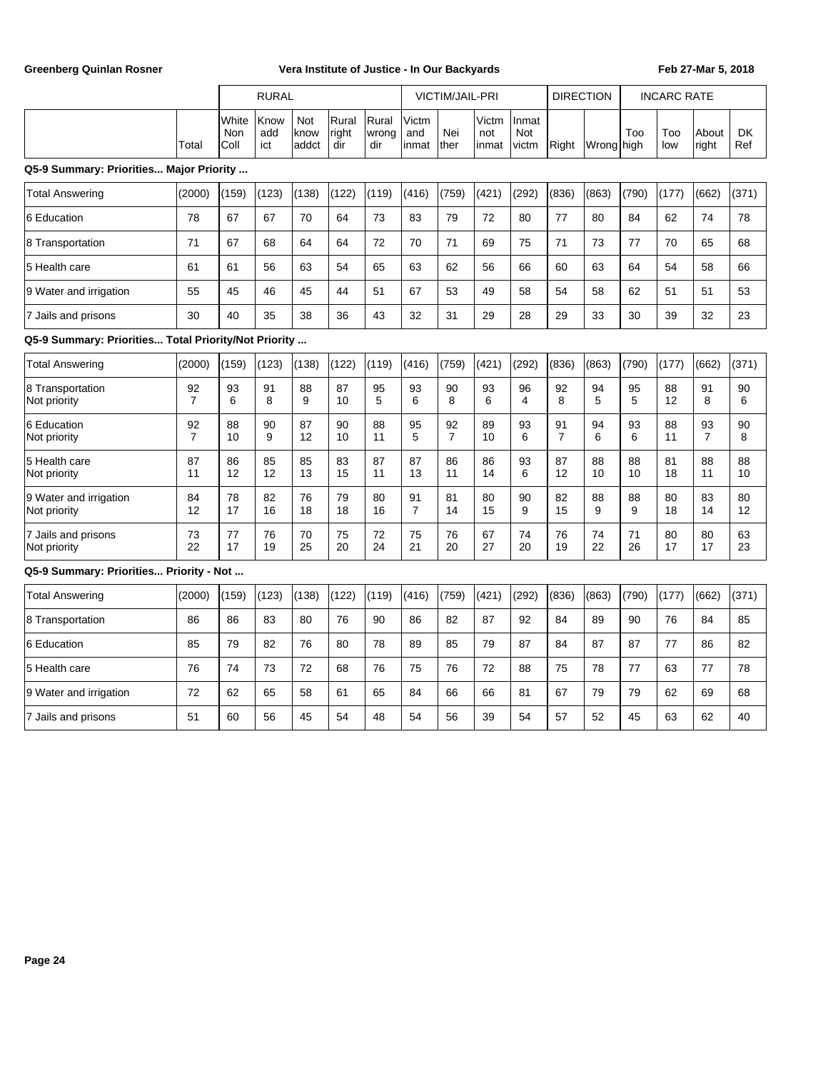| | | RURAL | | | | | VICTIM/JAIL-PRI | | | | DIRECTION | | INCARC RATE | | | |
|---|---|---|---|---|---|---|---|---|---|---|---|---|---|---|---|---|
| | Total | White Non Coll | Know add ict | Not know addct | Rural right dir | Rural wrong dir | Victm and inmat | Nei ther | Victm not inmat | Inmat Not victm | Right | Wrong | Too high | Too low | About right | DK Ref |

**Q5-9 Summary: Priorities... Major Priority ...**

| | Total | White Non Coll | Know add ict | Not know addct | Rural right dir | Rural wrong dir | Victm and inmat | Nei ther | Victm not inmat | Inmat Not victm | Right | Wrong | Too high | Too low | About right | DK Ref |
|---|---|---|---|---|---|---|---|---|---|---|---|---|---|---|---|---|
| Total Answering | (2000) | (159) | (123) | (138) | (122) | (119) | (416) | (759) | (421) | (292) | (836) | (863) | (790) | (177) | (662) | (371) |
| 6 Education | 78 | 67 | 67 | 70 | 64 | 73 | 83 | 79 | 72 | 80 | 77 | 80 | 84 | 62 | 74 | 78 |
| 8 Transportation | 71 | 67 | 68 | 64 | 64 | 72 | 70 | 71 | 69 | 75 | 71 | 73 | 77 | 70 | 65 | 68 |
| 5 Health care | 61 | 61 | 56 | 63 | 54 | 65 | 63 | 62 | 56 | 66 | 60 | 63 | 64 | 54 | 58 | 66 |
| 9 Water and irrigation | 55 | 45 | 46 | 45 | 44 | 51 | 67 | 53 | 49 | 58 | 54 | 58 | 62 | 51 | 51 | 53 |
| 7 Jails and prisons | 30 | 40 | 35 | 38 | 36 | 43 | 32 | 31 | 29 | 28 | 29 | 33 | 30 | 39 | 32 | 23 |

**Q5-9 Summary: Priorities... Total Priority/Not Priority ...**

| | Total | White Non Coll | Know add ict | Not know addct | Rural right dir | Rural wrong dir | Victm and inmat | Nei ther | Victm not inmat | Inmat Not victm | Right | Wrong | Too high | Too low | About right | DK Ref |
|---|---|---|---|---|---|---|---|---|---|---|---|---|---|---|---|---|
| Total Answering | (2000) | (159) | (123) | (138) | (122) | (119) | (416) | (759) | (421) | (292) | (836) | (863) | (790) | (177) | (662) | (371) |
| 8 Transportation | 92 | 93 | 91 | 88 | 87 | 95 | 93 | 90 | 93 | 96 | 92 | 94 | 95 | 88 | 91 | 90 |
| Not priority | 7 | 6 | 8 | 9 | 10 | 5 | 6 | 8 | 6 | 4 | 8 | 5 | 5 | 12 | 8 | 6 |
| 6 Education | 92 | 88 | 90 | 87 | 90 | 88 | 95 | 92 | 89 | 93 | 91 | 94 | 93 | 88 | 93 | 90 |
| Not priority | 7 | 10 | 9 | 12 | 10 | 11 | 5 | 7 | 10 | 6 | 7 | 6 | 6 | 11 | 7 | 8 |
| 5 Health care | 87 | 86 | 85 | 85 | 83 | 87 | 87 | 86 | 86 | 93 | 87 | 88 | 88 | 81 | 88 | 88 |
| Not priority | 11 | 12 | 12 | 13 | 15 | 11 | 13 | 11 | 14 | 6 | 12 | 10 | 10 | 18 | 11 | 10 |
| 9 Water and irrigation | 84 | 78 | 82 | 76 | 79 | 80 | 91 | 81 | 80 | 90 | 82 | 88 | 88 | 80 | 83 | 80 |
| Not priority | 12 | 17 | 16 | 18 | 18 | 16 | 7 | 14 | 15 | 9 | 15 | 9 | 9 | 18 | 14 | 12 |
| 7 Jails and prisons | 73 | 77 | 76 | 70 | 75 | 72 | 75 | 76 | 67 | 74 | 76 | 74 | 71 | 80 | 80 | 63 |
| Not priority | 22 | 17 | 19 | 25 | 20 | 24 | 21 | 20 | 27 | 20 | 19 | 22 | 26 | 17 | 17 | 23 |

**Q5-9 Summary: Priorities... Priority - Not ...**

| | Total | White Non Coll | Know add ict | Not know addct | Rural right dir | Rural wrong dir | Victm and inmat | Nei ther | Victm not inmat | Inmat Not victm | Right | Wrong | Too high | Too low | About right | DK Ref |
|---|---|---|---|---|---|---|---|---|---|---|---|---|---|---|---|---|
| Total Answering | (2000) | (159) | (123) | (138) | (122) | (119) | (416) | (759) | (421) | (292) | (836) | (863) | (790) | (177) | (662) | (371) |
| 8 Transportation | 86 | 86 | 83 | 80 | 76 | 90 | 86 | 82 | 87 | 92 | 84 | 89 | 90 | 76 | 84 | 85 |
| 6 Education | 85 | 79 | 82 | 76 | 80 | 78 | 89 | 85 | 79 | 87 | 84 | 87 | 87 | 77 | 86 | 82 |
| 5 Health care | 76 | 74 | 73 | 72 | 68 | 76 | 75 | 76 | 72 | 88 | 75 | 78 | 77 | 63 | 77 | 78 |
| 9 Water and irrigation | 72 | 62 | 65 | 58 | 61 | 65 | 84 | 66 | 66 | 81 | 67 | 79 | 79 | 62 | 69 | 68 |
| 7 Jails and prisons | 51 | 60 | 56 | 45 | 54 | 48 | 54 | 56 | 39 | 54 | 57 | 52 | 45 | 63 | 62 | 40 |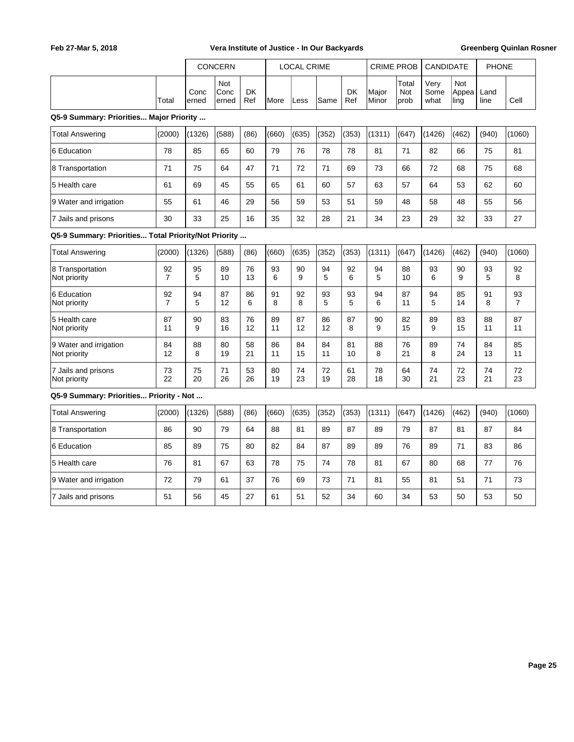| | Total | CONCERN Conc erned | Not Conc erned | DK Ref | LOCAL CRIME More | Less | Same | DK Ref | CRIME PROB Major Minor | Total Not prob | CANDIDATE Very Some what | Not Appea ling | PHONE Land line | Cell |
|---|---|---|---|---|---|---|---|---|---|---|---|---|---|---|

**Q5-9 Summary: Priorities... Major Priority ...**

| | Total | Conc erned | Not Conc erned | DK Ref | More | Less | Same | DK Ref | Major Minor | Total Not prob | Very Some what | Not Appea ling | Land line | Cell |
|---|---|---|---|---|---|---|---|---|---|---|---|---|---|---|
| Total Answering | (2000) | (1326) | (588) | (86) | (660) | (635) | (352) | (353) | (1311) | (647) | (1426) | (462) | (940) | (1060) |
| 6 Education | 78 | 85 | 65 | 60 | 79 | 76 | 78 | 78 | 81 | 71 | 82 | 66 | 75 | 81 |
| 8 Transportation | 71 | 75 | 64 | 47 | 71 | 72 | 71 | 69 | 73 | 66 | 72 | 68 | 75 | 68 |
| 5 Health care | 61 | 69 | 45 | 55 | 65 | 61 | 60 | 57 | 63 | 57 | 64 | 53 | 62 | 60 |
| 9 Water and irrigation | 55 | 61 | 46 | 29 | 56 | 59 | 53 | 51 | 59 | 48 | 58 | 48 | 55 | 56 |
| 7 Jails and prisons | 30 | 33 | 25 | 16 | 35 | 32 | 28 | 21 | 34 | 23 | 29 | 32 | 33 | 27 |

**Q5-9 Summary: Priorities... Total Priority/Not Priority ...**

| | Total | Conc erned | Not Conc erned | DK Ref | More | Less | Same | DK Ref | Major Minor | Total Not prob | Very Some what | Not Appea ling | Land line | Cell |
|---|---|---|---|---|---|---|---|---|---|---|---|---|---|---|
| Total Answering | (2000) | (1326) | (588) | (86) | (660) | (635) | (352) | (353) | (1311) | (647) | (1426) | (462) | (940) | (1060) |
| 8 Transportation | 92 | 95 | 89 | 76 | 93 | 90 | 94 | 92 | 94 | 88 | 93 | 90 | 93 | 92 |
| Not priority | 7 | 5 | 10 | 13 | 6 | 9 | 5 | 6 | 5 | 10 | 6 | 9 | 5 | 8 |
| 6 Education | 92 | 94 | 87 | 86 | 91 | 92 | 93 | 93 | 94 | 87 | 94 | 85 | 91 | 93 |
| Not priority | 7 | 5 | 12 | 6 | 8 | 8 | 5 | 5 | 6 | 11 | 5 | 14 | 8 | 7 |
| 5 Health care | 87 | 90 | 83 | 76 | 89 | 87 | 86 | 87 | 90 | 82 | 89 | 83 | 88 | 87 |
| Not priority | 11 | 9 | 16 | 12 | 11 | 12 | 12 | 8 | 9 | 15 | 9 | 15 | 11 | 11 |
| 9 Water and irrigation | 84 | 88 | 80 | 58 | 86 | 84 | 84 | 81 | 88 | 76 | 89 | 74 | 84 | 85 |
| Not priority | 12 | 8 | 19 | 21 | 11 | 15 | 11 | 10 | 8 | 21 | 8 | 24 | 13 | 11 |
| 7 Jails and prisons | 73 | 75 | 71 | 53 | 80 | 74 | 72 | 61 | 78 | 64 | 74 | 72 | 74 | 72 |
| Not priority | 22 | 20 | 26 | 26 | 19 | 23 | 19 | 28 | 18 | 30 | 21 | 23 | 21 | 23 |

**Q5-9 Summary: Priorities... Priority - Not ...**

| | Total | Conc erned | Not Conc erned | DK Ref | More | Less | Same | DK Ref | Major Minor | Total Not prob | Very Some what | Not Appea ling | Land line | Cell |
|---|---|---|---|---|---|---|---|---|---|---|---|---|---|---|
| Total Answering | (2000) | (1326) | (588) | (86) | (660) | (635) | (352) | (353) | (1311) | (647) | (1426) | (462) | (940) | (1060) |
| 8 Transportation | 86 | 90 | 79 | 64 | 88 | 81 | 89 | 87 | 89 | 79 | 87 | 81 | 87 | 84 |
| 6 Education | 85 | 89 | 75 | 80 | 82 | 84 | 87 | 89 | 89 | 76 | 89 | 71 | 83 | 86 |
| 5 Health care | 76 | 81 | 67 | 63 | 78 | 75 | 74 | 78 | 81 | 67 | 80 | 68 | 77 | 76 |
| 9 Water and irrigation | 72 | 79 | 61 | 37 | 76 | 69 | 73 | 71 | 81 | 55 | 81 | 51 | 71 | 73 |
| 7 Jails and prisons | 51 | 56 | 45 | 27 | 61 | 51 | 52 | 34 | 60 | 34 | 53 | 50 | 53 | 50 |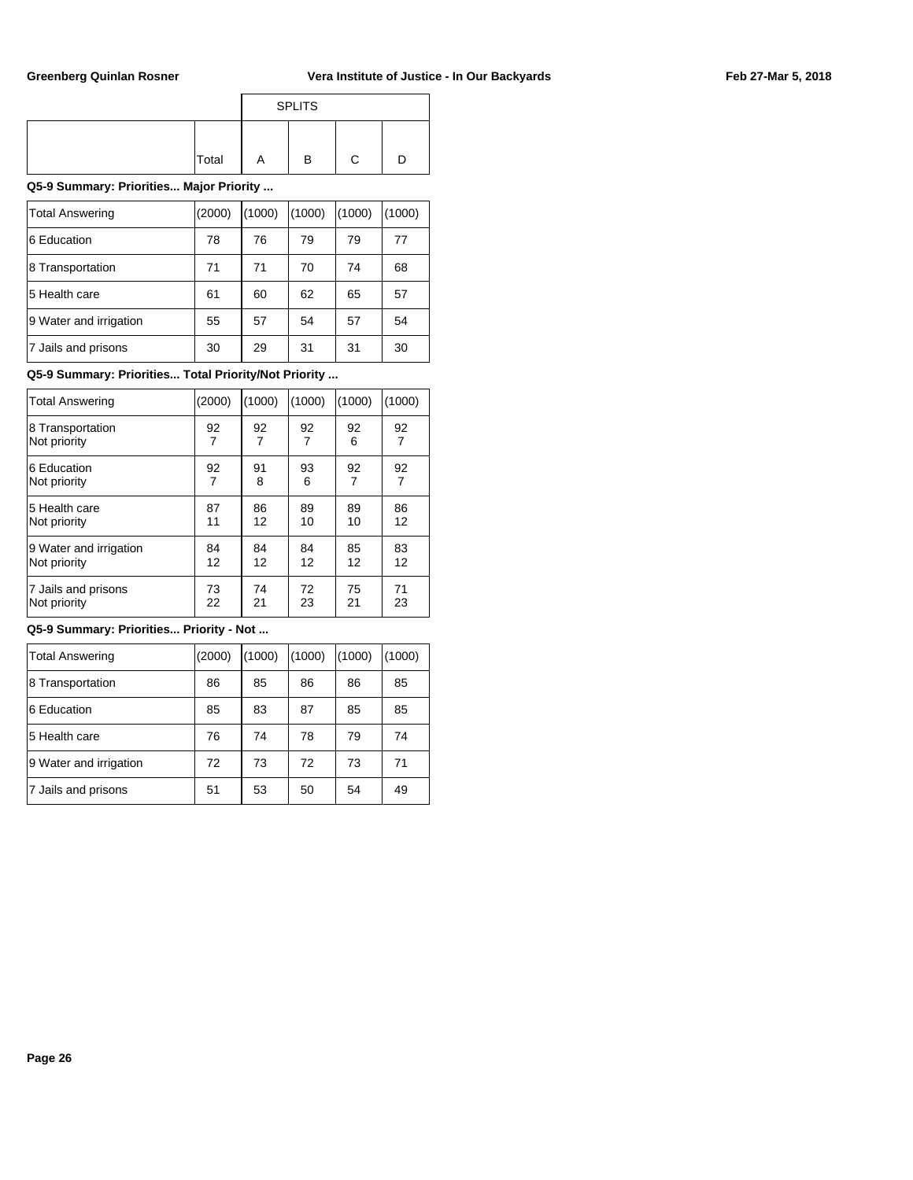| | Total | SPLITS | | | |
|---|---|---|---|---|---|
| | | A | B | C | D |

**Q5-9 Summary: Priorities... Major Priority ...**

| | Total | A | B | C | D |
|---|---|---|---|---|---|
| Total Answering | (2000) | (1000) | (1000) | (1000) | (1000) |
| 6 Education | 78 | 76 | 79 | 79 | 77 |
| 8 Transportation | 71 | 71 | 70 | 74 | 68 |
| 5 Health care | 61 | 60 | 62 | 65 | 57 |
| 9 Water and irrigation | 55 | 57 | 54 | 57 | 54 |
| 7 Jails and prisons | 30 | 29 | 31 | 31 | 30 |

**Q5-9 Summary: Priorities... Total Priority/Not Priority ...**

| | Total | A | B | C | D |
|---|---|---|---|---|---|
| Total Answering | (2000) | (1000) | (1000) | (1000) | (1000) |
| 8 Transportation | 92 | 92 | 92 | 92 | 92 |
| Not priority | 7 | 7 | 7 | 6 | 7 |
| 6 Education | 92 | 91 | 93 | 92 | 92 |
| Not priority | 7 | 8 | 6 | 7 | 7 |
| 5 Health care | 87 | 86 | 89 | 89 | 86 |
| Not priority | 11 | 12 | 10 | 10 | 12 |
| 9 Water and irrigation | 84 | 84 | 84 | 85 | 83 |
| Not priority | 12 | 12 | 12 | 12 | 12 |
| 7 Jails and prisons | 73 | 74 | 72 | 75 | 71 |
| Not priority | 22 | 21 | 23 | 21 | 23 |

**Q5-9 Summary: Priorities... Priority - Not ...**

| | Total | A | B | C | D |
|---|---|---|---|---|---|
| Total Answering | (2000) | (1000) | (1000) | (1000) | (1000) |
| 8 Transportation | 86 | 85 | 86 | 86 | 85 |
| 6 Education | 85 | 83 | 87 | 85 | 85 |
| 5 Health care | 76 | 74 | 78 | 79 | 74 |
| 9 Water and irrigation | 72 | 73 | 72 | 73 | 71 |
| 7 Jails and prisons | 51 | 53 | 50 | 54 | 49 |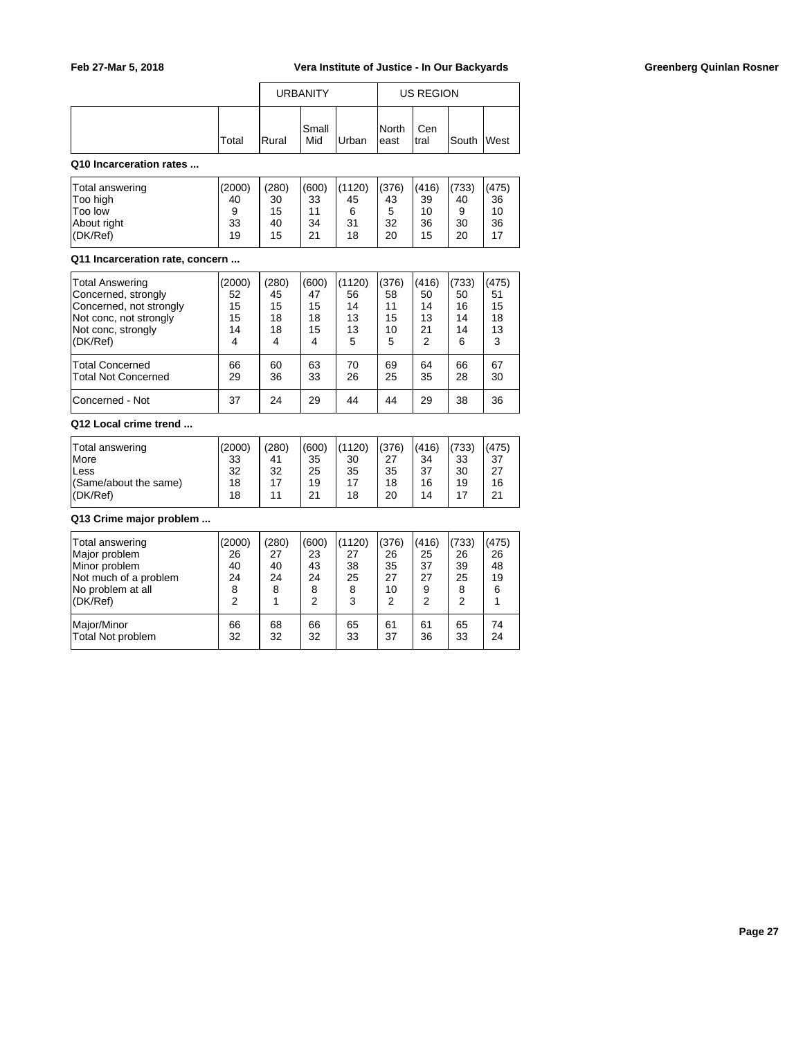| | Total | URBANITY | | | US REGION | | | |
|---|---|---|---|---|---|---|---|---|
| | | Rural | Small Mid | Urban | North east | Cen tral | South | West |

**Q10 Incarceration rates ...**

| | Total | Rural | Small Mid | Urban | North east | Cen tral | South | West |
|---|---|---|---|---|---|---|---|---|
| Total answering | (2000) | (280) | (600) | (1120) | (376) | (416) | (733) | (475) |
| Too high | 40 | 30 | 33 | 45 | 43 | 39 | 40 | 36 |
| Too low | 9 | 15 | 11 | 6 | 5 | 10 | 9 | 10 |
| About right | 33 | 40 | 34 | 31 | 32 | 36 | 30 | 36 |
| (DK/Ref) | 19 | 15 | 21 | 18 | 20 | 15 | 20 | 17 |

**Q11 Incarceration rate, concern ...**

| | Total | Rural | Small Mid | Urban | North east | Cen tral | South | West |
|---|---|---|---|---|---|---|---|---|
| Total Answering | (2000) | (280) | (600) | (1120) | (376) | (416) | (733) | (475) |
| Concerned, strongly | 52 | 45 | 47 | 56 | 58 | 50 | 50 | 51 |
| Concerned, not strongly | 15 | 15 | 15 | 14 | 11 | 14 | 16 | 15 |
| Not conc, not strongly | 15 | 18 | 18 | 13 | 15 | 13 | 14 | 18 |
| Not conc, strongly | 14 | 18 | 15 | 13 | 10 | 21 | 14 | 13 |
| (DK/Ref) | 4 | 4 | 4 | 5 | 5 | 2 | 6 | 3 |
| Total Concerned | 66 | 60 | 63 | 70 | 69 | 64 | 66 | 67 |
| Total Not Concerned | 29 | 36 | 33 | 26 | 25 | 35 | 28 | 30 |
| Concerned - Not | 37 | 24 | 29 | 44 | 44 | 29 | 38 | 36 |

**Q12 Local crime trend ...**

| | Total | Rural | Small Mid | Urban | North east | Cen tral | South | West |
|---|---|---|---|---|---|---|---|---|
| Total answering | (2000) | (280) | (600) | (1120) | (376) | (416) | (733) | (475) |
| More | 33 | 41 | 35 | 30 | 27 | 34 | 33 | 37 |
| Less | 32 | 32 | 25 | 35 | 35 | 37 | 30 | 27 |
| (Same/about the same) | 18 | 17 | 19 | 17 | 18 | 16 | 19 | 16 |
| (DK/Ref) | 18 | 11 | 21 | 18 | 20 | 14 | 17 | 21 |

**Q13 Crime major problem ...**

| | Total | Rural | Small Mid | Urban | North east | Cen tral | South | West |
|---|---|---|---|---|---|---|---|---|
| Total answering | (2000) | (280) | (600) | (1120) | (376) | (416) | (733) | (475) |
| Major problem | 26 | 27 | 23 | 27 | 26 | 25 | 26 | 26 |
| Minor problem | 40 | 40 | 43 | 38 | 35 | 37 | 39 | 48 |
| Not much of a problem | 24 | 24 | 24 | 25 | 27 | 27 | 25 | 19 |
| No problem at all | 8 | 8 | 8 | 8 | 10 | 9 | 8 | 6 |
| (DK/Ref) | 2 | 1 | 2 | 3 | 2 | 2 | 2 | 1 |
| Major/Minor | 66 | 68 | 66 | 65 | 61 | 61 | 65 | 74 |
| Total Not problem | 32 | 32 | 32 | 33 | 37 | 36 | 33 | 24 |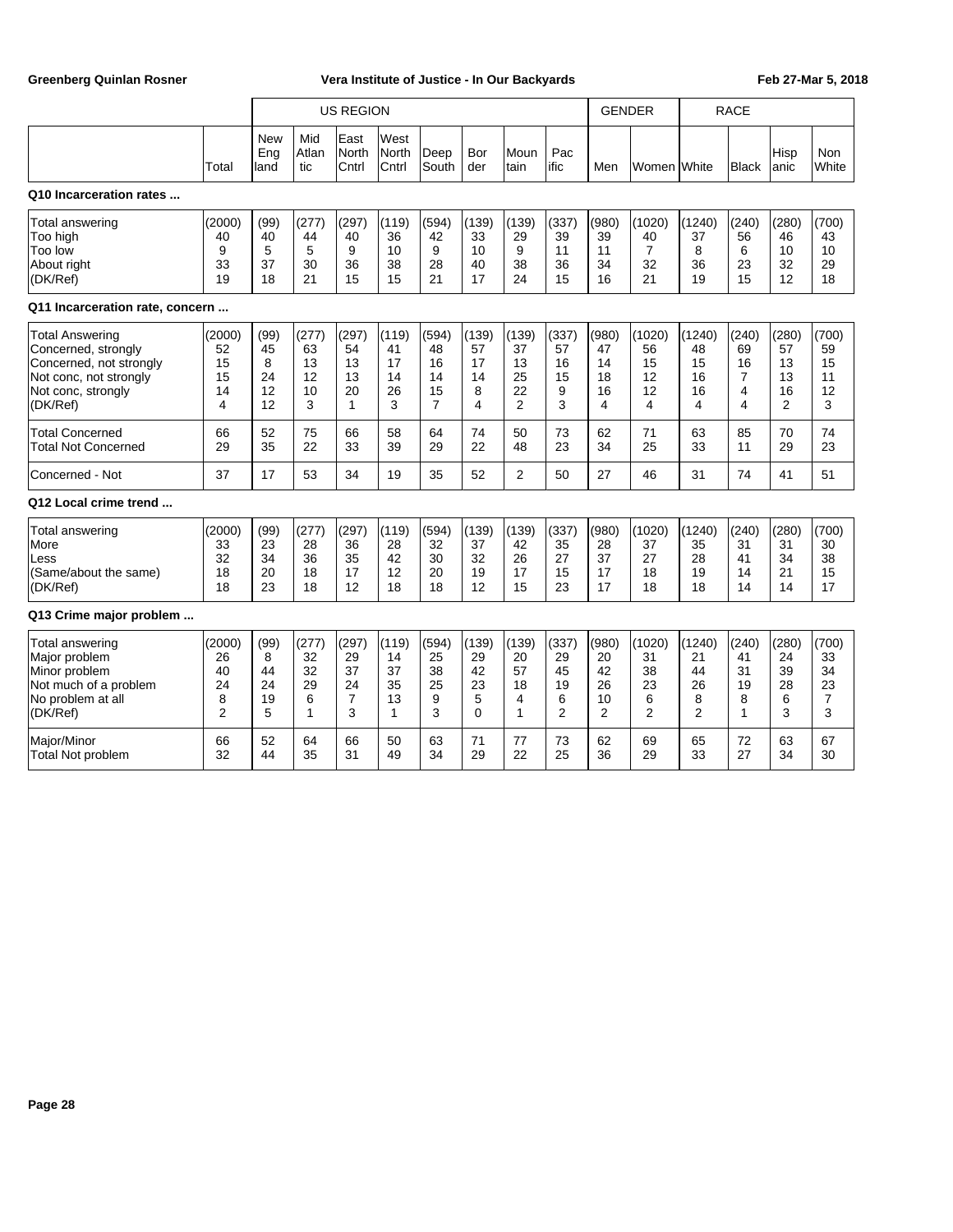| | Total | US REGION | | | | | | | | GENDER | | RACE | | | |
|---|---|---|---|---|---|---|---|---|---|---|---|---|---|---|---|
| | | New England | Mid Atlantic | East North Cntrl | West North Cntrl | Deep South | Border | Mountain | Pacific | Men | Women | White | Black | Hispanic | Non White |
| **Q10 Incarceration rates ...** | | | | | | | | | | | | | | | |
| Total answering | (2000) | (99) | (277) | (297) | (119) | (594) | (139) | (139) | (337) | (980) | (1020) | (1240) | (240) | (280) | (700) |
| Too high | 40 | 40 | 44 | 40 | 36 | 42 | 33 | 29 | 39 | 39 | 40 | 37 | 56 | 46 | 43 |
| Too low | 9 | 5 | 5 | 9 | 10 | 9 | 10 | 9 | 11 | 11 | 7 | 8 | 6 | 10 | 10 |
| About right | 33 | 37 | 30 | 36 | 38 | 28 | 40 | 38 | 36 | 34 | 32 | 36 | 23 | 32 | 29 |
| (DK/Ref) | 19 | 18 | 21 | 15 | 15 | 21 | 17 | 24 | 15 | 16 | 21 | 19 | 15 | 12 | 18 |
| **Q11 Incarceration rate, concern ...** | | | | | | | | | | | | | | | |
| Total Answering | (2000) | (99) | (277) | (297) | (119) | (594) | (139) | (139) | (337) | (980) | (1020) | (1240) | (240) | (280) | (700) |
| Concerned, strongly | 52 | 45 | 63 | 54 | 41 | 48 | 57 | 37 | 57 | 47 | 56 | 48 | 69 | 57 | 59 |
| Concerned, not strongly | 15 | 8 | 13 | 13 | 17 | 16 | 17 | 13 | 16 | 14 | 15 | 15 | 16 | 13 | 15 |
| Not conc, not strongly | 15 | 24 | 12 | 13 | 14 | 14 | 14 | 25 | 15 | 18 | 12 | 16 | 7 | 13 | 11 |
| Not conc, strongly | 14 | 12 | 10 | 20 | 26 | 15 | 8 | 22 | 9 | 16 | 12 | 16 | 4 | 16 | 12 |
| (DK/Ref) | 4 | 12 | 3 | 1 | 3 | 7 | 4 | 2 | 3 | 4 | 4 | 4 | 4 | 2 | 3 |
| Total Concerned | 66 | 52 | 75 | 66 | 58 | 64 | 74 | 50 | 73 | 62 | 71 | 63 | 85 | 70 | 74 |
| Total Not Concerned | 29 | 35 | 22 | 33 | 39 | 29 | 22 | 48 | 23 | 34 | 25 | 33 | 11 | 29 | 23 |
| Concerned - Not | 37 | 17 | 53 | 34 | 19 | 35 | 52 | 2 | 50 | 27 | 46 | 31 | 74 | 41 | 51 |
| **Q12 Local crime trend ...** | | | | | | | | | | | | | | | |
| Total answering | (2000) | (99) | (277) | (297) | (119) | (594) | (139) | (139) | (337) | (980) | (1020) | (1240) | (240) | (280) | (700) |
| More | 33 | 23 | 28 | 36 | 28 | 32 | 37 | 42 | 35 | 28 | 37 | 35 | 31 | 31 | 30 |
| Less | 32 | 34 | 36 | 35 | 42 | 30 | 32 | 26 | 27 | 37 | 27 | 28 | 41 | 34 | 38 |
| (Same/about the same) | 18 | 20 | 18 | 17 | 12 | 20 | 19 | 17 | 15 | 17 | 18 | 19 | 14 | 21 | 15 |
| (DK/Ref) | 18 | 23 | 18 | 12 | 18 | 18 | 12 | 15 | 23 | 17 | 18 | 18 | 14 | 14 | 17 |
| **Q13 Crime major problem ...** | | | | | | | | | | | | | | | |
| Total answering | (2000) | (99) | (277) | (297) | (119) | (594) | (139) | (139) | (337) | (980) | (1020) | (1240) | (240) | (280) | (700) |
| Major problem | 26 | 8 | 32 | 29 | 14 | 25 | 29 | 20 | 29 | 20 | 31 | 21 | 41 | 24 | 33 |
| Minor problem | 40 | 44 | 32 | 37 | 37 | 38 | 42 | 57 | 45 | 42 | 38 | 44 | 31 | 39 | 34 |
| Not much of a problem | 24 | 24 | 29 | 24 | 35 | 25 | 23 | 18 | 19 | 26 | 23 | 26 | 19 | 28 | 23 |
| No problem at all | 8 | 19 | 6 | 7 | 13 | 9 | 5 | 4 | 6 | 10 | 6 | 8 | 8 | 6 | 7 |
| (DK/Ref) | 2 | 5 | 1 | 3 | 1 | 3 | 0 | 1 | 2 | 2 | 2 | 2 | 1 | 3 | 3 |
| Major/Minor | 66 | 52 | 64 | 66 | 50 | 63 | 71 | 77 | 73 | 62 | 69 | 65 | 72 | 63 | 67 |
| Total Not problem | 32 | 44 | 35 | 31 | 49 | 34 | 29 | 22 | 25 | 36 | 29 | 33 | 27 | 34 | 30 |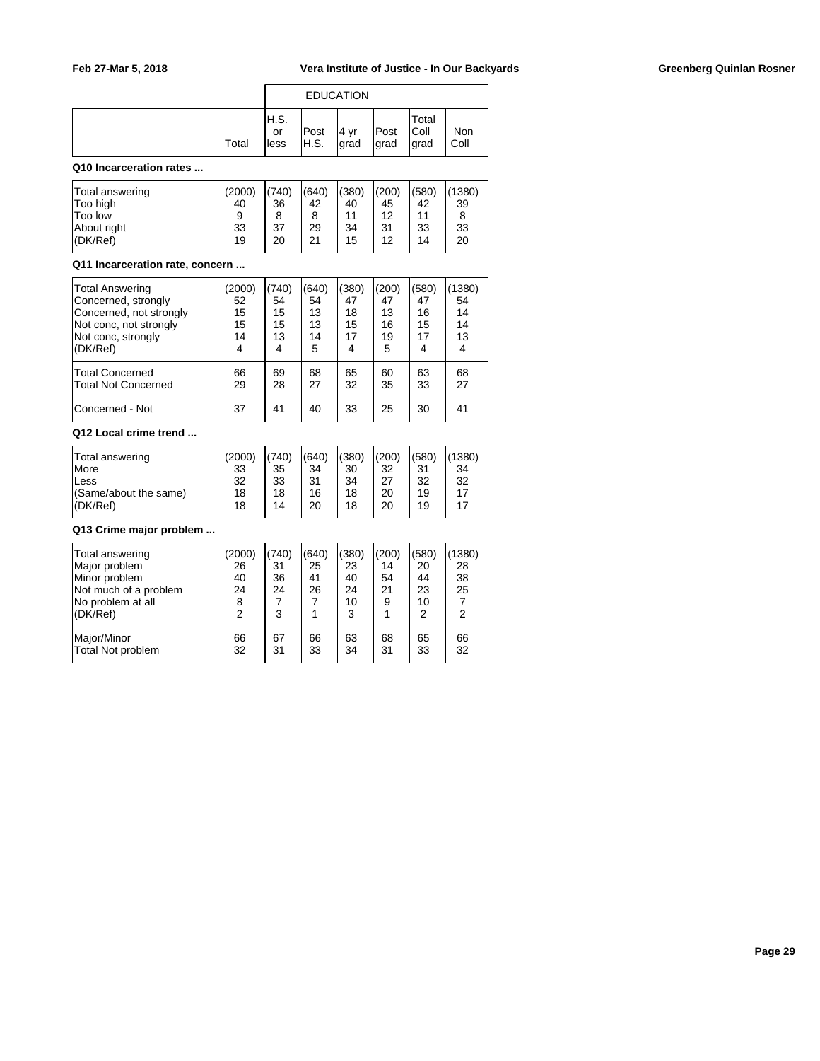| | Total | EDUCATION | | | | | |
|---|---|---|---|---|---|---|---|
| | | H.S. or less | Post H.S. | 4 yr grad | Post grad | Total Coll grad | Non Coll |

**Q10 Incarceration rates ...**

| | Total | H.S. or less | Post H.S. | 4 yr grad | Post grad | Total Coll grad | Non Coll |
|---|---|---|---|---|---|---|---|
| Total answering | (2000) | (740) | (640) | (380) | (200) | (580) | (1380) |
| Too high | 40 | 36 | 42 | 40 | 45 | 42 | 39 |
| Too low | 9 | 8 | 8 | 11 | 12 | 11 | 8 |
| About right | 33 | 37 | 29 | 34 | 31 | 33 | 33 |
| (DK/Ref) | 19 | 20 | 21 | 15 | 12 | 14 | 20 |

**Q11 Incarceration rate, concern ...**

| | Total | H.S. or less | Post H.S. | 4 yr grad | Post grad | Total Coll grad | Non Coll |
|---|---|---|---|---|---|---|---|
| Total Answering | (2000) | (740) | (640) | (380) | (200) | (580) | (1380) |
| Concerned, strongly | 52 | 54 | 54 | 47 | 47 | 47 | 54 |
| Concerned, not strongly | 15 | 15 | 13 | 18 | 13 | 16 | 14 |
| Not conc, not strongly | 15 | 15 | 13 | 15 | 16 | 15 | 14 |
| Not conc, strongly | 14 | 13 | 14 | 17 | 19 | 17 | 13 |
| (DK/Ref) | 4 | 4 | 5 | 4 | 5 | 4 | 4 |
| Total Concerned | 66 | 69 | 68 | 65 | 60 | 63 | 68 |
| Total Not Concerned | 29 | 28 | 27 | 32 | 35 | 33 | 27 |
| Concerned - Not | 37 | 41 | 40 | 33 | 25 | 30 | 41 |

**Q12 Local crime trend ...**

| | Total | H.S. or less | Post H.S. | 4 yr grad | Post grad | Total Coll grad | Non Coll |
|---|---|---|---|---|---|---|---|
| Total answering | (2000) | (740) | (640) | (380) | (200) | (580) | (1380) |
| More | 33 | 35 | 34 | 30 | 32 | 31 | 34 |
| Less | 32 | 33 | 31 | 34 | 27 | 32 | 32 |
| (Same/about the same) | 18 | 18 | 16 | 18 | 20 | 19 | 17 |
| (DK/Ref) | 18 | 14 | 20 | 18 | 20 | 19 | 17 |

**Q13 Crime major problem ...**

| | Total | H.S. or less | Post H.S. | 4 yr grad | Post grad | Total Coll grad | Non Coll |
|---|---|---|---|---|---|---|---|
| Total answering | (2000) | (740) | (640) | (380) | (200) | (580) | (1380) |
| Major problem | 26 | 31 | 25 | 23 | 14 | 20 | 28 |
| Minor problem | 40 | 36 | 41 | 40 | 54 | 44 | 38 |
| Not much of a problem | 24 | 24 | 26 | 24 | 21 | 23 | 25 |
| No problem at all | 8 | 7 | 7 | 10 | 9 | 10 | 7 |
| (DK/Ref) | 2 | 3 | 1 | 3 | 1 | 2 | 2 |
| Major/Minor | 66 | 67 | 66 | 63 | 68 | 65 | 66 |
| Total Not problem | 32 | 31 | 33 | 34 | 31 | 33 | 32 |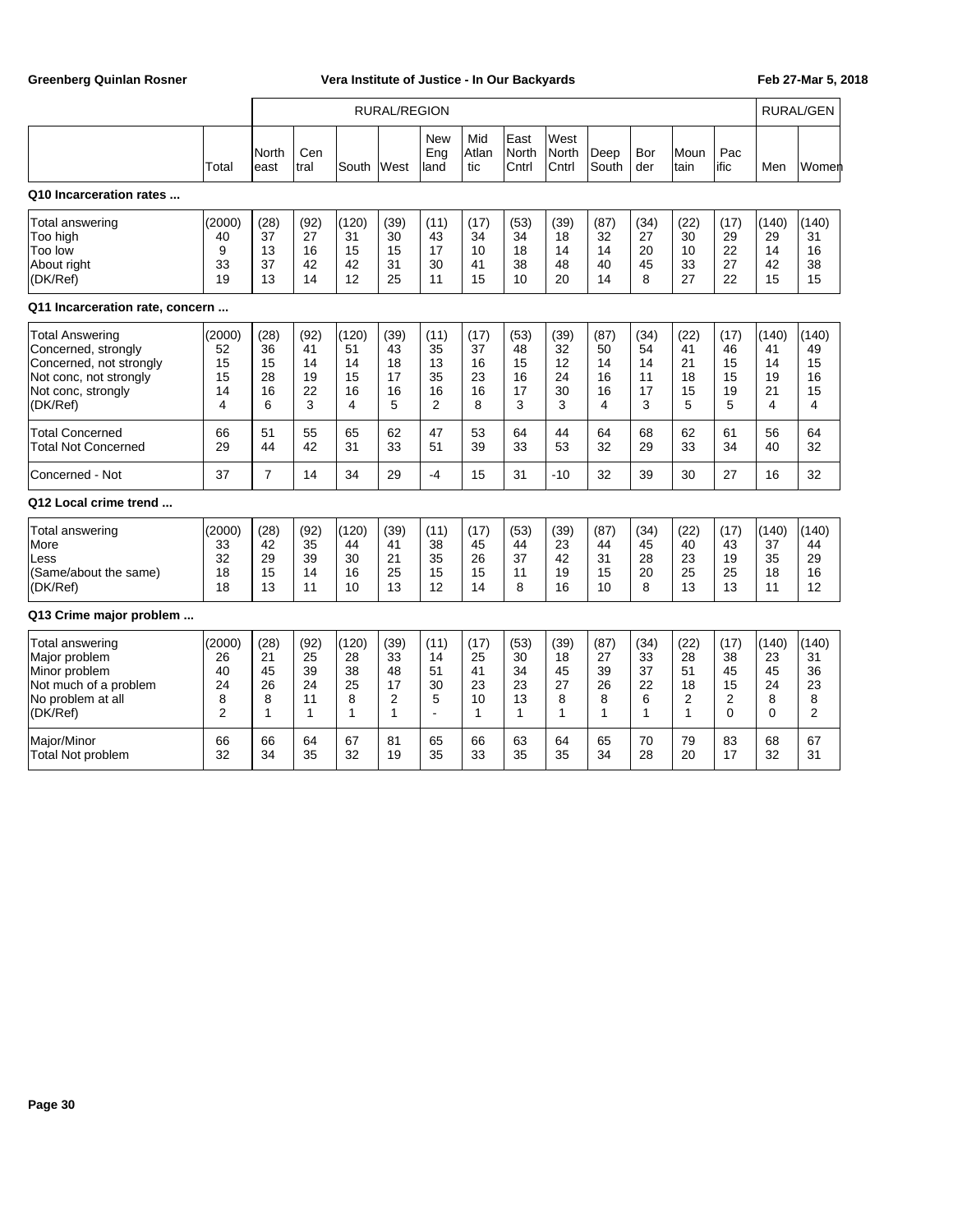| | Total | RURAL/REGION | | | | | | | | | | | | RURAL/GEN | |
|---|---|---|---|---|---|---|---|---|---|---|---|---|---|---|---|
| | | North east | Cen tral | South | West | New Eng land | Mid Atlan tic | East North Cntrl | West North Cntrl | Deep South | Bor der | Moun tain | Pac ific | Men | Women |
| **Q10 Incarceration rates ...** | | | | | | | | | | | | | | | |
| Total answering | (2000) | (28) | (92) | (120) | (39) | (11) | (17) | (53) | (39) | (87) | (34) | (22) | (17) | (140) | (140) |
| Too high | 40 | 37 | 27 | 31 | 30 | 43 | 34 | 34 | 18 | 32 | 27 | 30 | 29 | 29 | 31 |
| Too low | 9 | 13 | 16 | 15 | 15 | 17 | 10 | 18 | 14 | 14 | 20 | 10 | 22 | 14 | 16 |
| About right | 33 | 37 | 42 | 42 | 31 | 30 | 41 | 38 | 48 | 40 | 45 | 33 | 27 | 42 | 38 |
| (DK/Ref) | 19 | 13 | 14 | 12 | 25 | 11 | 15 | 10 | 20 | 14 | 8 | 27 | 22 | 15 | 15 |
| **Q11 Incarceration rate, concern ...** | | | | | | | | | | | | | | | |
| Total Answering | (2000) | (28) | (92) | (120) | (39) | (11) | (17) | (53) | (39) | (87) | (34) | (22) | (17) | (140) | (140) |
| Concerned, strongly | 52 | 36 | 41 | 51 | 43 | 35 | 37 | 48 | 32 | 50 | 54 | 41 | 46 | 41 | 49 |
| Concerned, not strongly | 15 | 15 | 14 | 14 | 18 | 13 | 16 | 15 | 12 | 14 | 14 | 21 | 15 | 14 | 15 |
| Not conc, not strongly | 15 | 28 | 19 | 15 | 17 | 35 | 23 | 16 | 24 | 16 | 11 | 18 | 15 | 19 | 16 |
| Not conc, strongly | 14 | 16 | 22 | 16 | 16 | 16 | 16 | 17 | 30 | 16 | 17 | 15 | 19 | 21 | 15 |
| (DK/Ref) | 4 | 6 | 3 | 4 | 5 | 2 | 8 | 3 | 3 | 4 | 3 | 5 | 5 | 4 | 4 |
| Total Concerned | 66 | 51 | 55 | 65 | 62 | 47 | 53 | 64 | 44 | 64 | 68 | 62 | 61 | 56 | 64 |
| Total Not Concerned | 29 | 44 | 42 | 31 | 33 | 51 | 39 | 33 | 53 | 32 | 29 | 33 | 34 | 40 | 32 |
| Concerned - Not | 37 | 7 | 14 | 34 | 29 | -4 | 15 | 31 | -10 | 32 | 39 | 30 | 27 | 16 | 32 |
| **Q12 Local crime trend ...** | | | | | | | | | | | | | | | |
| Total answering | (2000) | (28) | (92) | (120) | (39) | (11) | (17) | (53) | (39) | (87) | (34) | (22) | (17) | (140) | (140) |
| More | 33 | 42 | 35 | 44 | 41 | 38 | 45 | 44 | 23 | 44 | 45 | 40 | 43 | 37 | 44 |
| Less | 32 | 29 | 39 | 30 | 21 | 35 | 26 | 37 | 42 | 31 | 28 | 23 | 19 | 35 | 29 |
| (Same/about the same) | 18 | 15 | 14 | 16 | 25 | 15 | 15 | 11 | 19 | 15 | 20 | 25 | 25 | 18 | 16 |
| (DK/Ref) | 18 | 13 | 11 | 10 | 13 | 12 | 14 | 8 | 16 | 10 | 8 | 13 | 13 | 11 | 12 |
| **Q13 Crime major problem ...** | | | | | | | | | | | | | | | |
| Total answering | (2000) | (28) | (92) | (120) | (39) | (11) | (17) | (53) | (39) | (87) | (34) | (22) | (17) | (140) | (140) |
| Major problem | 26 | 21 | 25 | 28 | 33 | 14 | 25 | 30 | 18 | 27 | 33 | 28 | 38 | 23 | 31 |
| Minor problem | 40 | 45 | 39 | 38 | 48 | 51 | 41 | 34 | 45 | 39 | 37 | 51 | 45 | 45 | 36 |
| Not much of a problem | 24 | 26 | 24 | 25 | 17 | 30 | 23 | 23 | 27 | 26 | 22 | 18 | 15 | 24 | 23 |
| No problem at all | 8 | 8 | 11 | 8 | 2 | 5 | 10 | 13 | 8 | 8 | 6 | 2 | 2 | 8 | 8 |
| (DK/Ref) | 2 | 1 | 1 | 1 | 1 | - | 1 | 1 | 1 | 1 | 1 | 1 | 0 | 0 | 2 |
| Major/Minor | 66 | 66 | 64 | 67 | 81 | 65 | 66 | 63 | 64 | 65 | 70 | 79 | 83 | 68 | 67 |
| Total Not problem | 32 | 34 | 35 | 32 | 19 | 35 | 33 | 35 | 35 | 34 | 28 | 20 | 17 | 32 | 31 |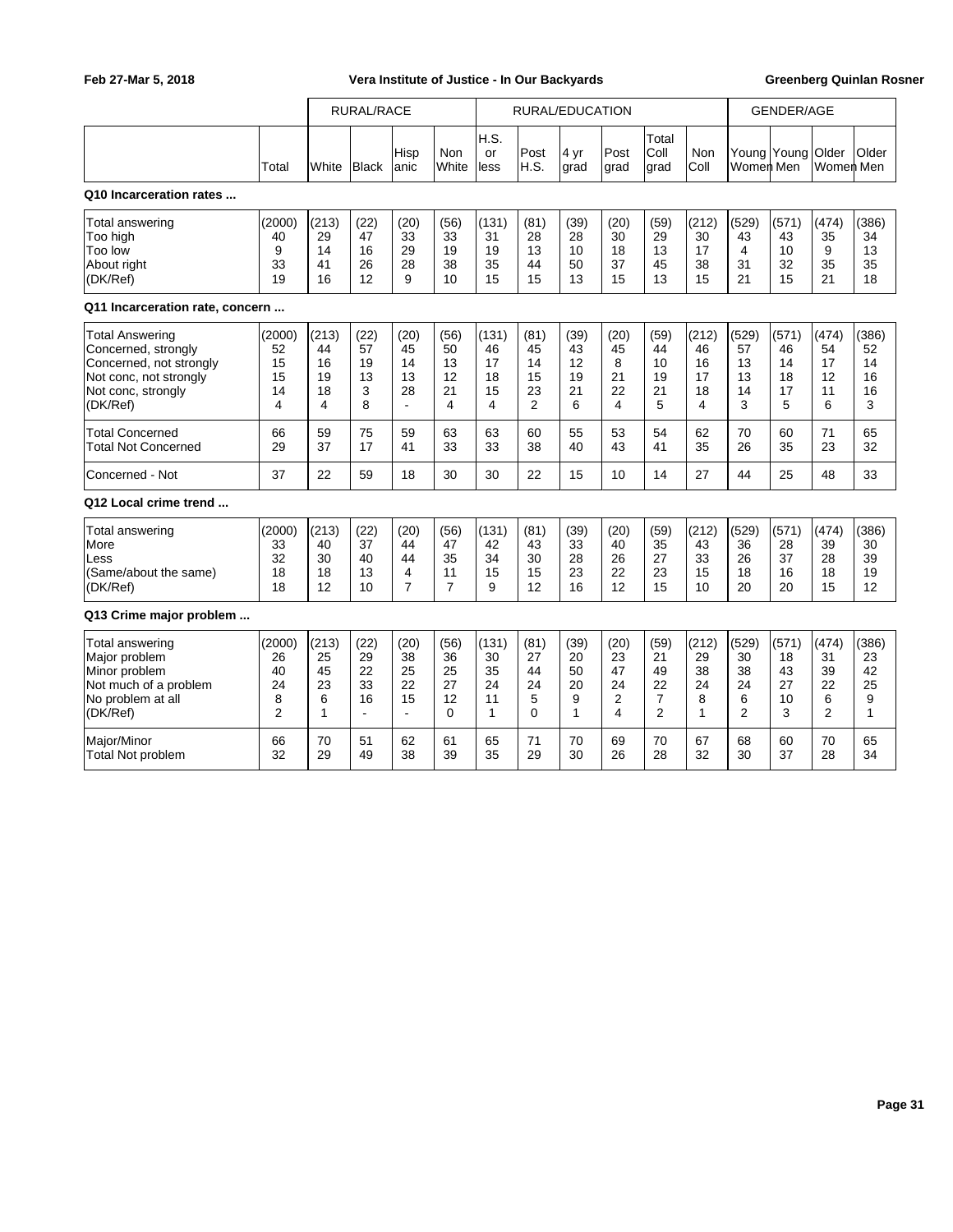| | Total | RURAL/RACE | | | | RURAL/EDUCATION | | | | | | GENDER/AGE | | | |
|---|---|---|---|---|---|---|---|---|---|---|---|---|---|---|---|
| | | White | Black | Hispanic | Non White | H.S. or less | Post H.S. | 4 yr grad | Post grad | Total Coll grad | Non Coll | Young Women | Young Men | Older Women | Older Men |
| **Q10 Incarceration rates ...** | | | | | | | | | | | | | | | |
| Total answering | (2000) | (213) | (22) | (20) | (56) | (131) | (81) | (39) | (20) | (59) | (212) | (529) | (571) | (474) | (386) |
| Too high | 40 | 29 | 47 | 33 | 33 | 31 | 28 | 28 | 30 | 29 | 30 | 43 | 43 | 35 | 34 |
| Too low | 9 | 14 | 16 | 29 | 19 | 19 | 13 | 10 | 18 | 13 | 17 | 4 | 10 | 9 | 13 |
| About right | 33 | 41 | 26 | 28 | 38 | 35 | 44 | 50 | 37 | 45 | 38 | 31 | 32 | 35 | 35 |
| (DK/Ref) | 19 | 16 | 12 | 9 | 10 | 15 | 15 | 13 | 15 | 13 | 15 | 21 | 15 | 21 | 18 |
| **Q11 Incarceration rate, concern ...** | | | | | | | | | | | | | | | |
| Total Answering | (2000) | (213) | (22) | (20) | (56) | (131) | (81) | (39) | (20) | (59) | (212) | (529) | (571) | (474) | (386) |
| Concerned, strongly | 52 | 44 | 57 | 45 | 50 | 46 | 45 | 43 | 45 | 44 | 46 | 57 | 46 | 54 | 52 |
| Concerned, not strongly | 15 | 16 | 19 | 14 | 13 | 17 | 14 | 12 | 8 | 10 | 16 | 13 | 14 | 17 | 14 |
| Not conc, not strongly | 15 | 19 | 13 | 13 | 12 | 18 | 15 | 19 | 21 | 19 | 17 | 13 | 18 | 12 | 16 |
| Not conc, strongly | 14 | 18 | 3 | 28 | 21 | 15 | 23 | 21 | 22 | 21 | 18 | 14 | 17 | 11 | 16 |
| (DK/Ref) | 4 | 4 | 8 | - | 4 | 4 | 2 | 6 | 4 | 5 | 4 | 3 | 5 | 6 | 3 |
| Total Concerned | 66 | 59 | 75 | 59 | 63 | 63 | 60 | 55 | 53 | 54 | 62 | 70 | 60 | 71 | 65 |
| Total Not Concerned | 29 | 37 | 17 | 41 | 33 | 33 | 38 | 40 | 43 | 41 | 35 | 26 | 35 | 23 | 32 |
| Concerned - Not | 37 | 22 | 59 | 18 | 30 | 30 | 22 | 15 | 10 | 14 | 27 | 44 | 25 | 48 | 33 |
| **Q12 Local crime trend ...** | | | | | | | | | | | | | | | |
| Total answering | (2000) | (213) | (22) | (20) | (56) | (131) | (81) | (39) | (20) | (59) | (212) | (529) | (571) | (474) | (386) |
| More | 33 | 40 | 37 | 44 | 47 | 42 | 43 | 33 | 40 | 35 | 43 | 36 | 28 | 39 | 30 |
| Less | 32 | 30 | 40 | 44 | 35 | 34 | 30 | 28 | 26 | 27 | 33 | 26 | 37 | 28 | 39 |
| (Same/about the same) | 18 | 18 | 13 | 4 | 11 | 15 | 15 | 23 | 22 | 23 | 15 | 18 | 16 | 18 | 19 |
| (DK/Ref) | 18 | 12 | 10 | 7 | 7 | 9 | 12 | 16 | 12 | 15 | 10 | 20 | 20 | 15 | 12 |
| **Q13 Crime major problem ...** | | | | | | | | | | | | | | | |
| Total answering | (2000) | (213) | (22) | (20) | (56) | (131) | (81) | (39) | (20) | (59) | (212) | (529) | (571) | (474) | (386) |
| Major problem | 26 | 25 | 29 | 38 | 36 | 30 | 27 | 20 | 23 | 21 | 29 | 30 | 18 | 31 | 23 |
| Minor problem | 40 | 45 | 22 | 25 | 25 | 35 | 44 | 50 | 47 | 49 | 38 | 38 | 43 | 39 | 42 |
| Not much of a problem | 24 | 23 | 33 | 22 | 27 | 24 | 24 | 20 | 24 | 22 | 24 | 24 | 27 | 22 | 25 |
| No problem at all | 8 | 6 | 16 | 15 | 12 | 11 | 5 | 9 | 2 | 7 | 8 | 6 | 10 | 6 | 9 |
| (DK/Ref) | 2 | 1 | - | - | 0 | 1 | 0 | 1 | 4 | 2 | 1 | 2 | 3 | 2 | 1 |
| Major/Minor | 66 | 70 | 51 | 62 | 61 | 65 | 71 | 70 | 69 | 70 | 67 | 68 | 60 | 70 | 65 |
| Total Not problem | 32 | 29 | 49 | 38 | 39 | 35 | 29 | 30 | 26 | 28 | 32 | 30 | 37 | 28 | 34 |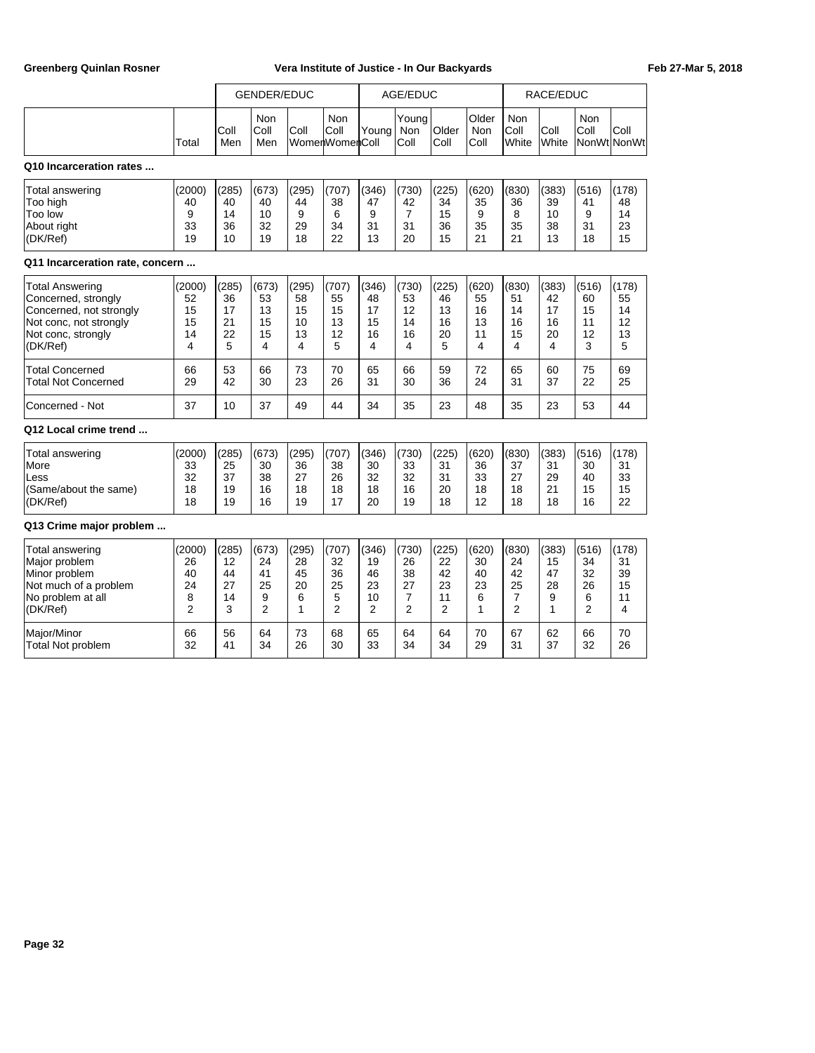| | | GENDER/EDUC | | | | AGE/EDUC | | | | RACE/EDUC | | | |
|---|---|---|---|---|---|---|---|---|---|---|---|---|---|
| | Total | Coll Men | Non Coll Men | Coll Women | Non Coll Women | Young Coll | Young Non Coll | Older Coll | Older Non Coll | Non Coll White | Coll White | Non Coll NonWt | Coll NonWt |

### Q10 Incarceration rates ...

| | Total | Coll Men | Non Coll Men | Coll Women | Non Coll Women | Young Coll | Young Non Coll | Older Coll | Older Non Coll | Non Coll White | Coll White | Non Coll NonWt | Coll NonWt |
|---|---|---|---|---|---|---|---|---|---|---|---|---|---|
| Total answering | (2000) | (285) | (673) | (295) | (707) | (346) | (730) | (225) | (620) | (830) | (383) | (516) | (178) |
| Too high | 40 | 40 | 40 | 44 | 38 | 47 | 42 | 34 | 35 | 36 | 39 | 41 | 48 |
| Too low | 9 | 14 | 10 | 9 | 6 | 9 | 7 | 15 | 9 | 8 | 10 | 9 | 14 |
| About right | 33 | 36 | 32 | 29 | 34 | 31 | 31 | 36 | 35 | 35 | 38 | 31 | 23 |
| (DK/Ref) | 19 | 10 | 19 | 18 | 22 | 13 | 20 | 15 | 21 | 21 | 13 | 18 | 15 |

### Q11 Incarceration rate, concern ...

| | Total | Coll Men | Non Coll Men | Coll Women | Non Coll Women | Young Coll | Young Non Coll | Older Coll | Older Non Coll | Non Coll White | Coll White | Non Coll NonWt | Coll NonWt |
|---|---|---|---|---|---|---|---|---|---|---|---|---|---|
| Total Answering | (2000) | (285) | (673) | (295) | (707) | (346) | (730) | (225) | (620) | (830) | (383) | (516) | (178) |
| Concerned, strongly | 52 | 36 | 53 | 58 | 55 | 48 | 53 | 46 | 55 | 51 | 42 | 60 | 55 |
| Concerned, not strongly | 15 | 17 | 13 | 15 | 15 | 17 | 12 | 13 | 16 | 14 | 17 | 15 | 14 |
| Not conc, not strongly | 15 | 21 | 15 | 10 | 13 | 15 | 14 | 16 | 13 | 16 | 16 | 11 | 12 |
| Not conc, strongly | 14 | 22 | 15 | 13 | 12 | 16 | 16 | 20 | 11 | 15 | 20 | 12 | 13 |
| (DK/Ref) | 4 | 5 | 4 | 4 | 5 | 4 | 4 | 5 | 4 | 4 | 4 | 3 | 5 |
| Total Concerned | 66 | 53 | 66 | 73 | 70 | 65 | 66 | 59 | 72 | 65 | 60 | 75 | 69 |
| Total Not Concerned | 29 | 42 | 30 | 23 | 26 | 31 | 30 | 36 | 24 | 31 | 37 | 22 | 25 |
| Concerned - Not | 37 | 10 | 37 | 49 | 44 | 34 | 35 | 23 | 48 | 35 | 23 | 53 | 44 |

### Q12 Local crime trend ...

| | Total | Coll Men | Non Coll Men | Coll Women | Non Coll Women | Young Coll | Young Non Coll | Older Coll | Older Non Coll | Non Coll White | Coll White | Non Coll NonWt | Coll NonWt |
|---|---|---|---|---|---|---|---|---|---|---|---|---|---|
| Total answering | (2000) | (285) | (673) | (295) | (707) | (346) | (730) | (225) | (620) | (830) | (383) | (516) | (178) |
| More | 33 | 25 | 30 | 36 | 38 | 30 | 33 | 31 | 36 | 37 | 31 | 30 | 31 |
| Less | 32 | 37 | 38 | 27 | 26 | 32 | 32 | 31 | 33 | 27 | 29 | 40 | 33 |
| (Same/about the same) | 18 | 19 | 16 | 18 | 18 | 18 | 16 | 20 | 18 | 18 | 21 | 15 | 15 |
| (DK/Ref) | 18 | 19 | 16 | 19 | 17 | 20 | 19 | 18 | 12 | 18 | 18 | 16 | 22 |

### Q13 Crime major problem ...

| | Total | Coll Men | Non Coll Men | Coll Women | Non Coll Women | Young Coll | Young Non Coll | Older Coll | Older Non Coll | Non Coll White | Coll White | Non Coll NonWt | Coll NonWt |
|---|---|---|---|---|---|---|---|---|---|---|---|---|---|
| Total answering | (2000) | (285) | (673) | (295) | (707) | (346) | (730) | (225) | (620) | (830) | (383) | (516) | (178) |
| Major problem | 26 | 12 | 24 | 28 | 32 | 19 | 26 | 22 | 30 | 24 | 15 | 34 | 31 |
| Minor problem | 40 | 44 | 41 | 45 | 36 | 46 | 38 | 42 | 40 | 42 | 47 | 32 | 39 |
| Not much of a problem | 24 | 27 | 25 | 20 | 25 | 23 | 27 | 23 | 23 | 25 | 28 | 26 | 15 |
| No problem at all | 8 | 14 | 9 | 6 | 5 | 10 | 7 | 11 | 6 | 7 | 9 | 6 | 11 |
| (DK/Ref) | 2 | 3 | 2 | 1 | 2 | 2 | 2 | 2 | 1 | 2 | 1 | 2 | 4 |
| Major/Minor | 66 | 56 | 64 | 73 | 68 | 65 | 64 | 64 | 70 | 67 | 62 | 66 | 70 |
| Total Not problem | 32 | 41 | 34 | 26 | 30 | 33 | 34 | 34 | 29 | 31 | 37 | 32 | 26 |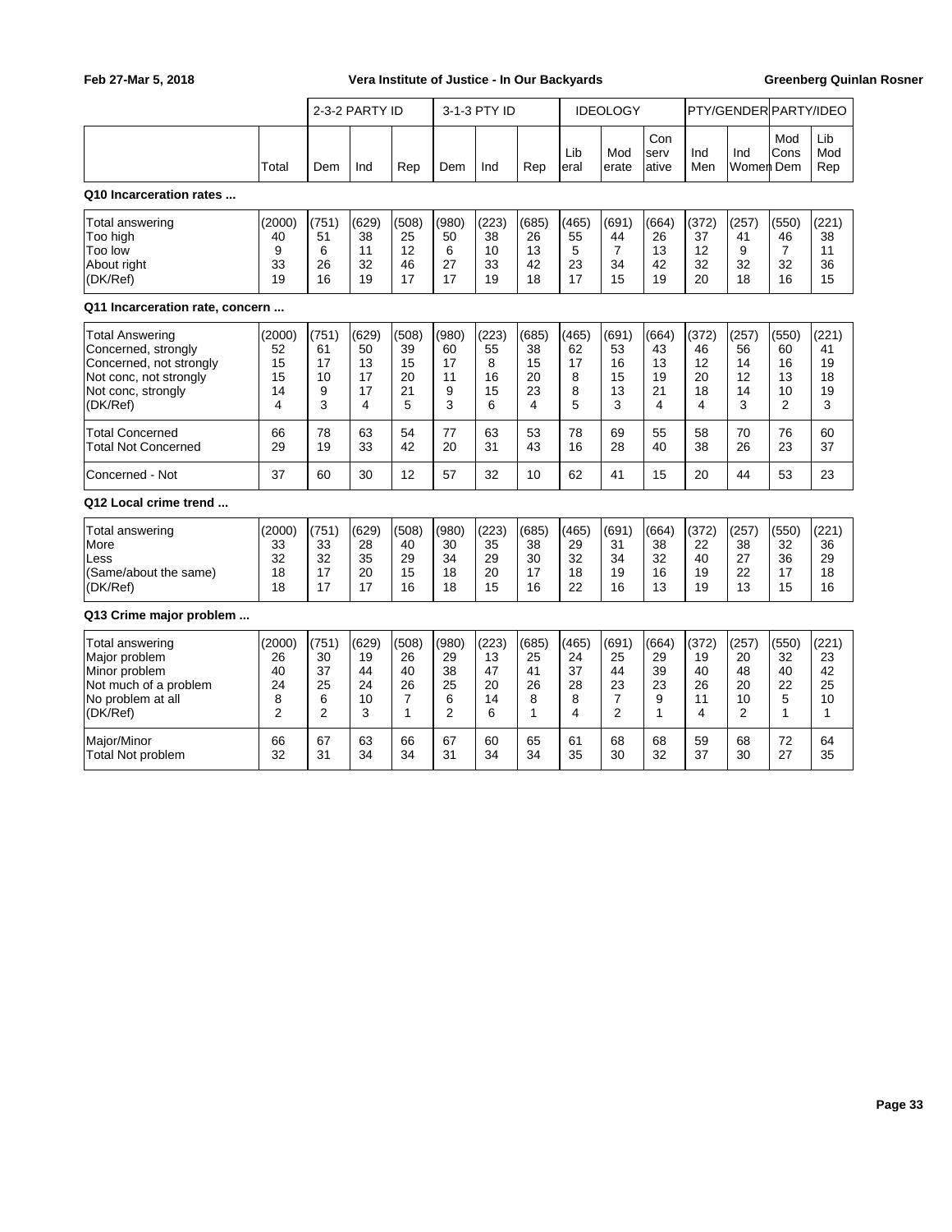| | Total | 2-3-2 PARTY ID | | | 3-1-3 PTY ID | | | IDEOLOGY | | | PTY/GENDER | | PARTY/IDEO | |
|---|---|---|---|---|---|---|---|---|---|---|---|---|---|---|
| | | Dem | Ind | Rep | Dem | Ind | Rep | Liberal | Moderate | Conservative | Ind Men | Ind Women | Mod Cons Dem | Lib Mod Rep |

**Q10 Incarceration rates ...**

| | Total | Dem | Ind | Rep | Dem | Ind | Rep | Liberal | Moderate | Conservative | Ind Men | Ind Women | Mod Cons Dem | Lib Mod Rep |
|---|---|---|---|---|---|---|---|---|---|---|---|---|---|---|
| Total answering | (2000) | (751) | (629) | (508) | (980) | (223) | (685) | (465) | (691) | (664) | (372) | (257) | (550) | (221) |
| Too high | 40 | 51 | 38 | 25 | 50 | 38 | 26 | 55 | 44 | 26 | 37 | 41 | 46 | 38 |
| Too low | 9 | 6 | 11 | 12 | 6 | 10 | 13 | 5 | 7 | 13 | 12 | 9 | 7 | 11 |
| About right | 33 | 26 | 32 | 46 | 27 | 33 | 42 | 23 | 34 | 42 | 32 | 32 | 32 | 36 |
| (DK/Ref) | 19 | 16 | 19 | 17 | 17 | 19 | 18 | 17 | 15 | 19 | 20 | 18 | 16 | 15 |

**Q11 Incarceration rate, concern ...**

| | Total | Dem | Ind | Rep | Dem | Ind | Rep | Liberal | Moderate | Conservative | Ind Men | Ind Women | Mod Cons Dem | Lib Mod Rep |
|---|---|---|---|---|---|---|---|---|---|---|---|---|---|---|
| Total Answering | (2000) | (751) | (629) | (508) | (980) | (223) | (685) | (465) | (691) | (664) | (372) | (257) | (550) | (221) |
| Concerned, strongly | 52 | 61 | 50 | 39 | 60 | 55 | 38 | 62 | 53 | 43 | 46 | 56 | 60 | 41 |
| Concerned, not strongly | 15 | 17 | 13 | 15 | 17 | 8 | 15 | 17 | 16 | 13 | 12 | 14 | 16 | 19 |
| Not conc, not strongly | 15 | 10 | 17 | 20 | 11 | 16 | 20 | 8 | 15 | 19 | 20 | 12 | 13 | 18 |
| Not conc, strongly | 14 | 9 | 17 | 21 | 9 | 15 | 23 | 8 | 13 | 21 | 18 | 14 | 10 | 19 |
| (DK/Ref) | 4 | 3 | 4 | 5 | 3 | 6 | 4 | 5 | 3 | 4 | 4 | 3 | 2 | 3 |
| Total Concerned | 66 | 78 | 63 | 54 | 77 | 63 | 53 | 78 | 69 | 55 | 58 | 70 | 76 | 60 |
| Total Not Concerned | 29 | 19 | 33 | 42 | 20 | 31 | 43 | 16 | 28 | 40 | 38 | 26 | 23 | 37 |
| Concerned - Not | 37 | 60 | 30 | 12 | 57 | 32 | 10 | 62 | 41 | 15 | 20 | 44 | 53 | 23 |

**Q12 Local crime trend ...**

| | Total | Dem | Ind | Rep | Dem | Ind | Rep | Liberal | Moderate | Conservative | Ind Men | Ind Women | Mod Cons Dem | Lib Mod Rep |
|---|---|---|---|---|---|---|---|---|---|---|---|---|---|---|
| Total answering | (2000) | (751) | (629) | (508) | (980) | (223) | (685) | (465) | (691) | (664) | (372) | (257) | (550) | (221) |
| More | 33 | 33 | 28 | 40 | 30 | 35 | 38 | 29 | 31 | 38 | 22 | 38 | 32 | 36 |
| Less | 32 | 32 | 35 | 29 | 34 | 29 | 30 | 32 | 34 | 32 | 40 | 27 | 36 | 29 |
| (Same/about the same) | 18 | 17 | 20 | 15 | 18 | 20 | 17 | 18 | 19 | 16 | 19 | 22 | 17 | 18 |
| (DK/Ref) | 18 | 17 | 17 | 16 | 18 | 15 | 16 | 22 | 16 | 13 | 19 | 13 | 15 | 16 |

**Q13 Crime major problem ...**

| | Total | Dem | Ind | Rep | Dem | Ind | Rep | Liberal | Moderate | Conservative | Ind Men | Ind Women | Mod Cons Dem | Lib Mod Rep |
|---|---|---|---|---|---|---|---|---|---|---|---|---|---|---|
| Total answering | (2000) | (751) | (629) | (508) | (980) | (223) | (685) | (465) | (691) | (664) | (372) | (257) | (550) | (221) |
| Major problem | 26 | 30 | 19 | 26 | 29 | 13 | 25 | 24 | 25 | 29 | 19 | 20 | 32 | 23 |
| Minor problem | 40 | 37 | 44 | 40 | 38 | 47 | 41 | 37 | 44 | 39 | 40 | 48 | 40 | 42 |
| Not much of a problem | 24 | 25 | 24 | 26 | 25 | 20 | 26 | 28 | 23 | 23 | 26 | 20 | 22 | 25 |
| No problem at all | 8 | 6 | 10 | 7 | 6 | 14 | 8 | 8 | 7 | 9 | 11 | 10 | 5 | 10 |
| (DK/Ref) | 2 | 2 | 3 | 1 | 2 | 6 | 1 | 4 | 2 | 1 | 4 | 2 | 1 | 1 |
| Major/Minor | 66 | 67 | 63 | 66 | 67 | 60 | 65 | 61 | 68 | 68 | 59 | 68 | 72 | 64 |
| Total Not problem | 32 | 31 | 34 | 34 | 31 | 34 | 34 | 35 | 30 | 32 | 37 | 30 | 27 | 35 |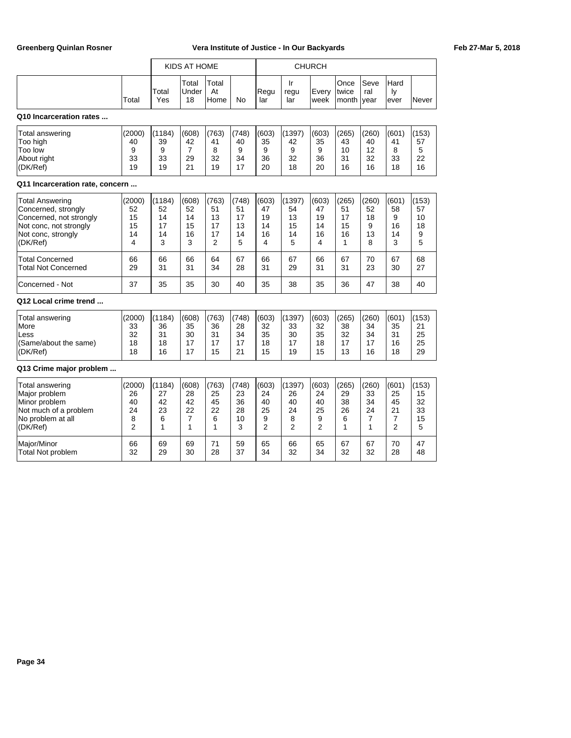| | Total | KIDS AT HOME Total Yes | Total Under 18 | Total At Home | No | CHURCH Regular | Irregular | Every week | Once twice month | Several year | Hardly ever | Never |
|---|---|---|---|---|---|---|---|---|---|---|---|---|
| **Q10 Incarceration rates ...** | | | | | | | | | | | | |
| Total answering | (2000) | (1184) | (608) | (763) | (748) | (603) | (1397) | (603) | (265) | (260) | (601) | (153) |
| Too high | 40 | 39 | 42 | 41 | 40 | 35 | 42 | 35 | 43 | 40 | 41 | 57 |
| Too low | 9 | 9 | 7 | 8 | 9 | 9 | 9 | 9 | 10 | 12 | 8 | 5 |
| About right | 33 | 33 | 29 | 32 | 34 | 36 | 32 | 36 | 31 | 32 | 33 | 22 |
| (DK/Ref) | 19 | 19 | 21 | 19 | 17 | 20 | 18 | 20 | 16 | 16 | 18 | 16 |
| **Q11 Incarceration rate, concern ...** | | | | | | | | | | | | |
| Total Answering | (2000) | (1184) | (608) | (763) | (748) | (603) | (1397) | (603) | (265) | (260) | (601) | (153) |
| Concerned, strongly | 52 | 52 | 52 | 51 | 51 | 47 | 54 | 47 | 51 | 52 | 58 | 57 |
| Concerned, not strongly | 15 | 14 | 14 | 13 | 17 | 19 | 13 | 19 | 17 | 18 | 9 | 10 |
| Not conc, not strongly | 15 | 17 | 15 | 17 | 13 | 14 | 15 | 14 | 15 | 9 | 16 | 18 |
| Not conc, strongly | 14 | 14 | 16 | 17 | 14 | 16 | 14 | 16 | 16 | 13 | 14 | 9 |
| (DK/Ref) | 4 | 3 | 3 | 2 | 5 | 4 | 5 | 4 | 1 | 8 | 3 | 5 |
| Total Concerned | 66 | 66 | 66 | 64 | 67 | 66 | 67 | 66 | 67 | 70 | 67 | 68 |
| Total Not Concerned | 29 | 31 | 31 | 34 | 28 | 31 | 29 | 31 | 31 | 23 | 30 | 27 |
| Concerned - Not | 37 | 35 | 35 | 30 | 40 | 35 | 38 | 35 | 36 | 47 | 38 | 40 |
| **Q12 Local crime trend ...** | | | | | | | | | | | | |
| Total answering | (2000) | (1184) | (608) | (763) | (748) | (603) | (1397) | (603) | (265) | (260) | (601) | (153) |
| More | 33 | 36 | 35 | 36 | 28 | 32 | 33 | 32 | 38 | 34 | 35 | 21 |
| Less | 32 | 31 | 30 | 31 | 34 | 35 | 30 | 35 | 32 | 34 | 31 | 25 |
| (Same/about the same) | 18 | 18 | 17 | 17 | 17 | 18 | 17 | 18 | 17 | 17 | 16 | 25 |
| (DK/Ref) | 18 | 16 | 17 | 15 | 21 | 15 | 19 | 15 | 13 | 16 | 18 | 29 |
| **Q13 Crime major problem ...** | | | | | | | | | | | | |
| Total answering | (2000) | (1184) | (608) | (763) | (748) | (603) | (1397) | (603) | (265) | (260) | (601) | (153) |
| Major problem | 26 | 27 | 28 | 25 | 23 | 24 | 26 | 24 | 29 | 33 | 25 | 15 |
| Minor problem | 40 | 42 | 42 | 45 | 36 | 40 | 40 | 40 | 38 | 34 | 45 | 32 |
| Not much of a problem | 24 | 23 | 22 | 22 | 28 | 25 | 24 | 25 | 26 | 24 | 21 | 33 |
| No problem at all | 8 | 6 | 7 | 6 | 10 | 9 | 8 | 9 | 6 | 7 | 7 | 15 |
| (DK/Ref) | 2 | 1 | 1 | 1 | 3 | 2 | 2 | 2 | 1 | 1 | 2 | 5 |
| Major/Minor | 66 | 69 | 69 | 71 | 59 | 65 | 66 | 65 | 67 | 67 | 70 | 47 |
| Total Not problem | 32 | 29 | 30 | 28 | 37 | 34 | 32 | 34 | 32 | 32 | 28 | 48 |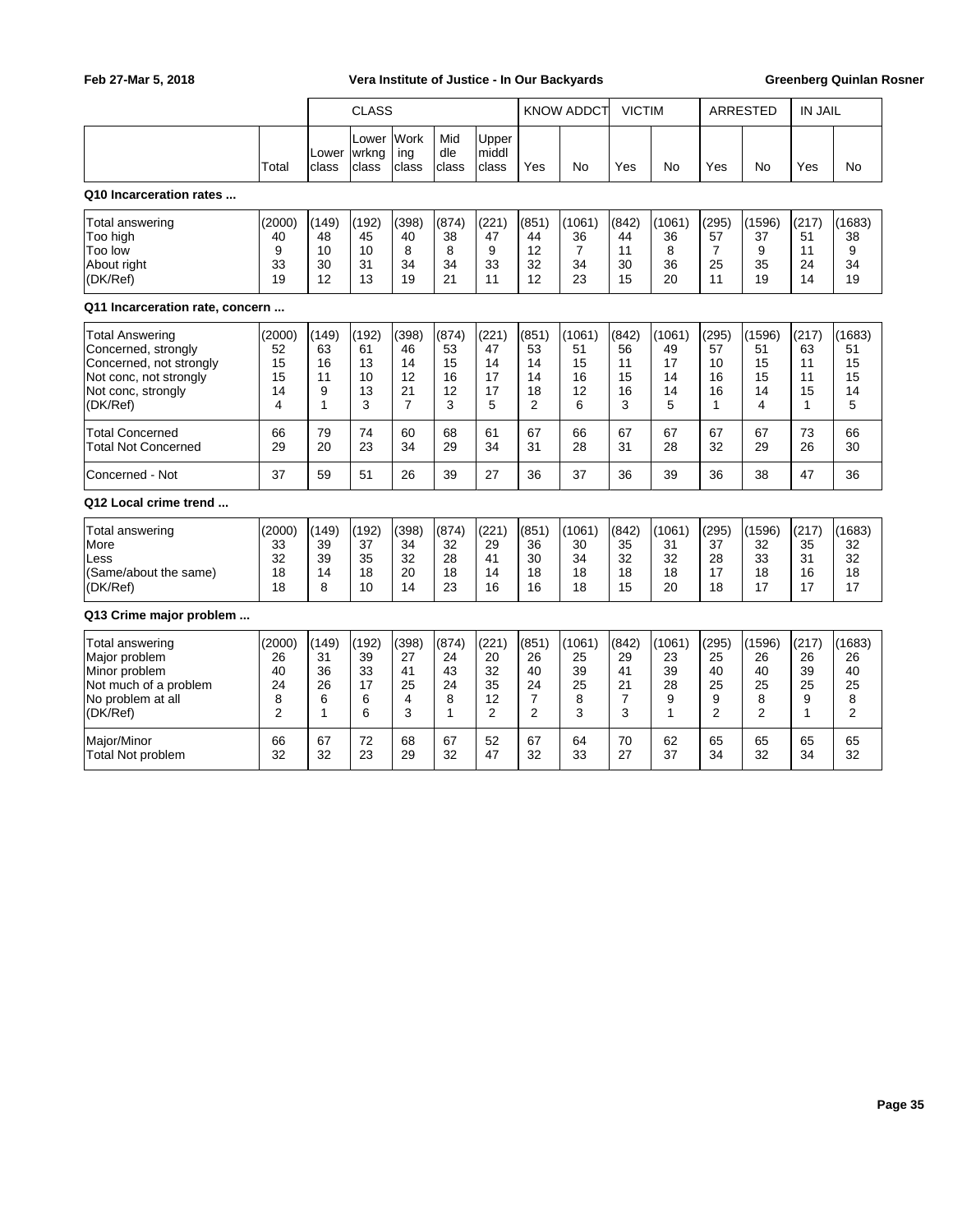| | Total | CLASS: Lower class | CLASS: Lower wrkng class | CLASS: Working class | CLASS: Middle class | CLASS: Upper middl class | KNOW ADDCT: Yes | KNOW ADDCT: No | VICTIM: Yes | VICTIM: No | ARRESTED: Yes | ARRESTED: No | IN JAIL: Yes | IN JAIL: No |
|---|---|---|---|---|---|---|---|---|---|---|---|---|---|---|
| **Q10 Incarceration rates ...** | | | | | | | | | | | | | | |
| Total answering | (2000) | (149) | (192) | (398) | (874) | (221) | (851) | (1061) | (842) | (1061) | (295) | (1596) | (217) | (1683) |
| Too high | 40 | 48 | 45 | 40 | 38 | 47 | 44 | 36 | 44 | 36 | 57 | 37 | 51 | 38 |
| Too low | 9 | 10 | 10 | 8 | 8 | 9 | 12 | 7 | 11 | 8 | 7 | 9 | 11 | 9 |
| About right | 33 | 30 | 31 | 34 | 34 | 33 | 32 | 34 | 30 | 36 | 25 | 35 | 24 | 34 |
| (DK/Ref) | 19 | 12 | 13 | 19 | 21 | 11 | 12 | 23 | 15 | 20 | 11 | 19 | 14 | 19 |
| **Q11 Incarceration rate, concern ...** | | | | | | | | | | | | | | |
| Total Answering | (2000) | (149) | (192) | (398) | (874) | (221) | (851) | (1061) | (842) | (1061) | (295) | (1596) | (217) | (1683) |
| Concerned, strongly | 52 | 63 | 61 | 46 | 53 | 47 | 53 | 51 | 56 | 49 | 57 | 51 | 63 | 51 |
| Concerned, not strongly | 15 | 16 | 13 | 14 | 15 | 14 | 14 | 15 | 11 | 17 | 10 | 15 | 11 | 15 |
| Not conc, not strongly | 15 | 11 | 10 | 12 | 16 | 17 | 14 | 16 | 15 | 14 | 16 | 15 | 11 | 15 |
| Not conc, strongly | 14 | 9 | 13 | 21 | 12 | 17 | 18 | 12 | 16 | 14 | 16 | 14 | 15 | 14 |
| (DK/Ref) | 4 | 1 | 3 | 7 | 3 | 5 | 2 | 6 | 3 | 5 | 1 | 4 | 1 | 5 |
| Total Concerned | 66 | 79 | 74 | 60 | 68 | 61 | 67 | 66 | 67 | 67 | 67 | 67 | 73 | 66 |
| Total Not Concerned | 29 | 20 | 23 | 34 | 29 | 34 | 31 | 28 | 31 | 28 | 32 | 29 | 26 | 30 |
| Concerned - Not | 37 | 59 | 51 | 26 | 39 | 27 | 36 | 37 | 36 | 39 | 36 | 38 | 47 | 36 |
| **Q12 Local crime trend ...** | | | | | | | | | | | | | | |
| Total answering | (2000) | (149) | (192) | (398) | (874) | (221) | (851) | (1061) | (842) | (1061) | (295) | (1596) | (217) | (1683) |
| More | 33 | 39 | 37 | 34 | 32 | 29 | 36 | 30 | 35 | 31 | 37 | 32 | 35 | 32 |
| Less | 32 | 39 | 35 | 32 | 28 | 41 | 30 | 34 | 32 | 32 | 28 | 33 | 31 | 32 |
| (Same/about the same) | 18 | 14 | 18 | 20 | 18 | 14 | 18 | 18 | 18 | 18 | 17 | 18 | 16 | 18 |
| (DK/Ref) | 18 | 8 | 10 | 14 | 23 | 16 | 16 | 18 | 15 | 20 | 18 | 17 | 17 | 17 |
| **Q13 Crime major problem ...** | | | | | | | | | | | | | | |
| Total answering | (2000) | (149) | (192) | (398) | (874) | (221) | (851) | (1061) | (842) | (1061) | (295) | (1596) | (217) | (1683) |
| Major problem | 26 | 31 | 39 | 27 | 24 | 20 | 26 | 25 | 29 | 23 | 25 | 26 | 26 | 26 |
| Minor problem | 40 | 36 | 33 | 41 | 43 | 32 | 40 | 39 | 41 | 39 | 40 | 40 | 39 | 40 |
| Not much of a problem | 24 | 26 | 17 | 25 | 24 | 35 | 24 | 25 | 21 | 28 | 25 | 25 | 25 | 25 |
| No problem at all | 8 | 6 | 6 | 4 | 8 | 12 | 7 | 8 | 7 | 9 | 9 | 8 | 9 | 8 |
| (DK/Ref) | 2 | 1 | 6 | 3 | 1 | 2 | 2 | 3 | 3 | 1 | 2 | 2 | 1 | 2 |
| Major/Minor | 66 | 67 | 72 | 68 | 67 | 52 | 67 | 64 | 70 | 62 | 65 | 65 | 65 | 65 |
| Total Not problem | 32 | 32 | 23 | 29 | 32 | 47 | 32 | 33 | 27 | 37 | 34 | 32 | 34 | 32 |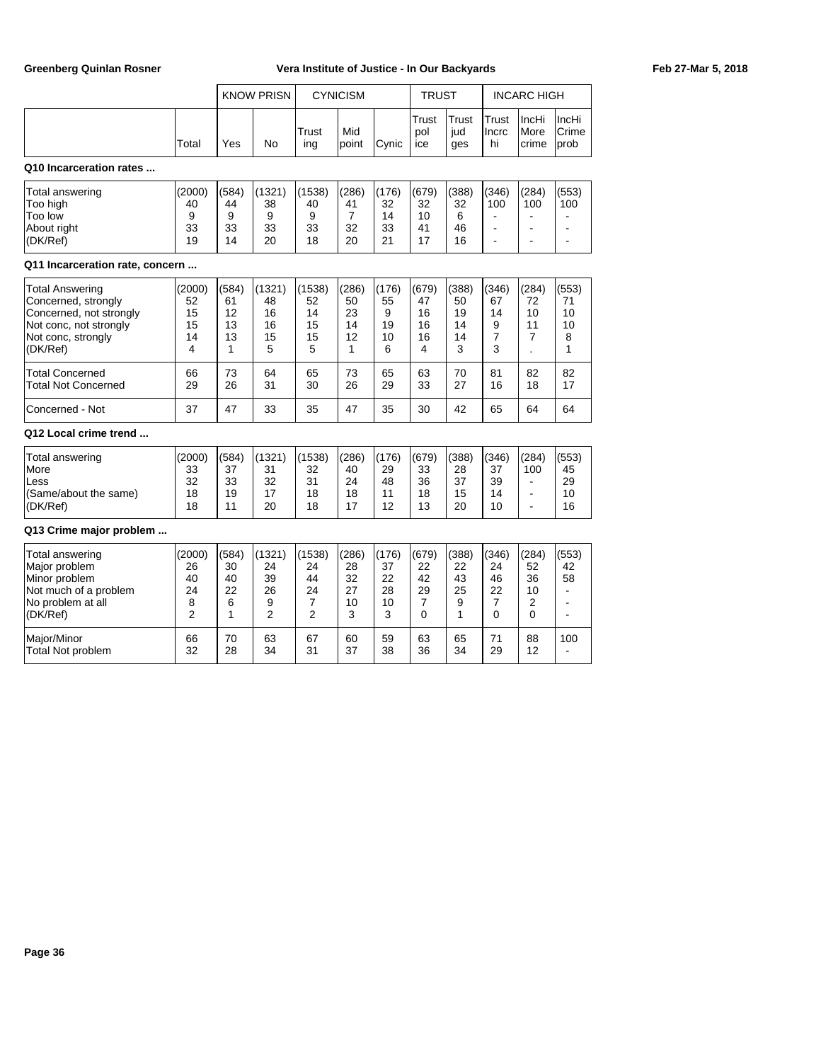| | | KNOW PRISN | | CYNICISM | | | TRUST | | INCARC HIGH | | |
|---|---|---|---|---|---|---|---|---|---|---|---|
| | Total | Yes | No | Trusting | Mid point | Cynic | Trust police | Trust judges | Trust Incrc hi | IncHi More crime | IncHi Crime prob |

**Q10 Incarceration rates ...**

| | Total | Yes | No | Trusting | Mid point | Cynic | Trust police | Trust judges | Trust Incrc hi | IncHi More crime | IncHi Crime prob |
|---|---|---|---|---|---|---|---|---|---|---|---|
| Total answering | (2000) | (584) | (1321) | (1538) | (286) | (176) | (679) | (388) | (346) | (284) | (553) |
| Too high | 40 | 44 | 38 | 40 | 41 | 32 | 32 | 32 | 100 | 100 | 100 |
| Too low | 9 | 9 | 9 | 9 | 7 | 14 | 10 | 6 | - | - | - |
| About right | 33 | 33 | 33 | 33 | 32 | 33 | 41 | 46 | - | - | - |
| (DK/Ref) | 19 | 14 | 20 | 18 | 20 | 21 | 17 | 16 | - | - | - |

**Q11 Incarceration rate, concern ...**

| | Total | Yes | No | Trusting | Mid point | Cynic | Trust police | Trust judges | Trust Incrc hi | IncHi More crime | IncHi Crime prob |
|---|---|---|---|---|---|---|---|---|---|---|---|
| Total Answering | (2000) | (584) | (1321) | (1538) | (286) | (176) | (679) | (388) | (346) | (284) | (553) |
| Concerned, strongly | 52 | 61 | 48 | 52 | 50 | 55 | 47 | 50 | 67 | 72 | 71 |
| Concerned, not strongly | 15 | 12 | 16 | 14 | 23 | 9 | 16 | 19 | 14 | 10 | 10 |
| Not conc, not strongly | 15 | 13 | 16 | 15 | 14 | 19 | 16 | 14 | 9 | 11 | 10 |
| Not conc, strongly | 14 | 13 | 15 | 15 | 12 | 10 | 16 | 14 | 7 | 7 | 8 |
| (DK/Ref) | 4 | 1 | 5 | 5 | 1 | 6 | 4 | 3 | 3 | . | 1 |
| Total Concerned | 66 | 73 | 64 | 65 | 73 | 65 | 63 | 70 | 81 | 82 | 82 |
| Total Not Concerned | 29 | 26 | 31 | 30 | 26 | 29 | 33 | 27 | 16 | 18 | 17 |
| Concerned - Not | 37 | 47 | 33 | 35 | 47 | 35 | 30 | 42 | 65 | 64 | 64 |

**Q12 Local crime trend ...**

| | Total | Yes | No | Trusting | Mid point | Cynic | Trust police | Trust judges | Trust Incrc hi | IncHi More crime | IncHi Crime prob |
|---|---|---|---|---|---|---|---|---|---|---|---|
| Total answering | (2000) | (584) | (1321) | (1538) | (286) | (176) | (679) | (388) | (346) | (284) | (553) |
| More | 33 | 37 | 31 | 32 | 40 | 29 | 33 | 28 | 37 | 100 | 45 |
| Less | 32 | 33 | 32 | 31 | 24 | 48 | 36 | 37 | 39 | - | 29 |
| (Same/about the same) | 18 | 19 | 17 | 18 | 18 | 11 | 18 | 15 | 14 | - | 10 |
| (DK/Ref) | 18 | 11 | 20 | 18 | 17 | 12 | 13 | 20 | 10 | - | 16 |

**Q13 Crime major problem ...**

| | Total | Yes | No | Trusting | Mid point | Cynic | Trust police | Trust judges | Trust Incrc hi | IncHi More crime | IncHi Crime prob |
|---|---|---|---|---|---|---|---|---|---|---|---|
| Total answering | (2000) | (584) | (1321) | (1538) | (286) | (176) | (679) | (388) | (346) | (284) | (553) |
| Major problem | 26 | 30 | 24 | 24 | 28 | 37 | 22 | 22 | 24 | 52 | 42 |
| Minor problem | 40 | 40 | 39 | 44 | 32 | 22 | 42 | 43 | 46 | 36 | 58 |
| Not much of a problem | 24 | 22 | 26 | 24 | 27 | 28 | 29 | 25 | 22 | 10 | - |
| No problem at all | 8 | 6 | 9 | 7 | 10 | 10 | 7 | 9 | 7 | 2 | - |
| (DK/Ref) | 2 | 1 | 2 | 2 | 3 | 3 | 0 | 1 | 0 | 0 | - |
| Major/Minor | 66 | 70 | 63 | 67 | 60 | 59 | 63 | 65 | 71 | 88 | 100 |
| Total Not problem | 32 | 28 | 34 | 31 | 37 | 38 | 36 | 34 | 29 | 12 | - |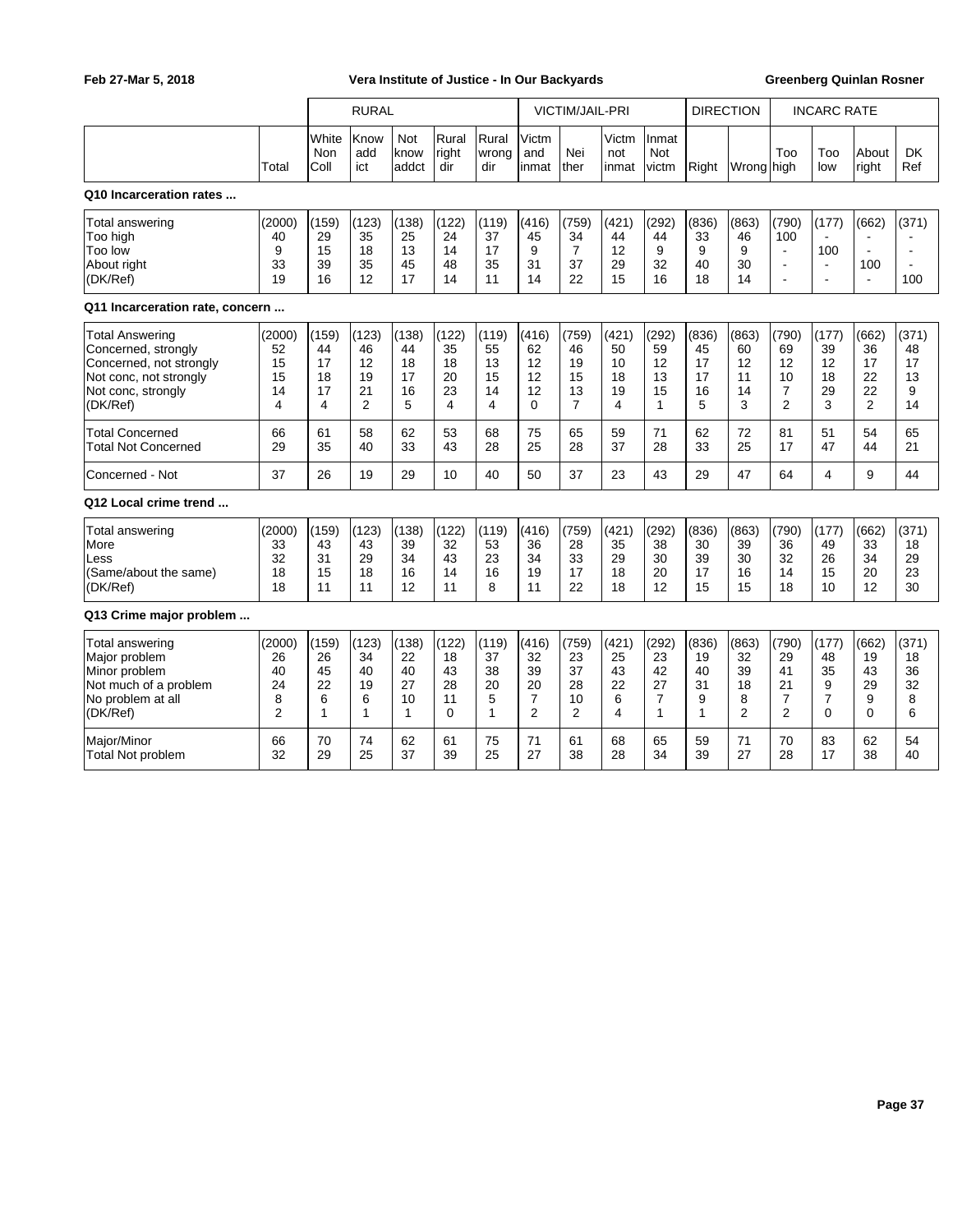| | | RURAL | | | | | VICTIM/JAIL-PRI | | | | DIRECTION | | INCARC RATE | | | |
|---|---|---|---|---|---|---|---|---|---|---|---|---|---|---|---|---|
| | Total | White Non Coll | Know add ict | Not know addct | Rural right dir | Rural wrong dir | Victm and inmat | Nei ther | Victm not inmat | Inmat Not victm | Right | Wrong | Too high | Too low | About right | DK Ref |
| **Q10 Incarceration rates ...** | | | | | | | | | | | | | | | | |
| Total answering | (2000) | (159) | (123) | (138) | (122) | (119) | (416) | (759) | (421) | (292) | (836) | (863) | (790) | (177) | (662) | (371) |
| Too high | 40 | 29 | 35 | 25 | 24 | 37 | 45 | 34 | 44 | 44 | 33 | 46 | 100 | - | - | - |
| Too low | 9 | 15 | 18 | 13 | 14 | 17 | 9 | 7 | 12 | 9 | 9 | 9 | - | 100 | - | - |
| About right | 33 | 39 | 35 | 45 | 48 | 35 | 31 | 37 | 29 | 32 | 40 | 30 | - | - | 100 | - |
| (DK/Ref) | 19 | 16 | 12 | 17 | 14 | 11 | 14 | 22 | 15 | 16 | 18 | 14 | - | - | - | 100 |
| **Q11 Incarceration rate, concern ...** | | | | | | | | | | | | | | | | |
| Total Answering | (2000) | (159) | (123) | (138) | (122) | (119) | (416) | (759) | (421) | (292) | (836) | (863) | (790) | (177) | (662) | (371) |
| Concerned, strongly | 52 | 44 | 46 | 44 | 35 | 55 | 62 | 46 | 50 | 59 | 45 | 60 | 69 | 39 | 36 | 48 |
| Concerned, not strongly | 15 | 17 | 12 | 18 | 18 | 13 | 12 | 19 | 10 | 12 | 17 | 12 | 12 | 12 | 17 | 17 |
| Not conc, not strongly | 15 | 18 | 19 | 17 | 20 | 15 | 12 | 15 | 18 | 13 | 17 | 11 | 10 | 18 | 22 | 13 |
| Not conc, strongly | 14 | 17 | 21 | 16 | 23 | 14 | 12 | 13 | 19 | 15 | 16 | 14 | 7 | 29 | 22 | 9 |
| (DK/Ref) | 4 | 4 | 2 | 5 | 4 | 4 | 0 | 7 | 4 | 1 | 5 | 3 | 2 | 3 | 2 | 14 |
| Total Concerned | 66 | 61 | 58 | 62 | 53 | 68 | 75 | 65 | 59 | 71 | 62 | 72 | 81 | 51 | 54 | 65 |
| Total Not Concerned | 29 | 35 | 40 | 33 | 43 | 28 | 25 | 28 | 37 | 28 | 33 | 25 | 17 | 47 | 44 | 21 |
| Concerned - Not | 37 | 26 | 19 | 29 | 10 | 40 | 50 | 37 | 23 | 43 | 29 | 47 | 64 | 4 | 9 | 44 |
| **Q12 Local crime trend ...** | | | | | | | | | | | | | | | | |
| Total answering | (2000) | (159) | (123) | (138) | (122) | (119) | (416) | (759) | (421) | (292) | (836) | (863) | (790) | (177) | (662) | (371) |
| More | 33 | 43 | 43 | 39 | 32 | 53 | 36 | 28 | 35 | 38 | 30 | 39 | 36 | 49 | 33 | 18 |
| Less | 32 | 31 | 29 | 34 | 43 | 23 | 34 | 33 | 29 | 30 | 39 | 30 | 32 | 26 | 34 | 29 |
| (Same/about the same) | 18 | 15 | 18 | 16 | 14 | 16 | 19 | 17 | 18 | 20 | 17 | 16 | 14 | 15 | 20 | 23 |
| (DK/Ref) | 18 | 11 | 11 | 12 | 11 | 8 | 11 | 22 | 18 | 12 | 15 | 15 | 18 | 10 | 12 | 30 |
| **Q13 Crime major problem ...** | | | | | | | | | | | | | | | | |
| Total answering | (2000) | (159) | (123) | (138) | (122) | (119) | (416) | (759) | (421) | (292) | (836) | (863) | (790) | (177) | (662) | (371) |
| Major problem | 26 | 26 | 34 | 22 | 18 | 37 | 32 | 23 | 25 | 23 | 19 | 32 | 29 | 48 | 19 | 18 |
| Minor problem | 40 | 45 | 40 | 40 | 43 | 38 | 39 | 37 | 43 | 42 | 40 | 39 | 41 | 35 | 43 | 36 |
| Not much of a problem | 24 | 22 | 19 | 27 | 28 | 20 | 20 | 28 | 22 | 27 | 31 | 18 | 21 | 9 | 29 | 32 |
| No problem at all | 8 | 6 | 6 | 10 | 11 | 5 | 7 | 10 | 6 | 7 | 9 | 8 | 7 | 7 | 9 | 8 |
| (DK/Ref) | 2 | 1 | 1 | 1 | 0 | 1 | 2 | 2 | 4 | 1 | 1 | 2 | 2 | 0 | 0 | 6 |
| Major/Minor | 66 | 70 | 74 | 62 | 61 | 75 | 71 | 61 | 68 | 65 | 59 | 71 | 70 | 83 | 62 | 54 |
| Total Not problem | 32 | 29 | 25 | 37 | 39 | 25 | 27 | 38 | 28 | 34 | 39 | 27 | 28 | 17 | 38 | 40 |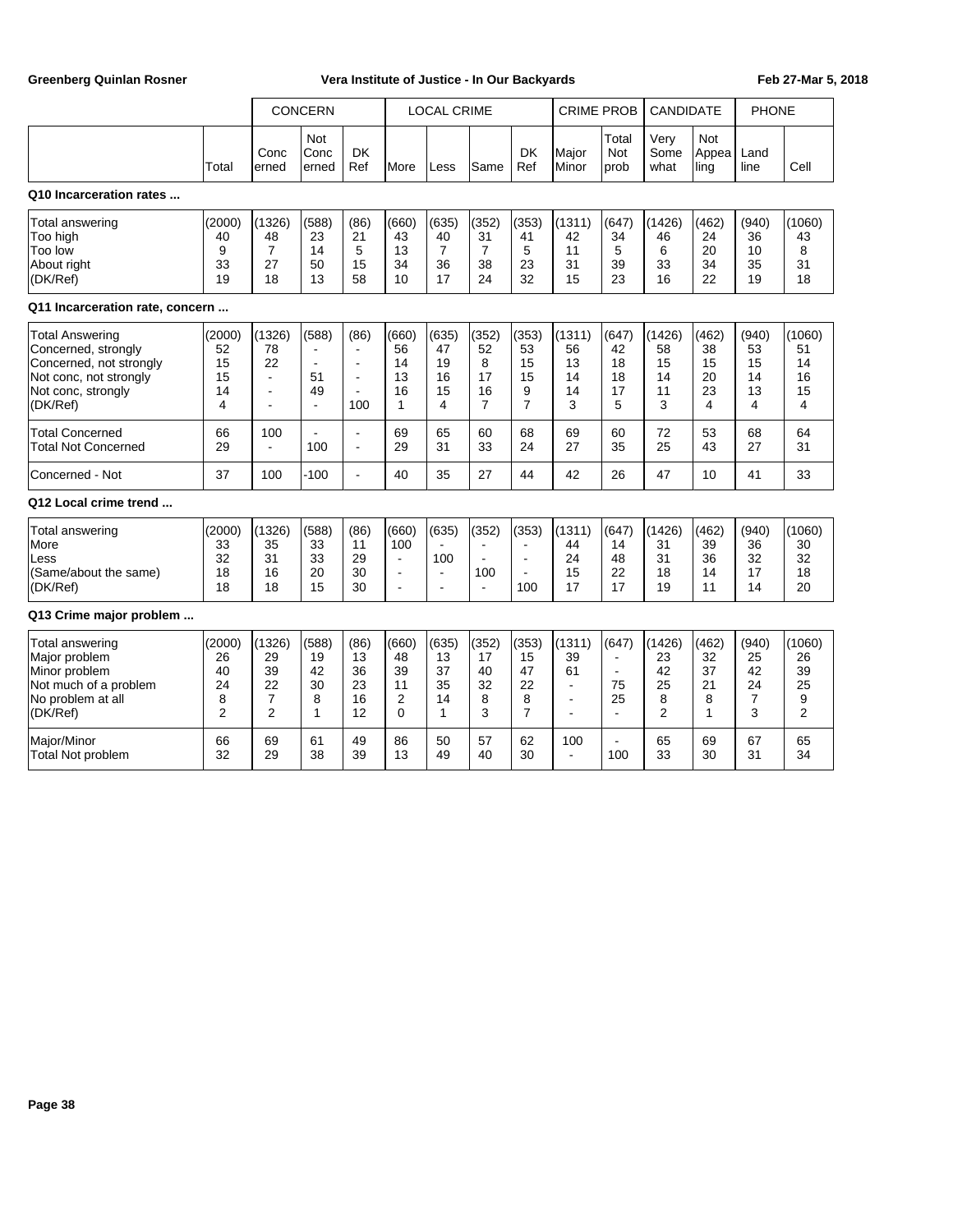| | Total | CONCERN | | | LOCAL CRIME | | | | CRIME PROB | | CANDIDATE | | PHONE | |
|---|---|---|---|---|---|---|---|---|---|---|---|---|---|---|
| | | Concerned | Not Concerned | DK Ref | More | Less | Same | DK Ref | Major Minor | Total Not prob | Very Somewhat | Not Appealing | Land line | Cell |
| **Q10 Incarceration rates ...** | | | | | | | | | | | | | | |
| Total answering | (2000) | (1326) | (588) | (86) | (660) | (635) | (352) | (353) | (1311) | (647) | (1426) | (462) | (940) | (1060) |
| Too high | 40 | 48 | 23 | 21 | 43 | 40 | 31 | 41 | 42 | 34 | 46 | 24 | 36 | 43 |
| Too low | 9 | 7 | 14 | 5 | 13 | 7 | 7 | 5 | 11 | 5 | 6 | 20 | 10 | 8 |
| About right | 33 | 27 | 50 | 15 | 34 | 36 | 38 | 23 | 31 | 39 | 33 | 34 | 35 | 31 |
| (DK/Ref) | 19 | 18 | 13 | 58 | 10 | 17 | 24 | 32 | 15 | 23 | 16 | 22 | 19 | 18 |
| **Q11 Incarceration rate, concern ...** | | | | | | | | | | | | | | |
| Total Answering | (2000) | (1326) | (588) | (86) | (660) | (635) | (352) | (353) | (1311) | (647) | (1426) | (462) | (940) | (1060) |
| Concerned, strongly | 52 | 78 | - | - | 56 | 47 | 52 | 53 | 56 | 42 | 58 | 38 | 53 | 51 |
| Concerned, not strongly | 15 | 22 | - | - | 14 | 19 | 8 | 15 | 13 | 18 | 15 | 15 | 15 | 14 |
| Not conc, not strongly | 15 | - | 51 | - | 13 | 16 | 17 | 15 | 14 | 18 | 14 | 20 | 14 | 16 |
| Not conc, strongly | 14 | - | 49 | - | 16 | 15 | 16 | 9 | 14 | 17 | 11 | 23 | 13 | 15 |
| (DK/Ref) | 4 | - | - | 100 | 1 | 4 | 7 | 7 | 3 | 5 | 3 | 4 | 4 | 4 |
| Total Concerned | 66 | 100 | - | - | 69 | 65 | 60 | 68 | 69 | 60 | 72 | 53 | 68 | 64 |
| Total Not Concerned | 29 | - | 100 | - | 29 | 31 | 33 | 24 | 27 | 35 | 25 | 43 | 27 | 31 |
| Concerned - Not | 37 | 100 | -100 | - | 40 | 35 | 27 | 44 | 42 | 26 | 47 | 10 | 41 | 33 |
| **Q12 Local crime trend ...** | | | | | | | | | | | | | | |
| Total answering | (2000) | (1326) | (588) | (86) | (660) | (635) | (352) | (353) | (1311) | (647) | (1426) | (462) | (940) | (1060) |
| More | 33 | 35 | 33 | 11 | 100 | - | - | - | 44 | 14 | 31 | 39 | 36 | 30 |
| Less | 32 | 31 | 33 | 29 | - | 100 | - | - | 24 | 48 | 31 | 36 | 32 | 32 |
| (Same/about the same) | 18 | 16 | 20 | 30 | - | - | 100 | - | 15 | 22 | 18 | 14 | 17 | 18 |
| (DK/Ref) | 18 | 18 | 15 | 30 | - | - | - | 100 | 17 | 17 | 19 | 11 | 14 | 20 |
| **Q13 Crime major problem ...** | | | | | | | | | | | | | | |
| Total answering | (2000) | (1326) | (588) | (86) | (660) | (635) | (352) | (353) | (1311) | (647) | (1426) | (462) | (940) | (1060) |
| Major problem | 26 | 29 | 19 | 13 | 48 | 13 | 17 | 15 | 39 | - | 23 | 32 | 25 | 26 |
| Minor problem | 40 | 39 | 42 | 36 | 39 | 37 | 40 | 47 | 61 | - | 42 | 37 | 42 | 39 |
| Not much of a problem | 24 | 22 | 30 | 23 | 11 | 35 | 32 | 22 | - | 75 | 25 | 21 | 24 | 25 |
| No problem at all | 8 | 7 | 8 | 16 | 2 | 14 | 8 | 8 | - | 25 | 8 | 8 | 7 | 9 |
| (DK/Ref) | 2 | 2 | 1 | 12 | 0 | 1 | 3 | 7 | - | - | 2 | 1 | 3 | 2 |
| Major/Minor | 66 | 69 | 61 | 49 | 86 | 50 | 57 | 62 | 100 | - | 65 | 69 | 67 | 65 |
| Total Not problem | 32 | 29 | 38 | 39 | 13 | 49 | 40 | 30 | - | 100 | 33 | 30 | 31 | 34 |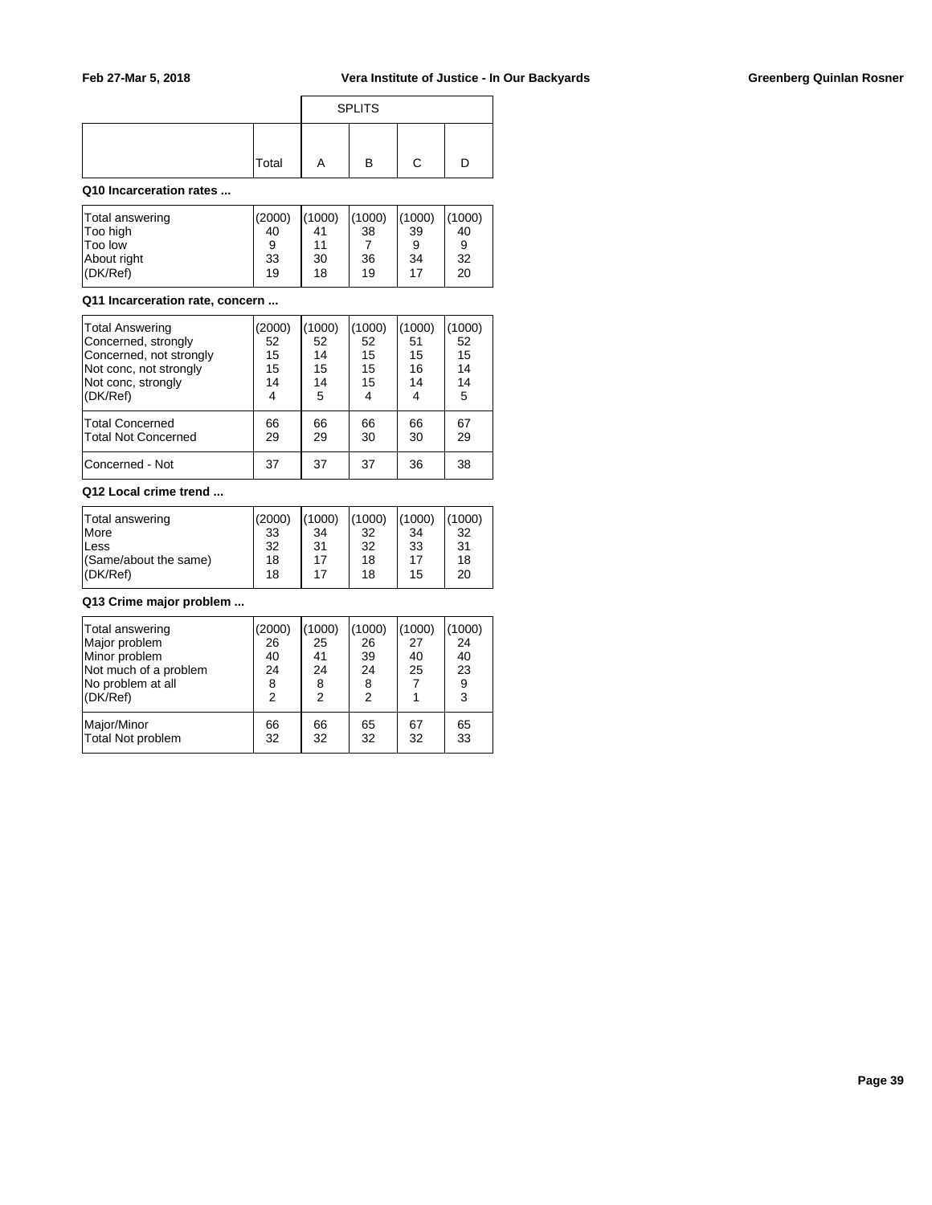| | Total | SPLITS A | B | C | D |
|---|---|---|---|---|---|

**Q10 Incarceration rates ...**

| | Total | A | B | C | D |
|---|---|---|---|---|---|
| Total answering | (2000) | (1000) | (1000) | (1000) | (1000) |
| Too high | 40 | 41 | 38 | 39 | 40 |
| Too low | 9 | 11 | 7 | 9 | 9 |
| About right | 33 | 30 | 36 | 34 | 32 |
| (DK/Ref) | 19 | 18 | 19 | 17 | 20 |

**Q11 Incarceration rate, concern ...**

| | Total | A | B | C | D |
|---|---|---|---|---|---|
| Total Answering | (2000) | (1000) | (1000) | (1000) | (1000) |
| Concerned, strongly | 52 | 52 | 52 | 51 | 52 |
| Concerned, not strongly | 15 | 14 | 15 | 15 | 15 |
| Not conc, not strongly | 15 | 15 | 15 | 16 | 14 |
| Not conc, strongly | 14 | 14 | 15 | 14 | 14 |
| (DK/Ref) | 4 | 5 | 4 | 4 | 5 |
| Total Concerned | 66 | 66 | 66 | 66 | 67 |
| Total Not Concerned | 29 | 29 | 30 | 30 | 29 |
| Concerned - Not | 37 | 37 | 37 | 36 | 38 |

**Q12 Local crime trend ...**

| | Total | A | B | C | D |
|---|---|---|---|---|---|
| Total answering | (2000) | (1000) | (1000) | (1000) | (1000) |
| More | 33 | 34 | 32 | 34 | 32 |
| Less | 32 | 31 | 32 | 33 | 31 |
| (Same/about the same) | 18 | 17 | 18 | 17 | 18 |
| (DK/Ref) | 18 | 17 | 18 | 15 | 20 |

**Q13 Crime major problem ...**

| | Total | A | B | C | D |
|---|---|---|---|---|---|
| Total answering | (2000) | (1000) | (1000) | (1000) | (1000) |
| Major problem | 26 | 25 | 26 | 27 | 24 |
| Minor problem | 40 | 41 | 39 | 40 | 40 |
| Not much of a problem | 24 | 24 | 24 | 25 | 23 |
| No problem at all | 8 | 8 | 8 | 7 | 9 |
| (DK/Ref) | 2 | 2 | 2 | 1 | 3 |
| Major/Minor | 66 | 66 | 65 | 67 | 65 |
| Total Not problem | 32 | 32 | 32 | 32 | 33 |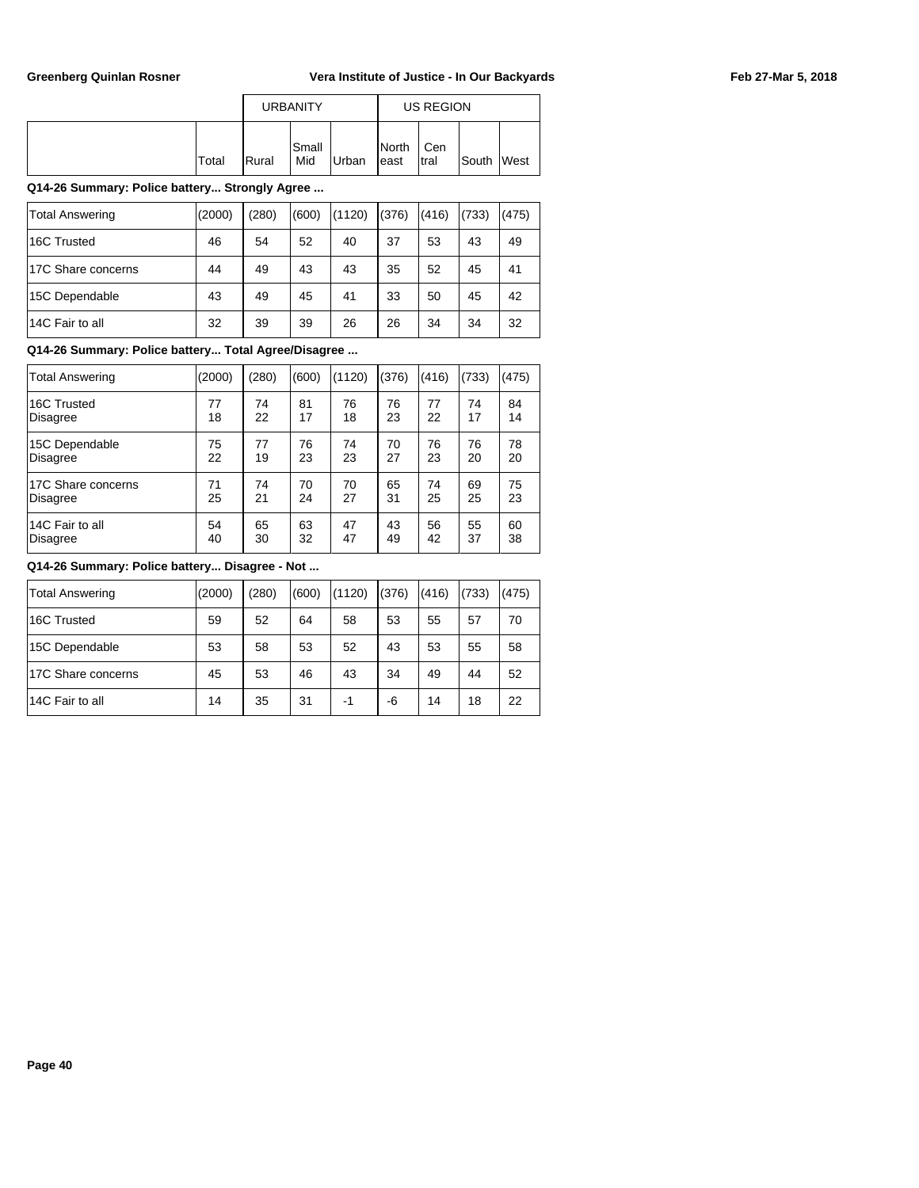| | | URBANITY | | | US REGION | | | |
|---|---|---|---|---|---|---|---|---|
| | Total | Rural | Small Mid | Urban | North east | Cen tral | South | West |

**Q14-26 Summary: Police battery... Strongly Agree ...**

| | Total | Rural | Small Mid | Urban | North east | Cen tral | South | West |
|---|---|---|---|---|---|---|---|---|
| Total Answering | (2000) | (280) | (600) | (1120) | (376) | (416) | (733) | (475) |
| 16C Trusted | 46 | 54 | 52 | 40 | 37 | 53 | 43 | 49 |
| 17C Share concerns | 44 | 49 | 43 | 43 | 35 | 52 | 45 | 41 |
| 15C Dependable | 43 | 49 | 45 | 41 | 33 | 50 | 45 | 42 |
| 14C Fair to all | 32 | 39 | 39 | 26 | 26 | 34 | 34 | 32 |

**Q14-26 Summary: Police battery... Total Agree/Disagree ...**

| | Total | Rural | Small Mid | Urban | North east | Cen tral | South | West |
|---|---|---|---|---|---|---|---|---|
| Total Answering | (2000) | (280) | (600) | (1120) | (376) | (416) | (733) | (475) |
| 16C Trusted | 77 | 74 | 81 | 76 | 76 | 77 | 74 | 84 |
| Disagree | 18 | 22 | 17 | 18 | 23 | 22 | 17 | 14 |
| 15C Dependable | 75 | 77 | 76 | 74 | 70 | 76 | 76 | 78 |
| Disagree | 22 | 19 | 23 | 23 | 27 | 23 | 20 | 20 |
| 17C Share concerns | 71 | 74 | 70 | 70 | 65 | 74 | 69 | 75 |
| Disagree | 25 | 21 | 24 | 27 | 31 | 25 | 25 | 23 |
| 14C Fair to all | 54 | 65 | 63 | 47 | 43 | 56 | 55 | 60 |
| Disagree | 40 | 30 | 32 | 47 | 49 | 42 | 37 | 38 |

**Q14-26 Summary: Police battery... Disagree - Not ...**

| | Total | Rural | Small Mid | Urban | North east | Cen tral | South | West |
|---|---|---|---|---|---|---|---|---|
| Total Answering | (2000) | (280) | (600) | (1120) | (376) | (416) | (733) | (475) |
| 16C Trusted | 59 | 52 | 64 | 58 | 53 | 55 | 57 | 70 |
| 15C Dependable | 53 | 58 | 53 | 52 | 43 | 53 | 55 | 58 |
| 17C Share concerns | 45 | 53 | 46 | 43 | 34 | 49 | 44 | 52 |
| 14C Fair to all | 14 | 35 | 31 | -1 | -6 | 14 | 18 | 22 |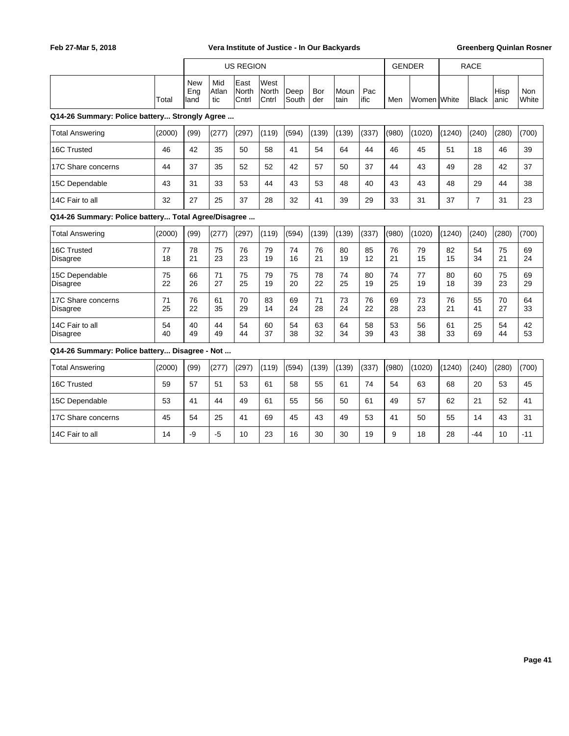Feb 27-Mar 5, 2018 — Vera Institute of Justice - In Our Backyards — Greenberg Quinlan Rosner

| | | US REGION | | | | | | | | GENDER | | RACE | | | |
|---|---|---|---|---|---|---|---|---|---|---|---|---|---|---|---|
| | Total | New England | Mid Atlantic | East North Cntrl | West North Cntrl | Deep South | Border | Mountain | Pacific | Men | Women | White | Black | Hispanic | Non White |

**Q14-26 Summary: Police battery... Strongly Agree ...**

| | Total | New England | Mid Atlantic | East North Cntrl | West North Cntrl | Deep South | Border | Mountain | Pacific | Men | Women | White | Black | Hispanic | Non White |
|---|---|---|---|---|---|---|---|---|---|---|---|---|---|---|---|
| Total Answering | (2000) | (99) | (277) | (297) | (119) | (594) | (139) | (139) | (337) | (980) | (1020) | (1240) | (240) | (280) | (700) |
| 16C Trusted | 46 | 42 | 35 | 50 | 58 | 41 | 54 | 64 | 44 | 46 | 45 | 51 | 18 | 46 | 39 |
| 17C Share concerns | 44 | 37 | 35 | 52 | 52 | 42 | 57 | 50 | 37 | 44 | 43 | 49 | 28 | 42 | 37 |
| 15C Dependable | 43 | 31 | 33 | 53 | 44 | 43 | 53 | 48 | 40 | 43 | 43 | 48 | 29 | 44 | 38 |
| 14C Fair to all | 32 | 27 | 25 | 37 | 28 | 32 | 41 | 39 | 29 | 33 | 31 | 37 | 7 | 31 | 23 |

**Q14-26 Summary: Police battery... Total Agree/Disagree ...**

| | Total | New England | Mid Atlantic | East North Cntrl | West North Cntrl | Deep South | Border | Mountain | Pacific | Men | Women | White | Black | Hispanic | Non White |
|---|---|---|---|---|---|---|---|---|---|---|---|---|---|---|---|
| Total Answering | (2000) | (99) | (277) | (297) | (119) | (594) | (139) | (139) | (337) | (980) | (1020) | (1240) | (240) | (280) | (700) |
| 16C Trusted | 77 | 78 | 75 | 76 | 79 | 74 | 76 | 80 | 85 | 76 | 79 | 82 | 54 | 75 | 69 |
| Disagree | 18 | 21 | 23 | 23 | 19 | 16 | 21 | 19 | 12 | 21 | 15 | 15 | 34 | 21 | 24 |
| 15C Dependable | 75 | 66 | 71 | 75 | 79 | 75 | 78 | 74 | 80 | 74 | 77 | 80 | 60 | 75 | 69 |
| Disagree | 22 | 26 | 27 | 25 | 19 | 20 | 22 | 25 | 19 | 25 | 19 | 18 | 39 | 23 | 29 |
| 17C Share concerns | 71 | 76 | 61 | 70 | 83 | 69 | 71 | 73 | 76 | 69 | 73 | 76 | 55 | 70 | 64 |
| Disagree | 25 | 22 | 35 | 29 | 14 | 24 | 28 | 24 | 22 | 28 | 23 | 21 | 41 | 27 | 33 |
| 14C Fair to all | 54 | 40 | 44 | 54 | 60 | 54 | 63 | 64 | 58 | 53 | 56 | 61 | 25 | 54 | 42 |
| Disagree | 40 | 49 | 49 | 44 | 37 | 38 | 32 | 34 | 39 | 43 | 38 | 33 | 69 | 44 | 53 |

**Q14-26 Summary: Police battery... Disagree - Not ...**

| | Total | New England | Mid Atlantic | East North Cntrl | West North Cntrl | Deep South | Border | Mountain | Pacific | Men | Women | White | Black | Hispanic | Non White |
|---|---|---|---|---|---|---|---|---|---|---|---|---|---|---|---|
| Total Answering | (2000) | (99) | (277) | (297) | (119) | (594) | (139) | (139) | (337) | (980) | (1020) | (1240) | (240) | (280) | (700) |
| 16C Trusted | 59 | 57 | 51 | 53 | 61 | 58 | 55 | 61 | 74 | 54 | 63 | 68 | 20 | 53 | 45 |
| 15C Dependable | 53 | 41 | 44 | 49 | 61 | 55 | 56 | 50 | 61 | 49 | 57 | 62 | 21 | 52 | 41 |
| 17C Share concerns | 45 | 54 | 25 | 41 | 69 | 45 | 43 | 49 | 53 | 41 | 50 | 55 | 14 | 43 | 31 |
| 14C Fair to all | 14 | -9 | -5 | 10 | 23 | 16 | 30 | 30 | 19 | 9 | 18 | 28 | -44 | 10 | -11 |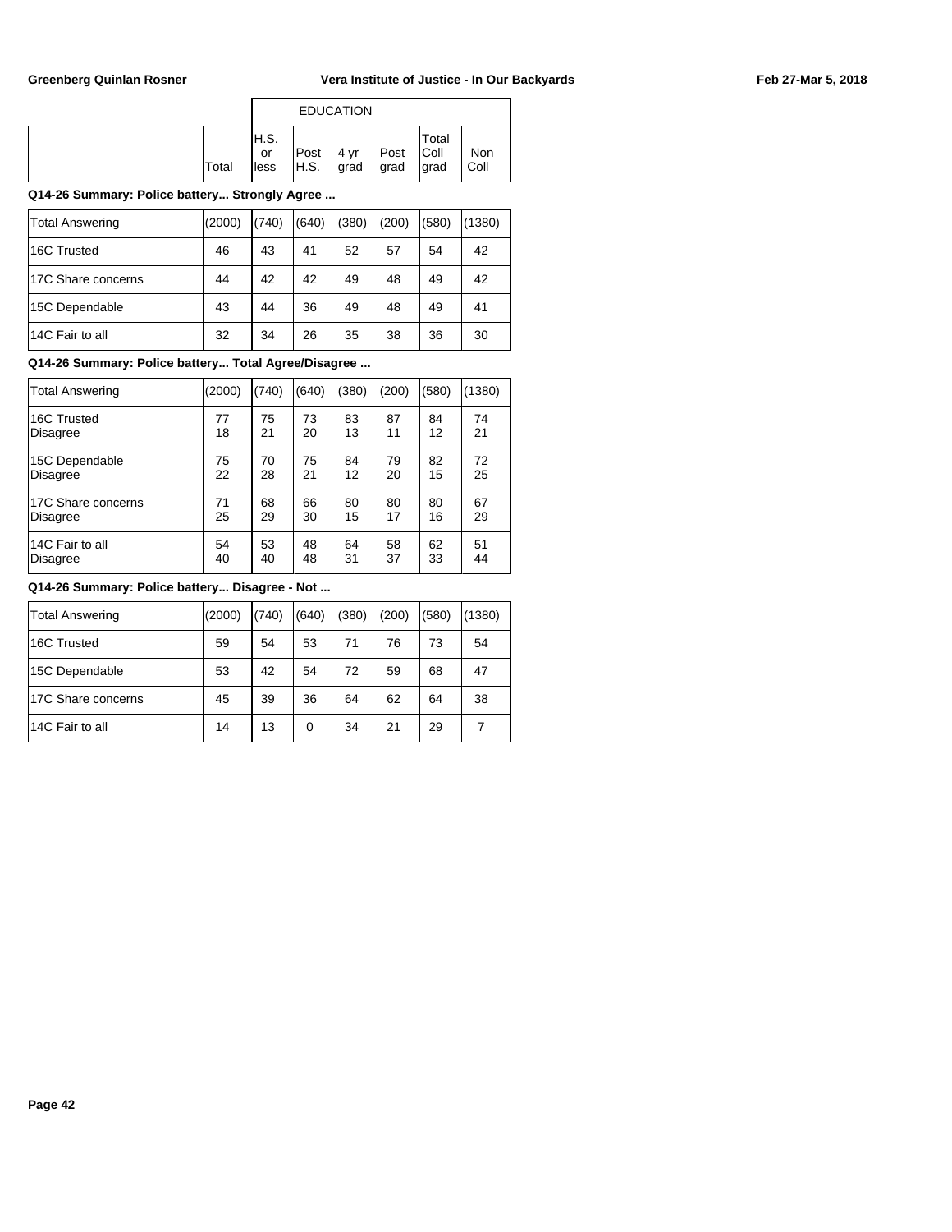| | | EDUCATION | | | | | |
|---|---|---|---|---|---|---|---|
| | Total | H.S. or less | Post H.S. | 4 yr grad | Post grad | Total Coll grad | Non Coll |

**Q14-26 Summary: Police battery... Strongly Agree ...**

| | Total | H.S. or less | Post H.S. | 4 yr grad | Post grad | Total Coll grad | Non Coll |
|---|---|---|---|---|---|---|---|
| Total Answering | (2000) | (740) | (640) | (380) | (200) | (580) | (1380) |
| 16C Trusted | 46 | 43 | 41 | 52 | 57 | 54 | 42 |
| 17C Share concerns | 44 | 42 | 42 | 49 | 48 | 49 | 42 |
| 15C Dependable | 43 | 44 | 36 | 49 | 48 | 49 | 41 |
| 14C Fair to all | 32 | 34 | 26 | 35 | 38 | 36 | 30 |

**Q14-26 Summary: Police battery... Total Agree/Disagree ...**

| | Total | H.S. or less | Post H.S. | 4 yr grad | Post grad | Total Coll grad | Non Coll |
|---|---|---|---|---|---|---|---|
| Total Answering | (2000) | (740) | (640) | (380) | (200) | (580) | (1380) |
| 16C Trusted | 77 | 75 | 73 | 83 | 87 | 84 | 74 |
| Disagree | 18 | 21 | 20 | 13 | 11 | 12 | 21 |
| 15C Dependable | 75 | 70 | 75 | 84 | 79 | 82 | 72 |
| Disagree | 22 | 28 | 21 | 12 | 20 | 15 | 25 |
| 17C Share concerns | 71 | 68 | 66 | 80 | 80 | 80 | 67 |
| Disagree | 25 | 29 | 30 | 15 | 17 | 16 | 29 |
| 14C Fair to all | 54 | 53 | 48 | 64 | 58 | 62 | 51 |
| Disagree | 40 | 40 | 48 | 31 | 37 | 33 | 44 |

**Q14-26 Summary: Police battery... Disagree - Not ...**

| | Total | H.S. or less | Post H.S. | 4 yr grad | Post grad | Total Coll grad | Non Coll |
|---|---|---|---|---|---|---|---|
| Total Answering | (2000) | (740) | (640) | (380) | (200) | (580) | (1380) |
| 16C Trusted | 59 | 54 | 53 | 71 | 76 | 73 | 54 |
| 15C Dependable | 53 | 42 | 54 | 72 | 59 | 68 | 47 |
| 17C Share concerns | 45 | 39 | 36 | 64 | 62 | 64 | 38 |
| 14C Fair to all | 14 | 13 | 0 | 34 | 21 | 29 | 7 |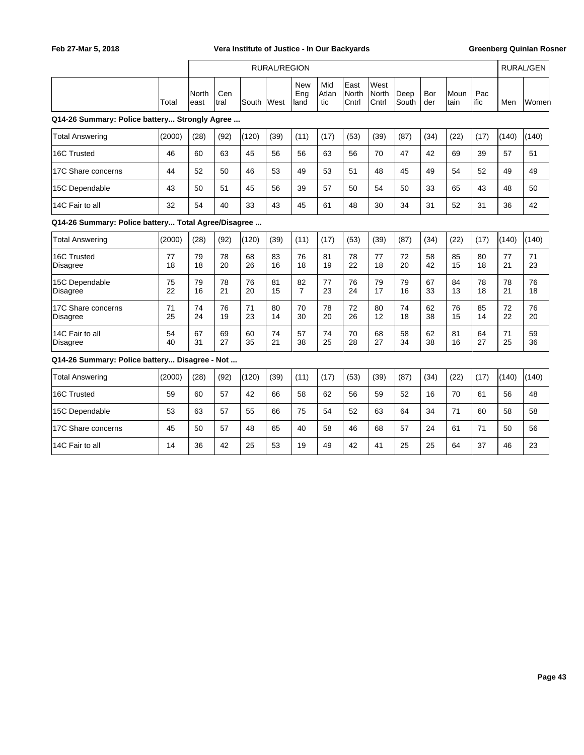| | Total | RURAL/REGION | | | | | | | | | | | | RURAL/GEN | |
|---|---|---|---|---|---|---|---|---|---|---|---|---|---|---|---|
| | | North east | Cen tral | South | West | New Eng land | Mid Atlan tic | East North Cntrl | West North Cntrl | Deep South | Bor der | Moun tain | Pac ific | Men | Women |

**Q14-26 Summary: Police battery... Strongly Agree ...**

| | Total | North east | Cen tral | South | West | New Eng land | Mid Atlan tic | East North Cntrl | West North Cntrl | Deep South | Bor der | Moun tain | Pac ific | Men | Women |
|---|---|---|---|---|---|---|---|---|---|---|---|---|---|---|---|
| Total Answering | (2000) | (28) | (92) | (120) | (39) | (11) | (17) | (53) | (39) | (87) | (34) | (22) | (17) | (140) | (140) |
| 16C Trusted | 46 | 60 | 63 | 45 | 56 | 56 | 63 | 56 | 70 | 47 | 42 | 69 | 39 | 57 | 51 |
| 17C Share concerns | 44 | 52 | 50 | 46 | 53 | 49 | 53 | 51 | 48 | 45 | 49 | 54 | 52 | 49 | 49 |
| 15C Dependable | 43 | 50 | 51 | 45 | 56 | 39 | 57 | 50 | 54 | 50 | 33 | 65 | 43 | 48 | 50 |
| 14C Fair to all | 32 | 54 | 40 | 33 | 43 | 45 | 61 | 48 | 30 | 34 | 31 | 52 | 31 | 36 | 42 |

**Q14-26 Summary: Police battery... Total Agree/Disagree ...**

| | Total | North east | Cen tral | South | West | New Eng land | Mid Atlan tic | East North Cntrl | West North Cntrl | Deep South | Bor der | Moun tain | Pac ific | Men | Women |
|---|---|---|---|---|---|---|---|---|---|---|---|---|---|---|---|
| Total Answering | (2000) | (28) | (92) | (120) | (39) | (11) | (17) | (53) | (39) | (87) | (34) | (22) | (17) | (140) | (140) |
| 16C Trusted | 77 | 79 | 78 | 68 | 83 | 76 | 81 | 78 | 77 | 72 | 58 | 85 | 80 | 77 | 71 |
| Disagree | 18 | 18 | 20 | 26 | 16 | 18 | 19 | 22 | 18 | 20 | 42 | 15 | 18 | 21 | 23 |
| 15C Dependable | 75 | 79 | 78 | 76 | 81 | 82 | 77 | 76 | 79 | 79 | 67 | 84 | 78 | 78 | 76 |
| Disagree | 22 | 16 | 21 | 20 | 15 | 7 | 23 | 24 | 17 | 16 | 33 | 13 | 18 | 21 | 18 |
| 17C Share concerns | 71 | 74 | 76 | 71 | 80 | 70 | 78 | 72 | 80 | 74 | 62 | 76 | 85 | 72 | 76 |
| Disagree | 25 | 24 | 19 | 23 | 14 | 30 | 20 | 26 | 12 | 18 | 38 | 15 | 14 | 22 | 20 |
| 14C Fair to all | 54 | 67 | 69 | 60 | 74 | 57 | 74 | 70 | 68 | 58 | 62 | 81 | 64 | 71 | 59 |
| Disagree | 40 | 31 | 27 | 35 | 21 | 38 | 25 | 28 | 27 | 34 | 38 | 16 | 27 | 25 | 36 |

**Q14-26 Summary: Police battery... Disagree - Not ...**

| | Total | North east | Cen tral | South | West | New Eng land | Mid Atlan tic | East North Cntrl | West North Cntrl | Deep South | Bor der | Moun tain | Pac ific | Men | Women |
|---|---|---|---|---|---|---|---|---|---|---|---|---|---|---|---|
| Total Answering | (2000) | (28) | (92) | (120) | (39) | (11) | (17) | (53) | (39) | (87) | (34) | (22) | (17) | (140) | (140) |
| 16C Trusted | 59 | 60 | 57 | 42 | 66 | 58 | 62 | 56 | 59 | 52 | 16 | 70 | 61 | 56 | 48 |
| 15C Dependable | 53 | 63 | 57 | 55 | 66 | 75 | 54 | 52 | 63 | 64 | 34 | 71 | 60 | 58 | 58 |
| 17C Share concerns | 45 | 50 | 57 | 48 | 65 | 40 | 58 | 46 | 68 | 57 | 24 | 61 | 71 | 50 | 56 |
| 14C Fair to all | 14 | 36 | 42 | 25 | 53 | 19 | 49 | 42 | 41 | 25 | 25 | 64 | 37 | 46 | 23 |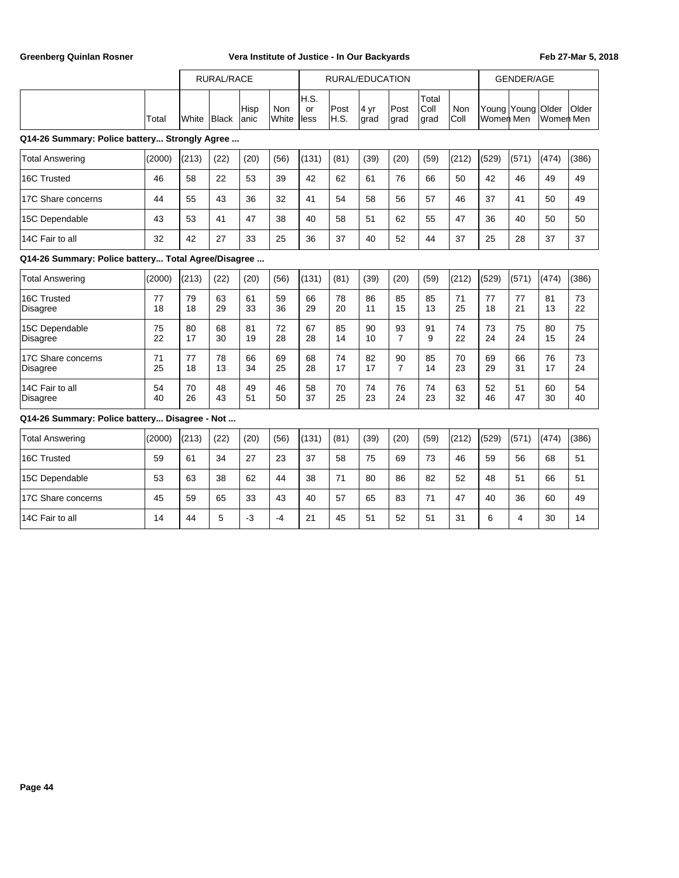| | Total | RURAL/RACE White | Black | Hispanic | Non White | RURAL/EDUCATION H.S. or less | Post H.S. | 4 yr grad | Post grad | Total Coll grad | Non Coll | GENDER/AGE Young Women | Young Men | Older Women | Older Men |
|---|---|---|---|---|---|---|---|---|---|---|---|---|---|---|---|

**Q14-26 Summary: Police battery... Strongly Agree ...**

| | Total | White | Black | Hispanic | Non White | H.S. or less | Post H.S. | 4 yr grad | Post grad | Total Coll grad | Non Coll | Young Women | Young Men | Older Women | Older Men |
|---|---|---|---|---|---|---|---|---|---|---|---|---|---|---|---|
| Total Answering | (2000) | (213) | (22) | (20) | (56) | (131) | (81) | (39) | (20) | (59) | (212) | (529) | (571) | (474) | (386) |
| 16C Trusted | 46 | 58 | 22 | 53 | 39 | 42 | 62 | 61 | 76 | 66 | 50 | 42 | 46 | 49 | 49 |
| 17C Share concerns | 44 | 55 | 43 | 36 | 32 | 41 | 54 | 58 | 56 | 57 | 46 | 37 | 41 | 50 | 49 |
| 15C Dependable | 43 | 53 | 41 | 47 | 38 | 40 | 58 | 51 | 62 | 55 | 47 | 36 | 40 | 50 | 50 |
| 14C Fair to all | 32 | 42 | 27 | 33 | 25 | 36 | 37 | 40 | 52 | 44 | 37 | 25 | 28 | 37 | 37 |

**Q14-26 Summary: Police battery... Total Agree/Disagree ...**

| | Total | White | Black | Hispanic | Non White | H.S. or less | Post H.S. | 4 yr grad | Post grad | Total Coll grad | Non Coll | Young Women | Young Men | Older Women | Older Men |
|---|---|---|---|---|---|---|---|---|---|---|---|---|---|---|---|
| Total Answering | (2000) | (213) | (22) | (20) | (56) | (131) | (81) | (39) | (20) | (59) | (212) | (529) | (571) | (474) | (386) |
| 16C Trusted | 77 | 79 | 63 | 61 | 59 | 66 | 78 | 86 | 85 | 85 | 71 | 77 | 77 | 81 | 73 |
| Disagree | 18 | 18 | 29 | 33 | 36 | 29 | 20 | 11 | 15 | 13 | 25 | 18 | 21 | 13 | 22 |
| 15C Dependable | 75 | 80 | 68 | 81 | 72 | 67 | 85 | 90 | 93 | 91 | 74 | 73 | 75 | 80 | 75 |
| Disagree | 22 | 17 | 30 | 19 | 28 | 28 | 14 | 10 | 7 | 9 | 22 | 24 | 24 | 15 | 24 |
| 17C Share concerns | 71 | 77 | 78 | 66 | 69 | 68 | 74 | 82 | 90 | 85 | 70 | 69 | 66 | 76 | 73 |
| Disagree | 25 | 18 | 13 | 34 | 25 | 28 | 17 | 17 | 7 | 14 | 23 | 29 | 31 | 17 | 24 |
| 14C Fair to all | 54 | 70 | 48 | 49 | 46 | 58 | 70 | 74 | 76 | 74 | 63 | 52 | 51 | 60 | 54 |
| Disagree | 40 | 26 | 43 | 51 | 50 | 37 | 25 | 23 | 24 | 23 | 32 | 46 | 47 | 30 | 40 |

**Q14-26 Summary: Police battery... Disagree - Not ...**

| | Total | White | Black | Hispanic | Non White | H.S. or less | Post H.S. | 4 yr grad | Post grad | Total Coll grad | Non Coll | Young Women | Young Men | Older Women | Older Men |
|---|---|---|---|---|---|---|---|---|---|---|---|---|---|---|---|
| Total Answering | (2000) | (213) | (22) | (20) | (56) | (131) | (81) | (39) | (20) | (59) | (212) | (529) | (571) | (474) | (386) |
| 16C Trusted | 59 | 61 | 34 | 27 | 23 | 37 | 58 | 75 | 69 | 73 | 46 | 59 | 56 | 68 | 51 |
| 15C Dependable | 53 | 63 | 38 | 62 | 44 | 38 | 71 | 80 | 86 | 82 | 52 | 48 | 51 | 66 | 51 |
| 17C Share concerns | 45 | 59 | 65 | 33 | 43 | 40 | 57 | 65 | 83 | 71 | 47 | 40 | 36 | 60 | 49 |
| 14C Fair to all | 14 | 44 | 5 | -3 | -4 | 21 | 45 | 51 | 52 | 51 | 31 | 6 | 4 | 30 | 14 |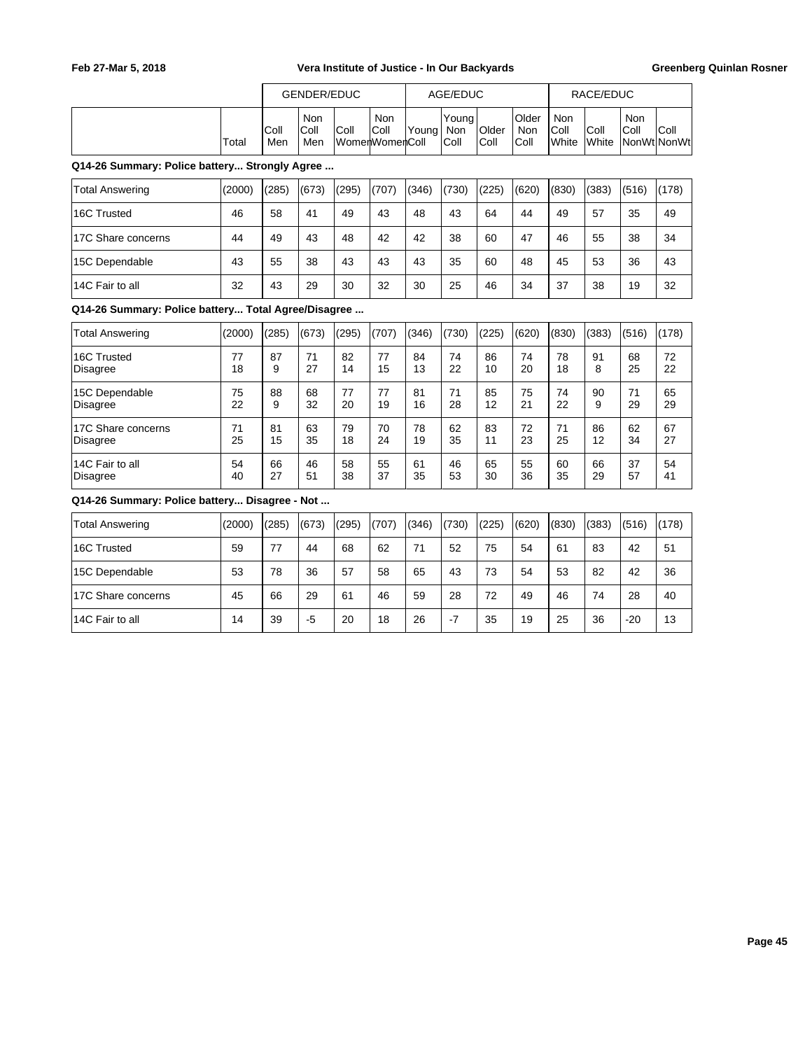| | Total | GENDER/EDUC | | | | AGE/EDUC | | | | RACE/EDUC | | | |
|---|---|---|---|---|---|---|---|---|---|---|---|---|---|
| | | Coll Men | Non Coll Men | Coll Women | Non Coll Women | Young Coll | Young Non Coll | Older Coll | Older Non Coll | Non Coll White | Coll White | Non Coll NonWt | Coll NonWt |

**Q14-26 Summary: Police battery... Strongly Agree ...**

| | Total | Coll Men | Non Coll Men | Coll Women | Non Coll Women | Young Coll | Young Non Coll | Older Coll | Older Non Coll | Non Coll White | Coll White | Non Coll NonWt | Coll NonWt |
|---|---|---|---|---|---|---|---|---|---|---|---|---|---|
| Total Answering | (2000) | (285) | (673) | (295) | (707) | (346) | (730) | (225) | (620) | (830) | (383) | (516) | (178) |
| 16C Trusted | 46 | 58 | 41 | 49 | 43 | 48 | 43 | 64 | 44 | 49 | 57 | 35 | 49 |
| 17C Share concerns | 44 | 49 | 43 | 48 | 42 | 42 | 38 | 60 | 47 | 46 | 55 | 38 | 34 |
| 15C Dependable | 43 | 55 | 38 | 43 | 43 | 43 | 35 | 60 | 48 | 45 | 53 | 36 | 43 |
| 14C Fair to all | 32 | 43 | 29 | 30 | 32 | 30 | 25 | 46 | 34 | 37 | 38 | 19 | 32 |

**Q14-26 Summary: Police battery... Total Agree/Disagree ...**

| | Total | Coll Men | Non Coll Men | Coll Women | Non Coll Women | Young Coll | Young Non Coll | Older Coll | Older Non Coll | Non Coll White | Coll White | Non Coll NonWt | Coll NonWt |
|---|---|---|---|---|---|---|---|---|---|---|---|---|---|
| Total Answering | (2000) | (285) | (673) | (295) | (707) | (346) | (730) | (225) | (620) | (830) | (383) | (516) | (178) |
| 16C Trusted | 77 | 87 | 71 | 82 | 77 | 84 | 74 | 86 | 74 | 78 | 91 | 68 | 72 |
| Disagree | 18 | 9 | 27 | 14 | 15 | 13 | 22 | 10 | 20 | 18 | 8 | 25 | 22 |
| 15C Dependable | 75 | 88 | 68 | 77 | 77 | 81 | 71 | 85 | 75 | 74 | 90 | 71 | 65 |
| Disagree | 22 | 9 | 32 | 20 | 19 | 16 | 28 | 12 | 21 | 22 | 9 | 29 | 29 |
| 17C Share concerns | 71 | 81 | 63 | 79 | 70 | 78 | 62 | 83 | 72 | 71 | 86 | 62 | 67 |
| Disagree | 25 | 15 | 35 | 18 | 24 | 19 | 35 | 11 | 23 | 25 | 12 | 34 | 27 |
| 14C Fair to all | 54 | 66 | 46 | 58 | 55 | 61 | 46 | 65 | 55 | 60 | 66 | 37 | 54 |
| Disagree | 40 | 27 | 51 | 38 | 37 | 35 | 53 | 30 | 36 | 35 | 29 | 57 | 41 |

**Q14-26 Summary: Police battery... Disagree - Not ...**

| | Total | Coll Men | Non Coll Men | Coll Women | Non Coll Women | Young Coll | Young Non Coll | Older Coll | Older Non Coll | Non Coll White | Coll White | Non Coll NonWt | Coll NonWt |
|---|---|---|---|---|---|---|---|---|---|---|---|---|---|
| Total Answering | (2000) | (285) | (673) | (295) | (707) | (346) | (730) | (225) | (620) | (830) | (383) | (516) | (178) |
| 16C Trusted | 59 | 77 | 44 | 68 | 62 | 71 | 52 | 75 | 54 | 61 | 83 | 42 | 51 |
| 15C Dependable | 53 | 78 | 36 | 57 | 58 | 65 | 43 | 73 | 54 | 53 | 82 | 42 | 36 |
| 17C Share concerns | 45 | 66 | 29 | 61 | 46 | 59 | 28 | 72 | 49 | 46 | 74 | 28 | 40 |
| 14C Fair to all | 14 | 39 | -5 | 20 | 18 | 26 | -7 | 35 | 19 | 25 | 36 | -20 | 13 |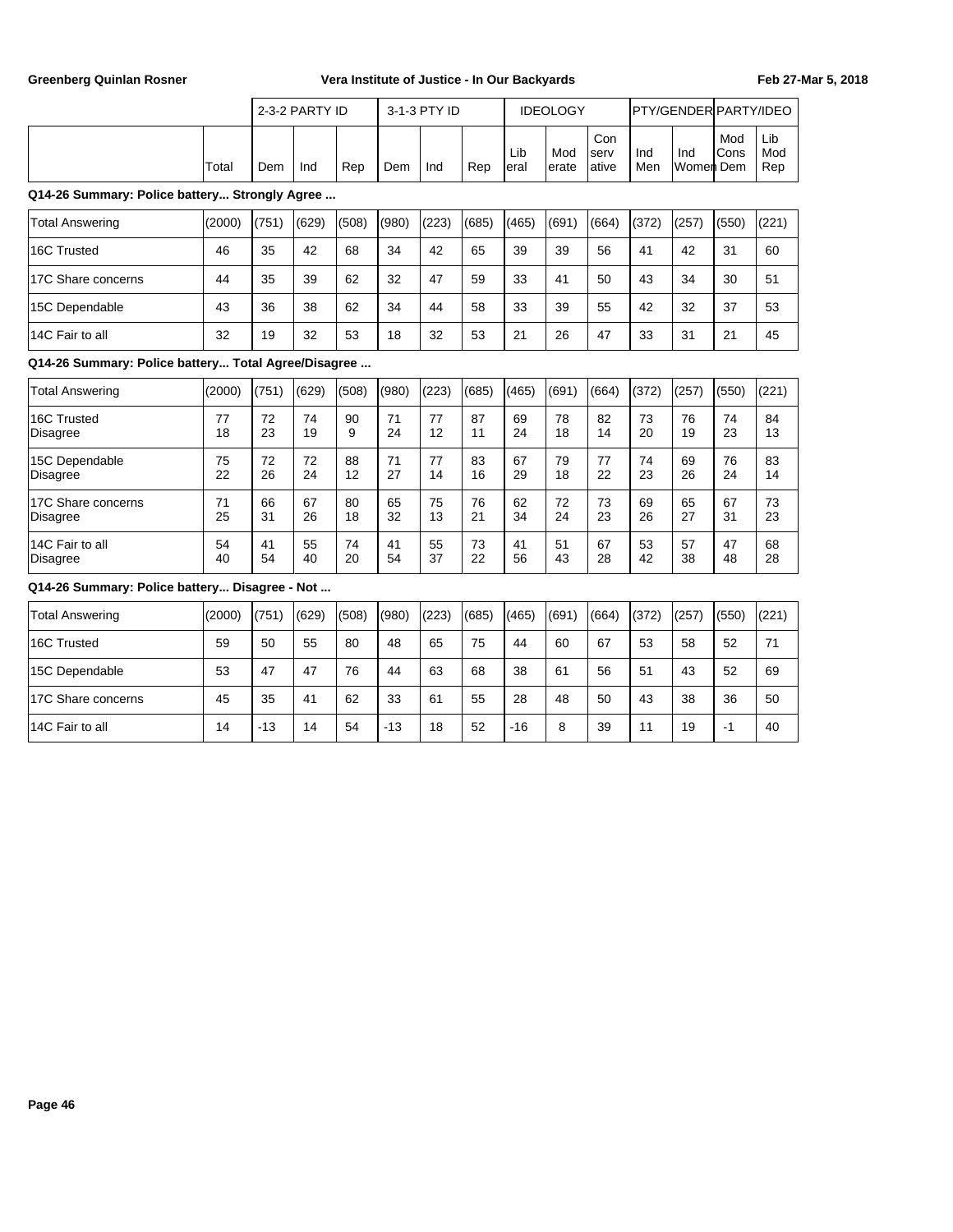| | Total | 2-3-2 PARTY ID | | | 3-1-3 PTY ID | | | IDEOLOGY | | | PTY/GENDER | | PARTY/IDEO | |
|---|---|---|---|---|---|---|---|---|---|---|---|---|---|---|
| | | Dem | Ind | Rep | Dem | Ind | Rep | Liberal | Moderate | Conservative | Ind Men | Ind Women | Mod Cons Dem | Lib Mod Rep |

**Q14-26 Summary: Police battery... Strongly Agree ...**

| | Total | Dem | Ind | Rep | Dem | Ind | Rep | Liberal | Moderate | Conservative | Ind Men | Ind Women | Mod Cons Dem | Lib Mod Rep |
|---|---|---|---|---|---|---|---|---|---|---|---|---|---|---|
| Total Answering | (2000) | (751) | (629) | (508) | (980) | (223) | (685) | (465) | (691) | (664) | (372) | (257) | (550) | (221) |
| 16C Trusted | 46 | 35 | 42 | 68 | 34 | 42 | 65 | 39 | 39 | 56 | 41 | 42 | 31 | 60 |
| 17C Share concerns | 44 | 35 | 39 | 62 | 32 | 47 | 59 | 33 | 41 | 50 | 43 | 34 | 30 | 51 |
| 15C Dependable | 43 | 36 | 38 | 62 | 34 | 44 | 58 | 33 | 39 | 55 | 42 | 32 | 37 | 53 |
| 14C Fair to all | 32 | 19 | 32 | 53 | 18 | 32 | 53 | 21 | 26 | 47 | 33 | 31 | 21 | 45 |

**Q14-26 Summary: Police battery... Total Agree/Disagree ...**

| | Total | Dem | Ind | Rep | Dem | Ind | Rep | Liberal | Moderate | Conservative | Ind Men | Ind Women | Mod Cons Dem | Lib Mod Rep |
|---|---|---|---|---|---|---|---|---|---|---|---|---|---|---|
| Total Answering | (2000) | (751) | (629) | (508) | (980) | (223) | (685) | (465) | (691) | (664) | (372) | (257) | (550) | (221) |
| 16C Trusted | 77 | 72 | 74 | 90 | 71 | 77 | 87 | 69 | 78 | 82 | 73 | 76 | 74 | 84 |
| Disagree | 18 | 23 | 19 | 9 | 24 | 12 | 11 | 24 | 18 | 14 | 20 | 19 | 23 | 13 |
| 15C Dependable | 75 | 72 | 72 | 88 | 71 | 77 | 83 | 67 | 79 | 77 | 74 | 69 | 76 | 83 |
| Disagree | 22 | 26 | 24 | 12 | 27 | 14 | 16 | 29 | 18 | 22 | 23 | 26 | 24 | 14 |
| 17C Share concerns | 71 | 66 | 67 | 80 | 65 | 75 | 76 | 62 | 72 | 73 | 69 | 65 | 67 | 73 |
| Disagree | 25 | 31 | 26 | 18 | 32 | 13 | 21 | 34 | 24 | 23 | 26 | 27 | 31 | 23 |
| 14C Fair to all | 54 | 41 | 55 | 74 | 41 | 55 | 73 | 41 | 51 | 67 | 53 | 57 | 47 | 68 |
| Disagree | 40 | 54 | 40 | 20 | 54 | 37 | 22 | 56 | 43 | 28 | 42 | 38 | 48 | 28 |

**Q14-26 Summary: Police battery... Disagree - Not ...**

| | Total | Dem | Ind | Rep | Dem | Ind | Rep | Liberal | Moderate | Conservative | Ind Men | Ind Women | Mod Cons Dem | Lib Mod Rep |
|---|---|---|---|---|---|---|---|---|---|---|---|---|---|---|
| Total Answering | (2000) | (751) | (629) | (508) | (980) | (223) | (685) | (465) | (691) | (664) | (372) | (257) | (550) | (221) |
| 16C Trusted | 59 | 50 | 55 | 80 | 48 | 65 | 75 | 44 | 60 | 67 | 53 | 58 | 52 | 71 |
| 15C Dependable | 53 | 47 | 47 | 76 | 44 | 63 | 68 | 38 | 61 | 56 | 51 | 43 | 52 | 69 |
| 17C Share concerns | 45 | 35 | 41 | 62 | 33 | 61 | 55 | 28 | 48 | 50 | 43 | 38 | 36 | 50 |
| 14C Fair to all | 14 | -13 | 14 | 54 | -13 | 18 | 52 | -16 | 8 | 39 | 11 | 19 | -1 | 40 |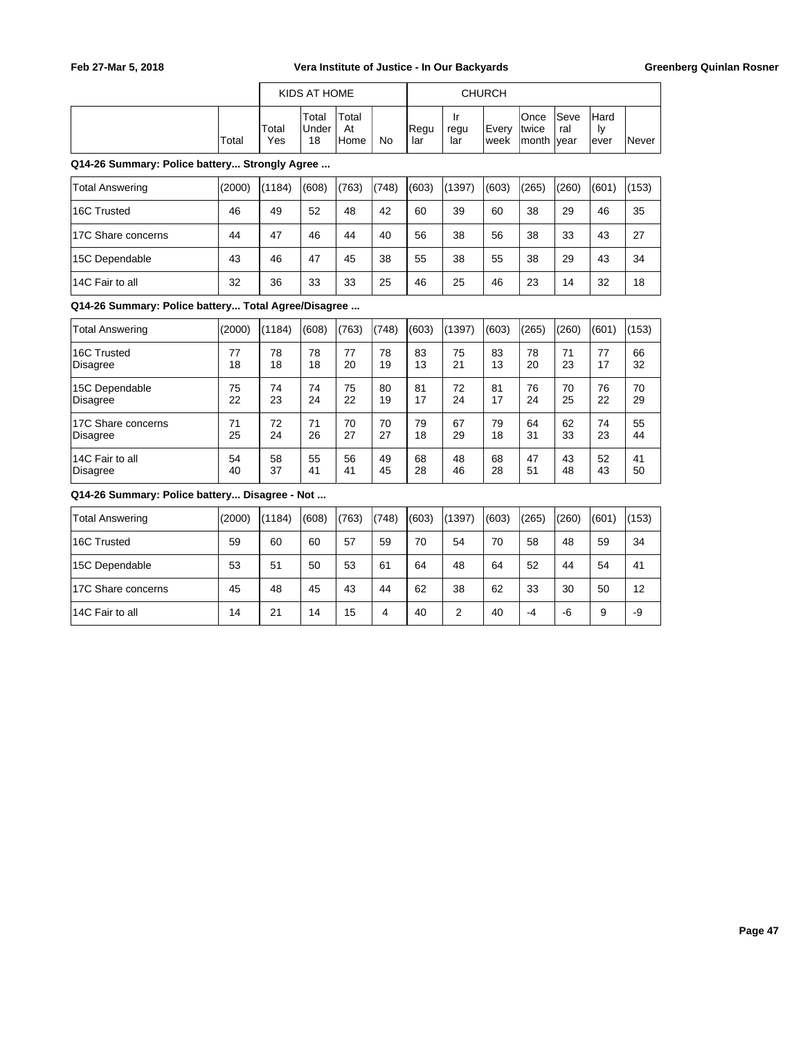| | Total | KIDS AT HOME Total Yes | Total Under 18 | Total At Home | No | CHURCH Regu lar | Ir regu lar | Every week | Once twice month | Seve ral year | Hard ly ever | Never |
|---|---|---|---|---|---|---|---|---|---|---|---|---|

**Q14-26 Summary: Police battery... Strongly Agree ...**

| | Total | Total Yes | Total Under 18 | Total At Home | No | Regu lar | Ir regu lar | Every week | Once twice month | Seve ral year | Hard ly ever | Never |
|---|---|---|---|---|---|---|---|---|---|---|---|---|
| Total Answering | (2000) | (1184) | (608) | (763) | (748) | (603) | (1397) | (603) | (265) | (260) | (601) | (153) |
| 16C Trusted | 46 | 49 | 52 | 48 | 42 | 60 | 39 | 60 | 38 | 29 | 46 | 35 |
| 17C Share concerns | 44 | 47 | 46 | 44 | 40 | 56 | 38 | 56 | 38 | 33 | 43 | 27 |
| 15C Dependable | 43 | 46 | 47 | 45 | 38 | 55 | 38 | 55 | 38 | 29 | 43 | 34 |
| 14C Fair to all | 32 | 36 | 33 | 33 | 25 | 46 | 25 | 46 | 23 | 14 | 32 | 18 |

**Q14-26 Summary: Police battery... Total Agree/Disagree ...**

| | Total | Total Yes | Total Under 18 | Total At Home | No | Regu lar | Ir regu lar | Every week | Once twice month | Seve ral year | Hard ly ever | Never |
|---|---|---|---|---|---|---|---|---|---|---|---|---|
| Total Answering | (2000) | (1184) | (608) | (763) | (748) | (603) | (1397) | (603) | (265) | (260) | (601) | (153) |
| 16C Trusted | 77 | 78 | 78 | 77 | 78 | 83 | 75 | 83 | 78 | 71 | 77 | 66 |
| Disagree | 18 | 18 | 18 | 20 | 19 | 13 | 21 | 13 | 20 | 23 | 17 | 32 |
| 15C Dependable | 75 | 74 | 74 | 75 | 80 | 81 | 72 | 81 | 76 | 70 | 76 | 70 |
| Disagree | 22 | 23 | 24 | 22 | 19 | 17 | 24 | 17 | 24 | 25 | 22 | 29 |
| 17C Share concerns | 71 | 72 | 71 | 70 | 70 | 79 | 67 | 79 | 64 | 62 | 74 | 55 |
| Disagree | 25 | 24 | 26 | 27 | 27 | 18 | 29 | 18 | 31 | 33 | 23 | 44 |
| 14C Fair to all | 54 | 58 | 55 | 56 | 49 | 68 | 48 | 68 | 47 | 43 | 52 | 41 |
| Disagree | 40 | 37 | 41 | 41 | 45 | 28 | 46 | 28 | 51 | 48 | 43 | 50 |

**Q14-26 Summary: Police battery... Disagree - Not ...**

| | Total | Total Yes | Total Under 18 | Total At Home | No | Regu lar | Ir regu lar | Every week | Once twice month | Seve ral year | Hard ly ever | Never |
|---|---|---|---|---|---|---|---|---|---|---|---|---|
| Total Answering | (2000) | (1184) | (608) | (763) | (748) | (603) | (1397) | (603) | (265) | (260) | (601) | (153) |
| 16C Trusted | 59 | 60 | 60 | 57 | 59 | 70 | 54 | 70 | 58 | 48 | 59 | 34 |
| 15C Dependable | 53 | 51 | 50 | 53 | 61 | 64 | 48 | 64 | 52 | 44 | 54 | 41 |
| 17C Share concerns | 45 | 48 | 45 | 43 | 44 | 62 | 38 | 62 | 33 | 30 | 50 | 12 |
| 14C Fair to all | 14 | 21 | 14 | 15 | 4 | 40 | 2 | 40 | -4 | -6 | 9 | -9 |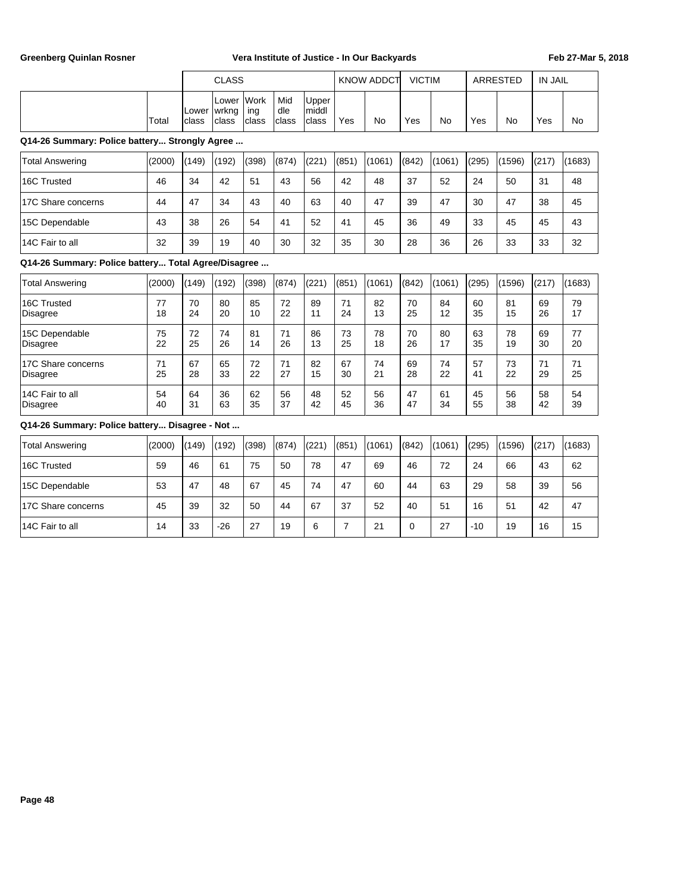| | Total | CLASS | | | | | KNOW ADDCT | | VICTIM | | ARRESTED | | IN JAIL | |
|---|---|---|---|---|---|---|---|---|---|---|---|---|---|---|
| | | Lower class | Lower wrkng class | Working class | Middle class | Upper middl class | Yes | No | Yes | No | Yes | No | Yes | No |

**Q14-26 Summary: Police battery... Strongly Agree ...**

| | Total | Lower class | Lower wrkng class | Working class | Middle class | Upper middl class | KNOW ADDCT Yes | KNOW ADDCT No | VICTIM Yes | VICTIM No | ARRESTED Yes | ARRESTED No | IN JAIL Yes | IN JAIL No |
|---|---|---|---|---|---|---|---|---|---|---|---|---|---|---|
| Total Answering | (2000) | (149) | (192) | (398) | (874) | (221) | (851) | (1061) | (842) | (1061) | (295) | (1596) | (217) | (1683) |
| 16C Trusted | 46 | 34 | 42 | 51 | 43 | 56 | 42 | 48 | 37 | 52 | 24 | 50 | 31 | 48 |
| 17C Share concerns | 44 | 47 | 34 | 43 | 40 | 63 | 40 | 47 | 39 | 47 | 30 | 47 | 38 | 45 |
| 15C Dependable | 43 | 38 | 26 | 54 | 41 | 52 | 41 | 45 | 36 | 49 | 33 | 45 | 45 | 43 |
| 14C Fair to all | 32 | 39 | 19 | 40 | 30 | 32 | 35 | 30 | 28 | 36 | 26 | 33 | 33 | 32 |

**Q14-26 Summary: Police battery... Total Agree/Disagree ...**

| | Total | Lower class | Lower wrkng class | Working class | Middle class | Upper middl class | KNOW ADDCT Yes | KNOW ADDCT No | VICTIM Yes | VICTIM No | ARRESTED Yes | ARRESTED No | IN JAIL Yes | IN JAIL No |
|---|---|---|---|---|---|---|---|---|---|---|---|---|---|---|
| Total Answering | (2000) | (149) | (192) | (398) | (874) | (221) | (851) | (1061) | (842) | (1061) | (295) | (1596) | (217) | (1683) |
| 16C Trusted | 77 | 70 | 80 | 85 | 72 | 89 | 71 | 82 | 70 | 84 | 60 | 81 | 69 | 79 |
| Disagree | 18 | 24 | 20 | 10 | 22 | 11 | 24 | 13 | 25 | 12 | 35 | 15 | 26 | 17 |
| 15C Dependable | 75 | 72 | 74 | 81 | 71 | 86 | 73 | 78 | 70 | 80 | 63 | 78 | 69 | 77 |
| Disagree | 22 | 25 | 26 | 14 | 26 | 13 | 25 | 18 | 26 | 17 | 35 | 19 | 30 | 20 |
| 17C Share concerns | 71 | 67 | 65 | 72 | 71 | 82 | 67 | 74 | 69 | 74 | 57 | 73 | 71 | 71 |
| Disagree | 25 | 28 | 33 | 22 | 27 | 15 | 30 | 21 | 28 | 22 | 41 | 22 | 29 | 25 |
| 14C Fair to all | 54 | 64 | 36 | 62 | 56 | 48 | 52 | 56 | 47 | 61 | 45 | 56 | 58 | 54 |
| Disagree | 40 | 31 | 63 | 35 | 37 | 42 | 45 | 36 | 47 | 34 | 55 | 38 | 42 | 39 |

**Q14-26 Summary: Police battery... Disagree - Not ...**

| | Total | Lower class | Lower wrkng class | Working class | Middle class | Upper middl class | KNOW ADDCT Yes | KNOW ADDCT No | VICTIM Yes | VICTIM No | ARRESTED Yes | ARRESTED No | IN JAIL Yes | IN JAIL No |
|---|---|---|---|---|---|---|---|---|---|---|---|---|---|---|
| Total Answering | (2000) | (149) | (192) | (398) | (874) | (221) | (851) | (1061) | (842) | (1061) | (295) | (1596) | (217) | (1683) |
| 16C Trusted | 59 | 46 | 61 | 75 | 50 | 78 | 47 | 69 | 46 | 72 | 24 | 66 | 43 | 62 |
| 15C Dependable | 53 | 47 | 48 | 67 | 45 | 74 | 47 | 60 | 44 | 63 | 29 | 58 | 39 | 56 |
| 17C Share concerns | 45 | 39 | 32 | 50 | 44 | 67 | 37 | 52 | 40 | 51 | 16 | 51 | 42 | 47 |
| 14C Fair to all | 14 | 33 | -26 | 27 | 19 | 6 | 7 | 21 | 0 | 27 | -10 | 19 | 16 | 15 |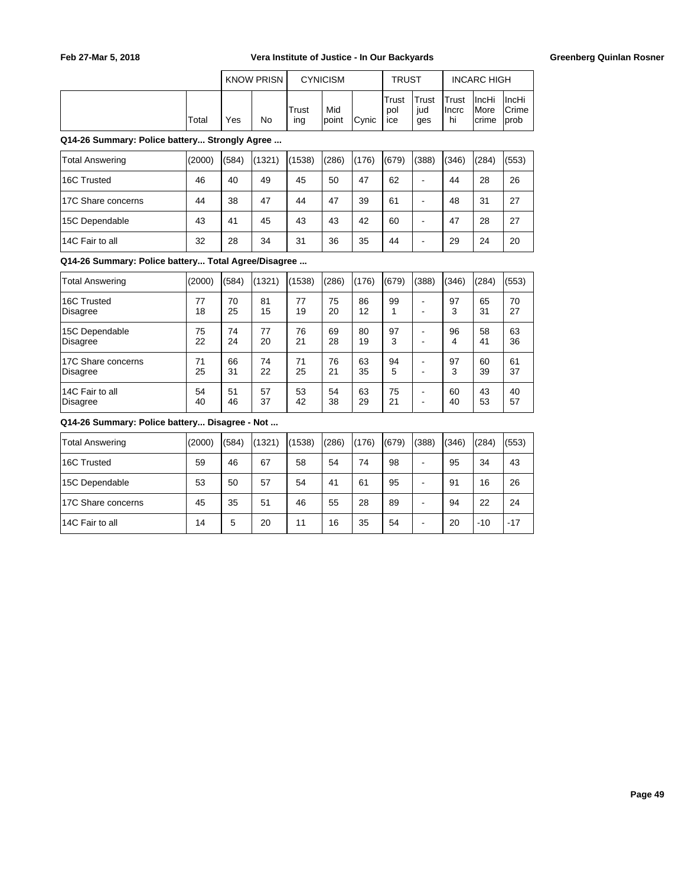| | Total | KNOW PRISN | | CYNICISM | | | TRUST | | INCARC HIGH | | |
|---|---|---|---|---|---|---|---|---|---|---|---|
| | | Yes | No | Trusting | Mid point | Cynic | Trust police | Trust judges | Trust Incrc hi | IncHi More crime | IncHi Crime prob |

**Q14-26 Summary: Police battery... Strongly Agree ...**

| | Total | Yes | No | Trusting | Mid point | Cynic | Trust police | Trust judges | Trust Incrc hi | IncHi More crime | IncHi Crime prob |
|---|---|---|---|---|---|---|---|---|---|---|---|
| Total Answering | (2000) | (584) | (1321) | (1538) | (286) | (176) | (679) | (388) | (346) | (284) | (553) |
| 16C Trusted | 46 | 40 | 49 | 45 | 50 | 47 | 62 | - | 44 | 28 | 26 |
| 17C Share concerns | 44 | 38 | 47 | 44 | 47 | 39 | 61 | - | 48 | 31 | 27 |
| 15C Dependable | 43 | 41 | 45 | 43 | 43 | 42 | 60 | - | 47 | 28 | 27 |
| 14C Fair to all | 32 | 28 | 34 | 31 | 36 | 35 | 44 | - | 29 | 24 | 20 |

**Q14-26 Summary: Police battery... Total Agree/Disagree ...**

| | Total | Yes | No | Trusting | Mid point | Cynic | Trust police | Trust judges | Trust Incrc hi | IncHi More crime | IncHi Crime prob |
|---|---|---|---|---|---|---|---|---|---|---|---|
| Total Answering | (2000) | (584) | (1321) | (1538) | (286) | (176) | (679) | (388) | (346) | (284) | (553) |
| 16C Trusted | 77 | 70 | 81 | 77 | 75 | 86 | 99 | - | 97 | 65 | 70 |
| Disagree | 18 | 25 | 15 | 19 | 20 | 12 | 1 | - | 3 | 31 | 27 |
| 15C Dependable | 75 | 74 | 77 | 76 | 69 | 80 | 97 | - | 96 | 58 | 63 |
| Disagree | 22 | 24 | 20 | 21 | 28 | 19 | 3 | - | 4 | 41 | 36 |
| 17C Share concerns | 71 | 66 | 74 | 71 | 76 | 63 | 94 | - | 97 | 60 | 61 |
| Disagree | 25 | 31 | 22 | 25 | 21 | 35 | 5 | - | 3 | 39 | 37 |
| 14C Fair to all | 54 | 51 | 57 | 53 | 54 | 63 | 75 | - | 60 | 43 | 40 |
| Disagree | 40 | 46 | 37 | 42 | 38 | 29 | 21 | - | 40 | 53 | 57 |

**Q14-26 Summary: Police battery... Disagree - Not ...**

| | Total | Yes | No | Trusting | Mid point | Cynic | Trust police | Trust judges | Trust Incrc hi | IncHi More crime | IncHi Crime prob |
|---|---|---|---|---|---|---|---|---|---|---|---|
| Total Answering | (2000) | (584) | (1321) | (1538) | (286) | (176) | (679) | (388) | (346) | (284) | (553) |
| 16C Trusted | 59 | 46 | 67 | 58 | 54 | 74 | 98 | - | 95 | 34 | 43 |
| 15C Dependable | 53 | 50 | 57 | 54 | 41 | 61 | 95 | - | 91 | 16 | 26 |
| 17C Share concerns | 45 | 35 | 51 | 46 | 55 | 28 | 89 | - | 94 | 22 | 24 |
| 14C Fair to all | 14 | 5 | 20 | 11 | 16 | 35 | 54 | - | 20 | -10 | -17 |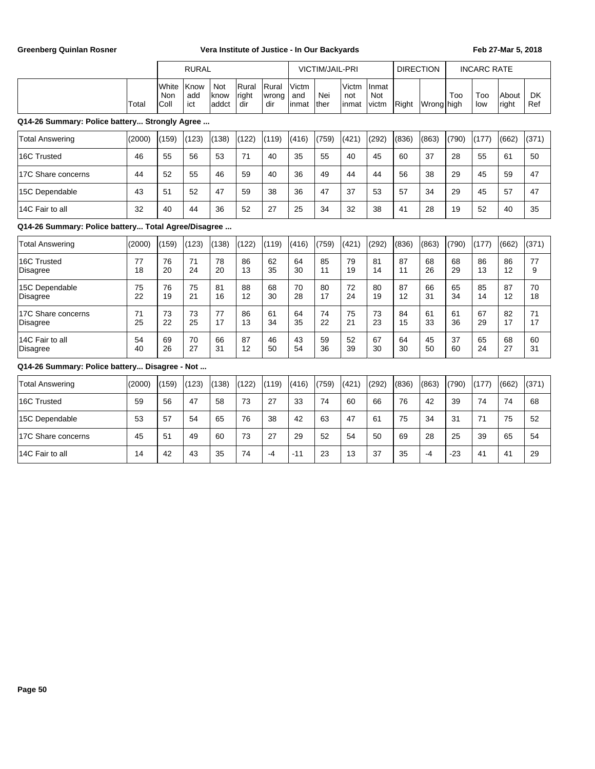| | | RURAL | | | | | VICTIM/JAIL-PRI | | | | DIRECTION | | INCARC RATE | | | |
|---|---|---|---|---|---|---|---|---|---|---|---|---|---|---|---|---|
| | Total | White Non Coll | Know add ict | Not know addct | Rural right dir | Rural wrong dir | Victm and inmat | Nei ther | Victm not inmat | Inmat Not victm | Right | Wrong | Too high | Too low | About right | DK Ref |

**Q14-26 Summary: Police battery... Strongly Agree ...**

| | Total | White Non Coll | Know add ict | Not know addct | Rural right dir | Rural wrong dir | Victm and inmat | Nei ther | Victm not inmat | Inmat Not victm | Right | Wrong | Too high | Too low | About right | DK Ref |
|---|---|---|---|---|---|---|---|---|---|---|---|---|---|---|---|---|
| Total Answering | (2000) | (159) | (123) | (138) | (122) | (119) | (416) | (759) | (421) | (292) | (836) | (863) | (790) | (177) | (662) | (371) |
| 16C Trusted | 46 | 55 | 56 | 53 | 71 | 40 | 35 | 55 | 40 | 45 | 60 | 37 | 28 | 55 | 61 | 50 |
| 17C Share concerns | 44 | 52 | 55 | 46 | 59 | 40 | 36 | 49 | 44 | 44 | 56 | 38 | 29 | 45 | 59 | 47 |
| 15C Dependable | 43 | 51 | 52 | 47 | 59 | 38 | 36 | 47 | 37 | 53 | 57 | 34 | 29 | 45 | 57 | 47 |
| 14C Fair to all | 32 | 40 | 44 | 36 | 52 | 27 | 25 | 34 | 32 | 38 | 41 | 28 | 19 | 52 | 40 | 35 |

**Q14-26 Summary: Police battery... Total Agree/Disagree ...**

| | Total | White Non Coll | Know add ict | Not know addct | Rural right dir | Rural wrong dir | Victm and inmat | Nei ther | Victm not inmat | Inmat Not victm | Right | Wrong | Too high | Too low | About right | DK Ref |
|---|---|---|---|---|---|---|---|---|---|---|---|---|---|---|---|---|
| Total Answering | (2000) | (159) | (123) | (138) | (122) | (119) | (416) | (759) | (421) | (292) | (836) | (863) | (790) | (177) | (662) | (371) |
| 16C Trusted | 77 | 76 | 71 | 78 | 86 | 62 | 64 | 85 | 79 | 81 | 87 | 68 | 68 | 86 | 86 | 77 |
| Disagree | 18 | 20 | 24 | 20 | 13 | 35 | 30 | 11 | 19 | 14 | 11 | 26 | 29 | 13 | 12 | 9 |
| 15C Dependable | 75 | 76 | 75 | 81 | 88 | 68 | 70 | 80 | 72 | 80 | 87 | 66 | 65 | 85 | 87 | 70 |
| Disagree | 22 | 19 | 21 | 16 | 12 | 30 | 28 | 17 | 24 | 19 | 12 | 31 | 34 | 14 | 12 | 18 |
| 17C Share concerns | 71 | 73 | 73 | 77 | 86 | 61 | 64 | 74 | 75 | 73 | 84 | 61 | 61 | 67 | 82 | 71 |
| Disagree | 25 | 22 | 25 | 17 | 13 | 34 | 35 | 22 | 21 | 23 | 15 | 33 | 36 | 29 | 17 | 17 |
| 14C Fair to all | 54 | 69 | 70 | 66 | 87 | 46 | 43 | 59 | 52 | 67 | 64 | 45 | 37 | 65 | 68 | 60 |
| Disagree | 40 | 26 | 27 | 31 | 12 | 50 | 54 | 36 | 39 | 30 | 30 | 50 | 60 | 24 | 27 | 31 |

**Q14-26 Summary: Police battery... Disagree - Not ...**

| | Total | White Non Coll | Know add ict | Not know addct | Rural right dir | Rural wrong dir | Victm and inmat | Nei ther | Victm not inmat | Inmat Not victm | Right | Wrong | Too high | Too low | About right | DK Ref |
|---|---|---|---|---|---|---|---|---|---|---|---|---|---|---|---|---|
| Total Answering | (2000) | (159) | (123) | (138) | (122) | (119) | (416) | (759) | (421) | (292) | (836) | (863) | (790) | (177) | (662) | (371) |
| 16C Trusted | 59 | 56 | 47 | 58 | 73 | 27 | 33 | 74 | 60 | 66 | 76 | 42 | 39 | 74 | 74 | 68 |
| 15C Dependable | 53 | 57 | 54 | 65 | 76 | 38 | 42 | 63 | 47 | 61 | 75 | 34 | 31 | 71 | 75 | 52 |
| 17C Share concerns | 45 | 51 | 49 | 60 | 73 | 27 | 29 | 52 | 54 | 50 | 69 | 28 | 25 | 39 | 65 | 54 |
| 14C Fair to all | 14 | 42 | 43 | 35 | 74 | -4 | -11 | 23 | 13 | 37 | 35 | -4 | -23 | 41 | 41 | 29 |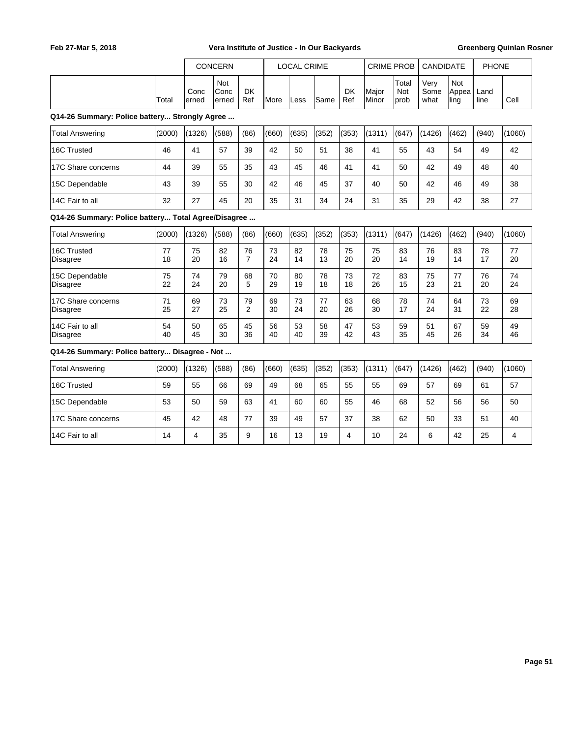| | Total | CONCERN | | | LOCAL CRIME | | | | CRIME PROB | | CANDIDATE | | PHONE | |
|---|---|---|---|---|---|---|---|---|---|---|---|---|---|---|
| | | Concerned | Not Concerned | DK Ref | More | Less | Same | DK Ref | Major Minor | Total Not prob | Very Some what | Not Appealing | Land line | Cell |

**Q14-26 Summary: Police battery... Strongly Agree ...**

| | Total | Concerned | Not Concerned | DK Ref | More | Less | Same | DK Ref | Major Minor | Total Not prob | Very Some what | Not Appealing | Land line | Cell |
|---|---|---|---|---|---|---|---|---|---|---|---|---|---|---|
| Total Answering | (2000) | (1326) | (588) | (86) | (660) | (635) | (352) | (353) | (1311) | (647) | (1426) | (462) | (940) | (1060) |
| 16C Trusted | 46 | 41 | 57 | 39 | 42 | 50 | 51 | 38 | 41 | 55 | 43 | 54 | 49 | 42 |
| 17C Share concerns | 44 | 39 | 55 | 35 | 43 | 45 | 46 | 41 | 41 | 50 | 42 | 49 | 48 | 40 |
| 15C Dependable | 43 | 39 | 55 | 30 | 42 | 46 | 45 | 37 | 40 | 50 | 42 | 46 | 49 | 38 |
| 14C Fair to all | 32 | 27 | 45 | 20 | 35 | 31 | 34 | 24 | 31 | 35 | 29 | 42 | 38 | 27 |

**Q14-26 Summary: Police battery... Total Agree/Disagree ...**

| | Total | Concerned | Not Concerned | DK Ref | More | Less | Same | DK Ref | Major Minor | Total Not prob | Very Some what | Not Appealing | Land line | Cell |
|---|---|---|---|---|---|---|---|---|---|---|---|---|---|---|
| Total Answering | (2000) | (1326) | (588) | (86) | (660) | (635) | (352) | (353) | (1311) | (647) | (1426) | (462) | (940) | (1060) |
| 16C Trusted | 77 | 75 | 82 | 76 | 73 | 82 | 78 | 75 | 75 | 83 | 76 | 83 | 78 | 77 |
| Disagree | 18 | 20 | 16 | 7 | 24 | 14 | 13 | 20 | 20 | 14 | 19 | 14 | 17 | 20 |
| 15C Dependable | 75 | 74 | 79 | 68 | 70 | 80 | 78 | 73 | 72 | 83 | 75 | 77 | 76 | 74 |
| Disagree | 22 | 24 | 20 | 5 | 29 | 19 | 18 | 18 | 26 | 15 | 23 | 21 | 20 | 24 |
| 17C Share concerns | 71 | 69 | 73 | 79 | 69 | 73 | 77 | 63 | 68 | 78 | 74 | 64 | 73 | 69 |
| Disagree | 25 | 27 | 25 | 2 | 30 | 24 | 20 | 26 | 30 | 17 | 24 | 31 | 22 | 28 |
| 14C Fair to all | 54 | 50 | 65 | 45 | 56 | 53 | 58 | 47 | 53 | 59 | 51 | 67 | 59 | 49 |
| Disagree | 40 | 45 | 30 | 36 | 40 | 40 | 39 | 42 | 43 | 35 | 45 | 26 | 34 | 46 |

**Q14-26 Summary: Police battery... Disagree - Not ...**

| | Total | Concerned | Not Concerned | DK Ref | More | Less | Same | DK Ref | Major Minor | Total Not prob | Very Some what | Not Appealing | Land line | Cell |
|---|---|---|---|---|---|---|---|---|---|---|---|---|---|---|
| Total Answering | (2000) | (1326) | (588) | (86) | (660) | (635) | (352) | (353) | (1311) | (647) | (1426) | (462) | (940) | (1060) |
| 16C Trusted | 59 | 55 | 66 | 69 | 49 | 68 | 65 | 55 | 55 | 69 | 57 | 69 | 61 | 57 |
| 15C Dependable | 53 | 50 | 59 | 63 | 41 | 60 | 60 | 55 | 46 | 68 | 52 | 56 | 56 | 50 |
| 17C Share concerns | 45 | 42 | 48 | 77 | 39 | 49 | 57 | 37 | 38 | 62 | 50 | 33 | 51 | 40 |
| 14C Fair to all | 14 | 4 | 35 | 9 | 16 | 13 | 19 | 4 | 10 | 24 | 6 | 42 | 25 | 4 |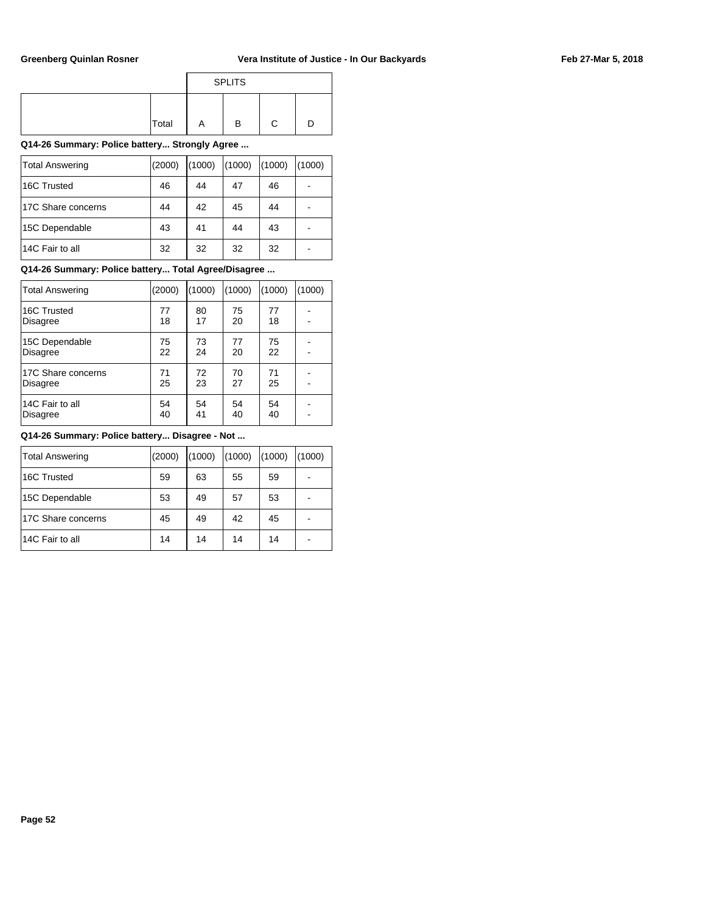| | | SPLITS | | | |
|---|---|---|---|---|---|
| | Total | A | B | C | D |

**Q14-26 Summary: Police battery... Strongly Agree ...**

| Total Answering | (2000) | (1000) | (1000) | (1000) | (1000) |
|---|---|---|---|---|---|
| 16C Trusted | 46 | 44 | 47 | 46 | - |
| 17C Share concerns | 44 | 42 | 45 | 44 | - |
| 15C Dependable | 43 | 41 | 44 | 43 | - |
| 14C Fair to all | 32 | 32 | 32 | 32 | - |

**Q14-26 Summary: Police battery... Total Agree/Disagree ...**

| Total Answering | (2000) | (1000) | (1000) | (1000) | (1000) |
|---|---|---|---|---|---|
| 16C Trusted | 77 | 80 | 75 | 77 | - |
| Disagree | 18 | 17 | 20 | 18 | - |
| 15C Dependable | 75 | 73 | 77 | 75 | - |
| Disagree | 22 | 24 | 20 | 22 | - |
| 17C Share concerns | 71 | 72 | 70 | 71 | - |
| Disagree | 25 | 23 | 27 | 25 | - |
| 14C Fair to all | 54 | 54 | 54 | 54 | - |
| Disagree | 40 | 41 | 40 | 40 | - |

**Q14-26 Summary: Police battery... Disagree - Not ...**

| Total Answering | (2000) | (1000) | (1000) | (1000) | (1000) |
|---|---|---|---|---|---|
| 16C Trusted | 59 | 63 | 55 | 59 | - |
| 15C Dependable | 53 | 49 | 57 | 53 | - |
| 17C Share concerns | 45 | 49 | 42 | 45 | - |
| 14C Fair to all | 14 | 14 | 14 | 14 | - |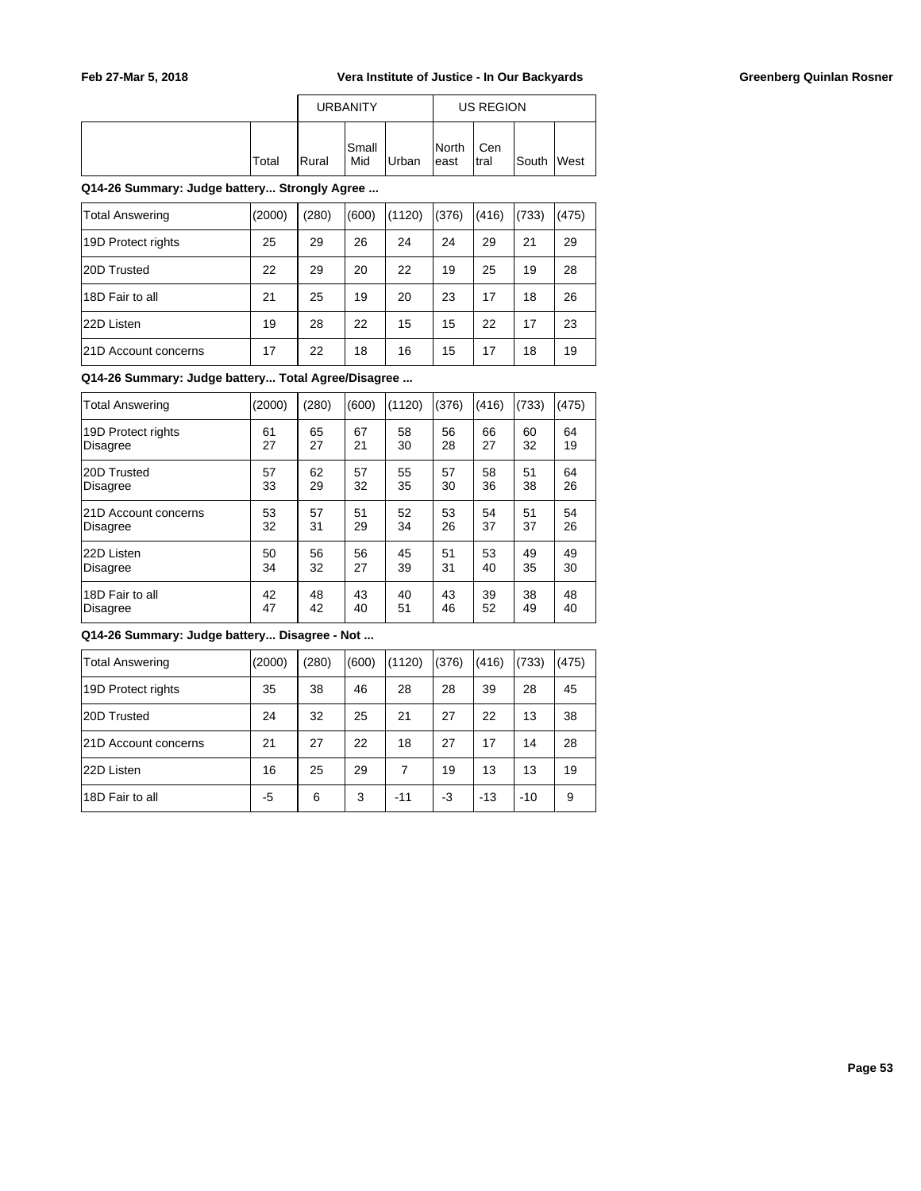| | | URBANITY | | | US REGION | | | |
|---|---|---|---|---|---|---|---|---|
| | Total | Rural | Small Mid | Urban | North east | Cen tral | South | West |

### Q14-26 Summary: Judge battery... Strongly Agree ...

| | Total | Rural | Small Mid | Urban | North east | Cen tral | South | West |
|---|---|---|---|---|---|---|---|---|
| Total Answering | (2000) | (280) | (600) | (1120) | (376) | (416) | (733) | (475) |
| 19D Protect rights | 25 | 29 | 26 | 24 | 24 | 29 | 21 | 29 |
| 20D Trusted | 22 | 29 | 20 | 22 | 19 | 25 | 19 | 28 |
| 18D Fair to all | 21 | 25 | 19 | 20 | 23 | 17 | 18 | 26 |
| 22D Listen | 19 | 28 | 22 | 15 | 15 | 22 | 17 | 23 |
| 21D Account concerns | 17 | 22 | 18 | 16 | 15 | 17 | 18 | 19 |

### Q14-26 Summary: Judge battery... Total Agree/Disagree ...

| | Total | Rural | Small Mid | Urban | North east | Cen tral | South | West |
|---|---|---|---|---|---|---|---|---|
| Total Answering | (2000) | (280) | (600) | (1120) | (376) | (416) | (733) | (475) |
| 19D Protect rights | 61 | 65 | 67 | 58 | 56 | 66 | 60 | 64 |
| Disagree | 27 | 27 | 21 | 30 | 28 | 27 | 32 | 19 |
| 20D Trusted | 57 | 62 | 57 | 55 | 57 | 58 | 51 | 64 |
| Disagree | 33 | 29 | 32 | 35 | 30 | 36 | 38 | 26 |
| 21D Account concerns | 53 | 57 | 51 | 52 | 53 | 54 | 51 | 54 |
| Disagree | 32 | 31 | 29 | 34 | 26 | 37 | 37 | 26 |
| 22D Listen | 50 | 56 | 56 | 45 | 51 | 53 | 49 | 49 |
| Disagree | 34 | 32 | 27 | 39 | 31 | 40 | 35 | 30 |
| 18D Fair to all | 42 | 48 | 43 | 40 | 43 | 39 | 38 | 48 |
| Disagree | 47 | 42 | 40 | 51 | 46 | 52 | 49 | 40 |

### Q14-26 Summary: Judge battery... Disagree - Not ...

| | Total | Rural | Small Mid | Urban | North east | Cen tral | South | West |
|---|---|---|---|---|---|---|---|---|
| Total Answering | (2000) | (280) | (600) | (1120) | (376) | (416) | (733) | (475) |
| 19D Protect rights | 35 | 38 | 46 | 28 | 28 | 39 | 28 | 45 |
| 20D Trusted | 24 | 32 | 25 | 21 | 27 | 22 | 13 | 38 |
| 21D Account concerns | 21 | 27 | 22 | 18 | 27 | 17 | 14 | 28 |
| 22D Listen | 16 | 25 | 29 | 7 | 19 | 13 | 13 | 19 |
| 18D Fair to all | -5 | 6 | 3 | -11 | -3 | -13 | -10 | 9 |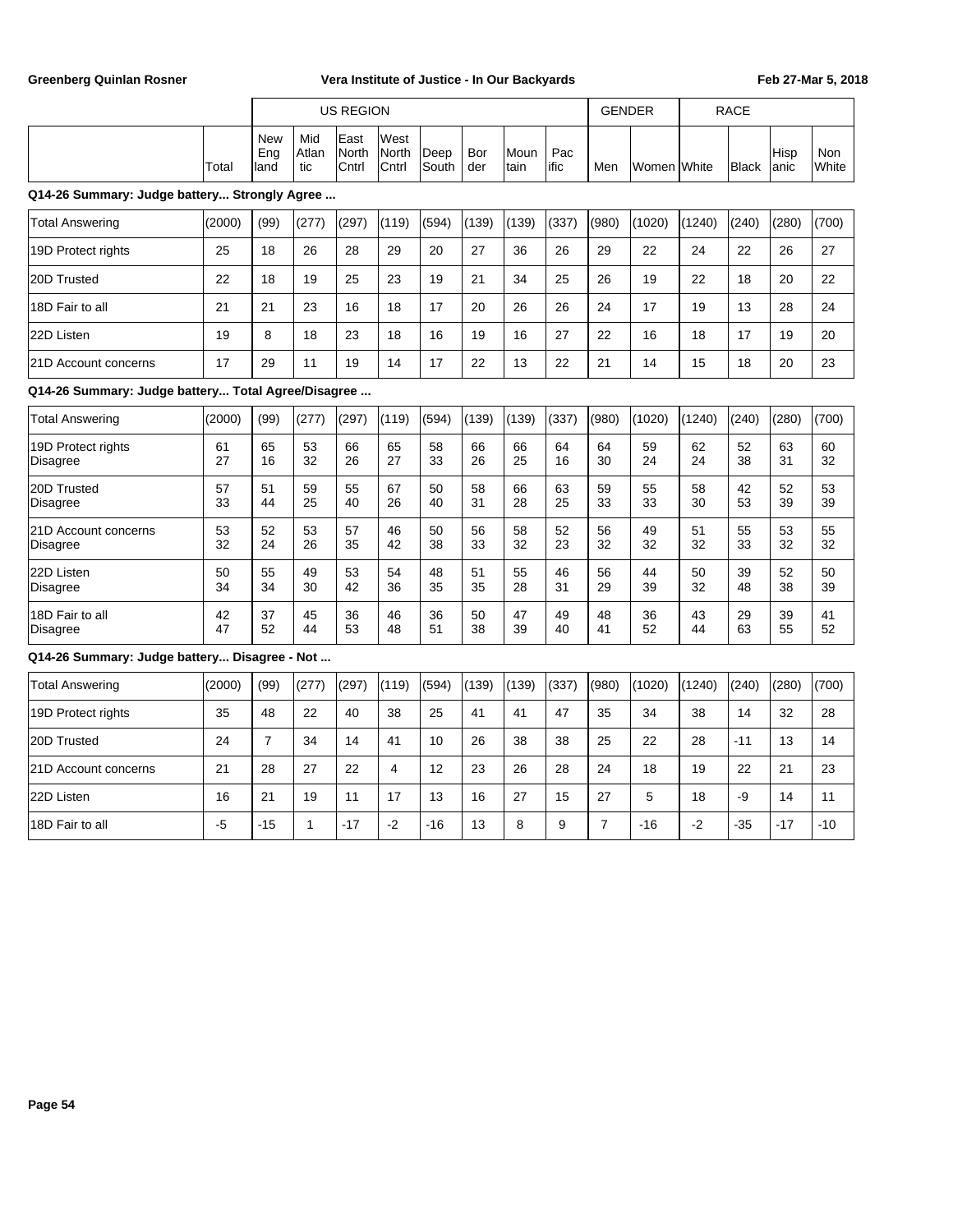| | | US REGION | | | | | | | | GENDER | | RACE | | | |
|---|---|---|---|---|---|---|---|---|---|---|---|---|---|---|---|
| | Total | New England | Mid Atlantic | East North Cntrl | West North Cntrl | Deep South | Border | Mountain | Pacific | Men | Women | White | Black | Hispanic | Non White |

**Q14-26 Summary: Judge battery... Strongly Agree ...**

| | Total | New England | Mid Atlantic | East North Cntrl | West North Cntrl | Deep South | Border | Mountain | Pacific | Men | Women | White | Black | Hispanic | Non White |
|---|---|---|---|---|---|---|---|---|---|---|---|---|---|---|---|
| Total Answering | (2000) | (99) | (277) | (297) | (119) | (594) | (139) | (139) | (337) | (980) | (1020) | (1240) | (240) | (280) | (700) |
| 19D Protect rights | 25 | 18 | 26 | 28 | 29 | 20 | 27 | 36 | 26 | 29 | 22 | 24 | 22 | 26 | 27 |
| 20D Trusted | 22 | 18 | 19 | 25 | 23 | 19 | 21 | 34 | 25 | 26 | 19 | 22 | 18 | 20 | 22 |
| 18D Fair to all | 21 | 21 | 23 | 16 | 18 | 17 | 20 | 26 | 26 | 24 | 17 | 19 | 13 | 28 | 24 |
| 22D Listen | 19 | 8 | 18 | 23 | 18 | 16 | 19 | 16 | 27 | 22 | 16 | 18 | 17 | 19 | 20 |
| 21D Account concerns | 17 | 29 | 11 | 19 | 14 | 17 | 22 | 13 | 22 | 21 | 14 | 15 | 18 | 20 | 23 |

**Q14-26 Summary: Judge battery... Total Agree/Disagree ...**

| | Total | New England | Mid Atlantic | East North Cntrl | West North Cntrl | Deep South | Border | Mountain | Pacific | Men | Women | White | Black | Hispanic | Non White |
|---|---|---|---|---|---|---|---|---|---|---|---|---|---|---|---|
| Total Answering | (2000) | (99) | (277) | (297) | (119) | (594) | (139) | (139) | (337) | (980) | (1020) | (1240) | (240) | (280) | (700) |
| 19D Protect rights | 61 | 65 | 53 | 66 | 65 | 58 | 66 | 66 | 64 | 64 | 59 | 62 | 52 | 63 | 60 |
| Disagree | 27 | 16 | 32 | 26 | 27 | 33 | 26 | 25 | 16 | 30 | 24 | 24 | 38 | 31 | 32 |
| 20D Trusted | 57 | 51 | 59 | 55 | 67 | 50 | 58 | 66 | 63 | 59 | 55 | 58 | 42 | 52 | 53 |
| Disagree | 33 | 44 | 25 | 40 | 26 | 40 | 31 | 28 | 25 | 33 | 33 | 30 | 53 | 39 | 39 |
| 21D Account concerns | 53 | 52 | 53 | 57 | 46 | 50 | 56 | 58 | 52 | 56 | 49 | 51 | 55 | 53 | 55 |
| Disagree | 32 | 24 | 26 | 35 | 42 | 38 | 33 | 32 | 23 | 32 | 32 | 32 | 33 | 32 | 32 |
| 22D Listen | 50 | 55 | 49 | 53 | 54 | 48 | 51 | 55 | 46 | 56 | 44 | 50 | 39 | 52 | 50 |
| Disagree | 34 | 34 | 30 | 42 | 36 | 35 | 35 | 28 | 31 | 29 | 39 | 32 | 48 | 38 | 39 |
| 18D Fair to all | 42 | 37 | 45 | 36 | 46 | 36 | 50 | 47 | 49 | 48 | 36 | 43 | 29 | 39 | 41 |
| Disagree | 47 | 52 | 44 | 53 | 48 | 51 | 38 | 39 | 40 | 41 | 52 | 44 | 63 | 55 | 52 |

**Q14-26 Summary: Judge battery... Disagree - Not ...**

| | Total | New England | Mid Atlantic | East North Cntrl | West North Cntrl | Deep South | Border | Mountain | Pacific | Men | Women | White | Black | Hispanic | Non White |
|---|---|---|---|---|---|---|---|---|---|---|---|---|---|---|---|
| Total Answering | (2000) | (99) | (277) | (297) | (119) | (594) | (139) | (139) | (337) | (980) | (1020) | (1240) | (240) | (280) | (700) |
| 19D Protect rights | 35 | 48 | 22 | 40 | 38 | 25 | 41 | 41 | 47 | 35 | 34 | 38 | 14 | 32 | 28 |
| 20D Trusted | 24 | 7 | 34 | 14 | 41 | 10 | 26 | 38 | 38 | 25 | 22 | 28 | -11 | 13 | 14 |
| 21D Account concerns | 21 | 28 | 27 | 22 | 4 | 12 | 23 | 26 | 28 | 24 | 18 | 19 | 22 | 21 | 23 |
| 22D Listen | 16 | 21 | 19 | 11 | 17 | 13 | 16 | 27 | 15 | 27 | 5 | 18 | -9 | 14 | 11 |
| 18D Fair to all | -5 | -15 | 1 | -17 | -2 | -16 | 13 | 8 | 9 | 7 | -16 | -2 | -35 | -17 | -10 |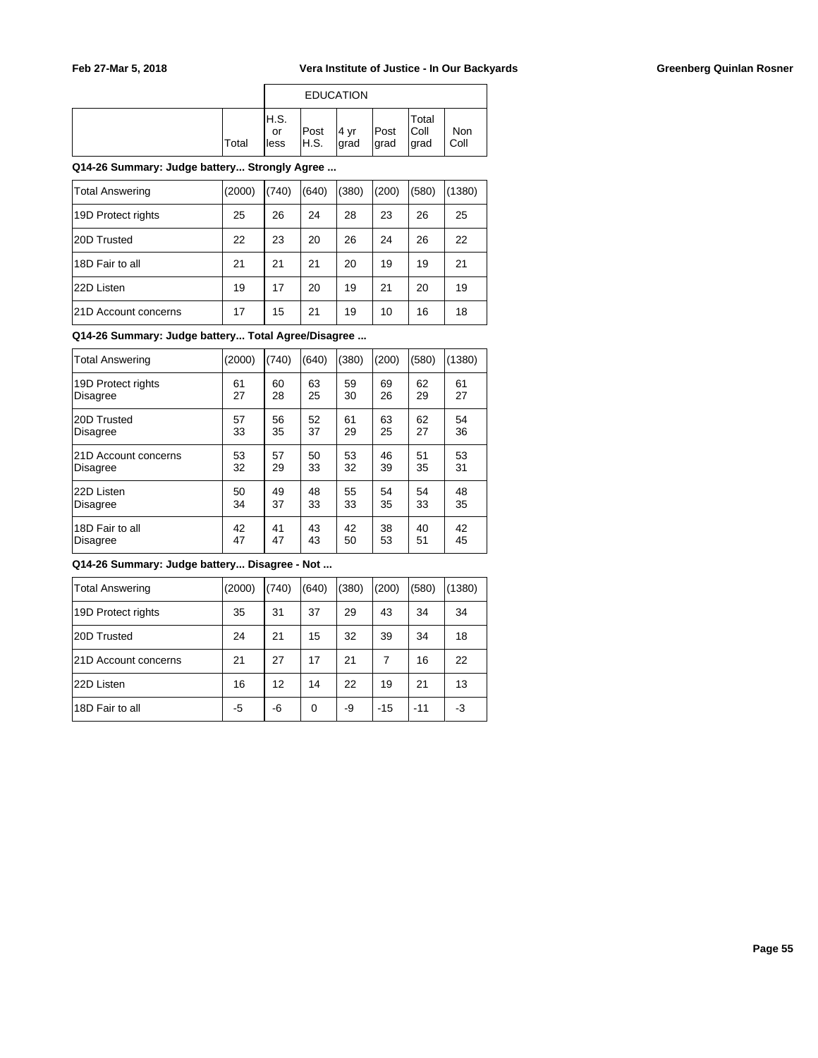| | Total | EDUCATION H.S. or less | Post H.S. | 4 yr grad | Post grad | Total Coll grad | Non Coll |
|---|---|---|---|---|---|---|---|

**Q14-26 Summary: Judge battery... Strongly Agree ...**

| | Total | H.S. or less | Post H.S. | 4 yr grad | Post grad | Total Coll grad | Non Coll |
|---|---|---|---|---|---|---|---|
| Total Answering | (2000) | (740) | (640) | (380) | (200) | (580) | (1380) |
| 19D Protect rights | 25 | 26 | 24 | 28 | 23 | 26 | 25 |
| 20D Trusted | 22 | 23 | 20 | 26 | 24 | 26 | 22 |
| 18D Fair to all | 21 | 21 | 21 | 20 | 19 | 19 | 21 |
| 22D Listen | 19 | 17 | 20 | 19 | 21 | 20 | 19 |
| 21D Account concerns | 17 | 15 | 21 | 19 | 10 | 16 | 18 |

**Q14-26 Summary: Judge battery... Total Agree/Disagree ...**

| | Total | H.S. or less | Post H.S. | 4 yr grad | Post grad | Total Coll grad | Non Coll |
|---|---|---|---|---|---|---|---|
| Total Answering | (2000) | (740) | (640) | (380) | (200) | (580) | (1380) |
| 19D Protect rights | 61 | 60 | 63 | 59 | 69 | 62 | 61 |
| Disagree | 27 | 28 | 25 | 30 | 26 | 29 | 27 |
| 20D Trusted | 57 | 56 | 52 | 61 | 63 | 62 | 54 |
| Disagree | 33 | 35 | 37 | 29 | 25 | 27 | 36 |
| 21D Account concerns | 53 | 57 | 50 | 53 | 46 | 51 | 53 |
| Disagree | 32 | 29 | 33 | 32 | 39 | 35 | 31 |
| 22D Listen | 50 | 49 | 48 | 55 | 54 | 54 | 48 |
| Disagree | 34 | 37 | 33 | 33 | 35 | 33 | 35 |
| 18D Fair to all | 42 | 41 | 43 | 42 | 38 | 40 | 42 |
| Disagree | 47 | 47 | 43 | 50 | 53 | 51 | 45 |

**Q14-26 Summary: Judge battery... Disagree - Not ...**

| | Total | H.S. or less | Post H.S. | 4 yr grad | Post grad | Total Coll grad | Non Coll |
|---|---|---|---|---|---|---|---|
| Total Answering | (2000) | (740) | (640) | (380) | (200) | (580) | (1380) |
| 19D Protect rights | 35 | 31 | 37 | 29 | 43 | 34 | 34 |
| 20D Trusted | 24 | 21 | 15 | 32 | 39 | 34 | 18 |
| 21D Account concerns | 21 | 27 | 17 | 21 | 7 | 16 | 22 |
| 22D Listen | 16 | 12 | 14 | 22 | 19 | 21 | 13 |
| 18D Fair to all | -5 | -6 | 0 | -9 | -15 | -11 | -3 |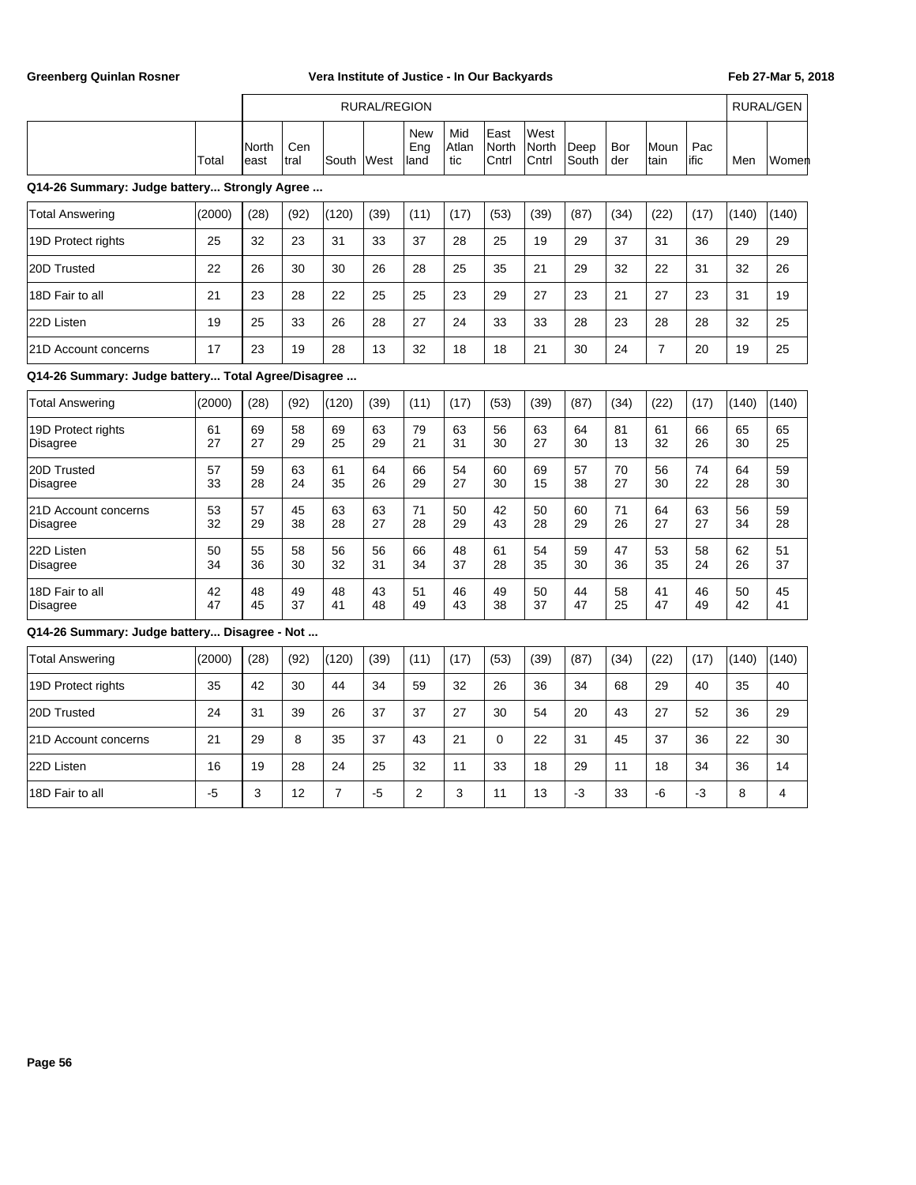| | | RURAL/REGION | | | | | | | | | | | | RURAL/GEN | |
|---|---|---|---|---|---|---|---|---|---|---|---|---|---|---|---|
| | Total | North east | Cen tral | South | West | New Eng land | Mid Atlan tic | East North Cntrl | West North Cntrl | Deep South | Bor der | Moun tain | Pac ific | Men | Women |

**Q14-26 Summary: Judge battery... Strongly Agree ...**

| | Total | North east | Cen tral | South | West | New Eng land | Mid Atlan tic | East North Cntrl | West North Cntrl | Deep South | Bor der | Moun tain | Pac ific | Men | Women |
|---|---|---|---|---|---|---|---|---|---|---|---|---|---|---|---|
| Total Answering | (2000) | (28) | (92) | (120) | (39) | (11) | (17) | (53) | (39) | (87) | (34) | (22) | (17) | (140) | (140) |
| 19D Protect rights | 25 | 32 | 23 | 31 | 33 | 37 | 28 | 25 | 19 | 29 | 37 | 31 | 36 | 29 | 29 |
| 20D Trusted | 22 | 26 | 30 | 30 | 26 | 28 | 25 | 35 | 21 | 29 | 32 | 22 | 31 | 32 | 26 |
| 18D Fair to all | 21 | 23 | 28 | 22 | 25 | 25 | 23 | 29 | 27 | 23 | 21 | 27 | 23 | 31 | 19 |
| 22D Listen | 19 | 25 | 33 | 26 | 28 | 27 | 24 | 33 | 33 | 28 | 23 | 28 | 28 | 32 | 25 |
| 21D Account concerns | 17 | 23 | 19 | 28 | 13 | 32 | 18 | 18 | 21 | 30 | 24 | 7 | 20 | 19 | 25 |

**Q14-26 Summary: Judge battery... Total Agree/Disagree ...**

| | Total | North east | Cen tral | South | West | New Eng land | Mid Atlan tic | East North Cntrl | West North Cntrl | Deep South | Bor der | Moun tain | Pac ific | Men | Women |
|---|---|---|---|---|---|---|---|---|---|---|---|---|---|---|---|
| Total Answering | (2000) | (28) | (92) | (120) | (39) | (11) | (17) | (53) | (39) | (87) | (34) | (22) | (17) | (140) | (140) |
| 19D Protect rights | 61 | 69 | 58 | 69 | 63 | 79 | 63 | 56 | 63 | 64 | 81 | 61 | 66 | 65 | 65 |
| Disagree | 27 | 27 | 29 | 25 | 29 | 21 | 31 | 30 | 27 | 30 | 13 | 32 | 26 | 30 | 25 |
| 20D Trusted | 57 | 59 | 63 | 61 | 64 | 66 | 54 | 60 | 69 | 57 | 70 | 56 | 74 | 64 | 59 |
| Disagree | 33 | 28 | 24 | 35 | 26 | 29 | 27 | 30 | 15 | 38 | 27 | 30 | 22 | 28 | 30 |
| 21D Account concerns | 53 | 57 | 45 | 63 | 63 | 71 | 50 | 42 | 50 | 60 | 71 | 64 | 63 | 56 | 59 |
| Disagree | 32 | 29 | 38 | 28 | 27 | 28 | 29 | 43 | 28 | 29 | 26 | 27 | 27 | 34 | 28 |
| 22D Listen | 50 | 55 | 58 | 56 | 56 | 66 | 48 | 61 | 54 | 59 | 47 | 53 | 58 | 62 | 51 |
| Disagree | 34 | 36 | 30 | 32 | 31 | 34 | 37 | 28 | 35 | 30 | 36 | 35 | 24 | 26 | 37 |
| 18D Fair to all | 42 | 48 | 49 | 48 | 43 | 51 | 46 | 49 | 50 | 44 | 58 | 41 | 46 | 50 | 45 |
| Disagree | 47 | 45 | 37 | 41 | 48 | 49 | 43 | 38 | 37 | 47 | 25 | 47 | 49 | 42 | 41 |

**Q14-26 Summary: Judge battery... Disagree - Not ...**

| | Total | North east | Cen tral | South | West | New Eng land | Mid Atlan tic | East North Cntrl | West North Cntrl | Deep South | Bor der | Moun tain | Pac ific | Men | Women |
|---|---|---|---|---|---|---|---|---|---|---|---|---|---|---|---|
| Total Answering | (2000) | (28) | (92) | (120) | (39) | (11) | (17) | (53) | (39) | (87) | (34) | (22) | (17) | (140) | (140) |
| 19D Protect rights | 35 | 42 | 30 | 44 | 34 | 59 | 32 | 26 | 36 | 34 | 68 | 29 | 40 | 35 | 40 |
| 20D Trusted | 24 | 31 | 39 | 26 | 37 | 37 | 27 | 30 | 54 | 20 | 43 | 27 | 52 | 36 | 29 |
| 21D Account concerns | 21 | 29 | 8 | 35 | 37 | 43 | 21 | 0 | 22 | 31 | 45 | 37 | 36 | 22 | 30 |
| 22D Listen | 16 | 19 | 28 | 24 | 25 | 32 | 11 | 33 | 18 | 29 | 11 | 18 | 34 | 36 | 14 |
| 18D Fair to all | -5 | 3 | 12 | 7 | -5 | 2 | 3 | 11 | 13 | -3 | 33 | -6 | -3 | 8 | 4 |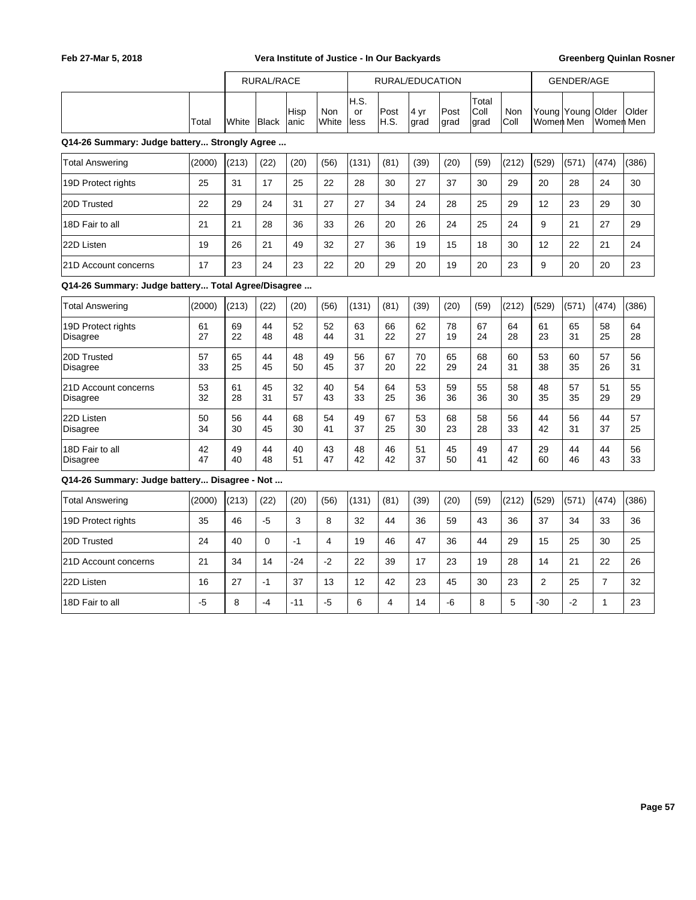| | Total | RURAL/RACE | | | | RURAL/EDUCATION | | | | | | GENDER/AGE | | | |
|---|---|---|---|---|---|---|---|---|---|---|---|---|---|---|---|
| | | White | Black | Hispanic | Non White | H.S. or less | Post H.S. | 4 yr grad | Post grad | Total Coll grad | Non Coll | Young Women | Young Men | Older Women | Older Men |

**Q14-26 Summary: Judge battery... Strongly Agree ...**

| | Total | White | Black | Hispanic | Non White | H.S. or less | Post H.S. | 4 yr grad | Post grad | Total Coll grad | Non Coll | Young Women | Young Men | Older Women | Older Men |
|---|---|---|---|---|---|---|---|---|---|---|---|---|---|---|---|
| Total Answering | (2000) | (213) | (22) | (20) | (56) | (131) | (81) | (39) | (20) | (59) | (212) | (529) | (571) | (474) | (386) |
| 19D Protect rights | 25 | 31 | 17 | 25 | 22 | 28 | 30 | 27 | 37 | 30 | 29 | 20 | 28 | 24 | 30 |
| 20D Trusted | 22 | 29 | 24 | 31 | 27 | 27 | 34 | 24 | 28 | 25 | 29 | 12 | 23 | 29 | 30 |
| 18D Fair to all | 21 | 21 | 28 | 36 | 33 | 26 | 20 | 26 | 24 | 25 | 24 | 9 | 21 | 27 | 29 |
| 22D Listen | 19 | 26 | 21 | 49 | 32 | 27 | 36 | 19 | 15 | 18 | 30 | 12 | 22 | 21 | 24 |
| 21D Account concerns | 17 | 23 | 24 | 23 | 22 | 20 | 29 | 20 | 19 | 20 | 23 | 9 | 20 | 20 | 23 |

**Q14-26 Summary: Judge battery... Total Agree/Disagree ...**

| | Total | White | Black | Hispanic | Non White | H.S. or less | Post H.S. | 4 yr grad | Post grad | Total Coll grad | Non Coll | Young Women | Young Men | Older Women | Older Men |
|---|---|---|---|---|---|---|---|---|---|---|---|---|---|---|---|
| Total Answering | (2000) | (213) | (22) | (20) | (56) | (131) | (81) | (39) | (20) | (59) | (212) | (529) | (571) | (474) | (386) |
| 19D Protect rights | 61 | 69 | 44 | 52 | 52 | 63 | 66 | 62 | 78 | 67 | 64 | 61 | 65 | 58 | 64 |
| Disagree | 27 | 22 | 48 | 48 | 44 | 31 | 22 | 27 | 19 | 24 | 28 | 23 | 31 | 25 | 28 |
| 20D Trusted | 57 | 65 | 44 | 48 | 49 | 56 | 67 | 70 | 65 | 68 | 60 | 53 | 60 | 57 | 56 |
| Disagree | 33 | 25 | 45 | 50 | 45 | 37 | 20 | 22 | 29 | 24 | 31 | 38 | 35 | 26 | 31 |
| 21D Account concerns | 53 | 61 | 45 | 32 | 40 | 54 | 64 | 53 | 59 | 55 | 58 | 48 | 57 | 51 | 55 |
| Disagree | 32 | 28 | 31 | 57 | 43 | 33 | 25 | 36 | 36 | 36 | 30 | 35 | 35 | 29 | 29 |
| 22D Listen | 50 | 56 | 44 | 68 | 54 | 49 | 67 | 53 | 68 | 58 | 56 | 44 | 56 | 44 | 57 |
| Disagree | 34 | 30 | 45 | 30 | 41 | 37 | 25 | 30 | 23 | 28 | 33 | 42 | 31 | 37 | 25 |
| 18D Fair to all | 42 | 49 | 44 | 40 | 43 | 48 | 46 | 51 | 45 | 49 | 47 | 29 | 44 | 44 | 56 |
| Disagree | 47 | 40 | 48 | 51 | 47 | 42 | 42 | 37 | 50 | 41 | 42 | 60 | 46 | 43 | 33 |

**Q14-26 Summary: Judge battery... Disagree - Not ...**

| | Total | White | Black | Hispanic | Non White | H.S. or less | Post H.S. | 4 yr grad | Post grad | Total Coll grad | Non Coll | Young Women | Young Men | Older Women | Older Men |
|---|---|---|---|---|---|---|---|---|---|---|---|---|---|---|---|
| Total Answering | (2000) | (213) | (22) | (20) | (56) | (131) | (81) | (39) | (20) | (59) | (212) | (529) | (571) | (474) | (386) |
| 19D Protect rights | 35 | 46 | -5 | 3 | 8 | 32 | 44 | 36 | 59 | 43 | 36 | 37 | 34 | 33 | 36 |
| 20D Trusted | 24 | 40 | 0 | -1 | 4 | 19 | 46 | 47 | 36 | 44 | 29 | 15 | 25 | 30 | 25 |
| 21D Account concerns | 21 | 34 | 14 | -24 | -2 | 22 | 39 | 17 | 23 | 19 | 28 | 14 | 21 | 22 | 26 |
| 22D Listen | 16 | 27 | -1 | 37 | 13 | 12 | 42 | 23 | 45 | 30 | 23 | 2 | 25 | 7 | 32 |
| 18D Fair to all | -5 | 8 | -4 | -11 | -5 | 6 | 4 | 14 | -6 | 8 | 5 | -30 | -2 | 1 | 23 |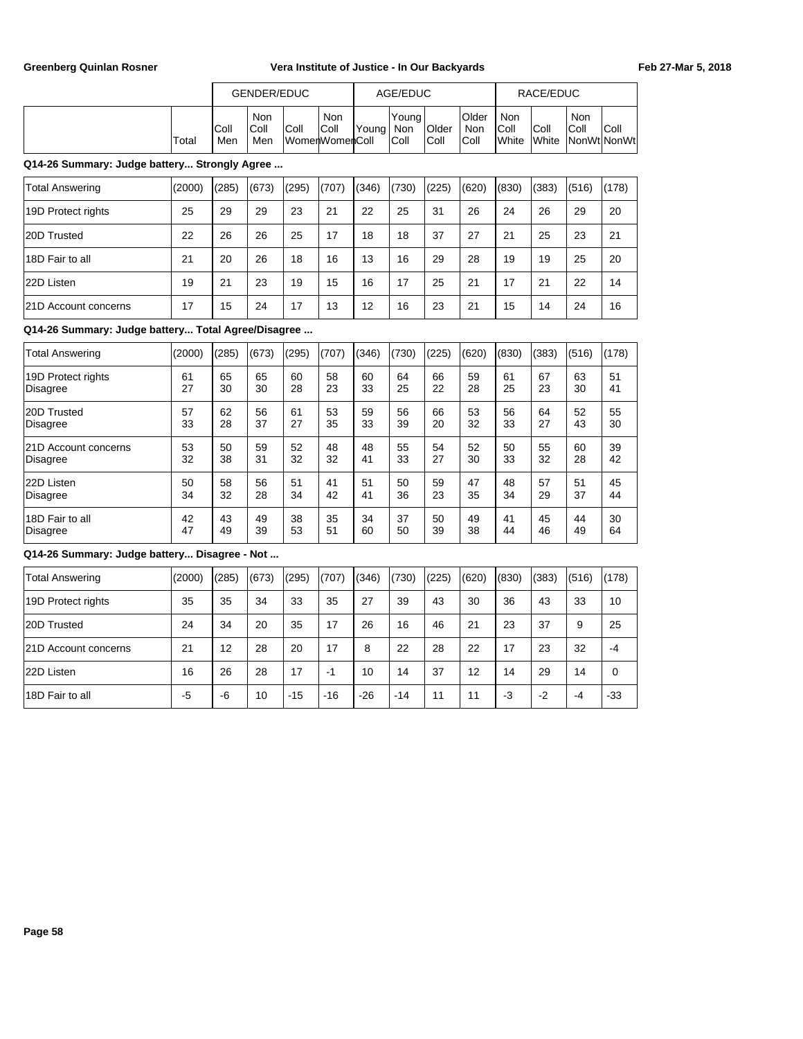| | | GENDER/EDUC | | | | AGE/EDUC | | | | RACE/EDUC | | | |
|---|---|---|---|---|---|---|---|---|---|---|---|---|---|
| | Total | Coll Men | Non Coll Men | Coll Women | Non Coll Women | Young Coll | Young Non Coll | Older Coll | Older Non Coll | Non Coll White | Coll White | Non Coll NonWt | Coll NonWt |

**Q14-26 Summary: Judge battery... Strongly Agree ...**

| | Total | Coll Men | Non Coll Men | Coll Women | Non Coll Women | Young Coll | Young Non Coll | Older Coll | Older Non Coll | Non Coll White | Coll White | Non Coll NonWt | Coll NonWt |
|---|---|---|---|---|---|---|---|---|---|---|---|---|---|
| Total Answering | (2000) | (285) | (673) | (295) | (707) | (346) | (730) | (225) | (620) | (830) | (383) | (516) | (178) |
| 19D Protect rights | 25 | 29 | 29 | 23 | 21 | 22 | 25 | 31 | 26 | 24 | 26 | 29 | 20 |
| 20D Trusted | 22 | 26 | 26 | 25 | 17 | 18 | 18 | 37 | 27 | 21 | 25 | 23 | 21 |
| 18D Fair to all | 21 | 20 | 26 | 18 | 16 | 13 | 16 | 29 | 28 | 19 | 19 | 25 | 20 |
| 22D Listen | 19 | 21 | 23 | 19 | 15 | 16 | 17 | 25 | 21 | 17 | 21 | 22 | 14 |
| 21D Account concerns | 17 | 15 | 24 | 17 | 13 | 12 | 16 | 23 | 21 | 15 | 14 | 24 | 16 |

**Q14-26 Summary: Judge battery... Total Agree/Disagree ...**

| | Total | Coll Men | Non Coll Men | Coll Women | Non Coll Women | Young Coll | Young Non Coll | Older Coll | Older Non Coll | Non Coll White | Coll White | Non Coll NonWt | Coll NonWt |
|---|---|---|---|---|---|---|---|---|---|---|---|---|---|
| Total Answering | (2000) | (285) | (673) | (295) | (707) | (346) | (730) | (225) | (620) | (830) | (383) | (516) | (178) |
| 19D Protect rights | 61 | 65 | 65 | 60 | 58 | 60 | 64 | 66 | 59 | 61 | 67 | 63 | 51 |
| Disagree | 27 | 30 | 30 | 28 | 23 | 33 | 25 | 22 | 28 | 25 | 23 | 30 | 41 |
| 20D Trusted | 57 | 62 | 56 | 61 | 53 | 59 | 56 | 66 | 53 | 56 | 64 | 52 | 55 |
| Disagree | 33 | 28 | 37 | 27 | 35 | 33 | 39 | 20 | 32 | 33 | 27 | 43 | 30 |
| 21D Account concerns | 53 | 50 | 59 | 52 | 48 | 48 | 55 | 54 | 52 | 50 | 55 | 60 | 39 |
| Disagree | 32 | 38 | 31 | 32 | 32 | 41 | 33 | 27 | 30 | 33 | 32 | 28 | 42 |
| 22D Listen | 50 | 58 | 56 | 51 | 41 | 51 | 50 | 59 | 47 | 48 | 57 | 51 | 45 |
| Disagree | 34 | 32 | 28 | 34 | 42 | 41 | 36 | 23 | 35 | 34 | 29 | 37 | 44 |
| 18D Fair to all | 42 | 43 | 49 | 38 | 35 | 34 | 37 | 50 | 49 | 41 | 45 | 44 | 30 |
| Disagree | 47 | 49 | 39 | 53 | 51 | 60 | 50 | 39 | 38 | 44 | 46 | 49 | 64 |

**Q14-26 Summary: Judge battery... Disagree - Not ...**

| | Total | Coll Men | Non Coll Men | Coll Women | Non Coll Women | Young Coll | Young Non Coll | Older Coll | Older Non Coll | Non Coll White | Coll White | Non Coll NonWt | Coll NonWt |
|---|---|---|---|---|---|---|---|---|---|---|---|---|---|
| Total Answering | (2000) | (285) | (673) | (295) | (707) | (346) | (730) | (225) | (620) | (830) | (383) | (516) | (178) |
| 19D Protect rights | 35 | 35 | 34 | 33 | 35 | 27 | 39 | 43 | 30 | 36 | 43 | 33 | 10 |
| 20D Trusted | 24 | 34 | 20 | 35 | 17 | 26 | 16 | 46 | 21 | 23 | 37 | 9 | 25 |
| 21D Account concerns | 21 | 12 | 28 | 20 | 17 | 8 | 22 | 28 | 22 | 17 | 23 | 32 | -4 |
| 22D Listen | 16 | 26 | 28 | 17 | -1 | 10 | 14 | 37 | 12 | 14 | 29 | 14 | 0 |
| 18D Fair to all | -5 | -6 | 10 | -15 | -16 | -26 | -14 | 11 | 11 | -3 | -2 | -4 | -33 |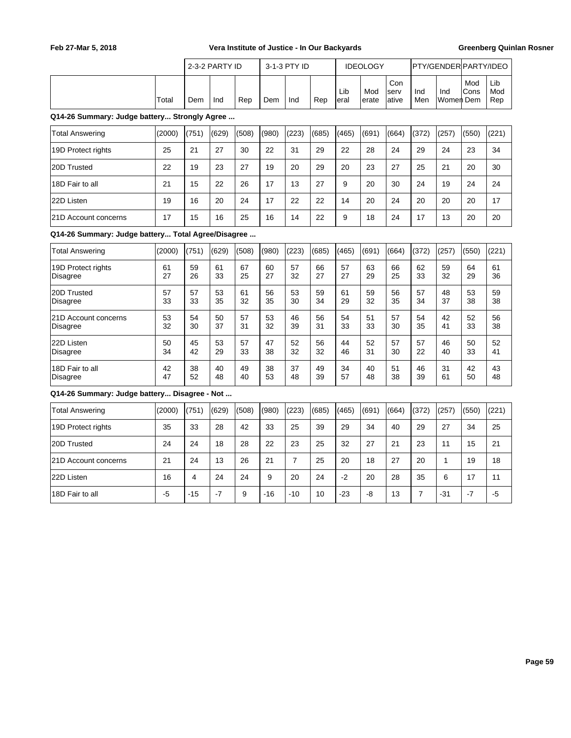| | Total | 2-3-2 PARTY ID | | | 3-1-3 PTY ID | | | IDEOLOGY | | | PTY/GENDER | | PARTY/IDEO | |
|---|---|---|---|---|---|---|---|---|---|---|---|---|---|---|
| | | Dem | Ind | Rep | Dem | Ind | Rep | Liberal | Moderate | Conservative | Ind Men | Ind Women | Mod Cons Dem | Lib Mod Rep |

**Q14-26 Summary: Judge battery... Strongly Agree ...**

| | Total | Dem | Ind | Rep | Dem | Ind | Rep | Liberal | Moderate | Conservative | Ind Men | Ind Women | Mod Cons Dem | Lib Mod Rep |
|---|---|---|---|---|---|---|---|---|---|---|---|---|---|---|
| Total Answering | (2000) | (751) | (629) | (508) | (980) | (223) | (685) | (465) | (691) | (664) | (372) | (257) | (550) | (221) |
| 19D Protect rights | 25 | 21 | 27 | 30 | 22 | 31 | 29 | 22 | 28 | 24 | 29 | 24 | 23 | 34 |
| 20D Trusted | 22 | 19 | 23 | 27 | 19 | 20 | 29 | 20 | 23 | 27 | 25 | 21 | 20 | 30 |
| 18D Fair to all | 21 | 15 | 22 | 26 | 17 | 13 | 27 | 9 | 20 | 30 | 24 | 19 | 24 | 24 |
| 22D Listen | 19 | 16 | 20 | 24 | 17 | 22 | 22 | 14 | 20 | 24 | 20 | 20 | 20 | 17 |
| 21D Account concerns | 17 | 15 | 16 | 25 | 16 | 14 | 22 | 9 | 18 | 24 | 17 | 13 | 20 | 20 |

**Q14-26 Summary: Judge battery... Total Agree/Disagree ...**

| | Total | Dem | Ind | Rep | Dem | Ind | Rep | Liberal | Moderate | Conservative | Ind Men | Ind Women | Mod Cons Dem | Lib Mod Rep |
|---|---|---|---|---|---|---|---|---|---|---|---|---|---|---|
| Total Answering | (2000) | (751) | (629) | (508) | (980) | (223) | (685) | (465) | (691) | (664) | (372) | (257) | (550) | (221) |
| 19D Protect rights | 61 | 59 | 61 | 67 | 60 | 57 | 66 | 57 | 63 | 66 | 62 | 59 | 64 | 61 |
| Disagree | 27 | 26 | 33 | 25 | 27 | 32 | 27 | 27 | 29 | 25 | 33 | 32 | 29 | 36 |
| 20D Trusted | 57 | 57 | 53 | 61 | 56 | 53 | 59 | 61 | 59 | 56 | 57 | 48 | 53 | 59 |
| Disagree | 33 | 33 | 35 | 32 | 35 | 30 | 34 | 29 | 32 | 35 | 34 | 37 | 38 | 38 |
| 21D Account concerns | 53 | 54 | 50 | 57 | 53 | 46 | 56 | 54 | 51 | 57 | 54 | 42 | 52 | 56 |
| Disagree | 32 | 30 | 37 | 31 | 32 | 39 | 31 | 33 | 33 | 30 | 35 | 41 | 33 | 38 |
| 22D Listen | 50 | 45 | 53 | 57 | 47 | 52 | 56 | 44 | 52 | 57 | 57 | 46 | 50 | 52 |
| Disagree | 34 | 42 | 29 | 33 | 38 | 32 | 32 | 46 | 31 | 30 | 22 | 40 | 33 | 41 |
| 18D Fair to all | 42 | 38 | 40 | 49 | 38 | 37 | 49 | 34 | 40 | 51 | 46 | 31 | 42 | 43 |
| Disagree | 47 | 52 | 48 | 40 | 53 | 48 | 39 | 57 | 48 | 38 | 39 | 61 | 50 | 48 |

**Q14-26 Summary: Judge battery... Disagree - Not ...**

| | Total | Dem | Ind | Rep | Dem | Ind | Rep | Liberal | Moderate | Conservative | Ind Men | Ind Women | Mod Cons Dem | Lib Mod Rep |
|---|---|---|---|---|---|---|---|---|---|---|---|---|---|---|
| Total Answering | (2000) | (751) | (629) | (508) | (980) | (223) | (685) | (465) | (691) | (664) | (372) | (257) | (550) | (221) |
| 19D Protect rights | 35 | 33 | 28 | 42 | 33 | 25 | 39 | 29 | 34 | 40 | 29 | 27 | 34 | 25 |
| 20D Trusted | 24 | 24 | 18 | 28 | 22 | 23 | 25 | 32 | 27 | 21 | 23 | 11 | 15 | 21 |
| 21D Account concerns | 21 | 24 | 13 | 26 | 21 | 7 | 25 | 20 | 18 | 27 | 20 | 1 | 19 | 18 |
| 22D Listen | 16 | 4 | 24 | 24 | 9 | 20 | 24 | -2 | 20 | 28 | 35 | 6 | 17 | 11 |
| 18D Fair to all | -5 | -15 | -7 | 9 | -16 | -10 | 10 | -23 | -8 | 13 | 7 | -31 | -7 | -5 |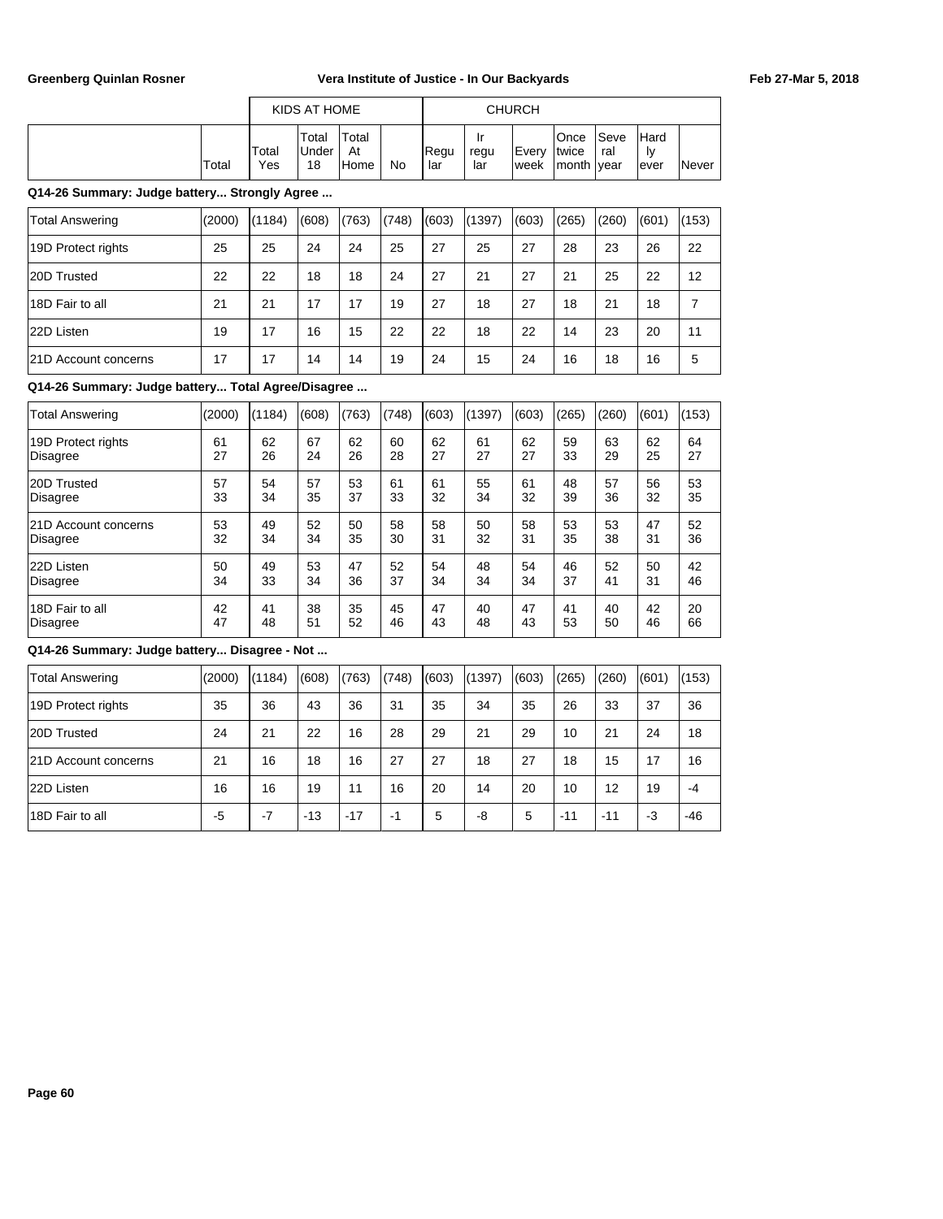| | | KIDS AT HOME | | | | CHURCH | | | | | | |
|---|---|---|---|---|---|---|---|---|---|---|---|---|
| | Total | Total Yes | Total Under 18 | Total At Home | No | Regular | Irregular | Every week | Once twice month | Several year | Hardly ever | Never |

**Q14-26 Summary: Judge battery... Strongly Agree ...**

| | Total | Total Yes | Total Under 18 | Total At Home | No | Regular | Irregular | Every week | Once twice month | Several year | Hardly ever | Never |
|---|---|---|---|---|---|---|---|---|---|---|---|---|
| Total Answering | (2000) | (1184) | (608) | (763) | (748) | (603) | (1397) | (603) | (265) | (260) | (601) | (153) |
| 19D Protect rights | 25 | 25 | 24 | 24 | 25 | 27 | 25 | 27 | 28 | 23 | 26 | 22 |
| 20D Trusted | 22 | 22 | 18 | 18 | 24 | 27 | 21 | 27 | 21 | 25 | 22 | 12 |
| 18D Fair to all | 21 | 21 | 17 | 17 | 19 | 27 | 18 | 27 | 18 | 21 | 18 | 7 |
| 22D Listen | 19 | 17 | 16 | 15 | 22 | 22 | 18 | 22 | 14 | 23 | 20 | 11 |
| 21D Account concerns | 17 | 17 | 14 | 14 | 19 | 24 | 15 | 24 | 16 | 18 | 16 | 5 |

**Q14-26 Summary: Judge battery... Total Agree/Disagree ...**

| | Total | Total Yes | Total Under 18 | Total At Home | No | Regular | Irregular | Every week | Once twice month | Several year | Hardly ever | Never |
|---|---|---|---|---|---|---|---|---|---|---|---|---|
| Total Answering | (2000) | (1184) | (608) | (763) | (748) | (603) | (1397) | (603) | (265) | (260) | (601) | (153) |
| 19D Protect rights | 61 | 62 | 67 | 62 | 60 | 62 | 61 | 62 | 59 | 63 | 62 | 64 |
| Disagree | 27 | 26 | 24 | 26 | 28 | 27 | 27 | 27 | 33 | 29 | 25 | 27 |
| 20D Trusted | 57 | 54 | 57 | 53 | 61 | 61 | 55 | 61 | 48 | 57 | 56 | 53 |
| Disagree | 33 | 34 | 35 | 37 | 33 | 32 | 34 | 32 | 39 | 36 | 32 | 35 |
| 21D Account concerns | 53 | 49 | 52 | 50 | 58 | 58 | 50 | 58 | 53 | 53 | 47 | 52 |
| Disagree | 32 | 34 | 34 | 35 | 30 | 31 | 32 | 31 | 35 | 38 | 31 | 36 |
| 22D Listen | 50 | 49 | 53 | 47 | 52 | 54 | 48 | 54 | 46 | 52 | 50 | 42 |
| Disagree | 34 | 33 | 34 | 36 | 37 | 34 | 34 | 34 | 37 | 41 | 31 | 46 |
| 18D Fair to all | 42 | 41 | 38 | 35 | 45 | 47 | 40 | 47 | 41 | 40 | 42 | 20 |
| Disagree | 47 | 48 | 51 | 52 | 46 | 43 | 48 | 43 | 53 | 50 | 46 | 66 |

**Q14-26 Summary: Judge battery... Disagree - Not ...**

| | Total | Total Yes | Total Under 18 | Total At Home | No | Regular | Irregular | Every week | Once twice month | Several year | Hardly ever | Never |
|---|---|---|---|---|---|---|---|---|---|---|---|---|
| Total Answering | (2000) | (1184) | (608) | (763) | (748) | (603) | (1397) | (603) | (265) | (260) | (601) | (153) |
| 19D Protect rights | 35 | 36 | 43 | 36 | 31 | 35 | 34 | 35 | 26 | 33 | 37 | 36 |
| 20D Trusted | 24 | 21 | 22 | 16 | 28 | 29 | 21 | 29 | 10 | 21 | 24 | 18 |
| 21D Account concerns | 21 | 16 | 18 | 16 | 27 | 27 | 18 | 27 | 18 | 15 | 17 | 16 |
| 22D Listen | 16 | 16 | 19 | 11 | 16 | 20 | 14 | 20 | 10 | 12 | 19 | -4 |
| 18D Fair to all | -5 | -7 | -13 | -17 | -1 | 5 | -8 | 5 | -11 | -11 | -3 | -46 |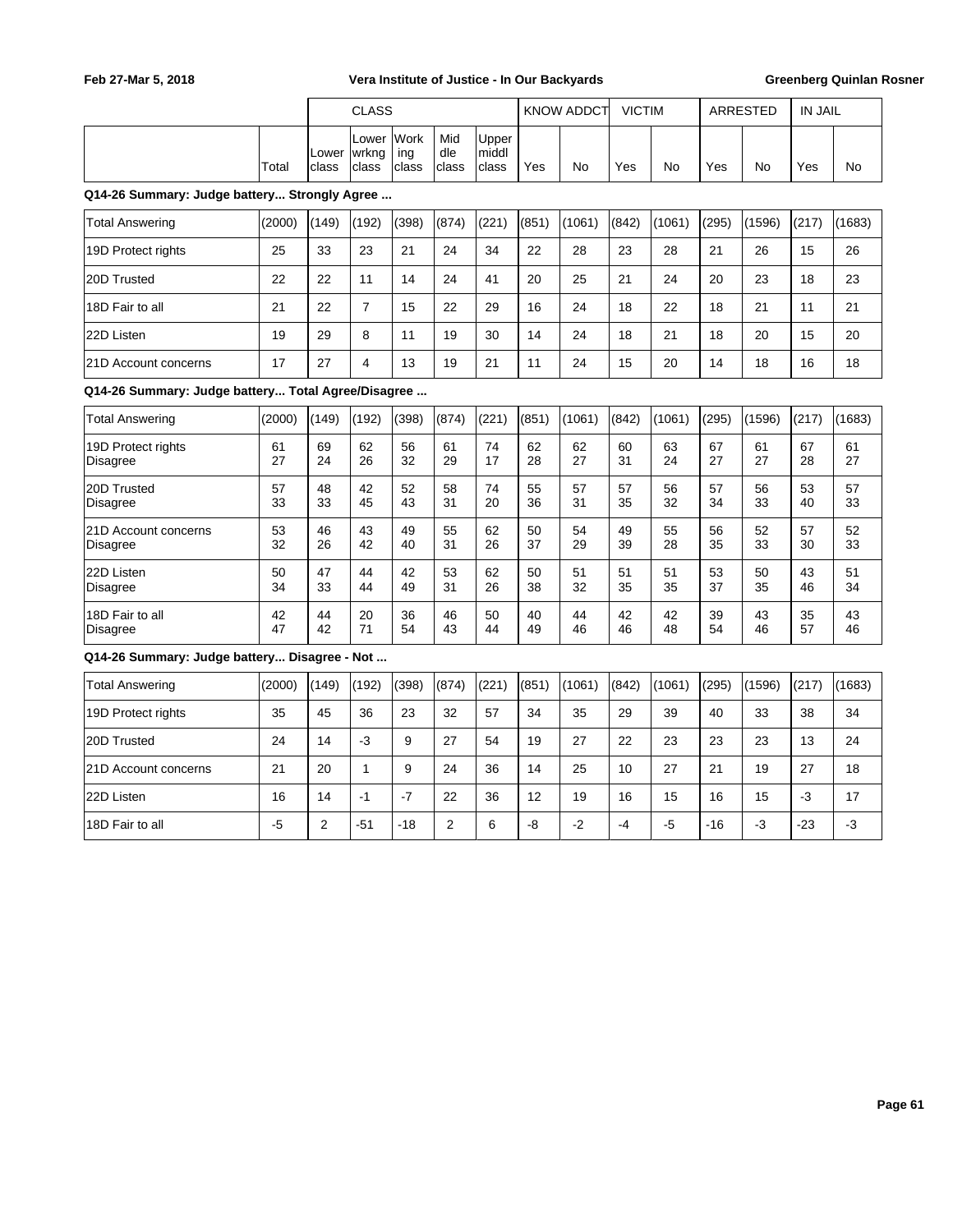| | | CLASS | | | | | KNOW ADDCT | | VICTIM | | ARRESTED | | IN JAIL | |
|---|---|---|---|---|---|---|---|---|---|---|---|---|---|---|
| | Total | Lower class | Lower wrkng class | Work ing class | Mid dle class | Upper middl class | Yes | No | Yes | No | Yes | No | Yes | No |

**Q14-26 Summary: Judge battery... Strongly Agree ...**

| | Total | Lower class | Lower wrkng class | Work ing class | Mid dle class | Upper middl class | KNOW ADDCT Yes | KNOW ADDCT No | VICTIM Yes | VICTIM No | ARRESTED Yes | ARRESTED No | IN JAIL Yes | IN JAIL No |
|---|---|---|---|---|---|---|---|---|---|---|---|---|---|---|
| Total Answering | (2000) | (149) | (192) | (398) | (874) | (221) | (851) | (1061) | (842) | (1061) | (295) | (1596) | (217) | (1683) |
| 19D Protect rights | 25 | 33 | 23 | 21 | 24 | 34 | 22 | 28 | 23 | 28 | 21 | 26 | 15 | 26 |
| 20D Trusted | 22 | 22 | 11 | 14 | 24 | 41 | 20 | 25 | 21 | 24 | 20 | 23 | 18 | 23 |
| 18D Fair to all | 21 | 22 | 7 | 15 | 22 | 29 | 16 | 24 | 18 | 22 | 18 | 21 | 11 | 21 |
| 22D Listen | 19 | 29 | 8 | 11 | 19 | 30 | 14 | 24 | 18 | 21 | 18 | 20 | 15 | 20 |
| 21D Account concerns | 17 | 27 | 4 | 13 | 19 | 21 | 11 | 24 | 15 | 20 | 14 | 18 | 16 | 18 |

**Q14-26 Summary: Judge battery... Total Agree/Disagree ...**

| | Total | Lower class | Lower wrkng class | Work ing class | Mid dle class | Upper middl class | KNOW ADDCT Yes | KNOW ADDCT No | VICTIM Yes | VICTIM No | ARRESTED Yes | ARRESTED No | IN JAIL Yes | IN JAIL No |
|---|---|---|---|---|---|---|---|---|---|---|---|---|---|---|
| Total Answering | (2000) | (149) | (192) | (398) | (874) | (221) | (851) | (1061) | (842) | (1061) | (295) | (1596) | (217) | (1683) |
| 19D Protect rights | 61 | 69 | 62 | 56 | 61 | 74 | 62 | 62 | 60 | 63 | 67 | 61 | 67 | 61 |
| Disagree | 27 | 24 | 26 | 32 | 29 | 17 | 28 | 27 | 31 | 24 | 27 | 27 | 28 | 27 |
| 20D Trusted | 57 | 48 | 42 | 52 | 58 | 74 | 55 | 57 | 57 | 56 | 57 | 56 | 53 | 57 |
| Disagree | 33 | 33 | 45 | 43 | 31 | 20 | 36 | 31 | 35 | 32 | 34 | 33 | 40 | 33 |
| 21D Account concerns | 53 | 46 | 43 | 49 | 55 | 62 | 50 | 54 | 49 | 55 | 56 | 52 | 57 | 52 |
| Disagree | 32 | 26 | 42 | 40 | 31 | 26 | 37 | 29 | 39 | 28 | 35 | 33 | 30 | 33 |
| 22D Listen | 50 | 47 | 44 | 42 | 53 | 62 | 50 | 51 | 51 | 51 | 53 | 50 | 43 | 51 |
| Disagree | 34 | 33 | 44 | 49 | 31 | 26 | 38 | 32 | 35 | 35 | 37 | 35 | 46 | 34 |
| 18D Fair to all | 42 | 44 | 20 | 36 | 46 | 50 | 40 | 44 | 42 | 42 | 39 | 43 | 35 | 43 |
| Disagree | 47 | 42 | 71 | 54 | 43 | 44 | 49 | 46 | 46 | 48 | 54 | 46 | 57 | 46 |

**Q14-26 Summary: Judge battery... Disagree - Not ...**

| | Total | Lower class | Lower wrkng class | Work ing class | Mid dle class | Upper middl class | KNOW ADDCT Yes | KNOW ADDCT No | VICTIM Yes | VICTIM No | ARRESTED Yes | ARRESTED No | IN JAIL Yes | IN JAIL No |
|---|---|---|---|---|---|---|---|---|---|---|---|---|---|---|
| Total Answering | (2000) | (149) | (192) | (398) | (874) | (221) | (851) | (1061) | (842) | (1061) | (295) | (1596) | (217) | (1683) |
| 19D Protect rights | 35 | 45 | 36 | 23 | 32 | 57 | 34 | 35 | 29 | 39 | 40 | 33 | 38 | 34 |
| 20D Trusted | 24 | 14 | -3 | 9 | 27 | 54 | 19 | 27 | 22 | 23 | 23 | 23 | 13 | 24 |
| 21D Account concerns | 21 | 20 | 1 | 9 | 24 | 36 | 14 | 25 | 10 | 27 | 21 | 19 | 27 | 18 |
| 22D Listen | 16 | 14 | -1 | -7 | 22 | 36 | 12 | 19 | 16 | 15 | 16 | 15 | -3 | 17 |
| 18D Fair to all | -5 | 2 | -51 | -18 | 2 | 6 | -8 | -2 | -4 | -5 | -16 | -3 | -23 | -3 |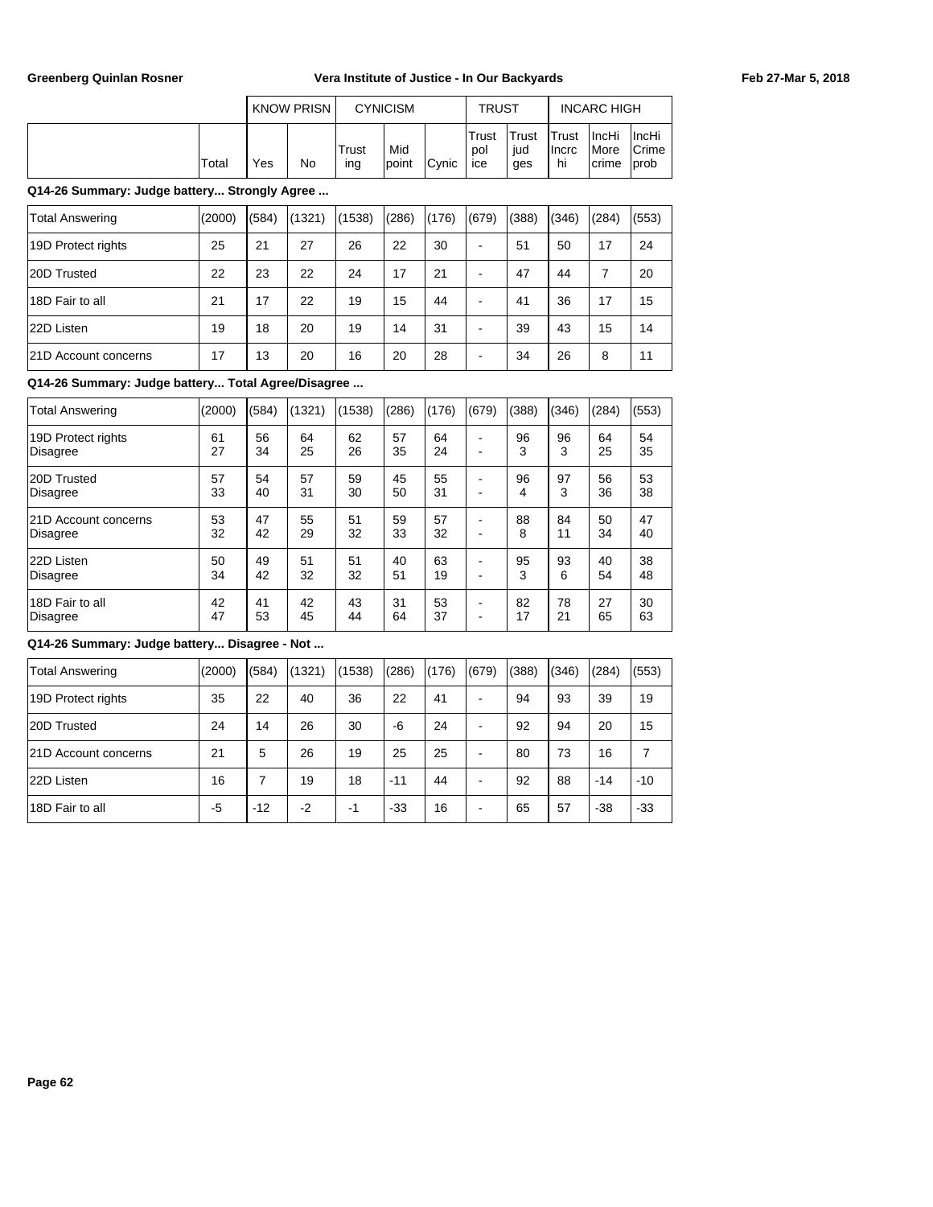| | | KNOW PRISN | | CYNICISM | | | TRUST | | INCARC HIGH | | |
|---|---|---|---|---|---|---|---|---|---|---|---|
| | Total | Yes | No | Trusting | Mid point | Cynic | Trust police | Trust judges | Trust Incrc hi | IncHi More crime | IncHi Crime prob |

**Q14-26 Summary: Judge battery... Strongly Agree ...**

| | Total | Yes | No | Trusting | Mid point | Cynic | Trust police | Trust judges | Trust Incrc hi | IncHi More crime | IncHi Crime prob |
|---|---|---|---|---|---|---|---|---|---|---|---|
| Total Answering | (2000) | (584) | (1321) | (1538) | (286) | (176) | (679) | (388) | (346) | (284) | (553) |
| 19D Protect rights | 25 | 21 | 27 | 26 | 22 | 30 | - | 51 | 50 | 17 | 24 |
| 20D Trusted | 22 | 23 | 22 | 24 | 17 | 21 | - | 47 | 44 | 7 | 20 |
| 18D Fair to all | 21 | 17 | 22 | 19 | 15 | 44 | - | 41 | 36 | 17 | 15 |
| 22D Listen | 19 | 18 | 20 | 19 | 14 | 31 | - | 39 | 43 | 15 | 14 |
| 21D Account concerns | 17 | 13 | 20 | 16 | 20 | 28 | - | 34 | 26 | 8 | 11 |

**Q14-26 Summary: Judge battery... Total Agree/Disagree ...**

| | Total | Yes | No | Trusting | Mid point | Cynic | Trust police | Trust judges | Trust Incrc hi | IncHi More crime | IncHi Crime prob |
|---|---|---|---|---|---|---|---|---|---|---|---|
| Total Answering | (2000) | (584) | (1321) | (1538) | (286) | (176) | (679) | (388) | (346) | (284) | (553) |
| 19D Protect rights | 61 | 56 | 64 | 62 | 57 | 64 | - | 96 | 96 | 64 | 54 |
| Disagree | 27 | 34 | 25 | 26 | 35 | 24 | - | 3 | 3 | 25 | 35 |
| 20D Trusted | 57 | 54 | 57 | 59 | 45 | 55 | - | 96 | 97 | 56 | 53 |
| Disagree | 33 | 40 | 31 | 30 | 50 | 31 | - | 4 | 3 | 36 | 38 |
| 21D Account concerns | 53 | 47 | 55 | 51 | 59 | 57 | - | 88 | 84 | 50 | 47 |
| Disagree | 32 | 42 | 29 | 32 | 33 | 32 | - | 8 | 11 | 34 | 40 |
| 22D Listen | 50 | 49 | 51 | 51 | 40 | 63 | - | 95 | 93 | 40 | 38 |
| Disagree | 34 | 42 | 32 | 32 | 51 | 19 | - | 3 | 6 | 54 | 48 |
| 18D Fair to all | 42 | 41 | 42 | 43 | 31 | 53 | - | 82 | 78 | 27 | 30 |
| Disagree | 47 | 53 | 45 | 44 | 64 | 37 | - | 17 | 21 | 65 | 63 |

**Q14-26 Summary: Judge battery... Disagree - Not ...**

| | Total | Yes | No | Trusting | Mid point | Cynic | Trust police | Trust judges | Trust Incrc hi | IncHi More crime | IncHi Crime prob |
|---|---|---|---|---|---|---|---|---|---|---|---|
| Total Answering | (2000) | (584) | (1321) | (1538) | (286) | (176) | (679) | (388) | (346) | (284) | (553) |
| 19D Protect rights | 35 | 22 | 40 | 36 | 22 | 41 | - | 94 | 93 | 39 | 19 |
| 20D Trusted | 24 | 14 | 26 | 30 | -6 | 24 | - | 92 | 94 | 20 | 15 |
| 21D Account concerns | 21 | 5 | 26 | 19 | 25 | 25 | - | 80 | 73 | 16 | 7 |
| 22D Listen | 16 | 7 | 19 | 18 | -11 | 44 | - | 92 | 88 | -14 | -10 |
| 18D Fair to all | -5 | -12 | -2 | -1 | -33 | 16 | - | 65 | 57 | -38 | -33 |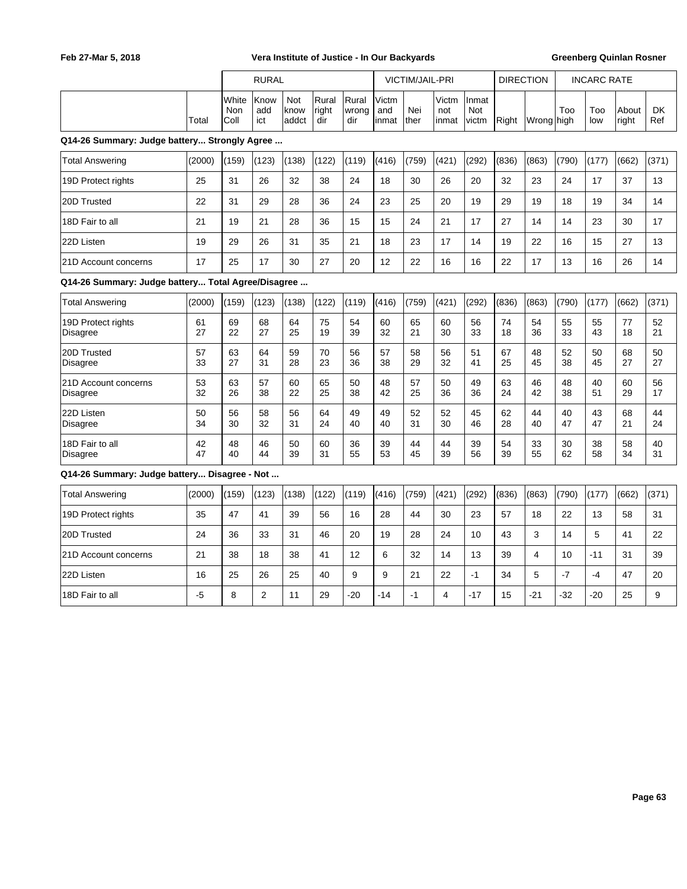Feb 27-Mar 5, 2018 — Vera Institute of Justice - In Our Backyards — Greenberg Quinlan Rosner

| | | RURAL | | | | | VICTIM/JAIL-PRI | | | | DIRECTION | | INCARC RATE | | | |
|---|---|---|---|---|---|---|---|---|---|---|---|---|---|---|---|---|
| | Total | White Non Coll | Know add ict | Not know addct | Rural right dir | Rural wrong dir | Victm and inmat | Nei ther | Victm not inmat | Inmat Not victm | Right | Wrong | Too high | Too low | About right | DK Ref |
| **Q14-26 Summary: Judge battery... Strongly Agree ...** | | | | | | | | | | | | | | | | |
| Total Answering | (2000) | (159) | (123) | (138) | (122) | (119) | (416) | (759) | (421) | (292) | (836) | (863) | (790) | (177) | (662) | (371) |
| 19D Protect rights | 25 | 31 | 26 | 32 | 38 | 24 | 18 | 30 | 26 | 20 | 32 | 23 | 24 | 17 | 37 | 13 |
| 20D Trusted | 22 | 31 | 29 | 28 | 36 | 24 | 23 | 25 | 20 | 19 | 29 | 19 | 18 | 19 | 34 | 14 |
| 18D Fair to all | 21 | 19 | 21 | 28 | 36 | 15 | 15 | 24 | 21 | 17 | 27 | 14 | 14 | 23 | 30 | 17 |
| 22D Listen | 19 | 29 | 26 | 31 | 35 | 21 | 18 | 23 | 17 | 14 | 19 | 22 | 16 | 15 | 27 | 13 |
| 21D Account concerns | 17 | 25 | 17 | 30 | 27 | 20 | 12 | 22 | 16 | 16 | 22 | 17 | 13 | 16 | 26 | 14 |
| **Q14-26 Summary: Judge battery... Total Agree/Disagree ...** | | | | | | | | | | | | | | | | |
| Total Answering | (2000) | (159) | (123) | (138) | (122) | (119) | (416) | (759) | (421) | (292) | (836) | (863) | (790) | (177) | (662) | (371) |
| 19D Protect rights | 61 | 69 | 68 | 64 | 75 | 54 | 60 | 65 | 60 | 56 | 74 | 54 | 55 | 55 | 77 | 52 |
| Disagree | 27 | 22 | 27 | 25 | 19 | 39 | 32 | 21 | 30 | 33 | 18 | 36 | 33 | 43 | 18 | 21 |
| 20D Trusted | 57 | 63 | 64 | 59 | 70 | 56 | 57 | 58 | 56 | 51 | 67 | 48 | 52 | 50 | 68 | 50 |
| Disagree | 33 | 27 | 31 | 28 | 23 | 36 | 38 | 29 | 32 | 41 | 25 | 45 | 38 | 45 | 27 | 27 |
| 21D Account concerns | 53 | 63 | 57 | 60 | 65 | 50 | 48 | 57 | 50 | 49 | 63 | 46 | 48 | 40 | 60 | 56 |
| Disagree | 32 | 26 | 38 | 22 | 25 | 38 | 42 | 25 | 36 | 36 | 24 | 42 | 38 | 51 | 29 | 17 |
| 22D Listen | 50 | 56 | 58 | 56 | 64 | 49 | 49 | 52 | 52 | 45 | 62 | 44 | 40 | 43 | 68 | 44 |
| Disagree | 34 | 30 | 32 | 31 | 24 | 40 | 40 | 31 | 30 | 46 | 28 | 40 | 47 | 47 | 21 | 24 |
| 18D Fair to all | 42 | 48 | 46 | 50 | 60 | 36 | 39 | 44 | 44 | 39 | 54 | 33 | 30 | 38 | 58 | 40 |
| Disagree | 47 | 40 | 44 | 39 | 31 | 55 | 53 | 45 | 39 | 56 | 39 | 55 | 62 | 58 | 34 | 31 |
| **Q14-26 Summary: Judge battery... Disagree - Not ...** | | | | | | | | | | | | | | | | |
| Total Answering | (2000) | (159) | (123) | (138) | (122) | (119) | (416) | (759) | (421) | (292) | (836) | (863) | (790) | (177) | (662) | (371) |
| 19D Protect rights | 35 | 47 | 41 | 39 | 56 | 16 | 28 | 44 | 30 | 23 | 57 | 18 | 22 | 13 | 58 | 31 |
| 20D Trusted | 24 | 36 | 33 | 31 | 46 | 20 | 19 | 28 | 24 | 10 | 43 | 3 | 14 | 5 | 41 | 22 |
| 21D Account concerns | 21 | 38 | 18 | 38 | 41 | 12 | 6 | 32 | 14 | 13 | 39 | 4 | 10 | -11 | 31 | 39 |
| 22D Listen | 16 | 25 | 26 | 25 | 40 | 9 | 9 | 21 | 22 | -1 | 34 | 5 | -7 | -4 | 47 | 20 |
| 18D Fair to all | -5 | 8 | 2 | 11 | 29 | -20 | -14 | -1 | 4 | -17 | 15 | -21 | -32 | -20 | 25 | 9 |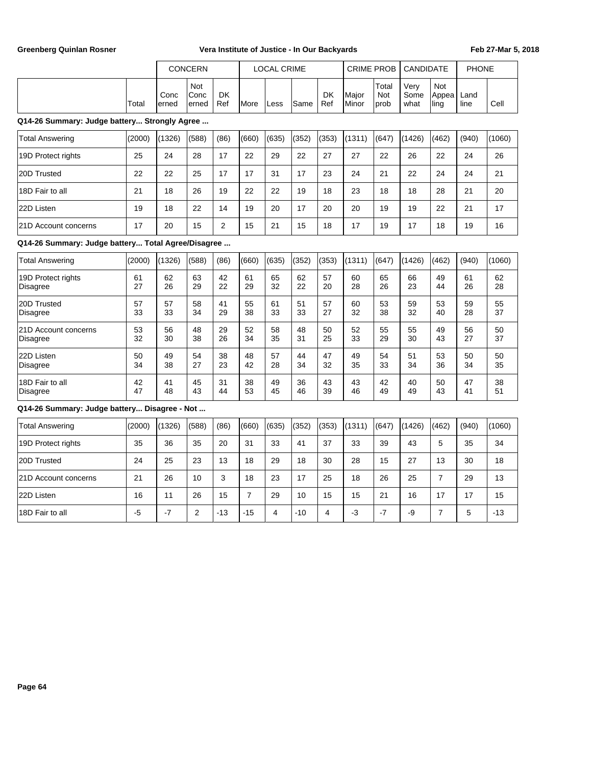| | Total | CONCERN Concerned | Not Concerned | DK Ref | LOCAL CRIME More | Less | Same | DK Ref | CRIME PROB Major Minor | Total Not prob | CANDIDATE Very Somewhat | Not Appealing | PHONE Land line | Cell |
|---|---|---|---|---|---|---|---|---|---|---|---|---|---|---|
| **Q14-26 Summary: Judge battery... Strongly Agree ...** | | | | | | | | | | | | | | |
| Total Answering | (2000) | (1326) | (588) | (86) | (660) | (635) | (352) | (353) | (1311) | (647) | (1426) | (462) | (940) | (1060) |
| 19D Protect rights | 25 | 24 | 28 | 17 | 22 | 29 | 22 | 27 | 27 | 22 | 26 | 22 | 24 | 26 |
| 20D Trusted | 22 | 22 | 25 | 17 | 17 | 31 | 17 | 23 | 24 | 21 | 22 | 24 | 24 | 21 |
| 18D Fair to all | 21 | 18 | 26 | 19 | 22 | 22 | 19 | 18 | 23 | 18 | 18 | 28 | 21 | 20 |
| 22D Listen | 19 | 18 | 22 | 14 | 19 | 20 | 17 | 20 | 20 | 19 | 19 | 22 | 21 | 17 |
| 21D Account concerns | 17 | 20 | 15 | 2 | 15 | 21 | 15 | 18 | 17 | 19 | 17 | 18 | 19 | 16 |
| **Q14-26 Summary: Judge battery... Total Agree/Disagree ...** | | | | | | | | | | | | | | |
| Total Answering | (2000) | (1326) | (588) | (86) | (660) | (635) | (352) | (353) | (1311) | (647) | (1426) | (462) | (940) | (1060) |
| 19D Protect rights | 61 | 62 | 63 | 42 | 61 | 65 | 62 | 57 | 60 | 65 | 66 | 49 | 61 | 62 |
| Disagree | 27 | 26 | 29 | 22 | 29 | 32 | 22 | 20 | 28 | 26 | 23 | 44 | 26 | 28 |
| 20D Trusted | 57 | 57 | 58 | 41 | 55 | 61 | 51 | 57 | 60 | 53 | 59 | 53 | 59 | 55 |
| Disagree | 33 | 33 | 34 | 29 | 38 | 33 | 33 | 27 | 32 | 38 | 32 | 40 | 28 | 37 |
| 21D Account concerns | 53 | 56 | 48 | 29 | 52 | 58 | 48 | 50 | 52 | 55 | 55 | 49 | 56 | 50 |
| Disagree | 32 | 30 | 38 | 26 | 34 | 35 | 31 | 25 | 33 | 29 | 30 | 43 | 27 | 37 |
| 22D Listen | 50 | 49 | 54 | 38 | 48 | 57 | 44 | 47 | 49 | 54 | 51 | 53 | 50 | 50 |
| Disagree | 34 | 38 | 27 | 23 | 42 | 28 | 34 | 32 | 35 | 33 | 34 | 36 | 34 | 35 |
| 18D Fair to all | 42 | 41 | 45 | 31 | 38 | 49 | 36 | 43 | 43 | 42 | 40 | 50 | 47 | 38 |
| Disagree | 47 | 48 | 43 | 44 | 53 | 45 | 46 | 39 | 46 | 49 | 49 | 43 | 41 | 51 |
| **Q14-26 Summary: Judge battery... Disagree - Not ...** | | | | | | | | | | | | | | |
| Total Answering | (2000) | (1326) | (588) | (86) | (660) | (635) | (352) | (353) | (1311) | (647) | (1426) | (462) | (940) | (1060) |
| 19D Protect rights | 35 | 36 | 35 | 20 | 31 | 33 | 41 | 37 | 33 | 39 | 43 | 5 | 35 | 34 |
| 20D Trusted | 24 | 25 | 23 | 13 | 18 | 29 | 18 | 30 | 28 | 15 | 27 | 13 | 30 | 18 |
| 21D Account concerns | 21 | 26 | 10 | 3 | 18 | 23 | 17 | 25 | 18 | 26 | 25 | 7 | 29 | 13 |
| 22D Listen | 16 | 11 | 26 | 15 | 7 | 29 | 10 | 15 | 15 | 21 | 16 | 17 | 17 | 15 |
| 18D Fair to all | -5 | -7 | 2 | -13 | -15 | 4 | -10 | 4 | -3 | -7 | -9 | 7 | 5 | -13 |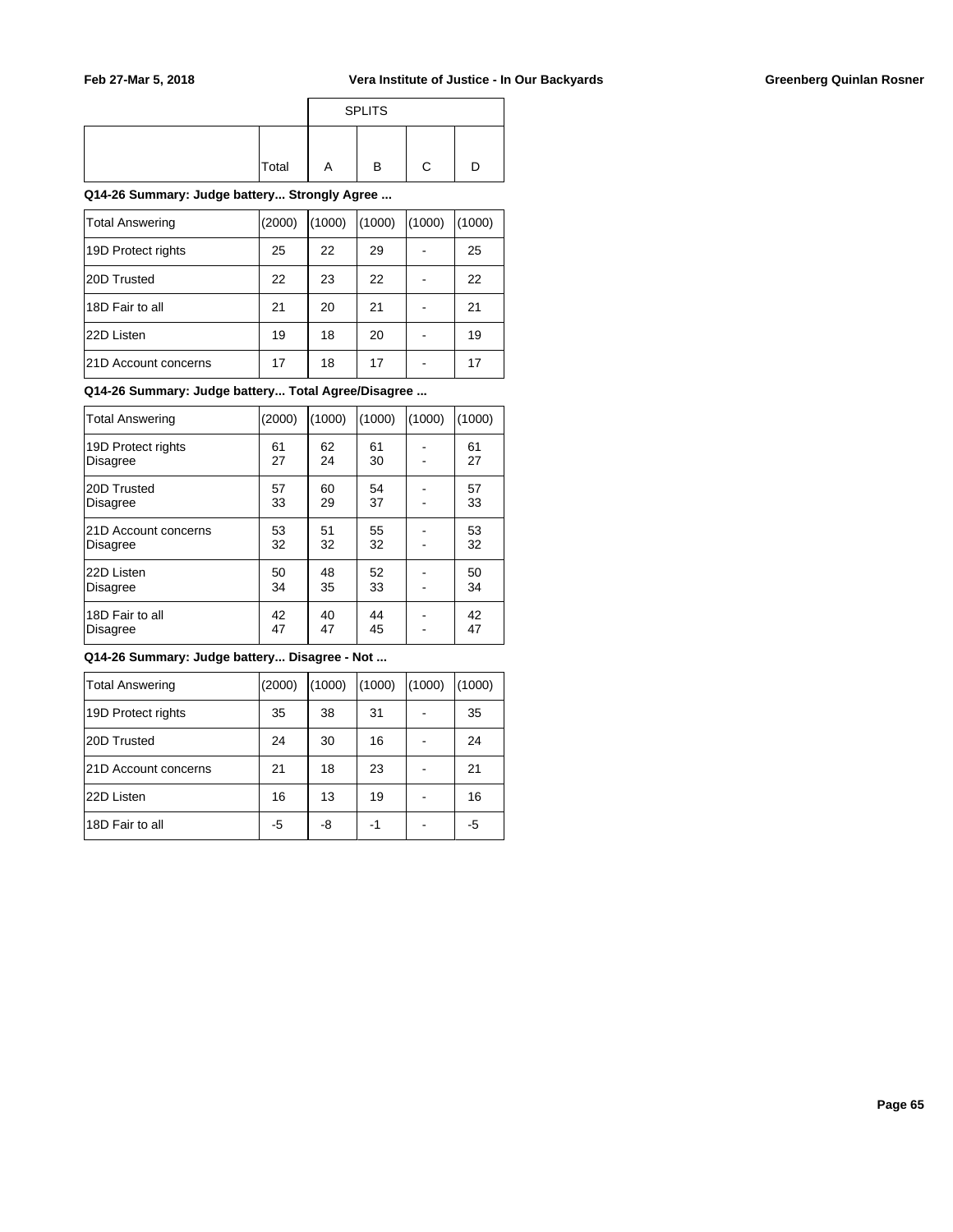| | Total | SPLITS A | B | C | D |
|---|---|---|---|---|---|

**Q14-26 Summary: Judge battery... Strongly Agree ...**

| | Total | A | B | C | D |
|---|---|---|---|---|---|
| Total Answering | (2000) | (1000) | (1000) | (1000) | (1000) |
| 19D Protect rights | 25 | 22 | 29 | - | 25 |
| 20D Trusted | 22 | 23 | 22 | - | 22 |
| 18D Fair to all | 21 | 20 | 21 | - | 21 |
| 22D Listen | 19 | 18 | 20 | - | 19 |
| 21D Account concerns | 17 | 18 | 17 | - | 17 |

**Q14-26 Summary: Judge battery... Total Agree/Disagree ...**

| | Total | A | B | C | D |
|---|---|---|---|---|---|
| Total Answering | (2000) | (1000) | (1000) | (1000) | (1000) |
| 19D Protect rights | 61 | 62 | 61 | - | 61 |
| Disagree | 27 | 24 | 30 | - | 27 |
| 20D Trusted | 57 | 60 | 54 | - | 57 |
| Disagree | 33 | 29 | 37 | - | 33 |
| 21D Account concerns | 53 | 51 | 55 | - | 53 |
| Disagree | 32 | 32 | 32 | - | 32 |
| 22D Listen | 50 | 48 | 52 | - | 50 |
| Disagree | 34 | 35 | 33 | - | 34 |
| 18D Fair to all | 42 | 40 | 44 | - | 42 |
| Disagree | 47 | 47 | 45 | - | 47 |

**Q14-26 Summary: Judge battery... Disagree - Not ...**

| | Total | A | B | C | D |
|---|---|---|---|---|---|
| Total Answering | (2000) | (1000) | (1000) | (1000) | (1000) |
| 19D Protect rights | 35 | 38 | 31 | - | 35 |
| 20D Trusted | 24 | 30 | 16 | - | 24 |
| 21D Account concerns | 21 | 18 | 23 | - | 21 |
| 22D Listen | 16 | 13 | 19 | - | 16 |
| 18D Fair to all | -5 | -8 | -1 | - | -5 |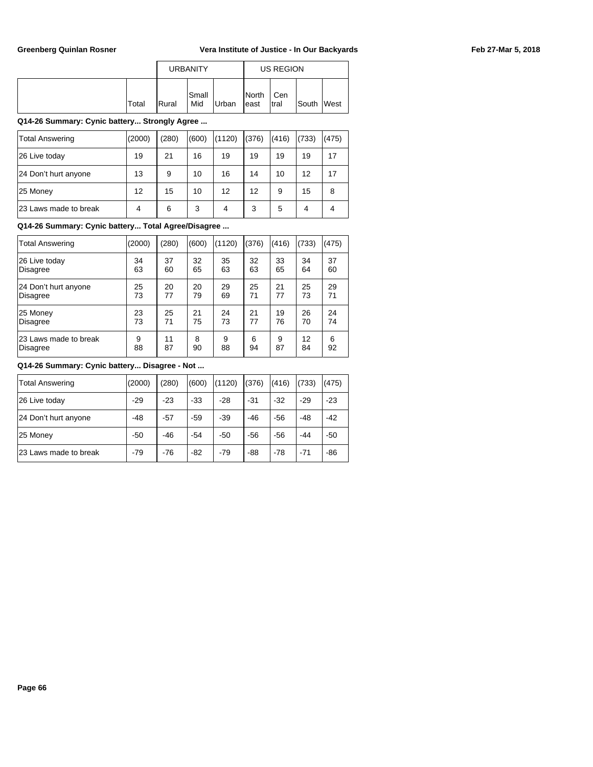| | Total | URBANITY Rural | Small Mid | Urban | US REGION North east | Cen tral | South | West |
|---|---|---|---|---|---|---|---|---|

**Q14-26 Summary: Cynic battery... Strongly Agree ...**

| | Total | Rural | Small Mid | Urban | North east | Cen tral | South | West |
|---|---|---|---|---|---|---|---|---|
| Total Answering | (2000) | (280) | (600) | (1120) | (376) | (416) | (733) | (475) |
| 26 Live today | 19 | 21 | 16 | 19 | 19 | 19 | 19 | 17 |
| 24 Don't hurt anyone | 13 | 9 | 10 | 16 | 14 | 10 | 12 | 17 |
| 25 Money | 12 | 15 | 10 | 12 | 12 | 9 | 15 | 8 |
| 23 Laws made to break | 4 | 6 | 3 | 4 | 3 | 5 | 4 | 4 |

**Q14-26 Summary: Cynic battery... Total Agree/Disagree ...**

| | Total | Rural | Small Mid | Urban | North east | Cen tral | South | West |
|---|---|---|---|---|---|---|---|---|
| Total Answering | (2000) | (280) | (600) | (1120) | (376) | (416) | (733) | (475) |
| 26 Live today | 34 | 37 | 32 | 35 | 32 | 33 | 34 | 37 |
| Disagree | 63 | 60 | 65 | 63 | 63 | 65 | 64 | 60 |
| 24 Don't hurt anyone | 25 | 20 | 20 | 29 | 25 | 21 | 25 | 29 |
| Disagree | 73 | 77 | 79 | 69 | 71 | 77 | 73 | 71 |
| 25 Money | 23 | 25 | 21 | 24 | 21 | 19 | 26 | 24 |
| Disagree | 73 | 71 | 75 | 73 | 77 | 76 | 70 | 74 |
| 23 Laws made to break | 9 | 11 | 8 | 9 | 6 | 9 | 12 | 6 |
| Disagree | 88 | 87 | 90 | 88 | 94 | 87 | 84 | 92 |

**Q14-26 Summary: Cynic battery... Disagree - Not ...**

| | Total | Rural | Small Mid | Urban | North east | Cen tral | South | West |
|---|---|---|---|---|---|---|---|---|
| Total Answering | (2000) | (280) | (600) | (1120) | (376) | (416) | (733) | (475) |
| 26 Live today | -29 | -23 | -33 | -28 | -31 | -32 | -29 | -23 |
| 24 Don't hurt anyone | -48 | -57 | -59 | -39 | -46 | -56 | -48 | -42 |
| 25 Money | -50 | -46 | -54 | -50 | -56 | -56 | -44 | -50 |
| 23 Laws made to break | -79 | -76 | -82 | -79 | -88 | -78 | -71 | -86 |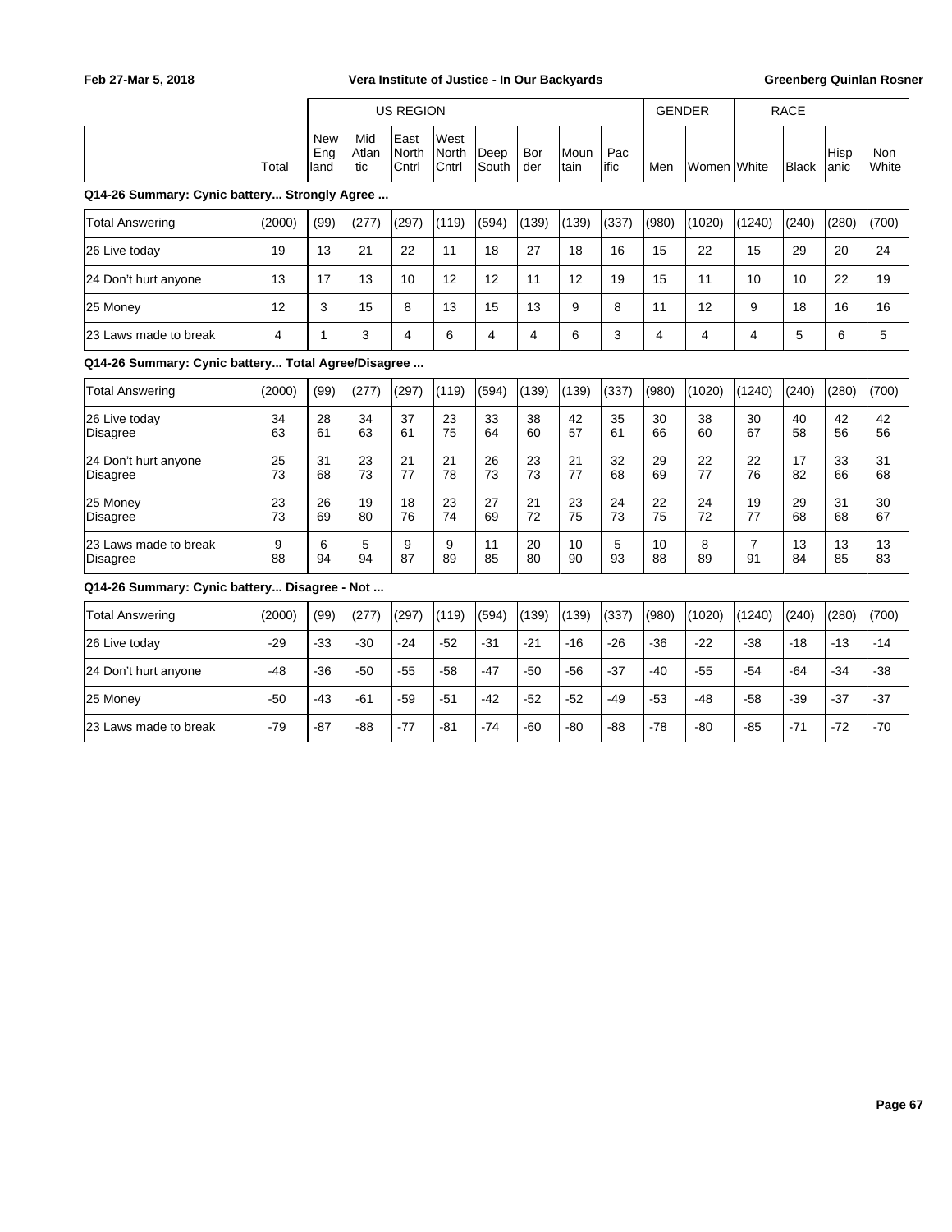| | | US REGION | | | | | | | | GENDER | | RACE | | | |
|---|---|---|---|---|---|---|---|---|---|---|---|---|---|---|---|
| | Total | New England | Mid Atlantic | East North Cntrl | West North Cntrl | Deep South | Border | Mountain | Pacific | Men | Women | White | Black | Hispanic | Non White |

**Q14-26 Summary: Cynic battery... Strongly Agree ...**

| | Total | New England | Mid Atlantic | East North Cntrl | West North Cntrl | Deep South | Border | Mountain | Pacific | Men | Women | White | Black | Hispanic | Non White |
|---|---|---|---|---|---|---|---|---|---|---|---|---|---|---|---|
| Total Answering | (2000) | (99) | (277) | (297) | (119) | (594) | (139) | (139) | (337) | (980) | (1020) | (1240) | (240) | (280) | (700) |
| 26 Live today | 19 | 13 | 21 | 22 | 11 | 18 | 27 | 18 | 16 | 15 | 22 | 15 | 29 | 20 | 24 |
| 24 Don't hurt anyone | 13 | 17 | 13 | 10 | 12 | 12 | 11 | 12 | 19 | 15 | 11 | 10 | 10 | 22 | 19 |
| 25 Money | 12 | 3 | 15 | 8 | 13 | 15 | 13 | 9 | 8 | 11 | 12 | 9 | 18 | 16 | 16 |
| 23 Laws made to break | 4 | 1 | 3 | 4 | 6 | 4 | 4 | 6 | 3 | 4 | 4 | 4 | 5 | 6 | 5 |

**Q14-26 Summary: Cynic battery... Total Agree/Disagree ...**

| | Total | New England | Mid Atlantic | East North Cntrl | West North Cntrl | Deep South | Border | Mountain | Pacific | Men | Women | White | Black | Hispanic | Non White |
|---|---|---|---|---|---|---|---|---|---|---|---|---|---|---|---|
| Total Answering | (2000) | (99) | (277) | (297) | (119) | (594) | (139) | (139) | (337) | (980) | (1020) | (1240) | (240) | (280) | (700) |
| 26 Live today | 34 | 28 | 34 | 37 | 23 | 33 | 38 | 42 | 35 | 30 | 38 | 30 | 40 | 42 | 42 |
| Disagree | 63 | 61 | 63 | 61 | 75 | 64 | 60 | 57 | 61 | 66 | 60 | 67 | 58 | 56 | 56 |
| 24 Don't hurt anyone | 25 | 31 | 23 | 21 | 21 | 26 | 23 | 21 | 32 | 29 | 22 | 22 | 17 | 33 | 31 |
| Disagree | 73 | 68 | 73 | 77 | 78 | 73 | 73 | 77 | 68 | 69 | 77 | 76 | 82 | 66 | 68 |
| 25 Money | 23 | 26 | 19 | 18 | 23 | 27 | 21 | 23 | 24 | 22 | 24 | 19 | 29 | 31 | 30 |
| Disagree | 73 | 69 | 80 | 76 | 74 | 69 | 72 | 75 | 73 | 75 | 72 | 77 | 68 | 68 | 67 |
| 23 Laws made to break | 9 | 6 | 5 | 9 | 9 | 11 | 20 | 10 | 5 | 10 | 8 | 7 | 13 | 13 | 13 |
| Disagree | 88 | 94 | 94 | 87 | 89 | 85 | 80 | 90 | 93 | 88 | 89 | 91 | 84 | 85 | 83 |

**Q14-26 Summary: Cynic battery... Disagree - Not ...**

| | Total | New England | Mid Atlantic | East North Cntrl | West North Cntrl | Deep South | Border | Mountain | Pacific | Men | Women | White | Black | Hispanic | Non White |
|---|---|---|---|---|---|---|---|---|---|---|---|---|---|---|---|
| Total Answering | (2000) | (99) | (277) | (297) | (119) | (594) | (139) | (139) | (337) | (980) | (1020) | (1240) | (240) | (280) | (700) |
| 26 Live today | -29 | -33 | -30 | -24 | -52 | -31 | -21 | -16 | -26 | -36 | -22 | -38 | -18 | -13 | -14 |
| 24 Don't hurt anyone | -48 | -36 | -50 | -55 | -58 | -47 | -50 | -56 | -37 | -40 | -55 | -54 | -64 | -34 | -38 |
| 25 Money | -50 | -43 | -61 | -59 | -51 | -42 | -52 | -52 | -49 | -53 | -48 | -58 | -39 | -37 | -37 |
| 23 Laws made to break | -79 | -87 | -88 | -77 | -81 | -74 | -60 | -80 | -88 | -78 | -80 | -85 | -71 | -72 | -70 |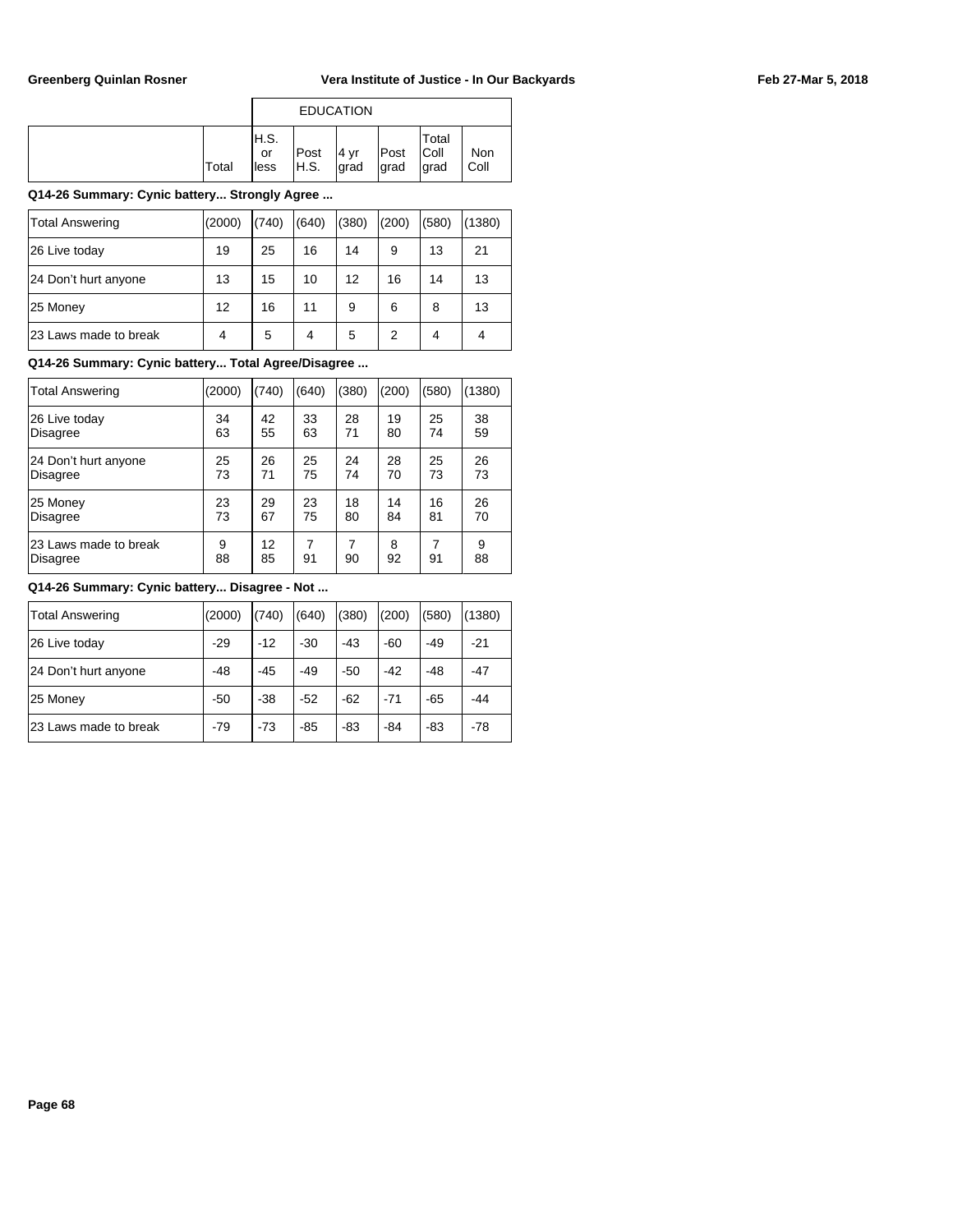| | | EDUCATION | | | | | |
|---|---|---|---|---|---|---|---|
| | Total | H.S. or less | Post H.S. | 4 yr grad | Post grad | Total Coll grad | Non Coll |

**Q14-26 Summary: Cynic battery... Strongly Agree ...**

| | Total | H.S. or less | Post H.S. | 4 yr grad | Post grad | Total Coll grad | Non Coll |
|---|---|---|---|---|---|---|---|
| Total Answering | (2000) | (740) | (640) | (380) | (200) | (580) | (1380) |
| 26 Live today | 19 | 25 | 16 | 14 | 9 | 13 | 21 |
| 24 Don't hurt anyone | 13 | 15 | 10 | 12 | 16 | 14 | 13 |
| 25 Money | 12 | 16 | 11 | 9 | 6 | 8 | 13 |
| 23 Laws made to break | 4 | 5 | 4 | 5 | 2 | 4 | 4 |

**Q14-26 Summary: Cynic battery... Total Agree/Disagree ...**

| | Total | H.S. or less | Post H.S. | 4 yr grad | Post grad | Total Coll grad | Non Coll |
|---|---|---|---|---|---|---|---|
| Total Answering | (2000) | (740) | (640) | (380) | (200) | (580) | (1380) |
| 26 Live today | 34 | 42 | 33 | 28 | 19 | 25 | 38 |
| Disagree | 63 | 55 | 63 | 71 | 80 | 74 | 59 |
| 24 Don't hurt anyone | 25 | 26 | 25 | 24 | 28 | 25 | 26 |
| Disagree | 73 | 71 | 75 | 74 | 70 | 73 | 73 |
| 25 Money | 23 | 29 | 23 | 18 | 14 | 16 | 26 |
| Disagree | 73 | 67 | 75 | 80 | 84 | 81 | 70 |
| 23 Laws made to break | 9 | 12 | 7 | 7 | 8 | 7 | 9 |
| Disagree | 88 | 85 | 91 | 90 | 92 | 91 | 88 |

**Q14-26 Summary: Cynic battery... Disagree - Not ...**

| | Total | H.S. or less | Post H.S. | 4 yr grad | Post grad | Total Coll grad | Non Coll |
|---|---|---|---|---|---|---|---|
| Total Answering | (2000) | (740) | (640) | (380) | (200) | (580) | (1380) |
| 26 Live today | -29 | -12 | -30 | -43 | -60 | -49 | -21 |
| 24 Don't hurt anyone | -48 | -45 | -49 | -50 | -42 | -48 | -47 |
| 25 Money | -50 | -38 | -52 | -62 | -71 | -65 | -44 |
| 23 Laws made to break | -79 | -73 | -85 | -83 | -84 | -83 | -78 |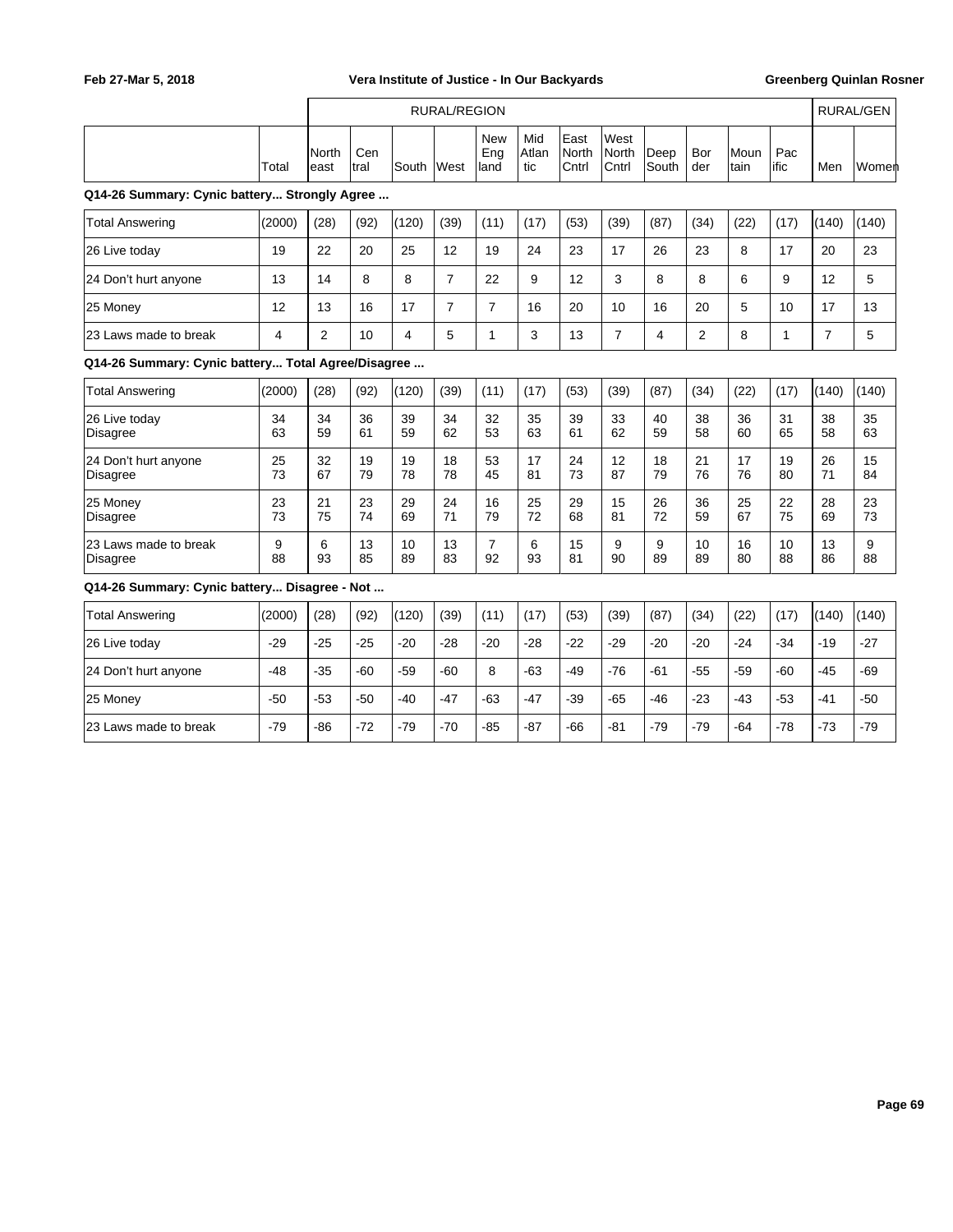| | Total | RURAL/REGION | | | | | | | | | | | | | RURAL/GEN | |
|---|---|---|---|---|---|---|---|---|---|---|---|---|---|---|---|---|
| | | North east | Cen tral | South | West | New Eng land | Mid Atlan tic | East North Cntrl | West North Cntrl | Deep South | Bor der | Moun tain | Pac ific | Men | Women |

**Q14-26 Summary: Cynic battery... Strongly Agree ...**

| | Total | North east | Cen tral | South | West | New Eng land | Mid Atlan tic | East North Cntrl | West North Cntrl | Deep South | Bor der | Moun tain | Pac ific | Men | Women |
|---|---|---|---|---|---|---|---|---|---|---|---|---|---|---|---|
| Total Answering | (2000) | (28) | (92) | (120) | (39) | (11) | (17) | (53) | (39) | (87) | (34) | (22) | (17) | (140) | (140) |
| 26 Live today | 19 | 22 | 20 | 25 | 12 | 19 | 24 | 23 | 17 | 26 | 23 | 8 | 17 | 20 | 23 |
| 24 Don't hurt anyone | 13 | 14 | 8 | 8 | 7 | 22 | 9 | 12 | 3 | 8 | 8 | 6 | 9 | 12 | 5 |
| 25 Money | 12 | 13 | 16 | 17 | 7 | 7 | 16 | 20 | 10 | 16 | 20 | 5 | 10 | 17 | 13 |
| 23 Laws made to break | 4 | 2 | 10 | 4 | 5 | 1 | 3 | 13 | 7 | 4 | 2 | 8 | 1 | 7 | 5 |

**Q14-26 Summary: Cynic battery... Total Agree/Disagree ...**

| | Total | North east | Cen tral | South | West | New Eng land | Mid Atlan tic | East North Cntrl | West North Cntrl | Deep South | Bor der | Moun tain | Pac ific | Men | Women |
|---|---|---|---|---|---|---|---|---|---|---|---|---|---|---|---|
| Total Answering | (2000) | (28) | (92) | (120) | (39) | (11) | (17) | (53) | (39) | (87) | (34) | (22) | (17) | (140) | (140) |
| 26 Live today | 34 | 34 | 36 | 39 | 34 | 32 | 35 | 39 | 33 | 40 | 38 | 36 | 31 | 38 | 35 |
| Disagree | 63 | 59 | 61 | 59 | 62 | 53 | 63 | 61 | 62 | 59 | 58 | 60 | 65 | 58 | 63 |
| 24 Don't hurt anyone | 25 | 32 | 19 | 19 | 18 | 53 | 17 | 24 | 12 | 18 | 21 | 17 | 19 | 26 | 15 |
| Disagree | 73 | 67 | 79 | 78 | 78 | 45 | 81 | 73 | 87 | 79 | 76 | 76 | 80 | 71 | 84 |
| 25 Money | 23 | 21 | 23 | 29 | 24 | 16 | 25 | 29 | 15 | 26 | 36 | 25 | 22 | 28 | 23 |
| Disagree | 73 | 75 | 74 | 69 | 71 | 79 | 72 | 68 | 81 | 72 | 59 | 67 | 75 | 69 | 73 |
| 23 Laws made to break | 9 | 6 | 13 | 10 | 13 | 7 | 6 | 15 | 9 | 9 | 10 | 16 | 10 | 13 | 9 |
| Disagree | 88 | 93 | 85 | 89 | 83 | 92 | 93 | 81 | 90 | 89 | 89 | 80 | 88 | 86 | 88 |

**Q14-26 Summary: Cynic battery... Disagree - Not ...**

| | Total | North east | Cen tral | South | West | New Eng land | Mid Atlan tic | East North Cntrl | West North Cntrl | Deep South | Bor der | Moun tain | Pac ific | Men | Women |
|---|---|---|---|---|---|---|---|---|---|---|---|---|---|---|---|
| Total Answering | (2000) | (28) | (92) | (120) | (39) | (11) | (17) | (53) | (39) | (87) | (34) | (22) | (17) | (140) | (140) |
| 26 Live today | -29 | -25 | -25 | -20 | -28 | -20 | -28 | -22 | -29 | -20 | -20 | -24 | -34 | -19 | -27 |
| 24 Don't hurt anyone | -48 | -35 | -60 | -59 | -60 | 8 | -63 | -49 | -76 | -61 | -55 | -59 | -60 | -45 | -69 |
| 25 Money | -50 | -53 | -50 | -40 | -47 | -63 | -47 | -39 | -65 | -46 | -23 | -43 | -53 | -41 | -50 |
| 23 Laws made to break | -79 | -86 | -72 | -79 | -70 | -85 | -87 | -66 | -81 | -79 | -79 | -64 | -78 | -73 | -79 |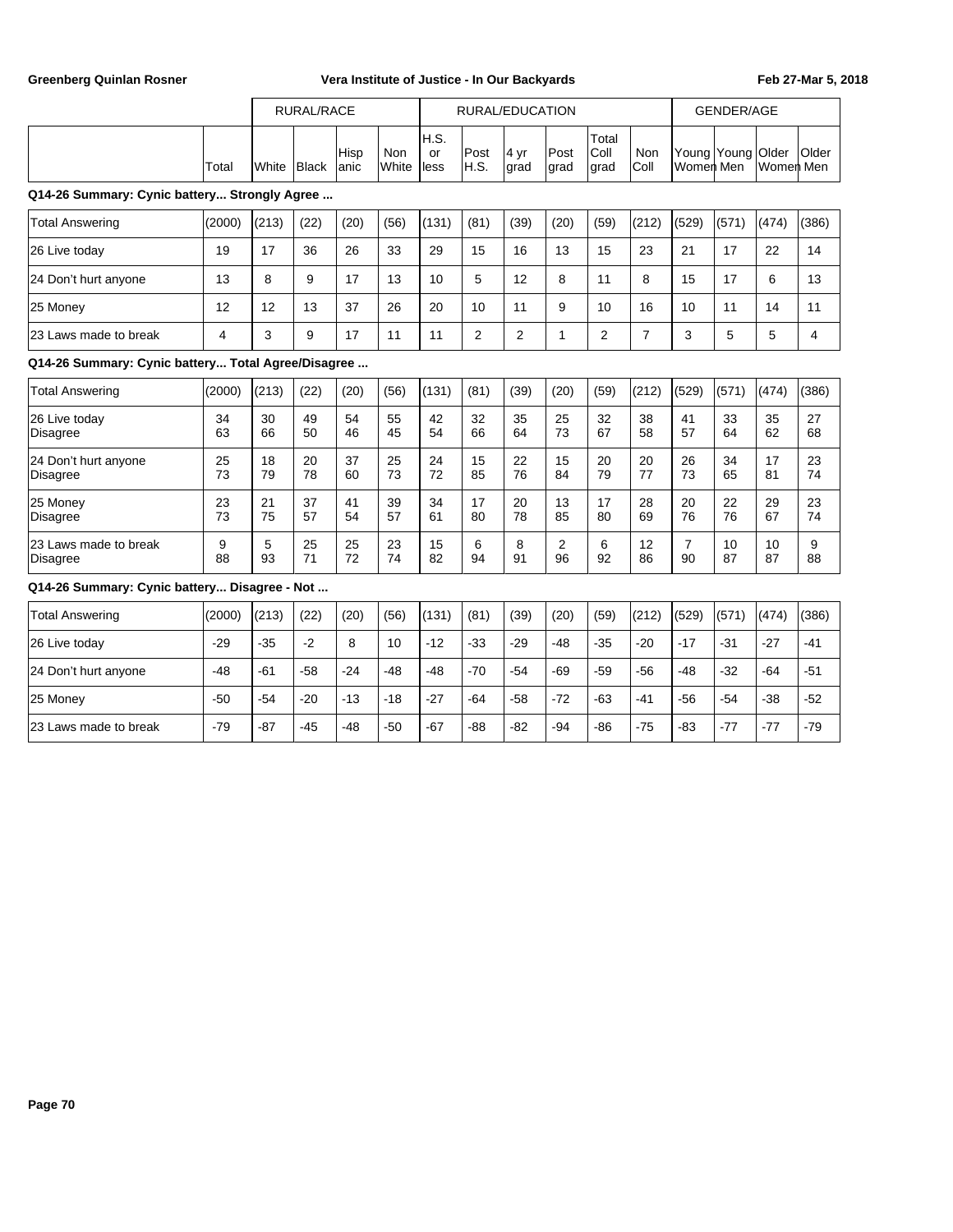| | | RURAL/RACE | | | | RURAL/EDUCATION | | | | | | GENDER/AGE | | | |
|---|---|---|---|---|---|---|---|---|---|---|---|---|---|---|---|
| | Total | White | Black | Hispanic | Non White | H.S. or less | Post H.S. | 4 yr grad | Post grad | Total Coll grad | Non Coll | Young Women | Young Men | Older Women | Older Men |

**Q14-26 Summary: Cynic battery... Strongly Agree ...**

| | Total | White | Black | Hispanic | Non White | H.S. or less | Post H.S. | 4 yr grad | Post grad | Total Coll grad | Non Coll | Young Women | Young Men | Older Women | Older Men |
|---|---|---|---|---|---|---|---|---|---|---|---|---|---|---|---|
| Total Answering | (2000) | (213) | (22) | (20) | (56) | (131) | (81) | (39) | (20) | (59) | (212) | (529) | (571) | (474) | (386) |
| 26 Live today | 19 | 17 | 36 | 26 | 33 | 29 | 15 | 16 | 13 | 15 | 23 | 21 | 17 | 22 | 14 |
| 24 Don't hurt anyone | 13 | 8 | 9 | 17 | 13 | 10 | 5 | 12 | 8 | 11 | 8 | 15 | 17 | 6 | 13 |
| 25 Money | 12 | 12 | 13 | 37 | 26 | 20 | 10 | 11 | 9 | 10 | 16 | 10 | 11 | 14 | 11 |
| 23 Laws made to break | 4 | 3 | 9 | 17 | 11 | 11 | 2 | 2 | 1 | 2 | 7 | 3 | 5 | 5 | 4 |

**Q14-26 Summary: Cynic battery... Total Agree/Disagree ...**

| | Total | White | Black | Hispanic | Non White | H.S. or less | Post H.S. | 4 yr grad | Post grad | Total Coll grad | Non Coll | Young Women | Young Men | Older Women | Older Men |
|---|---|---|---|---|---|---|---|---|---|---|---|---|---|---|---|
| Total Answering | (2000) | (213) | (22) | (20) | (56) | (131) | (81) | (39) | (20) | (59) | (212) | (529) | (571) | (474) | (386) |
| 26 Live today | 34 | 30 | 49 | 54 | 55 | 42 | 32 | 35 | 25 | 32 | 38 | 41 | 33 | 35 | 27 |
| Disagree | 63 | 66 | 50 | 46 | 45 | 54 | 66 | 64 | 73 | 67 | 58 | 57 | 64 | 62 | 68 |
| 24 Don't hurt anyone | 25 | 18 | 20 | 37 | 25 | 24 | 15 | 22 | 15 | 20 | 20 | 26 | 34 | 17 | 23 |
| Disagree | 73 | 79 | 78 | 60 | 73 | 72 | 85 | 76 | 84 | 79 | 77 | 73 | 65 | 81 | 74 |
| 25 Money | 23 | 21 | 37 | 41 | 39 | 34 | 17 | 20 | 13 | 17 | 28 | 20 | 22 | 29 | 23 |
| Disagree | 73 | 75 | 57 | 54 | 57 | 61 | 80 | 78 | 85 | 80 | 69 | 76 | 76 | 67 | 74 |
| 23 Laws made to break | 9 | 5 | 25 | 25 | 23 | 15 | 6 | 8 | 2 | 6 | 12 | 7 | 10 | 10 | 9 |
| Disagree | 88 | 93 | 71 | 72 | 74 | 82 | 94 | 91 | 96 | 92 | 86 | 90 | 87 | 87 | 88 |

**Q14-26 Summary: Cynic battery... Disagree - Not ...**

| | Total | White | Black | Hispanic | Non White | H.S. or less | Post H.S. | 4 yr grad | Post grad | Total Coll grad | Non Coll | Young Women | Young Men | Older Women | Older Men |
|---|---|---|---|---|---|---|---|---|---|---|---|---|---|---|---|
| Total Answering | (2000) | (213) | (22) | (20) | (56) | (131) | (81) | (39) | (20) | (59) | (212) | (529) | (571) | (474) | (386) |
| 26 Live today | -29 | -35 | -2 | 8 | 10 | -12 | -33 | -29 | -48 | -35 | -20 | -17 | -31 | -27 | -41 |
| 24 Don't hurt anyone | -48 | -61 | -58 | -24 | -48 | -48 | -70 | -54 | -69 | -59 | -56 | -48 | -32 | -64 | -51 |
| 25 Money | -50 | -54 | -20 | -13 | -18 | -27 | -64 | -58 | -72 | -63 | -41 | -56 | -54 | -38 | -52 |
| 23 Laws made to break | -79 | -87 | -45 | -48 | -50 | -67 | -88 | -82 | -94 | -86 | -75 | -83 | -77 | -77 | -79 |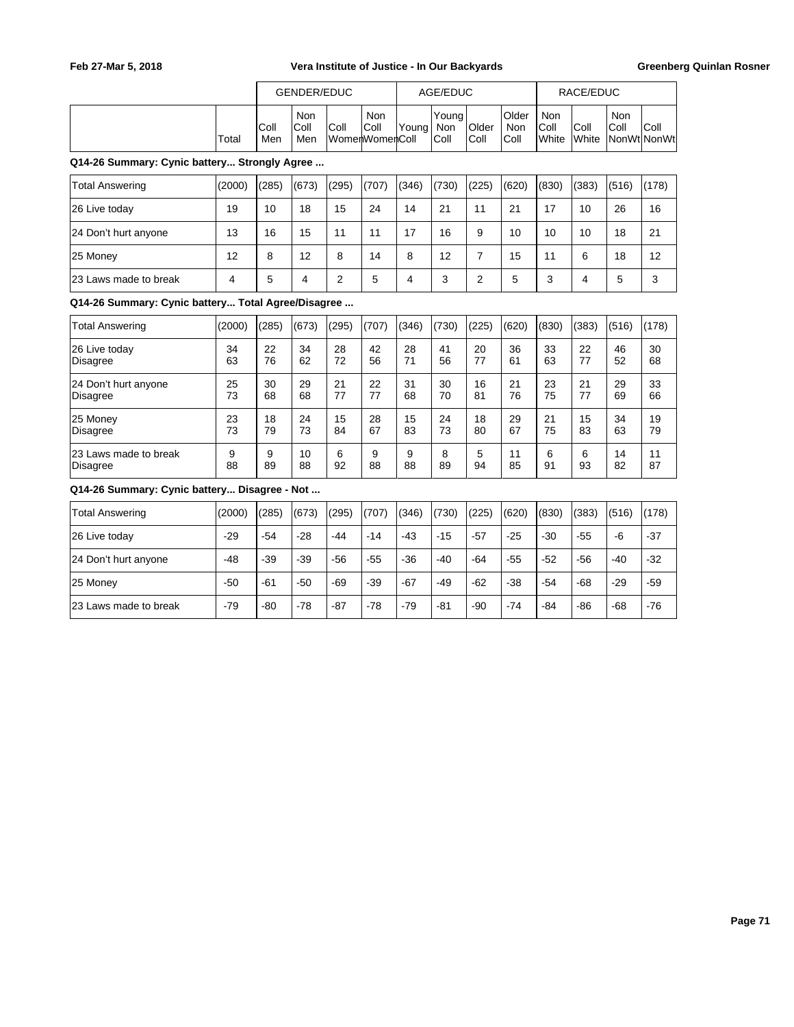| | | GENDER/EDUC | | | | AGE/EDUC | | | | RACE/EDUC | | | |
|---|---|---|---|---|---|---|---|---|---|---|---|---|---|
| | Total | Coll Men | Non Coll Men | Coll Women | Non Coll Women | Young Coll | Young Non Coll | Older Coll | Older Non Coll | Non Coll White | Coll White | Non Coll NonWt | Coll NonWt |

**Q14-26 Summary: Cynic battery... Strongly Agree ...**

| | Total | Coll Men | Non Coll Men | Coll Women | Non Coll Women | Young Coll | Young Non Coll | Older Coll | Older Non Coll | Non Coll White | Coll White | Non Coll NonWt | Coll NonWt |
|---|---|---|---|---|---|---|---|---|---|---|---|---|---|
| Total Answering | (2000) | (285) | (673) | (295) | (707) | (346) | (730) | (225) | (620) | (830) | (383) | (516) | (178) |
| 26 Live today | 19 | 10 | 18 | 15 | 24 | 14 | 21 | 11 | 21 | 17 | 10 | 26 | 16 |
| 24 Don't hurt anyone | 13 | 16 | 15 | 11 | 11 | 17 | 16 | 9 | 10 | 10 | 10 | 18 | 21 |
| 25 Money | 12 | 8 | 12 | 8 | 14 | 8 | 12 | 7 | 15 | 11 | 6 | 18 | 12 |
| 23 Laws made to break | 4 | 5 | 4 | 2 | 5 | 4 | 3 | 2 | 5 | 3 | 4 | 5 | 3 |

**Q14-26 Summary: Cynic battery... Total Agree/Disagree ...**

| | Total | Coll Men | Non Coll Men | Coll Women | Non Coll Women | Young Coll | Young Non Coll | Older Coll | Older Non Coll | Non Coll White | Coll White | Non Coll NonWt | Coll NonWt |
|---|---|---|---|---|---|---|---|---|---|---|---|---|---|
| Total Answering | (2000) | (285) | (673) | (295) | (707) | (346) | (730) | (225) | (620) | (830) | (383) | (516) | (178) |
| 26 Live today | 34 | 22 | 34 | 28 | 42 | 28 | 41 | 20 | 36 | 33 | 22 | 46 | 30 |
| Disagree | 63 | 76 | 62 | 72 | 56 | 71 | 56 | 77 | 61 | 63 | 77 | 52 | 68 |
| 24 Don't hurt anyone | 25 | 30 | 29 | 21 | 22 | 31 | 30 | 16 | 21 | 23 | 21 | 29 | 33 |
| Disagree | 73 | 68 | 68 | 77 | 77 | 68 | 70 | 81 | 76 | 75 | 77 | 69 | 66 |
| 25 Money | 23 | 18 | 24 | 15 | 28 | 15 | 24 | 18 | 29 | 21 | 15 | 34 | 19 |
| Disagree | 73 | 79 | 73 | 84 | 67 | 83 | 73 | 80 | 67 | 75 | 83 | 63 | 79 |
| 23 Laws made to break | 9 | 9 | 10 | 6 | 9 | 9 | 8 | 5 | 11 | 6 | 6 | 14 | 11 |
| Disagree | 88 | 89 | 88 | 92 | 88 | 88 | 89 | 94 | 85 | 91 | 93 | 82 | 87 |

**Q14-26 Summary: Cynic battery... Disagree - Not ...**

| | Total | Coll Men | Non Coll Men | Coll Women | Non Coll Women | Young Coll | Young Non Coll | Older Coll | Older Non Coll | Non Coll White | Coll White | Non Coll NonWt | Coll NonWt |
|---|---|---|---|---|---|---|---|---|---|---|---|---|---|
| Total Answering | (2000) | (285) | (673) | (295) | (707) | (346) | (730) | (225) | (620) | (830) | (383) | (516) | (178) |
| 26 Live today | -29 | -54 | -28 | -44 | -14 | -43 | -15 | -57 | -25 | -30 | -55 | -6 | -37 |
| 24 Don't hurt anyone | -48 | -39 | -39 | -56 | -55 | -36 | -40 | -64 | -55 | -52 | -56 | -40 | -32 |
| 25 Money | -50 | -61 | -50 | -69 | -39 | -67 | -49 | -62 | -38 | -54 | -68 | -29 | -59 |
| 23 Laws made to break | -79 | -80 | -78 | -87 | -78 | -79 | -81 | -90 | -74 | -84 | -86 | -68 | -76 |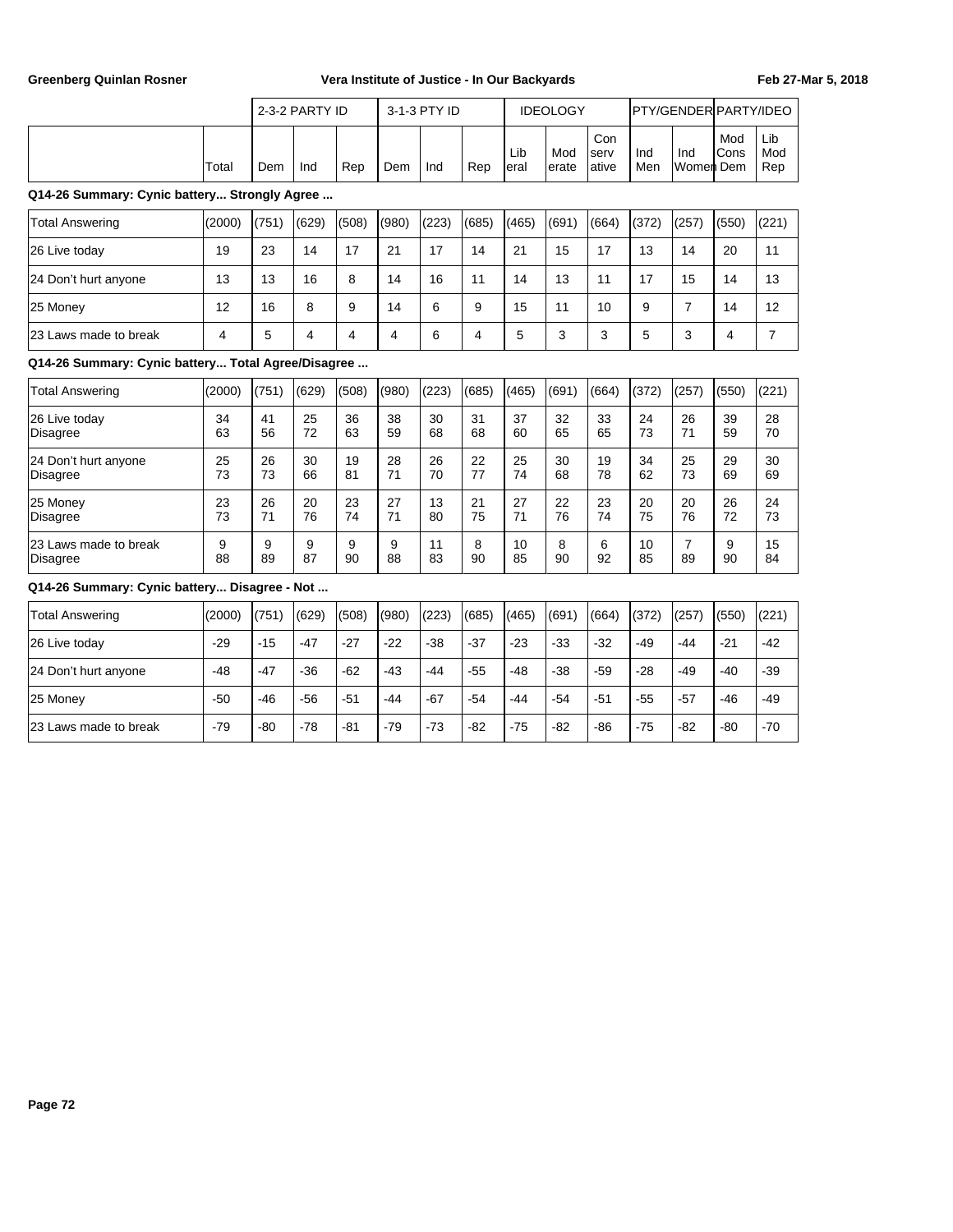| | Total | 2-3-2 PARTY ID | | | 3-1-3 PTY ID | | | IDEOLOGY | | | PTY/GENDER | | PARTY/IDEO | |
|---|---|---|---|---|---|---|---|---|---|---|---|---|---|---|
| | | Dem | Ind | Rep | Dem | Ind | Rep | Liberal | Moderate | Conservative | Ind Men | Ind Women | Mod Cons Dem | Lib Mod Rep |

**Q14-26 Summary: Cynic battery... Strongly Agree ...**

| | Total | Dem | Ind | Rep | Dem | Ind | Rep | Liberal | Moderate | Conservative | Ind Men | Ind Women | Mod Cons Dem | Lib Mod Rep |
|---|---|---|---|---|---|---|---|---|---|---|---|---|---|---|
| Total Answering | (2000) | (751) | (629) | (508) | (980) | (223) | (685) | (465) | (691) | (664) | (372) | (257) | (550) | (221) |
| 26 Live today | 19 | 23 | 14 | 17 | 21 | 17 | 14 | 21 | 15 | 17 | 13 | 14 | 20 | 11 |
| 24 Don't hurt anyone | 13 | 13 | 16 | 8 | 14 | 16 | 11 | 14 | 13 | 11 | 17 | 15 | 14 | 13 |
| 25 Money | 12 | 16 | 8 | 9 | 14 | 6 | 9 | 15 | 11 | 10 | 9 | 7 | 14 | 12 |
| 23 Laws made to break | 4 | 5 | 4 | 4 | 4 | 6 | 4 | 5 | 3 | 3 | 5 | 3 | 4 | 7 |

**Q14-26 Summary: Cynic battery... Total Agree/Disagree ...**

| | Total | Dem | Ind | Rep | Dem | Ind | Rep | Liberal | Moderate | Conservative | Ind Men | Ind Women | Mod Cons Dem | Lib Mod Rep |
|---|---|---|---|---|---|---|---|---|---|---|---|---|---|---|
| Total Answering | (2000) | (751) | (629) | (508) | (980) | (223) | (685) | (465) | (691) | (664) | (372) | (257) | (550) | (221) |
| 26 Live today | 34 | 41 | 25 | 36 | 38 | 30 | 31 | 37 | 32 | 33 | 24 | 26 | 39 | 28 |
| Disagree | 63 | 56 | 72 | 63 | 59 | 68 | 68 | 60 | 65 | 65 | 73 | 71 | 59 | 70 |
| 24 Don't hurt anyone | 25 | 26 | 30 | 19 | 28 | 26 | 22 | 25 | 30 | 19 | 34 | 25 | 29 | 30 |
| Disagree | 73 | 73 | 66 | 81 | 71 | 70 | 77 | 74 | 68 | 78 | 62 | 73 | 69 | 69 |
| 25 Money | 23 | 26 | 20 | 23 | 27 | 13 | 21 | 27 | 22 | 23 | 20 | 20 | 26 | 24 |
| Disagree | 73 | 71 | 76 | 74 | 71 | 80 | 75 | 71 | 76 | 74 | 75 | 76 | 72 | 73 |
| 23 Laws made to break | 9 | 9 | 9 | 9 | 9 | 11 | 8 | 10 | 8 | 6 | 10 | 7 | 9 | 15 |
| Disagree | 88 | 89 | 87 | 90 | 88 | 83 | 90 | 85 | 90 | 92 | 85 | 89 | 90 | 84 |

**Q14-26 Summary: Cynic battery... Disagree - Not ...**

| | Total | Dem | Ind | Rep | Dem | Ind | Rep | Liberal | Moderate | Conservative | Ind Men | Ind Women | Mod Cons Dem | Lib Mod Rep |
|---|---|---|---|---|---|---|---|---|---|---|---|---|---|---|
| Total Answering | (2000) | (751) | (629) | (508) | (980) | (223) | (685) | (465) | (691) | (664) | (372) | (257) | (550) | (221) |
| 26 Live today | -29 | -15 | -47 | -27 | -22 | -38 | -37 | -23 | -33 | -32 | -49 | -44 | -21 | -42 |
| 24 Don't hurt anyone | -48 | -47 | -36 | -62 | -43 | -44 | -55 | -48 | -38 | -59 | -28 | -49 | -40 | -39 |
| 25 Money | -50 | -46 | -56 | -51 | -44 | -67 | -54 | -44 | -54 | -51 | -55 | -57 | -46 | -49 |
| 23 Laws made to break | -79 | -80 | -78 | -81 | -79 | -73 | -82 | -75 | -82 | -86 | -75 | -82 | -80 | -70 |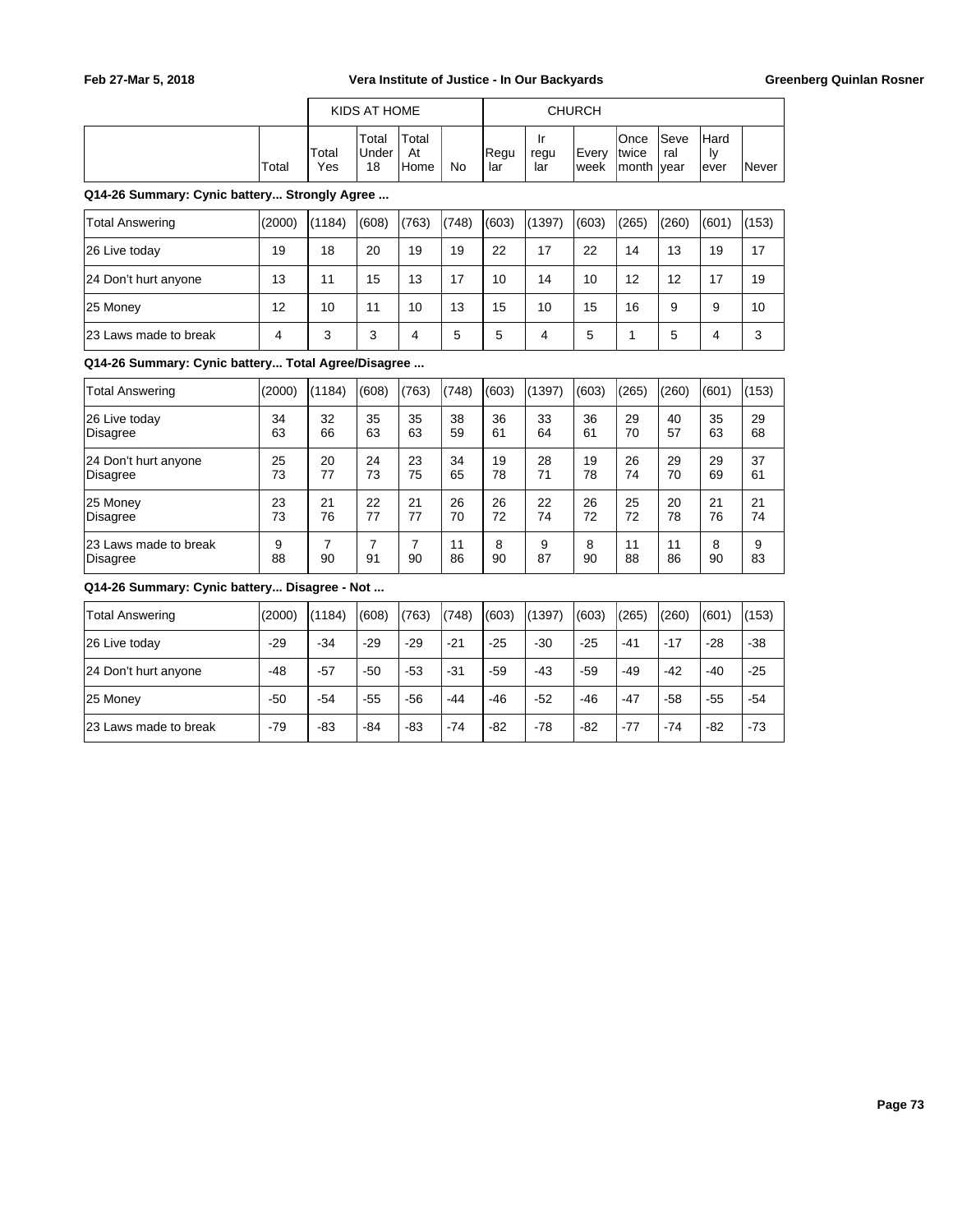| | Total | KIDS AT HOME: Total Yes | Total Under 18 | Total At Home | No | CHURCH: Regular | Irregular | Every week | Once twice month | Several year | Hardly ever | Never |
|---|---|---|---|---|---|---|---|---|---|---|---|---|

**Q14-26 Summary: Cynic battery... Strongly Agree ...**

| | Total | Total Yes | Total Under 18 | Total At Home | No | Regular | Irregular | Every week | Once twice month | Several year | Hardly ever | Never |
|---|---|---|---|---|---|---|---|---|---|---|---|---|
| Total Answering | (2000) | (1184) | (608) | (763) | (748) | (603) | (1397) | (603) | (265) | (260) | (601) | (153) |
| 26 Live today | 19 | 18 | 20 | 19 | 19 | 22 | 17 | 22 | 14 | 13 | 19 | 17 |
| 24 Don't hurt anyone | 13 | 11 | 15 | 13 | 17 | 10 | 14 | 10 | 12 | 12 | 17 | 19 |
| 25 Money | 12 | 10 | 11 | 10 | 13 | 15 | 10 | 15 | 16 | 9 | 9 | 10 |
| 23 Laws made to break | 4 | 3 | 3 | 4 | 5 | 5 | 4 | 5 | 1 | 5 | 4 | 3 |

**Q14-26 Summary: Cynic battery... Total Agree/Disagree ...**

| | Total | Total Yes | Total Under 18 | Total At Home | No | Regular | Irregular | Every week | Once twice month | Several year | Hardly ever | Never |
|---|---|---|---|---|---|---|---|---|---|---|---|---|
| Total Answering | (2000) | (1184) | (608) | (763) | (748) | (603) | (1397) | (603) | (265) | (260) | (601) | (153) |
| 26 Live today | 34 | 32 | 35 | 35 | 38 | 36 | 33 | 36 | 29 | 40 | 35 | 29 |
| Disagree | 63 | 66 | 63 | 63 | 59 | 61 | 64 | 61 | 70 | 57 | 63 | 68 |
| 24 Don't hurt anyone | 25 | 20 | 24 | 23 | 34 | 19 | 28 | 19 | 26 | 29 | 29 | 37 |
| Disagree | 73 | 77 | 73 | 75 | 65 | 78 | 71 | 78 | 74 | 70 | 69 | 61 |
| 25 Money | 23 | 21 | 22 | 21 | 26 | 26 | 22 | 26 | 25 | 20 | 21 | 21 |
| Disagree | 73 | 76 | 77 | 77 | 70 | 72 | 74 | 72 | 72 | 78 | 76 | 74 |
| 23 Laws made to break | 9 | 7 | 7 | 7 | 11 | 8 | 9 | 8 | 11 | 11 | 8 | 9 |
| Disagree | 88 | 90 | 91 | 90 | 86 | 90 | 87 | 90 | 88 | 86 | 90 | 83 |

**Q14-26 Summary: Cynic battery... Disagree - Not ...**

| | Total | Total Yes | Total Under 18 | Total At Home | No | Regular | Irregular | Every week | Once twice month | Several year | Hardly ever | Never |
|---|---|---|---|---|---|---|---|---|---|---|---|---|
| Total Answering | (2000) | (1184) | (608) | (763) | (748) | (603) | (1397) | (603) | (265) | (260) | (601) | (153) |
| 26 Live today | -29 | -34 | -29 | -29 | -21 | -25 | -30 | -25 | -41 | -17 | -28 | -38 |
| 24 Don't hurt anyone | -48 | -57 | -50 | -53 | -31 | -59 | -43 | -59 | -49 | -42 | -40 | -25 |
| 25 Money | -50 | -54 | -55 | -56 | -44 | -46 | -52 | -46 | -47 | -58 | -55 | -54 |
| 23 Laws made to break | -79 | -83 | -84 | -83 | -74 | -82 | -78 | -82 | -77 | -74 | -82 | -73 |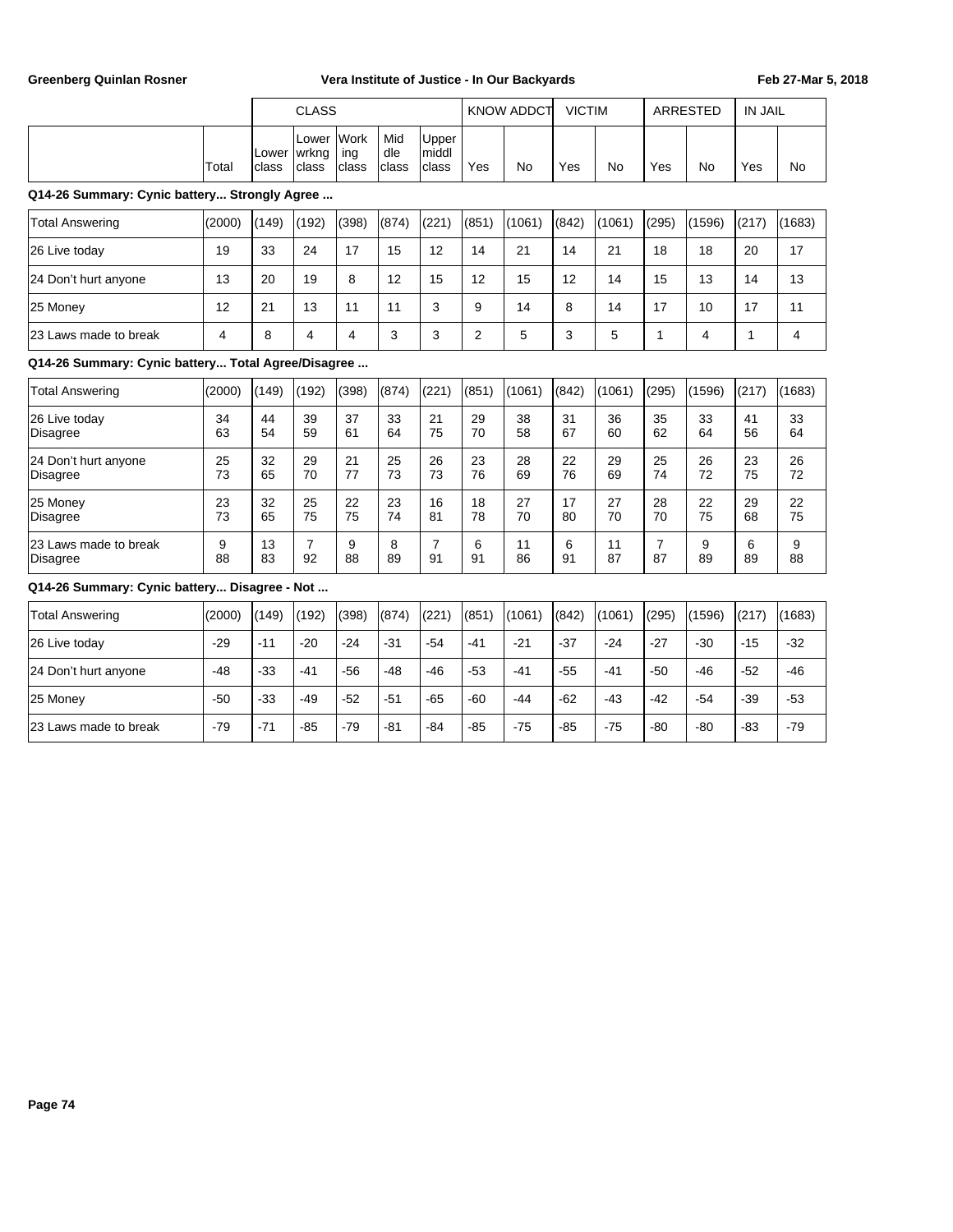| | Total | CLASS Lower class | Lower wrkng class | Working class | Middle class | Upper middl class | KNOW ADDCT Yes | No | VICTIM Yes | No | ARRESTED Yes | No | IN JAIL Yes | No |
|---|---|---|---|---|---|---|---|---|---|---|---|---|---|---|

**Q14-26 Summary: Cynic battery... Strongly Agree ...**

| | Total | Lower class | Lower wrkng class | Working class | Middle class | Upper middl class | KNOW ADDCT Yes | KNOW ADDCT No | VICTIM Yes | VICTIM No | ARRESTED Yes | ARRESTED No | IN JAIL Yes | IN JAIL No |
|---|---|---|---|---|---|---|---|---|---|---|---|---|---|---|
| Total Answering | (2000) | (149) | (192) | (398) | (874) | (221) | (851) | (1061) | (842) | (1061) | (295) | (1596) | (217) | (1683) |
| 26 Live today | 19 | 33 | 24 | 17 | 15 | 12 | 14 | 21 | 14 | 21 | 18 | 18 | 20 | 17 |
| 24 Don't hurt anyone | 13 | 20 | 19 | 8 | 12 | 15 | 12 | 15 | 12 | 14 | 15 | 13 | 14 | 13 |
| 25 Money | 12 | 21 | 13 | 11 | 11 | 3 | 9 | 14 | 8 | 14 | 17 | 10 | 17 | 11 |
| 23 Laws made to break | 4 | 8 | 4 | 4 | 3 | 3 | 2 | 5 | 3 | 5 | 1 | 4 | 1 | 4 |

**Q14-26 Summary: Cynic battery... Total Agree/Disagree ...**

| | Total | Lower class | Lower wrkng class | Working class | Middle class | Upper middl class | KNOW ADDCT Yes | KNOW ADDCT No | VICTIM Yes | VICTIM No | ARRESTED Yes | ARRESTED No | IN JAIL Yes | IN JAIL No |
|---|---|---|---|---|---|---|---|---|---|---|---|---|---|---|
| Total Answering | (2000) | (149) | (192) | (398) | (874) | (221) | (851) | (1061) | (842) | (1061) | (295) | (1596) | (217) | (1683) |
| 26 Live today | 34 | 44 | 39 | 37 | 33 | 21 | 29 | 38 | 31 | 36 | 35 | 33 | 41 | 33 |
| Disagree | 63 | 54 | 59 | 61 | 64 | 75 | 70 | 58 | 67 | 60 | 62 | 64 | 56 | 64 |
| 24 Don't hurt anyone | 25 | 32 | 29 | 21 | 25 | 26 | 23 | 28 | 22 | 29 | 25 | 26 | 23 | 26 |
| Disagree | 73 | 65 | 70 | 77 | 73 | 73 | 76 | 69 | 76 | 69 | 74 | 72 | 75 | 72 |
| 25 Money | 23 | 32 | 25 | 22 | 23 | 16 | 18 | 27 | 17 | 27 | 28 | 22 | 29 | 22 |
| Disagree | 73 | 65 | 75 | 75 | 74 | 81 | 78 | 70 | 80 | 70 | 70 | 75 | 68 | 75 |
| 23 Laws made to break | 9 | 13 | 7 | 9 | 8 | 7 | 6 | 11 | 6 | 11 | 7 | 9 | 6 | 9 |
| Disagree | 88 | 83 | 92 | 88 | 89 | 91 | 91 | 86 | 91 | 87 | 87 | 89 | 89 | 88 |

**Q14-26 Summary: Cynic battery... Disagree - Not ...**

| | Total | Lower class | Lower wrkng class | Working class | Middle class | Upper middl class | KNOW ADDCT Yes | KNOW ADDCT No | VICTIM Yes | VICTIM No | ARRESTED Yes | ARRESTED No | IN JAIL Yes | IN JAIL No |
|---|---|---|---|---|---|---|---|---|---|---|---|---|---|---|
| Total Answering | (2000) | (149) | (192) | (398) | (874) | (221) | (851) | (1061) | (842) | (1061) | (295) | (1596) | (217) | (1683) |
| 26 Live today | -29 | -11 | -20 | -24 | -31 | -54 | -41 | -21 | -37 | -24 | -27 | -30 | -15 | -32 |
| 24 Don't hurt anyone | -48 | -33 | -41 | -56 | -48 | -46 | -53 | -41 | -55 | -41 | -50 | -46 | -52 | -46 |
| 25 Money | -50 | -33 | -49 | -52 | -51 | -65 | -60 | -44 | -62 | -43 | -42 | -54 | -39 | -53 |
| 23 Laws made to break | -79 | -71 | -85 | -79 | -81 | -84 | -85 | -75 | -85 | -75 | -80 | -80 | -83 | -79 |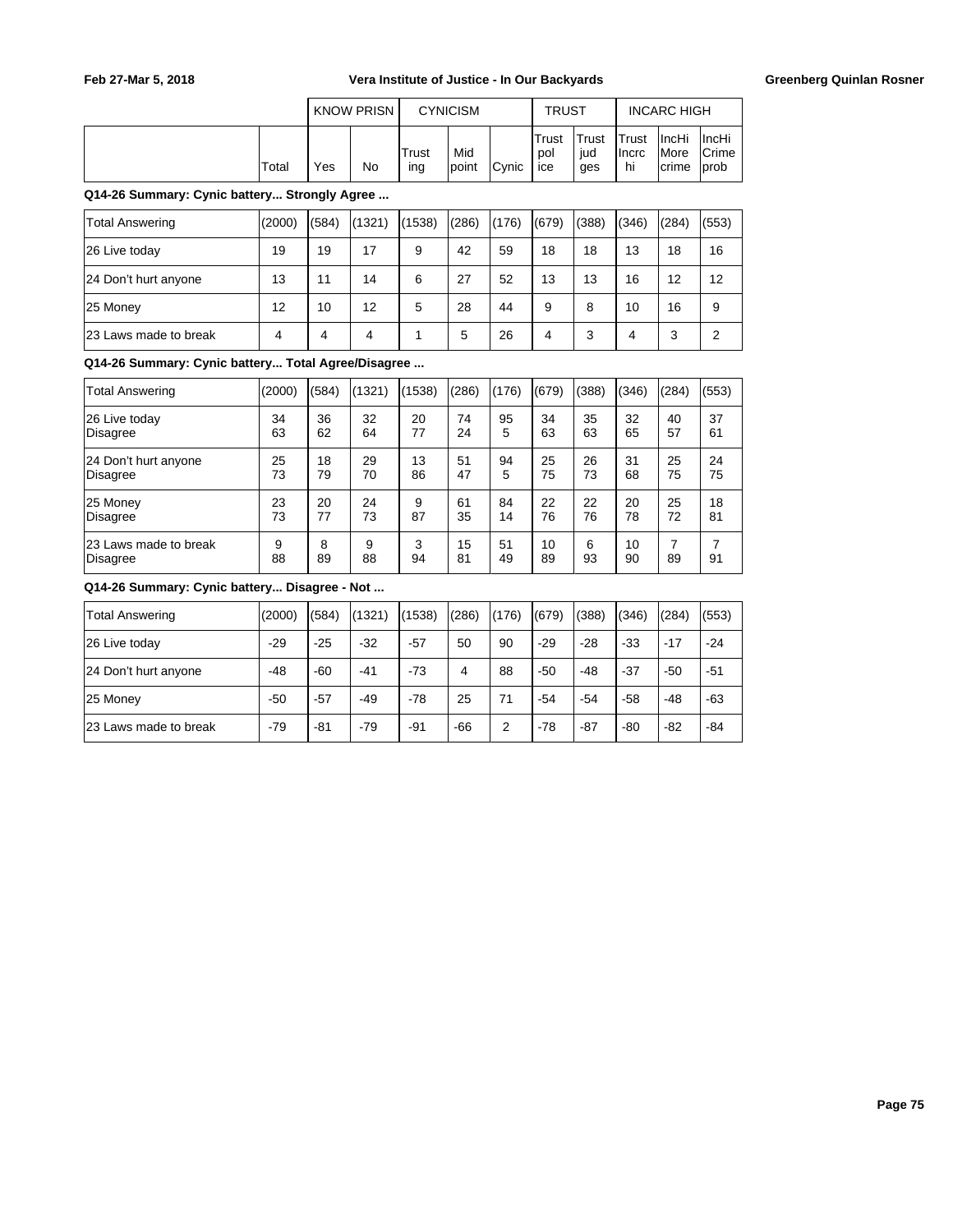| | Total | KNOW PRISN Yes | KNOW PRISN No | CYNICISM Trusting | CYNICISM Mid point | CYNICISM Cynic | TRUST Trust police | TRUST Trust judges | INCARC HIGH Trust Incrc hi | INCARC HIGH IncHi More crime | INCARC HIGH IncHi Crime prob |
|---|---|---|---|---|---|---|---|---|---|---|---|

**Q14-26 Summary: Cynic battery... Strongly Agree ...**

| | Total | Yes | No | Trusting | Mid point | Cynic | Trust police | Trust judges | Trust Incrc hi | IncHi More crime | IncHi Crime prob |
|---|---|---|---|---|---|---|---|---|---|---|---|
| Total Answering | (2000) | (584) | (1321) | (1538) | (286) | (176) | (679) | (388) | (346) | (284) | (553) |
| 26 Live today | 19 | 19 | 17 | 9 | 42 | 59 | 18 | 18 | 13 | 18 | 16 |
| 24 Don't hurt anyone | 13 | 11 | 14 | 6 | 27 | 52 | 13 | 13 | 16 | 12 | 12 |
| 25 Money | 12 | 10 | 12 | 5 | 28 | 44 | 9 | 8 | 10 | 16 | 9 |
| 23 Laws made to break | 4 | 4 | 4 | 1 | 5 | 26 | 4 | 3 | 4 | 3 | 2 |

**Q14-26 Summary: Cynic battery... Total Agree/Disagree ...**

| | Total | Yes | No | Trusting | Mid point | Cynic | Trust police | Trust judges | Trust Incrc hi | IncHi More crime | IncHi Crime prob |
|---|---|---|---|---|---|---|---|---|---|---|---|
| Total Answering | (2000) | (584) | (1321) | (1538) | (286) | (176) | (679) | (388) | (346) | (284) | (553) |
| 26 Live today | 34 | 36 | 32 | 20 | 74 | 95 | 34 | 35 | 32 | 40 | 37 |
| Disagree | 63 | 62 | 64 | 77 | 24 | 5 | 63 | 63 | 65 | 57 | 61 |
| 24 Don't hurt anyone | 25 | 18 | 29 | 13 | 51 | 94 | 25 | 26 | 31 | 25 | 24 |
| Disagree | 73 | 79 | 70 | 86 | 47 | 5 | 75 | 73 | 68 | 75 | 75 |
| 25 Money | 23 | 20 | 24 | 9 | 61 | 84 | 22 | 22 | 20 | 25 | 18 |
| Disagree | 73 | 77 | 73 | 87 | 35 | 14 | 76 | 76 | 78 | 72 | 81 |
| 23 Laws made to break | 9 | 8 | 9 | 3 | 15 | 51 | 10 | 6 | 10 | 7 | 7 |
| Disagree | 88 | 89 | 88 | 94 | 81 | 49 | 89 | 93 | 90 | 89 | 91 |

**Q14-26 Summary: Cynic battery... Disagree - Not ...**

| | Total | Yes | No | Trusting | Mid point | Cynic | Trust police | Trust judges | Trust Incrc hi | IncHi More crime | IncHi Crime prob |
|---|---|---|---|---|---|---|---|---|---|---|---|
| Total Answering | (2000) | (584) | (1321) | (1538) | (286) | (176) | (679) | (388) | (346) | (284) | (553) |
| 26 Live today | -29 | -25 | -32 | -57 | 50 | 90 | -29 | -28 | -33 | -17 | -24 |
| 24 Don't hurt anyone | -48 | -60 | -41 | -73 | 4 | 88 | -50 | -48 | -37 | -50 | -51 |
| 25 Money | -50 | -57 | -49 | -78 | 25 | 71 | -54 | -54 | -58 | -48 | -63 |
| 23 Laws made to break | -79 | -81 | -79 | -91 | -66 | 2 | -78 | -87 | -80 | -82 | -84 |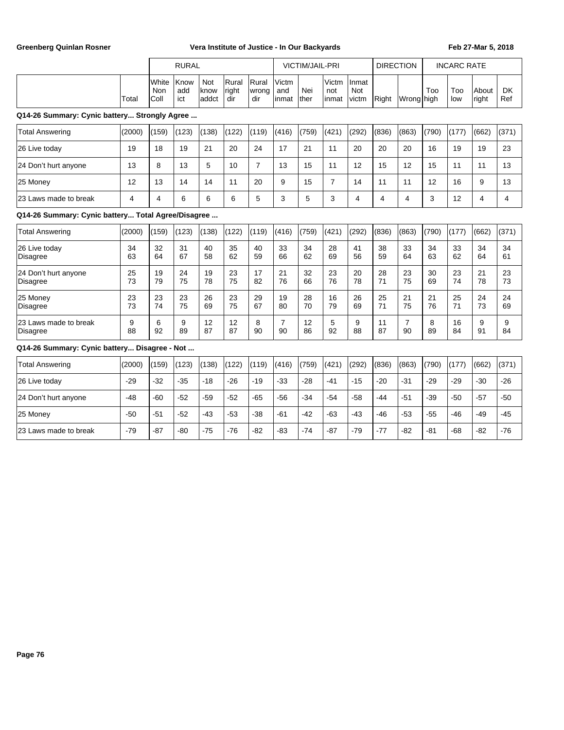| | Total | RURAL | | | | | VICTIM/JAIL-PRI | | | | DIRECTION | | INCARC RATE | | | |
|---|---|---|---|---|---|---|---|---|---|---|---|---|---|---|---|---|
| | | White Non Coll | Know addict | Not know addct | Rural right dir | Rural wrong dir | Victm and inmat | Neither | Victm not inmat | Inmat Not victm | Right | Wrong | Too high | Too low | About right | DK Ref |

**Q14-26 Summary: Cynic battery... Strongly Agree ...**

| | Total | White Non Coll | Know addict | Not know addct | Rural right dir | Rural wrong dir | Victm and inmat | Neither | Victm not inmat | Inmat Not victm | Right | Wrong | Too high | Too low | About right | DK Ref |
|---|---|---|---|---|---|---|---|---|---|---|---|---|---|---|---|---|
| Total Answering | (2000) | (159) | (123) | (138) | (122) | (119) | (416) | (759) | (421) | (292) | (836) | (863) | (790) | (177) | (662) | (371) |
| 26 Live today | 19 | 18 | 19 | 21 | 20 | 24 | 17 | 21 | 11 | 20 | 20 | 20 | 16 | 19 | 19 | 23 |
| 24 Don't hurt anyone | 13 | 8 | 13 | 5 | 10 | 7 | 13 | 15 | 11 | 12 | 15 | 12 | 15 | 11 | 11 | 13 |
| 25 Money | 12 | 13 | 14 | 14 | 11 | 20 | 9 | 15 | 7 | 14 | 11 | 11 | 12 | 16 | 9 | 13 |
| 23 Laws made to break | 4 | 4 | 6 | 6 | 6 | 5 | 3 | 5 | 3 | 4 | 4 | 4 | 3 | 12 | 4 | 4 |

**Q14-26 Summary: Cynic battery... Total Agree/Disagree ...**

| | Total | White Non Coll | Know addict | Not know addct | Rural right dir | Rural wrong dir | Victm and inmat | Neither | Victm not inmat | Inmat Not victm | Right | Wrong | Too high | Too low | About right | DK Ref |
|---|---|---|---|---|---|---|---|---|---|---|---|---|---|---|---|---|
| Total Answering | (2000) | (159) | (123) | (138) | (122) | (119) | (416) | (759) | (421) | (292) | (836) | (863) | (790) | (177) | (662) | (371) |
| 26 Live today | 34 | 32 | 31 | 40 | 35 | 40 | 33 | 34 | 28 | 41 | 38 | 33 | 34 | 33 | 34 | 34 |
| Disagree | 63 | 64 | 67 | 58 | 62 | 59 | 66 | 62 | 69 | 56 | 59 | 64 | 63 | 62 | 64 | 61 |
| 24 Don't hurt anyone | 25 | 19 | 24 | 19 | 23 | 17 | 21 | 32 | 23 | 20 | 28 | 23 | 30 | 23 | 21 | 23 |
| Disagree | 73 | 79 | 75 | 78 | 75 | 82 | 76 | 66 | 76 | 78 | 71 | 75 | 69 | 74 | 78 | 73 |
| 25 Money | 23 | 23 | 23 | 26 | 23 | 29 | 19 | 28 | 16 | 26 | 25 | 21 | 21 | 25 | 24 | 24 |
| Disagree | 73 | 74 | 75 | 69 | 75 | 67 | 80 | 70 | 79 | 69 | 71 | 75 | 76 | 71 | 73 | 69 |
| 23 Laws made to break | 9 | 6 | 9 | 12 | 12 | 8 | 7 | 12 | 5 | 9 | 11 | 7 | 8 | 16 | 9 | 9 |
| Disagree | 88 | 92 | 89 | 87 | 87 | 90 | 90 | 86 | 92 | 88 | 87 | 90 | 89 | 84 | 91 | 84 |

**Q14-26 Summary: Cynic battery... Disagree - Not ...**

| | Total | White Non Coll | Know addict | Not know addct | Rural right dir | Rural wrong dir | Victm and inmat | Neither | Victm not inmat | Inmat Not victm | Right | Wrong | Too high | Too low | About right | DK Ref |
|---|---|---|---|---|---|---|---|---|---|---|---|---|---|---|---|---|
| Total Answering | (2000) | (159) | (123) | (138) | (122) | (119) | (416) | (759) | (421) | (292) | (836) | (863) | (790) | (177) | (662) | (371) |
| 26 Live today | -29 | -32 | -35 | -18 | -26 | -19 | -33 | -28 | -41 | -15 | -20 | -31 | -29 | -29 | -30 | -26 |
| 24 Don't hurt anyone | -48 | -60 | -52 | -59 | -52 | -65 | -56 | -34 | -54 | -58 | -44 | -51 | -39 | -50 | -57 | -50 |
| 25 Money | -50 | -51 | -52 | -43 | -53 | -38 | -61 | -42 | -63 | -43 | -46 | -53 | -55 | -46 | -49 | -45 |
| 23 Laws made to break | -79 | -87 | -80 | -75 | -76 | -82 | -83 | -74 | -87 | -79 | -77 | -82 | -81 | -68 | -82 | -76 |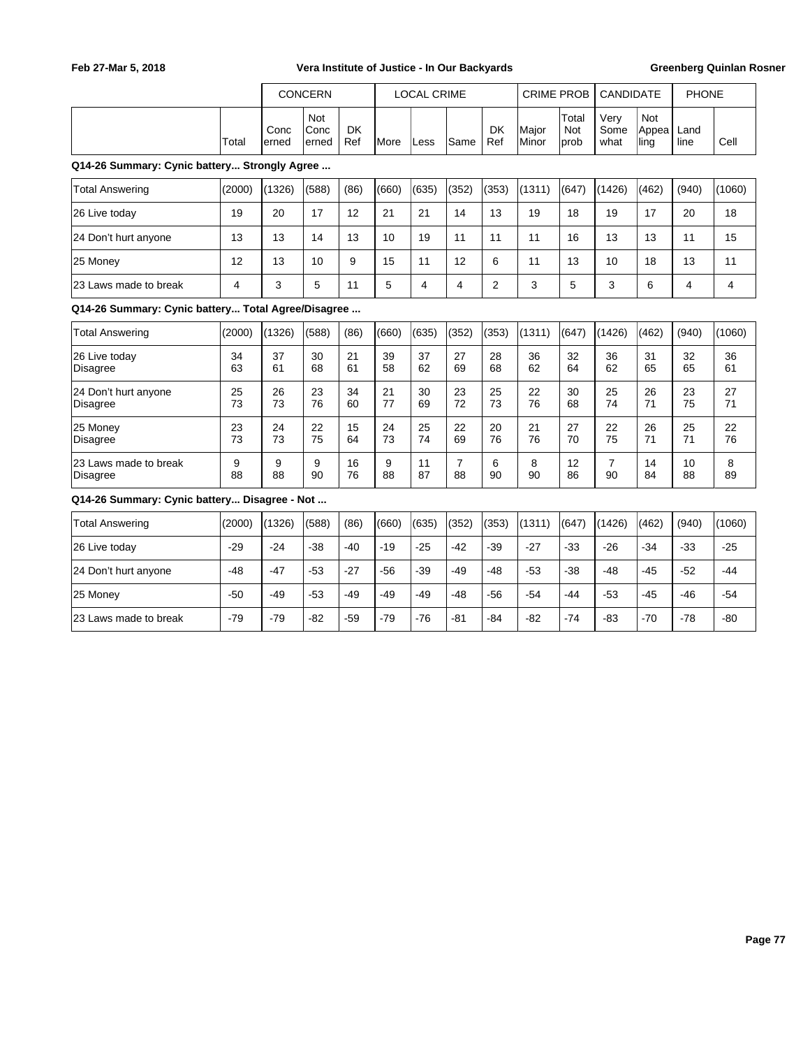| | | CONCERN | | | LOCAL CRIME | | | | CRIME PROB | | CANDIDATE | | PHONE | |
|---|---|---|---|---|---|---|---|---|---|---|---|---|---|---|
| | Total | Concerned | Not Concerned | DK Ref | More | Less | Same | DK Ref | Major Minor | Total Not prob | Very Somewhat | Not Appealing | Land line | Cell |

**Q14-26 Summary: Cynic battery... Strongly Agree ...**

| | Total | Concerned | Not Concerned | DK Ref | More | Less | Same | DK Ref | Major Minor | Total Not prob | Very Somewhat | Not Appealing | Land line | Cell |
|---|---|---|---|---|---|---|---|---|---|---|---|---|---|---|
| Total Answering | (2000) | (1326) | (588) | (86) | (660) | (635) | (352) | (353) | (1311) | (647) | (1426) | (462) | (940) | (1060) |
| 26 Live today | 19 | 20 | 17 | 12 | 21 | 21 | 14 | 13 | 19 | 18 | 19 | 17 | 20 | 18 |
| 24 Don't hurt anyone | 13 | 13 | 14 | 13 | 10 | 19 | 11 | 11 | 11 | 16 | 13 | 13 | 11 | 15 |
| 25 Money | 12 | 13 | 10 | 9 | 15 | 11 | 12 | 6 | 11 | 13 | 10 | 18 | 13 | 11 |
| 23 Laws made to break | 4 | 3 | 5 | 11 | 5 | 4 | 4 | 2 | 3 | 5 | 3 | 6 | 4 | 4 |

**Q14-26 Summary: Cynic battery... Total Agree/Disagree ...**

| | Total | Concerned | Not Concerned | DK Ref | More | Less | Same | DK Ref | Major Minor | Total Not prob | Very Somewhat | Not Appealing | Land line | Cell |
|---|---|---|---|---|---|---|---|---|---|---|---|---|---|---|
| Total Answering | (2000) | (1326) | (588) | (86) | (660) | (635) | (352) | (353) | (1311) | (647) | (1426) | (462) | (940) | (1060) |
| 26 Live today | 34 | 37 | 30 | 21 | 39 | 37 | 27 | 28 | 36 | 32 | 36 | 31 | 32 | 36 |
| Disagree | 63 | 61 | 68 | 61 | 58 | 62 | 69 | 68 | 62 | 64 | 62 | 65 | 65 | 61 |
| 24 Don't hurt anyone | 25 | 26 | 23 | 34 | 21 | 30 | 23 | 25 | 22 | 30 | 25 | 26 | 23 | 27 |
| Disagree | 73 | 73 | 76 | 60 | 77 | 69 | 72 | 73 | 76 | 68 | 74 | 71 | 75 | 71 |
| 25 Money | 23 | 24 | 22 | 15 | 24 | 25 | 22 | 20 | 21 | 27 | 22 | 26 | 25 | 22 |
| Disagree | 73 | 73 | 75 | 64 | 73 | 74 | 69 | 76 | 76 | 70 | 75 | 71 | 71 | 76 |
| 23 Laws made to break | 9 | 9 | 9 | 16 | 9 | 11 | 7 | 6 | 8 | 12 | 7 | 14 | 10 | 8 |
| Disagree | 88 | 88 | 90 | 76 | 88 | 87 | 88 | 90 | 90 | 86 | 90 | 84 | 88 | 89 |

**Q14-26 Summary: Cynic battery... Disagree - Not ...**

| | Total | Concerned | Not Concerned | DK Ref | More | Less | Same | DK Ref | Major Minor | Total Not prob | Very Somewhat | Not Appealing | Land line | Cell |
|---|---|---|---|---|---|---|---|---|---|---|---|---|---|---|
| Total Answering | (2000) | (1326) | (588) | (86) | (660) | (635) | (352) | (353) | (1311) | (647) | (1426) | (462) | (940) | (1060) |
| 26 Live today | -29 | -24 | -38 | -40 | -19 | -25 | -42 | -39 | -27 | -33 | -26 | -34 | -33 | -25 |
| 24 Don't hurt anyone | -48 | -47 | -53 | -27 | -56 | -39 | -49 | -48 | -53 | -38 | -48 | -45 | -52 | -44 |
| 25 Money | -50 | -49 | -53 | -49 | -49 | -49 | -48 | -56 | -54 | -44 | -53 | -45 | -46 | -54 |
| 23 Laws made to break | -79 | -79 | -82 | -59 | -79 | -76 | -81 | -84 | -82 | -74 | -83 | -70 | -78 | -80 |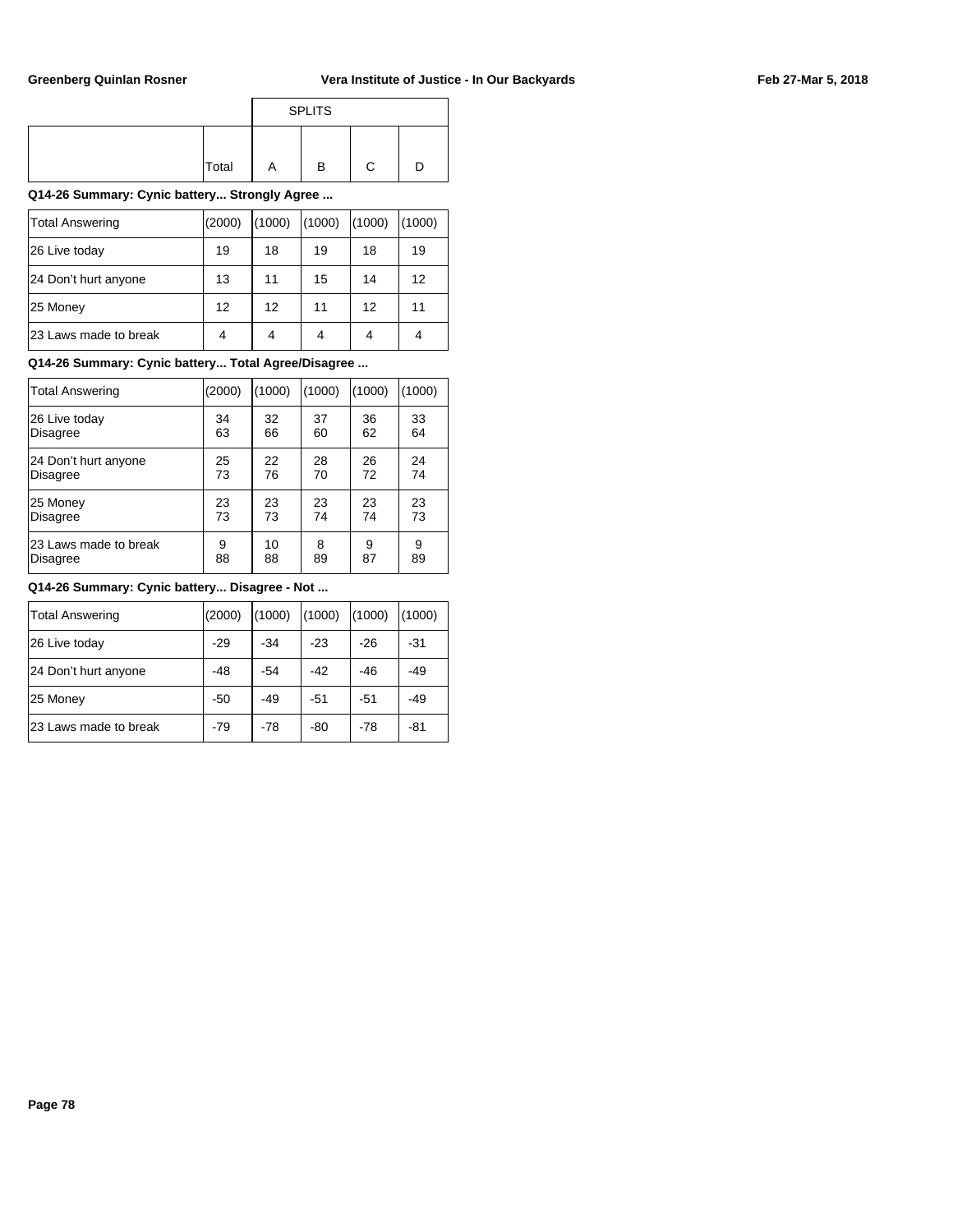| | Total | SPLITS A | B | C | D |
|---|---|---|---|---|---|

**Q14-26 Summary: Cynic battery... Strongly Agree ...**

| Total Answering | (2000) | (1000) | (1000) | (1000) | (1000) |
|---|---|---|---|---|---|
| 26 Live today | 19 | 18 | 19 | 18 | 19 |
| 24 Don't hurt anyone | 13 | 11 | 15 | 14 | 12 |
| 25 Money | 12 | 12 | 11 | 12 | 11 |
| 23 Laws made to break | 4 | 4 | 4 | 4 | 4 |

**Q14-26 Summary: Cynic battery... Total Agree/Disagree ...**

| Total Answering | (2000) | (1000) | (1000) | (1000) | (1000) |
|---|---|---|---|---|---|
| 26 Live today | 34 | 32 | 37 | 36 | 33 |
| Disagree | 63 | 66 | 60 | 62 | 64 |
| 24 Don't hurt anyone | 25 | 22 | 28 | 26 | 24 |
| Disagree | 73 | 76 | 70 | 72 | 74 |
| 25 Money | 23 | 23 | 23 | 23 | 23 |
| Disagree | 73 | 73 | 74 | 74 | 73 |
| 23 Laws made to break | 9 | 10 | 8 | 9 | 9 |
| Disagree | 88 | 88 | 89 | 87 | 89 |

**Q14-26 Summary: Cynic battery... Disagree - Not ...**

| Total Answering | (2000) | (1000) | (1000) | (1000) | (1000) |
|---|---|---|---|---|---|
| 26 Live today | -29 | -34 | -23 | -26 | -31 |
| 24 Don't hurt anyone | -48 | -54 | -42 | -46 | -49 |
| 25 Money | -50 | -49 | -51 | -51 | -49 |
| 23 Laws made to break | -79 | -78 | -80 | -78 | -81 |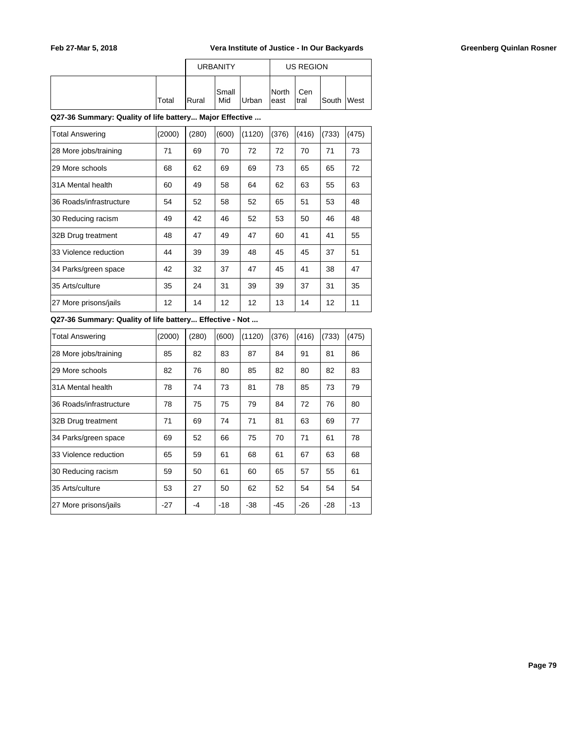| | | URBANITY | | | US REGION | | | |
|---|---|---|---|---|---|---|---|---|
| | Total | Rural | Small Mid | Urban | North east | Cen tral | South | West |

**Q27-36 Summary: Quality of life battery... Major Effective ...**

| | Total | Rural | Small Mid | Urban | North east | Cen tral | South | West |
|---|---|---|---|---|---|---|---|---|
| Total Answering | (2000) | (280) | (600) | (1120) | (376) | (416) | (733) | (475) |
| 28 More jobs/training | 71 | 69 | 70 | 72 | 72 | 70 | 71 | 73 |
| 29 More schools | 68 | 62 | 69 | 69 | 73 | 65 | 65 | 72 |
| 31A Mental health | 60 | 49 | 58 | 64 | 62 | 63 | 55 | 63 |
| 36 Roads/infrastructure | 54 | 52 | 58 | 52 | 65 | 51 | 53 | 48 |
| 30 Reducing racism | 49 | 42 | 46 | 52 | 53 | 50 | 46 | 48 |
| 32B Drug treatment | 48 | 47 | 49 | 47 | 60 | 41 | 41 | 55 |
| 33 Violence reduction | 44 | 39 | 39 | 48 | 45 | 45 | 37 | 51 |
| 34 Parks/green space | 42 | 32 | 37 | 47 | 45 | 41 | 38 | 47 |
| 35 Arts/culture | 35 | 24 | 31 | 39 | 39 | 37 | 31 | 35 |
| 27 More prisons/jails | 12 | 14 | 12 | 12 | 13 | 14 | 12 | 11 |

**Q27-36 Summary: Quality of life battery... Effective - Not ...**

| | Total | Rural | Small Mid | Urban | North east | Cen tral | South | West |
|---|---|---|---|---|---|---|---|---|
| Total Answering | (2000) | (280) | (600) | (1120) | (376) | (416) | (733) | (475) |
| 28 More jobs/training | 85 | 82 | 83 | 87 | 84 | 91 | 81 | 86 |
| 29 More schools | 82 | 76 | 80 | 85 | 82 | 80 | 82 | 83 |
| 31A Mental health | 78 | 74 | 73 | 81 | 78 | 85 | 73 | 79 |
| 36 Roads/infrastructure | 78 | 75 | 75 | 79 | 84 | 72 | 76 | 80 |
| 32B Drug treatment | 71 | 69 | 74 | 71 | 81 | 63 | 69 | 77 |
| 34 Parks/green space | 69 | 52 | 66 | 75 | 70 | 71 | 61 | 78 |
| 33 Violence reduction | 65 | 59 | 61 | 68 | 61 | 67 | 63 | 68 |
| 30 Reducing racism | 59 | 50 | 61 | 60 | 65 | 57 | 55 | 61 |
| 35 Arts/culture | 53 | 27 | 50 | 62 | 52 | 54 | 54 | 54 |
| 27 More prisons/jails | -27 | -4 | -18 | -38 | -45 | -26 | -28 | -13 |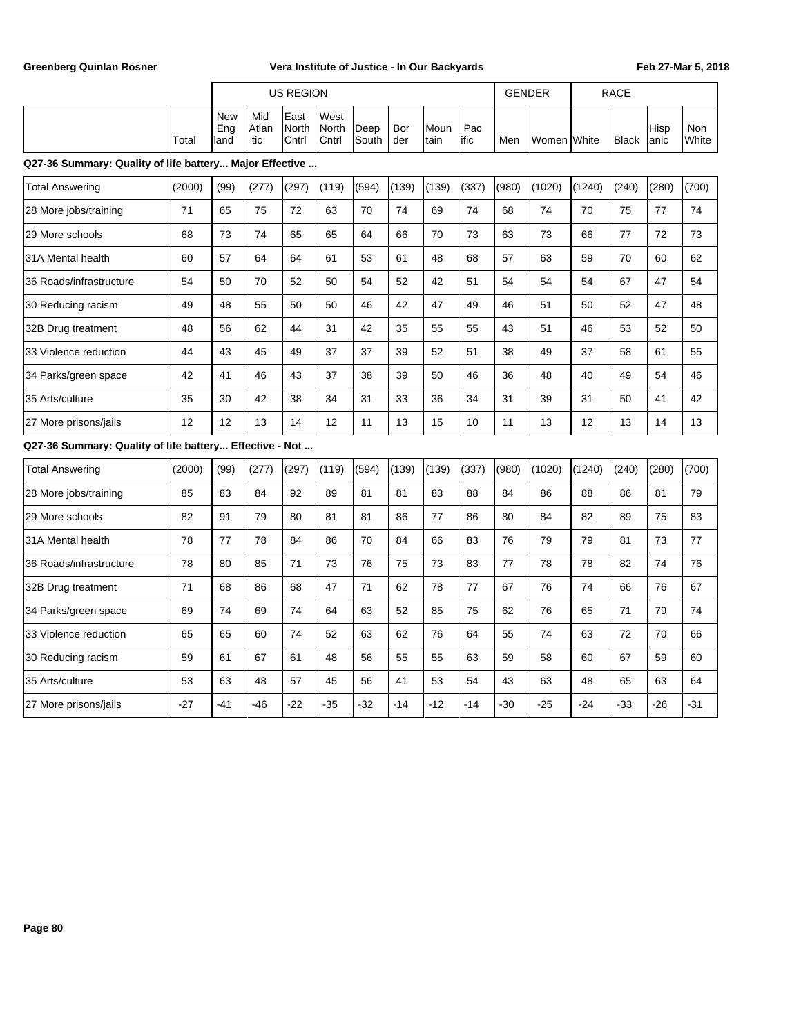| | | US REGION | | | | | | | | GENDER | | RACE | | | |
|---|---|---|---|---|---|---|---|---|---|---|---|---|---|---|---|
| | Total | New England | Mid Atlantic | East North Cntrl | West North Cntrl | Deep South | Border | Mountain | Pacific | Men | Women | White | Black | Hispanic | Non White |
| **Q27-36 Summary: Quality of life battery... Major Effective ...** | | | | | | | | | | | | | | | |
| Total Answering | (2000) | (99) | (277) | (297) | (119) | (594) | (139) | (139) | (337) | (980) | (1020) | (1240) | (240) | (280) | (700) |
| 28 More jobs/training | 71 | 65 | 75 | 72 | 63 | 70 | 74 | 69 | 74 | 68 | 74 | 70 | 75 | 77 | 74 |
| 29 More schools | 68 | 73 | 74 | 65 | 65 | 64 | 66 | 70 | 73 | 63 | 73 | 66 | 77 | 72 | 73 |
| 31A Mental health | 60 | 57 | 64 | 64 | 61 | 53 | 61 | 48 | 68 | 57 | 63 | 59 | 70 | 60 | 62 |
| 36 Roads/infrastructure | 54 | 50 | 70 | 52 | 50 | 54 | 52 | 42 | 51 | 54 | 54 | 54 | 67 | 47 | 54 |
| 30 Reducing racism | 49 | 48 | 55 | 50 | 50 | 46 | 42 | 47 | 49 | 46 | 51 | 50 | 52 | 47 | 48 |
| 32B Drug treatment | 48 | 56 | 62 | 44 | 31 | 42 | 35 | 55 | 55 | 43 | 51 | 46 | 53 | 52 | 50 |
| 33 Violence reduction | 44 | 43 | 45 | 49 | 37 | 37 | 39 | 52 | 51 | 38 | 49 | 37 | 58 | 61 | 55 |
| 34 Parks/green space | 42 | 41 | 46 | 43 | 37 | 38 | 39 | 50 | 46 | 36 | 48 | 40 | 49 | 54 | 46 |
| 35 Arts/culture | 35 | 30 | 42 | 38 | 34 | 31 | 33 | 36 | 34 | 31 | 39 | 31 | 50 | 41 | 42 |
| 27 More prisons/jails | 12 | 12 | 13 | 14 | 12 | 11 | 13 | 15 | 10 | 11 | 13 | 12 | 13 | 14 | 13 |
| **Q27-36 Summary: Quality of life battery... Effective - Not ...** | | | | | | | | | | | | | | | |
| Total Answering | (2000) | (99) | (277) | (297) | (119) | (594) | (139) | (139) | (337) | (980) | (1020) | (1240) | (240) | (280) | (700) |
| 28 More jobs/training | 85 | 83 | 84 | 92 | 89 | 81 | 81 | 83 | 88 | 84 | 86 | 88 | 86 | 81 | 79 |
| 29 More schools | 82 | 91 | 79 | 80 | 81 | 81 | 86 | 77 | 86 | 80 | 84 | 82 | 89 | 75 | 83 |
| 31A Mental health | 78 | 77 | 78 | 84 | 86 | 70 | 84 | 66 | 83 | 76 | 79 | 79 | 81 | 73 | 77 |
| 36 Roads/infrastructure | 78 | 80 | 85 | 71 | 73 | 76 | 75 | 73 | 83 | 77 | 78 | 78 | 82 | 74 | 76 |
| 32B Drug treatment | 71 | 68 | 86 | 68 | 47 | 71 | 62 | 78 | 77 | 67 | 76 | 74 | 66 | 76 | 67 |
| 34 Parks/green space | 69 | 74 | 69 | 74 | 64 | 63 | 52 | 85 | 75 | 62 | 76 | 65 | 71 | 79 | 74 |
| 33 Violence reduction | 65 | 65 | 60 | 74 | 52 | 63 | 62 | 76 | 64 | 55 | 74 | 63 | 72 | 70 | 66 |
| 30 Reducing racism | 59 | 61 | 67 | 61 | 48 | 56 | 55 | 55 | 63 | 59 | 58 | 60 | 67 | 59 | 60 |
| 35 Arts/culture | 53 | 63 | 48 | 57 | 45 | 56 | 41 | 53 | 54 | 43 | 63 | 48 | 65 | 63 | 64 |
| 27 More prisons/jails | -27 | -41 | -46 | -22 | -35 | -32 | -14 | -12 | -14 | -30 | -25 | -24 | -33 | -26 | -31 |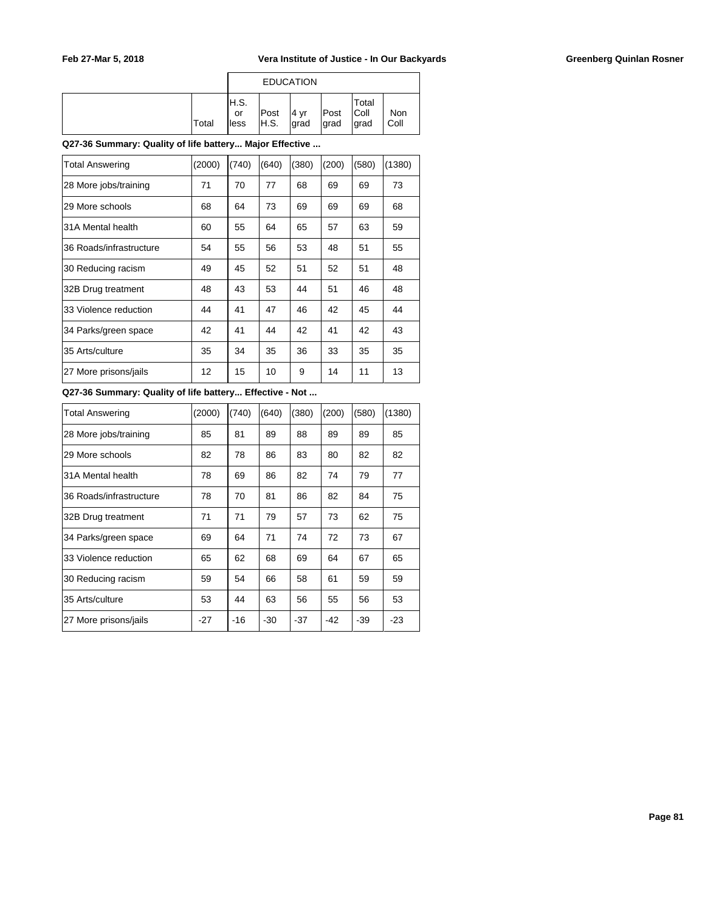| | Total | EDUCATION | | | | | |
|---|---|---|---|---|---|---|---|
| | | H.S. or less | Post H.S. | 4 yr grad | Post grad | Total Coll grad | Non Coll |

**Q27-36 Summary: Quality of life battery... Major Effective ...**

| | Total | H.S. or less | Post H.S. | 4 yr grad | Post grad | Total Coll grad | Non Coll |
|---|---|---|---|---|---|---|---|
| Total Answering | (2000) | (740) | (640) | (380) | (200) | (580) | (1380) |
| 28 More jobs/training | 71 | 70 | 77 | 68 | 69 | 69 | 73 |
| 29 More schools | 68 | 64 | 73 | 69 | 69 | 69 | 68 |
| 31A Mental health | 60 | 55 | 64 | 65 | 57 | 63 | 59 |
| 36 Roads/infrastructure | 54 | 55 | 56 | 53 | 48 | 51 | 55 |
| 30 Reducing racism | 49 | 45 | 52 | 51 | 52 | 51 | 48 |
| 32B Drug treatment | 48 | 43 | 53 | 44 | 51 | 46 | 48 |
| 33 Violence reduction | 44 | 41 | 47 | 46 | 42 | 45 | 44 |
| 34 Parks/green space | 42 | 41 | 44 | 42 | 41 | 42 | 43 |
| 35 Arts/culture | 35 | 34 | 35 | 36 | 33 | 35 | 35 |
| 27 More prisons/jails | 12 | 15 | 10 | 9 | 14 | 11 | 13 |

**Q27-36 Summary: Quality of life battery... Effective - Not ...**

| | Total | H.S. or less | Post H.S. | 4 yr grad | Post grad | Total Coll grad | Non Coll |
|---|---|---|---|---|---|---|---|
| Total Answering | (2000) | (740) | (640) | (380) | (200) | (580) | (1380) |
| 28 More jobs/training | 85 | 81 | 89 | 88 | 89 | 89 | 85 |
| 29 More schools | 82 | 78 | 86 | 83 | 80 | 82 | 82 |
| 31A Mental health | 78 | 69 | 86 | 82 | 74 | 79 | 77 |
| 36 Roads/infrastructure | 78 | 70 | 81 | 86 | 82 | 84 | 75 |
| 32B Drug treatment | 71 | 71 | 79 | 57 | 73 | 62 | 75 |
| 34 Parks/green space | 69 | 64 | 71 | 74 | 72 | 73 | 67 |
| 33 Violence reduction | 65 | 62 | 68 | 69 | 64 | 67 | 65 |
| 30 Reducing racism | 59 | 54 | 66 | 58 | 61 | 59 | 59 |
| 35 Arts/culture | 53 | 44 | 63 | 56 | 55 | 56 | 53 |
| 27 More prisons/jails | -27 | -16 | -30 | -37 | -42 | -39 | -23 |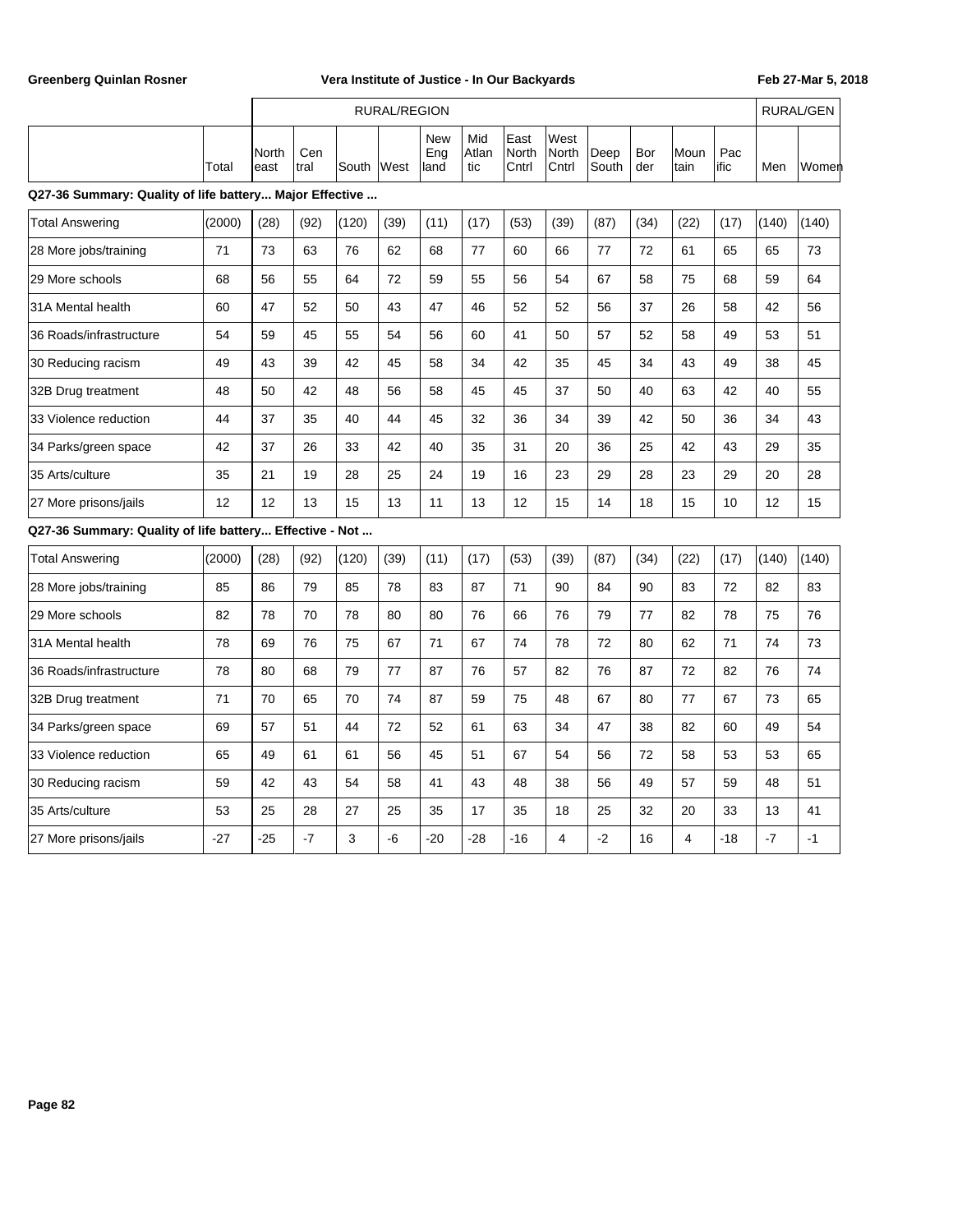| | | RURAL/REGION | | | | | | | | | | | | RURAL/GEN | |
|---|---|---|---|---|---|---|---|---|---|---|---|---|---|---|---|
| | Total | Northeast | Central | South | West | New England | Mid Atlantic | East North Cntrl | West North Cntrl | Deep South | Border | Mountain | Pacific | Men | Women |
| **Q27-36 Summary: Quality of life battery... Major Effective ...** | | | | | | | | | | | | | | | |
| Total Answering | (2000) | (28) | (92) | (120) | (39) | (11) | (17) | (53) | (39) | (87) | (34) | (22) | (17) | (140) | (140) |
| 28 More jobs/training | 71 | 73 | 63 | 76 | 62 | 68 | 77 | 60 | 66 | 77 | 72 | 61 | 65 | 65 | 73 |
| 29 More schools | 68 | 56 | 55 | 64 | 72 | 59 | 55 | 56 | 54 | 67 | 58 | 75 | 68 | 59 | 64 |
| 31A Mental health | 60 | 47 | 52 | 50 | 43 | 47 | 46 | 52 | 52 | 56 | 37 | 26 | 58 | 42 | 56 |
| 36 Roads/infrastructure | 54 | 59 | 45 | 55 | 54 | 56 | 60 | 41 | 50 | 57 | 52 | 58 | 49 | 53 | 51 |
| 30 Reducing racism | 49 | 43 | 39 | 42 | 45 | 58 | 34 | 42 | 35 | 45 | 34 | 43 | 49 | 38 | 45 |
| 32B Drug treatment | 48 | 50 | 42 | 48 | 56 | 58 | 45 | 45 | 37 | 50 | 40 | 63 | 42 | 40 | 55 |
| 33 Violence reduction | 44 | 37 | 35 | 40 | 44 | 45 | 32 | 36 | 34 | 39 | 42 | 50 | 36 | 34 | 43 |
| 34 Parks/green space | 42 | 37 | 26 | 33 | 42 | 40 | 35 | 31 | 20 | 36 | 25 | 42 | 43 | 29 | 35 |
| 35 Arts/culture | 35 | 21 | 19 | 28 | 25 | 24 | 19 | 16 | 23 | 29 | 28 | 23 | 29 | 20 | 28 |
| 27 More prisons/jails | 12 | 12 | 13 | 15 | 13 | 11 | 13 | 12 | 15 | 14 | 18 | 15 | 10 | 12 | 15 |
| **Q27-36 Summary: Quality of life battery... Effective - Not ...** | | | | | | | | | | | | | | | |
| Total Answering | (2000) | (28) | (92) | (120) | (39) | (11) | (17) | (53) | (39) | (87) | (34) | (22) | (17) | (140) | (140) |
| 28 More jobs/training | 85 | 86 | 79 | 85 | 78 | 83 | 87 | 71 | 90 | 84 | 90 | 83 | 72 | 82 | 83 |
| 29 More schools | 82 | 78 | 70 | 78 | 80 | 80 | 76 | 66 | 76 | 79 | 77 | 82 | 78 | 75 | 76 |
| 31A Mental health | 78 | 69 | 76 | 75 | 67 | 71 | 67 | 74 | 78 | 72 | 80 | 62 | 71 | 74 | 73 |
| 36 Roads/infrastructure | 78 | 80 | 68 | 79 | 77 | 87 | 76 | 57 | 82 | 76 | 87 | 72 | 82 | 76 | 74 |
| 32B Drug treatment | 71 | 70 | 65 | 70 | 74 | 87 | 59 | 75 | 48 | 67 | 80 | 77 | 67 | 73 | 65 |
| 34 Parks/green space | 69 | 57 | 51 | 44 | 72 | 52 | 61 | 63 | 34 | 47 | 38 | 82 | 60 | 49 | 54 |
| 33 Violence reduction | 65 | 49 | 61 | 61 | 56 | 45 | 51 | 67 | 54 | 56 | 72 | 58 | 53 | 53 | 65 |
| 30 Reducing racism | 59 | 42 | 43 | 54 | 58 | 41 | 43 | 48 | 38 | 56 | 49 | 57 | 59 | 48 | 51 |
| 35 Arts/culture | 53 | 25 | 28 | 27 | 25 | 35 | 17 | 35 | 18 | 25 | 32 | 20 | 33 | 13 | 41 |
| 27 More prisons/jails | -27 | -25 | -7 | 3 | -6 | -20 | -28 | -16 | 4 | -2 | 16 | 4 | -18 | -7 | -1 |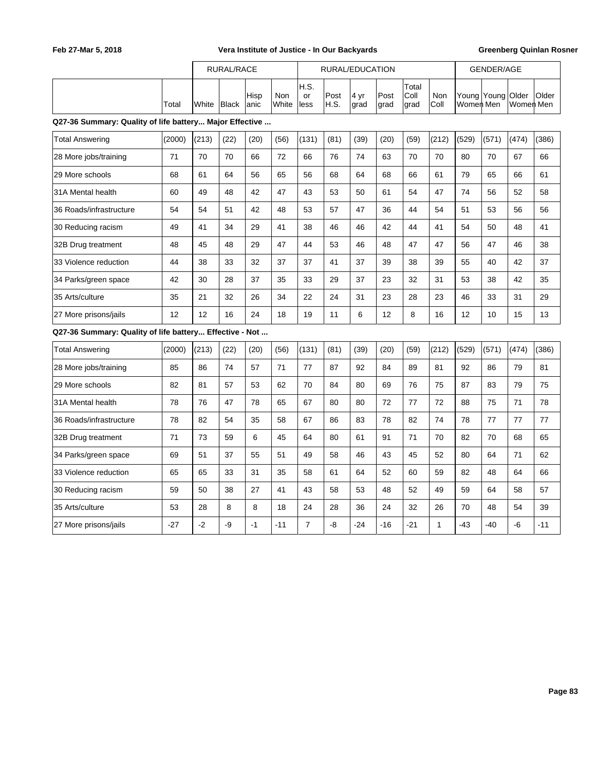| | | RURAL/RACE | | | | RURAL/EDUCATION | | | | | | GENDER/AGE | | | |
|---|---|---|---|---|---|---|---|---|---|---|---|---|---|---|---|
| | Total | White | Black | Hispanic | Non White | H.S. or less | Post H.S. | 4 yr grad | Post grad | Total Coll grad | Non Coll | Young Women | Young Men | Older Women | Older Men |

**Q27-36 Summary: Quality of life battery... Major Effective ...**

| | Total | White | Black | Hispanic | Non White | H.S. or less | Post H.S. | 4 yr grad | Post grad | Total Coll grad | Non Coll | Young Women | Young Men | Older Women | Older Men |
|---|---|---|---|---|---|---|---|---|---|---|---|---|---|---|---|
| Total Answering | (2000) | (213) | (22) | (20) | (56) | (131) | (81) | (39) | (20) | (59) | (212) | (529) | (571) | (474) | (386) |
| 28 More jobs/training | 71 | 70 | 70 | 66 | 72 | 66 | 76 | 74 | 63 | 70 | 70 | 80 | 70 | 67 | 66 |
| 29 More schools | 68 | 61 | 64 | 56 | 65 | 56 | 68 | 64 | 68 | 66 | 61 | 79 | 65 | 66 | 61 |
| 31A Mental health | 60 | 49 | 48 | 42 | 47 | 43 | 53 | 50 | 61 | 54 | 47 | 74 | 56 | 52 | 58 |
| 36 Roads/infrastructure | 54 | 54 | 51 | 42 | 48 | 53 | 57 | 47 | 36 | 44 | 54 | 51 | 53 | 56 | 56 |
| 30 Reducing racism | 49 | 41 | 34 | 29 | 41 | 38 | 46 | 46 | 42 | 44 | 41 | 54 | 50 | 48 | 41 |
| 32B Drug treatment | 48 | 45 | 48 | 29 | 47 | 44 | 53 | 46 | 48 | 47 | 47 | 56 | 47 | 46 | 38 |
| 33 Violence reduction | 44 | 38 | 33 | 32 | 37 | 37 | 41 | 37 | 39 | 38 | 39 | 55 | 40 | 42 | 37 |
| 34 Parks/green space | 42 | 30 | 28 | 37 | 35 | 33 | 29 | 37 | 23 | 32 | 31 | 53 | 38 | 42 | 35 |
| 35 Arts/culture | 35 | 21 | 32 | 26 | 34 | 22 | 24 | 31 | 23 | 28 | 23 | 46 | 33 | 31 | 29 |
| 27 More prisons/jails | 12 | 12 | 16 | 24 | 18 | 19 | 11 | 6 | 12 | 8 | 16 | 12 | 10 | 15 | 13 |

**Q27-36 Summary: Quality of life battery... Effective - Not ...**

| | Total | White | Black | Hispanic | Non White | H.S. or less | Post H.S. | 4 yr grad | Post grad | Total Coll grad | Non Coll | Young Women | Young Men | Older Women | Older Men |
|---|---|---|---|---|---|---|---|---|---|---|---|---|---|---|---|
| Total Answering | (2000) | (213) | (22) | (20) | (56) | (131) | (81) | (39) | (20) | (59) | (212) | (529) | (571) | (474) | (386) |
| 28 More jobs/training | 85 | 86 | 74 | 57 | 71 | 77 | 87 | 92 | 84 | 89 | 81 | 92 | 86 | 79 | 81 |
| 29 More schools | 82 | 81 | 57 | 53 | 62 | 70 | 84 | 80 | 69 | 76 | 75 | 87 | 83 | 79 | 75 |
| 31A Mental health | 78 | 76 | 47 | 78 | 65 | 67 | 80 | 80 | 72 | 77 | 72 | 88 | 75 | 71 | 78 |
| 36 Roads/infrastructure | 78 | 82 | 54 | 35 | 58 | 67 | 86 | 83 | 78 | 82 | 74 | 78 | 77 | 77 | 77 |
| 32B Drug treatment | 71 | 73 | 59 | 6 | 45 | 64 | 80 | 61 | 91 | 71 | 70 | 82 | 70 | 68 | 65 |
| 34 Parks/green space | 69 | 51 | 37 | 55 | 51 | 49 | 58 | 46 | 43 | 45 | 52 | 80 | 64 | 71 | 62 |
| 33 Violence reduction | 65 | 65 | 33 | 31 | 35 | 58 | 61 | 64 | 52 | 60 | 59 | 82 | 48 | 64 | 66 |
| 30 Reducing racism | 59 | 50 | 38 | 27 | 41 | 43 | 58 | 53 | 48 | 52 | 49 | 59 | 64 | 58 | 57 |
| 35 Arts/culture | 53 | 28 | 8 | 8 | 18 | 24 | 28 | 36 | 24 | 32 | 26 | 70 | 48 | 54 | 39 |
| 27 More prisons/jails | -27 | -2 | -9 | -1 | -11 | 7 | -8 | -24 | -16 | -21 | 1 | -43 | -40 | -6 | -11 |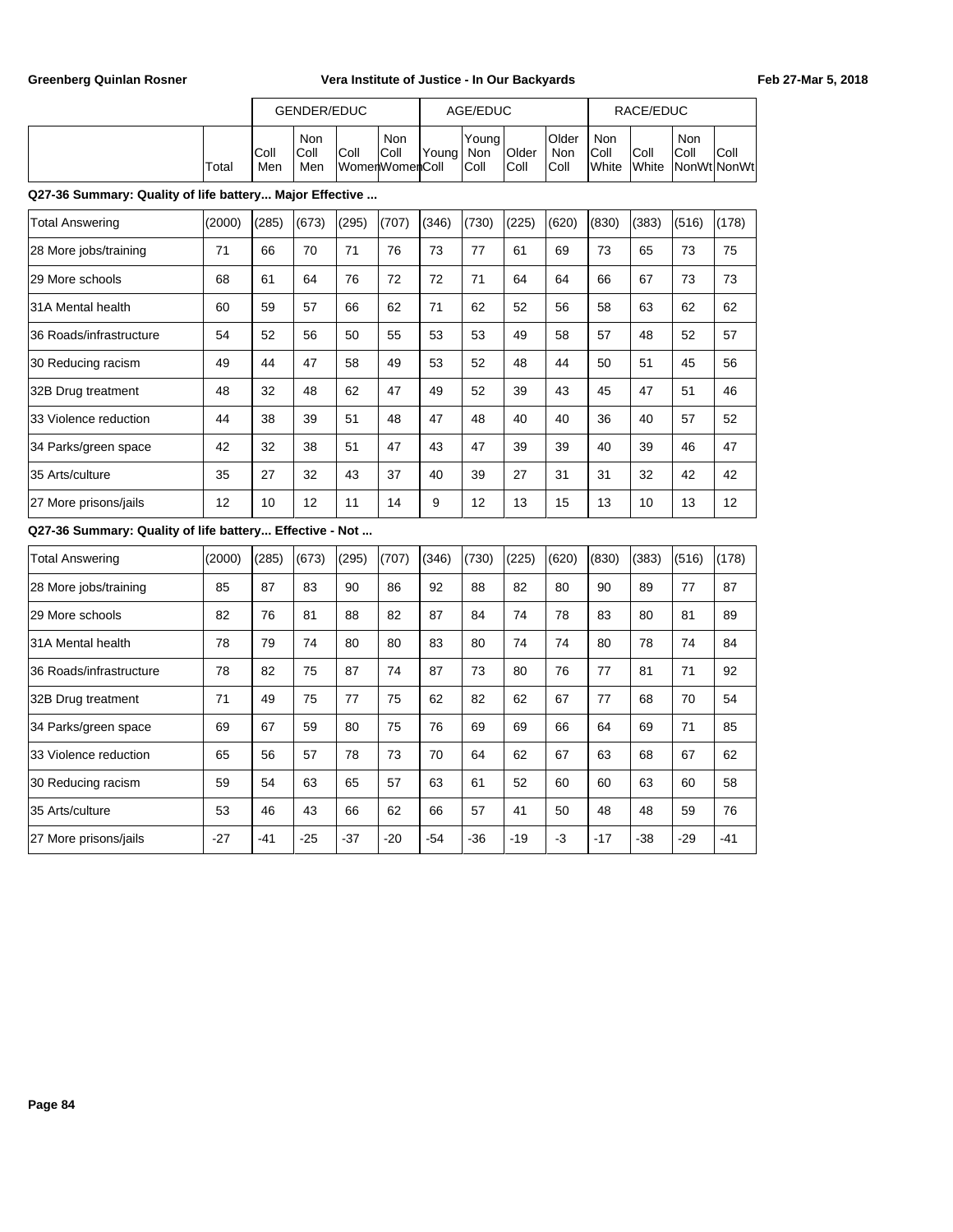| | Total | GENDER/EDUC | | | | AGE/EDUC | | | | RACE/EDUC | | | |
|---|---|---|---|---|---|---|---|---|---|---|---|---|---|
| | | Coll Men | Non Coll Men | Coll Women | Non Coll Women | Young Coll | Young Non Coll | Older Coll | Older Non Coll | Non Coll White | Coll White | Non Coll NonWt | Coll NonWt |
| **Q27-36 Summary: Quality of life battery... Major Effective ...** | | | | | | | | | | | | | |
| Total Answering | (2000) | (285) | (673) | (295) | (707) | (346) | (730) | (225) | (620) | (830) | (383) | (516) | (178) |
| 28 More jobs/training | 71 | 66 | 70 | 71 | 76 | 73 | 77 | 61 | 69 | 73 | 65 | 73 | 75 |
| 29 More schools | 68 | 61 | 64 | 76 | 72 | 72 | 71 | 64 | 64 | 66 | 67 | 73 | 73 |
| 31A Mental health | 60 | 59 | 57 | 66 | 62 | 71 | 62 | 52 | 56 | 58 | 63 | 62 | 62 |
| 36 Roads/infrastructure | 54 | 52 | 56 | 50 | 55 | 53 | 53 | 49 | 58 | 57 | 48 | 52 | 57 |
| 30 Reducing racism | 49 | 44 | 47 | 58 | 49 | 53 | 52 | 48 | 44 | 50 | 51 | 45 | 56 |
| 32B Drug treatment | 48 | 32 | 48 | 62 | 47 | 49 | 52 | 39 | 43 | 45 | 47 | 51 | 46 |
| 33 Violence reduction | 44 | 38 | 39 | 51 | 48 | 47 | 48 | 40 | 40 | 36 | 40 | 57 | 52 |
| 34 Parks/green space | 42 | 32 | 38 | 51 | 47 | 43 | 47 | 39 | 39 | 40 | 39 | 46 | 47 |
| 35 Arts/culture | 35 | 27 | 32 | 43 | 37 | 40 | 39 | 27 | 31 | 31 | 32 | 42 | 42 |
| 27 More prisons/jails | 12 | 10 | 12 | 11 | 14 | 9 | 12 | 13 | 15 | 13 | 10 | 13 | 12 |
| **Q27-36 Summary: Quality of life battery... Effective - Not ...** | | | | | | | | | | | | | |
| Total Answering | (2000) | (285) | (673) | (295) | (707) | (346) | (730) | (225) | (620) | (830) | (383) | (516) | (178) |
| 28 More jobs/training | 85 | 87 | 83 | 90 | 86 | 92 | 88 | 82 | 80 | 90 | 89 | 77 | 87 |
| 29 More schools | 82 | 76 | 81 | 88 | 82 | 87 | 84 | 74 | 78 | 83 | 80 | 81 | 89 |
| 31A Mental health | 78 | 79 | 74 | 80 | 80 | 83 | 80 | 74 | 74 | 80 | 78 | 74 | 84 |
| 36 Roads/infrastructure | 78 | 82 | 75 | 87 | 74 | 87 | 73 | 80 | 76 | 77 | 81 | 71 | 92 |
| 32B Drug treatment | 71 | 49 | 75 | 77 | 75 | 62 | 82 | 62 | 67 | 77 | 68 | 70 | 54 |
| 34 Parks/green space | 69 | 67 | 59 | 80 | 75 | 76 | 69 | 69 | 66 | 64 | 69 | 71 | 85 |
| 33 Violence reduction | 65 | 56 | 57 | 78 | 73 | 70 | 64 | 62 | 67 | 63 | 68 | 67 | 62 |
| 30 Reducing racism | 59 | 54 | 63 | 65 | 57 | 63 | 61 | 52 | 60 | 60 | 63 | 60 | 58 |
| 35 Arts/culture | 53 | 46 | 43 | 66 | 62 | 66 | 57 | 41 | 50 | 48 | 48 | 59 | 76 |
| 27 More prisons/jails | -27 | -41 | -25 | -37 | -20 | -54 | -36 | -19 | -3 | -17 | -38 | -29 | -41 |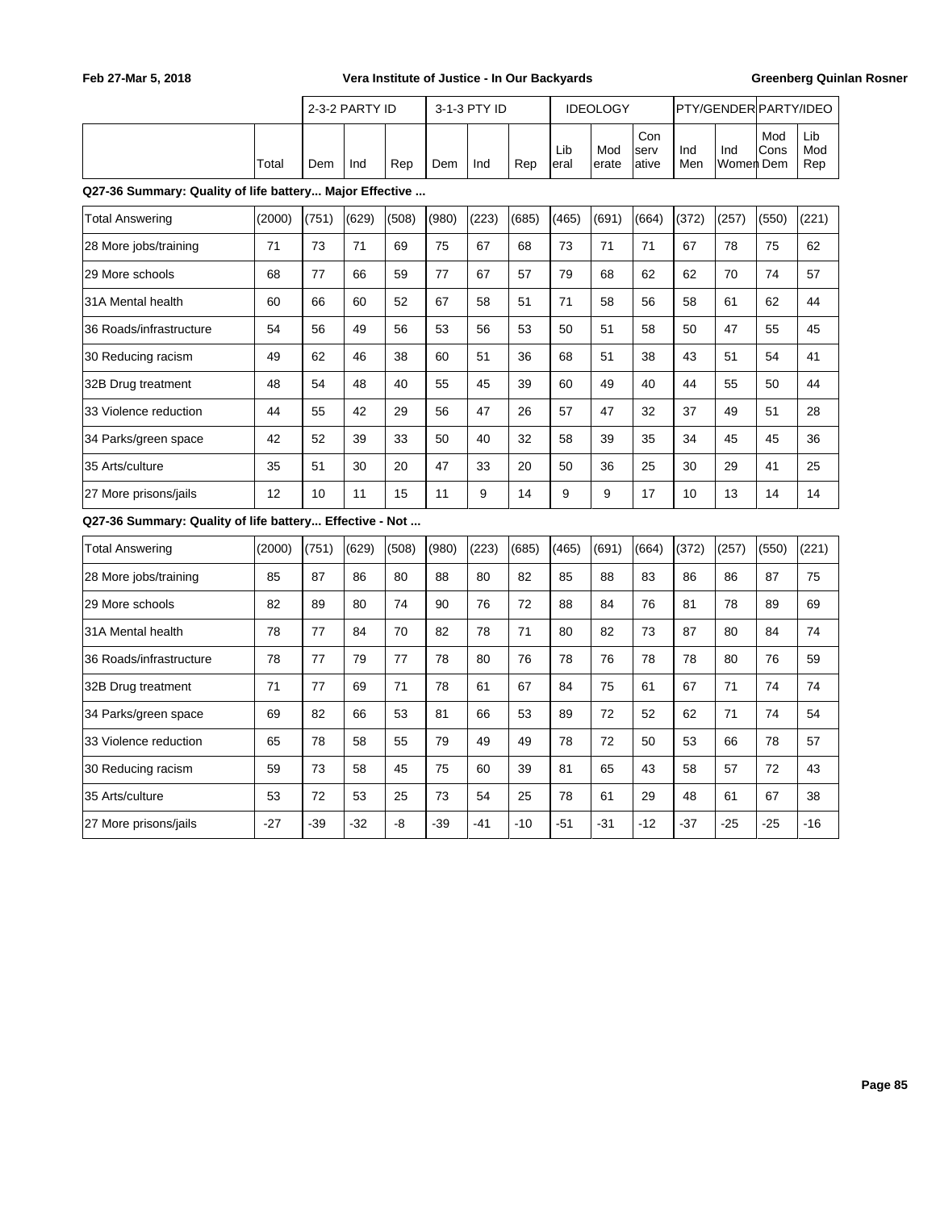Feb 27-Mar 5, 2018 | Vera Institute of Justice - In Our Backyards | Greenberg Quinlan Rosner

| | | 2-3-2 PARTY ID | | | 3-1-3 PTY ID | | | IDEOLOGY | | | PTY/GENDER | | PARTY/IDEO | |
|---|---|---|---|---|---|---|---|---|---|---|---|---|---|---|
| | Total | Dem | Ind | Rep | Dem | Ind | Rep | Liberal | Moderate | Conservative | Ind Men | Ind Women | Mod Cons Dem | Lib Mod Rep |
| **Q27-36 Summary: Quality of life battery... Major Effective ...** | | | | | | | | | | | | | | |
| Total Answering | (2000) | (751) | (629) | (508) | (980) | (223) | (685) | (465) | (691) | (664) | (372) | (257) | (550) | (221) |
| 28 More jobs/training | 71 | 73 | 71 | 69 | 75 | 67 | 68 | 73 | 71 | 71 | 67 | 78 | 75 | 62 |
| 29 More schools | 68 | 77 | 66 | 59 | 77 | 67 | 57 | 79 | 68 | 62 | 62 | 70 | 74 | 57 |
| 31A Mental health | 60 | 66 | 60 | 52 | 67 | 58 | 51 | 71 | 58 | 56 | 58 | 61 | 62 | 44 |
| 36 Roads/infrastructure | 54 | 56 | 49 | 56 | 53 | 56 | 53 | 50 | 51 | 58 | 50 | 47 | 55 | 45 |
| 30 Reducing racism | 49 | 62 | 46 | 38 | 60 | 51 | 36 | 68 | 51 | 38 | 43 | 51 | 54 | 41 |
| 32B Drug treatment | 48 | 54 | 48 | 40 | 55 | 45 | 39 | 60 | 49 | 40 | 44 | 55 | 50 | 44 |
| 33 Violence reduction | 44 | 55 | 42 | 29 | 56 | 47 | 26 | 57 | 47 | 32 | 37 | 49 | 51 | 28 |
| 34 Parks/green space | 42 | 52 | 39 | 33 | 50 | 40 | 32 | 58 | 39 | 35 | 34 | 45 | 45 | 36 |
| 35 Arts/culture | 35 | 51 | 30 | 20 | 47 | 33 | 20 | 50 | 36 | 25 | 30 | 29 | 41 | 25 |
| 27 More prisons/jails | 12 | 10 | 11 | 15 | 11 | 9 | 14 | 9 | 9 | 17 | 10 | 13 | 14 | 14 |
| **Q27-36 Summary: Quality of life battery... Effective - Not ...** | | | | | | | | | | | | | | |
| Total Answering | (2000) | (751) | (629) | (508) | (980) | (223) | (685) | (465) | (691) | (664) | (372) | (257) | (550) | (221) |
| 28 More jobs/training | 85 | 87 | 86 | 80 | 88 | 80 | 82 | 85 | 88 | 83 | 86 | 86 | 87 | 75 |
| 29 More schools | 82 | 89 | 80 | 74 | 90 | 76 | 72 | 88 | 84 | 76 | 81 | 78 | 89 | 69 |
| 31A Mental health | 78 | 77 | 84 | 70 | 82 | 78 | 71 | 80 | 82 | 73 | 87 | 80 | 84 | 74 |
| 36 Roads/infrastructure | 78 | 77 | 79 | 77 | 78 | 80 | 76 | 78 | 76 | 78 | 78 | 80 | 76 | 59 |
| 32B Drug treatment | 71 | 77 | 69 | 71 | 78 | 61 | 67 | 84 | 75 | 61 | 67 | 71 | 74 | 74 |
| 34 Parks/green space | 69 | 82 | 66 | 53 | 81 | 66 | 53 | 89 | 72 | 52 | 62 | 71 | 74 | 54 |
| 33 Violence reduction | 65 | 78 | 58 | 55 | 79 | 49 | 49 | 78 | 72 | 50 | 53 | 66 | 78 | 57 |
| 30 Reducing racism | 59 | 73 | 58 | 45 | 75 | 60 | 39 | 81 | 65 | 43 | 58 | 57 | 72 | 43 |
| 35 Arts/culture | 53 | 72 | 53 | 25 | 73 | 54 | 25 | 78 | 61 | 29 | 48 | 61 | 67 | 38 |
| 27 More prisons/jails | -27 | -39 | -32 | -8 | -39 | -41 | -10 | -51 | -31 | -12 | -37 | -25 | -25 | -16 |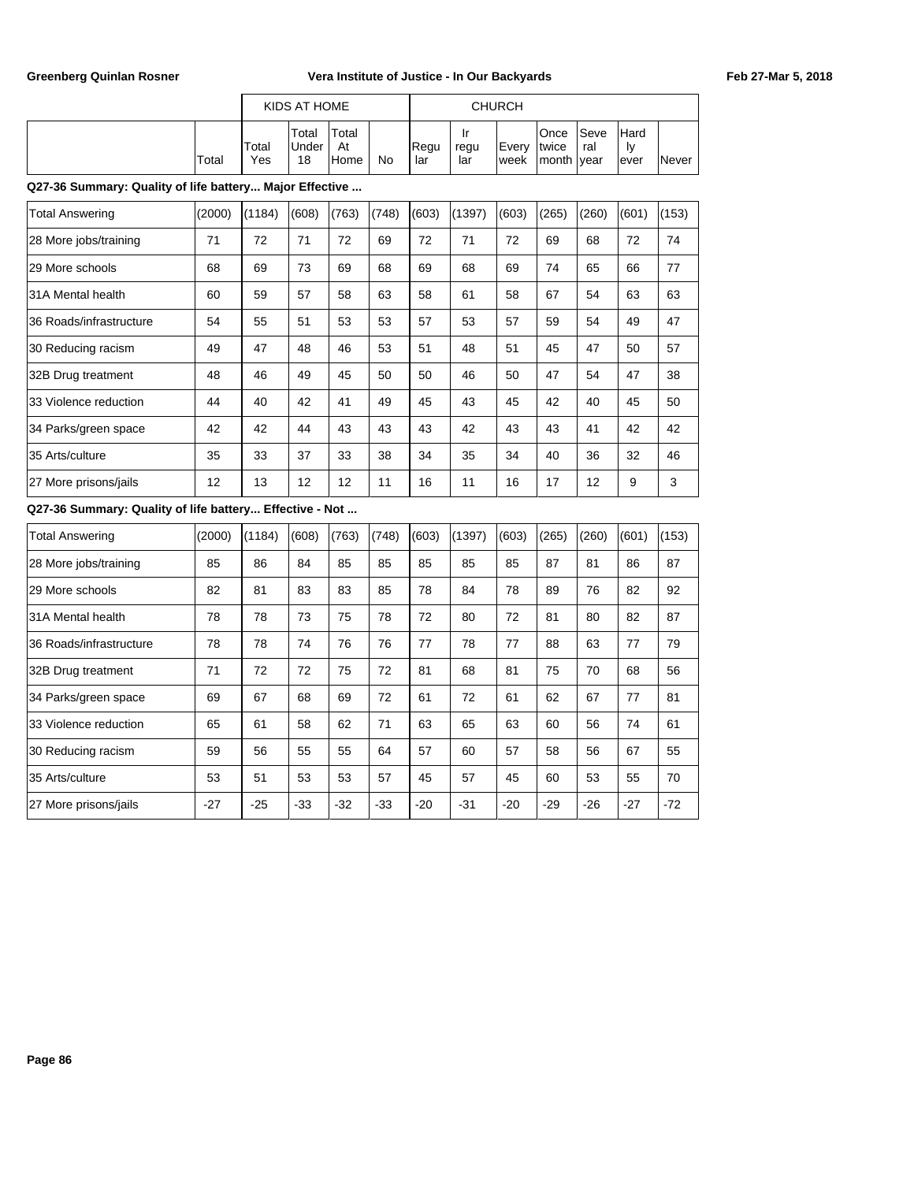| | Total | KIDS AT HOME | | | | CHURCH | | | | | | |
|---|---|---|---|---|---|---|---|---|---|---|---|---|
| | | Total Yes | Total Under 18 | Total At Home | No | Regular | Irregular | Every week | Once twice month | Several year | Hardly ever | Never |
| **Q27-36 Summary: Quality of life battery... Major Effective ...** | | | | | | | | | | | | |
| Total Answering | (2000) | (1184) | (608) | (763) | (748) | (603) | (1397) | (603) | (265) | (260) | (601) | (153) |
| 28 More jobs/training | 71 | 72 | 71 | 72 | 69 | 72 | 71 | 72 | 69 | 68 | 72 | 74 |
| 29 More schools | 68 | 69 | 73 | 69 | 68 | 69 | 68 | 69 | 74 | 65 | 66 | 77 |
| 31A Mental health | 60 | 59 | 57 | 58 | 63 | 58 | 61 | 58 | 67 | 54 | 63 | 63 |
| 36 Roads/infrastructure | 54 | 55 | 51 | 53 | 53 | 57 | 53 | 57 | 59 | 54 | 49 | 47 |
| 30 Reducing racism | 49 | 47 | 48 | 46 | 53 | 51 | 48 | 51 | 45 | 47 | 50 | 57 |
| 32B Drug treatment | 48 | 46 | 49 | 45 | 50 | 50 | 46 | 50 | 47 | 54 | 47 | 38 |
| 33 Violence reduction | 44 | 40 | 42 | 41 | 49 | 45 | 43 | 45 | 42 | 40 | 45 | 50 |
| 34 Parks/green space | 42 | 42 | 44 | 43 | 43 | 43 | 42 | 43 | 43 | 41 | 42 | 42 |
| 35 Arts/culture | 35 | 33 | 37 | 33 | 38 | 34 | 35 | 34 | 40 | 36 | 32 | 46 |
| 27 More prisons/jails | 12 | 13 | 12 | 12 | 11 | 16 | 11 | 16 | 17 | 12 | 9 | 3 |
| **Q27-36 Summary: Quality of life battery... Effective - Not ...** | | | | | | | | | | | | |
| Total Answering | (2000) | (1184) | (608) | (763) | (748) | (603) | (1397) | (603) | (265) | (260) | (601) | (153) |
| 28 More jobs/training | 85 | 86 | 84 | 85 | 85 | 85 | 85 | 85 | 87 | 81 | 86 | 87 |
| 29 More schools | 82 | 81 | 83 | 83 | 85 | 78 | 84 | 78 | 89 | 76 | 82 | 92 |
| 31A Mental health | 78 | 78 | 73 | 75 | 78 | 72 | 80 | 72 | 81 | 80 | 82 | 87 |
| 36 Roads/infrastructure | 78 | 78 | 74 | 76 | 76 | 77 | 78 | 77 | 88 | 63 | 77 | 79 |
| 32B Drug treatment | 71 | 72 | 72 | 75 | 72 | 81 | 68 | 81 | 75 | 70 | 68 | 56 |
| 34 Parks/green space | 69 | 67 | 68 | 69 | 72 | 61 | 72 | 61 | 62 | 67 | 77 | 81 |
| 33 Violence reduction | 65 | 61 | 58 | 62 | 71 | 63 | 65 | 63 | 60 | 56 | 74 | 61 |
| 30 Reducing racism | 59 | 56 | 55 | 55 | 64 | 57 | 60 | 57 | 58 | 56 | 67 | 55 |
| 35 Arts/culture | 53 | 51 | 53 | 53 | 57 | 45 | 57 | 45 | 60 | 53 | 55 | 70 |
| 27 More prisons/jails | -27 | -25 | -33 | -32 | -33 | -20 | -31 | -20 | -29 | -26 | -27 | -72 |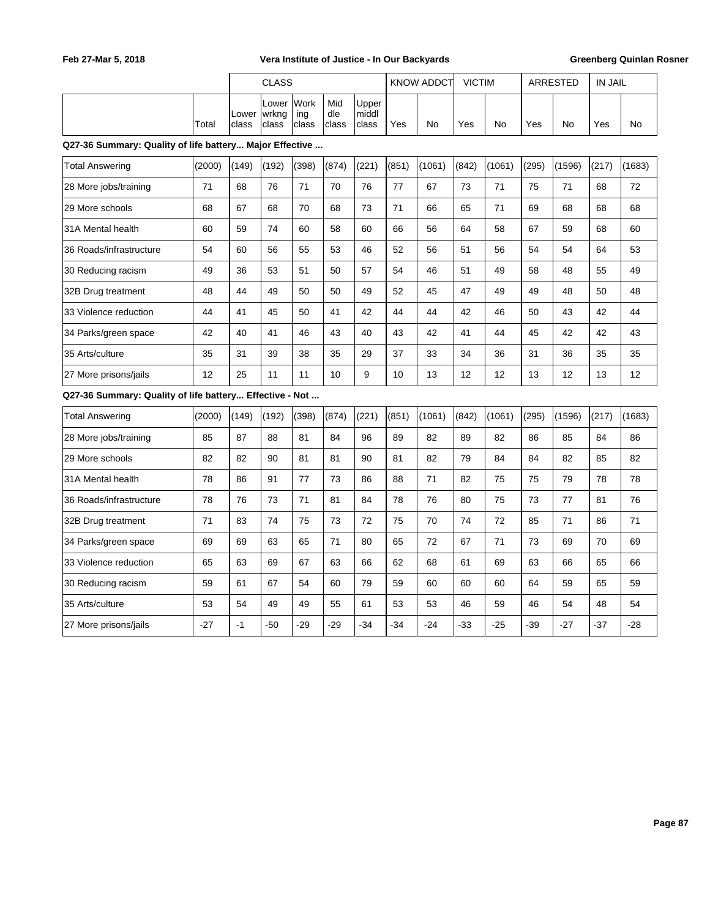| | Total | CLASS | | | | | KNOW ADDCT | | VICTIM | | ARRESTED | | IN JAIL | |
|---|---|---|---|---|---|---|---|---|---|---|---|---|---|---|
| | | Lower class | Lower wrkng class | Working class | Middle class | Upper middl class | Yes | No | Yes | No | Yes | No | Yes | No |
| **Q27-36 Summary: Quality of life battery... Major Effective ...** | | | | | | | | | | | | | | |
| Total Answering | (2000) | (149) | (192) | (398) | (874) | (221) | (851) | (1061) | (842) | (1061) | (295) | (1596) | (217) | (1683) |
| 28 More jobs/training | 71 | 68 | 76 | 71 | 70 | 76 | 77 | 67 | 73 | 71 | 75 | 71 | 68 | 72 |
| 29 More schools | 68 | 67 | 68 | 70 | 68 | 73 | 71 | 66 | 65 | 71 | 69 | 68 | 68 | 68 |
| 31A Mental health | 60 | 59 | 74 | 60 | 58 | 60 | 66 | 56 | 64 | 58 | 67 | 59 | 68 | 60 |
| 36 Roads/infrastructure | 54 | 60 | 56 | 55 | 53 | 46 | 52 | 56 | 51 | 56 | 54 | 54 | 64 | 53 |
| 30 Reducing racism | 49 | 36 | 53 | 51 | 50 | 57 | 54 | 46 | 51 | 49 | 58 | 48 | 55 | 49 |
| 32B Drug treatment | 48 | 44 | 49 | 50 | 50 | 49 | 52 | 45 | 47 | 49 | 49 | 48 | 50 | 48 |
| 33 Violence reduction | 44 | 41 | 45 | 50 | 41 | 42 | 44 | 44 | 42 | 46 | 50 | 43 | 42 | 44 |
| 34 Parks/green space | 42 | 40 | 41 | 46 | 43 | 40 | 43 | 42 | 41 | 44 | 45 | 42 | 42 | 43 |
| 35 Arts/culture | 35 | 31 | 39 | 38 | 35 | 29 | 37 | 33 | 34 | 36 | 31 | 36 | 35 | 35 |
| 27 More prisons/jails | 12 | 25 | 11 | 11 | 10 | 9 | 10 | 13 | 12 | 12 | 13 | 12 | 13 | 12 |
| **Q27-36 Summary: Quality of life battery... Effective - Not ...** | | | | | | | | | | | | | | |
| Total Answering | (2000) | (149) | (192) | (398) | (874) | (221) | (851) | (1061) | (842) | (1061) | (295) | (1596) | (217) | (1683) |
| 28 More jobs/training | 85 | 87 | 88 | 81 | 84 | 96 | 89 | 82 | 89 | 82 | 86 | 85 | 84 | 86 |
| 29 More schools | 82 | 82 | 90 | 81 | 81 | 90 | 81 | 82 | 79 | 84 | 84 | 82 | 85 | 82 |
| 31A Mental health | 78 | 86 | 91 | 77 | 73 | 86 | 88 | 71 | 82 | 75 | 75 | 79 | 78 | 78 |
| 36 Roads/infrastructure | 78 | 76 | 73 | 71 | 81 | 84 | 78 | 76 | 80 | 75 | 73 | 77 | 81 | 76 |
| 32B Drug treatment | 71 | 83 | 74 | 75 | 73 | 72 | 75 | 70 | 74 | 72 | 85 | 71 | 86 | 71 |
| 34 Parks/green space | 69 | 69 | 63 | 65 | 71 | 80 | 65 | 72 | 67 | 71 | 73 | 69 | 70 | 69 |
| 33 Violence reduction | 65 | 63 | 69 | 67 | 63 | 66 | 62 | 68 | 61 | 69 | 63 | 66 | 65 | 66 |
| 30 Reducing racism | 59 | 61 | 67 | 54 | 60 | 79 | 59 | 60 | 60 | 60 | 64 | 59 | 65 | 59 |
| 35 Arts/culture | 53 | 54 | 49 | 49 | 55 | 61 | 53 | 53 | 46 | 59 | 46 | 54 | 48 | 54 |
| 27 More prisons/jails | -27 | -1 | -50 | -29 | -29 | -34 | -34 | -24 | -33 | -25 | -39 | -27 | -37 | -28 |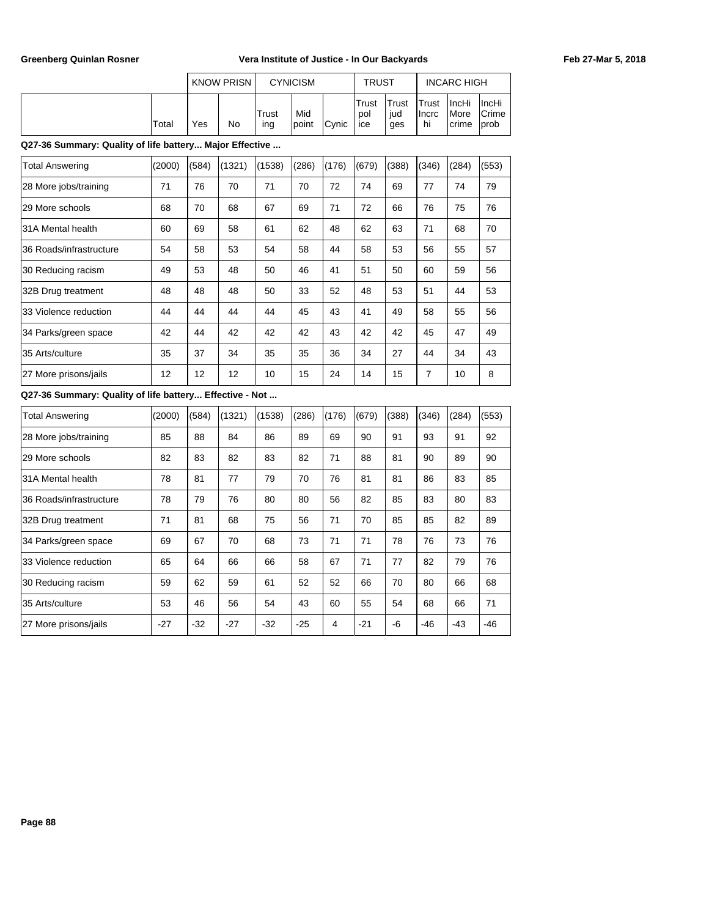| | Total | KNOW PRISN | | CYNICISM | | | TRUST | | INCARC HIGH | | |
|---|---|---|---|---|---|---|---|---|---|---|---|
| | | Yes | No | Trust ing | Mid point | Cynic | Trust pol ice | Trust jud ges | Trust Incrc hi | IncHi More crime | IncHi Crime prob |

**Q27-36 Summary: Quality of life battery... Major Effective ...**

| | Total | Yes | No | Trust ing | Mid point | Cynic | Trust pol ice | Trust jud ges | Trust Incrc hi | IncHi More crime | IncHi Crime prob |
|---|---|---|---|---|---|---|---|---|---|---|---|
| Total Answering | (2000) | (584) | (1321) | (1538) | (286) | (176) | (679) | (388) | (346) | (284) | (553) |
| 28 More jobs/training | 71 | 76 | 70 | 71 | 70 | 72 | 74 | 69 | 77 | 74 | 79 |
| 29 More schools | 68 | 70 | 68 | 67 | 69 | 71 | 72 | 66 | 76 | 75 | 76 |
| 31A Mental health | 60 | 69 | 58 | 61 | 62 | 48 | 62 | 63 | 71 | 68 | 70 |
| 36 Roads/infrastructure | 54 | 58 | 53 | 54 | 58 | 44 | 58 | 53 | 56 | 55 | 57 |
| 30 Reducing racism | 49 | 53 | 48 | 50 | 46 | 41 | 51 | 50 | 60 | 59 | 56 |
| 32B Drug treatment | 48 | 48 | 48 | 50 | 33 | 52 | 48 | 53 | 51 | 44 | 53 |
| 33 Violence reduction | 44 | 44 | 44 | 44 | 45 | 43 | 41 | 49 | 58 | 55 | 56 |
| 34 Parks/green space | 42 | 44 | 42 | 42 | 42 | 43 | 42 | 42 | 45 | 47 | 49 |
| 35 Arts/culture | 35 | 37 | 34 | 35 | 35 | 36 | 34 | 27 | 44 | 34 | 43 |
| 27 More prisons/jails | 12 | 12 | 12 | 10 | 15 | 24 | 14 | 15 | 7 | 10 | 8 |

**Q27-36 Summary: Quality of life battery... Effective - Not ...**

| | Total | Yes | No | Trust ing | Mid point | Cynic | Trust pol ice | Trust jud ges | Trust Incrc hi | IncHi More crime | IncHi Crime prob |
|---|---|---|---|---|---|---|---|---|---|---|---|
| Total Answering | (2000) | (584) | (1321) | (1538) | (286) | (176) | (679) | (388) | (346) | (284) | (553) |
| 28 More jobs/training | 85 | 88 | 84 | 86 | 89 | 69 | 90 | 91 | 93 | 91 | 92 |
| 29 More schools | 82 | 83 | 82 | 83 | 82 | 71 | 88 | 81 | 90 | 89 | 90 |
| 31A Mental health | 78 | 81 | 77 | 79 | 70 | 76 | 81 | 81 | 86 | 83 | 85 |
| 36 Roads/infrastructure | 78 | 79 | 76 | 80 | 80 | 56 | 82 | 85 | 83 | 80 | 83 |
| 32B Drug treatment | 71 | 81 | 68 | 75 | 56 | 71 | 70 | 85 | 85 | 82 | 89 |
| 34 Parks/green space | 69 | 67 | 70 | 68 | 73 | 71 | 71 | 78 | 76 | 73 | 76 |
| 33 Violence reduction | 65 | 64 | 66 | 66 | 58 | 67 | 71 | 77 | 82 | 79 | 76 |
| 30 Reducing racism | 59 | 62 | 59 | 61 | 52 | 52 | 66 | 70 | 80 | 66 | 68 |
| 35 Arts/culture | 53 | 46 | 56 | 54 | 43 | 60 | 55 | 54 | 68 | 66 | 71 |
| 27 More prisons/jails | -27 | -32 | -27 | -32 | -25 | 4 | -21 | -6 | -46 | -43 | -46 |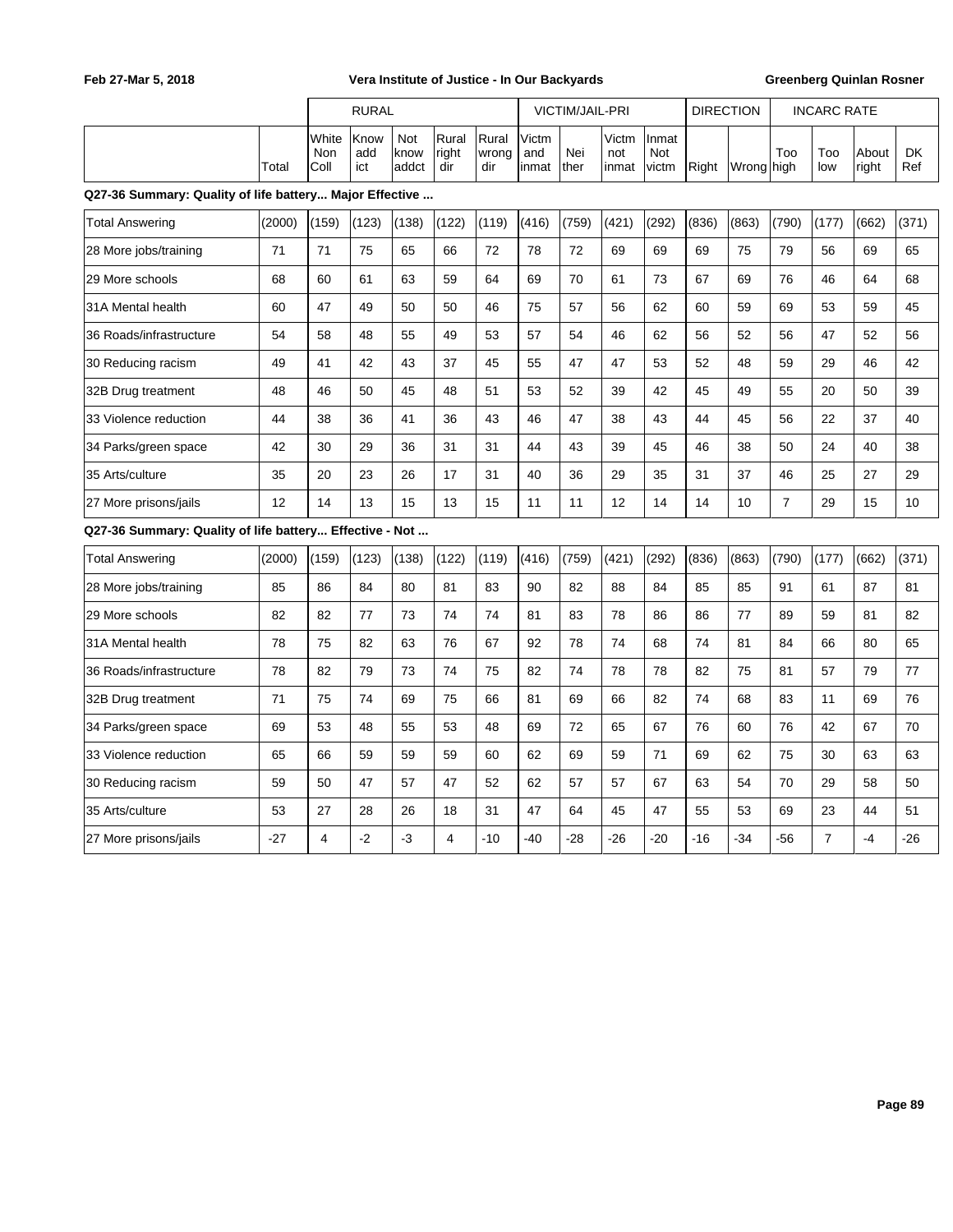Feb 27-Mar 5, 2018 — Vera Institute of Justice - In Our Backyards — Greenberg Quinlan Rosner

| | | RURAL | | | | | VICTIM/JAIL-PRI | | | | DIRECTION | | INCARC RATE | | | |
|---|---|---|---|---|---|---|---|---|---|---|---|---|---|---|---|---|
| | Total | White Non Coll | Know addict | Not know addct | Rural right dir | Rural wrong dir | Victm and inmat | Neither | Victm not inmat | Inmat Not victm | Right | Wrong | Too high | Too low | About right | DK Ref |
| **Q27-36 Summary: Quality of life battery... Major Effective ...** | | | | | | | | | | | | | | | | |
| Total Answering | (2000) | (159) | (123) | (138) | (122) | (119) | (416) | (759) | (421) | (292) | (836) | (863) | (790) | (177) | (662) | (371) |
| 28 More jobs/training | 71 | 71 | 75 | 65 | 66 | 72 | 78 | 72 | 69 | 69 | 69 | 75 | 79 | 56 | 69 | 65 |
| 29 More schools | 68 | 60 | 61 | 63 | 59 | 64 | 69 | 70 | 61 | 73 | 67 | 69 | 76 | 46 | 64 | 68 |
| 31A Mental health | 60 | 47 | 49 | 50 | 50 | 46 | 75 | 57 | 56 | 62 | 60 | 59 | 69 | 53 | 59 | 45 |
| 36 Roads/infrastructure | 54 | 58 | 48 | 55 | 49 | 53 | 57 | 54 | 46 | 62 | 56 | 52 | 56 | 47 | 52 | 56 |
| 30 Reducing racism | 49 | 41 | 42 | 43 | 37 | 45 | 55 | 47 | 47 | 53 | 52 | 48 | 59 | 29 | 46 | 42 |
| 32B Drug treatment | 48 | 46 | 50 | 45 | 48 | 51 | 53 | 52 | 39 | 42 | 45 | 49 | 55 | 20 | 50 | 39 |
| 33 Violence reduction | 44 | 38 | 36 | 41 | 36 | 43 | 46 | 47 | 38 | 43 | 44 | 45 | 56 | 22 | 37 | 40 |
| 34 Parks/green space | 42 | 30 | 29 | 36 | 31 | 31 | 44 | 43 | 39 | 45 | 46 | 38 | 50 | 24 | 40 | 38 |
| 35 Arts/culture | 35 | 20 | 23 | 26 | 17 | 31 | 40 | 36 | 29 | 35 | 31 | 37 | 46 | 25 | 27 | 29 |
| 27 More prisons/jails | 12 | 14 | 13 | 15 | 13 | 15 | 11 | 11 | 12 | 14 | 14 | 10 | 7 | 29 | 15 | 10 |
| **Q27-36 Summary: Quality of life battery... Effective - Not ...** | | | | | | | | | | | | | | | | |
| Total Answering | (2000) | (159) | (123) | (138) | (122) | (119) | (416) | (759) | (421) | (292) | (836) | (863) | (790) | (177) | (662) | (371) |
| 28 More jobs/training | 85 | 86 | 84 | 80 | 81 | 83 | 90 | 82 | 88 | 84 | 85 | 85 | 91 | 61 | 87 | 81 |
| 29 More schools | 82 | 82 | 77 | 73 | 74 | 74 | 81 | 83 | 78 | 86 | 86 | 77 | 89 | 59 | 81 | 82 |
| 31A Mental health | 78 | 75 | 82 | 63 | 76 | 67 | 92 | 78 | 74 | 68 | 74 | 81 | 84 | 66 | 80 | 65 |
| 36 Roads/infrastructure | 78 | 82 | 79 | 73 | 74 | 75 | 82 | 74 | 78 | 78 | 82 | 75 | 81 | 57 | 79 | 77 |
| 32B Drug treatment | 71 | 75 | 74 | 69 | 75 | 66 | 81 | 69 | 66 | 82 | 74 | 68 | 83 | 11 | 69 | 76 |
| 34 Parks/green space | 69 | 53 | 48 | 55 | 53 | 48 | 69 | 72 | 65 | 67 | 76 | 60 | 76 | 42 | 67 | 70 |
| 33 Violence reduction | 65 | 66 | 59 | 59 | 59 | 60 | 62 | 69 | 59 | 71 | 69 | 62 | 75 | 30 | 63 | 63 |
| 30 Reducing racism | 59 | 50 | 47 | 57 | 47 | 52 | 62 | 57 | 57 | 67 | 63 | 54 | 70 | 29 | 58 | 50 |
| 35 Arts/culture | 53 | 27 | 28 | 26 | 18 | 31 | 47 | 64 | 45 | 47 | 55 | 53 | 69 | 23 | 44 | 51 |
| 27 More prisons/jails | -27 | 4 | -2 | -3 | 4 | -10 | -40 | -28 | -26 | -20 | -16 | -34 | -56 | 7 | -4 | -26 |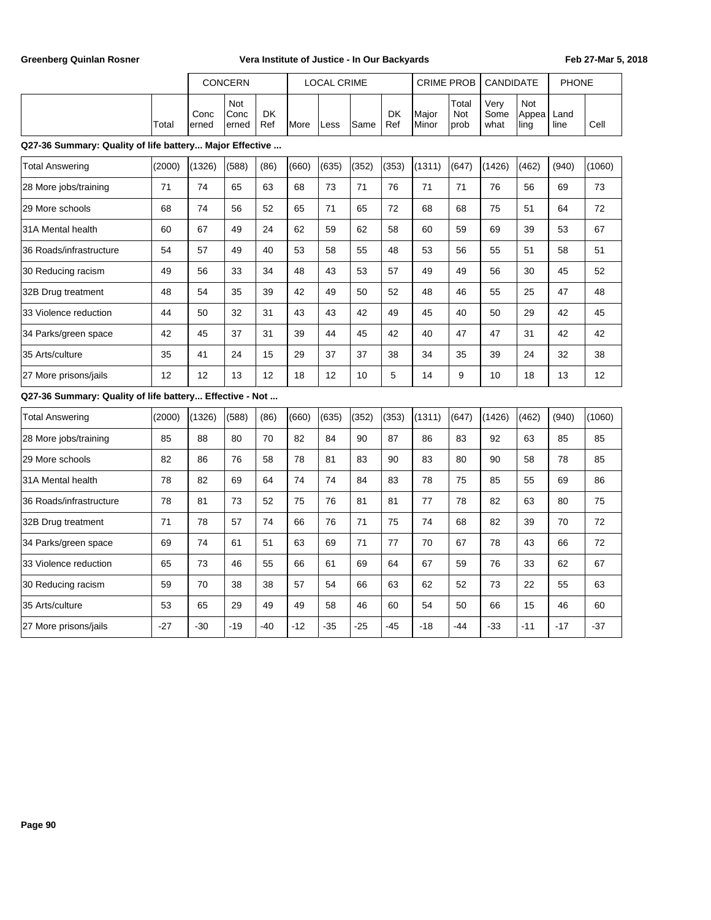| | | CONCERN | | | LOCAL CRIME | | | | CRIME PROB | | CANDIDATE | | PHONE | |
|---|---|---|---|---|---|---|---|---|---|---|---|---|---|---|
| | Total | Concerned | Not Concerned | DK Ref | More | Less | Same | DK Ref | Major Minor | Total Not prob | Very Somewhat | Not Appealing | Land line | Cell |
| **Q27-36 Summary: Quality of life battery... Major Effective ...** | | | | | | | | | | | | | | |
| Total Answering | (2000) | (1326) | (588) | (86) | (660) | (635) | (352) | (353) | (1311) | (647) | (1426) | (462) | (940) | (1060) |
| 28 More jobs/training | 71 | 74 | 65 | 63 | 68 | 73 | 71 | 76 | 71 | 71 | 76 | 56 | 69 | 73 |
| 29 More schools | 68 | 74 | 56 | 52 | 65 | 71 | 65 | 72 | 68 | 68 | 75 | 51 | 64 | 72 |
| 31A Mental health | 60 | 67 | 49 | 24 | 62 | 59 | 62 | 58 | 60 | 59 | 69 | 39 | 53 | 67 |
| 36 Roads/infrastructure | 54 | 57 | 49 | 40 | 53 | 58 | 55 | 48 | 53 | 56 | 55 | 51 | 58 | 51 |
| 30 Reducing racism | 49 | 56 | 33 | 34 | 48 | 43 | 53 | 57 | 49 | 49 | 56 | 30 | 45 | 52 |
| 32B Drug treatment | 48 | 54 | 35 | 39 | 42 | 49 | 50 | 52 | 48 | 46 | 55 | 25 | 47 | 48 |
| 33 Violence reduction | 44 | 50 | 32 | 31 | 43 | 43 | 42 | 49 | 45 | 40 | 50 | 29 | 42 | 45 |
| 34 Parks/green space | 42 | 45 | 37 | 31 | 39 | 44 | 45 | 42 | 40 | 47 | 47 | 31 | 42 | 42 |
| 35 Arts/culture | 35 | 41 | 24 | 15 | 29 | 37 | 37 | 38 | 34 | 35 | 39 | 24 | 32 | 38 |
| 27 More prisons/jails | 12 | 12 | 13 | 12 | 18 | 12 | 10 | 5 | 14 | 9 | 10 | 18 | 13 | 12 |
| **Q27-36 Summary: Quality of life battery... Effective - Not ...** | | | | | | | | | | | | | | |
| Total Answering | (2000) | (1326) | (588) | (86) | (660) | (635) | (352) | (353) | (1311) | (647) | (1426) | (462) | (940) | (1060) |
| 28 More jobs/training | 85 | 88 | 80 | 70 | 82 | 84 | 90 | 87 | 86 | 83 | 92 | 63 | 85 | 85 |
| 29 More schools | 82 | 86 | 76 | 58 | 78 | 81 | 83 | 90 | 83 | 80 | 90 | 58 | 78 | 85 |
| 31A Mental health | 78 | 82 | 69 | 64 | 74 | 74 | 84 | 83 | 78 | 75 | 85 | 55 | 69 | 86 |
| 36 Roads/infrastructure | 78 | 81 | 73 | 52 | 75 | 76 | 81 | 81 | 77 | 78 | 82 | 63 | 80 | 75 |
| 32B Drug treatment | 71 | 78 | 57 | 74 | 66 | 76 | 71 | 75 | 74 | 68 | 82 | 39 | 70 | 72 |
| 34 Parks/green space | 69 | 74 | 61 | 51 | 63 | 69 | 71 | 77 | 70 | 67 | 78 | 43 | 66 | 72 |
| 33 Violence reduction | 65 | 73 | 46 | 55 | 66 | 61 | 69 | 64 | 67 | 59 | 76 | 33 | 62 | 67 |
| 30 Reducing racism | 59 | 70 | 38 | 38 | 57 | 54 | 66 | 63 | 62 | 52 | 73 | 22 | 55 | 63 |
| 35 Arts/culture | 53 | 65 | 29 | 49 | 49 | 58 | 46 | 60 | 54 | 50 | 66 | 15 | 46 | 60 |
| 27 More prisons/jails | -27 | -30 | -19 | -40 | -12 | -35 | -25 | -45 | -18 | -44 | -33 | -11 | -17 | -37 |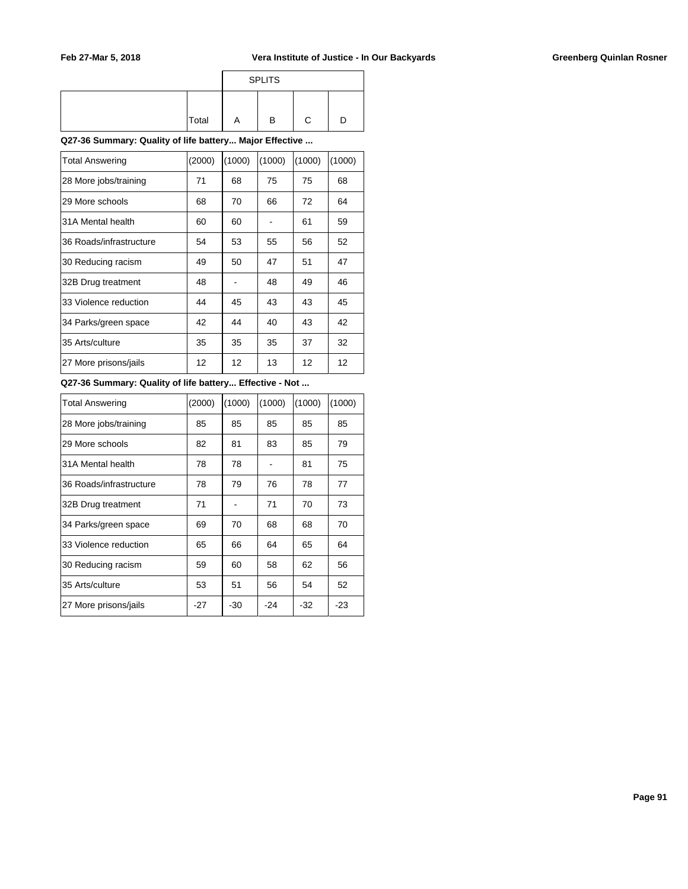| | Total | SPLITS A | B | C | D |
|---|---|---|---|---|---|

**Q27-36 Summary: Quality of life battery... Major Effective ...**

| | Total | A | B | C | D |
|---|---|---|---|---|---|
| Total Answering | (2000) | (1000) | (1000) | (1000) | (1000) |
| 28 More jobs/training | 71 | 68 | 75 | 75 | 68 |
| 29 More schools | 68 | 70 | 66 | 72 | 64 |
| 31A Mental health | 60 | 60 | - | 61 | 59 |
| 36 Roads/infrastructure | 54 | 53 | 55 | 56 | 52 |
| 30 Reducing racism | 49 | 50 | 47 | 51 | 47 |
| 32B Drug treatment | 48 | - | 48 | 49 | 46 |
| 33 Violence reduction | 44 | 45 | 43 | 43 | 45 |
| 34 Parks/green space | 42 | 44 | 40 | 43 | 42 |
| 35 Arts/culture | 35 | 35 | 35 | 37 | 32 |
| 27 More prisons/jails | 12 | 12 | 13 | 12 | 12 |

**Q27-36 Summary: Quality of life battery... Effective - Not ...**

| | Total | A | B | C | D |
|---|---|---|---|---|---|
| Total Answering | (2000) | (1000) | (1000) | (1000) | (1000) |
| 28 More jobs/training | 85 | 85 | 85 | 85 | 85 |
| 29 More schools | 82 | 81 | 83 | 85 | 79 |
| 31A Mental health | 78 | 78 | - | 81 | 75 |
| 36 Roads/infrastructure | 78 | 79 | 76 | 78 | 77 |
| 32B Drug treatment | 71 | - | 71 | 70 | 73 |
| 34 Parks/green space | 69 | 70 | 68 | 68 | 70 |
| 33 Violence reduction | 65 | 66 | 64 | 65 | 64 |
| 30 Reducing racism | 59 | 60 | 58 | 62 | 56 |
| 35 Arts/culture | 53 | 51 | 56 | 54 | 52 |
| 27 More prisons/jails | -27 | -30 | -24 | -32 | -23 |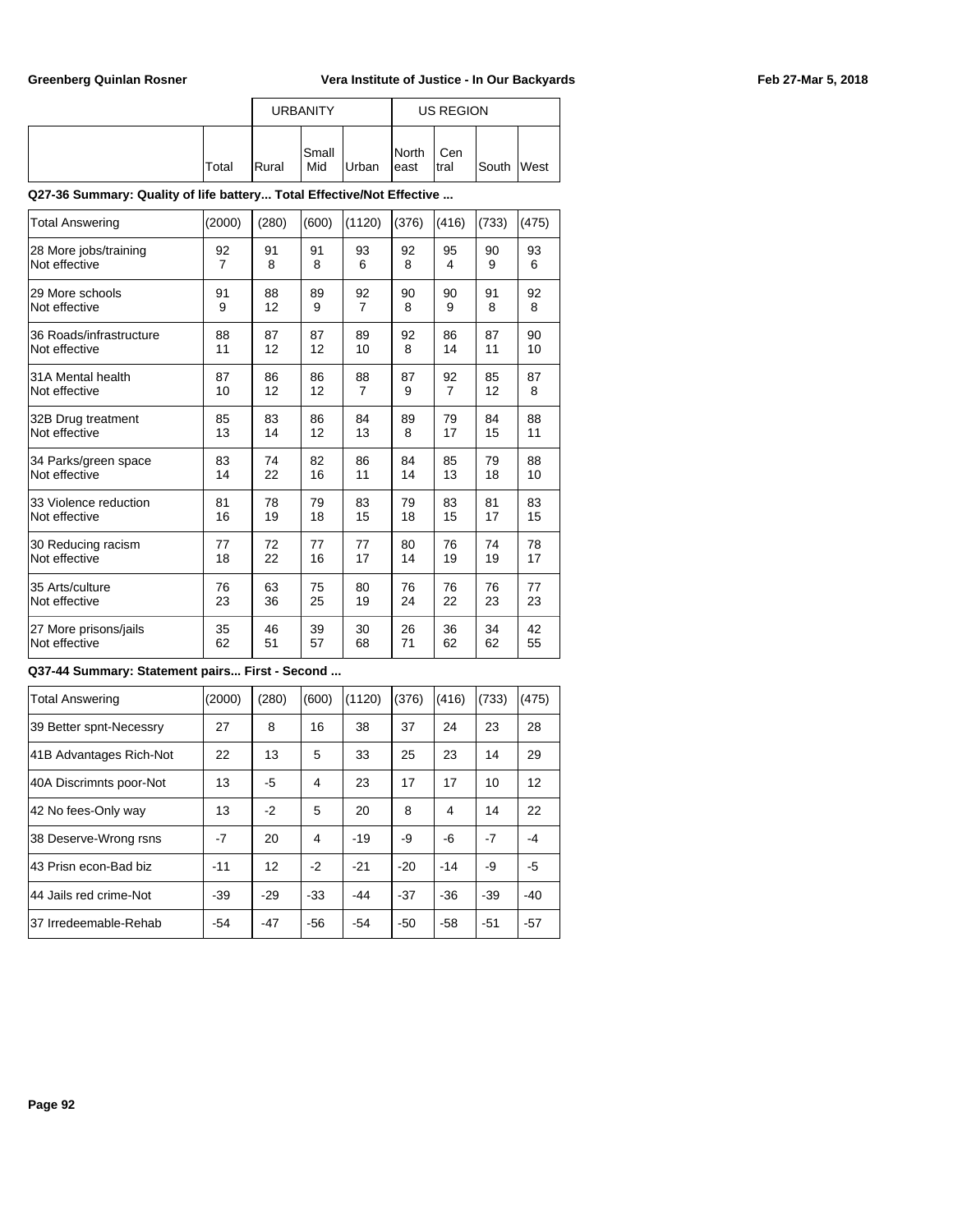| | | URBANITY | | | US REGION | | | |
|---|---|---|---|---|---|---|---|---|
| | Total | Rural | Small Mid | Urban | North east | Cen tral | South | West |

**Q27-36 Summary: Quality of life battery... Total Effective/Not Effective ...**

| | Total | Rural | Small Mid | Urban | North east | Cen tral | South | West |
|---|---|---|---|---|---|---|---|---|
| Total Answering | (2000) | (280) | (600) | (1120) | (376) | (416) | (733) | (475) |
| 28 More jobs/training | 92 | 91 | 91 | 93 | 92 | 95 | 90 | 93 |
| Not effective | 7 | 8 | 8 | 6 | 8 | 4 | 9 | 6 |
| 29 More schools | 91 | 88 | 89 | 92 | 90 | 90 | 91 | 92 |
| Not effective | 9 | 12 | 9 | 7 | 8 | 9 | 8 | 8 |
| 36 Roads/infrastructure | 88 | 87 | 87 | 89 | 92 | 86 | 87 | 90 |
| Not effective | 11 | 12 | 12 | 10 | 8 | 14 | 11 | 10 |
| 31A Mental health | 87 | 86 | 86 | 88 | 87 | 92 | 85 | 87 |
| Not effective | 10 | 12 | 12 | 7 | 9 | 7 | 12 | 8 |
| 32B Drug treatment | 85 | 83 | 86 | 84 | 89 | 79 | 84 | 88 |
| Not effective | 13 | 14 | 12 | 13 | 8 | 17 | 15 | 11 |
| 34 Parks/green space | 83 | 74 | 82 | 86 | 84 | 85 | 79 | 88 |
| Not effective | 14 | 22 | 16 | 11 | 14 | 13 | 18 | 10 |
| 33 Violence reduction | 81 | 78 | 79 | 83 | 79 | 83 | 81 | 83 |
| Not effective | 16 | 19 | 18 | 15 | 18 | 15 | 17 | 15 |
| 30 Reducing racism | 77 | 72 | 77 | 77 | 80 | 76 | 74 | 78 |
| Not effective | 18 | 22 | 16 | 17 | 14 | 19 | 19 | 17 |
| 35 Arts/culture | 76 | 63 | 75 | 80 | 76 | 76 | 76 | 77 |
| Not effective | 23 | 36 | 25 | 19 | 24 | 22 | 23 | 23 |
| 27 More prisons/jails | 35 | 46 | 39 | 30 | 26 | 36 | 34 | 42 |
| Not effective | 62 | 51 | 57 | 68 | 71 | 62 | 62 | 55 |

**Q37-44 Summary: Statement pairs... First - Second ...**

| | Total | Rural | Small Mid | Urban | North east | Cen tral | South | West |
|---|---|---|---|---|---|---|---|---|
| Total Answering | (2000) | (280) | (600) | (1120) | (376) | (416) | (733) | (475) |
| 39 Better spnt-Necessry | 27 | 8 | 16 | 38 | 37 | 24 | 23 | 28 |
| 41B Advantages Rich-Not | 22 | 13 | 5 | 33 | 25 | 23 | 14 | 29 |
| 40A Discrimnts poor-Not | 13 | -5 | 4 | 23 | 17 | 17 | 10 | 12 |
| 42 No fees-Only way | 13 | -2 | 5 | 20 | 8 | 4 | 14 | 22 |
| 38 Deserve-Wrong rsns | -7 | 20 | 4 | -19 | -9 | -6 | -7 | -4 |
| 43 Prisn econ-Bad biz | -11 | 12 | -2 | -21 | -20 | -14 | -9 | -5 |
| 44 Jails red crime-Not | -39 | -29 | -33 | -44 | -37 | -36 | -39 | -40 |
| 37 Irredeemable-Rehab | -54 | -47 | -56 | -54 | -50 | -58 | -51 | -57 |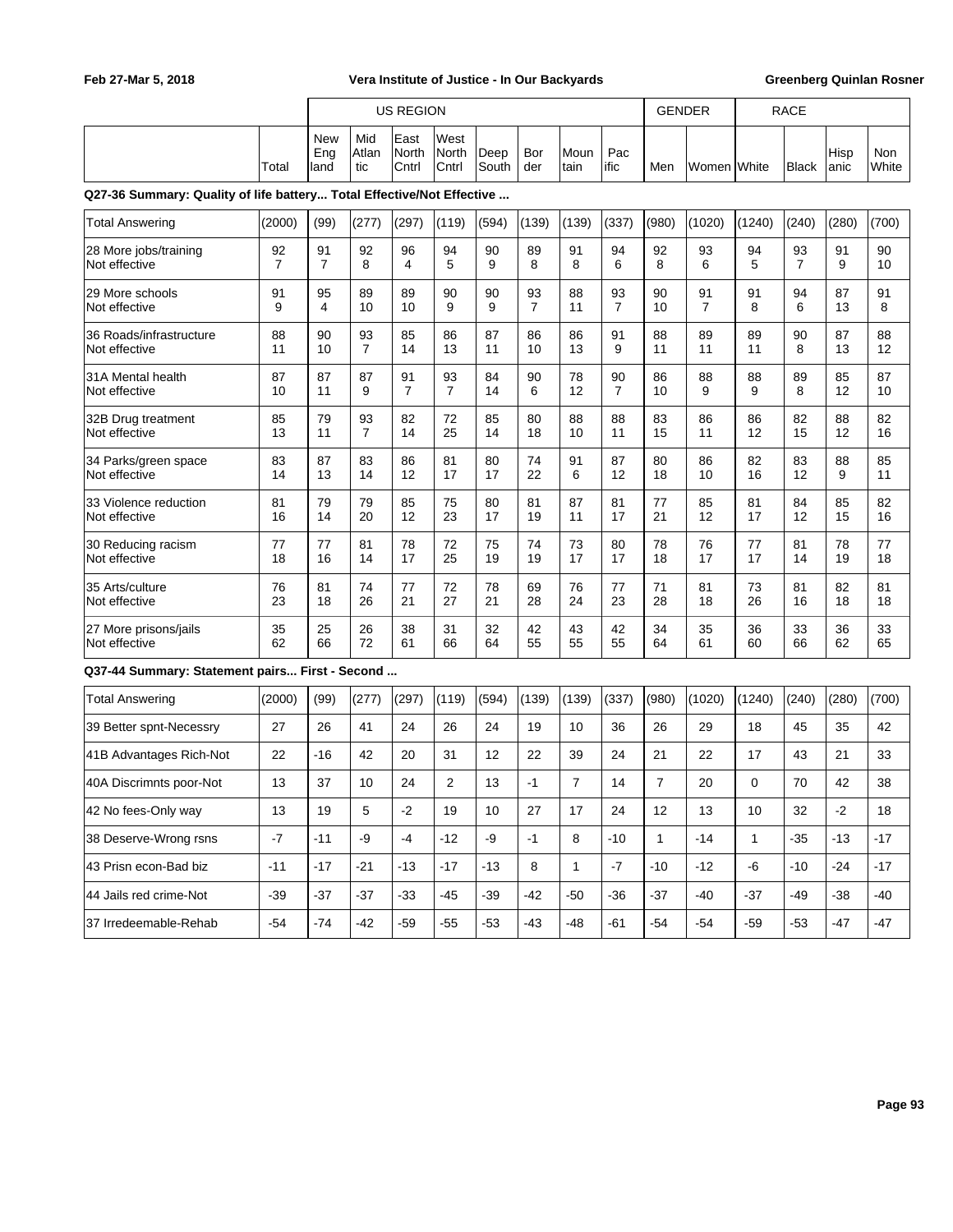Feb 27-Mar 5, 2018 | Vera Institute of Justice - In Our Backyards | Greenberg Quinlan Rosner

| | | US REGION | | | | | | | | GENDER | | RACE | | | |
|---|---|---|---|---|---|---|---|---|---|---|---|---|---|---|---|
| | Total | New England | Mid Atlantic | East North Cntrl | West North Cntrl | Deep South | Border | Mountain | Pacific | Men | Women | White | Black | Hispanic | Non White |

**Q27-36 Summary: Quality of life battery... Total Effective/Not Effective ...**

| | Total | New England | Mid Atlantic | East North Cntrl | West North Cntrl | Deep South | Border | Mountain | Pacific | Men | Women | White | Black | Hispanic | Non White |
|---|---|---|---|---|---|---|---|---|---|---|---|---|---|---|---|
| Total Answering | (2000) | (99) | (277) | (297) | (119) | (594) | (139) | (139) | (337) | (980) | (1020) | (1240) | (240) | (280) | (700) |
| 28 More jobs/training | 92 | 91 | 92 | 96 | 94 | 90 | 89 | 91 | 94 | 92 | 93 | 94 | 93 | 91 | 90 |
| Not effective | 7 | 7 | 8 | 4 | 5 | 9 | 8 | 8 | 6 | 8 | 6 | 5 | 7 | 9 | 10 |
| 29 More schools | 91 | 95 | 89 | 89 | 90 | 90 | 93 | 88 | 93 | 90 | 91 | 91 | 94 | 87 | 91 |
| Not effective | 9 | 4 | 10 | 10 | 9 | 9 | 7 | 11 | 7 | 10 | 7 | 8 | 6 | 13 | 8 |
| 36 Roads/infrastructure | 88 | 90 | 93 | 85 | 86 | 87 | 86 | 86 | 91 | 88 | 89 | 89 | 90 | 87 | 88 |
| Not effective | 11 | 10 | 7 | 14 | 13 | 11 | 10 | 13 | 9 | 11 | 11 | 11 | 8 | 13 | 12 |
| 31A Mental health | 87 | 87 | 87 | 91 | 93 | 84 | 90 | 78 | 90 | 86 | 88 | 88 | 89 | 85 | 87 |
| Not effective | 10 | 11 | 9 | 7 | 7 | 14 | 6 | 12 | 7 | 10 | 9 | 9 | 8 | 12 | 10 |
| 32B Drug treatment | 85 | 79 | 93 | 82 | 72 | 85 | 80 | 88 | 88 | 83 | 86 | 86 | 82 | 88 | 82 |
| Not effective | 13 | 11 | 7 | 14 | 25 | 14 | 18 | 10 | 11 | 15 | 11 | 12 | 15 | 12 | 16 |
| 34 Parks/green space | 83 | 87 | 83 | 86 | 81 | 80 | 74 | 91 | 87 | 80 | 86 | 82 | 83 | 88 | 85 |
| Not effective | 14 | 13 | 14 | 12 | 17 | 17 | 22 | 6 | 12 | 18 | 10 | 16 | 12 | 9 | 11 |
| 33 Violence reduction | 81 | 79 | 79 | 85 | 75 | 80 | 81 | 87 | 81 | 77 | 85 | 81 | 84 | 85 | 82 |
| Not effective | 16 | 14 | 20 | 12 | 23 | 17 | 19 | 11 | 17 | 21 | 12 | 17 | 12 | 15 | 16 |
| 30 Reducing racism | 77 | 77 | 81 | 78 | 72 | 75 | 74 | 73 | 80 | 78 | 76 | 77 | 81 | 78 | 77 |
| Not effective | 18 | 16 | 14 | 17 | 25 | 19 | 19 | 17 | 17 | 18 | 17 | 17 | 14 | 19 | 18 |
| 35 Arts/culture | 76 | 81 | 74 | 77 | 72 | 78 | 69 | 76 | 77 | 71 | 81 | 73 | 81 | 82 | 81 |
| Not effective | 23 | 18 | 26 | 21 | 27 | 21 | 28 | 24 | 23 | 28 | 18 | 26 | 16 | 18 | 18 |
| 27 More prisons/jails | 35 | 25 | 26 | 38 | 31 | 32 | 42 | 43 | 42 | 34 | 35 | 36 | 33 | 36 | 33 |
| Not effective | 62 | 66 | 72 | 61 | 66 | 64 | 55 | 55 | 55 | 64 | 61 | 60 | 66 | 62 | 65 |

**Q37-44 Summary: Statement pairs... First - Second ...**

| | Total | New England | Mid Atlantic | East North Cntrl | West North Cntrl | Deep South | Border | Mountain | Pacific | Men | Women | White | Black | Hispanic | Non White |
|---|---|---|---|---|---|---|---|---|---|---|---|---|---|---|---|
| Total Answering | (2000) | (99) | (277) | (297) | (119) | (594) | (139) | (139) | (337) | (980) | (1020) | (1240) | (240) | (280) | (700) |
| 39 Better spnt-Necessry | 27 | 26 | 41 | 24 | 26 | 24 | 19 | 10 | 36 | 26 | 29 | 18 | 45 | 35 | 42 |
| 41B Advantages Rich-Not | 22 | -16 | 42 | 20 | 31 | 12 | 22 | 39 | 24 | 21 | 22 | 17 | 43 | 21 | 33 |
| 40A Discrimnts poor-Not | 13 | 37 | 10 | 24 | 2 | 13 | -1 | 7 | 14 | 7 | 20 | 0 | 70 | 42 | 38 |
| 42 No fees-Only way | 13 | 19 | 5 | -2 | 19 | 10 | 27 | 17 | 24 | 12 | 13 | 10 | 32 | -2 | 18 |
| 38 Deserve-Wrong rsns | -7 | -11 | -9 | -4 | -12 | -9 | -1 | 8 | -10 | 1 | -14 | 1 | -35 | -13 | -17 |
| 43 Prisn econ-Bad biz | -11 | -17 | -21 | -13 | -17 | -13 | 8 | 1 | -7 | -10 | -12 | -6 | -10 | -24 | -17 |
| 44 Jails red crime-Not | -39 | -37 | -37 | -33 | -45 | -39 | -42 | -50 | -36 | -37 | -40 | -37 | -49 | -38 | -40 |
| 37 Irredeemable-Rehab | -54 | -74 | -42 | -59 | -55 | -53 | -43 | -48 | -61 | -54 | -54 | -59 | -53 | -47 | -47 |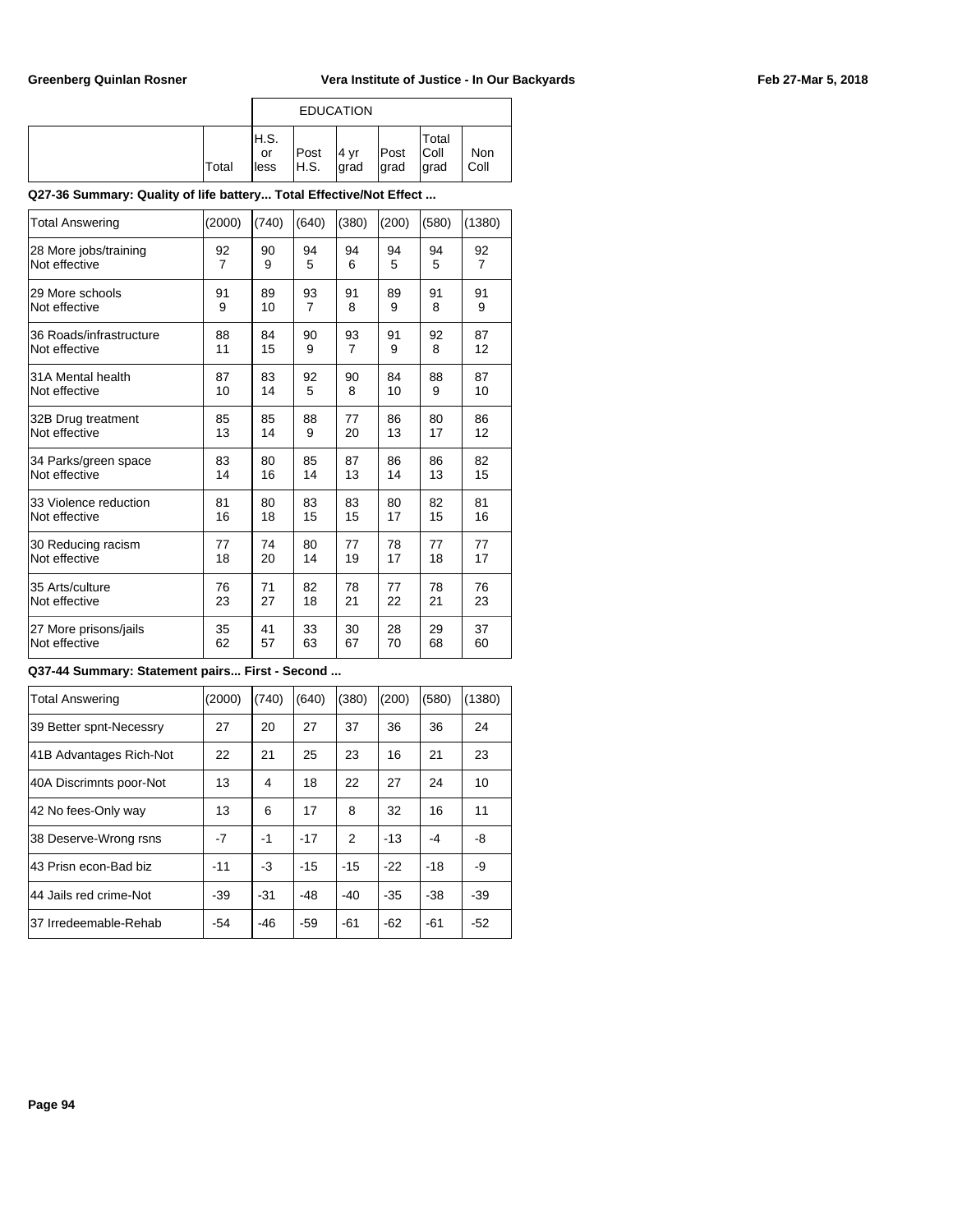| | | EDUCATION | | | | | |
|---|---|---|---|---|---|---|---|
| | Total | H.S. or less | Post H.S. | 4 yr grad | Post grad | Total Coll grad | Non Coll |

**Q27-36 Summary: Quality of life battery... Total Effective/Not Effect ...**

| | Total | H.S. or less | Post H.S. | 4 yr grad | Post grad | Total Coll grad | Non Coll |
|---|---|---|---|---|---|---|---|
| Total Answering | (2000) | (740) | (640) | (380) | (200) | (580) | (1380) |
| 28 More jobs/training | 92 | 90 | 94 | 94 | 94 | 94 | 92 |
| Not effective | 7 | 9 | 5 | 6 | 5 | 5 | 7 |
| 29 More schools | 91 | 89 | 93 | 91 | 89 | 91 | 91 |
| Not effective | 9 | 10 | 7 | 8 | 9 | 8 | 9 |
| 36 Roads/infrastructure | 88 | 84 | 90 | 93 | 91 | 92 | 87 |
| Not effective | 11 | 15 | 9 | 7 | 9 | 8 | 12 |
| 31A Mental health | 87 | 83 | 92 | 90 | 84 | 88 | 87 |
| Not effective | 10 | 14 | 5 | 8 | 10 | 9 | 10 |
| 32B Drug treatment | 85 | 85 | 88 | 77 | 86 | 80 | 86 |
| Not effective | 13 | 14 | 9 | 20 | 13 | 17 | 12 |
| 34 Parks/green space | 83 | 80 | 85 | 87 | 86 | 86 | 82 |
| Not effective | 14 | 16 | 14 | 13 | 14 | 13 | 15 |
| 33 Violence reduction | 81 | 80 | 83 | 83 | 80 | 82 | 81 |
| Not effective | 16 | 18 | 15 | 15 | 17 | 15 | 16 |
| 30 Reducing racism | 77 | 74 | 80 | 77 | 78 | 77 | 77 |
| Not effective | 18 | 20 | 14 | 19 | 17 | 18 | 17 |
| 35 Arts/culture | 76 | 71 | 82 | 78 | 77 | 78 | 76 |
| Not effective | 23 | 27 | 18 | 21 | 22 | 21 | 23 |
| 27 More prisons/jails | 35 | 41 | 33 | 30 | 28 | 29 | 37 |
| Not effective | 62 | 57 | 63 | 67 | 70 | 68 | 60 |

**Q37-44 Summary: Statement pairs... First - Second ...**

| | Total | H.S. or less | Post H.S. | 4 yr grad | Post grad | Total Coll grad | Non Coll |
|---|---|---|---|---|---|---|---|
| Total Answering | (2000) | (740) | (640) | (380) | (200) | (580) | (1380) |
| 39 Better spnt-Necessry | 27 | 20 | 27 | 37 | 36 | 36 | 24 |
| 41B Advantages Rich-Not | 22 | 21 | 25 | 23 | 16 | 21 | 23 |
| 40A Discrimnts poor-Not | 13 | 4 | 18 | 22 | 27 | 24 | 10 |
| 42 No fees-Only way | 13 | 6 | 17 | 8 | 32 | 16 | 11 |
| 38 Deserve-Wrong rsns | -7 | -1 | -17 | 2 | -13 | -4 | -8 |
| 43 Prisn econ-Bad biz | -11 | -3 | -15 | -15 | -22 | -18 | -9 |
| 44 Jails red crime-Not | -39 | -31 | -48 | -40 | -35 | -38 | -39 |
| 37 Irredeemable-Rehab | -54 | -46 | -59 | -61 | -62 | -61 | -52 |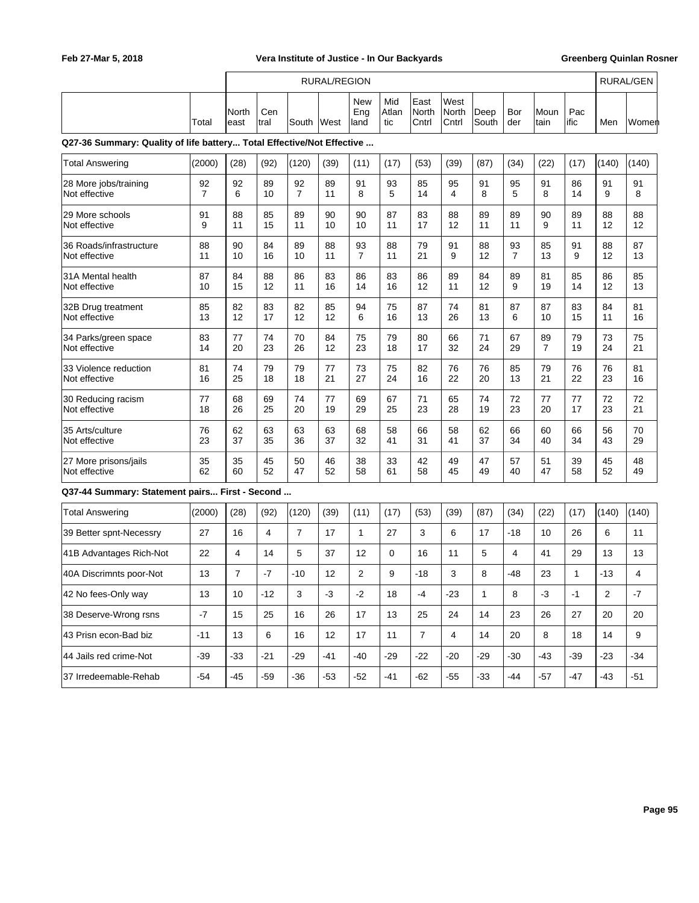| | Total | RURAL/REGION | | | | | | | | | | | | RURAL/GEN | |
|---|---|---|---|---|---|---|---|---|---|---|---|---|---|---|---|
| | | Northeast | Central | South | West | New England | Mid Atlantic | East North Cntrl | West North Cntrl | Deep South | Border | Mountain | Pacific | Men | Women |

**Q27-36 Summary: Quality of life battery... Total Effective/Not Effective ...**

| | Total | Northeast | Central | South | West | New England | Mid Atlantic | East North Cntrl | West North Cntrl | Deep South | Border | Mountain | Pacific | Men | Women |
|---|---|---|---|---|---|---|---|---|---|---|---|---|---|---|---|
| Total Answering | (2000) | (28) | (92) | (120) | (39) | (11) | (17) | (53) | (39) | (87) | (34) | (22) | (17) | (140) | (140) |
| 28 More jobs/training | 92 | 92 | 89 | 92 | 89 | 91 | 93 | 85 | 95 | 91 | 95 | 91 | 86 | 91 | 91 |
| Not effective | 7 | 6 | 10 | 7 | 11 | 8 | 5 | 14 | 4 | 8 | 5 | 8 | 14 | 9 | 8 |
| 29 More schools | 91 | 88 | 85 | 89 | 90 | 90 | 87 | 83 | 88 | 89 | 89 | 90 | 89 | 88 | 88 |
| Not effective | 9 | 11 | 15 | 11 | 10 | 10 | 11 | 17 | 12 | 11 | 11 | 9 | 11 | 12 | 12 |
| 36 Roads/infrastructure | 88 | 90 | 84 | 89 | 88 | 93 | 88 | 79 | 91 | 88 | 93 | 85 | 91 | 88 | 87 |
| Not effective | 11 | 10 | 16 | 10 | 11 | 7 | 11 | 21 | 9 | 12 | 7 | 13 | 9 | 12 | 13 |
| 31A Mental health | 87 | 84 | 88 | 86 | 83 | 86 | 83 | 86 | 89 | 84 | 89 | 81 | 85 | 86 | 85 |
| Not effective | 10 | 15 | 12 | 11 | 16 | 14 | 16 | 12 | 11 | 12 | 9 | 19 | 14 | 12 | 13 |
| 32B Drug treatment | 85 | 82 | 83 | 82 | 85 | 94 | 75 | 87 | 74 | 81 | 87 | 87 | 83 | 84 | 81 |
| Not effective | 13 | 12 | 17 | 12 | 12 | 6 | 16 | 13 | 26 | 13 | 6 | 10 | 15 | 11 | 16 |
| 34 Parks/green space | 83 | 77 | 74 | 70 | 84 | 75 | 79 | 80 | 66 | 71 | 67 | 89 | 79 | 73 | 75 |
| Not effective | 14 | 20 | 23 | 26 | 12 | 23 | 18 | 17 | 32 | 24 | 29 | 7 | 19 | 24 | 21 |
| 33 Violence reduction | 81 | 74 | 79 | 79 | 77 | 73 | 75 | 82 | 76 | 76 | 85 | 79 | 76 | 76 | 81 |
| Not effective | 16 | 25 | 18 | 18 | 21 | 27 | 24 | 16 | 22 | 20 | 13 | 21 | 22 | 23 | 16 |
| 30 Reducing racism | 77 | 68 | 69 | 74 | 77 | 69 | 67 | 71 | 65 | 74 | 72 | 77 | 77 | 72 | 72 |
| Not effective | 18 | 26 | 25 | 20 | 19 | 29 | 25 | 23 | 28 | 19 | 23 | 20 | 17 | 23 | 21 |
| 35 Arts/culture | 76 | 62 | 63 | 63 | 63 | 68 | 58 | 66 | 58 | 62 | 66 | 60 | 66 | 56 | 70 |
| Not effective | 23 | 37 | 35 | 36 | 37 | 32 | 41 | 31 | 41 | 37 | 34 | 40 | 34 | 43 | 29 |
| 27 More prisons/jails | 35 | 35 | 45 | 50 | 46 | 38 | 33 | 42 | 49 | 47 | 57 | 51 | 39 | 45 | 48 |
| Not effective | 62 | 60 | 52 | 47 | 52 | 58 | 61 | 58 | 45 | 49 | 40 | 47 | 58 | 52 | 49 |

**Q37-44 Summary: Statement pairs... First - Second ...**

| | Total | Northeast | Central | South | West | New England | Mid Atlantic | East North Cntrl | West North Cntrl | Deep South | Border | Mountain | Pacific | Men | Women |
|---|---|---|---|---|---|---|---|---|---|---|---|---|---|---|---|
| Total Answering | (2000) | (28) | (92) | (120) | (39) | (11) | (17) | (53) | (39) | (87) | (34) | (22) | (17) | (140) | (140) |
| 39 Better spnt-Necessry | 27 | 16 | 4 | 7 | 17 | 1 | 27 | 3 | 6 | 17 | -18 | 10 | 26 | 6 | 11 |
| 41B Advantages Rich-Not | 22 | 4 | 14 | 5 | 37 | 12 | 0 | 16 | 11 | 5 | 4 | 41 | 29 | 13 | 13 |
| 40A Discrimnts poor-Not | 13 | 7 | -7 | -10 | 12 | 2 | 9 | -18 | 3 | 8 | -48 | 23 | 1 | -13 | 4 |
| 42 No fees-Only way | 13 | 10 | -12 | 3 | -3 | -2 | 18 | -4 | -23 | 1 | 8 | -3 | -1 | 2 | -7 |
| 38 Deserve-Wrong rsns | -7 | 15 | 25 | 16 | 26 | 17 | 13 | 25 | 24 | 14 | 23 | 26 | 27 | 20 | 20 |
| 43 Prisn econ-Bad biz | -11 | 13 | 6 | 16 | 12 | 17 | 11 | 7 | 4 | 14 | 20 | 8 | 18 | 14 | 9 |
| 44 Jails red crime-Not | -39 | -33 | -21 | -29 | -41 | -40 | -29 | -22 | -20 | -29 | -30 | -43 | -39 | -23 | -34 |
| 37 Irredeemable-Rehab | -54 | -45 | -59 | -36 | -53 | -52 | -41 | -62 | -55 | -33 | -44 | -57 | -47 | -43 | -51 |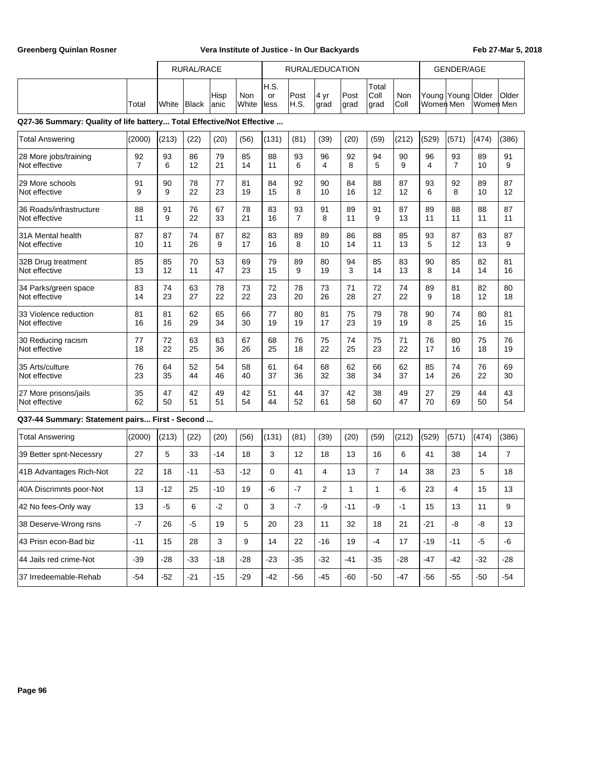| | | RURAL/RACE | | | | RURAL/EDUCATION | | | | | | GENDER/AGE | | | |
|---|---|---|---|---|---|---|---|---|---|---|---|---|---|---|---|
| | Total | White | Black | Hispanic | Non White | H.S. or less | Post H.S. | 4 yr grad | Post grad | Total Coll grad | Non Coll | Young Women | Young Men | Older Women | Older Men |
| **Q27-36 Summary: Quality of life battery... Total Effective/Not Effective ...** | | | | | | | | | | | | | | | |
| Total Answering | (2000) | (213) | (22) | (20) | (56) | (131) | (81) | (39) | (20) | (59) | (212) | (529) | (571) | (474) | (386) |
| 28 More jobs/training | 92 | 93 | 86 | 79 | 85 | 88 | 93 | 96 | 92 | 94 | 90 | 96 | 93 | 89 | 91 |
| Not effective | 7 | 6 | 12 | 21 | 14 | 11 | 6 | 4 | 8 | 5 | 9 | 4 | 7 | 10 | 9 |
| 29 More schools | 91 | 90 | 78 | 77 | 81 | 84 | 92 | 90 | 84 | 88 | 87 | 93 | 92 | 89 | 87 |
| Not effective | 9 | 9 | 22 | 23 | 19 | 15 | 8 | 10 | 16 | 12 | 12 | 6 | 8 | 10 | 12 |
| 36 Roads/infrastructure | 88 | 91 | 76 | 67 | 78 | 83 | 93 | 91 | 89 | 91 | 87 | 89 | 88 | 88 | 87 |
| Not effective | 11 | 9 | 22 | 33 | 21 | 16 | 7 | 8 | 11 | 9 | 13 | 11 | 11 | 11 | 11 |
| 31A Mental health | 87 | 87 | 74 | 87 | 82 | 83 | 89 | 89 | 86 | 88 | 85 | 93 | 87 | 83 | 87 |
| Not effective | 10 | 11 | 26 | 9 | 17 | 16 | 8 | 10 | 14 | 11 | 13 | 5 | 12 | 13 | 9 |
| 32B Drug treatment | 85 | 85 | 70 | 53 | 69 | 79 | 89 | 80 | 94 | 85 | 83 | 90 | 85 | 82 | 81 |
| Not effective | 13 | 12 | 11 | 47 | 23 | 15 | 9 | 19 | 3 | 14 | 13 | 8 | 14 | 14 | 16 |
| 34 Parks/green space | 83 | 74 | 63 | 78 | 73 | 72 | 78 | 73 | 71 | 72 | 74 | 89 | 81 | 82 | 80 |
| Not effective | 14 | 23 | 27 | 22 | 22 | 23 | 20 | 26 | 28 | 27 | 22 | 9 | 18 | 12 | 18 |
| 33 Violence reduction | 81 | 81 | 62 | 65 | 66 | 77 | 80 | 81 | 75 | 79 | 78 | 90 | 74 | 80 | 81 |
| Not effective | 16 | 16 | 29 | 34 | 30 | 19 | 19 | 17 | 23 | 19 | 19 | 8 | 25 | 16 | 15 |
| 30 Reducing racism | 77 | 72 | 63 | 63 | 67 | 68 | 76 | 75 | 74 | 75 | 71 | 76 | 80 | 75 | 76 |
| Not effective | 18 | 22 | 25 | 36 | 26 | 25 | 18 | 22 | 25 | 23 | 22 | 17 | 16 | 18 | 19 |
| 35 Arts/culture | 76 | 64 | 52 | 54 | 58 | 61 | 64 | 68 | 62 | 66 | 62 | 85 | 74 | 76 | 69 |
| Not effective | 23 | 35 | 44 | 46 | 40 | 37 | 36 | 32 | 38 | 34 | 37 | 14 | 26 | 22 | 30 |
| 27 More prisons/jails | 35 | 47 | 42 | 49 | 42 | 51 | 44 | 37 | 42 | 38 | 49 | 27 | 29 | 44 | 43 |
| Not effective | 62 | 50 | 51 | 51 | 54 | 44 | 52 | 61 | 58 | 60 | 47 | 70 | 69 | 50 | 54 |
| **Q37-44 Summary: Statement pairs... First - Second ...** | | | | | | | | | | | | | | | |
| Total Answering | (2000) | (213) | (22) | (20) | (56) | (131) | (81) | (39) | (20) | (59) | (212) | (529) | (571) | (474) | (386) |
| 39 Better spnt-Necessry | 27 | 5 | 33 | -14 | 18 | 3 | 12 | 18 | 13 | 16 | 6 | 41 | 38 | 14 | 7 |
| 41B Advantages Rich-Not | 22 | 18 | -11 | -53 | -12 | 0 | 41 | 4 | 13 | 7 | 14 | 38 | 23 | 5 | 18 |
| 40A Discrimnts poor-Not | 13 | -12 | 25 | -10 | 19 | -6 | -7 | 2 | 1 | 1 | -6 | 23 | 4 | 15 | 13 |
| 42 No fees-Only way | 13 | -5 | 6 | -2 | 0 | 3 | -7 | -9 | -11 | -9 | -1 | 15 | 13 | 11 | 9 |
| 38 Deserve-Wrong rsns | -7 | 26 | -5 | 19 | 5 | 20 | 23 | 11 | 32 | 18 | 21 | -21 | -8 | -8 | 13 |
| 43 Prisn econ-Bad biz | -11 | 15 | 28 | 3 | 9 | 14 | 22 | -16 | 19 | -4 | 17 | -19 | -11 | -5 | -6 |
| 44 Jails red crime-Not | -39 | -28 | -33 | -18 | -28 | -23 | -35 | -32 | -41 | -35 | -28 | -47 | -42 | -32 | -28 |
| 37 Irredeemable-Rehab | -54 | -52 | -21 | -15 | -29 | -42 | -56 | -45 | -60 | -50 | -47 | -56 | -55 | -50 | -54 |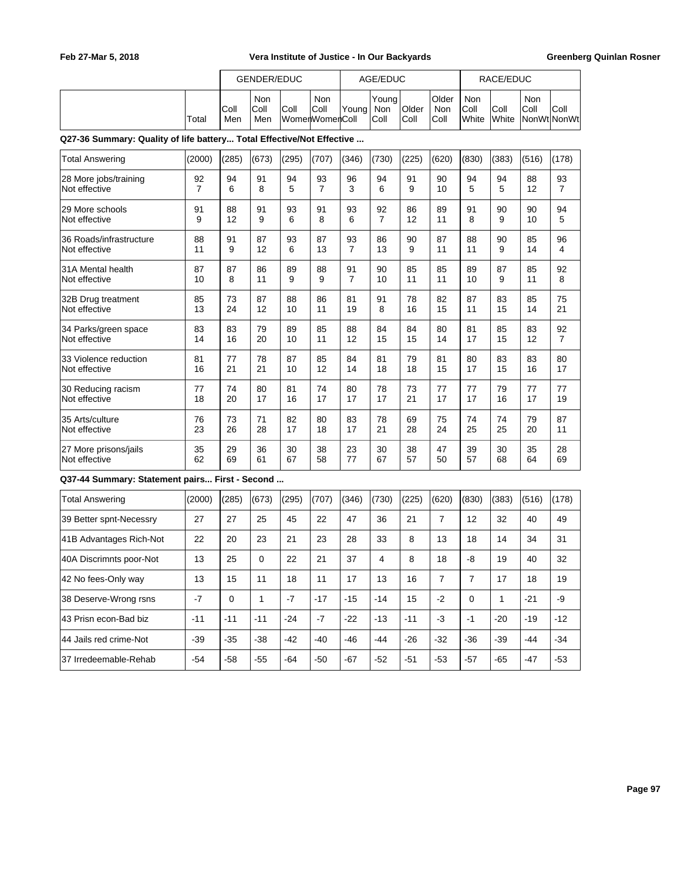| | | GENDER/EDUC | | | | AGE/EDUC | | | | RACE/EDUC | | | |
|---|---|---|---|---|---|---|---|---|---|---|---|---|---|
| | Total | Coll Men | Non Coll Men | Coll Women | Non Coll Women | Young Coll | Young Non Coll | Older Coll | Older Non Coll | Non Coll White | Coll White | Non Coll NonWt | Coll NonWt |

**Q27-36 Summary: Quality of life battery... Total Effective/Not Effective ...**

| | Total | Coll Men | Non Coll Men | Coll Women | Non Coll Women | Young Coll | Young Non Coll | Older Coll | Older Non Coll | Non Coll White | Coll White | Non Coll NonWt | Coll NonWt |
|---|---|---|---|---|---|---|---|---|---|---|---|---|---|
| Total Answering | (2000) | (285) | (673) | (295) | (707) | (346) | (730) | (225) | (620) | (830) | (383) | (516) | (178) |
| 28 More jobs/training | 92 | 94 | 91 | 94 | 93 | 96 | 94 | 91 | 90 | 94 | 94 | 88 | 93 |
| Not effective | 7 | 6 | 8 | 5 | 7 | 3 | 6 | 9 | 10 | 5 | 5 | 12 | 7 |
| 29 More schools | 91 | 88 | 91 | 93 | 91 | 93 | 92 | 86 | 89 | 91 | 90 | 90 | 94 |
| Not effective | 9 | 12 | 9 | 6 | 8 | 6 | 7 | 12 | 11 | 8 | 9 | 10 | 5 |
| 36 Roads/infrastructure | 88 | 91 | 87 | 93 | 87 | 93 | 86 | 90 | 87 | 88 | 90 | 85 | 96 |
| Not effective | 11 | 9 | 12 | 6 | 13 | 7 | 13 | 9 | 11 | 11 | 9 | 14 | 4 |
| 31A Mental health | 87 | 87 | 86 | 89 | 88 | 91 | 90 | 85 | 85 | 89 | 87 | 85 | 92 |
| Not effective | 10 | 8 | 11 | 9 | 9 | 7 | 10 | 11 | 11 | 10 | 9 | 11 | 8 |
| 32B Drug treatment | 85 | 73 | 87 | 88 | 86 | 81 | 91 | 78 | 82 | 87 | 83 | 85 | 75 |
| Not effective | 13 | 24 | 12 | 10 | 11 | 19 | 8 | 16 | 15 | 11 | 15 | 14 | 21 |
| 34 Parks/green space | 83 | 83 | 79 | 89 | 85 | 88 | 84 | 84 | 80 | 81 | 85 | 83 | 92 |
| Not effective | 14 | 16 | 20 | 10 | 11 | 12 | 15 | 15 | 14 | 17 | 15 | 12 | 7 |
| 33 Violence reduction | 81 | 77 | 78 | 87 | 85 | 84 | 81 | 79 | 81 | 80 | 83 | 83 | 80 |
| Not effective | 16 | 21 | 21 | 10 | 12 | 14 | 18 | 18 | 15 | 17 | 15 | 16 | 17 |
| 30 Reducing racism | 77 | 74 | 80 | 81 | 74 | 80 | 78 | 73 | 77 | 77 | 79 | 77 | 77 |
| Not effective | 18 | 20 | 17 | 16 | 17 | 17 | 17 | 21 | 17 | 17 | 16 | 17 | 19 |
| 35 Arts/culture | 76 | 73 | 71 | 82 | 80 | 83 | 78 | 69 | 75 | 74 | 74 | 79 | 87 |
| Not effective | 23 | 26 | 28 | 17 | 18 | 17 | 21 | 28 | 24 | 25 | 25 | 20 | 11 |
| 27 More prisons/jails | 35 | 29 | 36 | 30 | 38 | 23 | 30 | 38 | 47 | 39 | 30 | 35 | 28 |
| Not effective | 62 | 69 | 61 | 67 | 58 | 77 | 67 | 57 | 50 | 57 | 68 | 64 | 69 |

**Q37-44 Summary: Statement pairs... First - Second ...**

| | Total | Coll Men | Non Coll Men | Coll Women | Non Coll Women | Young Coll | Young Non Coll | Older Coll | Older Non Coll | Non Coll White | Coll White | Non Coll NonWt | Coll NonWt |
|---|---|---|---|---|---|---|---|---|---|---|---|---|---|
| Total Answering | (2000) | (285) | (673) | (295) | (707) | (346) | (730) | (225) | (620) | (830) | (383) | (516) | (178) |
| 39 Better spnt-Necessry | 27 | 27 | 25 | 45 | 22 | 47 | 36 | 21 | 7 | 12 | 32 | 40 | 49 |
| 41B Advantages Rich-Not | 22 | 20 | 23 | 21 | 23 | 28 | 33 | 8 | 13 | 18 | 14 | 34 | 31 |
| 40A Discrimnts poor-Not | 13 | 25 | 0 | 22 | 21 | 37 | 4 | 8 | 18 | -8 | 19 | 40 | 32 |
| 42 No fees-Only way | 13 | 15 | 11 | 18 | 11 | 17 | 13 | 16 | 7 | 7 | 17 | 18 | 19 |
| 38 Deserve-Wrong rsns | -7 | 0 | 1 | -7 | -17 | -15 | -14 | 15 | -2 | 0 | 1 | -21 | -9 |
| 43 Prisn econ-Bad biz | -11 | -11 | -11 | -24 | -7 | -22 | -13 | -11 | -3 | -1 | -20 | -19 | -12 |
| 44 Jails red crime-Not | -39 | -35 | -38 | -42 | -40 | -46 | -44 | -26 | -32 | -36 | -39 | -44 | -34 |
| 37 Irredeemable-Rehab | -54 | -58 | -55 | -64 | -50 | -67 | -52 | -51 | -53 | -57 | -65 | -47 | -53 |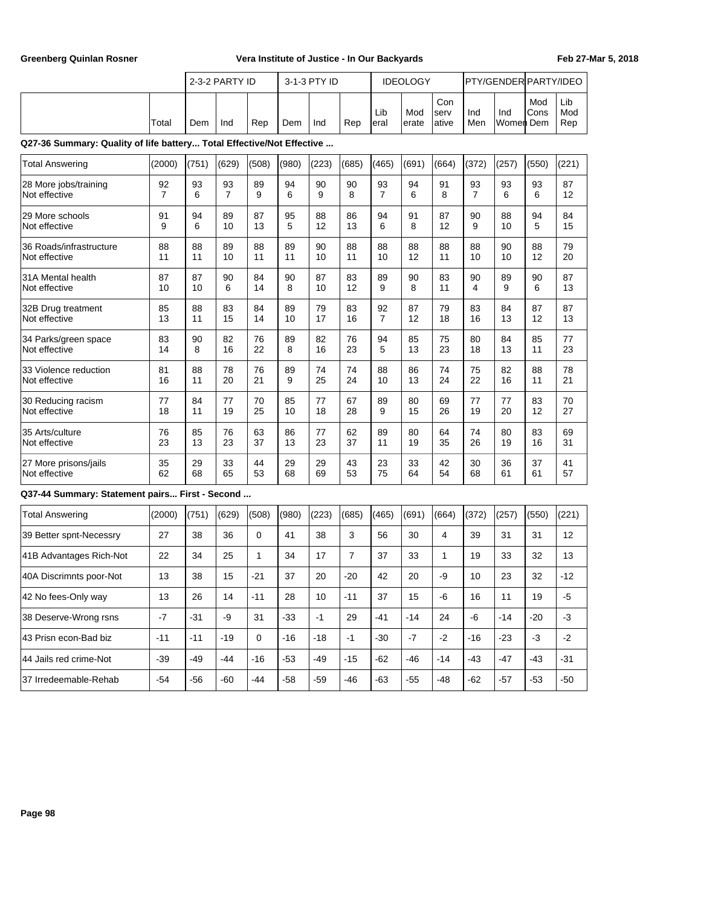| | | 2-3-2 PARTY ID | | | 3-1-3 PTY ID | | | IDEOLOGY | | | PTY/GENDER | | PARTY/IDEO | |
|---|---|---|---|---|---|---|---|---|---|---|---|---|---|---|
| | Total | Dem | Ind | Rep | Dem | Ind | Rep | Liberal | Moderate | Conservative | Ind Men | Ind Women | Mod Cons Dem | Lib Mod Rep |

**Q27-36 Summary: Quality of life battery... Total Effective/Not Effective ...**

| | Total | Dem | Ind | Rep | Dem | Ind | Rep | Liberal | Moderate | Conservative | Ind Men | Ind Women | Mod Cons Dem | Lib Mod Rep |
|---|---|---|---|---|---|---|---|---|---|---|---|---|---|---|
| Total Answering | (2000) | (751) | (629) | (508) | (980) | (223) | (685) | (465) | (691) | (664) | (372) | (257) | (550) | (221) |
| 28 More jobs/training | 92 | 93 | 93 | 89 | 94 | 90 | 90 | 93 | 94 | 91 | 93 | 93 | 93 | 87 |
| Not effective | 7 | 6 | 7 | 9 | 6 | 9 | 8 | 7 | 6 | 8 | 7 | 6 | 6 | 12 |
| 29 More schools | 91 | 94 | 89 | 87 | 95 | 88 | 86 | 94 | 91 | 87 | 90 | 88 | 94 | 84 |
| Not effective | 9 | 6 | 10 | 13 | 5 | 12 | 13 | 6 | 8 | 12 | 9 | 10 | 5 | 15 |
| 36 Roads/infrastructure | 88 | 88 | 89 | 88 | 89 | 90 | 88 | 88 | 88 | 88 | 88 | 90 | 88 | 79 |
| Not effective | 11 | 11 | 10 | 11 | 11 | 10 | 11 | 10 | 12 | 11 | 10 | 10 | 12 | 20 |
| 31A Mental health | 87 | 87 | 90 | 84 | 90 | 87 | 83 | 89 | 90 | 83 | 90 | 89 | 90 | 87 |
| Not effective | 10 | 10 | 6 | 14 | 8 | 10 | 12 | 9 | 8 | 11 | 4 | 9 | 6 | 13 |
| 32B Drug treatment | 85 | 88 | 83 | 84 | 89 | 79 | 83 | 92 | 87 | 79 | 83 | 84 | 87 | 87 |
| Not effective | 13 | 11 | 15 | 14 | 10 | 17 | 16 | 7 | 12 | 18 | 16 | 13 | 12 | 13 |
| 34 Parks/green space | 83 | 90 | 82 | 76 | 89 | 82 | 76 | 94 | 85 | 75 | 80 | 84 | 85 | 77 |
| Not effective | 14 | 8 | 16 | 22 | 8 | 16 | 23 | 5 | 13 | 23 | 18 | 13 | 11 | 23 |
| 33 Violence reduction | 81 | 88 | 78 | 76 | 89 | 74 | 74 | 88 | 86 | 74 | 75 | 82 | 88 | 78 |
| Not effective | 16 | 11 | 20 | 21 | 9 | 25 | 24 | 10 | 13 | 24 | 22 | 16 | 11 | 21 |
| 30 Reducing racism | 77 | 84 | 77 | 70 | 85 | 77 | 67 | 89 | 80 | 69 | 77 | 77 | 83 | 70 |
| Not effective | 18 | 11 | 19 | 25 | 10 | 18 | 28 | 9 | 15 | 26 | 19 | 20 | 12 | 27 |
| 35 Arts/culture | 76 | 85 | 76 | 63 | 86 | 77 | 62 | 89 | 80 | 64 | 74 | 80 | 83 | 69 |
| Not effective | 23 | 13 | 23 | 37 | 13 | 23 | 37 | 11 | 19 | 35 | 26 | 19 | 16 | 31 |
| 27 More prisons/jails | 35 | 29 | 33 | 44 | 29 | 29 | 43 | 23 | 33 | 42 | 30 | 36 | 37 | 41 |
| Not effective | 62 | 68 | 65 | 53 | 68 | 69 | 53 | 75 | 64 | 54 | 68 | 61 | 61 | 57 |

**Q37-44 Summary: Statement pairs... First - Second ...**

| | Total | Dem | Ind | Rep | Dem | Ind | Rep | Liberal | Moderate | Conservative | Ind Men | Ind Women | Mod Cons Dem | Lib Mod Rep |
|---|---|---|---|---|---|---|---|---|---|---|---|---|---|---|
| Total Answering | (2000) | (751) | (629) | (508) | (980) | (223) | (685) | (465) | (691) | (664) | (372) | (257) | (550) | (221) |
| 39 Better spnt-Necessry | 27 | 38 | 36 | 0 | 41 | 38 | 3 | 56 | 30 | 4 | 39 | 31 | 31 | 12 |
| 41B Advantages Rich-Not | 22 | 34 | 25 | 1 | 34 | 17 | 7 | 37 | 33 | 1 | 19 | 33 | 32 | 13 |
| 40A Discrimnts poor-Not | 13 | 38 | 15 | -21 | 37 | 20 | -20 | 42 | 20 | -9 | 10 | 23 | 32 | -12 |
| 42 No fees-Only way | 13 | 26 | 14 | -11 | 28 | 10 | -11 | 37 | 15 | -6 | 16 | 11 | 19 | -5 |
| 38 Deserve-Wrong rsns | -7 | -31 | -9 | 31 | -33 | -1 | 29 | -41 | -14 | 24 | -6 | -14 | -20 | -3 |
| 43 Prisn econ-Bad biz | -11 | -11 | -19 | 0 | -16 | -18 | -1 | -30 | -7 | -2 | -16 | -23 | -3 | -2 |
| 44 Jails red crime-Not | -39 | -49 | -44 | -16 | -53 | -49 | -15 | -62 | -46 | -14 | -43 | -47 | -43 | -31 |
| 37 Irredeemable-Rehab | -54 | -56 | -60 | -44 | -58 | -59 | -46 | -63 | -55 | -48 | -62 | -57 | -53 | -50 |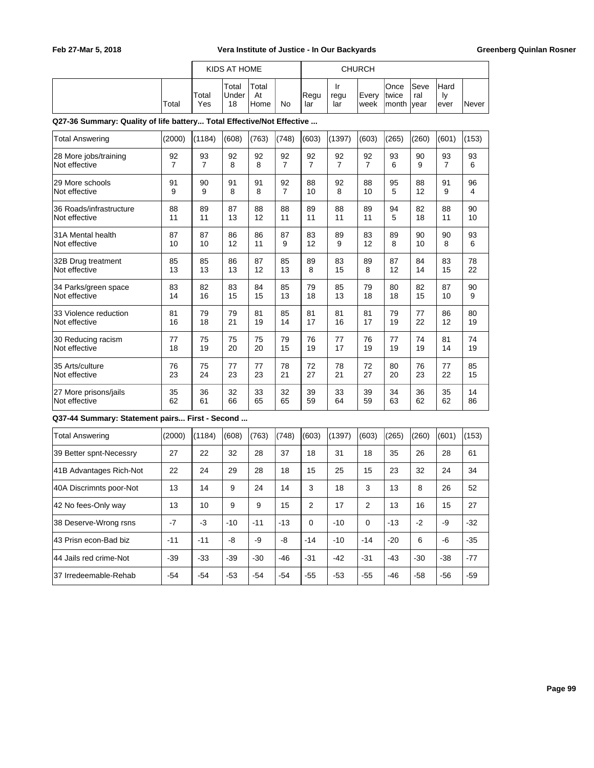Feb 27-Mar 5, 2018 — Vera Institute of Justice - In Our Backyards — Greenberg Quinlan Rosner

| | | KIDS AT HOME | | | | CHURCH | | | | | | |
|---|---|---|---|---|---|---|---|---|---|---|---|---|
| | Total | Total Yes | Total Under 18 | Total At Home | No | Regular | Irregular | Every week | Once twice month | Several year | Hardly ever | Never |

**Q27-36 Summary: Quality of life battery... Total Effective/Not Effective ...**

| | Total | Total Yes | Total Under 18 | Total At Home | No | Regular | Irregular | Every week | Once twice month | Several year | Hardly ever | Never |
|---|---|---|---|---|---|---|---|---|---|---|---|---|
| Total Answering | (2000) | (1184) | (608) | (763) | (748) | (603) | (1397) | (603) | (265) | (260) | (601) | (153) |
| 28 More jobs/training | 92 | 93 | 92 | 92 | 92 | 92 | 92 | 92 | 93 | 90 | 93 | 93 |
| Not effective | 7 | 7 | 8 | 8 | 7 | 7 | 7 | 7 | 6 | 9 | 7 | 6 |
| 29 More schools | 91 | 90 | 91 | 91 | 92 | 88 | 92 | 88 | 95 | 88 | 91 | 96 |
| Not effective | 9 | 9 | 8 | 8 | 7 | 10 | 8 | 10 | 5 | 12 | 9 | 4 |
| 36 Roads/infrastructure | 88 | 89 | 87 | 88 | 88 | 89 | 88 | 89 | 94 | 82 | 88 | 90 |
| Not effective | 11 | 11 | 13 | 12 | 11 | 11 | 11 | 11 | 5 | 18 | 11 | 10 |
| 31A Mental health | 87 | 87 | 86 | 86 | 87 | 83 | 89 | 83 | 89 | 90 | 90 | 93 |
| Not effective | 10 | 10 | 12 | 11 | 9 | 12 | 9 | 12 | 8 | 10 | 8 | 6 |
| 32B Drug treatment | 85 | 85 | 86 | 87 | 85 | 89 | 83 | 89 | 87 | 84 | 83 | 78 |
| Not effective | 13 | 13 | 13 | 12 | 13 | 8 | 15 | 8 | 12 | 14 | 15 | 22 |
| 34 Parks/green space | 83 | 82 | 83 | 84 | 85 | 79 | 85 | 79 | 80 | 82 | 87 | 90 |
| Not effective | 14 | 16 | 15 | 15 | 13 | 18 | 13 | 18 | 18 | 15 | 10 | 9 |
| 33 Violence reduction | 81 | 79 | 79 | 81 | 85 | 81 | 81 | 81 | 79 | 77 | 86 | 80 |
| Not effective | 16 | 18 | 21 | 19 | 14 | 17 | 16 | 17 | 19 | 22 | 12 | 19 |
| 30 Reducing racism | 77 | 75 | 75 | 75 | 79 | 76 | 77 | 76 | 77 | 74 | 81 | 74 |
| Not effective | 18 | 19 | 20 | 20 | 15 | 19 | 17 | 19 | 19 | 19 | 14 | 19 |
| 35 Arts/culture | 76 | 75 | 77 | 77 | 78 | 72 | 78 | 72 | 80 | 76 | 77 | 85 |
| Not effective | 23 | 24 | 23 | 23 | 21 | 27 | 21 | 27 | 20 | 23 | 22 | 15 |
| 27 More prisons/jails | 35 | 36 | 32 | 33 | 32 | 39 | 33 | 39 | 34 | 36 | 35 | 14 |
| Not effective | 62 | 61 | 66 | 65 | 65 | 59 | 64 | 59 | 63 | 62 | 62 | 86 |

**Q37-44 Summary: Statement pairs... First - Second ...**

| | Total | Total Yes | Total Under 18 | Total At Home | No | Regular | Irregular | Every week | Once twice month | Several year | Hardly ever | Never |
|---|---|---|---|---|---|---|---|---|---|---|---|---|
| Total Answering | (2000) | (1184) | (608) | (763) | (748) | (603) | (1397) | (603) | (265) | (260) | (601) | (153) |
| 39 Better spnt-Necessry | 27 | 22 | 32 | 28 | 37 | 18 | 31 | 18 | 35 | 26 | 28 | 61 |
| 41B Advantages Rich-Not | 22 | 24 | 29 | 28 | 18 | 15 | 25 | 15 | 23 | 32 | 24 | 34 |
| 40A Discrimnts poor-Not | 13 | 14 | 9 | 24 | 14 | 3 | 18 | 3 | 13 | 8 | 26 | 52 |
| 42 No fees-Only way | 13 | 10 | 9 | 9 | 15 | 2 | 17 | 2 | 13 | 16 | 15 | 27 |
| 38 Deserve-Wrong rsns | -7 | -3 | -10 | -11 | -13 | 0 | -10 | 0 | -13 | -2 | -9 | -32 |
| 43 Prisn econ-Bad biz | -11 | -11 | -8 | -9 | -8 | -14 | -10 | -14 | -20 | 6 | -6 | -35 |
| 44 Jails red crime-Not | -39 | -33 | -39 | -30 | -46 | -31 | -42 | -31 | -43 | -30 | -38 | -77 |
| 37 Irredeemable-Rehab | -54 | -54 | -53 | -54 | -54 | -55 | -53 | -55 | -46 | -58 | -56 | -59 |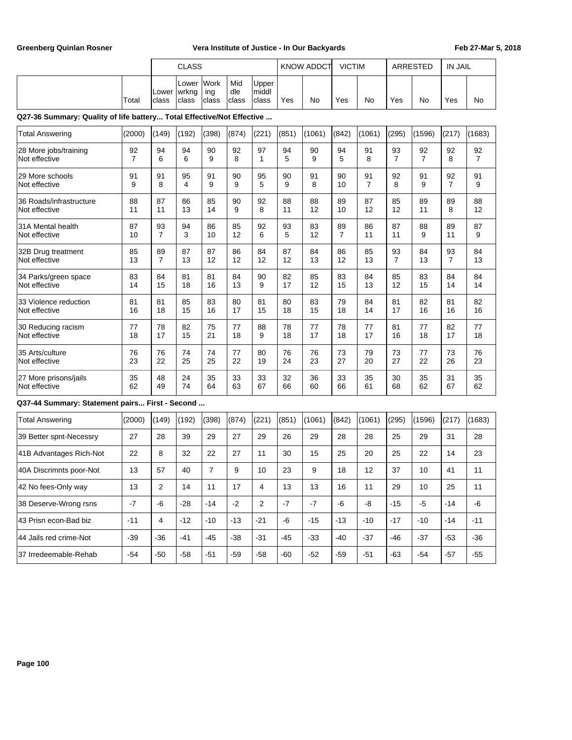| | | CLASS | | | | | KNOW ADDCT | | VICTIM | | ARRESTED | | IN JAIL | |
|---|---|---|---|---|---|---|---|---|---|---|---|---|---|---|
| | Total | Lower class | Lower wrkng class | Working class | Middle class | Upper middl class | Yes | No | Yes | No | Yes | No | Yes | No |

**Q27-36 Summary: Quality of life battery... Total Effective/Not Effective ...**

| | Total | Lower class | Lower wrkng class | Working class | Middle class | Upper middl class | KNOW ADDCT Yes | KNOW ADDCT No | VICTIM Yes | VICTIM No | ARRESTED Yes | ARRESTED No | IN JAIL Yes | IN JAIL No |
|---|---|---|---|---|---|---|---|---|---|---|---|---|---|---|
| Total Answering | (2000) | (149) | (192) | (398) | (874) | (221) | (851) | (1061) | (842) | (1061) | (295) | (1596) | (217) | (1683) |
| 28 More jobs/training | 92 | 94 | 94 | 90 | 92 | 97 | 94 | 90 | 94 | 91 | 93 | 92 | 92 | 92 |
| Not effective | 7 | 6 | 6 | 9 | 8 | 1 | 5 | 9 | 5 | 8 | 7 | 7 | 8 | 7 |
| 29 More schools | 91 | 91 | 95 | 91 | 90 | 95 | 90 | 91 | 90 | 91 | 92 | 91 | 92 | 91 |
| Not effective | 9 | 8 | 4 | 9 | 9 | 5 | 9 | 8 | 10 | 7 | 8 | 9 | 7 | 9 |
| 36 Roads/infrastructure | 88 | 87 | 86 | 85 | 90 | 92 | 88 | 88 | 89 | 87 | 85 | 89 | 89 | 88 |
| Not effective | 11 | 11 | 13 | 14 | 9 | 8 | 11 | 12 | 10 | 12 | 12 | 11 | 8 | 12 |
| 31A Mental health | 87 | 93 | 94 | 86 | 85 | 92 | 93 | 83 | 89 | 86 | 87 | 88 | 89 | 87 |
| Not effective | 10 | 7 | 3 | 10 | 12 | 6 | 5 | 12 | 7 | 11 | 11 | 9 | 11 | 9 |
| 32B Drug treatment | 85 | 89 | 87 | 87 | 86 | 84 | 87 | 84 | 86 | 85 | 93 | 84 | 93 | 84 |
| Not effective | 13 | 7 | 13 | 12 | 12 | 12 | 12 | 13 | 12 | 13 | 7 | 13 | 7 | 13 |
| 34 Parks/green space | 83 | 84 | 81 | 81 | 84 | 90 | 82 | 85 | 83 | 84 | 85 | 83 | 84 | 84 |
| Not effective | 14 | 15 | 18 | 16 | 13 | 9 | 17 | 12 | 15 | 13 | 12 | 15 | 14 | 14 |
| 33 Violence reduction | 81 | 81 | 85 | 83 | 80 | 81 | 80 | 83 | 79 | 84 | 81 | 82 | 81 | 82 |
| Not effective | 16 | 18 | 15 | 16 | 17 | 15 | 18 | 15 | 18 | 14 | 17 | 16 | 16 | 16 |
| 30 Reducing racism | 77 | 78 | 82 | 75 | 77 | 88 | 78 | 77 | 78 | 77 | 81 | 77 | 82 | 77 |
| Not effective | 18 | 17 | 15 | 21 | 18 | 9 | 18 | 17 | 18 | 17 | 16 | 18 | 17 | 18 |
| 35 Arts/culture | 76 | 76 | 74 | 74 | 77 | 80 | 76 | 76 | 73 | 79 | 73 | 77 | 73 | 76 |
| Not effective | 23 | 22 | 25 | 25 | 22 | 19 | 24 | 23 | 27 | 20 | 27 | 22 | 26 | 23 |
| 27 More prisons/jails | 35 | 48 | 24 | 35 | 33 | 33 | 32 | 36 | 33 | 35 | 30 | 35 | 31 | 35 |
| Not effective | 62 | 49 | 74 | 64 | 63 | 67 | 66 | 60 | 66 | 61 | 68 | 62 | 67 | 62 |

**Q37-44 Summary: Statement pairs... First - Second ...**

| | Total | Lower class | Lower wrkng class | Working class | Middle class | Upper middl class | KNOW ADDCT Yes | KNOW ADDCT No | VICTIM Yes | VICTIM No | ARRESTED Yes | ARRESTED No | IN JAIL Yes | IN JAIL No |
|---|---|---|---|---|---|---|---|---|---|---|---|---|---|---|
| Total Answering | (2000) | (149) | (192) | (398) | (874) | (221) | (851) | (1061) | (842) | (1061) | (295) | (1596) | (217) | (1683) |
| 39 Better spnt-Necessry | 27 | 28 | 39 | 29 | 27 | 29 | 26 | 29 | 28 | 28 | 25 | 29 | 31 | 28 |
| 41B Advantages Rich-Not | 22 | 8 | 32 | 22 | 27 | 11 | 30 | 15 | 25 | 20 | 25 | 22 | 14 | 23 |
| 40A Discrimnts poor-Not | 13 | 57 | 40 | 7 | 9 | 10 | 23 | 9 | 18 | 12 | 37 | 10 | 41 | 11 |
| 42 No fees-Only way | 13 | 2 | 14 | 11 | 17 | 4 | 13 | 13 | 16 | 11 | 29 | 10 | 25 | 11 |
| 38 Deserve-Wrong rsns | -7 | -6 | -28 | -14 | -2 | 2 | -7 | -7 | -6 | -8 | -15 | -5 | -14 | -6 |
| 43 Prisn econ-Bad biz | -11 | 4 | -12 | -10 | -13 | -21 | -6 | -15 | -13 | -10 | -17 | -10 | -14 | -11 |
| 44 Jails red crime-Not | -39 | -36 | -41 | -45 | -38 | -31 | -45 | -33 | -40 | -37 | -46 | -37 | -53 | -36 |
| 37 Irredeemable-Rehab | -54 | -50 | -58 | -51 | -59 | -58 | -60 | -52 | -59 | -51 | -63 | -54 | -57 | -55 |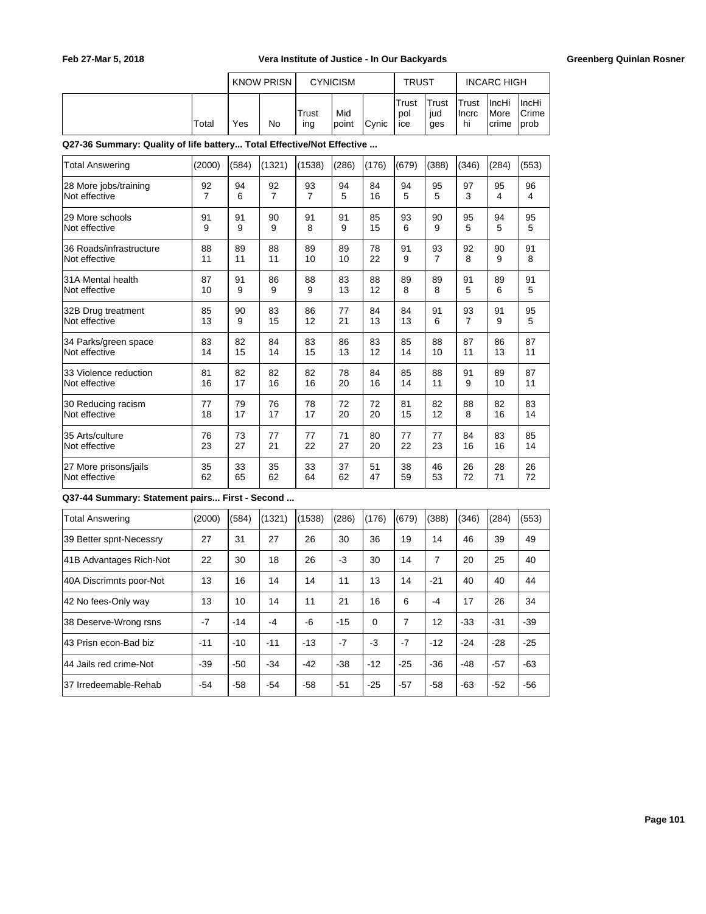Feb 27-Mar 5, 2018 — Vera Institute of Justice - In Our Backyards — Greenberg Quinlan Rosner

| | | KNOW PRISN | | CYNICISM | | | TRUST | | INCARC HIGH | | |
|---|---|---|---|---|---|---|---|---|---|---|---|
| | Total | Yes | No | Trusting | Mid point | Cynic | Trust police | Trust judges | Trust Incrc hi | IncHi More crime | IncHi Crime prob |

**Q27-36 Summary: Quality of life battery... Total Effective/Not Effective ...**

| | Total | Yes | No | Trusting | Mid point | Cynic | Trust police | Trust judges | Trust Incrc hi | IncHi More crime | IncHi Crime prob |
|---|---|---|---|---|---|---|---|---|---|---|---|
| Total Answering | (2000) | (584) | (1321) | (1538) | (286) | (176) | (679) | (388) | (346) | (284) | (553) |
| 28 More jobs/training | 92 | 94 | 92 | 93 | 94 | 84 | 94 | 95 | 97 | 95 | 96 |
| Not effective | 7 | 6 | 7 | 7 | 5 | 16 | 5 | 5 | 3 | 4 | 4 |
| 29 More schools | 91 | 91 | 90 | 91 | 91 | 85 | 93 | 90 | 95 | 94 | 95 |
| Not effective | 9 | 9 | 9 | 8 | 9 | 15 | 6 | 9 | 5 | 5 | 5 |
| 36 Roads/infrastructure | 88 | 89 | 88 | 89 | 89 | 78 | 91 | 93 | 92 | 90 | 91 |
| Not effective | 11 | 11 | 11 | 10 | 10 | 22 | 9 | 7 | 8 | 9 | 8 |
| 31A Mental health | 87 | 91 | 86 | 88 | 83 | 88 | 89 | 89 | 91 | 89 | 91 |
| Not effective | 10 | 9 | 9 | 9 | 13 | 12 | 8 | 8 | 5 | 6 | 5 |
| 32B Drug treatment | 85 | 90 | 83 | 86 | 77 | 84 | 84 | 91 | 93 | 91 | 95 |
| Not effective | 13 | 9 | 15 | 12 | 21 | 13 | 13 | 6 | 7 | 9 | 5 |
| 34 Parks/green space | 83 | 82 | 84 | 83 | 86 | 83 | 85 | 88 | 87 | 86 | 87 |
| Not effective | 14 | 15 | 14 | 15 | 13 | 12 | 14 | 10 | 11 | 13 | 11 |
| 33 Violence reduction | 81 | 82 | 82 | 82 | 78 | 84 | 85 | 88 | 91 | 89 | 87 |
| Not effective | 16 | 17 | 16 | 16 | 20 | 16 | 14 | 11 | 9 | 10 | 11 |
| 30 Reducing racism | 77 | 79 | 76 | 78 | 72 | 72 | 81 | 82 | 88 | 82 | 83 |
| Not effective | 18 | 17 | 17 | 17 | 20 | 20 | 15 | 12 | 8 | 16 | 14 |
| 35 Arts/culture | 76 | 73 | 77 | 77 | 71 | 80 | 77 | 77 | 84 | 83 | 85 |
| Not effective | 23 | 27 | 21 | 22 | 27 | 20 | 22 | 23 | 16 | 16 | 14 |
| 27 More prisons/jails | 35 | 33 | 35 | 33 | 37 | 51 | 38 | 46 | 26 | 28 | 26 |
| Not effective | 62 | 65 | 62 | 64 | 62 | 47 | 59 | 53 | 72 | 71 | 72 |

**Q37-44 Summary: Statement pairs... First - Second ...**

| | Total | Yes | No | Trusting | Mid point | Cynic | Trust police | Trust judges | Trust Incrc hi | IncHi More crime | IncHi Crime prob |
|---|---|---|---|---|---|---|---|---|---|---|---|
| Total Answering | (2000) | (584) | (1321) | (1538) | (286) | (176) | (679) | (388) | (346) | (284) | (553) |
| 39 Better spnt-Necessry | 27 | 31 | 27 | 26 | 30 | 36 | 19 | 14 | 46 | 39 | 49 |
| 41B Advantages Rich-Not | 22 | 30 | 18 | 26 | -3 | 30 | 14 | 7 | 20 | 25 | 40 |
| 40A Discrimnts poor-Not | 13 | 16 | 14 | 14 | 11 | 13 | 14 | -21 | 40 | 40 | 44 |
| 42 No fees-Only way | 13 | 10 | 14 | 11 | 21 | 16 | 6 | -4 | 17 | 26 | 34 |
| 38 Deserve-Wrong rsns | -7 | -14 | -4 | -6 | -15 | 0 | 7 | 12 | -33 | -31 | -39 |
| 43 Prisn econ-Bad biz | -11 | -10 | -11 | -13 | -7 | -3 | -7 | -12 | -24 | -28 | -25 |
| 44 Jails red crime-Not | -39 | -50 | -34 | -42 | -38 | -12 | -25 | -36 | -48 | -57 | -63 |
| 37 Irredeemable-Rehab | -54 | -58 | -54 | -58 | -51 | -25 | -57 | -58 | -63 | -52 | -56 |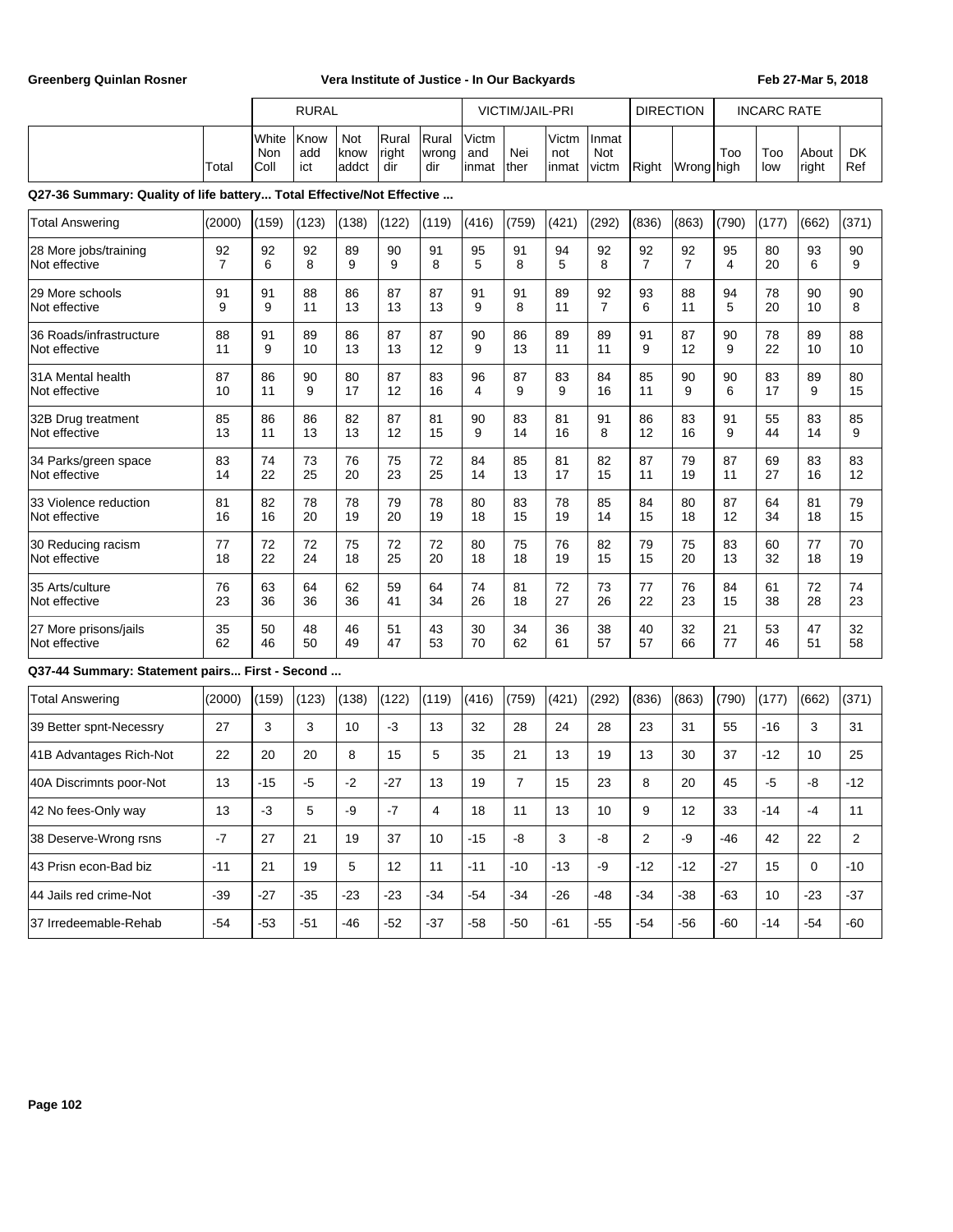| | | RURAL | | | | | VICTIM/JAIL-PRI | | | | DIRECTION | | INCARC RATE | | | |
|---|---|---|---|---|---|---|---|---|---|---|---|---|---|---|---|---|
| | Total | White Non Coll | Know add ict | Not know addct | Rural right dir | Rural wrong dir | Victm and inmat | Nei ther | Victm not inmat | Inmat Not victm | Right | Wrong | Too high | Too low | About right | DK Ref |

**Q27-36 Summary: Quality of life battery... Total Effective/Not Effective ...**

| | Total | White Non Coll | Know add ict | Not know addct | Rural right dir | Rural wrong dir | Victm and inmat | Nei ther | Victm not inmat | Inmat Not victm | Right | Wrong | Too high | Too low | About right | DK Ref |
|---|---|---|---|---|---|---|---|---|---|---|---|---|---|---|---|---|
| Total Answering | (2000) | (159) | (123) | (138) | (122) | (119) | (416) | (759) | (421) | (292) | (836) | (863) | (790) | (177) | (662) | (371) |
| 28 More jobs/training | 92 | 92 | 92 | 89 | 90 | 91 | 95 | 91 | 94 | 92 | 92 | 92 | 95 | 80 | 93 | 90 |
| Not effective | 7 | 6 | 8 | 9 | 9 | 8 | 5 | 8 | 5 | 8 | 7 | 7 | 4 | 20 | 6 | 9 |
| 29 More schools | 91 | 91 | 88 | 86 | 87 | 87 | 91 | 91 | 89 | 92 | 93 | 88 | 94 | 78 | 90 | 90 |
| Not effective | 9 | 9 | 11 | 13 | 13 | 13 | 9 | 8 | 11 | 7 | 6 | 11 | 5 | 20 | 10 | 8 |
| 36 Roads/infrastructure | 88 | 91 | 89 | 86 | 87 | 87 | 90 | 86 | 89 | 89 | 91 | 87 | 90 | 78 | 89 | 88 |
| Not effective | 11 | 9 | 10 | 13 | 13 | 12 | 9 | 13 | 11 | 11 | 9 | 12 | 9 | 22 | 10 | 10 |
| 31A Mental health | 87 | 86 | 90 | 80 | 87 | 83 | 96 | 87 | 83 | 84 | 85 | 90 | 90 | 83 | 89 | 80 |
| Not effective | 10 | 11 | 9 | 17 | 12 | 16 | 4 | 9 | 9 | 16 | 11 | 9 | 6 | 17 | 9 | 15 |
| 32B Drug treatment | 85 | 86 | 86 | 82 | 87 | 81 | 90 | 83 | 81 | 91 | 86 | 83 | 91 | 55 | 83 | 85 |
| Not effective | 13 | 11 | 13 | 13 | 12 | 15 | 9 | 14 | 16 | 8 | 12 | 16 | 9 | 44 | 14 | 9 |
| 34 Parks/green space | 83 | 74 | 73 | 76 | 75 | 72 | 84 | 85 | 81 | 82 | 87 | 79 | 87 | 69 | 83 | 83 |
| Not effective | 14 | 22 | 25 | 20 | 23 | 25 | 14 | 13 | 17 | 15 | 11 | 19 | 11 | 27 | 16 | 12 |
| 33 Violence reduction | 81 | 82 | 78 | 78 | 79 | 78 | 80 | 83 | 78 | 85 | 84 | 80 | 87 | 64 | 81 | 79 |
| Not effective | 16 | 16 | 20 | 19 | 20 | 19 | 18 | 15 | 19 | 14 | 15 | 18 | 12 | 34 | 18 | 15 |
| 30 Reducing racism | 77 | 72 | 72 | 75 | 72 | 72 | 80 | 75 | 76 | 82 | 79 | 75 | 83 | 60 | 77 | 70 |
| Not effective | 18 | 22 | 24 | 18 | 25 | 20 | 18 | 18 | 19 | 15 | 15 | 20 | 13 | 32 | 18 | 19 |
| 35 Arts/culture | 76 | 63 | 64 | 62 | 59 | 64 | 74 | 81 | 72 | 73 | 77 | 76 | 84 | 61 | 72 | 74 |
| Not effective | 23 | 36 | 36 | 36 | 41 | 34 | 26 | 18 | 27 | 26 | 22 | 23 | 15 | 38 | 28 | 23 |
| 27 More prisons/jails | 35 | 50 | 48 | 46 | 51 | 43 | 30 | 34 | 36 | 38 | 40 | 32 | 21 | 53 | 47 | 32 |
| Not effective | 62 | 46 | 50 | 49 | 47 | 53 | 70 | 62 | 61 | 57 | 57 | 66 | 77 | 46 | 51 | 58 |

**Q37-44 Summary: Statement pairs... First - Second ...**

| | Total | White Non Coll | Know add ict | Not know addct | Rural right dir | Rural wrong dir | Victm and inmat | Nei ther | Victm not inmat | Inmat Not victm | Right | Wrong | Too high | Too low | About right | DK Ref |
|---|---|---|---|---|---|---|---|---|---|---|---|---|---|---|---|---|
| Total Answering | (2000) | (159) | (123) | (138) | (122) | (119) | (416) | (759) | (421) | (292) | (836) | (863) | (790) | (177) | (662) | (371) |
| 39 Better spnt-Necessry | 27 | 3 | 3 | 10 | -3 | 13 | 32 | 28 | 24 | 28 | 23 | 31 | 55 | -16 | 3 | 31 |
| 41B Advantages Rich-Not | 22 | 20 | 20 | 8 | 15 | 5 | 35 | 21 | 13 | 19 | 13 | 30 | 37 | -12 | 10 | 25 |
| 40A Discrimnts poor-Not | 13 | -15 | -5 | -2 | -27 | 13 | 19 | 7 | 15 | 23 | 8 | 20 | 45 | -5 | -8 | -12 |
| 42 No fees-Only way | 13 | -3 | 5 | -9 | -7 | 4 | 18 | 11 | 13 | 10 | 9 | 12 | 33 | -14 | -4 | 11 |
| 38 Deserve-Wrong rsns | -7 | 27 | 21 | 19 | 37 | 10 | -15 | -8 | 3 | -8 | 2 | -9 | -46 | 42 | 22 | 2 |
| 43 Prisn econ-Bad biz | -11 | 21 | 19 | 5 | 12 | 11 | -11 | -10 | -13 | -9 | -12 | -12 | -27 | 15 | 0 | -10 |
| 44 Jails red crime-Not | -39 | -27 | -35 | -23 | -23 | -34 | -54 | -34 | -26 | -48 | -34 | -38 | -63 | 10 | -23 | -37 |
| 37 Irredeemable-Rehab | -54 | -53 | -51 | -46 | -52 | -37 | -58 | -50 | -61 | -55 | -54 | -56 | -60 | -14 | -54 | -60 |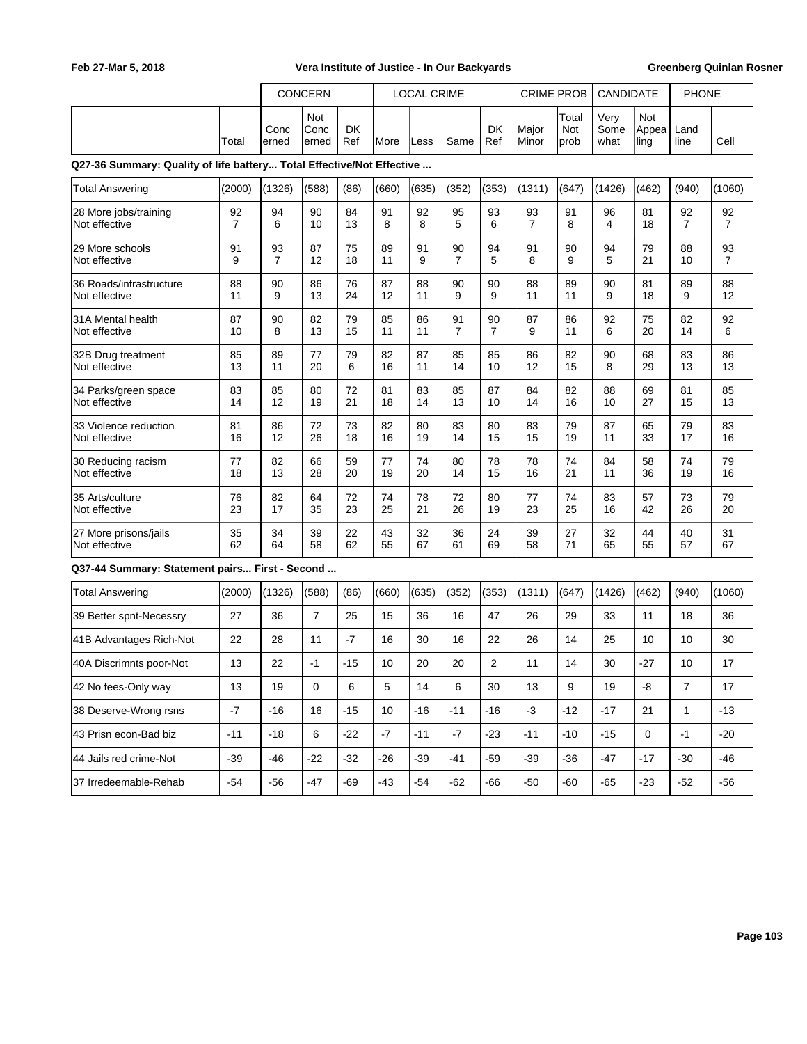| | Total | CONCERN: Concerned | CONCERN: Not Concerned | CONCERN: DK Ref | LOCAL CRIME: More | LOCAL CRIME: Less | LOCAL CRIME: Same | LOCAL CRIME: DK Ref | CRIME PROB: Major Minor | CRIME PROB: Total Not prob | CANDIDATE: Very Somewhat | CANDIDATE: Not Appealing | PHONE: Land line | PHONE: Cell |
|---|---|---|---|---|---|---|---|---|---|---|---|---|---|---|

**Q27-36 Summary: Quality of life battery... Total Effective/Not Effective ...**

| | Total | Concerned | Not Concerned | DK Ref | More | Less | Same | DK Ref | Major Minor | Total Not prob | Very Somewhat | Not Appealing | Land line | Cell |
|---|---|---|---|---|---|---|---|---|---|---|---|---|---|---|
| Total Answering | (2000) | (1326) | (588) | (86) | (660) | (635) | (352) | (353) | (1311) | (647) | (1426) | (462) | (940) | (1060) |
| 28 More jobs/training | 92 | 94 | 90 | 84 | 91 | 92 | 95 | 93 | 93 | 91 | 96 | 81 | 92 | 92 |
| Not effective | 7 | 6 | 10 | 13 | 8 | 8 | 5 | 6 | 7 | 8 | 4 | 18 | 7 | 7 |
| 29 More schools | 91 | 93 | 87 | 75 | 89 | 91 | 90 | 94 | 91 | 90 | 94 | 79 | 88 | 93 |
| Not effective | 9 | 7 | 12 | 18 | 11 | 9 | 7 | 5 | 8 | 9 | 5 | 21 | 10 | 7 |
| 36 Roads/infrastructure | 88 | 90 | 86 | 76 | 87 | 88 | 90 | 90 | 88 | 89 | 90 | 81 | 89 | 88 |
| Not effective | 11 | 9 | 13 | 24 | 12 | 11 | 9 | 9 | 11 | 11 | 9 | 18 | 9 | 12 |
| 31A Mental health | 87 | 90 | 82 | 79 | 85 | 86 | 91 | 90 | 87 | 86 | 92 | 75 | 82 | 92 |
| Not effective | 10 | 8 | 13 | 15 | 11 | 11 | 7 | 7 | 9 | 11 | 6 | 20 | 14 | 6 |
| 32B Drug treatment | 85 | 89 | 77 | 79 | 82 | 87 | 85 | 85 | 86 | 82 | 90 | 68 | 83 | 86 |
| Not effective | 13 | 11 | 20 | 6 | 16 | 11 | 14 | 10 | 12 | 15 | 8 | 29 | 13 | 13 |
| 34 Parks/green space | 83 | 85 | 80 | 72 | 81 | 83 | 85 | 87 | 84 | 82 | 88 | 69 | 81 | 85 |
| Not effective | 14 | 12 | 19 | 21 | 18 | 14 | 13 | 10 | 14 | 16 | 10 | 27 | 15 | 13 |
| 33 Violence reduction | 81 | 86 | 72 | 73 | 82 | 80 | 83 | 80 | 83 | 79 | 87 | 65 | 79 | 83 |
| Not effective | 16 | 12 | 26 | 18 | 16 | 19 | 14 | 15 | 15 | 19 | 11 | 33 | 17 | 16 |
| 30 Reducing racism | 77 | 82 | 66 | 59 | 77 | 74 | 80 | 78 | 78 | 74 | 84 | 58 | 74 | 79 |
| Not effective | 18 | 13 | 28 | 20 | 19 | 20 | 14 | 15 | 16 | 21 | 11 | 36 | 19 | 16 |
| 35 Arts/culture | 76 | 82 | 64 | 72 | 74 | 78 | 72 | 80 | 77 | 74 | 83 | 57 | 73 | 79 |
| Not effective | 23 | 17 | 35 | 23 | 25 | 21 | 26 | 19 | 23 | 25 | 16 | 42 | 26 | 20 |
| 27 More prisons/jails | 35 | 34 | 39 | 22 | 43 | 32 | 36 | 24 | 39 | 27 | 32 | 44 | 40 | 31 |
| Not effective | 62 | 64 | 58 | 62 | 55 | 67 | 61 | 69 | 58 | 71 | 65 | 55 | 57 | 67 |

**Q37-44 Summary: Statement pairs... First - Second ...**

| | Total | Concerned | Not Concerned | DK Ref | More | Less | Same | DK Ref | Major Minor | Total Not prob | Very Somewhat | Not Appealing | Land line | Cell |
|---|---|---|---|---|---|---|---|---|---|---|---|---|---|---|
| Total Answering | (2000) | (1326) | (588) | (86) | (660) | (635) | (352) | (353) | (1311) | (647) | (1426) | (462) | (940) | (1060) |
| 39 Better spnt-Necessry | 27 | 36 | 7 | 25 | 15 | 36 | 16 | 47 | 26 | 29 | 33 | 11 | 18 | 36 |
| 41B Advantages Rich-Not | 22 | 28 | 11 | -7 | 16 | 30 | 16 | 22 | 26 | 14 | 25 | 10 | 10 | 30 |
| 40A Discrimnts poor-Not | 13 | 22 | -1 | -15 | 10 | 20 | 20 | 2 | 11 | 14 | 30 | -27 | 10 | 17 |
| 42 No fees-Only way | 13 | 19 | 0 | 6 | 5 | 14 | 6 | 30 | 13 | 9 | 19 | -8 | 7 | 17 |
| 38 Deserve-Wrong rsns | -7 | -16 | 16 | -15 | 10 | -16 | -11 | -16 | -3 | -12 | -17 | 21 | 1 | -13 |
| 43 Prisn econ-Bad biz | -11 | -18 | 6 | -22 | -7 | -11 | -7 | -23 | -11 | -10 | -15 | 0 | -1 | -20 |
| 44 Jails red crime-Not | -39 | -46 | -22 | -32 | -26 | -39 | -41 | -59 | -39 | -36 | -47 | -17 | -30 | -46 |
| 37 Irredeemable-Rehab | -54 | -56 | -47 | -69 | -43 | -54 | -62 | -66 | -50 | -60 | -65 | -23 | -52 | -56 |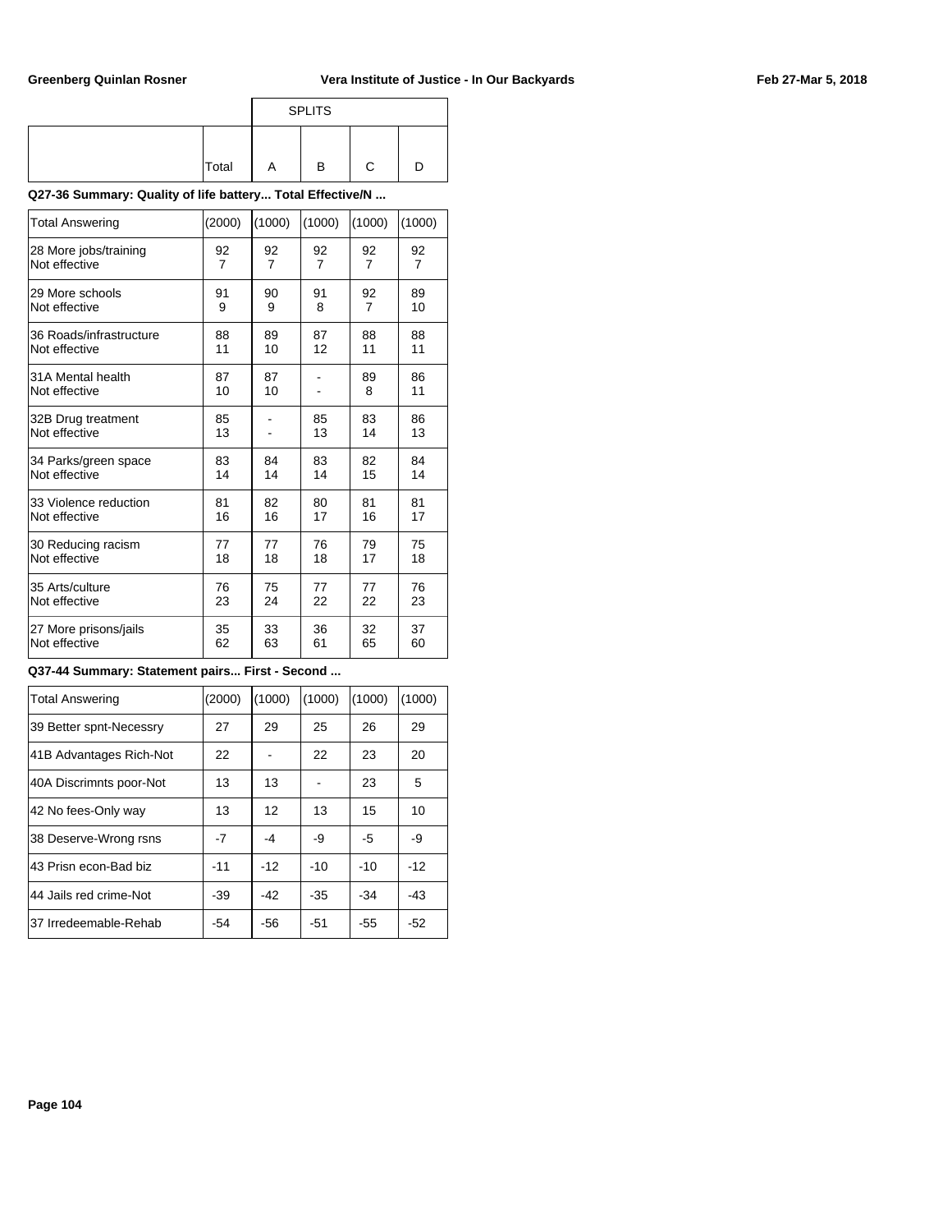| | | SPLITS | | | |
|---|---|---|---|---|---|
| | Total | A | B | C | D |

**Q27-36 Summary: Quality of life battery... Total Effective/N ...**

| Total Answering | (2000) | (1000) | (1000) | (1000) | (1000) |
|---|---|---|---|---|---|
| 28 More jobs/training | 92 | 92 | 92 | 92 | 92 |
| Not effective | 7 | 7 | 7 | 7 | 7 |
| 29 More schools | 91 | 90 | 91 | 92 | 89 |
| Not effective | 9 | 9 | 8 | 7 | 10 |
| 36 Roads/infrastructure | 88 | 89 | 87 | 88 | 88 |
| Not effective | 11 | 10 | 12 | 11 | 11 |
| 31A Mental health | 87 | 87 | - | 89 | 86 |
| Not effective | 10 | 10 | - | 8 | 11 |
| 32B Drug treatment | 85 | - | 85 | 83 | 86 |
| Not effective | 13 | - | 13 | 14 | 13 |
| 34 Parks/green space | 83 | 84 | 83 | 82 | 84 |
| Not effective | 14 | 14 | 14 | 15 | 14 |
| 33 Violence reduction | 81 | 82 | 80 | 81 | 81 |
| Not effective | 16 | 16 | 17 | 16 | 17 |
| 30 Reducing racism | 77 | 77 | 76 | 79 | 75 |
| Not effective | 18 | 18 | 18 | 17 | 18 |
| 35 Arts/culture | 76 | 75 | 77 | 77 | 76 |
| Not effective | 23 | 24 | 22 | 22 | 23 |
| 27 More prisons/jails | 35 | 33 | 36 | 32 | 37 |
| Not effective | 62 | 63 | 61 | 65 | 60 |

**Q37-44 Summary: Statement pairs... First - Second ...**

| Total Answering | (2000) | (1000) | (1000) | (1000) | (1000) |
|---|---|---|---|---|---|
| 39 Better spnt-Necessry | 27 | 29 | 25 | 26 | 29 |
| 41B Advantages Rich-Not | 22 | - | 22 | 23 | 20 |
| 40A Discrimnts poor-Not | 13 | 13 | - | 23 | 5 |
| 42 No fees-Only way | 13 | 12 | 13 | 15 | 10 |
| 38 Deserve-Wrong rsns | -7 | -4 | -9 | -5 | -9 |
| 43 Prisn econ-Bad biz | -11 | -12 | -10 | -10 | -12 |
| 44 Jails red crime-Not | -39 | -42 | -35 | -34 | -43 |
| 37 Irredeemable-Rehab | -54 | -56 | -51 | -55 | -52 |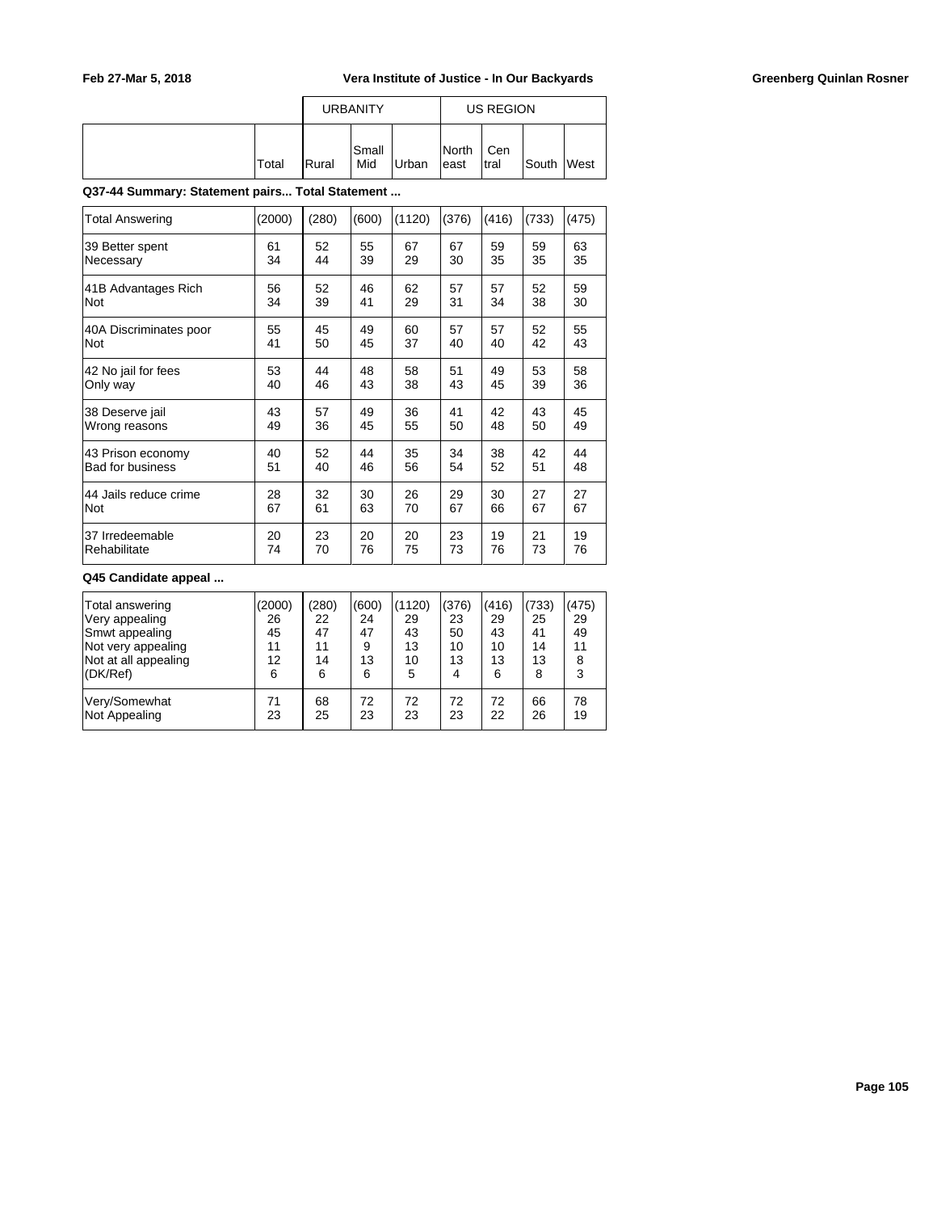| | Total | URBANITY Rural | Small Mid | Urban | US REGION North east | Cen tral | South | West |
|---|---|---|---|---|---|---|---|---|

**Q37-44 Summary: Statement pairs... Total Statement ...**

| | Total | Rural | Small Mid | Urban | North east | Cen tral | South | West |
|---|---|---|---|---|---|---|---|---|
| Total Answering | (2000) | (280) | (600) | (1120) | (376) | (416) | (733) | (475) |
| 39 Better spent | 61 | 52 | 55 | 67 | 67 | 59 | 59 | 63 |
| Necessary | 34 | 44 | 39 | 29 | 30 | 35 | 35 | 35 |
| 41B Advantages Rich | 56 | 52 | 46 | 62 | 57 | 57 | 52 | 59 |
| Not | 34 | 39 | 41 | 29 | 31 | 34 | 38 | 30 |
| 40A Discriminates poor | 55 | 45 | 49 | 60 | 57 | 57 | 52 | 55 |
| Not | 41 | 50 | 45 | 37 | 40 | 40 | 42 | 43 |
| 42 No jail for fees | 53 | 44 | 48 | 58 | 51 | 49 | 53 | 58 |
| Only way | 40 | 46 | 43 | 38 | 43 | 45 | 39 | 36 |
| 38 Deserve jail | 43 | 57 | 49 | 36 | 41 | 42 | 43 | 45 |
| Wrong reasons | 49 | 36 | 45 | 55 | 50 | 48 | 50 | 49 |
| 43 Prison economy | 40 | 52 | 44 | 35 | 34 | 38 | 42 | 44 |
| Bad for business | 51 | 40 | 46 | 56 | 54 | 52 | 51 | 48 |
| 44 Jails reduce crime | 28 | 32 | 30 | 26 | 29 | 30 | 27 | 27 |
| Not | 67 | 61 | 63 | 70 | 67 | 66 | 67 | 67 |
| 37 Irredeemable | 20 | 23 | 20 | 20 | 23 | 19 | 21 | 19 |
| Rehabilitate | 74 | 70 | 76 | 75 | 73 | 76 | 73 | 76 |

**Q45 Candidate appeal ...**

| | Total | Rural | Small Mid | Urban | North east | Cen tral | South | West |
|---|---|---|---|---|---|---|---|---|
| Total answering | (2000) | (280) | (600) | (1120) | (376) | (416) | (733) | (475) |
| Very appealing | 26 | 22 | 24 | 29 | 23 | 29 | 25 | 29 |
| Smwt appealing | 45 | 47 | 47 | 43 | 50 | 43 | 41 | 49 |
| Not very appealing | 11 | 11 | 9 | 13 | 10 | 10 | 14 | 11 |
| Not at all appealing | 12 | 14 | 13 | 10 | 13 | 13 | 13 | 8 |
| (DK/Ref) | 6 | 6 | 6 | 5 | 4 | 6 | 8 | 3 |
| Very/Somewhat | 71 | 68 | 72 | 72 | 72 | 72 | 66 | 78 |
| Not Appealing | 23 | 25 | 23 | 23 | 23 | 22 | 26 | 19 |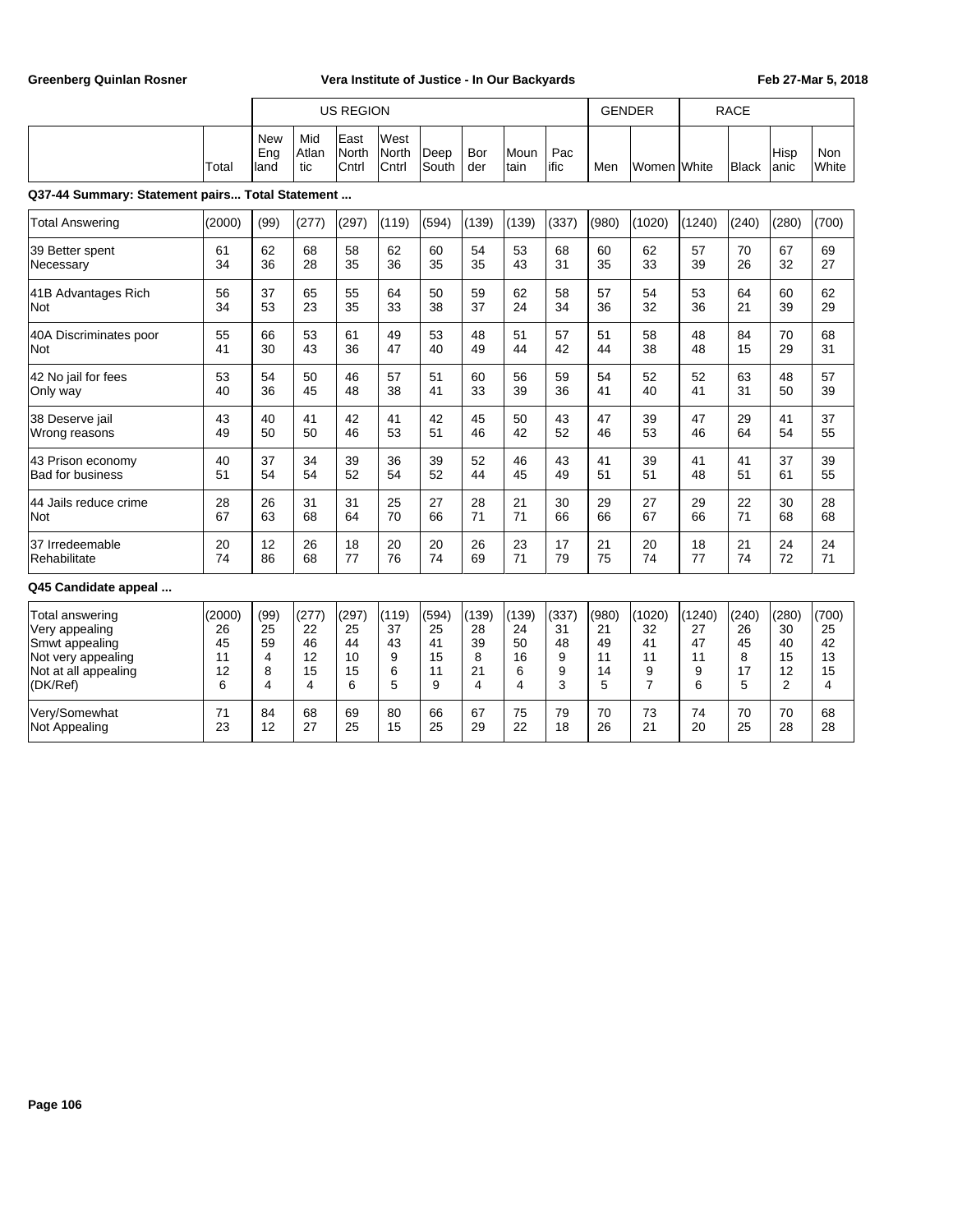| | Total | US REGION | | | | | | | | GENDER | | RACE | | | |
|---|---|---|---|---|---|---|---|---|---|---|---|---|---|---|---|
| | | New England | Mid Atlantic | East North Cntrl | West North Cntrl | Deep South | Border | Mountain | Pacific | Men | Women | White | Black | Hispanic | Non White |
| **Q37-44 Summary: Statement pairs... Total Statement ...** | | | | | | | | | | | | | | | |
| Total Answering | (2000) | (99) | (277) | (297) | (119) | (594) | (139) | (139) | (337) | (980) | (1020) | (1240) | (240) | (280) | (700) |
| 39 Better spent | 61 | 62 | 68 | 58 | 62 | 60 | 54 | 53 | 68 | 60 | 62 | 57 | 70 | 67 | 69 |
| Necessary | 34 | 36 | 28 | 35 | 36 | 35 | 35 | 43 | 31 | 35 | 33 | 39 | 26 | 32 | 27 |
| 41B Advantages Rich | 56 | 37 | 65 | 55 | 64 | 50 | 59 | 62 | 58 | 57 | 54 | 53 | 64 | 60 | 62 |
| Not | 34 | 53 | 23 | 35 | 33 | 38 | 37 | 24 | 34 | 36 | 32 | 36 | 21 | 39 | 29 |
| 40A Discriminates poor | 55 | 66 | 53 | 61 | 49 | 53 | 48 | 51 | 57 | 51 | 58 | 48 | 84 | 70 | 68 |
| Not | 41 | 30 | 43 | 36 | 47 | 40 | 49 | 44 | 42 | 44 | 38 | 48 | 15 | 29 | 31 |
| 42 No jail for fees | 53 | 54 | 50 | 46 | 57 | 51 | 60 | 56 | 59 | 54 | 52 | 52 | 63 | 48 | 57 |
| Only way | 40 | 36 | 45 | 48 | 38 | 41 | 33 | 39 | 36 | 41 | 40 | 41 | 31 | 50 | 39 |
| 38 Deserve jail | 43 | 40 | 41 | 42 | 41 | 42 | 45 | 50 | 43 | 47 | 39 | 47 | 29 | 41 | 37 |
| Wrong reasons | 49 | 50 | 50 | 46 | 53 | 51 | 46 | 42 | 52 | 46 | 53 | 46 | 64 | 54 | 55 |
| 43 Prison economy | 40 | 37 | 34 | 39 | 36 | 39 | 52 | 46 | 43 | 41 | 39 | 41 | 41 | 37 | 39 |
| Bad for business | 51 | 54 | 54 | 52 | 54 | 52 | 44 | 45 | 49 | 51 | 51 | 48 | 51 | 61 | 55 |
| 44 Jails reduce crime | 28 | 26 | 31 | 31 | 25 | 27 | 28 | 21 | 30 | 29 | 27 | 29 | 22 | 30 | 28 |
| Not | 67 | 63 | 68 | 64 | 70 | 66 | 71 | 71 | 66 | 66 | 67 | 66 | 71 | 68 | 68 |
| 37 Irredeemable | 20 | 12 | 26 | 18 | 20 | 20 | 26 | 23 | 17 | 21 | 20 | 18 | 21 | 24 | 24 |
| Rehabilitate | 74 | 86 | 68 | 77 | 76 | 74 | 69 | 71 | 79 | 75 | 74 | 77 | 74 | 72 | 71 |
| **Q45 Candidate appeal ...** | | | | | | | | | | | | | | | |
| Total answering | (2000) | (99) | (277) | (297) | (119) | (594) | (139) | (139) | (337) | (980) | (1020) | (1240) | (240) | (280) | (700) |
| Very appealing | 26 | 25 | 22 | 25 | 37 | 25 | 28 | 24 | 31 | 21 | 32 | 27 | 26 | 30 | 25 |
| Smwt appealing | 45 | 59 | 46 | 44 | 43 | 41 | 39 | 50 | 48 | 49 | 41 | 47 | 45 | 40 | 42 |
| Not very appealing | 11 | 4 | 12 | 10 | 9 | 15 | 8 | 16 | 9 | 11 | 11 | 11 | 8 | 15 | 13 |
| Not at all appealing | 12 | 8 | 15 | 15 | 6 | 11 | 21 | 6 | 9 | 14 | 9 | 9 | 17 | 12 | 15 |
| (DK/Ref) | 6 | 4 | 4 | 6 | 5 | 9 | 4 | 4 | 3 | 5 | 7 | 6 | 5 | 2 | 4 |
| Very/Somewhat | 71 | 84 | 68 | 69 | 80 | 66 | 67 | 75 | 79 | 70 | 73 | 74 | 70 | 70 | 68 |
| Not Appealing | 23 | 12 | 27 | 25 | 15 | 25 | 29 | 22 | 18 | 26 | 21 | 20 | 25 | 28 | 28 |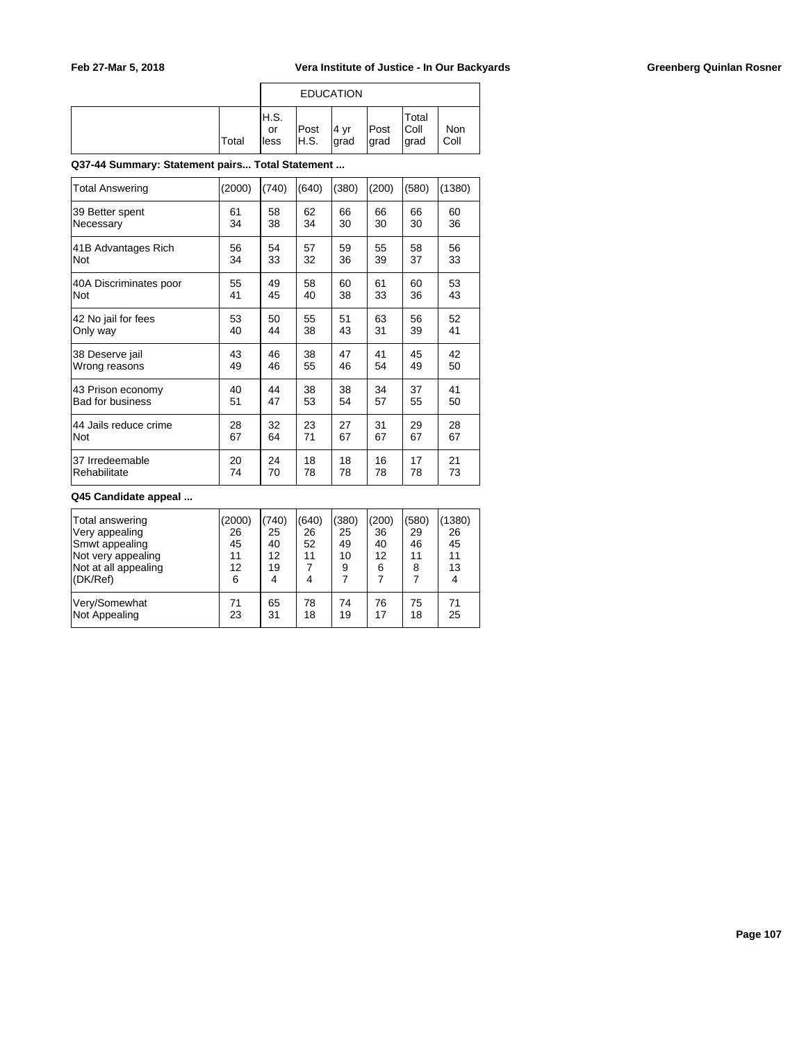| | | EDUCATION | | | | | |
|---|---|---|---|---|---|---|---|
| | Total | H.S. or less | Post H.S. | 4 yr grad | Post grad | Total Coll grad | Non Coll |

**Q37-44 Summary: Statement pairs... Total Statement ...**

| | Total | H.S. or less | Post H.S. | 4 yr grad | Post grad | Total Coll grad | Non Coll |
|---|---|---|---|---|---|---|---|
| Total Answering | (2000) | (740) | (640) | (380) | (200) | (580) | (1380) |
| 39 Better spent | 61 | 58 | 62 | 66 | 66 | 66 | 60 |
| Necessary | 34 | 38 | 34 | 30 | 30 | 30 | 36 |
| 41B Advantages Rich | 56 | 54 | 57 | 59 | 55 | 58 | 56 |
| Not | 34 | 33 | 32 | 36 | 39 | 37 | 33 |
| 40A Discriminates poor | 55 | 49 | 58 | 60 | 61 | 60 | 53 |
| Not | 41 | 45 | 40 | 38 | 33 | 36 | 43 |
| 42 No jail for fees | 53 | 50 | 55 | 51 | 63 | 56 | 52 |
| Only way | 40 | 44 | 38 | 43 | 31 | 39 | 41 |
| 38 Deserve jail | 43 | 46 | 38 | 47 | 41 | 45 | 42 |
| Wrong reasons | 49 | 46 | 55 | 46 | 54 | 49 | 50 |
| 43 Prison economy | 40 | 44 | 38 | 38 | 34 | 37 | 41 |
| Bad for business | 51 | 47 | 53 | 54 | 57 | 55 | 50 |
| 44 Jails reduce crime | 28 | 32 | 23 | 27 | 31 | 29 | 28 |
| Not | 67 | 64 | 71 | 67 | 67 | 67 | 67 |
| 37 Irredeemable | 20 | 24 | 18 | 18 | 16 | 17 | 21 |
| Rehabilitate | 74 | 70 | 78 | 78 | 78 | 78 | 73 |

**Q45 Candidate appeal ...**

| | Total | H.S. or less | Post H.S. | 4 yr grad | Post grad | Total Coll grad | Non Coll |
|---|---|---|---|---|---|---|---|
| Total answering | (2000) | (740) | (640) | (380) | (200) | (580) | (1380) |
| Very appealing | 26 | 25 | 26 | 25 | 36 | 29 | 26 |
| Smwt appealing | 45 | 40 | 52 | 49 | 40 | 46 | 45 |
| Not very appealing | 11 | 12 | 11 | 10 | 12 | 11 | 11 |
| Not at all appealing | 12 | 19 | 7 | 9 | 6 | 8 | 13 |
| (DK/Ref) | 6 | 4 | 4 | 7 | 7 | 7 | 4 |
| Very/Somewhat | 71 | 65 | 78 | 74 | 76 | 75 | 71 |
| Not Appealing | 23 | 31 | 18 | 19 | 17 | 18 | 25 |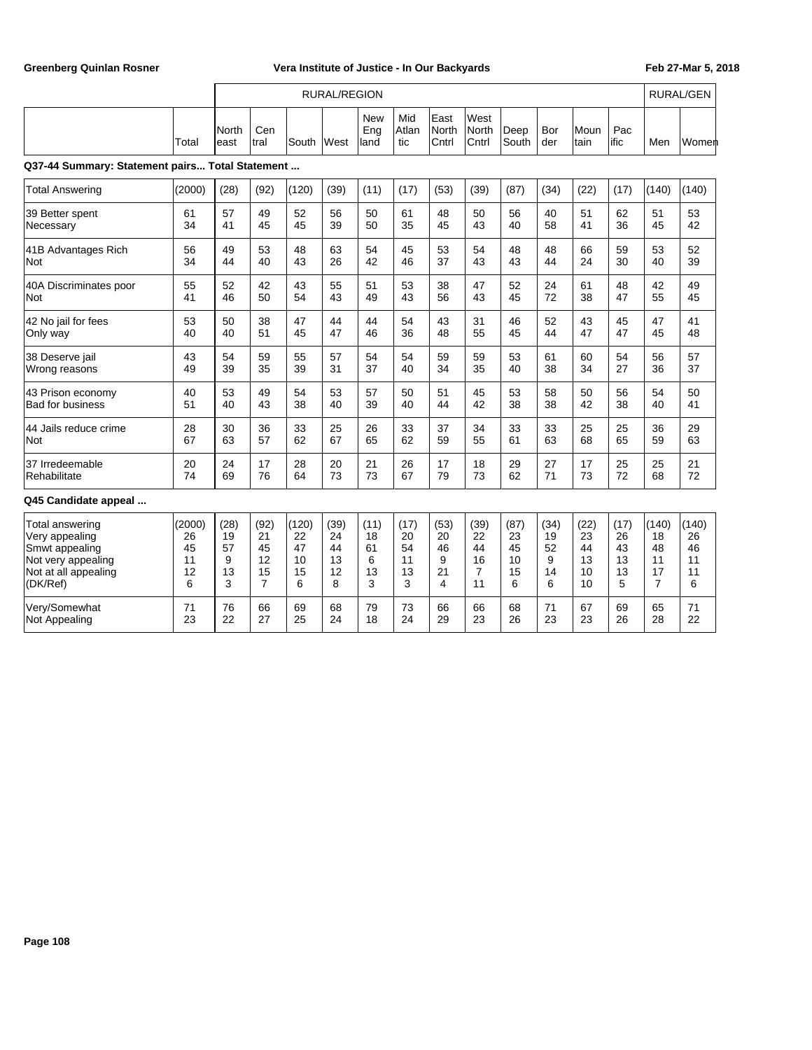**Greenberg Quinlan Rosner** | **Vera Institute of Justice - In Our Backyards** | **Feb 27-Mar 5, 2018**

| | | RURAL/REGION | | | | | | | | | | | | RURAL/GEN | |
|---|---|---|---|---|---|---|---|---|---|---|---|---|---|---|---|
| | Total | North east | Cen tral | South | West | New Eng land | Mid Atlan tic | East North Cntrl | West North Cntrl | Deep South | Bor der | Moun tain | Pac ific | Men | Women |

**Q37-44 Summary: Statement pairs... Total Statement ...**

| | Total | North east | Cen tral | South | West | New Eng land | Mid Atlan tic | East North Cntrl | West North Cntrl | Deep South | Bor der | Moun tain | Pac ific | Men | Women |
|---|---|---|---|---|---|---|---|---|---|---|---|---|---|---|---|
| Total Answering | (2000) | (28) | (92) | (120) | (39) | (11) | (17) | (53) | (39) | (87) | (34) | (22) | (17) | (140) | (140) |
| 39 Better spent | 61 | 57 | 49 | 52 | 56 | 50 | 61 | 48 | 50 | 56 | 40 | 51 | 62 | 51 | 53 |
| Necessary | 34 | 41 | 45 | 45 | 39 | 50 | 35 | 45 | 43 | 40 | 58 | 41 | 36 | 45 | 42 |
| 41B Advantages Rich | 56 | 49 | 53 | 48 | 63 | 54 | 45 | 53 | 54 | 48 | 48 | 66 | 59 | 53 | 52 |
| Not | 34 | 44 | 40 | 43 | 26 | 42 | 46 | 37 | 43 | 43 | 44 | 24 | 30 | 40 | 39 |
| 40A Discriminates poor | 55 | 52 | 42 | 43 | 55 | 51 | 53 | 38 | 47 | 52 | 24 | 61 | 48 | 42 | 49 |
| Not | 41 | 46 | 50 | 54 | 43 | 49 | 43 | 56 | 43 | 45 | 72 | 38 | 47 | 55 | 45 |
| 42 No jail for fees | 53 | 50 | 38 | 47 | 44 | 44 | 54 | 43 | 31 | 46 | 52 | 43 | 45 | 47 | 41 |
| Only way | 40 | 40 | 51 | 45 | 47 | 46 | 36 | 48 | 55 | 45 | 44 | 47 | 47 | 45 | 48 |
| 38 Deserve jail | 43 | 54 | 59 | 55 | 57 | 54 | 54 | 59 | 59 | 53 | 61 | 60 | 54 | 56 | 57 |
| Wrong reasons | 49 | 39 | 35 | 39 | 31 | 37 | 40 | 34 | 35 | 40 | 38 | 34 | 27 | 36 | 37 |
| 43 Prison economy | 40 | 53 | 49 | 54 | 53 | 57 | 50 | 51 | 45 | 53 | 58 | 50 | 56 | 54 | 50 |
| Bad for business | 51 | 40 | 43 | 38 | 40 | 39 | 40 | 44 | 42 | 38 | 38 | 42 | 38 | 40 | 41 |
| 44 Jails reduce crime | 28 | 30 | 36 | 33 | 25 | 26 | 33 | 37 | 34 | 33 | 33 | 25 | 25 | 36 | 29 |
| Not | 67 | 63 | 57 | 62 | 67 | 65 | 62 | 59 | 55 | 61 | 63 | 68 | 65 | 59 | 63 |
| 37 Irredeemable | 20 | 24 | 17 | 28 | 20 | 21 | 26 | 17 | 18 | 29 | 27 | 17 | 25 | 25 | 21 |
| Rehabilitate | 74 | 69 | 76 | 64 | 73 | 73 | 67 | 79 | 73 | 62 | 71 | 73 | 72 | 68 | 72 |

**Q45 Candidate appeal ...**

| | Total | North east | Cen tral | South | West | New Eng land | Mid Atlan tic | East North Cntrl | West North Cntrl | Deep South | Bor der | Moun tain | Pac ific | Men | Women |
|---|---|---|---|---|---|---|---|---|---|---|---|---|---|---|---|
| Total answering | (2000) | (28) | (92) | (120) | (39) | (11) | (17) | (53) | (39) | (87) | (34) | (22) | (17) | (140) | (140) |
| Very appealing | 26 | 19 | 21 | 22 | 24 | 18 | 20 | 20 | 22 | 23 | 19 | 23 | 26 | 18 | 26 |
| Smwt appealing | 45 | 57 | 45 | 47 | 44 | 61 | 54 | 46 | 44 | 45 | 52 | 44 | 43 | 48 | 46 |
| Not very appealing | 11 | 9 | 12 | 10 | 13 | 6 | 11 | 9 | 16 | 10 | 9 | 13 | 13 | 11 | 11 |
| Not at all appealing | 12 | 13 | 15 | 15 | 12 | 13 | 13 | 21 | 7 | 15 | 14 | 10 | 13 | 17 | 11 |
| (DK/Ref) | 6 | 3 | 7 | 6 | 8 | 3 | 3 | 4 | 11 | 6 | 6 | 10 | 5 | 7 | 6 |
| Very/Somewhat | 71 | 76 | 66 | 69 | 68 | 79 | 73 | 66 | 66 | 68 | 71 | 67 | 69 | 65 | 71 |
| Not Appealing | 23 | 22 | 27 | 25 | 24 | 18 | 24 | 29 | 23 | 26 | 23 | 23 | 26 | 28 | 22 |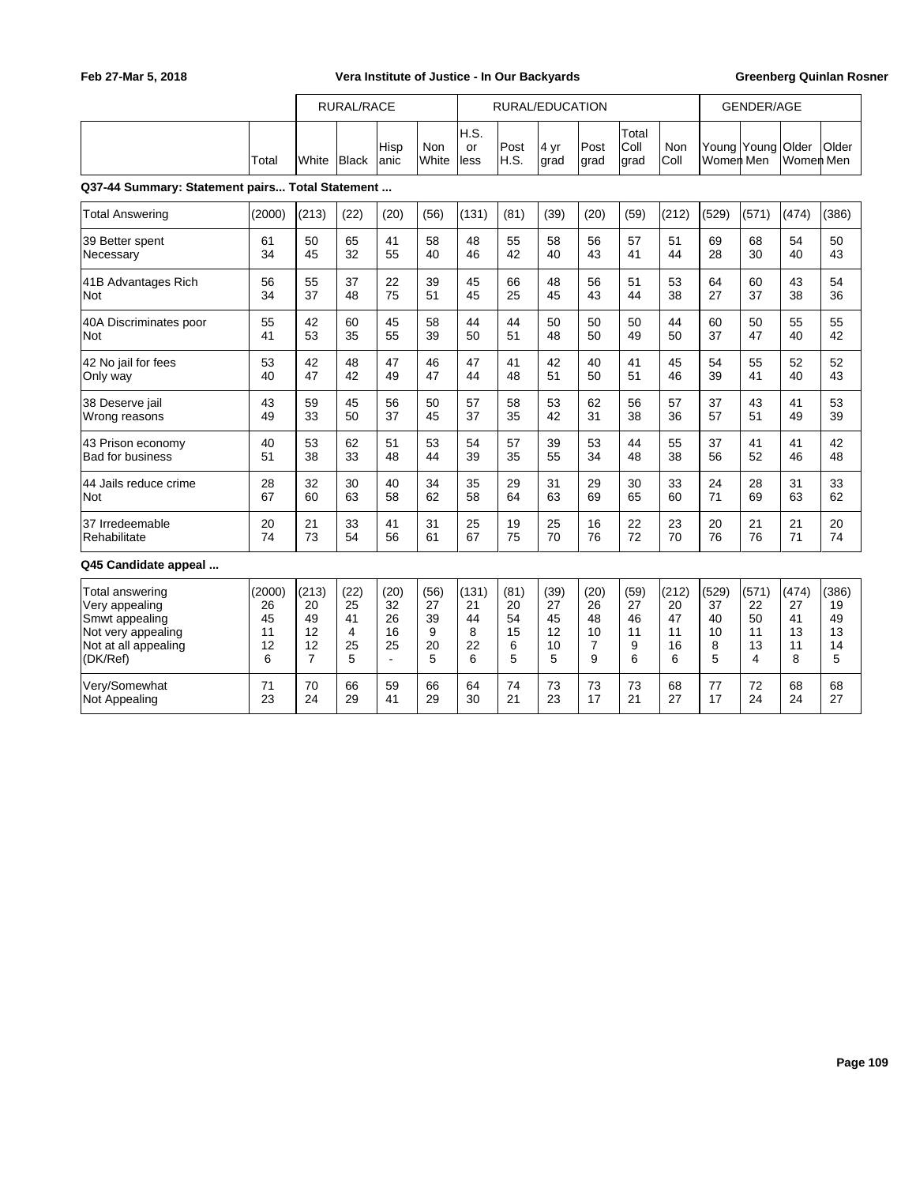| | | RURAL/RACE | | | | RURAL/EDUCATION | | | | | | GENDER/AGE | | | |
|---|---|---|---|---|---|---|---|---|---|---|---|---|---|---|---|
| | Total | White | Black | Hispanic | Non White | H.S. or less | Post H.S. | 4 yr grad | Post grad | Total Coll grad | Non Coll | Young Women | Young Men | Older Women | Older Men |

**Q37-44 Summary: Statement pairs... Total Statement ...**

| | Total | White | Black | Hispanic | Non White | H.S. or less | Post H.S. | 4 yr grad | Post grad | Total Coll grad | Non Coll | Young Women | Young Men | Older Women | Older Men |
|---|---|---|---|---|---|---|---|---|---|---|---|---|---|---|---|
| Total Answering | (2000) | (213) | (22) | (20) | (56) | (131) | (81) | (39) | (20) | (59) | (212) | (529) | (571) | (474) | (386) |
| 39 Better spent | 61 | 50 | 65 | 41 | 58 | 48 | 55 | 58 | 56 | 57 | 51 | 69 | 68 | 54 | 50 |
| Necessary | 34 | 45 | 32 | 55 | 40 | 46 | 42 | 40 | 43 | 41 | 44 | 28 | 30 | 40 | 43 |
| 41B Advantages Rich | 56 | 55 | 37 | 22 | 39 | 45 | 66 | 48 | 56 | 51 | 53 | 64 | 60 | 43 | 54 |
| Not | 34 | 37 | 48 | 75 | 51 | 45 | 25 | 45 | 43 | 44 | 38 | 27 | 37 | 38 | 36 |
| 40A Discriminates poor | 55 | 42 | 60 | 45 | 58 | 44 | 44 | 50 | 50 | 50 | 44 | 60 | 50 | 55 | 55 |
| Not | 41 | 53 | 35 | 55 | 39 | 50 | 51 | 48 | 50 | 49 | 50 | 37 | 47 | 40 | 42 |
| 42 No jail for fees | 53 | 42 | 48 | 47 | 46 | 47 | 41 | 42 | 40 | 41 | 45 | 54 | 55 | 52 | 52 |
| Only way | 40 | 47 | 42 | 49 | 47 | 44 | 48 | 51 | 50 | 51 | 46 | 39 | 41 | 40 | 43 |
| 38 Deserve jail | 43 | 59 | 45 | 56 | 50 | 57 | 58 | 53 | 62 | 56 | 57 | 37 | 43 | 41 | 53 |
| Wrong reasons | 49 | 33 | 50 | 37 | 45 | 37 | 35 | 42 | 31 | 38 | 36 | 57 | 51 | 49 | 39 |
| 43 Prison economy | 40 | 53 | 62 | 51 | 53 | 54 | 57 | 39 | 53 | 44 | 55 | 37 | 41 | 41 | 42 |
| Bad for business | 51 | 38 | 33 | 48 | 44 | 39 | 35 | 55 | 34 | 48 | 38 | 56 | 52 | 46 | 48 |
| 44 Jails reduce crime | 28 | 32 | 30 | 40 | 34 | 35 | 29 | 31 | 29 | 30 | 33 | 24 | 28 | 31 | 33 |
| Not | 67 | 60 | 63 | 58 | 62 | 58 | 64 | 63 | 69 | 65 | 60 | 71 | 69 | 63 | 62 |
| 37 Irredeemable | 20 | 21 | 33 | 41 | 31 | 25 | 19 | 25 | 16 | 22 | 23 | 20 | 21 | 21 | 20 |
| Rehabilitate | 74 | 73 | 54 | 56 | 61 | 67 | 75 | 70 | 76 | 72 | 70 | 76 | 76 | 71 | 74 |

**Q45 Candidate appeal ...**

| | Total | White | Black | Hispanic | Non White | H.S. or less | Post H.S. | 4 yr grad | Post grad | Total Coll grad | Non Coll | Young Women | Young Men | Older Women | Older Men |
|---|---|---|---|---|---|---|---|---|---|---|---|---|---|---|---|
| Total answering | (2000) | (213) | (22) | (20) | (56) | (131) | (81) | (39) | (20) | (59) | (212) | (529) | (571) | (474) | (386) |
| Very appealing | 26 | 20 | 25 | 32 | 27 | 21 | 20 | 27 | 26 | 27 | 20 | 37 | 22 | 27 | 19 |
| Smwt appealing | 45 | 49 | 41 | 26 | 39 | 44 | 54 | 45 | 48 | 46 | 47 | 40 | 50 | 41 | 49 |
| Not very appealing | 11 | 12 | 4 | 16 | 9 | 8 | 15 | 12 | 10 | 11 | 11 | 10 | 11 | 13 | 13 |
| Not at all appealing | 12 | 12 | 25 | 25 | 20 | 22 | 6 | 10 | 7 | 9 | 16 | 8 | 13 | 11 | 14 |
| (DK/Ref) | 6 | 7 | 5 | - | 5 | 6 | 5 | 5 | 9 | 6 | 6 | 5 | 4 | 8 | 5 |
| Very/Somewhat | 71 | 70 | 66 | 59 | 66 | 64 | 74 | 73 | 73 | 73 | 68 | 77 | 72 | 68 | 68 |
| Not Appealing | 23 | 24 | 29 | 41 | 29 | 30 | 21 | 23 | 17 | 21 | 27 | 17 | 24 | 24 | 27 |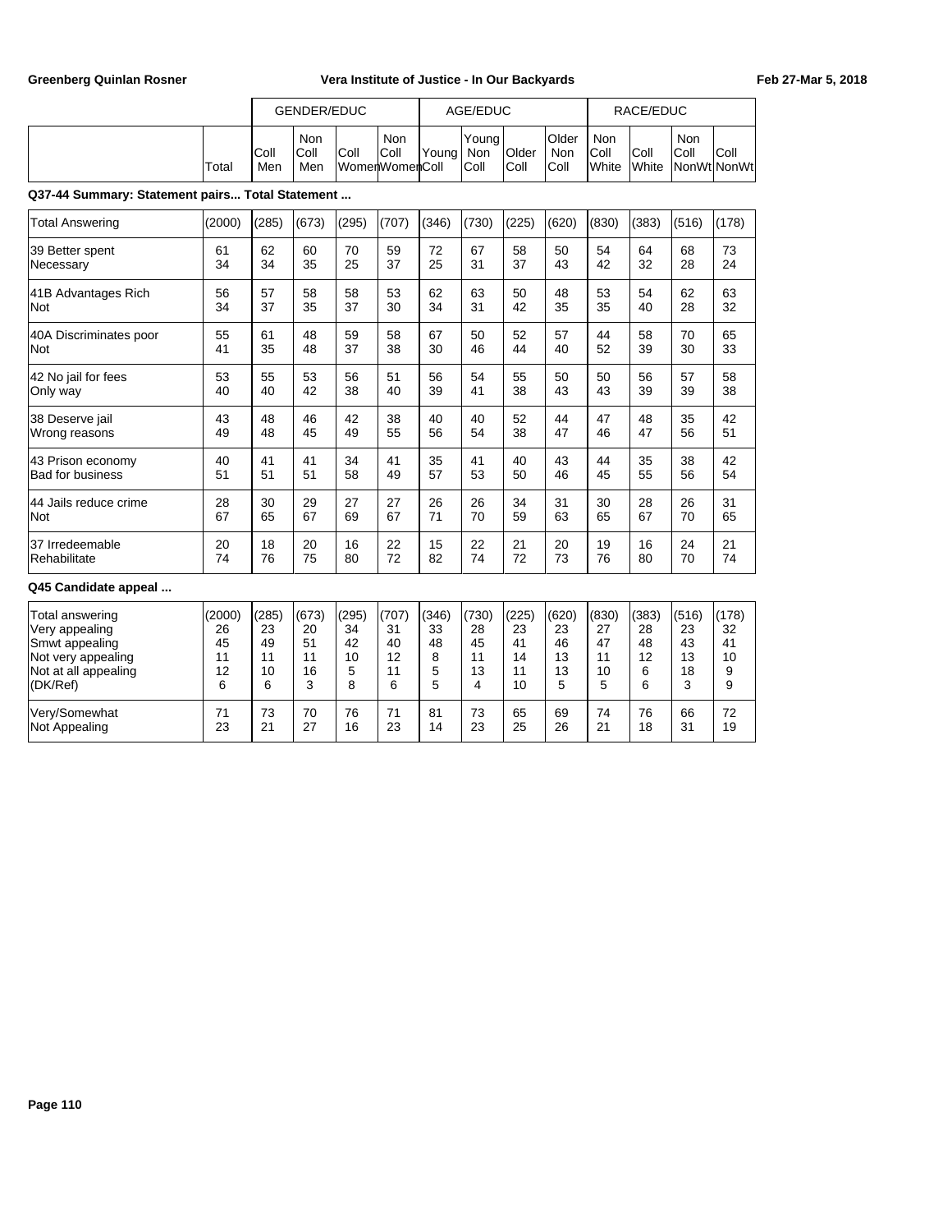| | | GENDER/EDUC | | | | AGE/EDUC | | | | RACE/EDUC | | | |
|---|---|---|---|---|---|---|---|---|---|---|---|---|---|
| | Total | Coll Men | Non Coll Men | Coll Women | Non Coll Women | Young Coll | Young Non Coll | Older Coll | Older Non Coll | Non Coll White | Coll White | Non Coll NonWt | Coll NonWt |

**Q37-44 Summary: Statement pairs... Total Statement ...**

| | Total | Coll Men | Non Coll Men | Coll Women | Non Coll Women | Young Coll | Young Non Coll | Older Coll | Older Non Coll | Non Coll White | Coll White | Non Coll NonWt | Coll NonWt |
|---|---|---|---|---|---|---|---|---|---|---|---|---|---|
| Total Answering | (2000) | (285) | (673) | (295) | (707) | (346) | (730) | (225) | (620) | (830) | (383) | (516) | (178) |
| 39 Better spent | 61 | 62 | 60 | 70 | 59 | 72 | 67 | 58 | 50 | 54 | 64 | 68 | 73 |
| Necessary | 34 | 34 | 35 | 25 | 37 | 25 | 31 | 37 | 43 | 42 | 32 | 28 | 24 |
| 41B Advantages Rich | 56 | 57 | 58 | 58 | 53 | 62 | 63 | 50 | 48 | 53 | 54 | 62 | 63 |
| Not | 34 | 37 | 35 | 37 | 30 | 34 | 31 | 42 | 35 | 35 | 40 | 28 | 32 |
| 40A Discriminates poor | 55 | 61 | 48 | 59 | 58 | 67 | 50 | 52 | 57 | 44 | 58 | 70 | 65 |
| Not | 41 | 35 | 48 | 37 | 38 | 30 | 46 | 44 | 40 | 52 | 39 | 30 | 33 |
| 42 No jail for fees | 53 | 55 | 53 | 56 | 51 | 56 | 54 | 55 | 50 | 50 | 56 | 57 | 58 |
| Only way | 40 | 40 | 42 | 38 | 40 | 39 | 41 | 38 | 43 | 43 | 39 | 39 | 38 |
| 38 Deserve jail | 43 | 48 | 46 | 42 | 38 | 40 | 40 | 52 | 44 | 47 | 48 | 35 | 42 |
| Wrong reasons | 49 | 48 | 45 | 49 | 55 | 56 | 54 | 38 | 47 | 46 | 47 | 56 | 51 |
| 43 Prison economy | 40 | 41 | 41 | 34 | 41 | 35 | 41 | 40 | 43 | 44 | 35 | 38 | 42 |
| Bad for business | 51 | 51 | 51 | 58 | 49 | 57 | 53 | 50 | 46 | 45 | 55 | 56 | 54 |
| 44 Jails reduce crime | 28 | 30 | 29 | 27 | 27 | 26 | 26 | 34 | 31 | 30 | 28 | 26 | 31 |
| Not | 67 | 65 | 67 | 69 | 67 | 71 | 70 | 59 | 63 | 65 | 67 | 70 | 65 |
| 37 Irredeemable | 20 | 18 | 20 | 16 | 22 | 15 | 22 | 21 | 20 | 19 | 16 | 24 | 21 |
| Rehabilitate | 74 | 76 | 75 | 80 | 72 | 82 | 74 | 72 | 73 | 76 | 80 | 70 | 74 |

**Q45 Candidate appeal ...**

| | Total | Coll Men | Non Coll Men | Coll Women | Non Coll Women | Young Coll | Young Non Coll | Older Coll | Older Non Coll | Non Coll White | Coll White | Non Coll NonWt | Coll NonWt |
|---|---|---|---|---|---|---|---|---|---|---|---|---|---|
| Total answering | (2000) | (285) | (673) | (295) | (707) | (346) | (730) | (225) | (620) | (830) | (383) | (516) | (178) |
| Very appealing | 26 | 23 | 20 | 34 | 31 | 33 | 28 | 23 | 23 | 27 | 28 | 23 | 32 |
| Smwt appealing | 45 | 49 | 51 | 42 | 40 | 48 | 45 | 41 | 46 | 47 | 48 | 43 | 41 |
| Not very appealing | 11 | 11 | 11 | 10 | 12 | 8 | 11 | 14 | 13 | 11 | 12 | 13 | 10 |
| Not at all appealing | 12 | 10 | 16 | 5 | 11 | 5 | 13 | 11 | 13 | 10 | 6 | 18 | 9 |
| (DK/Ref) | 6 | 6 | 3 | 8 | 6 | 5 | 4 | 10 | 5 | 5 | 6 | 3 | 9 |
| Very/Somewhat | 71 | 73 | 70 | 76 | 71 | 81 | 73 | 65 | 69 | 74 | 76 | 66 | 72 |
| Not Appealing | 23 | 21 | 27 | 16 | 23 | 14 | 23 | 25 | 26 | 21 | 18 | 31 | 19 |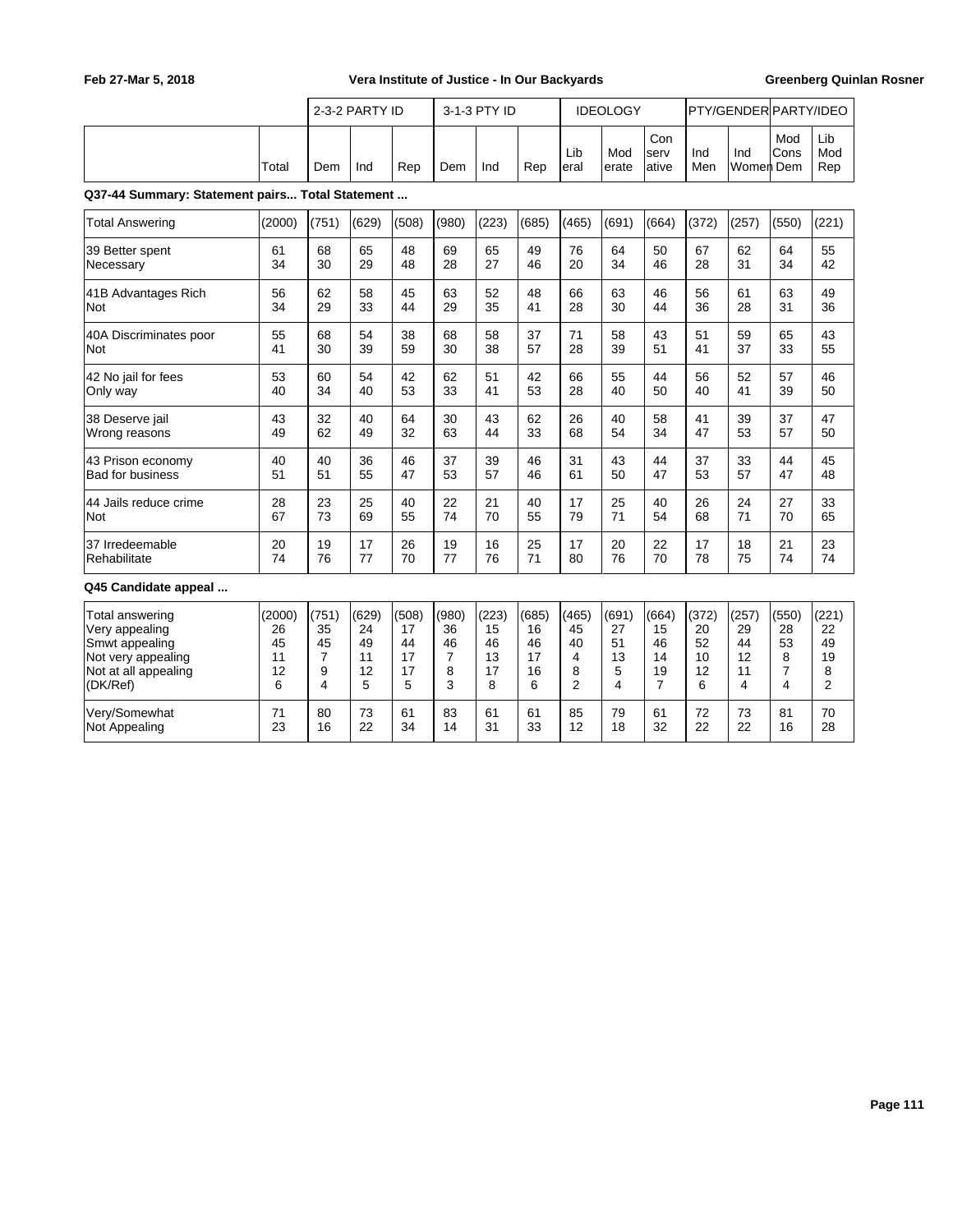| | Total | 2-3-2 PARTY ID | | | 3-1-3 PTY ID | | | IDEOLOGY | | | PTY/GENDER | | PARTY/IDEO | |
|---|---|---|---|---|---|---|---|---|---|---|---|---|---|---|
| | | Dem | Ind | Rep | Dem | Ind | Rep | Liberal | Moderate | Conservative | Ind Men | Ind Women | Mod Cons Dem | Lib Mod Rep |

**Q37-44 Summary: Statement pairs... Total Statement ...**

| | Total | Dem | Ind | Rep | Dem | Ind | Rep | Liberal | Moderate | Conservative | Ind Men | Ind Women | Mod Cons Dem | Lib Mod Rep |
|---|---|---|---|---|---|---|---|---|---|---|---|---|---|---|
| Total Answering | (2000) | (751) | (629) | (508) | (980) | (223) | (685) | (465) | (691) | (664) | (372) | (257) | (550) | (221) |
| 39 Better spent | 61 | 68 | 65 | 48 | 69 | 65 | 49 | 76 | 64 | 50 | 67 | 62 | 64 | 55 |
| Necessary | 34 | 30 | 29 | 48 | 28 | 27 | 46 | 20 | 34 | 46 | 28 | 31 | 34 | 42 |
| 41B Advantages Rich | 56 | 62 | 58 | 45 | 63 | 52 | 48 | 66 | 63 | 46 | 56 | 61 | 63 | 49 |
| Not | 34 | 29 | 33 | 44 | 29 | 35 | 41 | 28 | 30 | 44 | 36 | 28 | 31 | 36 |
| 40A Discriminates poor | 55 | 68 | 54 | 38 | 68 | 58 | 37 | 71 | 58 | 43 | 51 | 59 | 65 | 43 |
| Not | 41 | 30 | 39 | 59 | 30 | 38 | 57 | 28 | 39 | 51 | 41 | 37 | 33 | 55 |
| 42 No jail for fees | 53 | 60 | 54 | 42 | 62 | 51 | 42 | 66 | 55 | 44 | 56 | 52 | 57 | 46 |
| Only way | 40 | 34 | 40 | 53 | 33 | 41 | 53 | 28 | 40 | 50 | 40 | 41 | 39 | 50 |
| 38 Deserve jail | 43 | 32 | 40 | 64 | 30 | 43 | 62 | 26 | 40 | 58 | 41 | 39 | 37 | 47 |
| Wrong reasons | 49 | 62 | 49 | 32 | 63 | 44 | 33 | 68 | 54 | 34 | 47 | 53 | 57 | 50 |
| 43 Prison economy | 40 | 40 | 36 | 46 | 37 | 39 | 46 | 31 | 43 | 44 | 37 | 33 | 44 | 45 |
| Bad for business | 51 | 51 | 55 | 47 | 53 | 57 | 46 | 61 | 50 | 47 | 53 | 57 | 47 | 48 |
| 44 Jails reduce crime | 28 | 23 | 25 | 40 | 22 | 21 | 40 | 17 | 25 | 40 | 26 | 24 | 27 | 33 |
| Not | 67 | 73 | 69 | 55 | 74 | 70 | 55 | 79 | 71 | 54 | 68 | 71 | 70 | 65 |
| 37 Irredeemable | 20 | 19 | 17 | 26 | 19 | 16 | 25 | 17 | 20 | 22 | 17 | 18 | 21 | 23 |
| Rehabilitate | 74 | 76 | 77 | 70 | 77 | 76 | 71 | 80 | 76 | 70 | 78 | 75 | 74 | 74 |

**Q45 Candidate appeal ...**

| | Total | Dem | Ind | Rep | Dem | Ind | Rep | Liberal | Moderate | Conservative | Ind Men | Ind Women | Mod Cons Dem | Lib Mod Rep |
|---|---|---|---|---|---|---|---|---|---|---|---|---|---|---|
| Total answering | (2000) | (751) | (629) | (508) | (980) | (223) | (685) | (465) | (691) | (664) | (372) | (257) | (550) | (221) |
| Very appealing | 26 | 35 | 24 | 17 | 36 | 15 | 16 | 45 | 27 | 15 | 20 | 29 | 28 | 22 |
| Smwt appealing | 45 | 45 | 49 | 44 | 46 | 46 | 46 | 40 | 51 | 46 | 52 | 44 | 53 | 49 |
| Not very appealing | 11 | 7 | 11 | 17 | 7 | 13 | 17 | 4 | 13 | 14 | 10 | 12 | 8 | 19 |
| Not at all appealing | 12 | 9 | 12 | 17 | 8 | 17 | 16 | 8 | 5 | 19 | 12 | 11 | 7 | 8 |
| (DK/Ref) | 6 | 4 | 5 | 5 | 3 | 8 | 6 | 2 | 4 | 7 | 6 | 4 | 4 | 2 |
| Very/Somewhat | 71 | 80 | 73 | 61 | 83 | 61 | 61 | 85 | 79 | 61 | 72 | 73 | 81 | 70 |
| Not Appealing | 23 | 16 | 22 | 34 | 14 | 31 | 33 | 12 | 18 | 32 | 22 | 22 | 16 | 28 |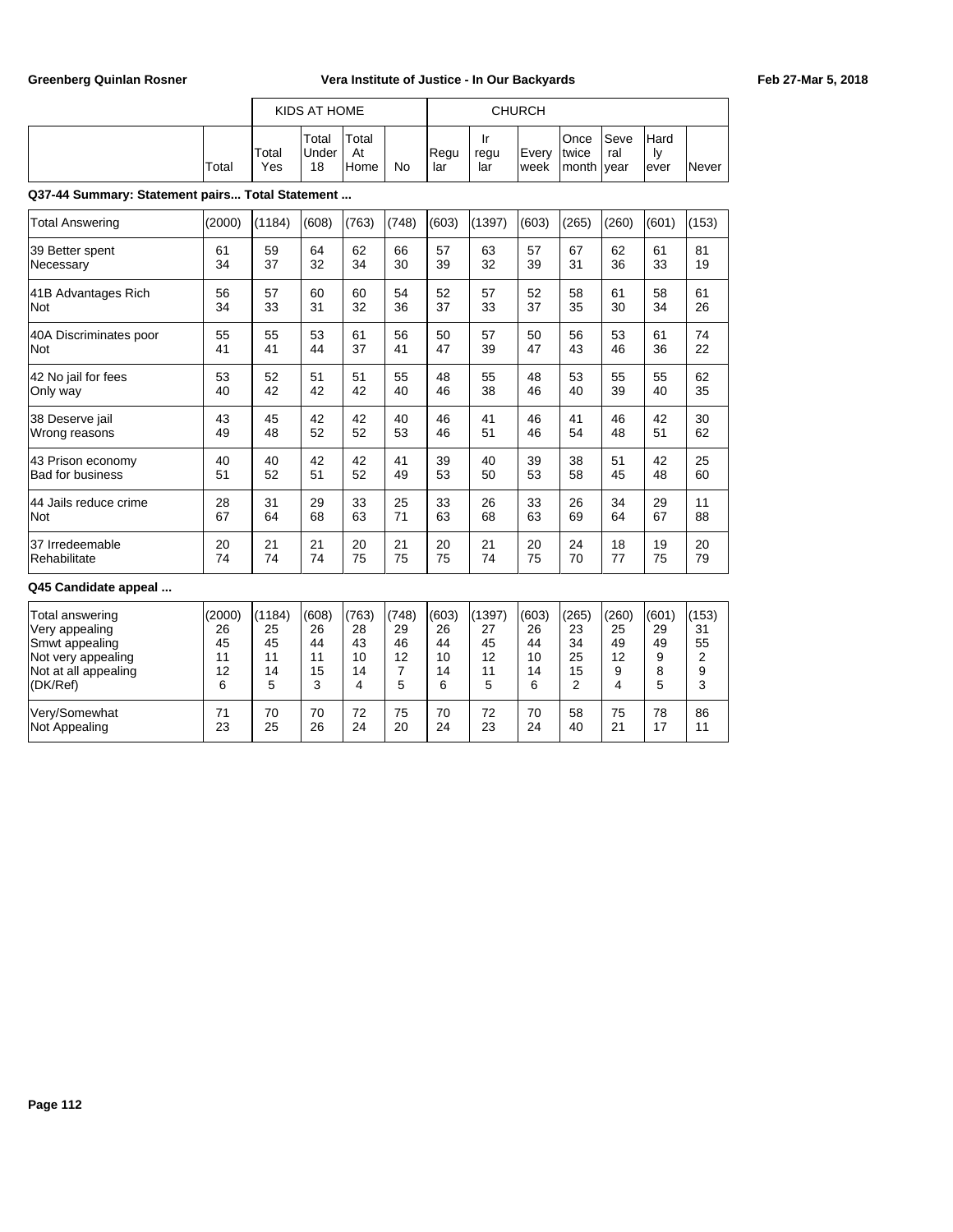| | Total | KIDS AT HOME Total Yes | Total Under 18 | Total At Home | No | CHURCH Regular | Irregular | Every week | Once twice month | Several year | Hardly ever | Never |
|---|---|---|---|---|---|---|---|---|---|---|---|---|
| **Q37-44 Summary: Statement pairs... Total Statement ...** | | | | | | | | | | | | |
| Total Answering | (2000) | (1184) | (608) | (763) | (748) | (603) | (1397) | (603) | (265) | (260) | (601) | (153) |
| 39 Better spent | 61 | 59 | 64 | 62 | 66 | 57 | 63 | 57 | 67 | 62 | 61 | 81 |
| Necessary | 34 | 37 | 32 | 34 | 30 | 39 | 32 | 39 | 31 | 36 | 33 | 19 |
| 41B Advantages Rich | 56 | 57 | 60 | 60 | 54 | 52 | 57 | 52 | 58 | 61 | 58 | 61 |
| Not | 34 | 33 | 31 | 32 | 36 | 37 | 33 | 37 | 35 | 30 | 34 | 26 |
| 40A Discriminates poor | 55 | 55 | 53 | 61 | 56 | 50 | 57 | 50 | 56 | 53 | 61 | 74 |
| Not | 41 | 41 | 44 | 37 | 41 | 47 | 39 | 47 | 43 | 46 | 36 | 22 |
| 42 No jail for fees | 53 | 52 | 51 | 51 | 55 | 48 | 55 | 48 | 53 | 55 | 55 | 62 |
| Only way | 40 | 42 | 42 | 42 | 40 | 46 | 38 | 46 | 40 | 39 | 40 | 35 |
| 38 Deserve jail | 43 | 45 | 42 | 42 | 40 | 46 | 41 | 46 | 41 | 46 | 42 | 30 |
| Wrong reasons | 49 | 48 | 52 | 52 | 53 | 46 | 51 | 46 | 54 | 48 | 51 | 62 |
| 43 Prison economy | 40 | 40 | 42 | 42 | 41 | 39 | 40 | 39 | 38 | 51 | 42 | 25 |
| Bad for business | 51 | 52 | 51 | 52 | 49 | 53 | 50 | 53 | 58 | 45 | 48 | 60 |
| 44 Jails reduce crime | 28 | 31 | 29 | 33 | 25 | 33 | 26 | 33 | 26 | 34 | 29 | 11 |
| Not | 67 | 64 | 68 | 63 | 71 | 63 | 68 | 63 | 69 | 64 | 67 | 88 |
| 37 Irredeemable | 20 | 21 | 21 | 20 | 21 | 20 | 21 | 20 | 24 | 18 | 19 | 20 |
| Rehabilitate | 74 | 74 | 74 | 75 | 75 | 75 | 74 | 75 | 70 | 77 | 75 | 79 |
| **Q45 Candidate appeal ...** | | | | | | | | | | | | |
| Total answering | (2000) | (1184) | (608) | (763) | (748) | (603) | (1397) | (603) | (265) | (260) | (601) | (153) |
| Very appealing | 26 | 25 | 26 | 28 | 29 | 26 | 27 | 26 | 23 | 25 | 29 | 31 |
| Smwt appealing | 45 | 45 | 44 | 43 | 46 | 44 | 45 | 44 | 34 | 49 | 49 | 55 |
| Not very appealing | 11 | 11 | 11 | 10 | 12 | 10 | 12 | 10 | 25 | 12 | 9 | 2 |
| Not at all appealing | 12 | 14 | 15 | 14 | 7 | 14 | 11 | 14 | 15 | 9 | 8 | 9 |
| (DK/Ref) | 6 | 5 | 3 | 4 | 5 | 6 | 5 | 6 | 2 | 4 | 5 | 3 |
| Very/Somewhat | 71 | 70 | 70 | 72 | 75 | 70 | 72 | 70 | 58 | 75 | 78 | 86 |
| Not Appealing | 23 | 25 | 26 | 24 | 20 | 24 | 23 | 24 | 40 | 21 | 17 | 11 |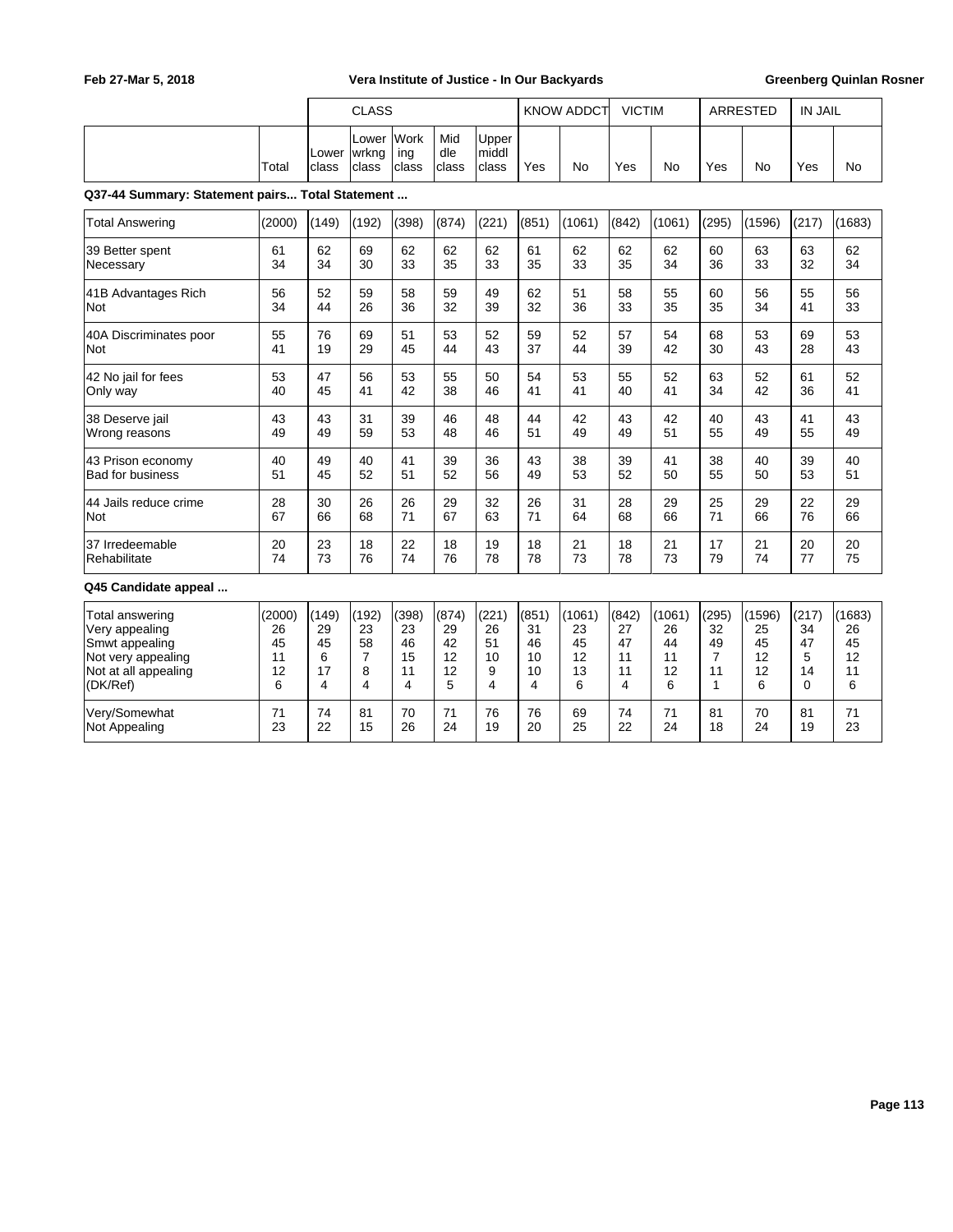| | Total | CLASS | | | | | KNOW ADDCT | | VICTIM | | ARRESTED | | IN JAIL | |
|---|---|---|---|---|---|---|---|---|---|---|---|---|---|---|
| | | Lower class | Lower wrkng class | Working class | Middle class | Upper middl class | Yes | No | Yes | No | Yes | No | Yes | No |

**Q37-44 Summary: Statement pairs... Total Statement ...**

| | Total | Lower class | Lower wrkng class | Working class | Middle class | Upper middl class | KNOW ADDCT Yes | KNOW ADDCT No | VICTIM Yes | VICTIM No | ARRESTED Yes | ARRESTED No | IN JAIL Yes | IN JAIL No |
|---|---|---|---|---|---|---|---|---|---|---|---|---|---|---|
| Total Answering | (2000) | (149) | (192) | (398) | (874) | (221) | (851) | (1061) | (842) | (1061) | (295) | (1596) | (217) | (1683) |
| 39 Better spent | 61 | 62 | 69 | 62 | 62 | 62 | 61 | 62 | 62 | 62 | 60 | 63 | 63 | 62 |
| Necessary | 34 | 34 | 30 | 33 | 35 | 33 | 35 | 33 | 35 | 34 | 36 | 33 | 32 | 34 |
| 41B Advantages Rich | 56 | 52 | 59 | 58 | 59 | 49 | 62 | 51 | 58 | 55 | 60 | 56 | 55 | 56 |
| Not | 34 | 44 | 26 | 36 | 32 | 39 | 32 | 36 | 33 | 35 | 35 | 34 | 41 | 33 |
| 40A Discriminates poor | 55 | 76 | 69 | 51 | 53 | 52 | 59 | 52 | 57 | 54 | 68 | 53 | 69 | 53 |
| Not | 41 | 19 | 29 | 45 | 44 | 43 | 37 | 44 | 39 | 42 | 30 | 43 | 28 | 43 |
| 42 No jail for fees | 53 | 47 | 56 | 53 | 55 | 50 | 54 | 53 | 55 | 52 | 63 | 52 | 61 | 52 |
| Only way | 40 | 45 | 41 | 42 | 38 | 46 | 41 | 41 | 40 | 41 | 34 | 42 | 36 | 41 |
| 38 Deserve jail | 43 | 43 | 31 | 39 | 46 | 48 | 44 | 42 | 43 | 42 | 40 | 43 | 41 | 43 |
| Wrong reasons | 49 | 49 | 59 | 53 | 48 | 46 | 51 | 49 | 49 | 51 | 55 | 49 | 55 | 49 |
| 43 Prison economy | 40 | 49 | 40 | 41 | 39 | 36 | 43 | 38 | 39 | 41 | 38 | 40 | 39 | 40 |
| Bad for business | 51 | 45 | 52 | 51 | 52 | 56 | 49 | 53 | 52 | 50 | 55 | 50 | 53 | 51 |
| 44 Jails reduce crime | 28 | 30 | 26 | 26 | 29 | 32 | 26 | 31 | 28 | 29 | 25 | 29 | 22 | 29 |
| Not | 67 | 66 | 68 | 71 | 67 | 63 | 71 | 64 | 68 | 66 | 71 | 66 | 76 | 66 |
| 37 Irredeemable | 20 | 23 | 18 | 22 | 18 | 19 | 18 | 21 | 18 | 21 | 17 | 21 | 20 | 20 |
| Rehabilitate | 74 | 73 | 76 | 74 | 76 | 78 | 78 | 73 | 78 | 73 | 79 | 74 | 77 | 75 |

**Q45 Candidate appeal ...**

| | Total | Lower class | Lower wrkng class | Working class | Middle class | Upper middl class | KNOW ADDCT Yes | KNOW ADDCT No | VICTIM Yes | VICTIM No | ARRESTED Yes | ARRESTED No | IN JAIL Yes | IN JAIL No |
|---|---|---|---|---|---|---|---|---|---|---|---|---|---|---|
| Total answering | (2000) | (149) | (192) | (398) | (874) | (221) | (851) | (1061) | (842) | (1061) | (295) | (1596) | (217) | (1683) |
| Very appealing | 26 | 29 | 23 | 23 | 29 | 26 | 31 | 23 | 27 | 26 | 32 | 25 | 34 | 26 |
| Smwt appealing | 45 | 45 | 58 | 46 | 42 | 51 | 46 | 45 | 47 | 44 | 49 | 45 | 47 | 45 |
| Not very appealing | 11 | 6 | 7 | 15 | 12 | 10 | 10 | 12 | 11 | 11 | 7 | 12 | 5 | 12 |
| Not at all appealing | 12 | 17 | 8 | 11 | 12 | 9 | 10 | 13 | 11 | 12 | 11 | 12 | 14 | 11 |
| (DK/Ref) | 6 | 4 | 4 | 4 | 5 | 4 | 4 | 6 | 4 | 6 | 1 | 6 | 0 | 6 |
| Very/Somewhat | 71 | 74 | 81 | 70 | 71 | 76 | 76 | 69 | 74 | 71 | 81 | 70 | 81 | 71 |
| Not Appealing | 23 | 22 | 15 | 26 | 24 | 19 | 20 | 25 | 22 | 24 | 18 | 24 | 19 | 23 |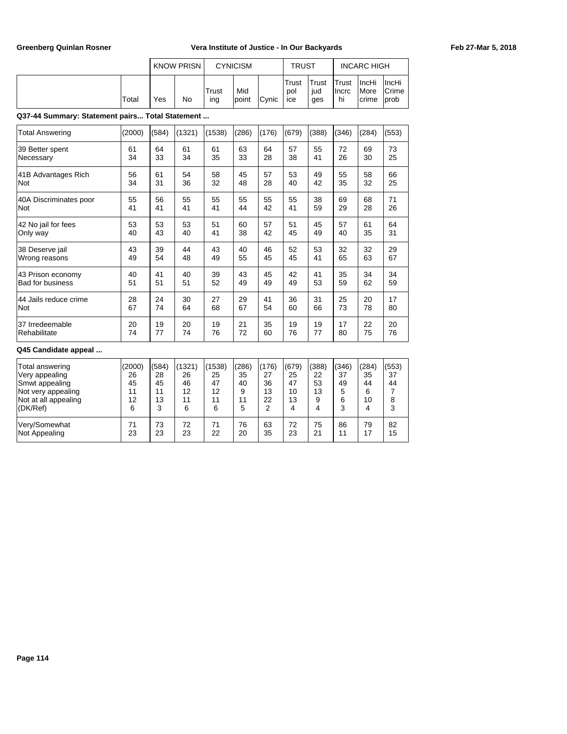| | | KNOW PRISN | | CYNICISM | | | TRUST | | INCARC HIGH | | |
|---|---|---|---|---|---|---|---|---|---|---|---|
| | Total | Yes | No | Trusting | Mid point | Cynic | Trust police | Trust judges | Trust Incrc hi | IncHi More crime | IncHi Crime prob |

**Q37-44 Summary: Statement pairs... Total Statement ...**

| | Total | Yes | No | Trusting | Mid point | Cynic | Trust police | Trust judges | Trust Incrc hi | IncHi More crime | IncHi Crime prob |
|---|---|---|---|---|---|---|---|---|---|---|---|
| Total Answering | (2000) | (584) | (1321) | (1538) | (286) | (176) | (679) | (388) | (346) | (284) | (553) |
| 39 Better spent | 61 | 64 | 61 | 61 | 63 | 64 | 57 | 55 | 72 | 69 | 73 |
| Necessary | 34 | 33 | 34 | 35 | 33 | 28 | 38 | 41 | 26 | 30 | 25 |
| 41B Advantages Rich | 56 | 61 | 54 | 58 | 45 | 57 | 53 | 49 | 55 | 58 | 66 |
| Not | 34 | 31 | 36 | 32 | 48 | 28 | 40 | 42 | 35 | 32 | 25 |
| 40A Discriminates poor | 55 | 56 | 55 | 55 | 55 | 55 | 55 | 38 | 69 | 68 | 71 |
| Not | 41 | 41 | 41 | 41 | 44 | 42 | 41 | 59 | 29 | 28 | 26 |
| 42 No jail for fees | 53 | 53 | 53 | 51 | 60 | 57 | 51 | 45 | 57 | 61 | 64 |
| Only way | 40 | 43 | 40 | 41 | 38 | 42 | 45 | 49 | 40 | 35 | 31 |
| 38 Deserve jail | 43 | 39 | 44 | 43 | 40 | 46 | 52 | 53 | 32 | 32 | 29 |
| Wrong reasons | 49 | 54 | 48 | 49 | 55 | 45 | 45 | 41 | 65 | 63 | 67 |
| 43 Prison economy | 40 | 41 | 40 | 39 | 43 | 45 | 42 | 41 | 35 | 34 | 34 |
| Bad for business | 51 | 51 | 51 | 52 | 49 | 49 | 49 | 53 | 59 | 62 | 59 |
| 44 Jails reduce crime | 28 | 24 | 30 | 27 | 29 | 41 | 36 | 31 | 25 | 20 | 17 |
| Not | 67 | 74 | 64 | 68 | 67 | 54 | 60 | 66 | 73 | 78 | 80 |
| 37 Irredeemable | 20 | 19 | 20 | 19 | 21 | 35 | 19 | 19 | 17 | 22 | 20 |
| Rehabilitate | 74 | 77 | 74 | 76 | 72 | 60 | 76 | 77 | 80 | 75 | 76 |

**Q45 Candidate appeal ...**

| | Total | Yes | No | Trusting | Mid point | Cynic | Trust police | Trust judges | Trust Incrc hi | IncHi More crime | IncHi Crime prob |
|---|---|---|---|---|---|---|---|---|---|---|---|
| Total answering | (2000) | (584) | (1321) | (1538) | (286) | (176) | (679) | (388) | (346) | (284) | (553) |
| Very appealing | 26 | 28 | 26 | 25 | 35 | 27 | 25 | 22 | 37 | 35 | 37 |
| Smwt appealing | 45 | 45 | 46 | 47 | 40 | 36 | 47 | 53 | 49 | 44 | 44 |
| Not very appealing | 11 | 11 | 12 | 12 | 9 | 13 | 10 | 13 | 5 | 6 | 7 |
| Not at all appealing | 12 | 13 | 11 | 11 | 11 | 22 | 13 | 9 | 6 | 10 | 8 |
| (DK/Ref) | 6 | 3 | 6 | 6 | 5 | 2 | 4 | 4 | 3 | 4 | 3 |
| Very/Somewhat | 71 | 73 | 72 | 71 | 76 | 63 | 72 | 75 | 86 | 79 | 82 |
| Not Appealing | 23 | 23 | 23 | 22 | 20 | 35 | 23 | 21 | 11 | 17 | 15 |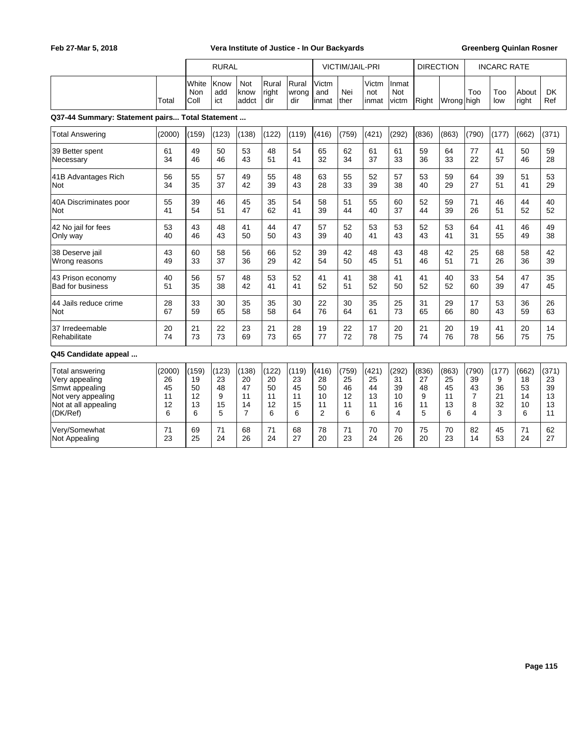Feb 27-Mar 5, 2018 — Vera Institute of Justice - In Our Backyards — Greenberg Quinlan Rosner

| | | RURAL | | | | | VICTIM/JAIL-PRI | | | | DIRECTION | | INCARC RATE | | | |
|---|---|---|---|---|---|---|---|---|---|---|---|---|---|---|---|---|
| | Total | White Non Coll | Know addict | Not know addct | Rural right dir | Rural wrong dir | Victm and inmat | Neither | Victm not inmat | Inmat Not victm | Right | Wrong | Too high | Too low | About right | DK Ref |

**Q37-44 Summary: Statement pairs... Total Statement ...**

| | Total | White Non Coll | Know addict | Not know addct | Rural right dir | Rural wrong dir | Victm and inmat | Neither | Victm not inmat | Inmat Not victm | Right | Wrong | Too high | Too low | About right | DK Ref |
|---|---|---|---|---|---|---|---|---|---|---|---|---|---|---|---|---|
| Total Answering | (2000) | (159) | (123) | (138) | (122) | (119) | (416) | (759) | (421) | (292) | (836) | (863) | (790) | (177) | (662) | (371) |
| 39 Better spent | 61 | 49 | 50 | 53 | 48 | 54 | 65 | 62 | 61 | 61 | 59 | 64 | 77 | 41 | 50 | 59 |
| Necessary | 34 | 46 | 46 | 43 | 51 | 41 | 32 | 34 | 37 | 33 | 36 | 33 | 22 | 57 | 46 | 28 |
| 41B Advantages Rich | 56 | 55 | 57 | 49 | 55 | 48 | 63 | 55 | 52 | 57 | 53 | 59 | 64 | 39 | 51 | 53 |
| Not | 34 | 35 | 37 | 42 | 39 | 43 | 28 | 33 | 39 | 38 | 40 | 29 | 27 | 51 | 41 | 29 |
| 40A Discriminates poor | 55 | 39 | 46 | 45 | 35 | 54 | 58 | 51 | 55 | 60 | 52 | 59 | 71 | 46 | 44 | 40 |
| Not | 41 | 54 | 51 | 47 | 62 | 41 | 39 | 44 | 40 | 37 | 44 | 39 | 26 | 51 | 52 | 52 |
| 42 No jail for fees | 53 | 43 | 48 | 41 | 44 | 47 | 57 | 52 | 53 | 53 | 52 | 53 | 64 | 41 | 46 | 49 |
| Only way | 40 | 46 | 43 | 50 | 50 | 43 | 39 | 40 | 41 | 43 | 43 | 41 | 31 | 55 | 49 | 38 |
| 38 Deserve jail | 43 | 60 | 58 | 56 | 66 | 52 | 39 | 42 | 48 | 43 | 48 | 42 | 25 | 68 | 58 | 42 |
| Wrong reasons | 49 | 33 | 37 | 36 | 29 | 42 | 54 | 50 | 45 | 51 | 46 | 51 | 71 | 26 | 36 | 39 |
| 43 Prison economy | 40 | 56 | 57 | 48 | 53 | 52 | 41 | 41 | 38 | 41 | 41 | 40 | 33 | 54 | 47 | 35 |
| Bad for business | 51 | 35 | 38 | 42 | 41 | 41 | 52 | 51 | 52 | 50 | 52 | 52 | 60 | 39 | 47 | 45 |
| 44 Jails reduce crime | 28 | 33 | 30 | 35 | 35 | 30 | 22 | 30 | 35 | 25 | 31 | 29 | 17 | 53 | 36 | 26 |
| Not | 67 | 59 | 65 | 58 | 58 | 64 | 76 | 64 | 61 | 73 | 65 | 66 | 80 | 43 | 59 | 63 |
| 37 Irredeemable | 20 | 21 | 22 | 23 | 21 | 28 | 19 | 22 | 17 | 20 | 21 | 20 | 19 | 41 | 20 | 14 |
| Rehabilitate | 74 | 73 | 73 | 69 | 73 | 65 | 77 | 72 | 78 | 75 | 74 | 76 | 78 | 56 | 75 | 75 |

**Q45 Candidate appeal ...**

| | Total | White Non Coll | Know addict | Not know addct | Rural right dir | Rural wrong dir | Victm and inmat | Neither | Victm not inmat | Inmat Not victm | Right | Wrong | Too high | Too low | About right | DK Ref |
|---|---|---|---|---|---|---|---|---|---|---|---|---|---|---|---|---|
| Total answering | (2000) | (159) | (123) | (138) | (122) | (119) | (416) | (759) | (421) | (292) | (836) | (863) | (790) | (177) | (662) | (371) |
| Very appealing | 26 | 19 | 23 | 20 | 20 | 23 | 28 | 25 | 25 | 31 | 27 | 25 | 39 | 9 | 18 | 23 |
| Smwt appealing | 45 | 50 | 48 | 47 | 50 | 45 | 50 | 46 | 44 | 39 | 48 | 45 | 43 | 36 | 53 | 39 |
| Not very appealing | 11 | 12 | 9 | 11 | 11 | 11 | 10 | 12 | 13 | 10 | 9 | 11 | 7 | 21 | 14 | 13 |
| Not at all appealing | 12 | 13 | 15 | 14 | 12 | 15 | 11 | 11 | 11 | 16 | 11 | 13 | 8 | 32 | 10 | 13 |
| (DK/Ref) | 6 | 6 | 5 | 7 | 6 | 6 | 2 | 6 | 6 | 4 | 5 | 6 | 4 | 3 | 6 | 11 |
| Very/Somewhat | 71 | 69 | 71 | 68 | 71 | 68 | 78 | 71 | 70 | 70 | 75 | 70 | 82 | 45 | 71 | 62 |
| Not Appealing | 23 | 25 | 24 | 26 | 24 | 27 | 20 | 23 | 24 | 26 | 20 | 23 | 14 | 53 | 24 | 27 |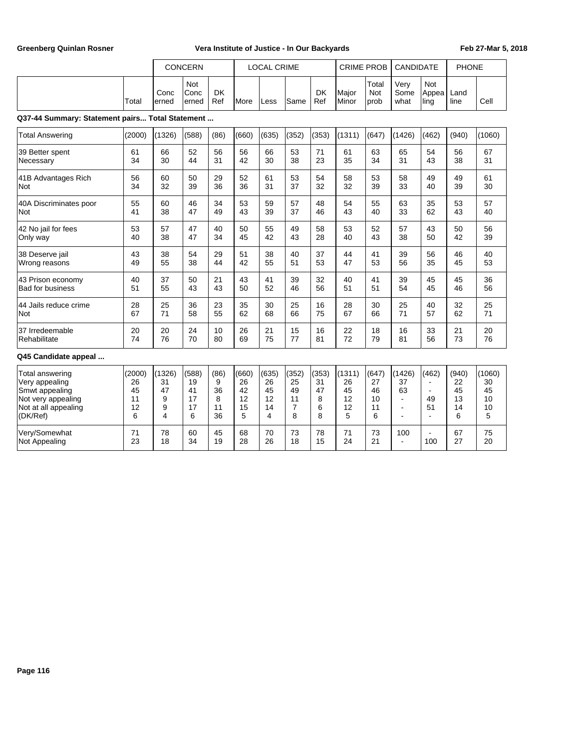|  |  | CONCERN | | | LOCAL CRIME | | | | CRIME PROB | | CANDIDATE | | PHONE | |
|---|---|---|---|---|---|---|---|---|---|---|---|---|---|---|
|  | Total | Concerned | Not Concerned | DK Ref | More | Less | Same | DK Ref | Major Minor | Total Not prob | Very Some what | Not Appealing | Land line | Cell |

**Q37-44 Summary: Statement pairs... Total Statement ...**

|  | Total | Concerned | Not Concerned | DK Ref | More | Less | Same | DK Ref | Major Minor | Total Not prob | Very Some what | Not Appealing | Land line | Cell |
|---|---|---|---|---|---|---|---|---|---|---|---|---|---|---|
| Total Answering | (2000) | (1326) | (588) | (86) | (660) | (635) | (352) | (353) | (1311) | (647) | (1426) | (462) | (940) | (1060) |
| 39 Better spent | 61 | 66 | 52 | 56 | 56 | 66 | 53 | 71 | 61 | 63 | 65 | 54 | 56 | 67 |
| Necessary | 34 | 30 | 44 | 31 | 42 | 30 | 38 | 23 | 35 | 34 | 31 | 43 | 38 | 31 |
| 41B Advantages Rich | 56 | 60 | 50 | 29 | 52 | 61 | 53 | 54 | 58 | 53 | 58 | 49 | 49 | 61 |
| Not | 34 | 32 | 39 | 36 | 36 | 31 | 37 | 32 | 32 | 39 | 33 | 40 | 39 | 30 |
| 40A Discriminates poor | 55 | 60 | 46 | 34 | 53 | 59 | 57 | 48 | 54 | 55 | 63 | 35 | 53 | 57 |
| Not | 41 | 38 | 47 | 49 | 43 | 39 | 37 | 46 | 43 | 40 | 33 | 62 | 43 | 40 |
| 42 No jail for fees | 53 | 57 | 47 | 40 | 50 | 55 | 49 | 58 | 53 | 52 | 57 | 43 | 50 | 56 |
| Only way | 40 | 38 | 47 | 34 | 45 | 42 | 43 | 28 | 40 | 43 | 38 | 50 | 42 | 39 |
| 38 Deserve jail | 43 | 38 | 54 | 29 | 51 | 38 | 40 | 37 | 44 | 41 | 39 | 56 | 46 | 40 |
| Wrong reasons | 49 | 55 | 38 | 44 | 42 | 55 | 51 | 53 | 47 | 53 | 56 | 35 | 45 | 53 |
| 43 Prison economy | 40 | 37 | 50 | 21 | 43 | 41 | 39 | 32 | 40 | 41 | 39 | 45 | 45 | 36 |
| Bad for business | 51 | 55 | 43 | 43 | 50 | 52 | 46 | 56 | 51 | 51 | 54 | 45 | 46 | 56 |
| 44 Jails reduce crime | 28 | 25 | 36 | 23 | 35 | 30 | 25 | 16 | 28 | 30 | 25 | 40 | 32 | 25 |
| Not | 67 | 71 | 58 | 55 | 62 | 68 | 66 | 75 | 67 | 66 | 71 | 57 | 62 | 71 |
| 37 Irredeemable | 20 | 20 | 24 | 10 | 26 | 21 | 15 | 16 | 22 | 18 | 16 | 33 | 21 | 20 |
| Rehabilitate | 74 | 76 | 70 | 80 | 69 | 75 | 77 | 81 | 72 | 79 | 81 | 56 | 73 | 76 |

**Q45 Candidate appeal ...**

|  | Total | Concerned | Not Concerned | DK Ref | More | Less | Same | DK Ref | Major Minor | Total Not prob | Very Some what | Not Appealing | Land line | Cell |
|---|---|---|---|---|---|---|---|---|---|---|---|---|---|---|
| Total answering | (2000) | (1326) | (588) | (86) | (660) | (635) | (352) | (353) | (1311) | (647) | (1426) | (462) | (940) | (1060) |
| Very appealing | 26 | 31 | 19 | 9 | 26 | 26 | 25 | 31 | 26 | 27 | 37 | - | 22 | 30 |
| Smwt appealing | 45 | 47 | 41 | 36 | 42 | 45 | 49 | 47 | 45 | 46 | 63 | - | 45 | 45 |
| Not very appealing | 11 | 9 | 17 | 8 | 12 | 12 | 11 | 8 | 12 | 10 | - | 49 | 13 | 10 |
| Not at all appealing | 12 | 9 | 17 | 11 | 15 | 14 | 7 | 6 | 12 | 11 | - | 51 | 14 | 10 |
| (DK/Ref) | 6 | 4 | 6 | 36 | 5 | 4 | 8 | 8 | 5 | 6 | - | - | 6 | 5 |
| Very/Somewhat | 71 | 78 | 60 | 45 | 68 | 70 | 73 | 78 | 71 | 73 | 100 | - | 67 | 75 |
| Not Appealing | 23 | 18 | 34 | 19 | 28 | 26 | 18 | 15 | 24 | 21 | - | 100 | 27 | 20 |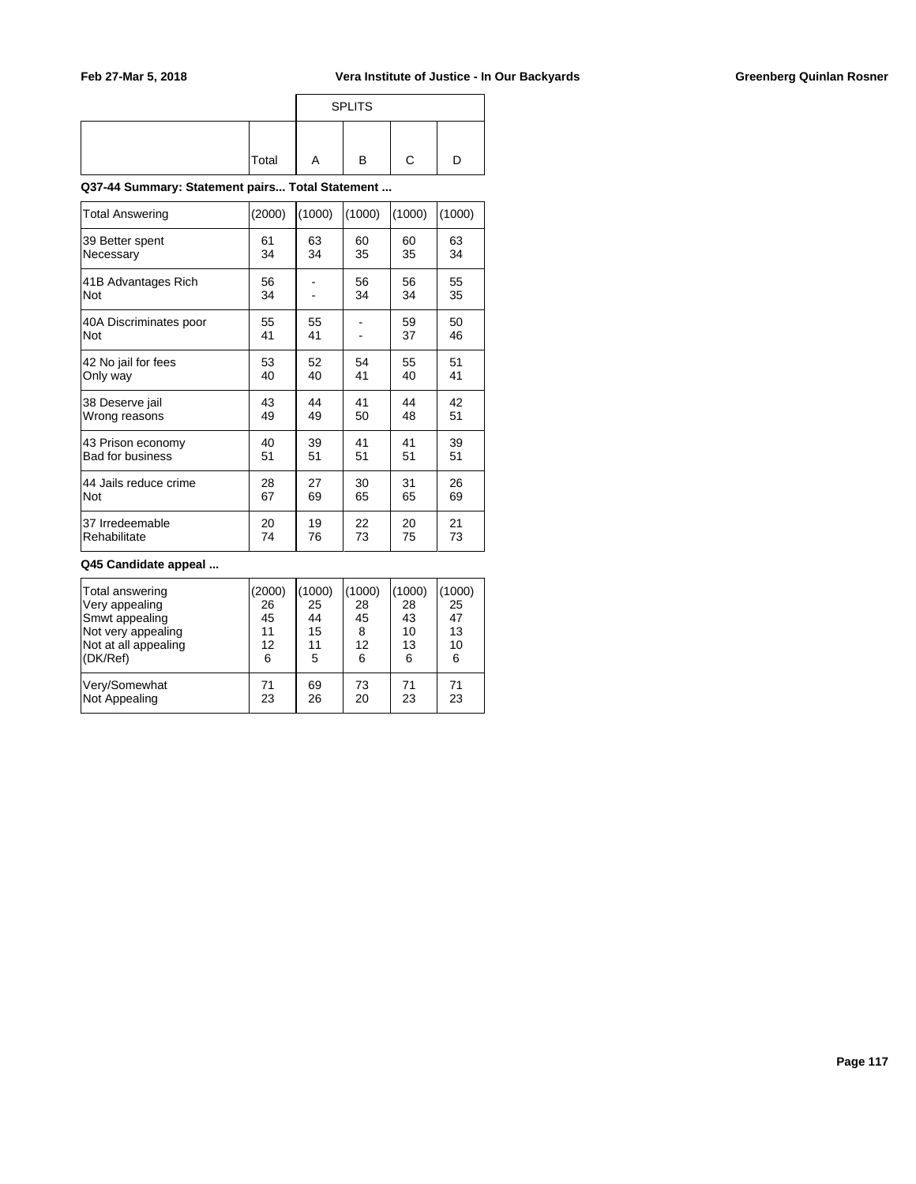|  | Total | SPLITS A | B | C | D |
|---|---|---|---|---|---|

**Q37-44 Summary: Statement pairs... Total Statement ...**

|  | Total | A | B | C | D |
|---|---|---|---|---|---|
| Total Answering | (2000) | (1000) | (1000) | (1000) | (1000) |
| 39 Better spent | 61 | 63 | 60 | 60 | 63 |
| Necessary | 34 | 34 | 35 | 35 | 34 |
| 41B Advantages Rich | 56 | - | 56 | 56 | 55 |
| Not | 34 | - | 34 | 34 | 35 |
| 40A Discriminates poor | 55 | 55 | - | 59 | 50 |
| Not | 41 | 41 | - | 37 | 46 |
| 42 No jail for fees | 53 | 52 | 54 | 55 | 51 |
| Only way | 40 | 40 | 41 | 40 | 41 |
| 38 Deserve jail | 43 | 44 | 41 | 44 | 42 |
| Wrong reasons | 49 | 49 | 50 | 48 | 51 |
| 43 Prison economy | 40 | 39 | 41 | 41 | 39 |
| Bad for business | 51 | 51 | 51 | 51 | 51 |
| 44 Jails reduce crime | 28 | 27 | 30 | 31 | 26 |
| Not | 67 | 69 | 65 | 65 | 69 |
| 37 Irredeemable | 20 | 19 | 22 | 20 | 21 |
| Rehabilitate | 74 | 76 | 73 | 75 | 73 |

**Q45 Candidate appeal ...**

|  | Total | A | B | C | D |
|---|---|---|---|---|---|
| Total answering | (2000) | (1000) | (1000) | (1000) | (1000) |
| Very appealing | 26 | 25 | 28 | 28 | 25 |
| Smwt appealing | 45 | 44 | 45 | 43 | 47 |
| Not very appealing | 11 | 15 | 8 | 10 | 13 |
| Not at all appealing | 12 | 11 | 12 | 13 | 10 |
| (DK/Ref) | 6 | 5 | 6 | 6 | 6 |
| Very/Somewhat | 71 | 69 | 73 | 71 | 71 |
| Not Appealing | 23 | 26 | 20 | 23 | 23 |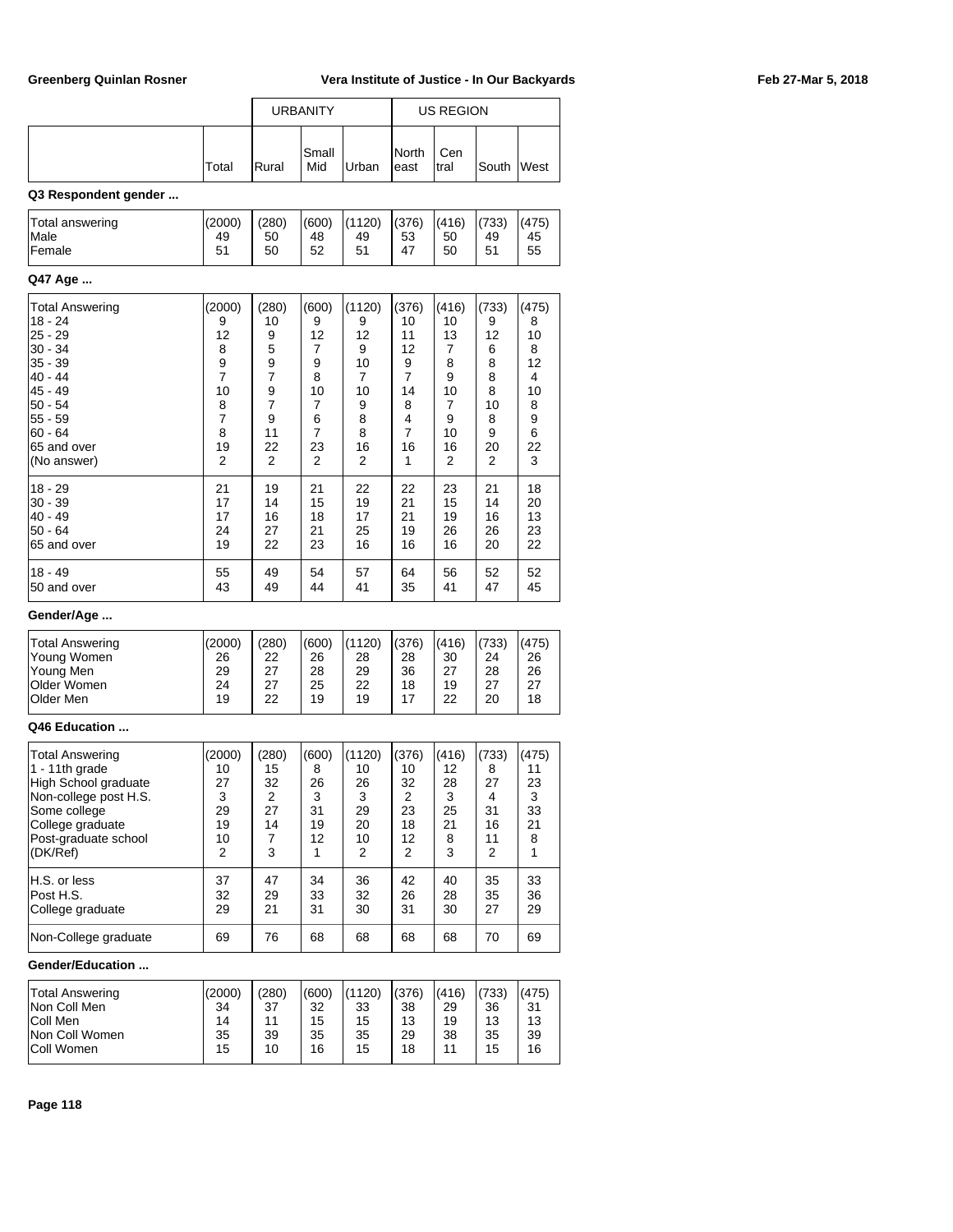| | | URBANITY | | | US REGION | | | |
|---|---|---|---|---|---|---|---|---|
| | Total | Rural | Small Mid | Urban | North east | Cen tral | South | West |

**Q3 Respondent gender ...**

| | Total | Rural | Small Mid | Urban | North east | Cen tral | South | West |
|---|---|---|---|---|---|---|---|---|
| Total answering | (2000) | (280) | (600) | (1120) | (376) | (416) | (733) | (475) |
| Male | 49 | 50 | 48 | 49 | 53 | 50 | 49 | 45 |
| Female | 51 | 50 | 52 | 51 | 47 | 50 | 51 | 55 |

**Q47 Age ...**

| | Total | Rural | Small Mid | Urban | North east | Cen tral | South | West |
|---|---|---|---|---|---|---|---|---|
| Total Answering | (2000) | (280) | (600) | (1120) | (376) | (416) | (733) | (475) |
| 18 - 24 | 9 | 10 | 9 | 9 | 10 | 10 | 9 | 8 |
| 25 - 29 | 12 | 9 | 12 | 12 | 11 | 13 | 12 | 10 |
| 30 - 34 | 8 | 5 | 7 | 9 | 12 | 7 | 6 | 8 |
| 35 - 39 | 9 | 9 | 9 | 10 | 9 | 8 | 8 | 12 |
| 40 - 44 | 7 | 7 | 8 | 7 | 7 | 9 | 8 | 4 |
| 45 - 49 | 10 | 9 | 10 | 10 | 14 | 10 | 8 | 10 |
| 50 - 54 | 8 | 7 | 7 | 9 | 8 | 7 | 10 | 8 |
| 55 - 59 | 7 | 9 | 6 | 8 | 4 | 9 | 8 | 9 |
| 60 - 64 | 8 | 11 | 7 | 8 | 7 | 10 | 9 | 6 |
| 65 and over | 19 | 22 | 23 | 16 | 16 | 16 | 20 | 22 |
| (No answer) | 2 | 2 | 2 | 2 | 1 | 2 | 2 | 3 |
| 18 - 29 | 21 | 19 | 21 | 22 | 22 | 23 | 21 | 18 |
| 30 - 39 | 17 | 14 | 15 | 19 | 21 | 15 | 14 | 20 |
| 40 - 49 | 17 | 16 | 18 | 17 | 21 | 19 | 16 | 13 |
| 50 - 64 | 24 | 27 | 21 | 25 | 19 | 26 | 26 | 23 |
| 65 and over | 19 | 22 | 23 | 16 | 16 | 16 | 20 | 22 |
| 18 - 49 | 55 | 49 | 54 | 57 | 64 | 56 | 52 | 52 |
| 50 and over | 43 | 49 | 44 | 41 | 35 | 41 | 47 | 45 |

**Gender/Age ...**

| | Total | Rural | Small Mid | Urban | North east | Cen tral | South | West |
|---|---|---|---|---|---|---|---|---|
| Total Answering | (2000) | (280) | (600) | (1120) | (376) | (416) | (733) | (475) |
| Young Women | 26 | 22 | 26 | 28 | 28 | 30 | 24 | 26 |
| Young Men | 29 | 27 | 28 | 29 | 36 | 27 | 28 | 26 |
| Older Women | 24 | 27 | 25 | 22 | 18 | 19 | 27 | 27 |
| Older Men | 19 | 22 | 19 | 19 | 17 | 22 | 20 | 18 |

**Q46 Education ...**

| | Total | Rural | Small Mid | Urban | North east | Cen tral | South | West |
|---|---|---|---|---|---|---|---|---|
| Total Answering | (2000) | (280) | (600) | (1120) | (376) | (416) | (733) | (475) |
| 1 - 11th grade | 10 | 15 | 8 | 10 | 10 | 12 | 8 | 11 |
| High School graduate | 27 | 32 | 26 | 26 | 32 | 28 | 27 | 23 |
| Non-college post H.S. | 3 | 2 | 3 | 3 | 2 | 3 | 4 | 3 |
| Some college | 29 | 27 | 31 | 29 | 23 | 25 | 31 | 33 |
| College graduate | 19 | 14 | 19 | 20 | 18 | 21 | 16 | 21 |
| Post-graduate school | 10 | 7 | 12 | 10 | 12 | 8 | 11 | 8 |
| (DK/Ref) | 2 | 3 | 1 | 2 | 2 | 3 | 2 | 1 |
| H.S. or less | 37 | 47 | 34 | 36 | 42 | 40 | 35 | 33 |
| Post H.S. | 32 | 29 | 33 | 32 | 26 | 28 | 35 | 36 |
| College graduate | 29 | 21 | 31 | 30 | 31 | 30 | 27 | 29 |
| Non-College graduate | 69 | 76 | 68 | 68 | 68 | 68 | 70 | 69 |

**Gender/Education ...**

| | Total | Rural | Small Mid | Urban | North east | Cen tral | South | West |
|---|---|---|---|---|---|---|---|---|
| Total Answering | (2000) | (280) | (600) | (1120) | (376) | (416) | (733) | (475) |
| Non Coll Men | 34 | 37 | 32 | 33 | 38 | 29 | 36 | 31 |
| Coll Men | 14 | 11 | 15 | 15 | 13 | 19 | 13 | 13 |
| Non Coll Women | 35 | 39 | 35 | 35 | 29 | 38 | 35 | 39 |
| Coll Women | 15 | 10 | 16 | 15 | 18 | 11 | 15 | 16 |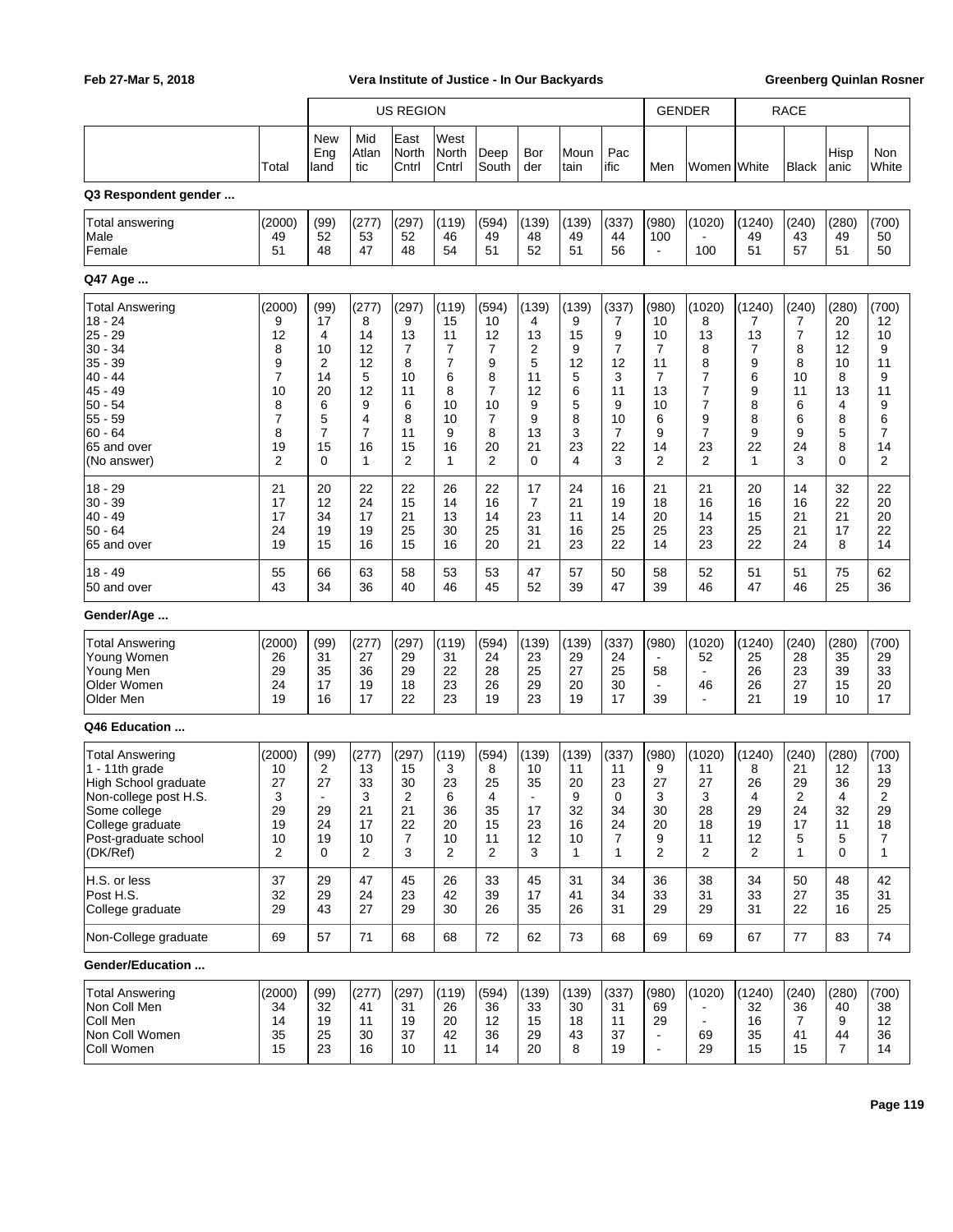| | Total | US REGION: New England | Mid Atlantic | East North Cntrl | West North Cntrl | Deep South | Border | Mountain | Pacific | GENDER: Men | Women | RACE: White | Black | Hispanic | Non White |
|---|---|---|---|---|---|---|---|---|---|---|---|---|---|---|---|
| **Q3 Respondent gender ...** | | | | | | | | | | | | | | | |
| Total answering | (2000) | (99) | (277) | (297) | (119) | (594) | (139) | (139) | (337) | (980) | (1020) | (1240) | (240) | (280) | (700) |
| Male | 49 | 52 | 53 | 52 | 46 | 49 | 48 | 49 | 44 | 100 | - | 49 | 43 | 49 | 50 |
| Female | 51 | 48 | 47 | 48 | 54 | 51 | 52 | 51 | 56 | - | 100 | 51 | 57 | 51 | 50 |
| **Q47 Age ...** | | | | | | | | | | | | | | | |
| Total Answering | (2000) | (99) | (277) | (297) | (119) | (594) | (139) | (139) | (337) | (980) | (1020) | (1240) | (240) | (280) | (700) |
| 18 - 24 | 9 | 17 | 8 | 9 | 15 | 10 | 4 | 9 | 7 | 10 | 8 | 7 | 7 | 20 | 12 |
| 25 - 29 | 12 | 4 | 14 | 13 | 11 | 12 | 13 | 15 | 9 | 10 | 13 | 13 | 7 | 12 | 10 |
| 30 - 34 | 8 | 10 | 12 | 7 | 7 | 7 | 2 | 9 | 7 | 7 | 8 | 7 | 8 | 12 | 9 |
| 35 - 39 | 9 | 2 | 12 | 8 | 7 | 9 | 5 | 12 | 12 | 11 | 8 | 9 | 8 | 10 | 11 |
| 40 - 44 | 7 | 14 | 5 | 10 | 6 | 8 | 11 | 5 | 3 | 7 | 7 | 6 | 10 | 8 | 9 |
| 45 - 49 | 10 | 20 | 12 | 11 | 8 | 7 | 12 | 6 | 11 | 13 | 7 | 9 | 11 | 13 | 11 |
| 50 - 54 | 8 | 6 | 9 | 6 | 10 | 10 | 9 | 5 | 9 | 10 | 7 | 8 | 6 | 4 | 9 |
| 55 - 59 | 7 | 5 | 4 | 8 | 10 | 7 | 9 | 8 | 10 | 6 | 9 | 8 | 6 | 8 | 6 |
| 60 - 64 | 8 | 7 | 7 | 11 | 9 | 8 | 13 | 3 | 7 | 9 | 7 | 9 | 9 | 5 | 7 |
| 65 and over | 19 | 15 | 16 | 15 | 16 | 20 | 21 | 23 | 22 | 14 | 23 | 22 | 24 | 8 | 14 |
| (No answer) | 2 | 0 | 1 | 2 | 1 | 2 | 0 | 4 | 3 | 2 | 2 | 1 | 3 | 0 | 2 |
| 18 - 29 | 21 | 20 | 22 | 22 | 26 | 22 | 17 | 24 | 16 | 21 | 21 | 20 | 14 | 32 | 22 |
| 30 - 39 | 17 | 12 | 24 | 15 | 14 | 16 | 7 | 21 | 19 | 18 | 16 | 16 | 16 | 22 | 20 |
| 40 - 49 | 17 | 34 | 17 | 21 | 13 | 14 | 23 | 11 | 14 | 20 | 14 | 15 | 21 | 21 | 20 |
| 50 - 64 | 24 | 19 | 19 | 25 | 30 | 25 | 31 | 16 | 25 | 25 | 23 | 25 | 21 | 17 | 22 |
| 65 and over | 19 | 15 | 16 | 15 | 16 | 20 | 21 | 23 | 22 | 14 | 23 | 22 | 24 | 8 | 14 |
| 18 - 49 | 55 | 66 | 63 | 58 | 53 | 53 | 47 | 57 | 50 | 58 | 52 | 51 | 51 | 75 | 62 |
| 50 and over | 43 | 34 | 36 | 40 | 46 | 45 | 52 | 39 | 47 | 39 | 46 | 47 | 46 | 25 | 36 |
| **Gender/Age ...** | | | | | | | | | | | | | | | |
| Total Answering | (2000) | (99) | (277) | (297) | (119) | (594) | (139) | (139) | (337) | (980) | (1020) | (1240) | (240) | (280) | (700) |
| Young Women | 26 | 31 | 27 | 29 | 31 | 24 | 23 | 29 | 24 | - | 52 | 25 | 28 | 35 | 29 |
| Young Men | 29 | 35 | 36 | 29 | 22 | 28 | 25 | 27 | 25 | 58 | - | 26 | 23 | 39 | 33 |
| Older Women | 24 | 17 | 19 | 18 | 23 | 26 | 29 | 20 | 30 | - | 46 | 26 | 27 | 15 | 20 |
| Older Men | 19 | 16 | 17 | 22 | 23 | 19 | 23 | 19 | 17 | 39 | - | 21 | 19 | 10 | 17 |
| **Q46 Education ...** | | | | | | | | | | | | | | | |
| Total Answering | (2000) | (99) | (277) | (297) | (119) | (594) | (139) | (139) | (337) | (980) | (1020) | (1240) | (240) | (280) | (700) |
| 1 - 11th grade | 10 | 2 | 13 | 15 | 3 | 8 | 10 | 11 | 11 | 9 | 11 | 8 | 21 | 12 | 13 |
| High School graduate | 27 | 27 | 33 | 30 | 23 | 25 | 35 | 20 | 23 | 27 | 27 | 26 | 29 | 36 | 29 |
| Non-college post H.S. | 3 | - | 3 | 2 | 6 | 4 | - | 9 | 0 | 3 | 3 | 4 | 2 | 4 | 2 |
| Some college | 29 | 29 | 21 | 21 | 36 | 35 | 17 | 32 | 34 | 30 | 28 | 29 | 24 | 32 | 29 |
| College graduate | 19 | 24 | 17 | 22 | 20 | 15 | 23 | 16 | 24 | 20 | 18 | 19 | 17 | 11 | 18 |
| Post-graduate school | 10 | 19 | 10 | 7 | 10 | 11 | 12 | 10 | 7 | 9 | 11 | 12 | 5 | 5 | 7 |
| (DK/Ref) | 2 | 0 | 2 | 3 | 2 | 2 | 3 | 1 | 1 | 2 | 2 | 2 | 1 | 0 | 1 |
| H.S. or less | 37 | 29 | 47 | 45 | 26 | 33 | 45 | 31 | 34 | 36 | 38 | 34 | 50 | 48 | 42 |
| Post H.S. | 32 | 29 | 24 | 23 | 42 | 39 | 17 | 41 | 34 | 33 | 31 | 33 | 27 | 35 | 31 |
| College graduate | 29 | 43 | 27 | 29 | 30 | 26 | 35 | 26 | 31 | 29 | 29 | 31 | 22 | 16 | 25 |
| Non-College graduate | 69 | 57 | 71 | 68 | 68 | 72 | 62 | 73 | 68 | 69 | 69 | 67 | 77 | 83 | 74 |
| **Gender/Education ...** | | | | | | | | | | | | | | | |
| Total Answering | (2000) | (99) | (277) | (297) | (119) | (594) | (139) | (139) | (337) | (980) | (1020) | (1240) | (240) | (280) | (700) |
| Non Coll Men | 34 | 32 | 41 | 31 | 26 | 36 | 33 | 30 | 31 | 69 | - | 32 | 36 | 40 | 38 |
| Coll Men | 14 | 19 | 11 | 19 | 20 | 12 | 15 | 18 | 11 | 29 | - | 16 | 7 | 9 | 12 |
| Non Coll Women | 35 | 25 | 30 | 37 | 42 | 36 | 29 | 43 | 37 | - | 69 | 35 | 41 | 44 | 36 |
| Coll Women | 15 | 23 | 16 | 10 | 11 | 14 | 20 | 8 | 19 | - | 29 | 15 | 15 | 7 | 14 |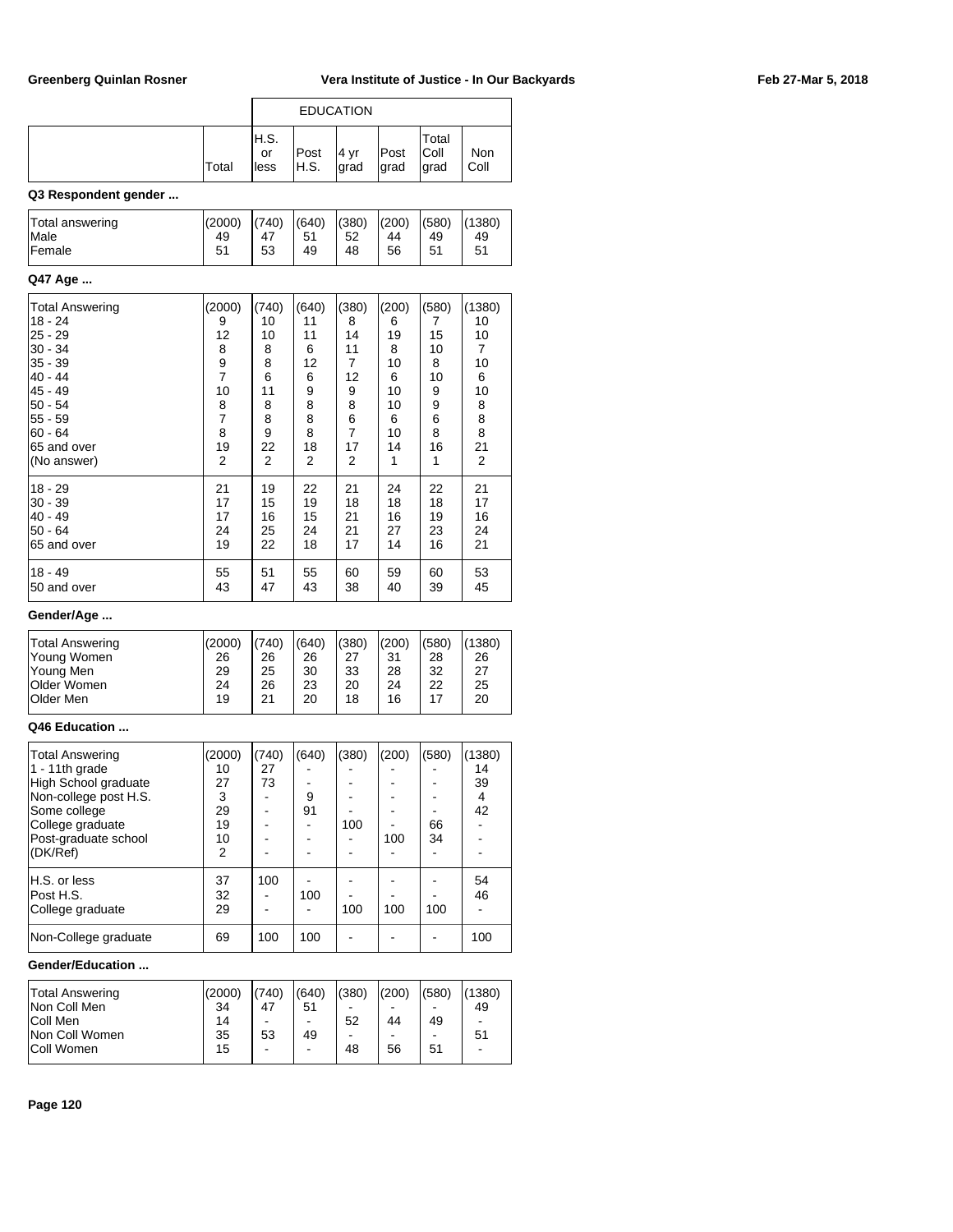| | Total | H.S. or less | Post H.S. | 4 yr grad | Post grad | Total Coll grad | Non Coll |
|---|---|---|---|---|---|---|---|
| | | EDUCATION | | | | | |

**Q3 Respondent gender ...**

| | Total | H.S. or less | Post H.S. | 4 yr grad | Post grad | Total Coll grad | Non Coll |
|---|---|---|---|---|---|---|---|
| Total answering | (2000) | (740) | (640) | (380) | (200) | (580) | (1380) |
| Male | 49 | 47 | 51 | 52 | 44 | 49 | 49 |
| Female | 51 | 53 | 49 | 48 | 56 | 51 | 51 |

**Q47 Age ...**

| | Total | H.S. or less | Post H.S. | 4 yr grad | Post grad | Total Coll grad | Non Coll |
|---|---|---|---|---|---|---|---|
| Total Answering | (2000) | (740) | (640) | (380) | (200) | (580) | (1380) |
| 18 - 24 | 9 | 10 | 11 | 8 | 6 | 7 | 10 |
| 25 - 29 | 12 | 10 | 11 | 14 | 19 | 15 | 10 |
| 30 - 34 | 8 | 8 | 6 | 11 | 8 | 10 | 7 |
| 35 - 39 | 9 | 8 | 12 | 7 | 10 | 8 | 10 |
| 40 - 44 | 7 | 6 | 6 | 12 | 6 | 10 | 6 |
| 45 - 49 | 10 | 11 | 9 | 9 | 10 | 9 | 10 |
| 50 - 54 | 8 | 8 | 8 | 8 | 10 | 9 | 8 |
| 55 - 59 | 7 | 8 | 8 | 6 | 6 | 6 | 8 |
| 60 - 64 | 8 | 9 | 8 | 7 | 10 | 8 | 8 |
| 65 and over | 19 | 22 | 18 | 17 | 14 | 16 | 21 |
| (No answer) | 2 | 2 | 2 | 2 | 1 | 1 | 2 |
| 18 - 29 | 21 | 19 | 22 | 21 | 24 | 22 | 21 |
| 30 - 39 | 17 | 15 | 19 | 18 | 18 | 18 | 17 |
| 40 - 49 | 17 | 16 | 15 | 21 | 16 | 19 | 16 |
| 50 - 64 | 24 | 25 | 24 | 21 | 27 | 23 | 24 |
| 65 and over | 19 | 22 | 18 | 17 | 14 | 16 | 21 |
| 18 - 49 | 55 | 51 | 55 | 60 | 59 | 60 | 53 |
| 50 and over | 43 | 47 | 43 | 38 | 40 | 39 | 45 |

**Gender/Age ...**

| | Total | H.S. or less | Post H.S. | 4 yr grad | Post grad | Total Coll grad | Non Coll |
|---|---|---|---|---|---|---|---|
| Total Answering | (2000) | (740) | (640) | (380) | (200) | (580) | (1380) |
| Young Women | 26 | 26 | 26 | 27 | 31 | 28 | 26 |
| Young Men | 29 | 25 | 30 | 33 | 28 | 32 | 27 |
| Older Women | 24 | 26 | 23 | 20 | 24 | 22 | 25 |
| Older Men | 19 | 21 | 20 | 18 | 16 | 17 | 20 |

**Q46 Education ...**

| | Total | H.S. or less | Post H.S. | 4 yr grad | Post grad | Total Coll grad | Non Coll |
|---|---|---|---|---|---|---|---|
| Total Answering | (2000) | (740) | (640) | (380) | (200) | (580) | (1380) |
| 1 - 11th grade | 10 | 27 | - | - | - | - | 14 |
| High School graduate | 27 | 73 | - | - | - | - | 39 |
| Non-college post H.S. | 3 | - | 9 | - | - | - | 4 |
| Some college | 29 | - | 91 | - | - | - | 42 |
| College graduate | 19 | - | - | 100 | - | 66 | - |
| Post-graduate school | 10 | - | - | - | 100 | 34 | - |
| (DK/Ref) | 2 | - | - | - | - | - | - |
| H.S. or less | 37 | 100 | - | - | - | - | 54 |
| Post H.S. | 32 | - | 100 | - | - | - | 46 |
| College graduate | 29 | - | - | 100 | 100 | 100 | - |
| Non-College graduate | 69 | 100 | 100 | - | - | - | 100 |

**Gender/Education ...**

| | Total | H.S. or less | Post H.S. | 4 yr grad | Post grad | Total Coll grad | Non Coll |
|---|---|---|---|---|---|---|---|
| Total Answering | (2000) | (740) | (640) | (380) | (200) | (580) | (1380) |
| Non Coll Men | 34 | 47 | 51 | - | - | - | 49 |
| Coll Men | 14 | - | - | 52 | 44 | 49 | - |
| Non Coll Women | 35 | 53 | 49 | - | - | - | 51 |
| Coll Women | 15 | - | - | 48 | 56 | 51 | - |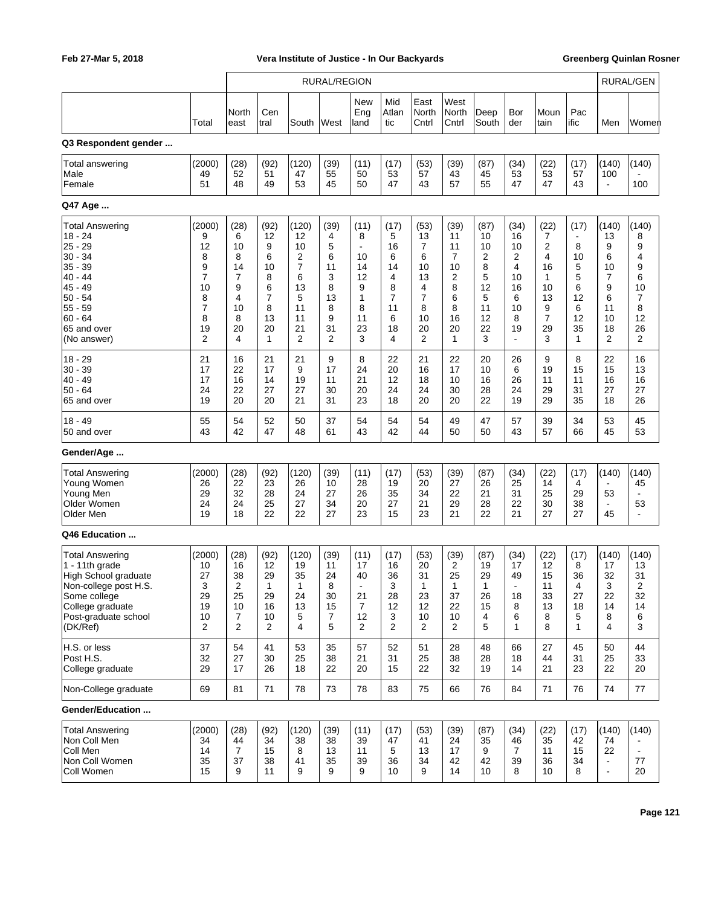| | | RURAL/REGION | | | | | | | | | | | | RURAL/GEN | |
|---|---|---|---|---|---|---|---|---|---|---|---|---|---|---|---|
| | Total | North east | Cen tral | South | West | New Eng land | Mid Atlan tic | East North Cntrl | West North Cntrl | Deep South | Bor der | Moun tain | Pac ific | Men | Women |
| **Q3 Respondent gender ...** | | | | | | | | | | | | | | | |
| Total answering | (2000) | (28) | (92) | (120) | (39) | (11) | (17) | (53) | (39) | (87) | (34) | (22) | (17) | (140) | (140) |
| Male | 49 | 52 | 51 | 47 | 55 | 50 | 53 | 57 | 43 | 45 | 53 | 53 | 57 | 100 | - |
| Female | 51 | 48 | 49 | 53 | 45 | 50 | 47 | 43 | 57 | 55 | 47 | 47 | 43 | - | 100 |
| **Q47 Age ...** | | | | | | | | | | | | | | | |
| Total Answering | (2000) | (28) | (92) | (120) | (39) | (11) | (17) | (53) | (39) | (87) | (34) | (22) | (17) | (140) | (140) |
| 18 - 24 | 9 | 6 | 12 | 12 | 4 | 8 | 5 | 13 | 11 | 10 | 16 | 7 | - | 13 | 8 |
| 25 - 29 | 12 | 10 | 9 | 10 | 5 | - | 16 | 7 | 11 | 10 | 10 | 2 | 8 | 9 | 9 |
| 30 - 34 | 8 | 8 | 6 | 2 | 6 | 10 | 6 | 6 | 7 | 2 | 2 | 4 | 10 | 6 | 4 |
| 35 - 39 | 9 | 14 | 10 | 7 | 11 | 14 | 14 | 10 | 10 | 8 | 4 | 16 | 5 | 10 | 9 |
| 40 - 44 | 7 | 7 | 8 | 6 | 3 | 12 | 4 | 13 | 2 | 5 | 10 | 1 | 5 | 7 | 6 |
| 45 - 49 | 10 | 9 | 6 | 13 | 8 | 9 | 8 | 4 | 8 | 12 | 16 | 10 | 6 | 9 | 10 |
| 50 - 54 | 8 | 4 | 7 | 5 | 13 | 1 | 7 | 7 | 6 | 5 | 6 | 13 | 12 | 6 | 7 |
| 55 - 59 | 7 | 10 | 8 | 11 | 8 | 8 | 11 | 8 | 8 | 11 | 10 | 9 | 6 | 11 | 8 |
| 60 - 64 | 8 | 8 | 13 | 11 | 9 | 11 | 6 | 10 | 16 | 12 | 8 | 7 | 12 | 10 | 12 |
| 65 and over | 19 | 20 | 20 | 21 | 31 | 23 | 18 | 20 | 20 | 22 | 19 | 29 | 35 | 18 | 26 |
| (No answer) | 2 | 4 | 1 | 2 | 2 | 3 | 4 | 2 | 1 | 3 | - | 3 | 1 | 2 | 2 |
| 18 - 29 | 21 | 16 | 21 | 21 | 9 | 8 | 22 | 21 | 22 | 20 | 26 | 9 | 8 | 22 | 16 |
| 30 - 39 | 17 | 22 | 17 | 9 | 17 | 24 | 20 | 16 | 17 | 10 | 6 | 19 | 15 | 15 | 13 |
| 40 - 49 | 17 | 16 | 14 | 19 | 11 | 21 | 12 | 18 | 10 | 16 | 26 | 11 | 11 | 16 | 16 |
| 50 - 64 | 24 | 22 | 27 | 27 | 30 | 20 | 24 | 24 | 30 | 28 | 24 | 29 | 31 | 27 | 27 |
| 65 and over | 19 | 20 | 20 | 21 | 31 | 23 | 18 | 20 | 20 | 22 | 19 | 29 | 35 | 18 | 26 |
| 18 - 49 | 55 | 54 | 52 | 50 | 37 | 54 | 54 | 54 | 49 | 47 | 57 | 39 | 34 | 53 | 45 |
| 50 and over | 43 | 42 | 47 | 48 | 61 | 43 | 42 | 44 | 50 | 50 | 43 | 57 | 66 | 45 | 53 |
| **Gender/Age ...** | | | | | | | | | | | | | | | |
| Total Answering | (2000) | (28) | (92) | (120) | (39) | (11) | (17) | (53) | (39) | (87) | (34) | (22) | (17) | (140) | (140) |
| Young Women | 26 | 22 | 23 | 26 | 10 | 28 | 19 | 20 | 27 | 26 | 25 | 14 | 4 | - | 45 |
| Young Men | 29 | 32 | 28 | 24 | 27 | 26 | 35 | 34 | 22 | 21 | 31 | 25 | 29 | 53 | - |
| Older Women | 24 | 24 | 25 | 27 | 34 | 20 | 27 | 21 | 29 | 28 | 22 | 30 | 38 | - | 53 |
| Older Men | 19 | 18 | 22 | 22 | 27 | 23 | 15 | 23 | 21 | 22 | 21 | 27 | 27 | 45 | - |
| **Q46 Education ...** | | | | | | | | | | | | | | | |
| Total Answering | (2000) | (28) | (92) | (120) | (39) | (11) | (17) | (53) | (39) | (87) | (34) | (22) | (17) | (140) | (140) |
| 1 - 11th grade | 10 | 16 | 12 | 19 | 11 | 17 | 16 | 20 | 2 | 19 | 17 | 12 | 8 | 17 | 13 |
| High School graduate | 27 | 38 | 29 | 35 | 24 | 40 | 36 | 31 | 25 | 29 | 49 | 15 | 36 | 32 | 31 |
| Non-college post H.S. | 3 | 2 | 1 | 1 | 8 | - | 3 | 1 | 1 | 1 | - | 11 | 4 | 3 | 2 |
| Some college | 29 | 25 | 29 | 24 | 30 | 21 | 28 | 23 | 37 | 26 | 18 | 33 | 27 | 22 | 32 |
| College graduate | 19 | 10 | 16 | 13 | 15 | 7 | 12 | 12 | 22 | 15 | 8 | 13 | 18 | 14 | 14 |
| Post-graduate school | 10 | 7 | 10 | 5 | 7 | 12 | 3 | 10 | 10 | 4 | 6 | 8 | 5 | 8 | 6 |
| (DK/Ref) | 2 | 2 | 2 | 4 | 5 | 2 | 2 | 2 | 2 | 5 | 1 | 8 | 1 | 4 | 3 |
| H.S. or less | 37 | 54 | 41 | 53 | 35 | 57 | 52 | 51 | 28 | 48 | 66 | 27 | 45 | 50 | 44 |
| Post H.S. | 32 | 27 | 30 | 25 | 38 | 21 | 31 | 25 | 38 | 28 | 18 | 44 | 31 | 25 | 33 |
| College graduate | 29 | 17 | 26 | 18 | 22 | 20 | 15 | 22 | 32 | 19 | 14 | 21 | 23 | 22 | 20 |
| Non-College graduate | 69 | 81 | 71 | 78 | 73 | 78 | 83 | 75 | 66 | 76 | 84 | 71 | 76 | 74 | 77 |
| **Gender/Education ...** | | | | | | | | | | | | | | | |
| Total Answering | (2000) | (28) | (92) | (120) | (39) | (11) | (17) | (53) | (39) | (87) | (34) | (22) | (17) | (140) | (140) |
| Non Coll Men | 34 | 44 | 34 | 38 | 38 | 39 | 47 | 41 | 24 | 35 | 46 | 35 | 42 | 74 | - |
| Coll Men | 14 | 7 | 15 | 8 | 13 | 11 | 5 | 13 | 17 | 9 | 7 | 11 | 15 | 22 | - |
| Non Coll Women | 35 | 37 | 38 | 41 | 35 | 39 | 36 | 34 | 42 | 42 | 39 | 36 | 34 | - | 77 |
| Coll Women | 15 | 9 | 11 | 9 | 9 | 9 | 10 | 9 | 14 | 10 | 8 | 10 | 8 | - | 20 |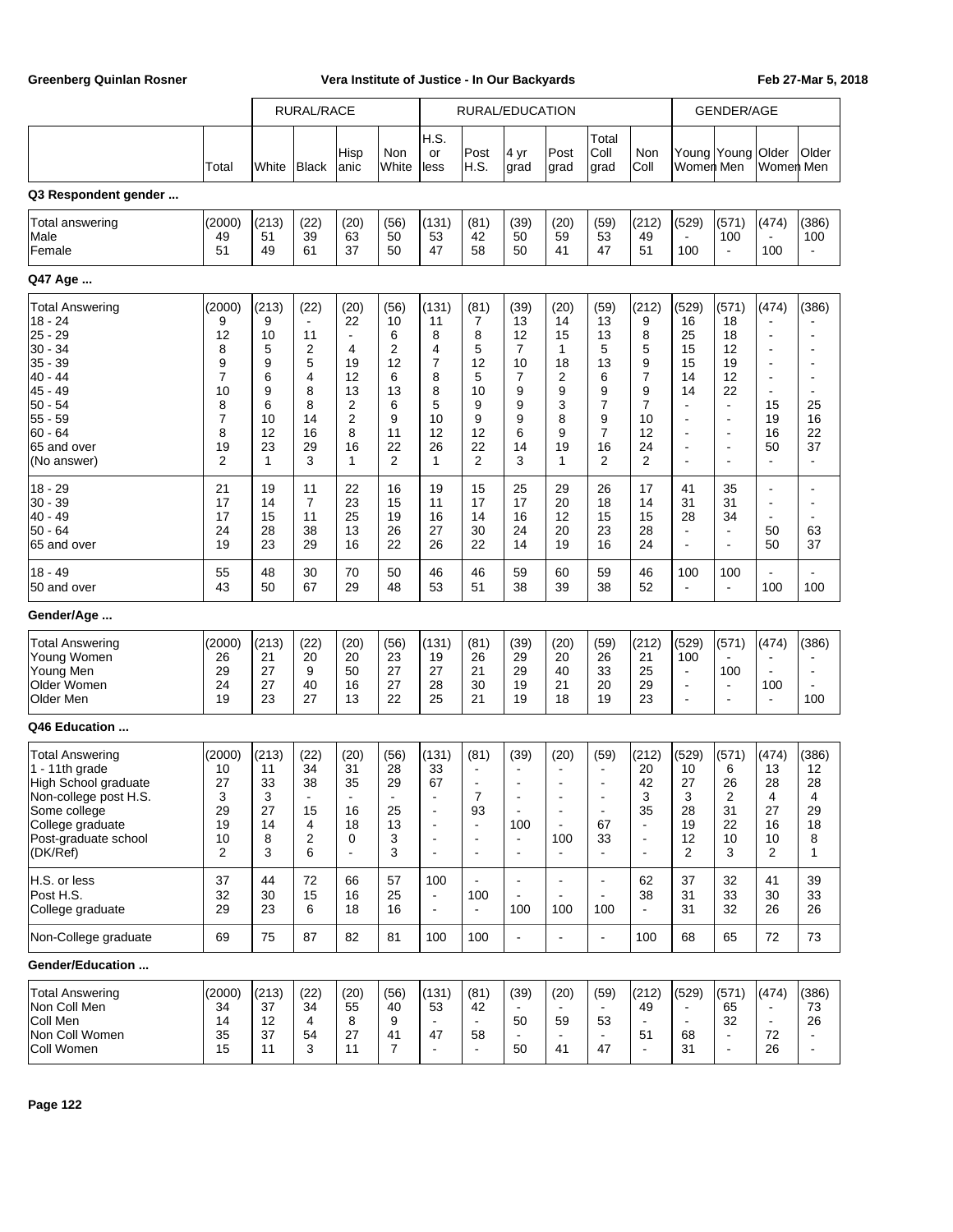| | Total | RURAL/RACE White | Black | Hisp anic | Non White | RURAL/EDUCATION H.S. or less | Post H.S. | 4 yr grad | Post grad | Total Coll grad | Non Coll | GENDER/AGE Young Women | Young Men | Older Women | Older Men |
|---|---|---|---|---|---|---|---|---|---|---|---|---|---|---|---|
| **Q3 Respondent gender ...** | | | | | | | | | | | | | | | |
| Total answering | (2000) | (213) | (22) | (20) | (56) | (131) | (81) | (39) | (20) | (59) | (212) | (529) | (571) | (474) | (386) |
| Male | 49 | 51 | 39 | 63 | 50 | 53 | 42 | 50 | 59 | 53 | 49 | - | 100 | - | 100 |
| Female | 51 | 49 | 61 | 37 | 50 | 47 | 58 | 50 | 41 | 47 | 51 | 100 | - | 100 | - |
| **Q47 Age ...** | | | | | | | | | | | | | | | |
| Total Answering | (2000) | (213) | (22) | (20) | (56) | (131) | (81) | (39) | (20) | (59) | (212) | (529) | (571) | (474) | (386) |
| 18 - 24 | 9 | 9 | - | 22 | 10 | 11 | 7 | 13 | 14 | 13 | 9 | 16 | 18 | - | - |
| 25 - 29 | 12 | 10 | 11 | - | 6 | 8 | 8 | 12 | 15 | 13 | 8 | 25 | 18 | - | - |
| 30 - 34 | 8 | 5 | 2 | 4 | 2 | 4 | 5 | 7 | 1 | 5 | 5 | 15 | 12 | - | - |
| 35 - 39 | 9 | 9 | 5 | 19 | 12 | 7 | 12 | 10 | 18 | 13 | 9 | 15 | 19 | - | - |
| 40 - 44 | 7 | 6 | 4 | 12 | 6 | 8 | 5 | 7 | 2 | 6 | 7 | 14 | 12 | - | - |
| 45 - 49 | 10 | 9 | 8 | 13 | 13 | 8 | 10 | 9 | 9 | 9 | 9 | 14 | 22 | - | - |
| 50 - 54 | 8 | 6 | 8 | 2 | 6 | 5 | 9 | 9 | 3 | 7 | 7 | - | - | 15 | 25 |
| 55 - 59 | 7 | 10 | 14 | 2 | 9 | 10 | 9 | 9 | 8 | 9 | 10 | - | - | 19 | 16 |
| 60 - 64 | 8 | 12 | 16 | 8 | 11 | 12 | 12 | 6 | 9 | 7 | 12 | - | - | 16 | 22 |
| 65 and over | 19 | 23 | 29 | 16 | 22 | 26 | 22 | 14 | 19 | 16 | 24 | - | - | 50 | 37 |
| (No answer) | 2 | 1 | 3 | 1 | 2 | 1 | 2 | 3 | 1 | 2 | 2 | - | - | - | - |
| 18 - 29 | 21 | 19 | 11 | 22 | 16 | 19 | 15 | 25 | 29 | 26 | 17 | 41 | 35 | - | - |
| 30 - 39 | 17 | 14 | 7 | 23 | 15 | 11 | 17 | 17 | 20 | 18 | 14 | 31 | 31 | - | - |
| 40 - 49 | 17 | 15 | 11 | 25 | 19 | 16 | 14 | 16 | 12 | 15 | 15 | 28 | 34 | - | - |
| 50 - 64 | 24 | 28 | 38 | 13 | 26 | 27 | 30 | 24 | 20 | 23 | 28 | - | - | 50 | 63 |
| 65 and over | 19 | 23 | 29 | 16 | 22 | 26 | 22 | 14 | 19 | 16 | 24 | - | - | 50 | 37 |
| 18 - 49 | 55 | 48 | 30 | 70 | 50 | 46 | 46 | 59 | 60 | 59 | 46 | 100 | 100 | - | - |
| 50 and over | 43 | 50 | 67 | 29 | 48 | 53 | 51 | 38 | 39 | 38 | 52 | - | - | 100 | 100 |
| **Gender/Age ...** | | | | | | | | | | | | | | | |
| Total Answering | (2000) | (213) | (22) | (20) | (56) | (131) | (81) | (39) | (20) | (59) | (212) | (529) | (571) | (474) | (386) |
| Young Women | 26 | 21 | 20 | 20 | 23 | 19 | 26 | 29 | 20 | 26 | 21 | 100 | - | - | - |
| Young Men | 29 | 27 | 9 | 50 | 27 | 27 | 21 | 29 | 40 | 33 | 25 | - | 100 | - | - |
| Older Women | 24 | 27 | 40 | 16 | 27 | 28 | 30 | 19 | 21 | 20 | 29 | - | - | 100 | - |
| Older Men | 19 | 23 | 27 | 13 | 22 | 25 | 21 | 19 | 18 | 19 | 23 | - | - | - | 100 |
| **Q46 Education ...** | | | | | | | | | | | | | | | |
| Total Answering | (2000) | (213) | (22) | (20) | (56) | (131) | (81) | (39) | (20) | (59) | (212) | (529) | (571) | (474) | (386) |
| 1 - 11th grade | 10 | 11 | 34 | 31 | 28 | 33 | - | - | - | - | 20 | 10 | 6 | 13 | 12 |
| High School graduate | 27 | 33 | 38 | 35 | 29 | 67 | - | - | - | - | 42 | 27 | 26 | 28 | 28 |
| Non-college post H.S. | 3 | 3 | - | - | - | - | 7 | - | - | - | 3 | 3 | 2 | 4 | 4 |
| Some college | 29 | 27 | 15 | 16 | 25 | - | 93 | - | - | - | 35 | 28 | 31 | 27 | 29 |
| College graduate | 19 | 14 | 4 | 18 | 13 | - | - | 100 | - | 67 | - | 19 | 22 | 16 | 18 |
| Post-graduate school | 10 | 8 | 2 | 0 | 3 | - | - | - | 100 | 33 | - | 12 | 10 | 10 | 8 |
| (DK/Ref) | 2 | 3 | 6 | - | 3 | - | - | - | - | - | - | 2 | 3 | 2 | 1 |
| H.S. or less | 37 | 44 | 72 | 66 | 57 | 100 | - | - | - | - | 62 | 37 | 32 | 41 | 39 |
| Post H.S. | 32 | 30 | 15 | 16 | 25 | - | 100 | - | - | - | 38 | 31 | 33 | 30 | 33 |
| College graduate | 29 | 23 | 6 | 18 | 16 | - | - | 100 | 100 | 100 | - | 31 | 32 | 26 | 26 |
| Non-College graduate | 69 | 75 | 87 | 82 | 81 | 100 | 100 | - | - | - | 100 | 68 | 65 | 72 | 73 |
| **Gender/Education ...** | | | | | | | | | | | | | | | |
| Total Answering | (2000) | (213) | (22) | (20) | (56) | (131) | (81) | (39) | (20) | (59) | (212) | (529) | (571) | (474) | (386) |
| Non Coll Men | 34 | 37 | 34 | 55 | 40 | 53 | 42 | - | - | - | 49 | - | 65 | - | 73 |
| Coll Men | 14 | 12 | 4 | 8 | 9 | - | - | 50 | 59 | 53 | - | - | 32 | - | 26 |
| Non Coll Women | 35 | 37 | 54 | 27 | 41 | 47 | 58 | - | - | - | 51 | 68 | - | 72 | - |
| Coll Women | 15 | 11 | 3 | 11 | 7 | - | - | 50 | 41 | 47 | - | 31 | - | 26 | - |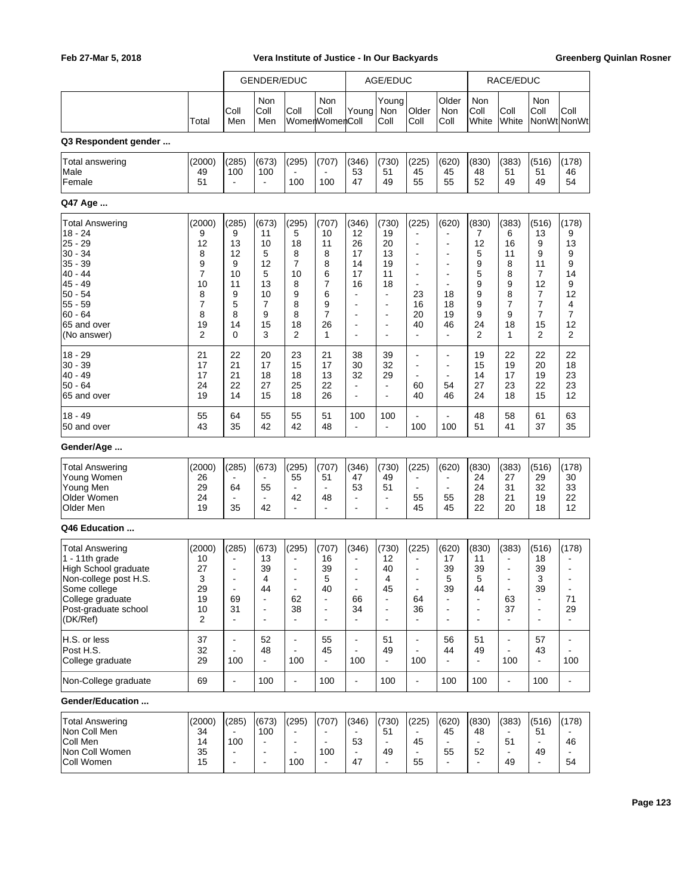| | Total | GENDER/EDUC | | | | AGE/EDUC | | | | RACE/EDUC | | | |
|---|---|---|---|---|---|---|---|---|---|---|---|---|---|
| | | Coll Men | Non Coll Men | Coll Women | Non Coll Women | Young Coll | Young Non Coll | Older Coll | Older Non Coll | Non Coll White | Coll White | Non Coll NonWt | Coll NonWt |
| **Q3 Respondent gender ...** | | | | | | | | | | | | | |
| Total answering | (2000) | (285) | (673) | (295) | (707) | (346) | (730) | (225) | (620) | (830) | (383) | (516) | (178) |
| Male | 49 | 100 | 100 | - | - | 53 | 51 | 45 | 45 | 48 | 51 | 51 | 46 |
| Female | 51 | - | - | 100 | 100 | 47 | 49 | 55 | 55 | 52 | 49 | 49 | 54 |
| **Q47 Age ...** | | | | | | | | | | | | | |
| Total Answering | (2000) | (285) | (673) | (295) | (707) | (346) | (730) | (225) | (620) | (830) | (383) | (516) | (178) |
| 18 - 24 | 9 | 9 | 11 | 5 | 10 | 12 | 19 | - | - | 7 | 6 | 13 | 9 |
| 25 - 29 | 12 | 13 | 10 | 18 | 11 | 26 | 20 | - | - | 12 | 16 | 9 | 13 |
| 30 - 34 | 8 | 12 | 5 | 8 | 8 | 17 | 13 | - | - | 5 | 11 | 9 | 9 |
| 35 - 39 | 9 | 9 | 12 | 7 | 8 | 14 | 19 | - | - | 9 | 8 | 11 | 9 |
| 40 - 44 | 7 | 10 | 5 | 10 | 6 | 17 | 11 | - | - | 5 | 8 | 7 | 14 |
| 45 - 49 | 10 | 11 | 13 | 8 | 7 | 16 | 18 | - | - | 9 | 9 | 12 | 9 |
| 50 - 54 | 8 | 9 | 10 | 9 | 6 | - | - | 23 | 18 | 9 | 8 | 7 | 12 |
| 55 - 59 | 7 | 5 | 7 | 8 | 9 | - | - | 16 | 18 | 9 | 7 | 7 | 4 |
| 60 - 64 | 8 | 8 | 9 | 8 | 7 | - | - | 20 | 19 | 9 | 9 | 7 | 7 |
| 65 and over | 19 | 14 | 15 | 18 | 26 | - | - | 40 | 46 | 24 | 18 | 15 | 12 |
| (No answer) | 2 | 0 | 3 | 2 | 1 | - | - | - | - | 2 | 1 | 2 | 2 |
| 18 - 29 | 21 | 22 | 20 | 23 | 21 | 38 | 39 | - | - | 19 | 22 | 22 | 22 |
| 30 - 39 | 17 | 21 | 17 | 15 | 17 | 30 | 32 | - | - | 15 | 19 | 20 | 18 |
| 40 - 49 | 17 | 21 | 18 | 18 | 13 | 32 | 29 | - | - | 14 | 17 | 19 | 23 |
| 50 - 64 | 24 | 22 | 27 | 25 | 22 | - | - | 60 | 54 | 27 | 23 | 22 | 23 |
| 65 and over | 19 | 14 | 15 | 18 | 26 | - | - | 40 | 46 | 24 | 18 | 15 | 12 |
| 18 - 49 | 55 | 64 | 55 | 55 | 51 | 100 | 100 | - | - | 48 | 58 | 61 | 63 |
| 50 and over | 43 | 35 | 42 | 42 | 48 | - | - | 100 | 100 | 51 | 41 | 37 | 35 |
| **Gender/Age ...** | | | | | | | | | | | | | |
| Total Answering | (2000) | (285) | (673) | (295) | (707) | (346) | (730) | (225) | (620) | (830) | (383) | (516) | (178) |
| Young Women | 26 | - | - | 55 | 51 | 47 | 49 | - | - | 24 | 27 | 29 | 30 |
| Young Men | 29 | 64 | 55 | - | - | 53 | 51 | - | - | 24 | 31 | 32 | 33 |
| Older Women | 24 | - | - | 42 | 48 | - | - | 55 | 55 | 28 | 21 | 19 | 22 |
| Older Men | 19 | 35 | 42 | - | - | - | - | 45 | 45 | 22 | 20 | 18 | 12 |
| **Q46 Education ...** | | | | | | | | | | | | | |
| Total Answering | (2000) | (285) | (673) | (295) | (707) | (346) | (730) | (225) | (620) | (830) | (383) | (516) | (178) |
| 1 - 11th grade | 10 | - | 13 | - | 16 | - | 12 | - | 17 | 11 | - | 18 | - |
| High School graduate | 27 | - | 39 | - | 39 | - | 40 | - | 39 | 39 | - | 39 | - |
| Non-college post H.S. | 3 | - | 4 | - | 5 | - | 4 | - | 5 | 5 | - | 3 | - |
| Some college | 29 | - | 44 | - | 40 | - | 45 | - | 39 | 44 | - | 39 | - |
| College graduate | 19 | 69 | - | 62 | - | 66 | - | 64 | - | - | 63 | - | 71 |
| Post-graduate school | 10 | 31 | - | 38 | - | 34 | - | 36 | - | - | 37 | - | 29 |
| (DK/Ref) | 2 | - | - | - | - | - | - | - | - | - | - | - | - |
| H.S. or less | 37 | - | 52 | - | 55 | - | 51 | - | 56 | 51 | - | 57 | - |
| Post H.S. | 32 | - | 48 | - | 45 | - | 49 | - | 44 | 49 | - | 43 | - |
| College graduate | 29 | 100 | - | 100 | - | 100 | - | 100 | - | - | 100 | - | 100 |
| Non-College graduate | 69 | - | 100 | - | 100 | - | 100 | - | 100 | 100 | - | 100 | - |
| **Gender/Education ...** | | | | | | | | | | | | | |
| Total Answering | (2000) | (285) | (673) | (295) | (707) | (346) | (730) | (225) | (620) | (830) | (383) | (516) | (178) |
| Non Coll Men | 34 | - | 100 | - | - | - | 51 | - | 45 | 48 | - | 51 | - |
| Coll Men | 14 | 100 | - | - | - | 53 | - | 45 | - | - | 51 | - | 46 |
| Non Coll Women | 35 | - | - | - | 100 | - | 49 | - | 55 | 52 | - | 49 | - |
| Coll Women | 15 | - | - | 100 | - | 47 | - | 55 | - | - | 49 | - | 54 |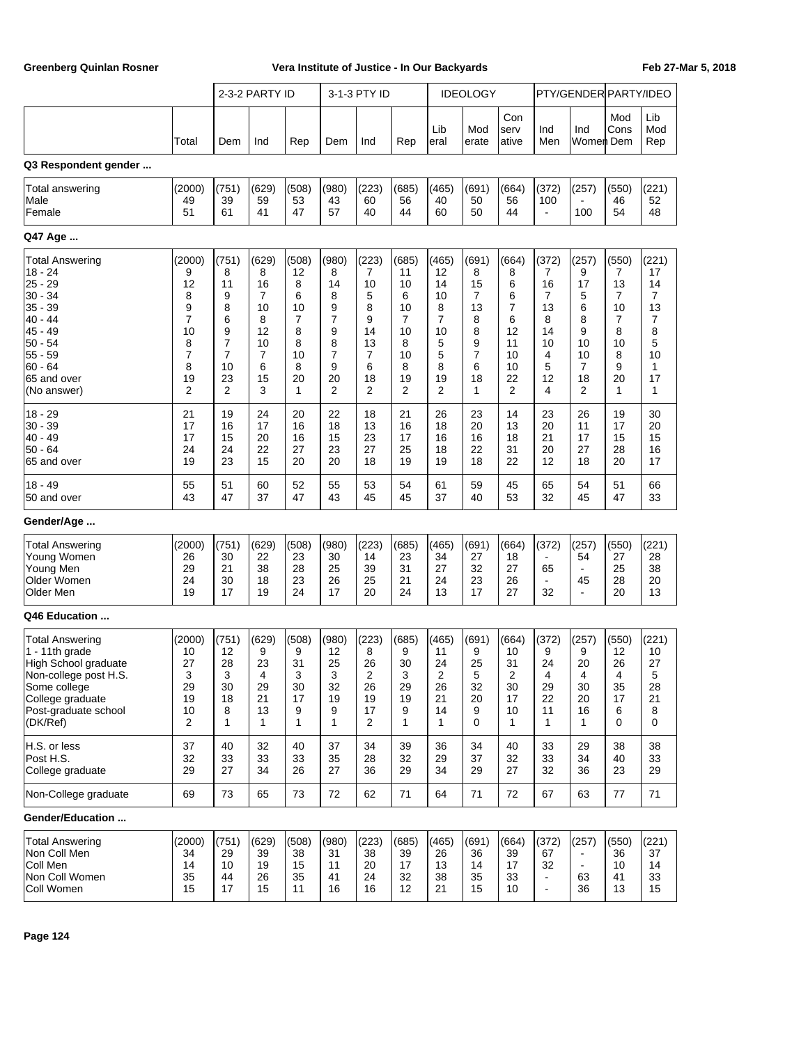| | Total | 2-3-2 PARTY ID Dem | Ind | Rep | 3-1-3 PTY ID Dem | Ind | Rep | IDEOLOGY Liberal | Moderate | Conservative | PTY/GENDER Ind Men | Ind Women | PARTY/IDEO Mod Cons Dem | Lib Mod Rep |
|---|---|---|---|---|---|---|---|---|---|---|---|---|---|---|
| **Q3 Respondent gender ...** | | | | | | | | | | | | | | |
| Total answering | (2000) | (751) | (629) | (508) | (980) | (223) | (685) | (465) | (691) | (664) | (372) | (257) | (550) | (221) |
| Male | 49 | 39 | 59 | 53 | 43 | 60 | 56 | 40 | 50 | 56 | 100 | - | 46 | 52 |
| Female | 51 | 61 | 41 | 47 | 57 | 40 | 44 | 60 | 50 | 44 | - | 100 | 54 | 48 |
| **Q47 Age ...** | | | | | | | | | | | | | | |
| Total Answering | (2000) | (751) | (629) | (508) | (980) | (223) | (685) | (465) | (691) | (664) | (372) | (257) | (550) | (221) |
| 18 - 24 | 9 | 8 | 8 | 12 | 8 | 7 | 11 | 12 | 8 | 8 | 7 | 9 | 7 | 17 |
| 25 - 29 | 12 | 11 | 16 | 8 | 14 | 10 | 10 | 14 | 15 | 6 | 16 | 17 | 13 | 14 |
| 30 - 34 | 8 | 9 | 7 | 6 | 8 | 5 | 6 | 10 | 7 | 6 | 7 | 5 | 7 | 7 |
| 35 - 39 | 9 | 8 | 10 | 10 | 9 | 8 | 10 | 8 | 13 | 7 | 13 | 6 | 10 | 13 |
| 40 - 44 | 7 | 6 | 8 | 7 | 7 | 9 | 7 | 7 | 8 | 6 | 8 | 8 | 7 | 7 |
| 45 - 49 | 10 | 9 | 12 | 8 | 9 | 14 | 10 | 10 | 8 | 12 | 14 | 9 | 8 | 8 |
| 50 - 54 | 8 | 7 | 10 | 8 | 8 | 13 | 8 | 5 | 9 | 11 | 10 | 10 | 10 | 5 |
| 55 - 59 | 7 | 7 | 7 | 10 | 7 | 7 | 10 | 5 | 7 | 10 | 4 | 10 | 8 | 10 |
| 60 - 64 | 8 | 10 | 6 | 8 | 9 | 6 | 8 | 8 | 6 | 10 | 5 | 7 | 9 | 1 |
| 65 and over | 19 | 23 | 15 | 20 | 20 | 18 | 19 | 19 | 18 | 22 | 12 | 18 | 20 | 17 |
| (No answer) | 2 | 2 | 3 | 1 | 2 | 2 | 2 | 2 | 1 | 2 | 4 | 2 | 1 | 1 |
| 18 - 29 | 21 | 19 | 24 | 20 | 22 | 18 | 21 | 26 | 23 | 14 | 23 | 26 | 19 | 30 |
| 30 - 39 | 17 | 16 | 17 | 16 | 18 | 13 | 16 | 18 | 20 | 13 | 20 | 11 | 17 | 20 |
| 40 - 49 | 17 | 15 | 20 | 16 | 15 | 23 | 17 | 16 | 16 | 18 | 21 | 17 | 15 | 15 |
| 50 - 64 | 24 | 24 | 22 | 27 | 23 | 27 | 25 | 18 | 22 | 31 | 20 | 27 | 28 | 16 |
| 65 and over | 19 | 23 | 15 | 20 | 20 | 18 | 19 | 19 | 18 | 22 | 12 | 18 | 20 | 17 |
| 18 - 49 | 55 | 51 | 60 | 52 | 55 | 53 | 54 | 61 | 59 | 45 | 65 | 54 | 51 | 66 |
| 50 and over | 43 | 47 | 37 | 47 | 43 | 45 | 45 | 37 | 40 | 53 | 32 | 45 | 47 | 33 |
| **Gender/Age ...** | | | | | | | | | | | | | | |
| Total Answering | (2000) | (751) | (629) | (508) | (980) | (223) | (685) | (465) | (691) | (664) | (372) | (257) | (550) | (221) |
| Young Women | 26 | 30 | 22 | 23 | 30 | 14 | 23 | 34 | 27 | 18 | - | 54 | 27 | 28 |
| Young Men | 29 | 21 | 38 | 28 | 25 | 39 | 31 | 27 | 32 | 27 | 65 | - | 25 | 38 |
| Older Women | 24 | 30 | 18 | 23 | 26 | 25 | 21 | 24 | 23 | 26 | - | 45 | 28 | 20 |
| Older Men | 19 | 17 | 19 | 24 | 17 | 20 | 24 | 13 | 17 | 27 | 32 | - | 20 | 13 |
| **Q46 Education ...** | | | | | | | | | | | | | | |
| Total Answering | (2000) | (751) | (629) | (508) | (980) | (223) | (685) | (465) | (691) | (664) | (372) | (257) | (550) | (221) |
| 1 - 11th grade | 10 | 12 | 9 | 9 | 12 | 8 | 9 | 11 | 9 | 10 | 9 | 9 | 12 | 10 |
| High School graduate | 27 | 28 | 23 | 31 | 25 | 26 | 30 | 24 | 25 | 31 | 24 | 20 | 26 | 27 |
| Non-college post H.S. | 3 | 3 | 4 | 3 | 3 | 2 | 3 | 2 | 5 | 2 | 4 | 4 | 4 | 5 |
| Some college | 29 | 30 | 29 | 30 | 32 | 26 | 29 | 26 | 32 | 30 | 29 | 30 | 35 | 28 |
| College graduate | 19 | 18 | 21 | 17 | 19 | 19 | 19 | 21 | 20 | 17 | 22 | 20 | 17 | 21 |
| Post-graduate school | 10 | 8 | 13 | 9 | 9 | 17 | 9 | 14 | 9 | 10 | 11 | 16 | 6 | 8 |
| (DK/Ref) | 2 | 1 | 1 | 1 | 1 | 2 | 1 | 1 | 0 | 1 | 1 | 1 | 0 | 0 |
| H.S. or less | 37 | 40 | 32 | 40 | 37 | 34 | 39 | 36 | 34 | 40 | 33 | 29 | 38 | 38 |
| Post H.S. | 32 | 33 | 33 | 33 | 35 | 28 | 32 | 29 | 37 | 32 | 33 | 34 | 40 | 33 |
| College graduate | 29 | 27 | 34 | 26 | 27 | 36 | 29 | 34 | 29 | 27 | 32 | 36 | 23 | 29 |
| Non-College graduate | 69 | 73 | 65 | 73 | 72 | 62 | 71 | 64 | 71 | 72 | 67 | 63 | 77 | 71 |
| **Gender/Education ...** | | | | | | | | | | | | | | |
| Total Answering | (2000) | (751) | (629) | (508) | (980) | (223) | (685) | (465) | (691) | (664) | (372) | (257) | (550) | (221) |
| Non Coll Men | 34 | 29 | 39 | 38 | 31 | 38 | 39 | 26 | 36 | 39 | 67 | - | 36 | 37 |
| Coll Men | 14 | 10 | 19 | 15 | 11 | 20 | 17 | 13 | 14 | 17 | 32 | - | 10 | 14 |
| Non Coll Women | 35 | 44 | 26 | 35 | 41 | 24 | 32 | 38 | 35 | 33 | - | 63 | 41 | 33 |
| Coll Women | 15 | 17 | 15 | 11 | 16 | 16 | 12 | 21 | 15 | 10 | - | 36 | 13 | 15 |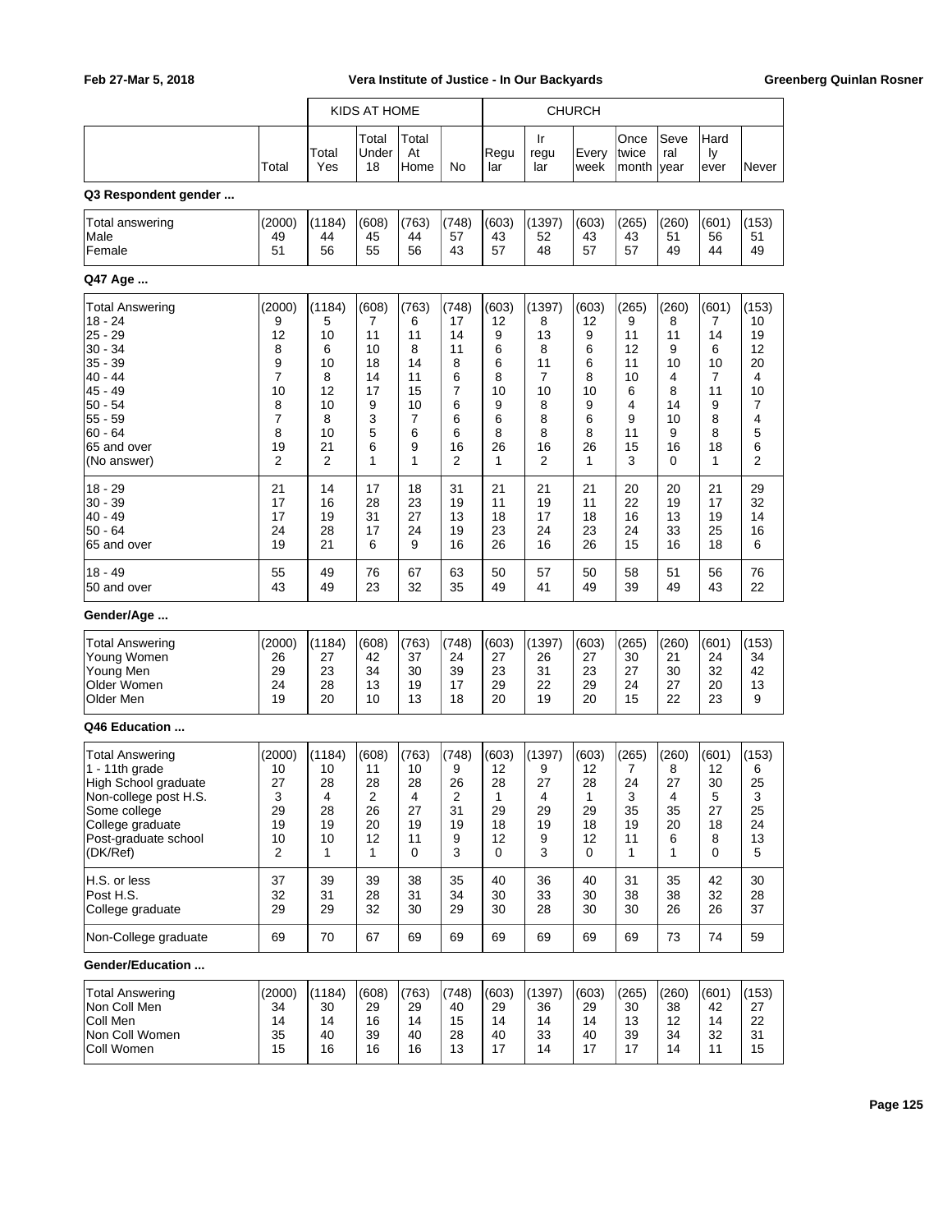| | Total | KIDS AT HOME | | | | CHURCH | | | | | | |
|---|---|---|---|---|---|---|---|---|---|---|---|---|
| | | Total Yes | Total Under 18 | Total At Home | No | Regular | Irregular | Every week | Once twice month | Several year | Hardly ever | Never |

**Q3 Respondent gender ...**

| | Total | Total Yes | Total Under 18 | Total At Home | No | Regular | Irregular | Every week | Once twice month | Several year | Hardly ever | Never |
|---|---|---|---|---|---|---|---|---|---|---|---|---|
| Total answering | (2000) | (1184) | (608) | (763) | (748) | (603) | (1397) | (603) | (265) | (260) | (601) | (153) |
| Male | 49 | 44 | 45 | 44 | 57 | 43 | 52 | 43 | 43 | 51 | 56 | 51 |
| Female | 51 | 56 | 55 | 56 | 43 | 57 | 48 | 57 | 57 | 49 | 44 | 49 |

**Q47 Age ...**

| | Total | Total Yes | Total Under 18 | Total At Home | No | Regular | Irregular | Every week | Once twice month | Several year | Hardly ever | Never |
|---|---|---|---|---|---|---|---|---|---|---|---|---|
| Total Answering | (2000) | (1184) | (608) | (763) | (748) | (603) | (1397) | (603) | (265) | (260) | (601) | (153) |
| 18 - 24 | 9 | 5 | 7 | 6 | 17 | 12 | 8 | 12 | 9 | 8 | 7 | 10 |
| 25 - 29 | 12 | 10 | 11 | 11 | 14 | 9 | 13 | 9 | 11 | 11 | 14 | 19 |
| 30 - 34 | 8 | 6 | 10 | 8 | 11 | 6 | 8 | 6 | 12 | 9 | 6 | 12 |
| 35 - 39 | 9 | 10 | 18 | 14 | 8 | 6 | 11 | 6 | 11 | 10 | 10 | 20 |
| 40 - 44 | 7 | 8 | 14 | 11 | 6 | 8 | 7 | 8 | 10 | 4 | 7 | 4 |
| 45 - 49 | 10 | 12 | 17 | 15 | 7 | 10 | 10 | 10 | 6 | 8 | 11 | 10 |
| 50 - 54 | 8 | 10 | 9 | 10 | 6 | 9 | 8 | 9 | 4 | 14 | 9 | 7 |
| 55 - 59 | 7 | 8 | 3 | 7 | 6 | 6 | 8 | 6 | 9 | 10 | 8 | 4 |
| 60 - 64 | 8 | 10 | 5 | 6 | 6 | 8 | 8 | 8 | 11 | 9 | 8 | 5 |
| 65 and over | 19 | 21 | 6 | 9 | 16 | 26 | 16 | 26 | 15 | 16 | 18 | 6 |
| (No answer) | 2 | 2 | 1 | 1 | 2 | 1 | 2 | 1 | 3 | 0 | 1 | 2 |
| 18 - 29 | 21 | 14 | 17 | 18 | 31 | 21 | 21 | 21 | 20 | 20 | 21 | 29 |
| 30 - 39 | 17 | 16 | 28 | 23 | 19 | 11 | 19 | 11 | 22 | 19 | 17 | 32 |
| 40 - 49 | 17 | 19 | 31 | 27 | 13 | 18 | 17 | 18 | 16 | 13 | 19 | 14 |
| 50 - 64 | 24 | 28 | 17 | 24 | 19 | 23 | 24 | 23 | 24 | 33 | 25 | 16 |
| 65 and over | 19 | 21 | 6 | 9 | 16 | 26 | 16 | 26 | 15 | 16 | 18 | 6 |
| 18 - 49 | 55 | 49 | 76 | 67 | 63 | 50 | 57 | 50 | 58 | 51 | 56 | 76 |
| 50 and over | 43 | 49 | 23 | 32 | 35 | 49 | 41 | 49 | 39 | 49 | 43 | 22 |

**Gender/Age ...**

| | Total | Total Yes | Total Under 18 | Total At Home | No | Regular | Irregular | Every week | Once twice month | Several year | Hardly ever | Never |
|---|---|---|---|---|---|---|---|---|---|---|---|---|
| Total Answering | (2000) | (1184) | (608) | (763) | (748) | (603) | (1397) | (603) | (265) | (260) | (601) | (153) |
| Young Women | 26 | 27 | 42 | 37 | 24 | 27 | 26 | 27 | 30 | 21 | 24 | 34 |
| Young Men | 29 | 23 | 34 | 30 | 39 | 23 | 31 | 23 | 27 | 30 | 32 | 42 |
| Older Women | 24 | 28 | 13 | 19 | 17 | 29 | 22 | 29 | 24 | 27 | 20 | 13 |
| Older Men | 19 | 20 | 10 | 13 | 18 | 20 | 19 | 20 | 15 | 22 | 23 | 9 |

**Q46 Education ...**

| | Total | Total Yes | Total Under 18 | Total At Home | No | Regular | Irregular | Every week | Once twice month | Several year | Hardly ever | Never |
|---|---|---|---|---|---|---|---|---|---|---|---|---|
| Total Answering | (2000) | (1184) | (608) | (763) | (748) | (603) | (1397) | (603) | (265) | (260) | (601) | (153) |
| 1 - 11th grade | 10 | 10 | 11 | 10 | 9 | 12 | 9 | 12 | 7 | 8 | 12 | 6 |
| High School graduate | 27 | 28 | 28 | 28 | 26 | 28 | 27 | 28 | 24 | 27 | 30 | 25 |
| Non-college post H.S. | 3 | 4 | 2 | 4 | 2 | 1 | 4 | 1 | 3 | 4 | 5 | 3 |
| Some college | 29 | 28 | 26 | 27 | 31 | 29 | 29 | 29 | 35 | 35 | 27 | 25 |
| College graduate | 19 | 19 | 20 | 19 | 19 | 18 | 19 | 18 | 19 | 20 | 18 | 24 |
| Post-graduate school | 10 | 10 | 12 | 11 | 9 | 12 | 9 | 12 | 11 | 6 | 8 | 13 |
| (DK/Ref) | 2 | 1 | 1 | 0 | 3 | 0 | 3 | 0 | 1 | 1 | 0 | 5 |
| H.S. or less | 37 | 39 | 39 | 38 | 35 | 40 | 36 | 40 | 31 | 35 | 42 | 30 |
| Post H.S. | 32 | 31 | 28 | 31 | 34 | 30 | 33 | 30 | 38 | 38 | 32 | 28 |
| College graduate | 29 | 29 | 32 | 30 | 29 | 30 | 28 | 30 | 30 | 26 | 26 | 37 |
| Non-College graduate | 69 | 70 | 67 | 69 | 69 | 69 | 69 | 69 | 69 | 73 | 74 | 59 |

**Gender/Education ...**

| | Total | Total Yes | Total Under 18 | Total At Home | No | Regular | Irregular | Every week | Once twice month | Several year | Hardly ever | Never |
|---|---|---|---|---|---|---|---|---|---|---|---|---|
| Total Answering | (2000) | (1184) | (608) | (763) | (748) | (603) | (1397) | (603) | (265) | (260) | (601) | (153) |
| Non Coll Men | 34 | 30 | 29 | 29 | 40 | 29 | 36 | 29 | 30 | 38 | 42 | 27 |
| Coll Men | 14 | 14 | 16 | 14 | 15 | 14 | 14 | 14 | 13 | 12 | 14 | 22 |
| Non Coll Women | 35 | 40 | 39 | 40 | 28 | 40 | 33 | 40 | 39 | 34 | 32 | 31 |
| Coll Women | 15 | 16 | 16 | 16 | 13 | 17 | 14 | 17 | 17 | 14 | 11 | 15 |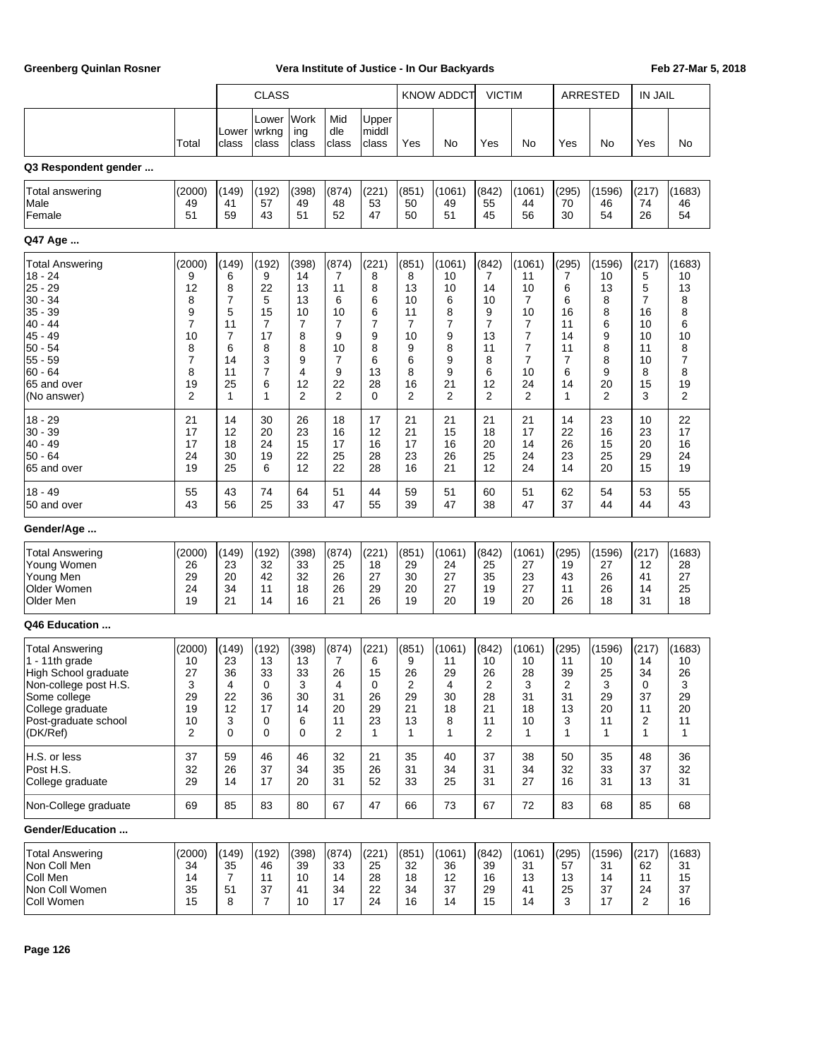| | | CLASS | | | | | KNOW ADDCT | | VICTIM | | ARRESTED | | IN JAIL | |
|---|---|---|---|---|---|---|---|---|---|---|---|---|---|---|
| | Total | Lower class | Lower wrkng class | Working class | Middle class | Upper middl class | Yes | No | Yes | No | Yes | No | Yes | No |
| **Q3 Respondent gender ...** | | | | | | | | | | | | | | |
| Total answering | (2000) | (149) | (192) | (398) | (874) | (221) | (851) | (1061) | (842) | (1061) | (295) | (1596) | (217) | (1683) |
| Male | 49 | 41 | 57 | 49 | 48 | 53 | 50 | 49 | 55 | 44 | 70 | 46 | 74 | 46 |
| Female | 51 | 59 | 43 | 51 | 52 | 47 | 50 | 51 | 45 | 56 | 30 | 54 | 26 | 54 |
| **Q47 Age ...** | | | | | | | | | | | | | | |
| Total Answering | (2000) | (149) | (192) | (398) | (874) | (221) | (851) | (1061) | (842) | (1061) | (295) | (1596) | (217) | (1683) |
| 18 - 24 | 9 | 6 | 9 | 14 | 7 | 8 | 8 | 10 | 7 | 11 | 7 | 10 | 5 | 10 |
| 25 - 29 | 12 | 8 | 22 | 13 | 11 | 8 | 13 | 10 | 14 | 10 | 6 | 13 | 5 | 13 |
| 30 - 34 | 8 | 7 | 5 | 13 | 6 | 6 | 10 | 6 | 10 | 7 | 6 | 8 | 7 | 8 |
| 35 - 39 | 9 | 5 | 15 | 10 | 10 | 6 | 11 | 8 | 9 | 10 | 16 | 8 | 16 | 8 |
| 40 - 44 | 7 | 11 | 7 | 7 | 7 | 7 | 7 | 7 | 7 | 7 | 11 | 6 | 10 | 6 |
| 45 - 49 | 10 | 7 | 17 | 8 | 9 | 9 | 10 | 9 | 13 | 7 | 14 | 9 | 10 | 10 |
| 50 - 54 | 8 | 6 | 8 | 8 | 10 | 8 | 9 | 8 | 11 | 7 | 11 | 8 | 11 | 8 |
| 55 - 59 | 7 | 14 | 3 | 9 | 7 | 6 | 6 | 9 | 8 | 7 | 7 | 8 | 10 | 7 |
| 60 - 64 | 8 | 11 | 7 | 4 | 9 | 13 | 8 | 9 | 6 | 10 | 6 | 9 | 8 | 8 |
| 65 and over | 19 | 25 | 6 | 12 | 22 | 28 | 16 | 21 | 12 | 24 | 14 | 20 | 15 | 19 |
| (No answer) | 2 | 1 | 1 | 2 | 2 | 0 | 2 | 2 | 2 | 2 | 1 | 2 | 3 | 2 |
| 18 - 29 | 21 | 14 | 30 | 26 | 18 | 17 | 21 | 21 | 21 | 21 | 14 | 23 | 10 | 22 |
| 30 - 39 | 17 | 12 | 20 | 23 | 16 | 12 | 21 | 15 | 18 | 17 | 22 | 16 | 23 | 17 |
| 40 - 49 | 17 | 18 | 24 | 15 | 17 | 16 | 17 | 16 | 20 | 14 | 26 | 15 | 20 | 16 |
| 50 - 64 | 24 | 30 | 19 | 22 | 25 | 28 | 23 | 26 | 25 | 24 | 23 | 25 | 29 | 24 |
| 65 and over | 19 | 25 | 6 | 12 | 22 | 28 | 16 | 21 | 12 | 24 | 14 | 20 | 15 | 19 |
| 18 - 49 | 55 | 43 | 74 | 64 | 51 | 44 | 59 | 51 | 60 | 51 | 62 | 54 | 53 | 55 |
| 50 and over | 43 | 56 | 25 | 33 | 47 | 55 | 39 | 47 | 38 | 47 | 37 | 44 | 44 | 43 |
| **Gender/Age ...** | | | | | | | | | | | | | | |
| Total Answering | (2000) | (149) | (192) | (398) | (874) | (221) | (851) | (1061) | (842) | (1061) | (295) | (1596) | (217) | (1683) |
| Young Women | 26 | 23 | 32 | 33 | 25 | 18 | 29 | 24 | 25 | 27 | 19 | 27 | 12 | 28 |
| Young Men | 29 | 20 | 42 | 32 | 26 | 27 | 30 | 27 | 35 | 23 | 43 | 26 | 41 | 27 |
| Older Women | 24 | 34 | 11 | 18 | 26 | 29 | 20 | 27 | 19 | 27 | 11 | 26 | 14 | 25 |
| Older Men | 19 | 21 | 14 | 16 | 21 | 26 | 19 | 20 | 19 | 20 | 26 | 18 | 31 | 18 |
| **Q46 Education ...** | | | | | | | | | | | | | | |
| Total Answering | (2000) | (149) | (192) | (398) | (874) | (221) | (851) | (1061) | (842) | (1061) | (295) | (1596) | (217) | (1683) |
| 1 - 11th grade | 10 | 23 | 13 | 13 | 7 | 6 | 9 | 11 | 10 | 10 | 11 | 10 | 14 | 10 |
| High School graduate | 27 | 36 | 33 | 33 | 26 | 15 | 26 | 29 | 26 | 28 | 39 | 25 | 34 | 26 |
| Non-college post H.S. | 3 | 4 | 0 | 3 | 4 | 0 | 2 | 4 | 2 | 3 | 2 | 3 | 0 | 3 |
| Some college | 29 | 22 | 36 | 30 | 31 | 26 | 29 | 30 | 28 | 31 | 31 | 29 | 37 | 29 |
| College graduate | 19 | 12 | 17 | 14 | 20 | 29 | 21 | 18 | 21 | 18 | 13 | 20 | 11 | 20 |
| Post-graduate school | 10 | 3 | 0 | 6 | 11 | 23 | 13 | 8 | 11 | 10 | 3 | 11 | 2 | 11 |
| (DK/Ref) | 2 | 0 | 0 | 0 | 2 | 1 | 1 | 1 | 2 | 1 | 1 | 1 | 1 | 1 |
| H.S. or less | 37 | 59 | 46 | 46 | 32 | 21 | 35 | 40 | 37 | 38 | 50 | 35 | 48 | 36 |
| Post H.S. | 32 | 26 | 37 | 34 | 35 | 26 | 31 | 34 | 31 | 34 | 32 | 33 | 37 | 32 |
| College graduate | 29 | 14 | 17 | 20 | 31 | 52 | 33 | 25 | 31 | 27 | 16 | 31 | 13 | 31 |
| Non-College graduate | 69 | 85 | 83 | 80 | 67 | 47 | 66 | 73 | 67 | 72 | 83 | 68 | 85 | 68 |
| **Gender/Education ...** | | | | | | | | | | | | | | |
| Total Answering | (2000) | (149) | (192) | (398) | (874) | (221) | (851) | (1061) | (842) | (1061) | (295) | (1596) | (217) | (1683) |
| Non Coll Men | 34 | 35 | 46 | 39 | 33 | 25 | 32 | 36 | 39 | 31 | 57 | 31 | 62 | 31 |
| Coll Men | 14 | 7 | 11 | 10 | 14 | 28 | 18 | 12 | 16 | 13 | 13 | 14 | 11 | 15 |
| Non Coll Women | 35 | 51 | 37 | 41 | 34 | 22 | 34 | 37 | 29 | 41 | 25 | 37 | 24 | 37 |
| Coll Women | 15 | 8 | 7 | 10 | 17 | 24 | 16 | 14 | 15 | 14 | 3 | 17 | 2 | 16 |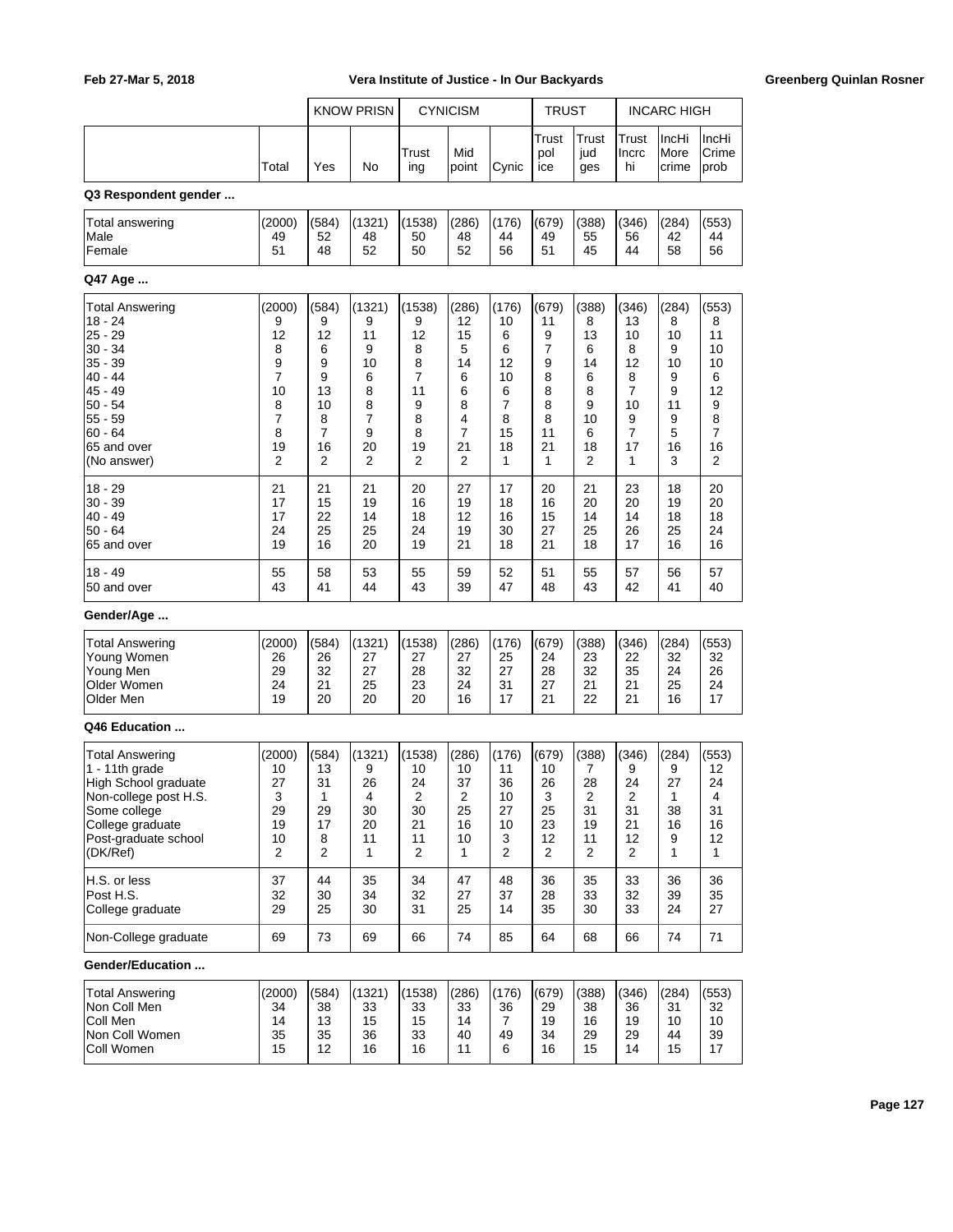| | | KNOW PRISN | | CYNICISM | | | TRUST | | INCARC HIGH | | |
|---|---|---|---|---|---|---|---|---|---|---|---|
| | Total | Yes | No | Trusting | Mid point | Cynic | Trust police | Trust judges | Trust Incrc hi | IncHi More crime | IncHi Crime prob |

**Q3 Respondent gender ...**

| | Total | Yes | No | Trusting | Mid point | Cynic | Trust police | Trust judges | Trust Incrc hi | IncHi More crime | IncHi Crime prob |
|---|---|---|---|---|---|---|---|---|---|---|---|
| Total answering | (2000) | (584) | (1321) | (1538) | (286) | (176) | (679) | (388) | (346) | (284) | (553) |
| Male | 49 | 52 | 48 | 50 | 48 | 44 | 49 | 55 | 56 | 42 | 44 |
| Female | 51 | 48 | 52 | 50 | 52 | 56 | 51 | 45 | 44 | 58 | 56 |

**Q47 Age ...**

| | Total | Yes | No | Trusting | Mid point | Cynic | Trust police | Trust judges | Trust Incrc hi | IncHi More crime | IncHi Crime prob |
|---|---|---|---|---|---|---|---|---|---|---|---|
| Total Answering | (2000) | (584) | (1321) | (1538) | (286) | (176) | (679) | (388) | (346) | (284) | (553) |
| 18 - 24 | 9 | 9 | 9 | 9 | 12 | 10 | 11 | 8 | 13 | 8 | 8 |
| 25 - 29 | 12 | 12 | 11 | 12 | 15 | 6 | 9 | 13 | 10 | 10 | 11 |
| 30 - 34 | 8 | 6 | 9 | 8 | 5 | 6 | 7 | 6 | 8 | 9 | 10 |
| 35 - 39 | 9 | 9 | 10 | 8 | 14 | 12 | 9 | 14 | 12 | 10 | 10 |
| 40 - 44 | 7 | 9 | 6 | 7 | 6 | 10 | 8 | 6 | 8 | 9 | 6 |
| 45 - 49 | 10 | 13 | 8 | 11 | 6 | 6 | 8 | 8 | 7 | 9 | 12 |
| 50 - 54 | 8 | 10 | 8 | 9 | 8 | 7 | 8 | 9 | 10 | 11 | 9 |
| 55 - 59 | 7 | 8 | 7 | 8 | 4 | 8 | 8 | 10 | 9 | 9 | 8 |
| 60 - 64 | 8 | 7 | 9 | 8 | 7 | 15 | 11 | 6 | 7 | 5 | 7 |
| 65 and over | 19 | 16 | 20 | 19 | 21 | 18 | 21 | 18 | 17 | 16 | 16 |
| (No answer) | 2 | 2 | 2 | 2 | 2 | 1 | 1 | 2 | 1 | 3 | 2 |
| 18 - 29 | 21 | 21 | 21 | 20 | 27 | 17 | 20 | 21 | 23 | 18 | 20 |
| 30 - 39 | 17 | 15 | 19 | 16 | 19 | 18 | 16 | 20 | 20 | 19 | 20 |
| 40 - 49 | 17 | 22 | 14 | 18 | 12 | 16 | 15 | 14 | 14 | 18 | 18 |
| 50 - 64 | 24 | 25 | 25 | 24 | 19 | 30 | 27 | 25 | 26 | 25 | 24 |
| 65 and over | 19 | 16 | 20 | 19 | 21 | 18 | 21 | 18 | 17 | 16 | 16 |
| 18 - 49 | 55 | 58 | 53 | 55 | 59 | 52 | 51 | 55 | 57 | 56 | 57 |
| 50 and over | 43 | 41 | 44 | 43 | 39 | 47 | 48 | 43 | 42 | 41 | 40 |

**Gender/Age ...**

| | Total | Yes | No | Trusting | Mid point | Cynic | Trust police | Trust judges | Trust Incrc hi | IncHi More crime | IncHi Crime prob |
|---|---|---|---|---|---|---|---|---|---|---|---|
| Total Answering | (2000) | (584) | (1321) | (1538) | (286) | (176) | (679) | (388) | (346) | (284) | (553) |
| Young Women | 26 | 26 | 27 | 27 | 27 | 25 | 24 | 23 | 22 | 32 | 32 |
| Young Men | 29 | 32 | 27 | 28 | 32 | 27 | 28 | 32 | 35 | 24 | 26 |
| Older Women | 24 | 21 | 25 | 23 | 24 | 31 | 27 | 21 | 21 | 25 | 24 |
| Older Men | 19 | 20 | 20 | 20 | 16 | 17 | 21 | 22 | 21 | 16 | 17 |

**Q46 Education ...**

| | Total | Yes | No | Trusting | Mid point | Cynic | Trust police | Trust judges | Trust Incrc hi | IncHi More crime | IncHi Crime prob |
|---|---|---|---|---|---|---|---|---|---|---|---|
| Total Answering | (2000) | (584) | (1321) | (1538) | (286) | (176) | (679) | (388) | (346) | (284) | (553) |
| 1 - 11th grade | 10 | 13 | 9 | 10 | 10 | 11 | 10 | 7 | 9 | 9 | 12 |
| High School graduate | 27 | 31 | 26 | 24 | 37 | 36 | 26 | 28 | 24 | 27 | 24 |
| Non-college post H.S. | 3 | 1 | 4 | 2 | 2 | 10 | 3 | 2 | 2 | 1 | 4 |
| Some college | 29 | 29 | 30 | 30 | 25 | 27 | 25 | 31 | 31 | 38 | 31 |
| College graduate | 19 | 17 | 20 | 21 | 16 | 10 | 23 | 19 | 21 | 16 | 16 |
| Post-graduate school | 10 | 8 | 11 | 11 | 10 | 3 | 12 | 11 | 12 | 9 | 12 |
| (DK/Ref) | 2 | 2 | 1 | 2 | 1 | 2 | 2 | 2 | 2 | 1 | 1 |
| H.S. or less | 37 | 44 | 35 | 34 | 47 | 48 | 36 | 35 | 33 | 36 | 36 |
| Post H.S. | 32 | 30 | 34 | 32 | 27 | 37 | 28 | 33 | 32 | 39 | 35 |
| College graduate | 29 | 25 | 30 | 31 | 25 | 14 | 35 | 30 | 33 | 24 | 27 |
| Non-College graduate | 69 | 73 | 69 | 66 | 74 | 85 | 64 | 68 | 66 | 74 | 71 |

**Gender/Education ...**

| | Total | Yes | No | Trusting | Mid point | Cynic | Trust police | Trust judges | Trust Incrc hi | IncHi More crime | IncHi Crime prob |
|---|---|---|---|---|---|---|---|---|---|---|---|
| Total Answering | (2000) | (584) | (1321) | (1538) | (286) | (176) | (679) | (388) | (346) | (284) | (553) |
| Non Coll Men | 34 | 38 | 33 | 33 | 33 | 36 | 29 | 38 | 36 | 31 | 32 |
| Coll Men | 14 | 13 | 15 | 15 | 14 | 7 | 19 | 16 | 19 | 10 | 10 |
| Non Coll Women | 35 | 35 | 36 | 33 | 40 | 49 | 34 | 29 | 29 | 44 | 39 |
| Coll Women | 15 | 12 | 16 | 16 | 11 | 6 | 16 | 15 | 14 | 15 | 17 |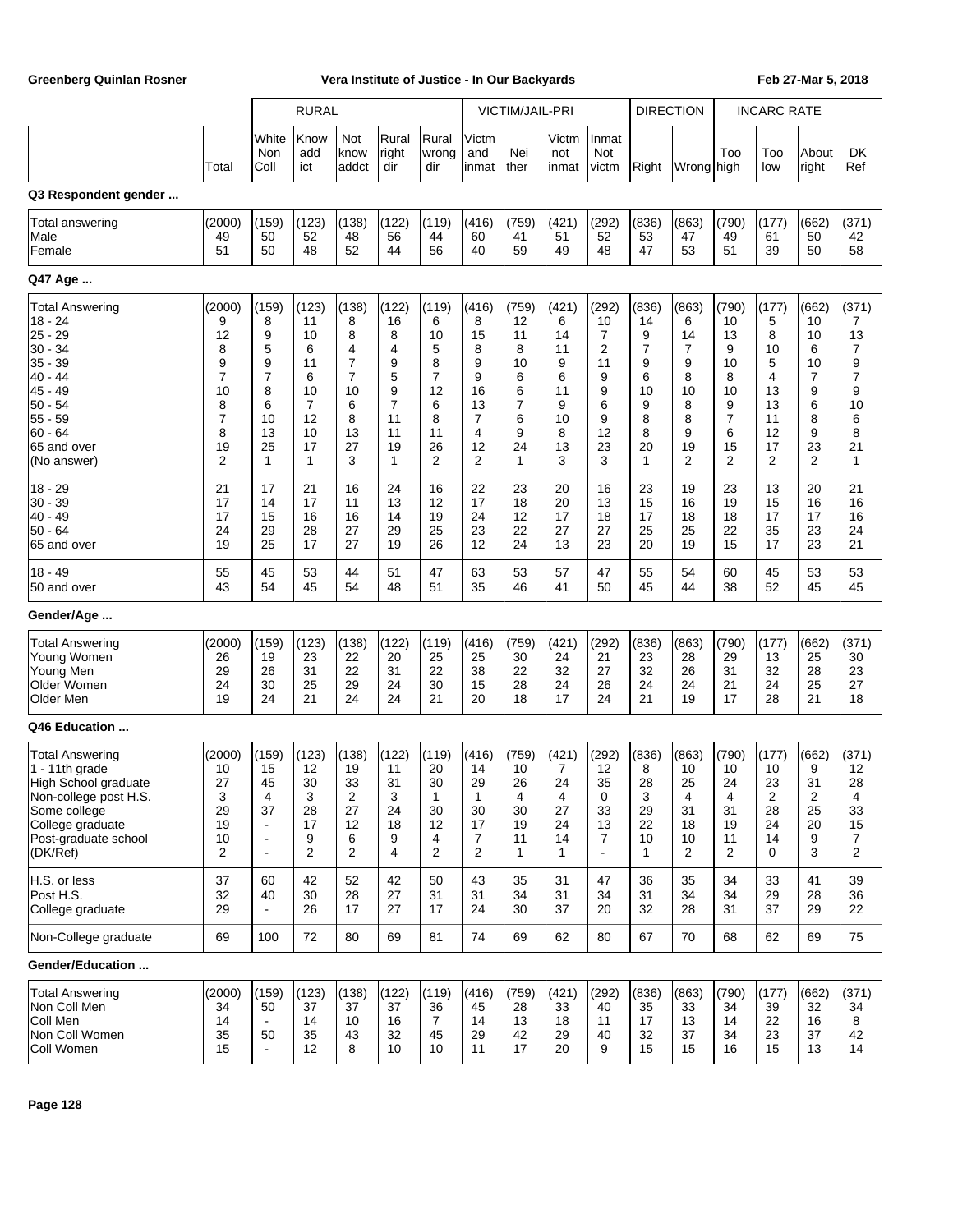| | | RURAL | | | | | VICTIM/JAIL-PRI | | | | DIRECTION | | INCARC RATE | | | |
|---|---|---|---|---|---|---|---|---|---|---|---|---|---|---|---|---|
| | Total | White Non Coll | Know add ict | Not know addct | Rural right dir | Rural wrong dir | Victm and inmat | Nei ther | Victm not inmat | Inmat Not victm | Right | Wrong | Too high | Too low | About right | DK Ref |
| **Q3 Respondent gender ...** | | | | | | | | | | | | | | | | |
| Total answering | (2000) | (159) | (123) | (138) | (122) | (119) | (416) | (759) | (421) | (292) | (836) | (863) | (790) | (177) | (662) | (371) |
| Male | 49 | 50 | 52 | 48 | 56 | 44 | 60 | 41 | 51 | 52 | 53 | 47 | 49 | 61 | 50 | 42 |
| Female | 51 | 50 | 48 | 52 | 44 | 56 | 40 | 59 | 49 | 48 | 47 | 53 | 51 | 39 | 50 | 58 |
| **Q47 Age ...** | | | | | | | | | | | | | | | | |
| Total Answering | (2000) | (159) | (123) | (138) | (122) | (119) | (416) | (759) | (421) | (292) | (836) | (863) | (790) | (177) | (662) | (371) |
| 18 - 24 | 9 | 8 | 11 | 8 | 16 | 6 | 8 | 12 | 6 | 10 | 14 | 6 | 10 | 5 | 10 | 7 |
| 25 - 29 | 12 | 9 | 10 | 8 | 8 | 10 | 15 | 11 | 14 | 7 | 9 | 14 | 13 | 8 | 10 | 13 |
| 30 - 34 | 8 | 5 | 6 | 4 | 4 | 5 | 8 | 8 | 11 | 2 | 7 | 7 | 9 | 10 | 6 | 7 |
| 35 - 39 | 9 | 9 | 11 | 7 | 9 | 8 | 9 | 10 | 9 | 11 | 9 | 9 | 10 | 5 | 10 | 9 |
| 40 - 44 | 7 | 7 | 6 | 7 | 5 | 7 | 9 | 6 | 6 | 9 | 6 | 8 | 8 | 4 | 7 | 7 |
| 45 - 49 | 10 | 8 | 10 | 10 | 9 | 12 | 16 | 6 | 11 | 9 | 10 | 10 | 10 | 13 | 9 | 9 |
| 50 - 54 | 8 | 6 | 7 | 6 | 7 | 6 | 13 | 7 | 9 | 6 | 9 | 8 | 9 | 13 | 6 | 10 |
| 55 - 59 | 7 | 10 | 12 | 8 | 11 | 8 | 7 | 6 | 10 | 9 | 8 | 8 | 7 | 11 | 8 | 6 |
| 60 - 64 | 8 | 13 | 10 | 13 | 11 | 11 | 4 | 9 | 8 | 12 | 8 | 9 | 6 | 12 | 9 | 8 |
| 65 and over | 19 | 25 | 17 | 27 | 19 | 26 | 12 | 24 | 13 | 23 | 20 | 19 | 15 | 17 | 23 | 21 |
| (No answer) | 2 | 1 | 1 | 3 | 1 | 2 | 2 | 1 | 3 | 3 | 1 | 2 | 2 | 2 | 2 | 1 |
| 18 - 29 | 21 | 17 | 21 | 16 | 24 | 16 | 22 | 23 | 20 | 16 | 23 | 19 | 23 | 13 | 20 | 21 |
| 30 - 39 | 17 | 14 | 17 | 11 | 13 | 12 | 17 | 18 | 20 | 13 | 15 | 16 | 19 | 15 | 16 | 16 |
| 40 - 49 | 17 | 15 | 16 | 16 | 14 | 19 | 24 | 12 | 17 | 18 | 17 | 18 | 18 | 17 | 17 | 16 |
| 50 - 64 | 24 | 29 | 28 | 27 | 29 | 25 | 23 | 22 | 27 | 27 | 25 | 25 | 22 | 35 | 23 | 24 |
| 65 and over | 19 | 25 | 17 | 27 | 19 | 26 | 12 | 24 | 13 | 23 | 20 | 19 | 15 | 17 | 23 | 21 |
| 18 - 49 | 55 | 45 | 53 | 44 | 51 | 47 | 63 | 53 | 57 | 47 | 55 | 54 | 60 | 45 | 53 | 53 |
| 50 and over | 43 | 54 | 45 | 54 | 48 | 51 | 35 | 46 | 41 | 50 | 45 | 44 | 38 | 52 | 45 | 45 |
| **Gender/Age ...** | | | | | | | | | | | | | | | | |
| Total Answering | (2000) | (159) | (123) | (138) | (122) | (119) | (416) | (759) | (421) | (292) | (836) | (863) | (790) | (177) | (662) | (371) |
| Young Women | 26 | 19 | 23 | 22 | 20 | 25 | 25 | 30 | 24 | 21 | 23 | 28 | 29 | 13 | 25 | 30 |
| Young Men | 29 | 26 | 31 | 22 | 31 | 22 | 38 | 22 | 32 | 27 | 32 | 26 | 31 | 32 | 28 | 23 |
| Older Women | 24 | 30 | 25 | 29 | 24 | 30 | 15 | 28 | 24 | 26 | 24 | 24 | 21 | 24 | 25 | 27 |
| Older Men | 19 | 24 | 21 | 24 | 24 | 21 | 20 | 18 | 17 | 24 | 21 | 19 | 17 | 28 | 21 | 18 |
| **Q46 Education ...** | | | | | | | | | | | | | | | | |
| Total Answering | (2000) | (159) | (123) | (138) | (122) | (119) | (416) | (759) | (421) | (292) | (836) | (863) | (790) | (177) | (662) | (371) |
| 1 - 11th grade | 10 | 15 | 12 | 19 | 11 | 20 | 14 | 10 | 7 | 12 | 8 | 10 | 10 | 10 | 9 | 12 |
| High School graduate | 27 | 45 | 30 | 33 | 31 | 30 | 29 | 26 | 24 | 35 | 28 | 25 | 24 | 23 | 31 | 28 |
| Non-college post H.S. | 3 | 4 | 3 | 2 | 3 | 1 | 1 | 4 | 4 | 0 | 3 | 4 | 4 | 2 | 2 | 4 |
| Some college | 29 | 37 | 28 | 27 | 24 | 30 | 30 | 30 | 27 | 33 | 29 | 31 | 31 | 28 | 25 | 33 |
| College graduate | 19 | - | 17 | 12 | 18 | 12 | 17 | 19 | 24 | 13 | 22 | 18 | 19 | 24 | 20 | 15 |
| Post-graduate school | 10 | - | 9 | 6 | 9 | 4 | 7 | 11 | 14 | 7 | 10 | 10 | 11 | 14 | 9 | 7 |
| (DK/Ref) | 2 | - | 2 | 2 | 4 | 2 | 2 | 1 | 1 | - | 1 | 2 | 2 | 0 | 3 | 2 |
| H.S. or less | 37 | 60 | 42 | 52 | 42 | 50 | 43 | 35 | 31 | 47 | 36 | 35 | 34 | 33 | 41 | 39 |
| Post H.S. | 32 | 40 | 30 | 28 | 27 | 31 | 31 | 34 | 31 | 34 | 31 | 34 | 34 | 29 | 28 | 36 |
| College graduate | 29 | - | 26 | 17 | 27 | 17 | 24 | 30 | 37 | 20 | 32 | 28 | 31 | 37 | 29 | 22 |
| Non-College graduate | 69 | 100 | 72 | 80 | 69 | 81 | 74 | 69 | 62 | 80 | 67 | 70 | 68 | 62 | 69 | 75 |
| **Gender/Education ...** | | | | | | | | | | | | | | | | |
| Total Answering | (2000) | (159) | (123) | (138) | (122) | (119) | (416) | (759) | (421) | (292) | (836) | (863) | (790) | (177) | (662) | (371) |
| Non Coll Men | 34 | 50 | 37 | 37 | 37 | 36 | 45 | 28 | 33 | 40 | 35 | 33 | 34 | 39 | 32 | 34 |
| Coll Men | 14 | - | 14 | 10 | 16 | 7 | 14 | 13 | 18 | 11 | 17 | 13 | 14 | 22 | 16 | 8 |
| Non Coll Women | 35 | 50 | 35 | 43 | 32 | 45 | 29 | 42 | 29 | 40 | 32 | 37 | 34 | 23 | 37 | 42 |
| Coll Women | 15 | - | 12 | 8 | 10 | 10 | 11 | 17 | 20 | 9 | 15 | 15 | 16 | 15 | 13 | 14 |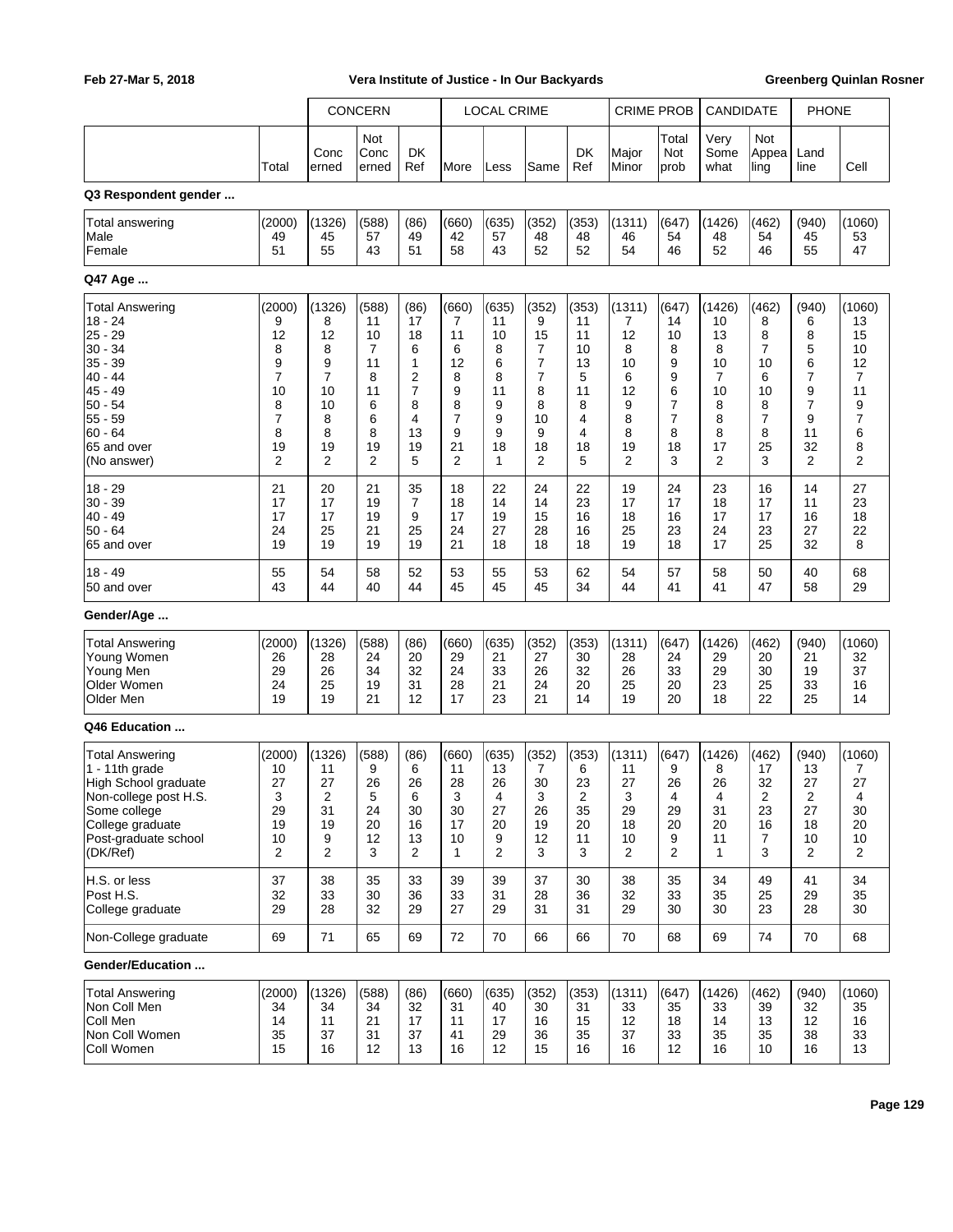| | Total | CONCERN Conc erned | Not Conc erned | DK Ref | LOCAL CRIME More | Less | Same | DK Ref | CRIME PROB Major Minor | Total Not prob | CANDIDATE Very Some what | Not Appea ling | PHONE Land line | Cell |
|---|---|---|---|---|---|---|---|---|---|---|---|---|---|---|
| **Q3 Respondent gender ...** | | | | | | | | | | | | | | |
| Total answering | (2000) | (1326) | (588) | (86) | (660) | (635) | (352) | (353) | (1311) | (647) | (1426) | (462) | (940) | (1060) |
| Male | 49 | 45 | 57 | 49 | 42 | 57 | 48 | 48 | 46 | 54 | 48 | 54 | 45 | 53 |
| Female | 51 | 55 | 43 | 51 | 58 | 43 | 52 | 52 | 54 | 46 | 52 | 46 | 55 | 47 |
| **Q47 Age ...** | | | | | | | | | | | | | | |
| Total Answering | (2000) | (1326) | (588) | (86) | (660) | (635) | (352) | (353) | (1311) | (647) | (1426) | (462) | (940) | (1060) |
| 18 - 24 | 9 | 8 | 11 | 17 | 7 | 11 | 9 | 11 | 7 | 14 | 10 | 8 | 6 | 13 |
| 25 - 29 | 12 | 12 | 10 | 18 | 11 | 10 | 15 | 11 | 12 | 10 | 13 | 8 | 8 | 15 |
| 30 - 34 | 8 | 8 | 7 | 6 | 6 | 8 | 7 | 10 | 8 | 8 | 8 | 7 | 5 | 10 |
| 35 - 39 | 9 | 9 | 11 | 1 | 12 | 6 | 7 | 13 | 10 | 9 | 10 | 10 | 6 | 12 |
| 40 - 44 | 7 | 7 | 8 | 2 | 8 | 8 | 7 | 5 | 6 | 9 | 7 | 6 | 7 | 7 |
| 45 - 49 | 10 | 10 | 11 | 7 | 9 | 11 | 8 | 11 | 12 | 6 | 10 | 10 | 9 | 11 |
| 50 - 54 | 8 | 10 | 6 | 8 | 8 | 9 | 8 | 8 | 9 | 7 | 8 | 8 | 7 | 9 |
| 55 - 59 | 7 | 8 | 6 | 4 | 7 | 9 | 10 | 4 | 8 | 7 | 8 | 7 | 9 | 7 |
| 60 - 64 | 8 | 8 | 8 | 13 | 9 | 9 | 9 | 4 | 8 | 8 | 8 | 8 | 11 | 6 |
| 65 and over | 19 | 19 | 19 | 19 | 21 | 18 | 18 | 18 | 19 | 18 | 17 | 25 | 32 | 8 |
| (No answer) | 2 | 2 | 2 | 5 | 2 | 1 | 2 | 5 | 2 | 3 | 2 | 3 | 2 | 2 |
| 18 - 29 | 21 | 20 | 21 | 35 | 18 | 22 | 24 | 22 | 19 | 24 | 23 | 16 | 14 | 27 |
| 30 - 39 | 17 | 17 | 19 | 7 | 18 | 14 | 14 | 23 | 17 | 17 | 18 | 17 | 11 | 23 |
| 40 - 49 | 17 | 17 | 19 | 9 | 17 | 19 | 15 | 16 | 18 | 16 | 17 | 17 | 16 | 18 |
| 50 - 64 | 24 | 25 | 21 | 25 | 24 | 27 | 28 | 16 | 25 | 23 | 24 | 23 | 27 | 22 |
| 65 and over | 19 | 19 | 19 | 19 | 21 | 18 | 18 | 18 | 19 | 18 | 17 | 25 | 32 | 8 |
| 18 - 49 | 55 | 54 | 58 | 52 | 53 | 55 | 53 | 62 | 54 | 57 | 58 | 50 | 40 | 68 |
| 50 and over | 43 | 44 | 40 | 44 | 45 | 45 | 45 | 34 | 44 | 41 | 41 | 47 | 58 | 29 |
| **Gender/Age ...** | | | | | | | | | | | | | | |
| Total Answering | (2000) | (1326) | (588) | (86) | (660) | (635) | (352) | (353) | (1311) | (647) | (1426) | (462) | (940) | (1060) |
| Young Women | 26 | 28 | 24 | 20 | 29 | 21 | 27 | 30 | 28 | 24 | 29 | 20 | 21 | 32 |
| Young Men | 29 | 26 | 34 | 32 | 24 | 33 | 26 | 32 | 26 | 33 | 29 | 30 | 19 | 37 |
| Older Women | 24 | 25 | 19 | 31 | 28 | 21 | 24 | 20 | 25 | 20 | 23 | 25 | 33 | 16 |
| Older Men | 19 | 19 | 21 | 12 | 17 | 23 | 21 | 14 | 19 | 20 | 18 | 22 | 25 | 14 |
| **Q46 Education ...** | | | | | | | | | | | | | | |
| Total Answering | (2000) | (1326) | (588) | (86) | (660) | (635) | (352) | (353) | (1311) | (647) | (1426) | (462) | (940) | (1060) |
| 1 - 11th grade | 10 | 11 | 9 | 6 | 11 | 13 | 7 | 6 | 11 | 9 | 8 | 17 | 13 | 7 |
| High School graduate | 27 | 27 | 26 | 26 | 28 | 26 | 30 | 23 | 27 | 26 | 26 | 32 | 27 | 27 |
| Non-college post H.S. | 3 | 2 | 5 | 6 | 3 | 4 | 3 | 2 | 3 | 4 | 4 | 2 | 2 | 4 |
| Some college | 29 | 31 | 24 | 30 | 30 | 27 | 26 | 35 | 29 | 29 | 31 | 23 | 27 | 30 |
| College graduate | 19 | 19 | 20 | 16 | 17 | 20 | 19 | 20 | 18 | 20 | 20 | 16 | 18 | 20 |
| Post-graduate school | 10 | 9 | 12 | 13 | 10 | 9 | 12 | 11 | 10 | 9 | 11 | 7 | 10 | 10 |
| (DK/Ref) | 2 | 2 | 3 | 2 | 1 | 2 | 3 | 3 | 2 | 2 | 1 | 3 | 2 | 2 |
| H.S. or less | 37 | 38 | 35 | 33 | 39 | 39 | 37 | 30 | 38 | 35 | 34 | 49 | 41 | 34 |
| Post H.S. | 32 | 33 | 30 | 36 | 33 | 31 | 28 | 36 | 32 | 33 | 35 | 25 | 29 | 35 |
| College graduate | 29 | 28 | 32 | 29 | 27 | 29 | 31 | 31 | 29 | 30 | 30 | 23 | 28 | 30 |
| Non-College graduate | 69 | 71 | 65 | 69 | 72 | 70 | 66 | 66 | 70 | 68 | 69 | 74 | 70 | 68 |
| **Gender/Education ...** | | | | | | | | | | | | | | |
| Total Answering | (2000) | (1326) | (588) | (86) | (660) | (635) | (352) | (353) | (1311) | (647) | (1426) | (462) | (940) | (1060) |
| Non Coll Men | 34 | 34 | 34 | 32 | 31 | 40 | 30 | 31 | 33 | 35 | 33 | 39 | 32 | 35 |
| Coll Men | 14 | 11 | 21 | 17 | 11 | 17 | 16 | 15 | 12 | 18 | 14 | 13 | 12 | 16 |
| Non Coll Women | 35 | 37 | 31 | 37 | 41 | 29 | 36 | 35 | 37 | 33 | 35 | 35 | 38 | 33 |
| Coll Women | 15 | 16 | 12 | 13 | 16 | 12 | 15 | 16 | 16 | 12 | 16 | 10 | 16 | 13 |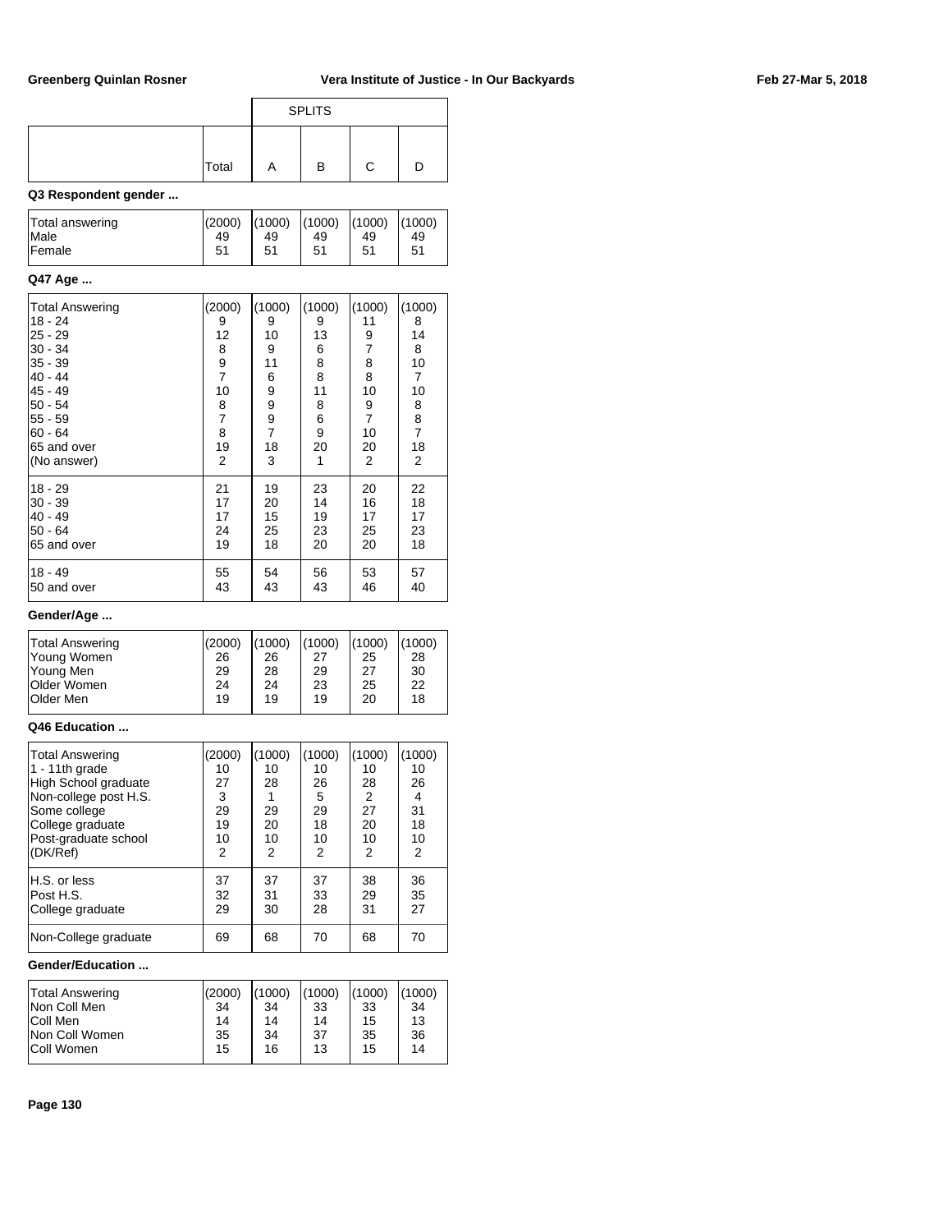| | Total | SPLITS A | B | C | D |
|---|---|---|---|---|---|

**Q3 Respondent gender ...**

| | Total | A | B | C | D |
|---|---|---|---|---|---|
| Total answering | (2000) | (1000) | (1000) | (1000) | (1000) |
| Male | 49 | 49 | 49 | 49 | 49 |
| Female | 51 | 51 | 51 | 51 | 51 |

**Q47 Age ...**

| | Total | A | B | C | D |
|---|---|---|---|---|---|
| Total Answering | (2000) | (1000) | (1000) | (1000) | (1000) |
| 18 - 24 | 9 | 9 | 9 | 11 | 8 |
| 25 - 29 | 12 | 10 | 13 | 9 | 14 |
| 30 - 34 | 8 | 9 | 6 | 7 | 8 |
| 35 - 39 | 9 | 11 | 8 | 8 | 10 |
| 40 - 44 | 7 | 6 | 8 | 8 | 7 |
| 45 - 49 | 10 | 9 | 11 | 10 | 10 |
| 50 - 54 | 8 | 9 | 8 | 9 | 8 |
| 55 - 59 | 7 | 9 | 6 | 7 | 8 |
| 60 - 64 | 8 | 7 | 9 | 10 | 7 |
| 65 and over | 19 | 18 | 20 | 20 | 18 |
| (No answer) | 2 | 3 | 1 | 2 | 2 |
| 18 - 29 | 21 | 19 | 23 | 20 | 22 |
| 30 - 39 | 17 | 20 | 14 | 16 | 18 |
| 40 - 49 | 17 | 15 | 19 | 17 | 17 |
| 50 - 64 | 24 | 25 | 23 | 25 | 23 |
| 65 and over | 19 | 18 | 20 | 20 | 18 |
| 18 - 49 | 55 | 54 | 56 | 53 | 57 |
| 50 and over | 43 | 43 | 43 | 46 | 40 |

**Gender/Age ...**

| | Total | A | B | C | D |
|---|---|---|---|---|---|
| Total Answering | (2000) | (1000) | (1000) | (1000) | (1000) |
| Young Women | 26 | 26 | 27 | 25 | 28 |
| Young Men | 29 | 28 | 29 | 27 | 30 |
| Older Women | 24 | 24 | 23 | 25 | 22 |
| Older Men | 19 | 19 | 19 | 20 | 18 |

**Q46 Education ...**

| | Total | A | B | C | D |
|---|---|---|---|---|---|
| Total Answering | (2000) | (1000) | (1000) | (1000) | (1000) |
| 1 - 11th grade | 10 | 10 | 10 | 10 | 10 |
| High School graduate | 27 | 28 | 26 | 28 | 26 |
| Non-college post H.S. | 3 | 1 | 5 | 2 | 4 |
| Some college | 29 | 29 | 29 | 27 | 31 |
| College graduate | 19 | 20 | 18 | 20 | 18 |
| Post-graduate school | 10 | 10 | 10 | 10 | 10 |
| (DK/Ref) | 2 | 2 | 2 | 2 | 2 |
| H.S. or less | 37 | 37 | 37 | 38 | 36 |
| Post H.S. | 32 | 31 | 33 | 29 | 35 |
| College graduate | 29 | 30 | 28 | 31 | 27 |
| Non-College graduate | 69 | 68 | 70 | 68 | 70 |

**Gender/Education ...**

| | Total | A | B | C | D |
|---|---|---|---|---|---|
| Total Answering | (2000) | (1000) | (1000) | (1000) | (1000) |
| Non Coll Men | 34 | 34 | 33 | 33 | 34 |
| Coll Men | 14 | 14 | 14 | 15 | 13 |
| Non Coll Women | 35 | 34 | 37 | 35 | 36 |
| Coll Women | 15 | 16 | 13 | 15 | 14 |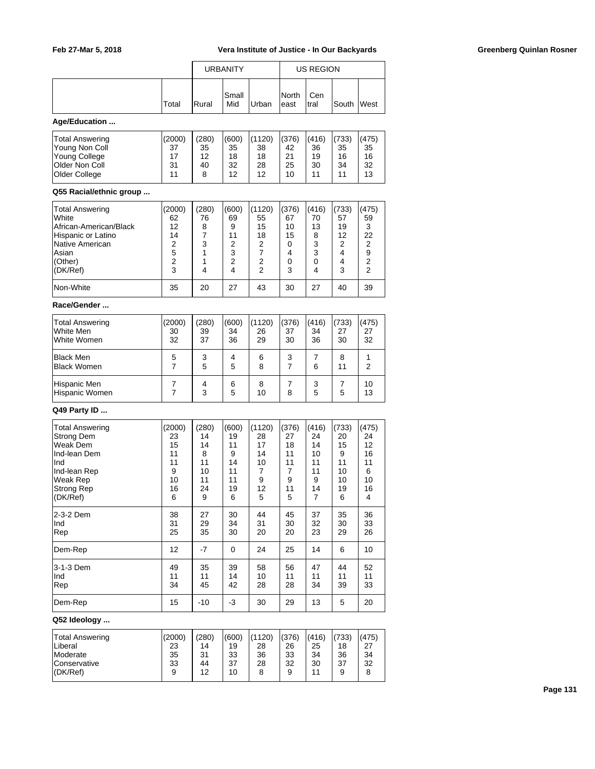| | | URBANITY | | | US REGION | | | |
|---|---|---|---|---|---|---|---|---|
| | Total | Rural | Small Mid | Urban | North east | Cen tral | South | West |

**Age/Education ...**

| | Total | Rural | Small Mid | Urban | North east | Cen tral | South | West |
|---|---|---|---|---|---|---|---|---|
| Total Answering | (2000) | (280) | (600) | (1120) | (376) | (416) | (733) | (475) |
| Young Non Coll | 37 | 35 | 35 | 38 | 42 | 36 | 35 | 35 |
| Young College | 17 | 12 | 18 | 18 | 21 | 19 | 16 | 16 |
| Older Non Coll | 31 | 40 | 32 | 28 | 25 | 30 | 34 | 32 |
| Older College | 11 | 8 | 12 | 12 | 10 | 11 | 11 | 13 |

**Q55 Racial/ethnic group ...**

| | Total | Rural | Small Mid | Urban | North east | Cen tral | South | West |
|---|---|---|---|---|---|---|---|---|
| Total Answering | (2000) | (280) | (600) | (1120) | (376) | (416) | (733) | (475) |
| White | 62 | 76 | 69 | 55 | 67 | 70 | 57 | 59 |
| African-American/Black | 12 | 8 | 9 | 15 | 10 | 13 | 19 | 3 |
| Hispanic or Latino | 14 | 7 | 11 | 18 | 15 | 8 | 12 | 22 |
| Native American | 2 | 3 | 2 | 2 | 0 | 3 | 2 | 2 |
| Asian | 5 | 1 | 3 | 7 | 4 | 3 | 4 | 9 |
| (Other) | 2 | 1 | 2 | 2 | 0 | 0 | 4 | 2 |
| (DK/Ref) | 3 | 4 | 4 | 2 | 3 | 4 | 3 | 2 |
| Non-White | 35 | 20 | 27 | 43 | 30 | 27 | 40 | 39 |

**Race/Gender ...**

| | Total | Rural | Small Mid | Urban | North east | Cen tral | South | West |
|---|---|---|---|---|---|---|---|---|
| Total Answering | (2000) | (280) | (600) | (1120) | (376) | (416) | (733) | (475) |
| White Men | 30 | 39 | 34 | 26 | 37 | 34 | 27 | 27 |
| White Women | 32 | 37 | 36 | 29 | 30 | 36 | 30 | 32 |
| Black Men | 5 | 3 | 4 | 6 | 3 | 7 | 8 | 1 |
| Black Women | 7 | 5 | 5 | 8 | 7 | 6 | 11 | 2 |
| Hispanic Men | 7 | 4 | 6 | 8 | 7 | 3 | 7 | 10 |
| Hispanic Women | 7 | 3 | 5 | 10 | 8 | 5 | 5 | 13 |

**Q49 Party ID ...**

| | Total | Rural | Small Mid | Urban | North east | Cen tral | South | West |
|---|---|---|---|---|---|---|---|---|
| Total Answering | (2000) | (280) | (600) | (1120) | (376) | (416) | (733) | (475) |
| Strong Dem | 23 | 14 | 19 | 28 | 27 | 24 | 20 | 24 |
| Weak Dem | 15 | 14 | 11 | 17 | 18 | 14 | 15 | 12 |
| Ind-lean Dem | 11 | 8 | 9 | 14 | 11 | 10 | 9 | 16 |
| Ind | 11 | 11 | 14 | 10 | 11 | 11 | 11 | 11 |
| Ind-lean Rep | 9 | 10 | 11 | 7 | 7 | 11 | 10 | 6 |
| Weak Rep | 10 | 11 | 11 | 9 | 9 | 9 | 10 | 10 |
| Strong Rep | 16 | 24 | 19 | 12 | 11 | 14 | 19 | 16 |
| (DK/Ref) | 6 | 9 | 6 | 5 | 5 | 7 | 6 | 4 |
| 2-3-2 Dem | 38 | 27 | 30 | 44 | 45 | 37 | 35 | 36 |
| Ind | 31 | 29 | 34 | 31 | 30 | 32 | 30 | 33 |
| Rep | 25 | 35 | 30 | 20 | 20 | 23 | 29 | 26 |
| Dem-Rep | 12 | -7 | 0 | 24 | 25 | 14 | 6 | 10 |
| 3-1-3 Dem | 49 | 35 | 39 | 58 | 56 | 47 | 44 | 52 |
| Ind | 11 | 11 | 14 | 10 | 11 | 11 | 11 | 11 |
| Rep | 34 | 45 | 42 | 28 | 28 | 34 | 39 | 33 |
| Dem-Rep | 15 | -10 | -3 | 30 | 29 | 13 | 5 | 20 |

**Q52 Ideology ...**

| | Total | Rural | Small Mid | Urban | North east | Cen tral | South | West |
|---|---|---|---|---|---|---|---|---|
| Total Answering | (2000) | (280) | (600) | (1120) | (376) | (416) | (733) | (475) |
| Liberal | 23 | 14 | 19 | 28 | 26 | 25 | 18 | 27 |
| Moderate | 35 | 31 | 33 | 36 | 33 | 34 | 36 | 34 |
| Conservative | 33 | 44 | 37 | 28 | 32 | 30 | 37 | 32 |
| (DK/Ref) | 9 | 12 | 10 | 8 | 9 | 11 | 9 | 8 |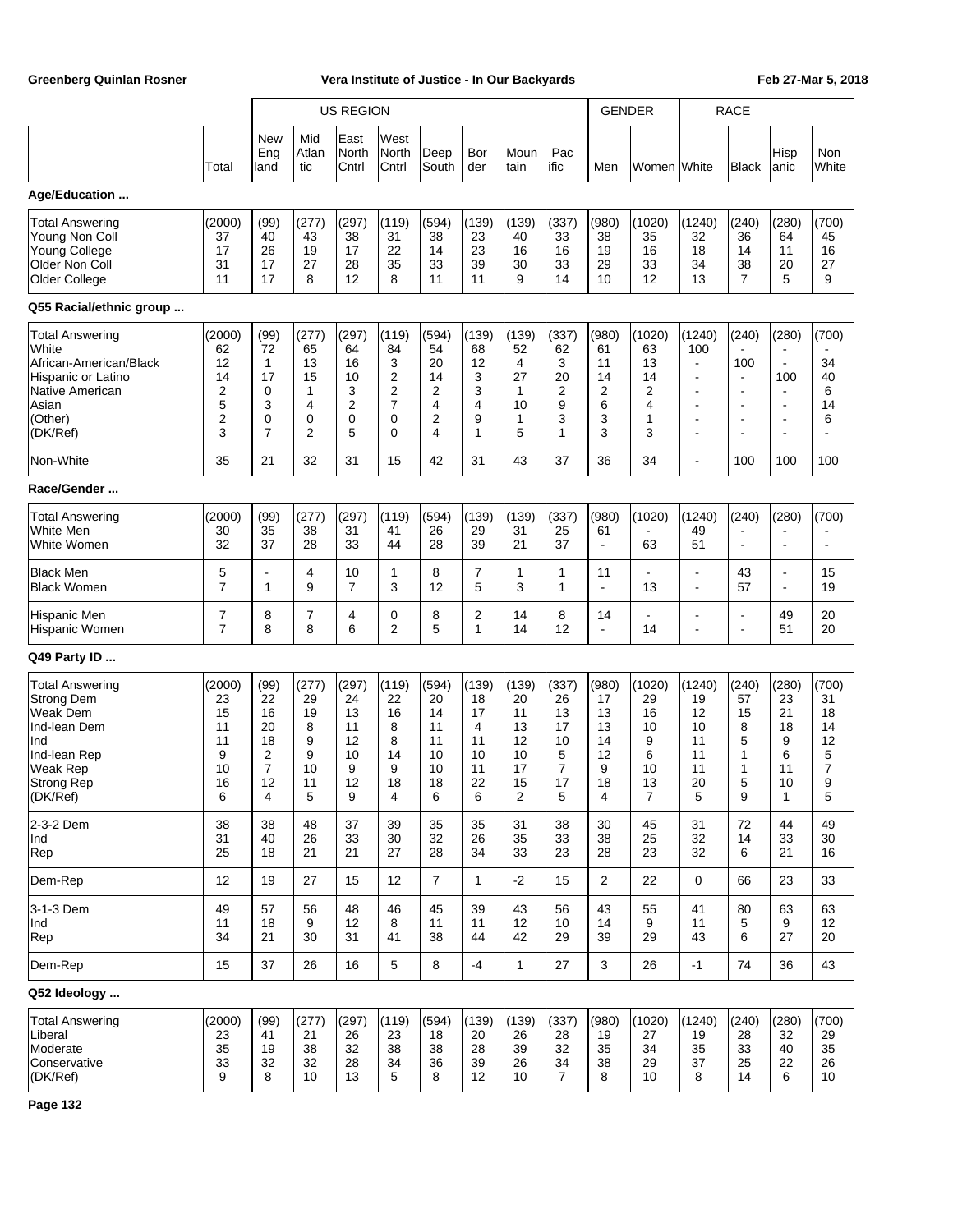| | | US REGION | | | | | | | | GENDER | | RACE | | | |
|---|---|---|---|---|---|---|---|---|---|---|---|---|---|---|---|
| | Total | New England | Mid Atlantic | East North Cntrl | West North Cntrl | Deep South | Border | Mountain | Pacific | Men | Women | White | Black | Hispanic | Non White |
| **Age/Education ...** | | | | | | | | | | | | | | | |
| Total Answering | (2000) | (99) | (277) | (297) | (119) | (594) | (139) | (139) | (337) | (980) | (1020) | (1240) | (240) | (280) | (700) |
| Young Non Coll | 37 | 40 | 43 | 38 | 31 | 38 | 23 | 40 | 33 | 38 | 35 | 32 | 36 | 64 | 45 |
| Young College | 17 | 26 | 19 | 17 | 22 | 14 | 23 | 16 | 16 | 19 | 16 | 18 | 14 | 11 | 16 |
| Older Non Coll | 31 | 17 | 27 | 28 | 35 | 33 | 39 | 30 | 33 | 29 | 33 | 34 | 38 | 20 | 27 |
| Older College | 11 | 17 | 8 | 12 | 8 | 11 | 11 | 9 | 14 | 10 | 12 | 13 | 7 | 5 | 9 |
| **Q55 Racial/ethnic group ...** | | | | | | | | | | | | | | | |
| Total Answering | (2000) | (99) | (277) | (297) | (119) | (594) | (139) | (139) | (337) | (980) | (1020) | (1240) | (240) | (280) | (700) |
| White | 62 | 72 | 65 | 64 | 84 | 54 | 68 | 52 | 62 | 61 | 63 | 100 | - | - | - |
| African-American/Black | 12 | 1 | 13 | 16 | 3 | 20 | 12 | 4 | 3 | 11 | 13 | - | 100 | - | 34 |
| Hispanic or Latino | 14 | 17 | 15 | 10 | 2 | 14 | 3 | 27 | 20 | 14 | 14 | - | - | 100 | 40 |
| Native American | 2 | 0 | 1 | 3 | 2 | 2 | 3 | 1 | 2 | 2 | 2 | - | - | - | 6 |
| Asian | 5 | 3 | 4 | 2 | 7 | 4 | 4 | 10 | 9 | 6 | 4 | - | - | - | 14 |
| (Other) | 2 | 0 | 0 | 0 | 0 | 2 | 9 | 1 | 3 | 3 | 1 | - | - | - | 6 |
| (DK/Ref) | 3 | 7 | 2 | 5 | 0 | 4 | 1 | 5 | 1 | 3 | 3 | - | - | - | - |
| Non-White | 35 | 21 | 32 | 31 | 15 | 42 | 31 | 43 | 37 | 36 | 34 | - | 100 | 100 | 100 |
| **Race/Gender ...** | | | | | | | | | | | | | | | |
| Total Answering | (2000) | (99) | (277) | (297) | (119) | (594) | (139) | (139) | (337) | (980) | (1020) | (1240) | (240) | (280) | (700) |
| White Men | 30 | 35 | 38 | 31 | 41 | 26 | 29 | 31 | 25 | 61 | - | 49 | - | - | - |
| White Women | 32 | 37 | 28 | 33 | 44 | 28 | 39 | 21 | 37 | - | 63 | 51 | - | - | - |
| Black Men | 5 | - | 4 | 10 | 1 | 8 | 7 | 1 | 1 | 11 | - | - | 43 | - | 15 |
| Black Women | 7 | 1 | 9 | 7 | 3 | 12 | 5 | 3 | 1 | - | 13 | - | 57 | - | 19 |
| Hispanic Men | 7 | 8 | 7 | 4 | 0 | 8 | 2 | 14 | 8 | 14 | - | - | - | 49 | 20 |
| Hispanic Women | 7 | 8 | 8 | 6 | 2 | 5 | 1 | 14 | 12 | - | 14 | - | - | 51 | 20 |
| **Q49 Party ID ...** | | | | | | | | | | | | | | | |
| Total Answering | (2000) | (99) | (277) | (297) | (119) | (594) | (139) | (139) | (337) | (980) | (1020) | (1240) | (240) | (280) | (700) |
| Strong Dem | 23 | 22 | 29 | 24 | 22 | 20 | 18 | 20 | 26 | 17 | 29 | 19 | 57 | 23 | 31 |
| Weak Dem | 15 | 16 | 19 | 13 | 16 | 14 | 17 | 11 | 13 | 13 | 16 | 12 | 15 | 21 | 18 |
| Ind-lean Dem | 11 | 20 | 8 | 11 | 8 | 11 | 4 | 13 | 17 | 13 | 10 | 10 | 8 | 18 | 14 |
| Ind | 11 | 18 | 9 | 12 | 8 | 11 | 11 | 12 | 10 | 14 | 9 | 11 | 5 | 9 | 12 |
| Ind-lean Rep | 9 | 2 | 9 | 10 | 14 | 10 | 10 | 10 | 5 | 12 | 6 | 11 | 1 | 6 | 5 |
| Weak Rep | 10 | 7 | 10 | 9 | 9 | 10 | 11 | 17 | 7 | 9 | 10 | 11 | 1 | 11 | 7 |
| Strong Rep | 16 | 12 | 11 | 12 | 18 | 18 | 22 | 15 | 17 | 18 | 13 | 20 | 5 | 10 | 9 |
| (DK/Ref) | 6 | 4 | 5 | 9 | 4 | 6 | 6 | 2 | 5 | 4 | 7 | 5 | 9 | 1 | 5 |
| 2-3-2 Dem | 38 | 38 | 48 | 37 | 39 | 35 | 35 | 31 | 38 | 30 | 45 | 31 | 72 | 44 | 49 |
| Ind | 31 | 40 | 26 | 33 | 30 | 32 | 26 | 35 | 33 | 38 | 25 | 32 | 14 | 33 | 30 |
| Rep | 25 | 18 | 21 | 21 | 27 | 28 | 34 | 33 | 23 | 28 | 23 | 32 | 6 | 21 | 16 |
| Dem-Rep | 12 | 19 | 27 | 15 | 12 | 7 | 1 | -2 | 15 | 2 | 22 | 0 | 66 | 23 | 33 |
| 3-1-3 Dem | 49 | 57 | 56 | 48 | 46 | 45 | 39 | 43 | 56 | 43 | 55 | 41 | 80 | 63 | 63 |
| Ind | 11 | 18 | 9 | 12 | 8 | 11 | 11 | 12 | 10 | 14 | 9 | 11 | 5 | 9 | 12 |
| Rep | 34 | 21 | 30 | 31 | 41 | 38 | 44 | 42 | 29 | 39 | 29 | 43 | 6 | 27 | 20 |
| Dem-Rep | 15 | 37 | 26 | 16 | 5 | 8 | -4 | 1 | 27 | 3 | 26 | -1 | 74 | 36 | 43 |
| **Q52 Ideology ...** | | | | | | | | | | | | | | | |
| Total Answering | (2000) | (99) | (277) | (297) | (119) | (594) | (139) | (139) | (337) | (980) | (1020) | (1240) | (240) | (280) | (700) |
| Liberal | 23 | 41 | 21 | 26 | 23 | 18 | 20 | 26 | 28 | 19 | 27 | 19 | 28 | 32 | 29 |
| Moderate | 35 | 19 | 38 | 32 | 38 | 38 | 28 | 39 | 32 | 35 | 34 | 35 | 33 | 40 | 35 |
| Conservative | 33 | 32 | 32 | 28 | 34 | 36 | 39 | 26 | 34 | 38 | 29 | 37 | 25 | 22 | 26 |
| (DK/Ref) | 9 | 8 | 10 | 13 | 5 | 8 | 12 | 10 | 7 | 8 | 10 | 8 | 14 | 6 | 10 |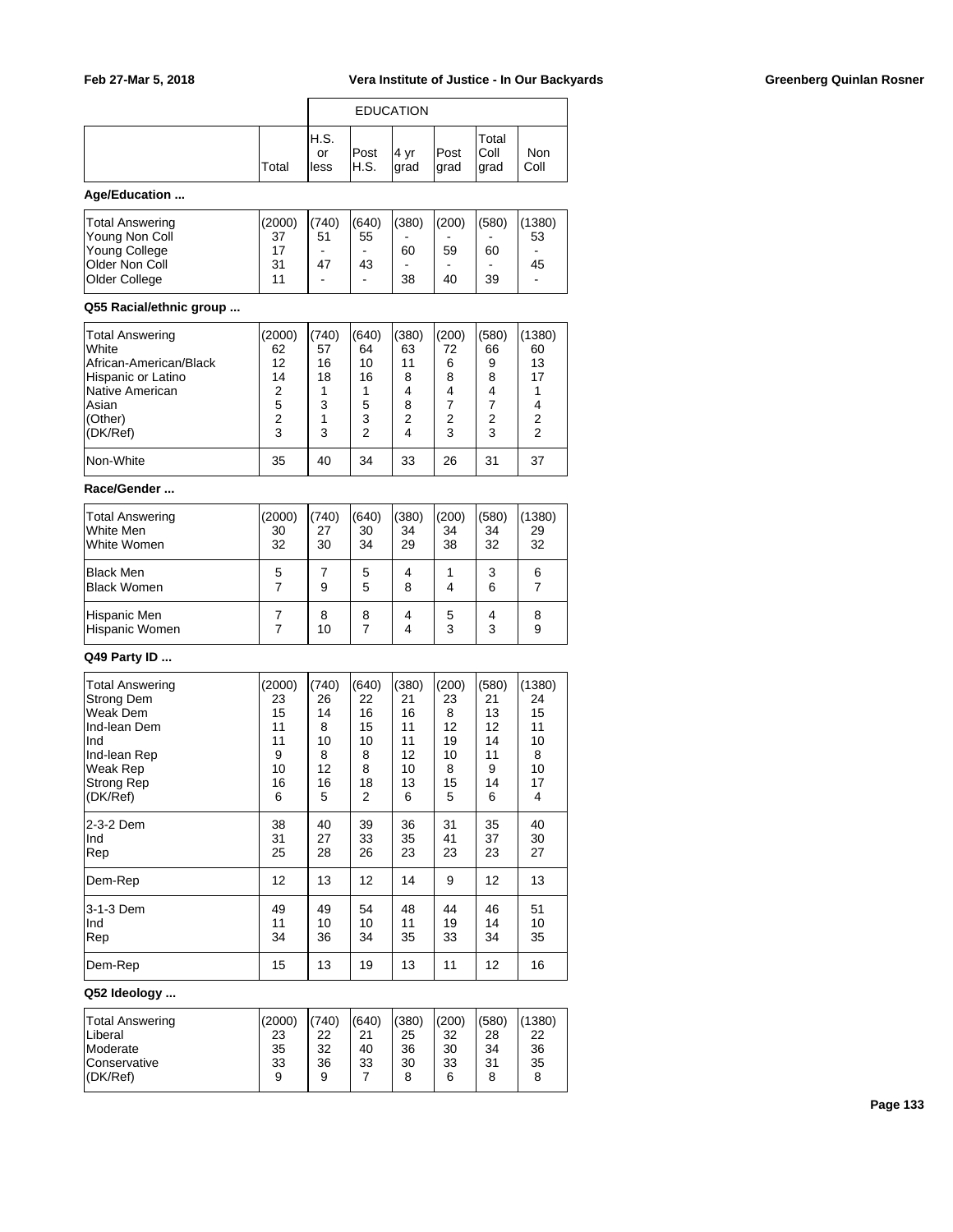| | | EDUCATION | | | | | |
|---|---|---|---|---|---|---|---|
| | Total | H.S. or less | Post H.S. | 4 yr grad | Post grad | Total Coll grad | Non Coll |

**Age/Education ...**

| | Total | H.S. or less | Post H.S. | 4 yr grad | Post grad | Total Coll grad | Non Coll |
|---|---|---|---|---|---|---|---|
| Total Answering | (2000) | (740) | (640) | (380) | (200) | (580) | (1380) |
| Young Non Coll | 37 | 51 | 55 | - | - | - | 53 |
| Young College | 17 | - | - | 60 | 59 | 60 | - |
| Older Non Coll | 31 | 47 | 43 | - | - | - | 45 |
| Older College | 11 | - | - | 38 | 40 | 39 | - |

**Q55 Racial/ethnic group ...**

| | Total | H.S. or less | Post H.S. | 4 yr grad | Post grad | Total Coll grad | Non Coll |
|---|---|---|---|---|---|---|---|
| Total Answering | (2000) | (740) | (640) | (380) | (200) | (580) | (1380) |
| White | 62 | 57 | 64 | 63 | 72 | 66 | 60 |
| African-American/Black | 12 | 16 | 10 | 11 | 6 | 9 | 13 |
| Hispanic or Latino | 14 | 18 | 16 | 8 | 8 | 8 | 17 |
| Native American | 2 | 1 | 1 | 4 | 4 | 4 | 1 |
| Asian | 5 | 3 | 5 | 8 | 7 | 7 | 4 |
| (Other) | 2 | 1 | 3 | 2 | 2 | 2 | 2 |
| (DK/Ref) | 3 | 3 | 2 | 4 | 3 | 3 | 2 |
| Non-White | 35 | 40 | 34 | 33 | 26 | 31 | 37 |

**Race/Gender ...**

| | Total | H.S. or less | Post H.S. | 4 yr grad | Post grad | Total Coll grad | Non Coll |
|---|---|---|---|---|---|---|---|
| Total Answering | (2000) | (740) | (640) | (380) | (200) | (580) | (1380) |
| White Men | 30 | 27 | 30 | 34 | 34 | 34 | 29 |
| White Women | 32 | 30 | 34 | 29 | 38 | 32 | 32 |
| Black Men | 5 | 7 | 5 | 4 | 1 | 3 | 6 |
| Black Women | 7 | 9 | 5 | 8 | 4 | 6 | 7 |
| Hispanic Men | 7 | 8 | 8 | 4 | 5 | 4 | 8 |
| Hispanic Women | 7 | 10 | 7 | 4 | 3 | 3 | 9 |

**Q49 Party ID ...**

| | Total | H.S. or less | Post H.S. | 4 yr grad | Post grad | Total Coll grad | Non Coll |
|---|---|---|---|---|---|---|---|
| Total Answering | (2000) | (740) | (640) | (380) | (200) | (580) | (1380) |
| Strong Dem | 23 | 26 | 22 | 21 | 23 | 21 | 24 |
| Weak Dem | 15 | 14 | 16 | 16 | 8 | 13 | 15 |
| Ind-lean Dem | 11 | 8 | 15 | 11 | 12 | 12 | 11 |
| Ind | 11 | 10 | 10 | 11 | 19 | 14 | 10 |
| Ind-lean Rep | 9 | 8 | 8 | 12 | 10 | 11 | 8 |
| Weak Rep | 10 | 12 | 8 | 10 | 8 | 9 | 10 |
| Strong Rep | 16 | 16 | 18 | 13 | 15 | 14 | 17 |
| (DK/Ref) | 6 | 5 | 2 | 6 | 5 | 6 | 4 |
| 2-3-2 Dem | 38 | 40 | 39 | 36 | 31 | 35 | 40 |
| Ind | 31 | 27 | 33 | 35 | 41 | 37 | 30 |
| Rep | 25 | 28 | 26 | 23 | 23 | 23 | 27 |
| Dem-Rep | 12 | 13 | 12 | 14 | 9 | 12 | 13 |
| 3-1-3 Dem | 49 | 49 | 54 | 48 | 44 | 46 | 51 |
| Ind | 11 | 10 | 10 | 11 | 19 | 14 | 10 |
| Rep | 34 | 36 | 34 | 35 | 33 | 34 | 35 |
| Dem-Rep | 15 | 13 | 19 | 13 | 11 | 12 | 16 |

**Q52 Ideology ...**

| | Total | H.S. or less | Post H.S. | 4 yr grad | Post grad | Total Coll grad | Non Coll |
|---|---|---|---|---|---|---|---|
| Total Answering | (2000) | (740) | (640) | (380) | (200) | (580) | (1380) |
| Liberal | 23 | 22 | 21 | 25 | 32 | 28 | 22 |
| Moderate | 35 | 32 | 40 | 36 | 30 | 34 | 36 |
| Conservative | 33 | 36 | 33 | 30 | 33 | 31 | 35 |
| (DK/Ref) | 9 | 9 | 7 | 8 | 6 | 8 | 8 |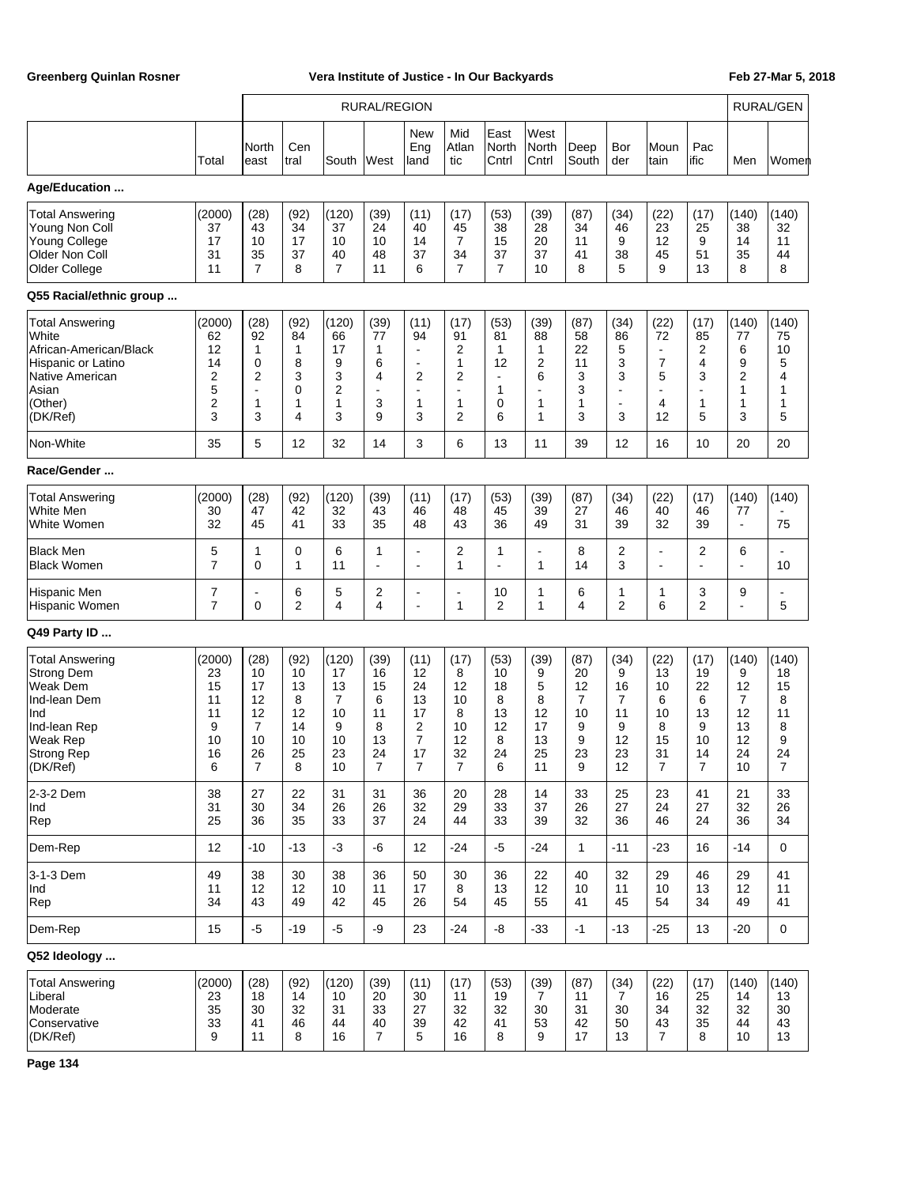| | | RURAL/REGION | | | | | | | | | | | | RURAL/GEN | |
|---|---|---|---|---|---|---|---|---|---|---|---|---|---|---|---|
| | Total | North east | Cen tral | South | West | New Eng land | Mid Atlan tic | East North Cntrl | West North Cntrl | Deep South | Bor der | Moun tain | Pac ific | Men | Women |
| **Age/Education ...** | | | | | | | | | | | | | | | |
| Total Answering | (2000) | (28) | (92) | (120) | (39) | (11) | (17) | (53) | (39) | (87) | (34) | (22) | (17) | (140) | (140) |
| Young Non Coll | 37 | 43 | 34 | 37 | 24 | 40 | 45 | 38 | 28 | 34 | 46 | 23 | 25 | 38 | 32 |
| Young College | 17 | 10 | 17 | 10 | 10 | 14 | 7 | 15 | 20 | 11 | 9 | 12 | 9 | 14 | 11 |
| Older Non Coll | 31 | 35 | 37 | 40 | 48 | 37 | 34 | 37 | 37 | 41 | 38 | 45 | 51 | 35 | 44 |
| Older College | 11 | 7 | 8 | 7 | 11 | 6 | 7 | 7 | 10 | 8 | 5 | 9 | 13 | 8 | 8 |
| **Q55 Racial/ethnic group ...** | | | | | | | | | | | | | | | |
| Total Answering | (2000) | (28) | (92) | (120) | (39) | (11) | (17) | (53) | (39) | (87) | (34) | (22) | (17) | (140) | (140) |
| White | 62 | 92 | 84 | 66 | 77 | 94 | 91 | 81 | 88 | 58 | 86 | 72 | 85 | 77 | 75 |
| African-American/Black | 12 | 1 | 1 | 17 | 1 | - | 2 | 1 | 1 | 22 | 5 | - | 2 | 6 | 10 |
| Hispanic or Latino | 14 | 0 | 8 | 9 | 6 | - | 1 | 12 | 2 | 11 | 3 | 7 | 4 | 9 | 5 |
| Native American | 2 | 2 | 3 | 3 | 4 | 2 | 2 | - | 6 | 3 | 3 | 5 | 3 | 2 | 4 |
| Asian | 5 | - | 0 | 2 | - | - | - | 1 | - | 3 | - | - | - | 1 | 1 |
| (Other) | 2 | 1 | 1 | 1 | 3 | 1 | 1 | 0 | 1 | 1 | - | 4 | 1 | 1 | 1 |
| (DK/Ref) | 3 | 3 | 4 | 3 | 9 | 3 | 2 | 6 | 1 | 3 | 3 | 12 | 5 | 3 | 5 |
| Non-White | 35 | 5 | 12 | 32 | 14 | 3 | 6 | 13 | 11 | 39 | 12 | 16 | 10 | 20 | 20 |
| **Race/Gender ...** | | | | | | | | | | | | | | | |
| Total Answering | (2000) | (28) | (92) | (120) | (39) | (11) | (17) | (53) | (39) | (87) | (34) | (22) | (17) | (140) | (140) |
| White Men | 30 | 47 | 42 | 32 | 43 | 46 | 48 | 45 | 39 | 27 | 46 | 40 | 46 | 77 | - |
| White Women | 32 | 45 | 41 | 33 | 35 | 48 | 43 | 36 | 49 | 31 | 39 | 32 | 39 | - | 75 |
| Black Men | 5 | 1 | 0 | 6 | 1 | - | 2 | 1 | - | 8 | 2 | - | 2 | 6 | - |
| Black Women | 7 | 0 | 1 | 11 | - | - | 1 | - | 1 | 14 | 3 | - | - | - | 10 |
| Hispanic Men | 7 | - | 6 | 5 | 2 | - | - | 10 | 1 | 6 | 1 | 1 | 3 | 9 | - |
| Hispanic Women | 7 | 0 | 2 | 4 | 4 | - | 1 | 2 | 1 | 4 | 2 | 6 | 2 | - | 5 |
| **Q49 Party ID ...** | | | | | | | | | | | | | | | |
| Total Answering | (2000) | (28) | (92) | (120) | (39) | (11) | (17) | (53) | (39) | (87) | (34) | (22) | (17) | (140) | (140) |
| Strong Dem | 23 | 10 | 10 | 17 | 16 | 12 | 8 | 10 | 9 | 20 | 9 | 13 | 19 | 9 | 18 |
| Weak Dem | 15 | 17 | 13 | 13 | 15 | 24 | 12 | 18 | 5 | 12 | 16 | 10 | 22 | 12 | 15 |
| Ind-lean Dem | 11 | 12 | 8 | 7 | 6 | 13 | 10 | 8 | 8 | 7 | 7 | 6 | 6 | 7 | 8 |
| Ind | 11 | 12 | 12 | 10 | 11 | 17 | 8 | 13 | 12 | 10 | 11 | 10 | 13 | 12 | 11 |
| Ind-lean Rep | 9 | 7 | 14 | 9 | 8 | 2 | 10 | 12 | 17 | 9 | 9 | 8 | 9 | 13 | 8 |
| Weak Rep | 10 | 10 | 10 | 10 | 13 | 7 | 12 | 8 | 13 | 9 | 12 | 15 | 10 | 12 | 9 |
| Strong Rep | 16 | 26 | 25 | 23 | 24 | 17 | 32 | 24 | 25 | 23 | 23 | 31 | 14 | 24 | 24 |
| (DK/Ref) | 6 | 7 | 8 | 10 | 7 | 7 | 7 | 6 | 11 | 9 | 12 | 7 | 7 | 10 | 7 |
| 2-3-2 Dem | 38 | 27 | 22 | 31 | 31 | 36 | 20 | 28 | 14 | 33 | 25 | 23 | 41 | 21 | 33 |
| Ind | 31 | 30 | 34 | 26 | 26 | 32 | 29 | 33 | 37 | 26 | 27 | 24 | 27 | 32 | 26 |
| Rep | 25 | 36 | 35 | 33 | 37 | 24 | 44 | 33 | 39 | 32 | 36 | 46 | 24 | 36 | 34 |
| Dem-Rep | 12 | -10 | -13 | -3 | -6 | 12 | -24 | -5 | -24 | 1 | -11 | -23 | 16 | -14 | 0 |
| 3-1-3 Dem | 49 | 38 | 30 | 38 | 36 | 50 | 30 | 36 | 22 | 40 | 32 | 29 | 46 | 29 | 41 |
| Ind | 11 | 12 | 12 | 10 | 11 | 17 | 8 | 13 | 12 | 10 | 11 | 10 | 13 | 12 | 11 |
| Rep | 34 | 43 | 49 | 42 | 45 | 26 | 54 | 45 | 55 | 41 | 45 | 54 | 34 | 49 | 41 |
| Dem-Rep | 15 | -5 | -19 | -5 | -9 | 23 | -24 | -8 | -33 | -1 | -13 | -25 | 13 | -20 | 0 |
| **Q52 Ideology ...** | | | | | | | | | | | | | | | |
| Total Answering | (2000) | (28) | (92) | (120) | (39) | (11) | (17) | (53) | (39) | (87) | (34) | (22) | (17) | (140) | (140) |
| Liberal | 23 | 18 | 14 | 10 | 20 | 30 | 11 | 19 | 7 | 11 | 7 | 16 | 25 | 14 | 13 |
| Moderate | 35 | 30 | 32 | 31 | 33 | 27 | 32 | 32 | 30 | 31 | 30 | 34 | 32 | 32 | 30 |
| Conservative | 33 | 41 | 46 | 44 | 40 | 39 | 42 | 41 | 53 | 42 | 50 | 43 | 35 | 44 | 43 |
| (DK/Ref) | 9 | 11 | 8 | 16 | 7 | 5 | 16 | 8 | 9 | 17 | 13 | 7 | 8 | 10 | 13 |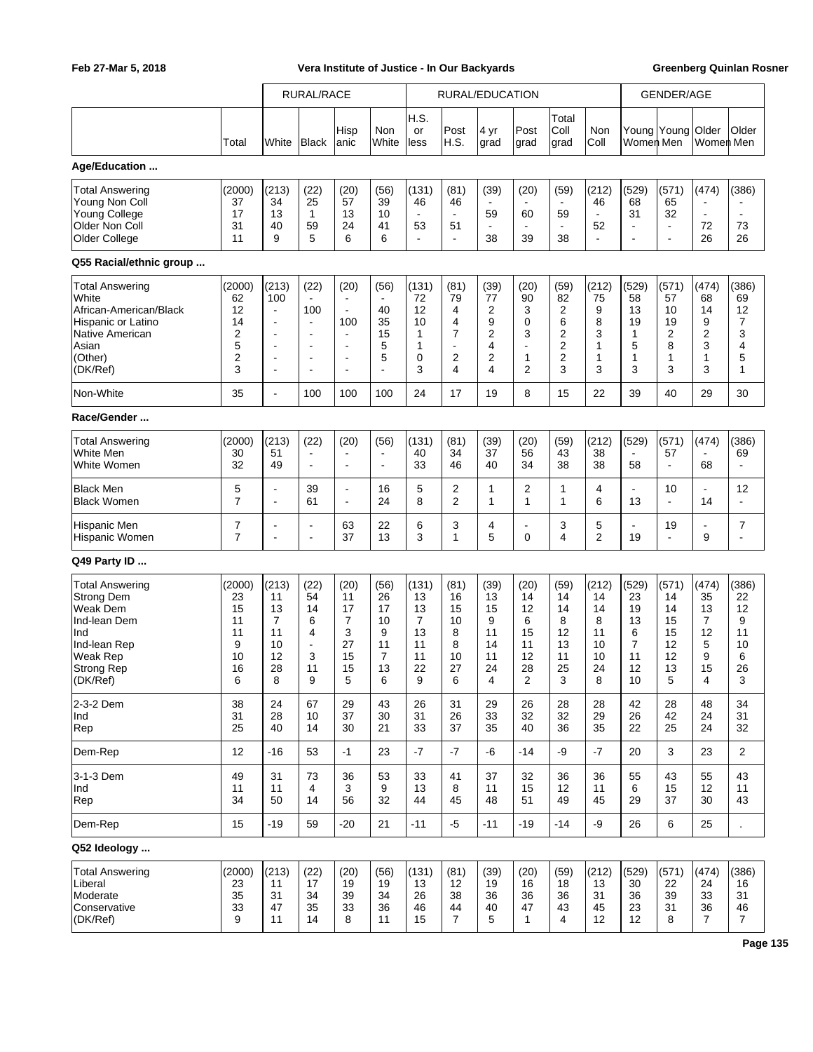| | Total | RURAL/RACE | | | | RURAL/EDUCATION | | | | | | GENDER/AGE | | | |
|---|---|---|---|---|---|---|---|---|---|---|---|---|---|---|---|
| | | White | Black | Hispanic | Non White | H.S. or less | Post H.S. | 4 yr grad | Post grad | Total Coll grad | Non Coll | Young Women | Young Men | Older Women | Older Men |
| **Age/Education ...** | | | | | | | | | | | | | | | |
| Total Answering | (2000) | (213) | (22) | (20) | (56) | (131) | (81) | (39) | (20) | (59) | (212) | (529) | (571) | (474) | (386) |
| Young Non Coll | 37 | 34 | 25 | 57 | 39 | 46 | 46 | - | - | - | 46 | 68 | 65 | - | - |
| Young College | 17 | 13 | 1 | 13 | 10 | - | - | 59 | 60 | 59 | - | 31 | 32 | - | - |
| Older Non Coll | 31 | 40 | 59 | 24 | 41 | 53 | 51 | - | - | - | 52 | - | - | 72 | 73 |
| Older College | 11 | 9 | 5 | 6 | 6 | - | - | 38 | 39 | 38 | - | - | - | 26 | 26 |
| **Q55 Racial/ethnic group ...** | | | | | | | | | | | | | | | |
| Total Answering | (2000) | (213) | (22) | (20) | (56) | (131) | (81) | (39) | (20) | (59) | (212) | (529) | (571) | (474) | (386) |
| White | 62 | 100 | - | - | - | 72 | 79 | 77 | 90 | 82 | 75 | 58 | 57 | 68 | 69 |
| African-American/Black | 12 | - | 100 | - | 40 | 12 | 4 | 2 | 3 | 2 | 9 | 13 | 10 | 14 | 12 |
| Hispanic or Latino | 14 | - | - | 100 | 35 | 10 | 4 | 9 | 0 | 6 | 8 | 19 | 19 | 9 | 7 |
| Native American | 2 | - | - | - | 15 | 1 | 7 | 2 | 3 | 2 | 3 | 1 | 2 | 2 | 3 |
| Asian | 5 | - | - | - | 5 | 1 | - | 4 | - | 2 | 1 | 5 | 8 | 3 | 4 |
| (Other) | 2 | - | - | - | 5 | 0 | 2 | 2 | 1 | 2 | 1 | 1 | 1 | 1 | 5 |
| (DK/Ref) | 3 | - | - | - | - | 3 | 4 | 4 | 2 | 3 | 3 | 3 | 3 | 3 | 1 |
| Non-White | 35 | - | 100 | 100 | 100 | 24 | 17 | 19 | 8 | 15 | 22 | 39 | 40 | 29 | 30 |
| **Race/Gender ...** | | | | | | | | | | | | | | | |
| Total Answering | (2000) | (213) | (22) | (20) | (56) | (131) | (81) | (39) | (20) | (59) | (212) | (529) | (571) | (474) | (386) |
| White Men | 30 | 51 | - | - | - | 40 | 34 | 37 | 56 | 43 | 38 | - | 57 | - | 69 |
| White Women | 32 | 49 | - | - | - | 33 | 46 | 40 | 34 | 38 | 38 | 58 | - | 68 | - |
| Black Men | 5 | - | 39 | - | 16 | 5 | 2 | 1 | 2 | 1 | 4 | - | 10 | - | 12 |
| Black Women | 7 | - | 61 | - | 24 | 8 | 2 | 1 | 1 | 1 | 6 | 13 | - | 14 | - |
| Hispanic Men | 7 | - | - | 63 | 22 | 6 | 3 | 4 | - | 3 | 5 | - | 19 | - | 7 |
| Hispanic Women | 7 | - | - | 37 | 13 | 3 | 1 | 5 | 0 | 4 | 2 | 19 | - | 9 | - |
| **Q49 Party ID ...** | | | | | | | | | | | | | | | |
| Total Answering | (2000) | (213) | (22) | (20) | (56) | (131) | (81) | (39) | (20) | (59) | (212) | (529) | (571) | (474) | (386) |
| Strong Dem | 23 | 11 | 54 | 11 | 26 | 13 | 16 | 13 | 14 | 14 | 14 | 23 | 14 | 35 | 22 |
| Weak Dem | 15 | 13 | 14 | 17 | 17 | 13 | 15 | 15 | 12 | 14 | 14 | 19 | 14 | 13 | 12 |
| Ind-lean Dem | 11 | 7 | 6 | 7 | 10 | 7 | 10 | 9 | 6 | 8 | 8 | 13 | 15 | 7 | 9 |
| Ind | 11 | 11 | 4 | 3 | 9 | 13 | 8 | 11 | 15 | 12 | 11 | 6 | 15 | 12 | 11 |
| Ind-lean Rep | 9 | 10 | - | 27 | 11 | 11 | 8 | 14 | 11 | 13 | 10 | 7 | 12 | 5 | 10 |
| Weak Rep | 10 | 12 | 3 | 15 | 7 | 11 | 10 | 11 | 12 | 11 | 10 | 11 | 12 | 9 | 6 |
| Strong Rep | 16 | 28 | 11 | 15 | 13 | 22 | 27 | 24 | 28 | 25 | 24 | 12 | 13 | 15 | 26 |
| (DK/Ref) | 6 | 8 | 9 | 5 | 6 | 9 | 6 | 4 | 2 | 3 | 8 | 10 | 5 | 4 | 3 |
| 2-3-2 Dem | 38 | 24 | 67 | 29 | 43 | 26 | 31 | 29 | 26 | 28 | 28 | 42 | 28 | 48 | 34 |
| Ind | 31 | 28 | 10 | 37 | 30 | 31 | 26 | 33 | 32 | 32 | 29 | 26 | 42 | 24 | 31 |
| Rep | 25 | 40 | 14 | 30 | 21 | 33 | 37 | 35 | 40 | 36 | 35 | 22 | 25 | 24 | 32 |
| Dem-Rep | 12 | -16 | 53 | -1 | 23 | -7 | -7 | -6 | -14 | -9 | -7 | 20 | 3 | 23 | 2 |
| 3-1-3 Dem | 49 | 31 | 73 | 36 | 53 | 33 | 41 | 37 | 32 | 36 | 36 | 55 | 43 | 55 | 43 |
| Ind | 11 | 11 | 4 | 3 | 9 | 13 | 8 | 11 | 15 | 12 | 11 | 6 | 15 | 12 | 11 |
| Rep | 34 | 50 | 14 | 56 | 32 | 44 | 45 | 48 | 51 | 49 | 45 | 29 | 37 | 30 | 43 |
| Dem-Rep | 15 | -19 | 59 | -20 | 21 | -11 | -5 | -11 | -19 | -14 | -9 | 26 | 6 | 25 | . |
| **Q52 Ideology ...** | | | | | | | | | | | | | | | |
| Total Answering | (2000) | (213) | (22) | (20) | (56) | (131) | (81) | (39) | (20) | (59) | (212) | (529) | (571) | (474) | (386) |
| Liberal | 23 | 11 | 17 | 19 | 19 | 13 | 12 | 19 | 16 | 18 | 13 | 30 | 22 | 24 | 16 |
| Moderate | 35 | 31 | 34 | 39 | 34 | 26 | 38 | 36 | 36 | 36 | 31 | 36 | 39 | 33 | 31 |
| Conservative | 33 | 47 | 35 | 33 | 36 | 46 | 44 | 40 | 47 | 43 | 45 | 23 | 31 | 36 | 46 |
| (DK/Ref) | 9 | 11 | 14 | 8 | 11 | 15 | 7 | 5 | 1 | 4 | 12 | 12 | 8 | 7 | 7 |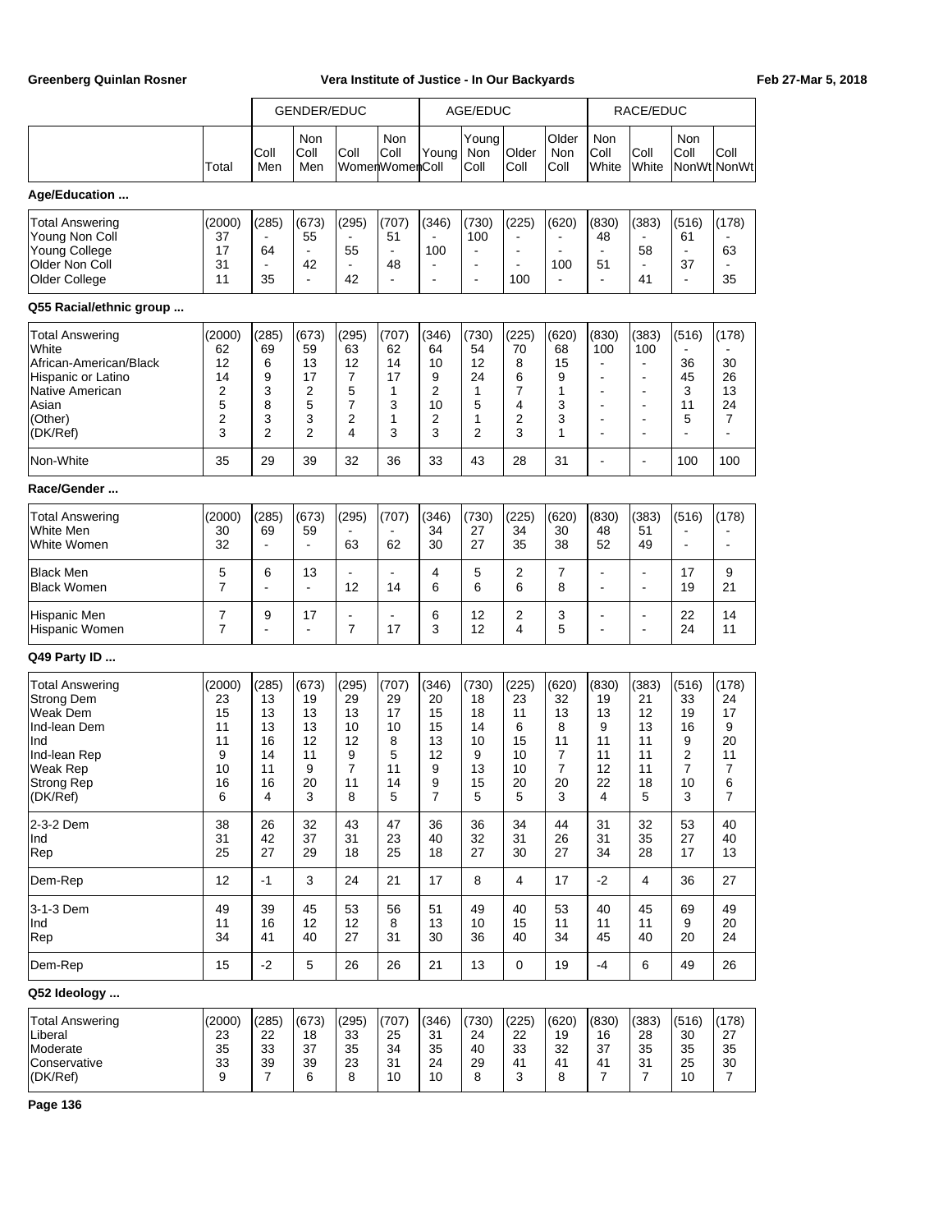| | | GENDER/EDUC | | | | AGE/EDUC | | | | RACE/EDUC | | | |
|---|---|---|---|---|---|---|---|---|---|---|---|---|---|
| | Total | Coll Men | Non Coll Men | Coll Women | Non Coll Women | Young Coll | Young Non Coll | Older Coll | Older Non Coll | Non Coll White | Coll White | Non Coll NonWt | Coll NonWt |

**Age/Education ...**

| | Total | Coll Men | Non Coll Men | Coll Women | Non Coll Women | Young Coll | Young Non Coll | Older Coll | Older Non Coll | Non Coll White | Coll White | Non Coll NonWt | Coll NonWt |
|---|---|---|---|---|---|---|---|---|---|---|---|---|---|
| Total Answering | (2000) | (285) | (673) | (295) | (707) | (346) | (730) | (225) | (620) | (830) | (383) | (516) | (178) |
| Young Non Coll | 37 | - | 55 | - | 51 | - | 100 | - | - | 48 | - | 61 | - |
| Young College | 17 | 64 | - | 55 | - | 100 | - | - | - | - | 58 | - | 63 |
| Older Non Coll | 31 | - | 42 | - | 48 | - | - | - | 100 | 51 | - | 37 | - |
| Older College | 11 | 35 | - | 42 | - | - | - | 100 | - | - | 41 | - | 35 |

**Q55 Racial/ethnic group ...**

| | Total | Coll Men | Non Coll Men | Coll Women | Non Coll Women | Young Coll | Young Non Coll | Older Coll | Older Non Coll | Non Coll White | Coll White | Non Coll NonWt | Coll NonWt |
|---|---|---|---|---|---|---|---|---|---|---|---|---|---|
| Total Answering | (2000) | (285) | (673) | (295) | (707) | (346) | (730) | (225) | (620) | (830) | (383) | (516) | (178) |
| White | 62 | 69 | 59 | 63 | 62 | 64 | 54 | 70 | 68 | 100 | 100 | - | - |
| African-American/Black | 12 | 6 | 13 | 12 | 14 | 10 | 12 | 8 | 15 | - | - | 36 | 30 |
| Hispanic or Latino | 14 | 9 | 17 | 7 | 17 | 9 | 24 | 6 | 9 | - | - | 45 | 26 |
| Native American | 2 | 3 | 2 | 5 | 1 | 2 | 1 | 7 | 1 | - | - | 3 | 13 |
| Asian | 5 | 8 | 5 | 7 | 3 | 10 | 5 | 4 | 3 | - | - | 11 | 24 |
| (Other) | 2 | 3 | 3 | 2 | 1 | 2 | 1 | 2 | 3 | - | - | 5 | 7 |
| (DK/Ref) | 3 | 2 | 2 | 4 | 3 | 3 | 2 | 3 | 1 | - | - | - | - |
| Non-White | 35 | 29 | 39 | 32 | 36 | 33 | 43 | 28 | 31 | - | - | 100 | 100 |

**Race/Gender ...**

| | Total | Coll Men | Non Coll Men | Coll Women | Non Coll Women | Young Coll | Young Non Coll | Older Coll | Older Non Coll | Non Coll White | Coll White | Non Coll NonWt | Coll NonWt |
|---|---|---|---|---|---|---|---|---|---|---|---|---|---|
| Total Answering | (2000) | (285) | (673) | (295) | (707) | (346) | (730) | (225) | (620) | (830) | (383) | (516) | (178) |
| White Men | 30 | 69 | 59 | - | - | 34 | 27 | 34 | 30 | 48 | 51 | - | - |
| White Women | 32 | - | - | 63 | 62 | 30 | 27 | 35 | 38 | 52 | 49 | - | - |
| Black Men | 5 | 6 | 13 | - | - | 4 | 5 | 2 | 7 | - | - | 17 | 9 |
| Black Women | 7 | - | - | 12 | 14 | 6 | 6 | 6 | 8 | - | - | 19 | 21 |
| Hispanic Men | 7 | 9 | 17 | - | - | 6 | 12 | 2 | 3 | - | - | 22 | 14 |
| Hispanic Women | 7 | - | - | 7 | 17 | 3 | 12 | 4 | 5 | - | - | 24 | 11 |

**Q49 Party ID ...**

| | Total | Coll Men | Non Coll Men | Coll Women | Non Coll Women | Young Coll | Young Non Coll | Older Coll | Older Non Coll | Non Coll White | Coll White | Non Coll NonWt | Coll NonWt |
|---|---|---|---|---|---|---|---|---|---|---|---|---|---|
| Total Answering | (2000) | (285) | (673) | (295) | (707) | (346) | (730) | (225) | (620) | (830) | (383) | (516) | (178) |
| Strong Dem | 23 | 13 | 19 | 29 | 29 | 20 | 18 | 23 | 32 | 19 | 21 | 33 | 24 |
| Weak Dem | 15 | 13 | 13 | 13 | 17 | 15 | 18 | 11 | 13 | 13 | 12 | 19 | 17 |
| Ind-lean Dem | 11 | 13 | 13 | 10 | 10 | 15 | 14 | 6 | 8 | 9 | 13 | 16 | 9 |
| Ind | 11 | 16 | 12 | 12 | 8 | 13 | 10 | 15 | 11 | 11 | 11 | 9 | 20 |
| Ind-lean Rep | 9 | 14 | 11 | 9 | 5 | 12 | 9 | 10 | 7 | 11 | 11 | 2 | 11 |
| Weak Rep | 10 | 11 | 9 | 7 | 11 | 9 | 13 | 10 | 7 | 12 | 11 | 7 | 7 |
| Strong Rep | 16 | 16 | 20 | 11 | 14 | 9 | 15 | 20 | 20 | 22 | 18 | 10 | 6 |
| (DK/Ref) | 6 | 4 | 3 | 8 | 5 | 7 | 5 | 5 | 3 | 4 | 5 | 3 | 7 |
| 2-3-2 Dem | 38 | 26 | 32 | 43 | 47 | 36 | 36 | 34 | 44 | 31 | 32 | 53 | 40 |
| Ind | 31 | 42 | 37 | 31 | 23 | 40 | 32 | 31 | 26 | 31 | 35 | 27 | 40 |
| Rep | 25 | 27 | 29 | 18 | 25 | 18 | 27 | 30 | 27 | 34 | 28 | 17 | 13 |
| Dem-Rep | 12 | -1 | 3 | 24 | 21 | 17 | 8 | 4 | 17 | -2 | 4 | 36 | 27 |
| 3-1-3 Dem | 49 | 39 | 45 | 53 | 56 | 51 | 49 | 40 | 53 | 40 | 45 | 69 | 49 |
| Ind | 11 | 16 | 12 | 12 | 8 | 13 | 10 | 15 | 11 | 11 | 11 | 9 | 20 |
| Rep | 34 | 41 | 40 | 27 | 31 | 30 | 36 | 40 | 34 | 45 | 40 | 20 | 24 |
| Dem-Rep | 15 | -2 | 5 | 26 | 26 | 21 | 13 | 0 | 19 | -4 | 6 | 49 | 26 |

**Q52 Ideology ...**

| | Total | Coll Men | Non Coll Men | Coll Women | Non Coll Women | Young Coll | Young Non Coll | Older Coll | Older Non Coll | Non Coll White | Coll White | Non Coll NonWt | Coll NonWt |
|---|---|---|---|---|---|---|---|---|---|---|---|---|---|
| Total Answering | (2000) | (285) | (673) | (295) | (707) | (346) | (730) | (225) | (620) | (830) | (383) | (516) | (178) |
| Liberal | 23 | 22 | 18 | 33 | 25 | 31 | 24 | 22 | 19 | 16 | 28 | 30 | 27 |
| Moderate | 35 | 33 | 37 | 35 | 34 | 35 | 40 | 33 | 32 | 37 | 35 | 35 | 35 |
| Conservative | 33 | 39 | 39 | 23 | 31 | 24 | 29 | 41 | 41 | 41 | 31 | 25 | 30 |
| (DK/Ref) | 9 | 7 | 6 | 8 | 10 | 10 | 8 | 3 | 8 | 7 | 7 | 10 | 7 |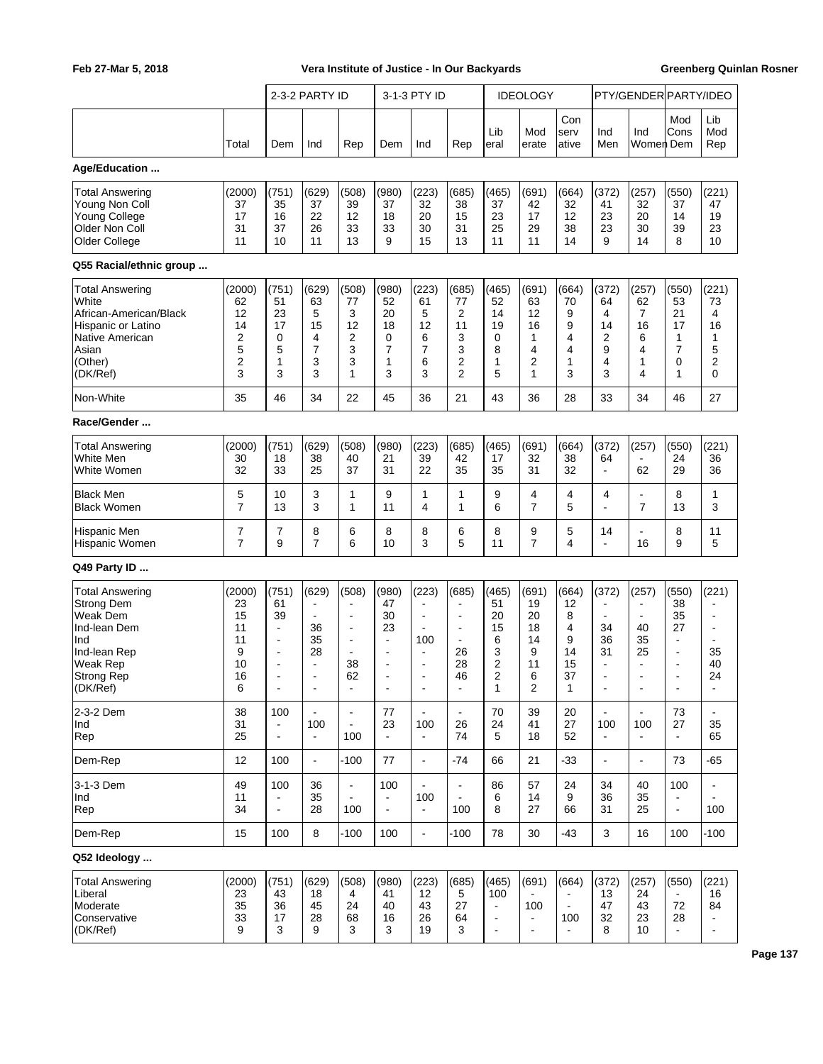Feb 27-Mar 5, 2018 — Vera Institute of Justice - In Our Backyards — Greenberg Quinlan Rosner

| | | 2-3-2 PARTY ID | | | 3-1-3 PTY ID | | | IDEOLOGY | | | PTY/GENDER | | PARTY/IDEO | |
|---|---|---|---|---|---|---|---|---|---|---|---|---|---|---|
| | Total | Dem | Ind | Rep | Dem | Ind | Rep | Liberal | Moderate | Conservative | Ind Men | Ind Women | Mod Cons Dem | Lib Mod Rep |
| **Age/Education ...** | | | | | | | | | | | | | | |
| Total Answering | (2000) | (751) | (629) | (508) | (980) | (223) | (685) | (465) | (691) | (664) | (372) | (257) | (550) | (221) |
| Young Non Coll | 37 | 35 | 37 | 39 | 37 | 32 | 38 | 37 | 42 | 32 | 41 | 32 | 37 | 47 |
| Young College | 17 | 16 | 22 | 12 | 18 | 20 | 15 | 23 | 17 | 12 | 23 | 20 | 14 | 19 |
| Older Non Coll | 31 | 37 | 26 | 33 | 33 | 30 | 31 | 25 | 29 | 38 | 23 | 30 | 39 | 23 |
| Older College | 11 | 10 | 11 | 13 | 9 | 15 | 13 | 11 | 11 | 14 | 9 | 14 | 8 | 10 |
| **Q55 Racial/ethnic group ...** | | | | | | | | | | | | | | |
| Total Answering | (2000) | (751) | (629) | (508) | (980) | (223) | (685) | (465) | (691) | (664) | (372) | (257) | (550) | (221) |
| White | 62 | 51 | 63 | 77 | 52 | 61 | 77 | 52 | 63 | 70 | 64 | 62 | 53 | 73 |
| African-American/Black | 12 | 23 | 5 | 3 | 20 | 5 | 2 | 14 | 12 | 9 | 4 | 7 | 21 | 4 |
| Hispanic or Latino | 14 | 17 | 15 | 12 | 18 | 12 | 11 | 19 | 16 | 9 | 14 | 16 | 17 | 16 |
| Native American | 2 | 0 | 4 | 2 | 0 | 6 | 3 | 0 | 1 | 4 | 2 | 6 | 1 | 1 |
| Asian | 5 | 5 | 7 | 3 | 7 | 7 | 3 | 8 | 4 | 4 | 9 | 4 | 7 | 5 |
| (Other) | 2 | 1 | 3 | 3 | 1 | 6 | 2 | 1 | 2 | 1 | 4 | 1 | 0 | 2 |
| (DK/Ref) | 3 | 3 | 3 | 1 | 3 | 3 | 2 | 5 | 1 | 3 | 3 | 4 | 1 | 0 |
| Non-White | 35 | 46 | 34 | 22 | 45 | 36 | 21 | 43 | 36 | 28 | 33 | 34 | 46 | 27 |
| **Race/Gender ...** | | | | | | | | | | | | | | |
| Total Answering | (2000) | (751) | (629) | (508) | (980) | (223) | (685) | (465) | (691) | (664) | (372) | (257) | (550) | (221) |
| White Men | 30 | 18 | 38 | 40 | 21 | 39 | 42 | 17 | 32 | 38 | 64 | - | 24 | 36 |
| White Women | 32 | 33 | 25 | 37 | 31 | 22 | 35 | 35 | 31 | 32 | - | 62 | 29 | 36 |
| Black Men | 5 | 10 | 3 | 1 | 9 | 1 | 1 | 9 | 4 | 4 | 4 | - | 8 | 1 |
| Black Women | 7 | 13 | 3 | 1 | 11 | 4 | 1 | 6 | 7 | 5 | - | 7 | 13 | 3 |
| Hispanic Men | 7 | 7 | 8 | 6 | 8 | 8 | 6 | 8 | 9 | 5 | 14 | - | 8 | 11 |
| Hispanic Women | 7 | 9 | 7 | 6 | 10 | 3 | 5 | 11 | 7 | 4 | - | 16 | 9 | 5 |
| **Q49 Party ID ...** | | | | | | | | | | | | | | |
| Total Answering | (2000) | (751) | (629) | (508) | (980) | (223) | (685) | (465) | (691) | (664) | (372) | (257) | (550) | (221) |
| Strong Dem | 23 | 61 | - | - | 47 | - | - | 51 | 19 | 12 | - | - | 38 | - |
| Weak Dem | 15 | 39 | - | - | 30 | - | - | 20 | 20 | 8 | - | - | 35 | - |
| Ind-lean Dem | 11 | - | 36 | - | 23 | - | - | 15 | 18 | 4 | 34 | 40 | 27 | - |
| Ind | 11 | - | 35 | - | - | 100 | - | 6 | 14 | 9 | 36 | 35 | - | - |
| Ind-lean Rep | 9 | - | 28 | - | - | - | 26 | 3 | 9 | 14 | 31 | 25 | - | 35 |
| Weak Rep | 10 | - | - | 38 | - | - | 28 | 2 | 11 | 15 | - | - | - | 40 |
| Strong Rep | 16 | - | - | 62 | - | - | 46 | 2 | 6 | 37 | - | - | - | 24 |
| (DK/Ref) | 6 | - | - | - | - | - | - | 1 | 2 | 1 | - | - | - | - |
| 2-3-2 Dem | 38 | 100 | - | - | 77 | - | - | 70 | 39 | 20 | - | - | 73 | - |
| Ind | 31 | - | 100 | - | 23 | 100 | 26 | 24 | 41 | 27 | 100 | 100 | 27 | 35 |
| Rep | 25 | - | - | 100 | - | - | 74 | 5 | 18 | 52 | - | - | - | 65 |
| Dem-Rep | 12 | 100 | - | -100 | 77 | - | -74 | 66 | 21 | -33 | - | - | 73 | -65 |
| 3-1-3 Dem | 49 | 100 | 36 | - | 100 | - | - | 86 | 57 | 24 | 34 | 40 | 100 | - |
| Ind | 11 | - | 35 | - | - | 100 | - | 6 | 14 | 9 | 36 | 35 | - | - |
| Rep | 34 | - | 28 | 100 | - | - | 100 | 8 | 27 | 66 | 31 | 25 | - | 100 |
| Dem-Rep | 15 | 100 | 8 | -100 | 100 | - | -100 | 78 | 30 | -43 | 3 | 16 | 100 | -100 |
| **Q52 Ideology ...** | | | | | | | | | | | | | | |
| Total Answering | (2000) | (751) | (629) | (508) | (980) | (223) | (685) | (465) | (691) | (664) | (372) | (257) | (550) | (221) |
| Liberal | 23 | 43 | 18 | 4 | 41 | 12 | 5 | 100 | - | - | 13 | 24 | - | 16 |
| Moderate | 35 | 36 | 45 | 24 | 40 | 43 | 27 | - | 100 | - | 47 | 43 | 72 | 84 |
| Conservative | 33 | 17 | 28 | 68 | 16 | 26 | 64 | - | - | 100 | 32 | 23 | 28 | - |
| (DK/Ref) | 9 | 3 | 9 | 3 | 3 | 19 | 3 | - | - | - | 8 | 10 | - | - |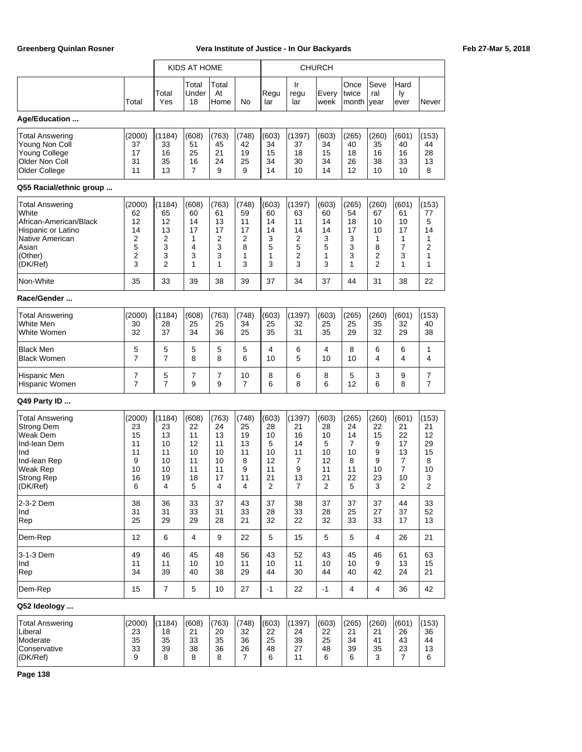| | Total | KIDS AT HOME Total Yes | Total Under 18 | Total At Home | No | CHURCH Regu lar | Ir regu lar | Every week | Once twice month | Seve ral year | Hard ly ever | Never |
|---|---|---|---|---|---|---|---|---|---|---|---|---|
| **Age/Education ...** | | | | | | | | | | | | |
| Total Answering | (2000) | (1184) | (608) | (763) | (748) | (603) | (1397) | (603) | (265) | (260) | (601) | (153) |
| Young Non Coll | 37 | 33 | 51 | 45 | 42 | 34 | 37 | 34 | 40 | 35 | 40 | 44 |
| Young College | 17 | 16 | 25 | 21 | 19 | 15 | 18 | 15 | 18 | 16 | 16 | 28 |
| Older Non Coll | 31 | 35 | 16 | 24 | 25 | 34 | 30 | 34 | 26 | 38 | 33 | 13 |
| Older College | 11 | 13 | 7 | 9 | 9 | 14 | 10 | 14 | 12 | 10 | 10 | 8 |
| **Q55 Racial/ethnic group ...** | | | | | | | | | | | | |
| Total Answering | (2000) | (1184) | (608) | (763) | (748) | (603) | (1397) | (603) | (265) | (260) | (601) | (153) |
| White | 62 | 65 | 60 | 61 | 59 | 60 | 63 | 60 | 54 | 67 | 61 | 77 |
| African-American/Black | 12 | 12 | 14 | 13 | 11 | 14 | 11 | 14 | 18 | 10 | 10 | 5 |
| Hispanic or Latino | 14 | 13 | 17 | 17 | 17 | 14 | 14 | 14 | 17 | 10 | 17 | 14 |
| Native American | 2 | 2 | 1 | 2 | 2 | 3 | 2 | 3 | 3 | 1 | 1 | 1 |
| Asian | 5 | 3 | 4 | 3 | 8 | 5 | 5 | 5 | 3 | 8 | 7 | 2 |
| (Other) | 2 | 3 | 3 | 3 | 1 | 1 | 2 | 1 | 3 | 2 | 3 | 1 |
| (DK/Ref) | 3 | 2 | 1 | 1 | 3 | 3 | 3 | 3 | 1 | 2 | 1 | 1 |
| Non-White | 35 | 33 | 39 | 38 | 39 | 37 | 34 | 37 | 44 | 31 | 38 | 22 |
| **Race/Gender ...** | | | | | | | | | | | | |
| Total Answering | (2000) | (1184) | (608) | (763) | (748) | (603) | (1397) | (603) | (265) | (260) | (601) | (153) |
| White Men | 30 | 28 | 25 | 25 | 34 | 25 | 32 | 25 | 25 | 35 | 32 | 40 |
| White Women | 32 | 37 | 34 | 36 | 25 | 35 | 31 | 35 | 29 | 32 | 29 | 38 |
| Black Men | 5 | 5 | 5 | 5 | 5 | 4 | 6 | 4 | 8 | 6 | 6 | 1 |
| Black Women | 7 | 7 | 8 | 8 | 6 | 10 | 5 | 10 | 10 | 4 | 4 | 4 |
| Hispanic Men | 7 | 5 | 7 | 7 | 10 | 8 | 6 | 8 | 5 | 3 | 9 | 7 |
| Hispanic Women | 7 | 7 | 9 | 9 | 7 | 6 | 8 | 6 | 12 | 6 | 8 | 7 |
| **Q49 Party ID ...** | | | | | | | | | | | | |
| Total Answering | (2000) | (1184) | (608) | (763) | (748) | (603) | (1397) | (603) | (265) | (260) | (601) | (153) |
| Strong Dem | 23 | 23 | 22 | 24 | 25 | 28 | 21 | 28 | 24 | 22 | 21 | 21 |
| Weak Dem | 15 | 13 | 11 | 13 | 19 | 10 | 16 | 10 | 14 | 15 | 22 | 12 |
| Ind-lean Dem | 11 | 10 | 12 | 11 | 13 | 5 | 14 | 5 | 7 | 9 | 17 | 29 |
| Ind | 11 | 11 | 10 | 10 | 11 | 10 | 11 | 10 | 10 | 9 | 13 | 15 |
| Ind-lean Rep | 9 | 10 | 11 | 10 | 8 | 12 | 7 | 12 | 8 | 9 | 7 | 8 |
| Weak Rep | 10 | 10 | 11 | 11 | 9 | 11 | 9 | 11 | 11 | 10 | 7 | 10 |
| Strong Rep | 16 | 19 | 18 | 17 | 11 | 21 | 13 | 21 | 22 | 23 | 10 | 3 |
| (DK/Ref) | 6 | 4 | 5 | 4 | 4 | 2 | 7 | 2 | 5 | 3 | 2 | 2 |
| 2-3-2 Dem | 38 | 36 | 33 | 37 | 43 | 37 | 38 | 37 | 37 | 37 | 44 | 33 |
| Ind | 31 | 31 | 33 | 31 | 33 | 28 | 33 | 28 | 25 | 27 | 37 | 52 |
| Rep | 25 | 29 | 29 | 28 | 21 | 32 | 22 | 32 | 33 | 33 | 17 | 13 |
| Dem-Rep | 12 | 6 | 4 | 9 | 22 | 5 | 15 | 5 | 5 | 4 | 26 | 21 |
| 3-1-3 Dem | 49 | 46 | 45 | 48 | 56 | 43 | 52 | 43 | 45 | 46 | 61 | 63 |
| Ind | 11 | 11 | 10 | 10 | 11 | 10 | 11 | 10 | 10 | 9 | 13 | 15 |
| Rep | 34 | 39 | 40 | 38 | 29 | 44 | 30 | 44 | 40 | 42 | 24 | 21 |
| Dem-Rep | 15 | 7 | 5 | 10 | 27 | -1 | 22 | -1 | 4 | 4 | 36 | 42 |
| **Q52 Ideology ...** | | | | | | | | | | | | |
| Total Answering | (2000) | (1184) | (608) | (763) | (748) | (603) | (1397) | (603) | (265) | (260) | (601) | (153) |
| Liberal | 23 | 18 | 21 | 20 | 32 | 22 | 24 | 22 | 21 | 21 | 26 | 36 |
| Moderate | 35 | 35 | 33 | 35 | 36 | 25 | 39 | 25 | 34 | 41 | 43 | 44 |
| Conservative | 33 | 39 | 38 | 36 | 26 | 48 | 27 | 48 | 39 | 35 | 23 | 13 |
| (DK/Ref) | 9 | 8 | 8 | 8 | 7 | 6 | 11 | 6 | 6 | 3 | 7 | 6 |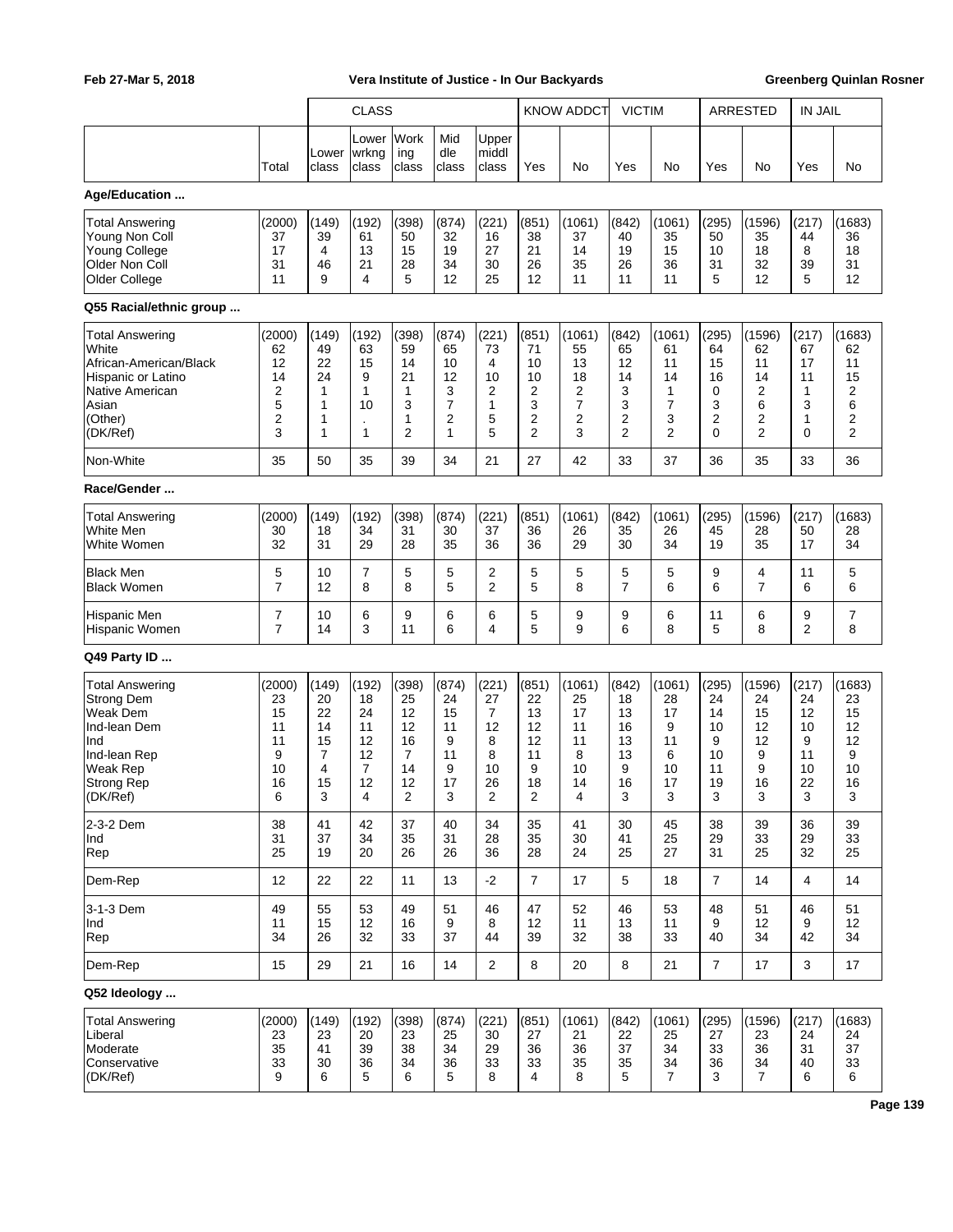| | Total | CLASS | | | | | KNOW ADDCT | | VICTIM | | ARRESTED | | IN JAIL | |
|---|---|---|---|---|---|---|---|---|---|---|---|---|---|---|
| | | Lower class | Lower wrkng class | Work ing class | Mid dle class | Upper middl class | Yes | No | Yes | No | Yes | No | Yes | No |
| **Age/Education ...** | | | | | | | | | | | | | | |
| Total Answering | (2000) | (149) | (192) | (398) | (874) | (221) | (851) | (1061) | (842) | (1061) | (295) | (1596) | (217) | (1683) |
| Young Non Coll | 37 | 39 | 61 | 50 | 32 | 16 | 38 | 37 | 40 | 35 | 50 | 35 | 44 | 36 |
| Young College | 17 | 4 | 13 | 15 | 19 | 27 | 21 | 14 | 19 | 15 | 10 | 18 | 8 | 18 |
| Older Non Coll | 31 | 46 | 21 | 28 | 34 | 30 | 26 | 35 | 26 | 36 | 31 | 32 | 39 | 31 |
| Older College | 11 | 9 | 4 | 5 | 12 | 25 | 12 | 11 | 11 | 11 | 5 | 12 | 5 | 12 |
| **Q55 Racial/ethnic group ...** | | | | | | | | | | | | | | |
| Total Answering | (2000) | (149) | (192) | (398) | (874) | (221) | (851) | (1061) | (842) | (1061) | (295) | (1596) | (217) | (1683) |
| White | 62 | 49 | 63 | 59 | 65 | 73 | 71 | 55 | 65 | 61 | 64 | 62 | 67 | 62 |
| African-American/Black | 12 | 22 | 15 | 14 | 10 | 4 | 10 | 13 | 12 | 11 | 15 | 11 | 17 | 11 |
| Hispanic or Latino | 14 | 24 | 9 | 21 | 12 | 10 | 10 | 18 | 14 | 14 | 16 | 14 | 11 | 15 |
| Native American | 2 | 1 | 1 | 1 | 3 | 2 | 2 | 2 | 3 | 1 | 0 | 2 | 1 | 2 |
| Asian | 5 | 1 | 10 | 3 | 7 | 1 | 3 | 7 | 3 | 7 | 3 | 6 | 3 | 6 |
| (Other) | 2 | 1 | . | 1 | 2 | 5 | 2 | 2 | 2 | 3 | 2 | 2 | 1 | 2 |
| (DK/Ref) | 3 | 1 | 1 | 2 | 1 | 5 | 2 | 3 | 2 | 2 | 0 | 2 | 0 | 2 |
| Non-White | 35 | 50 | 35 | 39 | 34 | 21 | 27 | 42 | 33 | 37 | 36 | 35 | 33 | 36 |
| **Race/Gender ...** | | | | | | | | | | | | | | |
| Total Answering | (2000) | (149) | (192) | (398) | (874) | (221) | (851) | (1061) | (842) | (1061) | (295) | (1596) | (217) | (1683) |
| White Men | 30 | 18 | 34 | 31 | 30 | 37 | 36 | 26 | 35 | 26 | 45 | 28 | 50 | 28 |
| White Women | 32 | 31 | 29 | 28 | 35 | 36 | 36 | 29 | 30 | 34 | 19 | 35 | 17 | 34 |
| Black Men | 5 | 10 | 7 | 5 | 5 | 2 | 5 | 5 | 5 | 5 | 9 | 4 | 11 | 5 |
| Black Women | 7 | 12 | 8 | 8 | 5 | 2 | 5 | 8 | 7 | 6 | 6 | 7 | 6 | 6 |
| Hispanic Men | 7 | 10 | 6 | 9 | 6 | 6 | 5 | 9 | 9 | 6 | 11 | 6 | 9 | 7 |
| Hispanic Women | 7 | 14 | 3 | 11 | 6 | 4 | 5 | 9 | 6 | 8 | 5 | 8 | 2 | 8 |
| **Q49 Party ID ...** | | | | | | | | | | | | | | |
| Total Answering | (2000) | (149) | (192) | (398) | (874) | (221) | (851) | (1061) | (842) | (1061) | (295) | (1596) | (217) | (1683) |
| Strong Dem | 23 | 20 | 18 | 25 | 24 | 27 | 22 | 25 | 18 | 28 | 24 | 24 | 24 | 23 |
| Weak Dem | 15 | 22 | 24 | 12 | 15 | 7 | 13 | 17 | 13 | 17 | 14 | 15 | 12 | 15 |
| Ind-lean Dem | 11 | 14 | 11 | 12 | 11 | 12 | 12 | 11 | 16 | 9 | 10 | 12 | 10 | 12 |
| Ind | 11 | 15 | 12 | 16 | 9 | 8 | 12 | 11 | 13 | 11 | 9 | 12 | 9 | 12 |
| Ind-lean Rep | 9 | 7 | 12 | 7 | 11 | 8 | 11 | 8 | 13 | 6 | 10 | 9 | 11 | 9 |
| Weak Rep | 10 | 4 | 7 | 14 | 9 | 10 | 9 | 10 | 9 | 10 | 11 | 9 | 10 | 10 |
| Strong Rep | 16 | 15 | 12 | 12 | 17 | 26 | 18 | 14 | 16 | 17 | 19 | 16 | 22 | 16 |
| (DK/Ref) | 6 | 3 | 4 | 2 | 3 | 2 | 2 | 4 | 3 | 3 | 3 | 3 | 3 | 3 |
| 2-3-2 Dem | 38 | 41 | 42 | 37 | 40 | 34 | 35 | 41 | 30 | 45 | 38 | 39 | 36 | 39 |
| Ind | 31 | 37 | 34 | 35 | 31 | 28 | 35 | 30 | 41 | 25 | 29 | 33 | 29 | 33 |
| Rep | 25 | 19 | 20 | 26 | 26 | 36 | 28 | 24 | 25 | 27 | 31 | 25 | 32 | 25 |
| Dem-Rep | 12 | 22 | 22 | 11 | 13 | -2 | 7 | 17 | 5 | 18 | 7 | 14 | 4 | 14 |
| 3-1-3 Dem | 49 | 55 | 53 | 49 | 51 | 46 | 47 | 52 | 46 | 53 | 48 | 51 | 46 | 51 |
| Ind | 11 | 15 | 12 | 16 | 9 | 8 | 12 | 11 | 13 | 11 | 9 | 12 | 9 | 12 |
| Rep | 34 | 26 | 32 | 33 | 37 | 44 | 39 | 32 | 38 | 33 | 40 | 34 | 42 | 34 |
| Dem-Rep | 15 | 29 | 21 | 16 | 14 | 2 | 8 | 20 | 8 | 21 | 7 | 17 | 3 | 17 |
| **Q52 Ideology ...** | | | | | | | | | | | | | | |
| Total Answering | (2000) | (149) | (192) | (398) | (874) | (221) | (851) | (1061) | (842) | (1061) | (295) | (1596) | (217) | (1683) |
| Liberal | 23 | 23 | 20 | 23 | 25 | 30 | 27 | 21 | 22 | 25 | 27 | 23 | 24 | 24 |
| Moderate | 35 | 41 | 39 | 38 | 34 | 29 | 36 | 36 | 37 | 34 | 33 | 36 | 31 | 37 |
| Conservative | 33 | 30 | 36 | 34 | 36 | 33 | 33 | 35 | 35 | 34 | 36 | 34 | 40 | 33 |
| (DK/Ref) | 9 | 6 | 5 | 6 | 5 | 8 | 4 | 8 | 5 | 7 | 3 | 7 | 6 | 6 |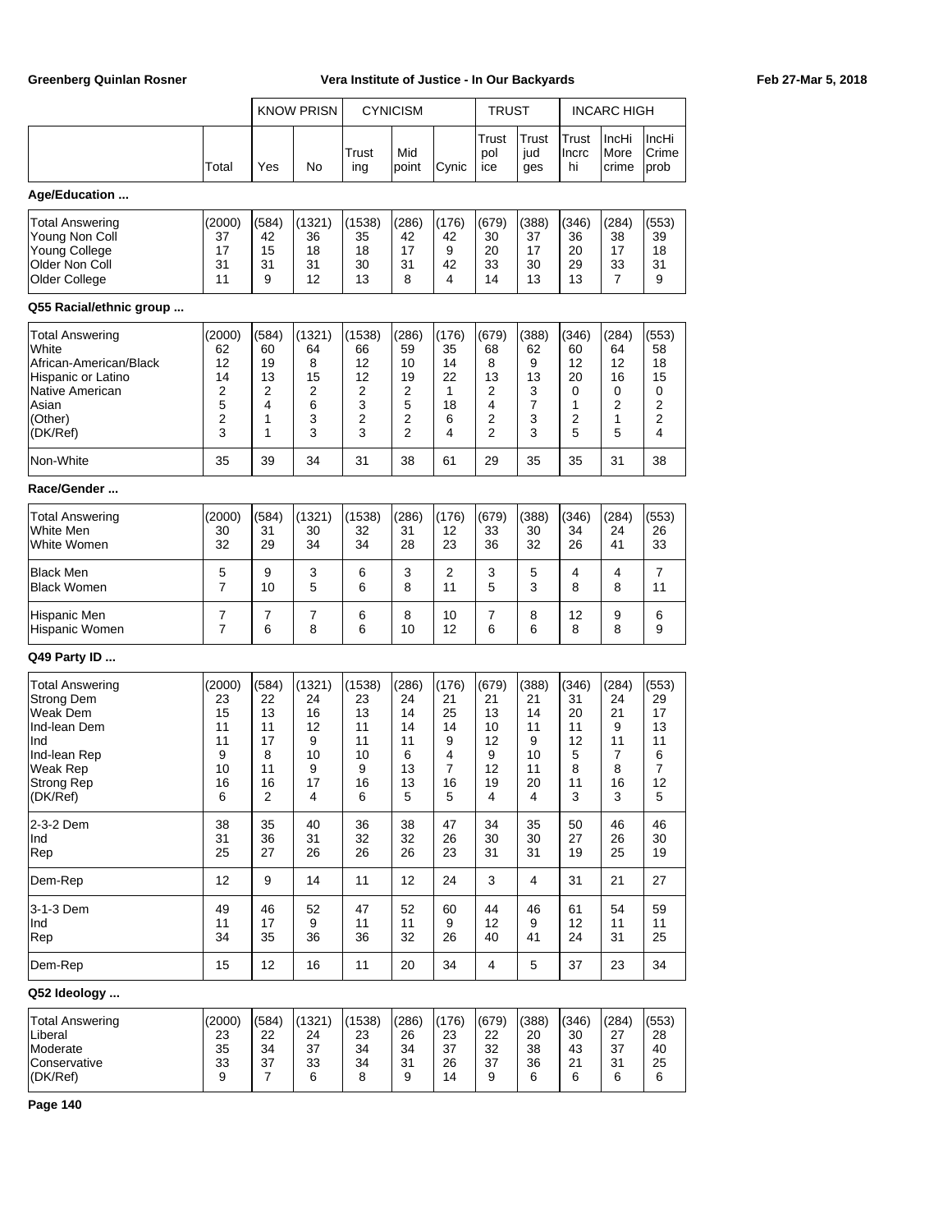| | Total | KNOW PRISN Yes | KNOW PRISN No | CYNICISM Trusting | CYNICISM Mid point | CYNICISM Cynic | TRUST Trust police | TRUST Trust judges | INCARC HIGH Trust Incrc hi | INCARC HIGH IncHi More crime | INCARC HIGH IncHi Crime prob |
|---|---|---|---|---|---|---|---|---|---|---|---|
| **Age/Education ...** | | | | | | | | | | | |
| Total Answering | (2000) | (584) | (1321) | (1538) | (286) | (176) | (679) | (388) | (346) | (284) | (553) |
| Young Non Coll | 37 | 42 | 36 | 35 | 42 | 42 | 30 | 37 | 36 | 38 | 39 |
| Young College | 17 | 15 | 18 | 18 | 17 | 9 | 20 | 17 | 20 | 17 | 18 |
| Older Non Coll | 31 | 31 | 31 | 30 | 31 | 42 | 33 | 30 | 29 | 33 | 31 |
| Older College | 11 | 9 | 12 | 13 | 8 | 4 | 14 | 13 | 13 | 7 | 9 |
| **Q55 Racial/ethnic group ...** | | | | | | | | | | | |
| Total Answering | (2000) | (584) | (1321) | (1538) | (286) | (176) | (679) | (388) | (346) | (284) | (553) |
| White | 62 | 60 | 64 | 66 | 59 | 35 | 68 | 62 | 60 | 64 | 58 |
| African-American/Black | 12 | 19 | 8 | 12 | 10 | 14 | 8 | 9 | 12 | 12 | 18 |
| Hispanic or Latino | 14 | 13 | 15 | 12 | 19 | 22 | 13 | 13 | 20 | 16 | 15 |
| Native American | 2 | 2 | 2 | 2 | 2 | 1 | 2 | 3 | 0 | 0 | 0 |
| Asian | 5 | 4 | 6 | 3 | 5 | 18 | 4 | 7 | 1 | 2 | 2 |
| (Other) | 2 | 1 | 3 | 2 | 2 | 6 | 2 | 3 | 2 | 1 | 2 |
| (DK/Ref) | 3 | 1 | 3 | 3 | 2 | 4 | 2 | 3 | 5 | 5 | 4 |
| Non-White | 35 | 39 | 34 | 31 | 38 | 61 | 29 | 35 | 35 | 31 | 38 |
| **Race/Gender ...** | | | | | | | | | | | |
| Total Answering | (2000) | (584) | (1321) | (1538) | (286) | (176) | (679) | (388) | (346) | (284) | (553) |
| White Men | 30 | 31 | 30 | 32 | 31 | 12 | 33 | 30 | 34 | 24 | 26 |
| White Women | 32 | 29 | 34 | 34 | 28 | 23 | 36 | 32 | 26 | 41 | 33 |
| Black Men | 5 | 9 | 3 | 6 | 3 | 2 | 3 | 5 | 4 | 4 | 7 |
| Black Women | 7 | 10 | 5 | 6 | 8 | 11 | 5 | 3 | 8 | 8 | 11 |
| Hispanic Men | 7 | 7 | 7 | 6 | 8 | 10 | 7 | 8 | 12 | 9 | 6 |
| Hispanic Women | 7 | 6 | 8 | 6 | 10 | 12 | 6 | 6 | 8 | 8 | 9 |
| **Q49 Party ID ...** | | | | | | | | | | | |
| Total Answering | (2000) | (584) | (1321) | (1538) | (286) | (176) | (679) | (388) | (346) | (284) | (553) |
| Strong Dem | 23 | 22 | 24 | 23 | 24 | 21 | 21 | 21 | 31 | 24 | 29 |
| Weak Dem | 15 | 13 | 16 | 13 | 14 | 25 | 13 | 14 | 20 | 21 | 17 |
| Ind-lean Dem | 11 | 11 | 12 | 11 | 14 | 14 | 10 | 11 | 11 | 9 | 13 |
| Ind | 11 | 17 | 9 | 11 | 11 | 9 | 12 | 9 | 12 | 11 | 11 |
| Ind-lean Rep | 9 | 8 | 10 | 10 | 6 | 4 | 9 | 10 | 5 | 7 | 6 |
| Weak Rep | 10 | 11 | 9 | 9 | 13 | 7 | 12 | 11 | 8 | 8 | 7 |
| Strong Rep | 16 | 16 | 17 | 16 | 13 | 16 | 19 | 20 | 11 | 16 | 12 |
| (DK/Ref) | 6 | 2 | 4 | 6 | 5 | 5 | 4 | 4 | 3 | 3 | 5 |
| 2-3-2 Dem | 38 | 35 | 40 | 36 | 38 | 47 | 34 | 35 | 50 | 46 | 46 |
| Ind | 31 | 36 | 31 | 32 | 32 | 26 | 30 | 30 | 27 | 26 | 30 |
| Rep | 25 | 27 | 26 | 26 | 26 | 23 | 31 | 31 | 19 | 25 | 19 |
| Dem-Rep | 12 | 9 | 14 | 11 | 12 | 24 | 3 | 4 | 31 | 21 | 27 |
| 3-1-3 Dem | 49 | 46 | 52 | 47 | 52 | 60 | 44 | 46 | 61 | 54 | 59 |
| Ind | 11 | 17 | 9 | 11 | 11 | 9 | 12 | 9 | 12 | 11 | 11 |
| Rep | 34 | 35 | 36 | 36 | 32 | 26 | 40 | 41 | 24 | 31 | 25 |
| Dem-Rep | 15 | 12 | 16 | 11 | 20 | 34 | 4 | 5 | 37 | 23 | 34 |
| **Q52 Ideology ...** | | | | | | | | | | | |
| Total Answering | (2000) | (584) | (1321) | (1538) | (286) | (176) | (679) | (388) | (346) | (284) | (553) |
| Liberal | 23 | 22 | 24 | 23 | 26 | 23 | 22 | 20 | 30 | 27 | 28 |
| Moderate | 35 | 34 | 37 | 34 | 34 | 37 | 32 | 38 | 43 | 37 | 40 |
| Conservative | 33 | 37 | 33 | 34 | 31 | 26 | 37 | 36 | 21 | 31 | 25 |
| (DK/Ref) | 9 | 7 | 6 | 8 | 9 | 14 | 9 | 6 | 6 | 6 | 6 |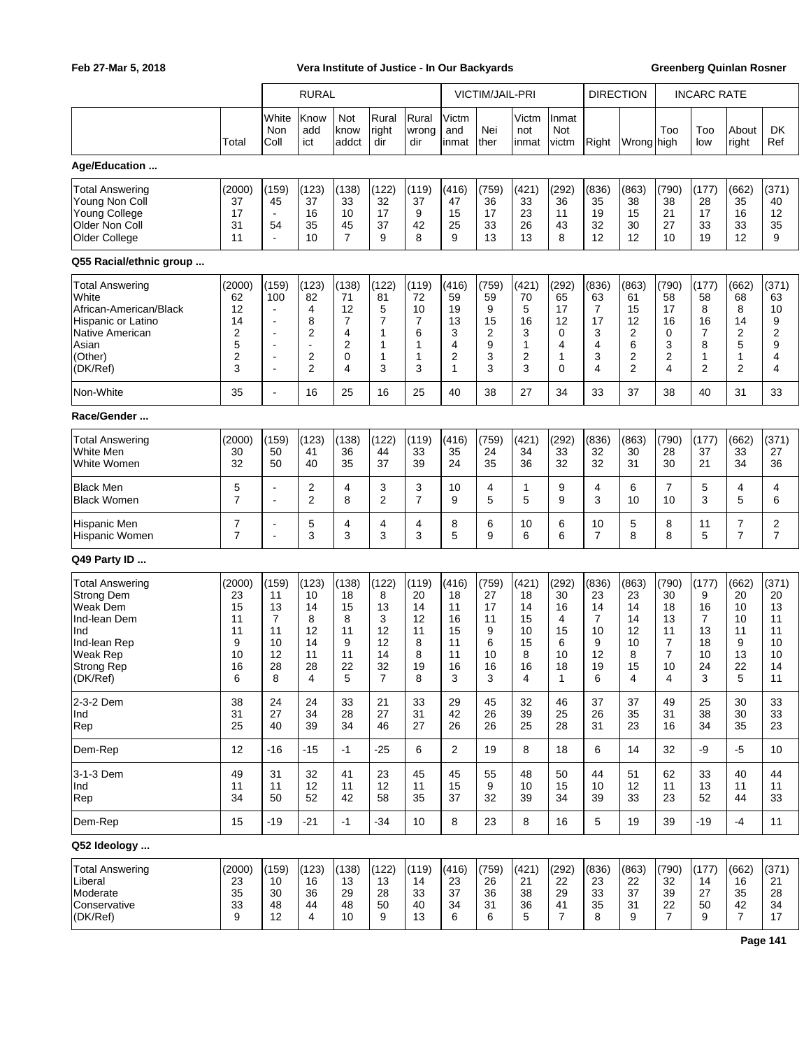| | | RURAL | | | | | VICTIM/JAIL-PRI | | | | DIRECTION | | INCARC RATE | | | |
|---|---|---|---|---|---|---|---|---|---|---|---|---|---|---|---|---|
| | Total | White Non Coll | Know add ict | Not know addct | Rural right dir | Rural wrong dir | Victm and inmat | Nei ther | Victm not inmat | Inmat Not victm | Right | Wrong | Too high | Too low | About right | DK Ref |
| **Age/Education ...** | | | | | | | | | | | | | | | | |
| Total Answering | (2000) | (159) | (123) | (138) | (122) | (119) | (416) | (759) | (421) | (292) | (836) | (863) | (790) | (177) | (662) | (371) |
| Young Non Coll | 37 | 45 | 37 | 33 | 32 | 37 | 47 | 36 | 33 | 36 | 35 | 38 | 38 | 28 | 35 | 40 |
| Young College | 17 | - | 16 | 10 | 17 | 9 | 15 | 17 | 23 | 11 | 19 | 15 | 21 | 17 | 16 | 12 |
| Older Non Coll | 31 | 54 | 35 | 45 | 37 | 42 | 25 | 33 | 26 | 43 | 32 | 30 | 27 | 33 | 33 | 35 |
| Older College | 11 | - | 10 | 7 | 9 | 8 | 9 | 13 | 13 | 8 | 12 | 12 | 10 | 19 | 12 | 9 |
| **Q55 Racial/ethnic group ...** | | | | | | | | | | | | | | | | |
| Total Answering | (2000) | (159) | (123) | (138) | (122) | (119) | (416) | (759) | (421) | (292) | (836) | (863) | (790) | (177) | (662) | (371) |
| White | 62 | 100 | 82 | 71 | 81 | 72 | 59 | 59 | 70 | 65 | 63 | 61 | 58 | 58 | 68 | 63 |
| African-American/Black | 12 | - | 4 | 12 | 5 | 10 | 19 | 9 | 5 | 17 | 7 | 15 | 17 | 8 | 8 | 10 |
| Hispanic or Latino | 14 | - | 8 | 7 | 7 | 7 | 13 | 15 | 16 | 12 | 17 | 12 | 16 | 16 | 14 | 9 |
| Native American | 2 | - | 2 | 4 | 1 | 6 | 3 | 2 | 3 | 0 | 3 | 2 | 0 | 7 | 2 | 2 |
| Asian | 5 | - | - | 2 | 1 | 1 | 4 | 9 | 1 | 4 | 4 | 6 | 3 | 8 | 5 | 9 |
| (Other) | 2 | - | 2 | 0 | 1 | 1 | 2 | 3 | 2 | 1 | 3 | 2 | 2 | 1 | 1 | 4 |
| (DK/Ref) | 3 | - | 2 | 4 | 3 | 3 | 1 | 3 | 3 | 0 | 4 | 2 | 4 | 2 | 2 | 4 |
| Non-White | 35 | - | 16 | 25 | 16 | 25 | 40 | 38 | 27 | 34 | 33 | 37 | 38 | 40 | 31 | 33 |
| **Race/Gender ...** | | | | | | | | | | | | | | | | |
| Total Answering | (2000) | (159) | (123) | (138) | (122) | (119) | (416) | (759) | (421) | (292) | (836) | (863) | (790) | (177) | (662) | (371) |
| White Men | 30 | 50 | 41 | 36 | 44 | 33 | 35 | 24 | 34 | 33 | 32 | 30 | 28 | 37 | 33 | 27 |
| White Women | 32 | 50 | 40 | 35 | 37 | 39 | 24 | 35 | 36 | 32 | 32 | 31 | 30 | 21 | 34 | 36 |
| Black Men | 5 | - | 2 | 4 | 3 | 3 | 10 | 4 | 1 | 9 | 4 | 6 | 7 | 5 | 4 | 4 |
| Black Women | 7 | - | 2 | 8 | 2 | 7 | 9 | 5 | 5 | 9 | 3 | 10 | 10 | 3 | 5 | 6 |
| Hispanic Men | 7 | - | 5 | 4 | 4 | 4 | 8 | 6 | 10 | 6 | 10 | 5 | 8 | 11 | 7 | 2 |
| Hispanic Women | 7 | - | 3 | 3 | 3 | 3 | 5 | 9 | 6 | 6 | 7 | 8 | 8 | 5 | 7 | 7 |
| **Q49 Party ID ...** | | | | | | | | | | | | | | | | |
| Total Answering | (2000) | (159) | (123) | (138) | (122) | (119) | (416) | (759) | (421) | (292) | (836) | (863) | (790) | (177) | (662) | (371) |
| Strong Dem | 23 | 11 | 10 | 18 | 8 | 20 | 18 | 27 | 18 | 30 | 23 | 23 | 30 | 9 | 20 | 20 |
| Weak Dem | 15 | 13 | 14 | 15 | 13 | 14 | 11 | 17 | 14 | 16 | 14 | 14 | 18 | 16 | 10 | 13 |
| Ind-lean Dem | 11 | 7 | 8 | 8 | 3 | 12 | 16 | 11 | 15 | 4 | 7 | 14 | 13 | 7 | 10 | 11 |
| Ind | 11 | 11 | 12 | 11 | 12 | 11 | 15 | 9 | 10 | 15 | 10 | 12 | 11 | 13 | 11 | 11 |
| Ind-lean Rep | 9 | 10 | 14 | 9 | 12 | 8 | 11 | 6 | 15 | 6 | 9 | 10 | 7 | 18 | 9 | 10 |
| Weak Rep | 10 | 12 | 11 | 11 | 14 | 8 | 11 | 10 | 8 | 10 | 12 | 8 | 7 | 10 | 13 | 10 |
| Strong Rep | 16 | 28 | 28 | 22 | 32 | 19 | 16 | 16 | 16 | 18 | 19 | 15 | 10 | 24 | 22 | 14 |
| (DK/Ref) | 6 | 8 | 4 | 5 | 7 | 8 | 3 | 3 | 4 | 1 | 6 | 4 | 4 | 3 | 5 | 11 |
| 2-3-2 Dem | 38 | 24 | 24 | 33 | 21 | 33 | 29 | 45 | 32 | 46 | 37 | 37 | 49 | 25 | 30 | 33 |
| Ind | 31 | 27 | 34 | 28 | 27 | 31 | 42 | 26 | 39 | 25 | 26 | 35 | 31 | 38 | 30 | 33 |
| Rep | 25 | 40 | 39 | 34 | 46 | 27 | 26 | 26 | 25 | 28 | 31 | 23 | 16 | 34 | 35 | 23 |
| Dem-Rep | 12 | -16 | -15 | -1 | -25 | 6 | 2 | 19 | 8 | 18 | 6 | 14 | 32 | -9 | -5 | 10 |
| 3-1-3 Dem | 49 | 31 | 32 | 41 | 23 | 45 | 45 | 55 | 48 | 50 | 44 | 51 | 62 | 33 | 40 | 44 |
| Ind | 11 | 11 | 12 | 11 | 12 | 11 | 15 | 9 | 10 | 15 | 10 | 12 | 11 | 13 | 11 | 11 |
| Rep | 34 | 50 | 52 | 42 | 58 | 35 | 37 | 32 | 39 | 34 | 39 | 33 | 23 | 52 | 44 | 33 |
| Dem-Rep | 15 | -19 | -21 | -1 | -34 | 10 | 8 | 23 | 8 | 16 | 5 | 19 | 39 | -19 | -4 | 11 |
| **Q52 Ideology ...** | | | | | | | | | | | | | | | | |
| Total Answering | (2000) | (159) | (123) | (138) | (122) | (119) | (416) | (759) | (421) | (292) | (836) | (863) | (790) | (177) | (662) | (371) |
| Liberal | 23 | 10 | 16 | 13 | 13 | 14 | 23 | 26 | 21 | 22 | 23 | 22 | 32 | 14 | 16 | 21 |
| Moderate | 35 | 30 | 36 | 29 | 28 | 33 | 37 | 36 | 38 | 29 | 33 | 37 | 39 | 27 | 35 | 28 |
| Conservative | 33 | 48 | 44 | 48 | 50 | 40 | 34 | 31 | 36 | 41 | 35 | 31 | 22 | 50 | 42 | 34 |
| (DK/Ref) | 9 | 12 | 4 | 10 | 9 | 13 | 6 | 6 | 5 | 7 | 8 | 9 | 7 | 9 | 7 | 17 |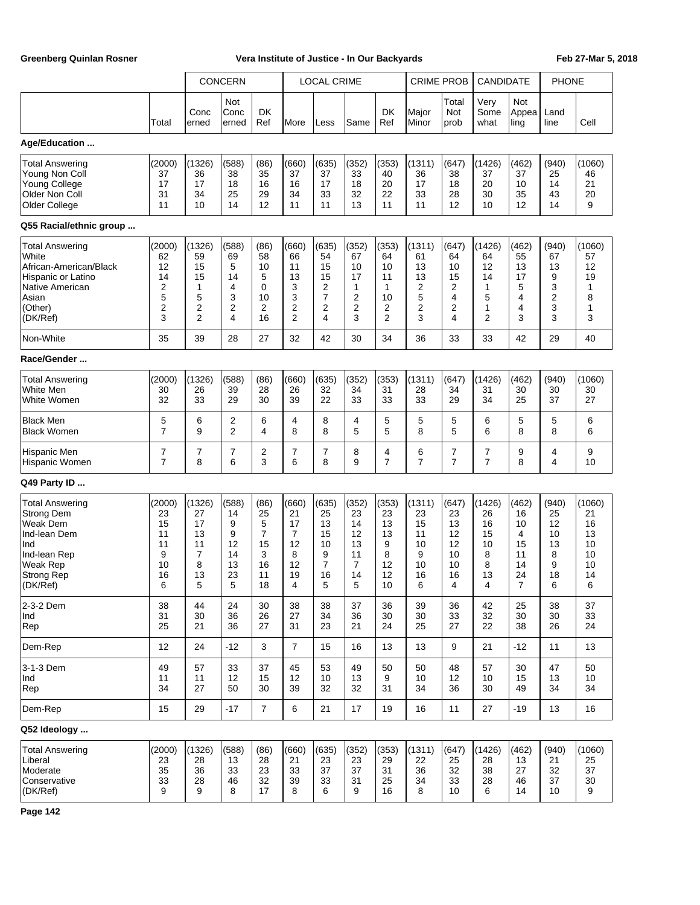| | Total | CONCERN | | | LOCAL CRIME | | | | CRIME PROB | | CANDIDATE | | PHONE | |
|---|---|---|---|---|---|---|---|---|---|---|---|---|---|---|
| | | Concerned | Not Concerned | DK Ref | More | Less | Same | DK Ref | Major Minor | Total Not prob | Very Somewhat | Not Appealing | Land line | Cell |
| **Age/Education ...** | | | | | | | | | | | | | | |
| Total Answering | (2000) | (1326) | (588) | (86) | (660) | (635) | (352) | (353) | (1311) | (647) | (1426) | (462) | (940) | (1060) |
| Young Non Coll | 37 | 36 | 38 | 35 | 37 | 37 | 33 | 40 | 36 | 38 | 37 | 37 | 25 | 46 |
| Young College | 17 | 17 | 18 | 16 | 16 | 17 | 18 | 20 | 17 | 18 | 20 | 10 | 14 | 21 |
| Older Non Coll | 31 | 34 | 25 | 29 | 34 | 33 | 32 | 22 | 33 | 28 | 30 | 35 | 43 | 20 |
| Older College | 11 | 10 | 14 | 12 | 11 | 11 | 13 | 11 | 11 | 12 | 10 | 12 | 14 | 9 |
| **Q55 Racial/ethnic group ...** | | | | | | | | | | | | | | |
| Total Answering | (2000) | (1326) | (588) | (86) | (660) | (635) | (352) | (353) | (1311) | (647) | (1426) | (462) | (940) | (1060) |
| White | 62 | 59 | 69 | 58 | 66 | 54 | 67 | 64 | 61 | 64 | 64 | 55 | 67 | 57 |
| African-American/Black | 12 | 15 | 5 | 10 | 11 | 15 | 10 | 10 | 13 | 10 | 12 | 13 | 13 | 12 |
| Hispanic or Latino | 14 | 15 | 14 | 5 | 13 | 15 | 17 | 11 | 13 | 15 | 14 | 17 | 9 | 19 |
| Native American | 2 | 1 | 4 | 0 | 3 | 2 | 1 | 1 | 2 | 2 | 1 | 5 | 3 | 1 |
| Asian | 5 | 5 | 3 | 10 | 3 | 7 | 2 | 10 | 5 | 4 | 5 | 4 | 2 | 8 |
| (Other) | 2 | 2 | 2 | 2 | 2 | 2 | 2 | 2 | 2 | 2 | 1 | 4 | 3 | 1 |
| (DK/Ref) | 3 | 2 | 4 | 16 | 2 | 4 | 3 | 2 | 3 | 4 | 2 | 3 | 3 | 3 |
| Non-White | 35 | 39 | 28 | 27 | 32 | 42 | 30 | 34 | 36 | 33 | 33 | 42 | 29 | 40 |
| **Race/Gender ...** | | | | | | | | | | | | | | |
| Total Answering | (2000) | (1326) | (588) | (86) | (660) | (635) | (352) | (353) | (1311) | (647) | (1426) | (462) | (940) | (1060) |
| White Men | 30 | 26 | 39 | 28 | 26 | 32 | 34 | 31 | 28 | 34 | 31 | 30 | 30 | 30 |
| White Women | 32 | 33 | 29 | 30 | 39 | 22 | 33 | 33 | 33 | 29 | 34 | 25 | 37 | 27 |
| Black Men | 5 | 6 | 2 | 6 | 4 | 8 | 4 | 5 | 5 | 5 | 6 | 5 | 5 | 6 |
| Black Women | 7 | 9 | 2 | 4 | 8 | 8 | 5 | 5 | 8 | 5 | 6 | 8 | 8 | 6 |
| Hispanic Men | 7 | 7 | 7 | 2 | 7 | 7 | 8 | 4 | 6 | 7 | 7 | 9 | 4 | 9 |
| Hispanic Women | 7 | 8 | 6 | 3 | 6 | 8 | 9 | 7 | 7 | 7 | 7 | 8 | 4 | 10 |
| **Q49 Party ID ...** | | | | | | | | | | | | | | |
| Total Answering | (2000) | (1326) | (588) | (86) | (660) | (635) | (352) | (353) | (1311) | (647) | (1426) | (462) | (940) | (1060) |
| Strong Dem | 23 | 27 | 14 | 25 | 21 | 25 | 23 | 23 | 23 | 23 | 26 | 16 | 25 | 21 |
| Weak Dem | 15 | 17 | 9 | 5 | 17 | 13 | 14 | 13 | 15 | 13 | 16 | 10 | 12 | 16 |
| Ind-lean Dem | 11 | 13 | 9 | 7 | 7 | 15 | 12 | 13 | 11 | 12 | 15 | 4 | 10 | 13 |
| Ind | 11 | 11 | 12 | 15 | 12 | 10 | 13 | 9 | 10 | 12 | 10 | 15 | 13 | 10 |
| Ind-lean Rep | 9 | 7 | 14 | 3 | 8 | 9 | 11 | 8 | 9 | 10 | 8 | 11 | 8 | 10 |
| Weak Rep | 10 | 8 | 13 | 16 | 12 | 7 | 7 | 12 | 10 | 10 | 8 | 14 | 9 | 10 |
| Strong Rep | 16 | 13 | 23 | 11 | 19 | 16 | 14 | 12 | 16 | 16 | 13 | 24 | 18 | 14 |
| (DK/Ref) | 6 | 5 | 5 | 18 | 4 | 5 | 5 | 10 | 6 | 4 | 4 | 7 | 6 | 6 |
| 2-3-2 Dem | 38 | 44 | 24 | 30 | 38 | 38 | 37 | 36 | 39 | 36 | 42 | 25 | 38 | 37 |
| Ind | 31 | 30 | 36 | 26 | 27 | 34 | 36 | 30 | 30 | 33 | 32 | 30 | 30 | 33 |
| Rep | 25 | 21 | 36 | 27 | 31 | 23 | 21 | 24 | 25 | 27 | 22 | 38 | 26 | 24 |
| Dem-Rep | 12 | 24 | -12 | 3 | 7 | 15 | 16 | 13 | 13 | 9 | 21 | -12 | 11 | 13 |
| 3-1-3 Dem | 49 | 57 | 33 | 37 | 45 | 53 | 49 | 50 | 50 | 48 | 57 | 30 | 47 | 50 |
| Ind | 11 | 11 | 12 | 15 | 12 | 10 | 13 | 9 | 10 | 12 | 10 | 15 | 13 | 10 |
| Rep | 34 | 27 | 50 | 30 | 39 | 32 | 32 | 31 | 34 | 36 | 30 | 49 | 34 | 34 |
| Dem-Rep | 15 | 29 | -17 | 7 | 6 | 21 | 17 | 19 | 16 | 11 | 27 | -19 | 13 | 16 |
| **Q52 Ideology ...** | | | | | | | | | | | | | | |
| Total Answering | (2000) | (1326) | (588) | (86) | (660) | (635) | (352) | (353) | (1311) | (647) | (1426) | (462) | (940) | (1060) |
| Liberal | 23 | 28 | 13 | 28 | 21 | 23 | 23 | 29 | 22 | 25 | 28 | 13 | 21 | 25 |
| Moderate | 35 | 36 | 33 | 23 | 33 | 37 | 37 | 31 | 36 | 32 | 38 | 27 | 32 | 37 |
| Conservative | 33 | 28 | 46 | 32 | 39 | 33 | 31 | 25 | 34 | 33 | 28 | 46 | 37 | 30 |
| (DK/Ref) | 9 | 9 | 8 | 17 | 8 | 6 | 9 | 16 | 8 | 10 | 6 | 14 | 10 | 9 |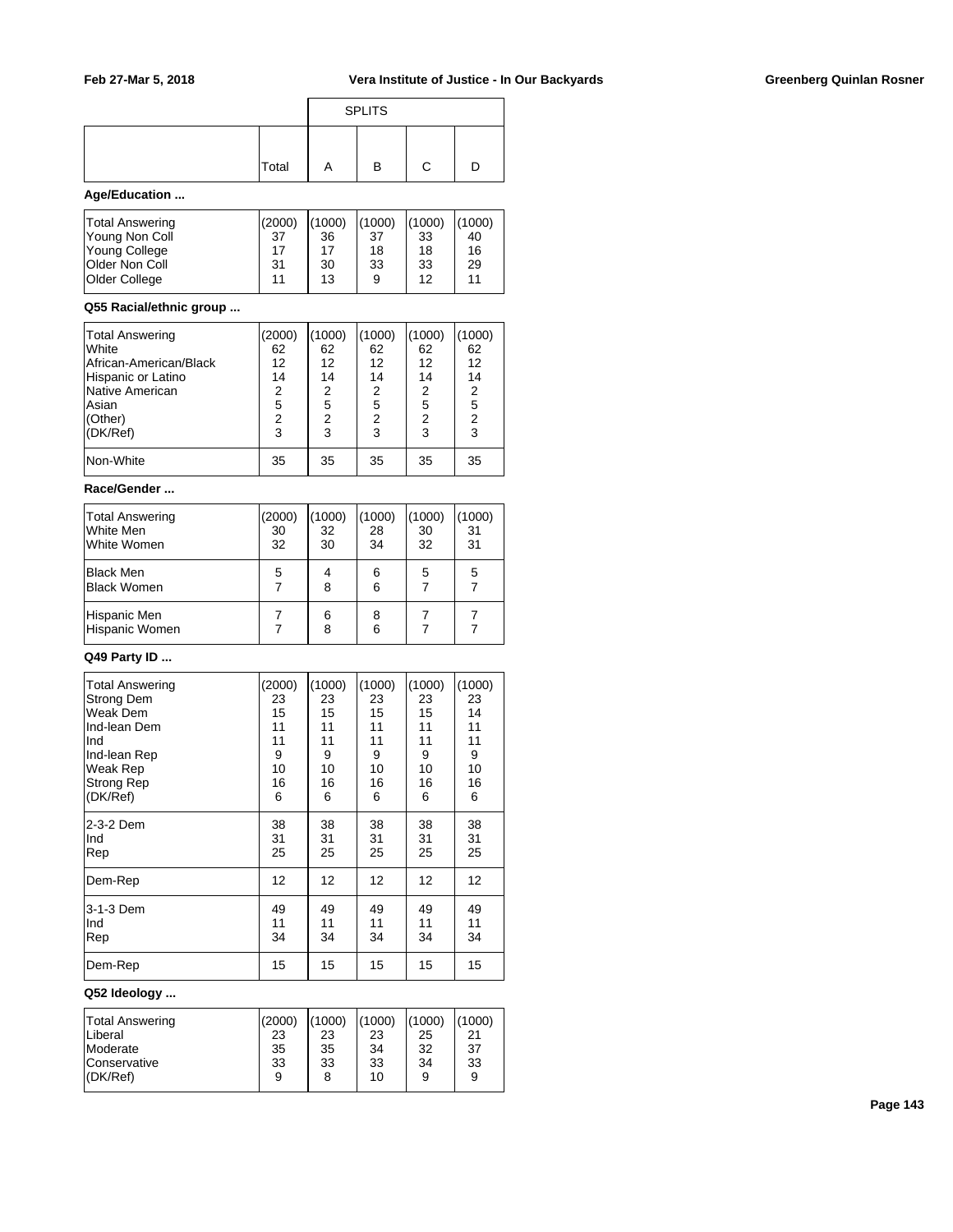| | Total | SPLITS A | B | C | D |
|---|---|---|---|---|---|

**Age/Education ...**

| | Total | A | B | C | D |
|---|---|---|---|---|---|
| Total Answering | (2000) | (1000) | (1000) | (1000) | (1000) |
| Young Non Coll | 37 | 36 | 37 | 33 | 40 |
| Young College | 17 | 17 | 18 | 18 | 16 |
| Older Non Coll | 31 | 30 | 33 | 33 | 29 |
| Older College | 11 | 13 | 9 | 12 | 11 |

**Q55 Racial/ethnic group ...**

| | Total | A | B | C | D |
|---|---|---|---|---|---|
| Total Answering | (2000) | (1000) | (1000) | (1000) | (1000) |
| White | 62 | 62 | 62 | 62 | 62 |
| African-American/Black | 12 | 12 | 12 | 12 | 12 |
| Hispanic or Latino | 14 | 14 | 14 | 14 | 14 |
| Native American | 2 | 2 | 2 | 2 | 2 |
| Asian | 5 | 5 | 5 | 5 | 5 |
| (Other) | 2 | 2 | 2 | 2 | 2 |
| (DK/Ref) | 3 | 3 | 3 | 3 | 3 |
| Non-White | 35 | 35 | 35 | 35 | 35 |

**Race/Gender ...**

| | Total | A | B | C | D |
|---|---|---|---|---|---|
| Total Answering | (2000) | (1000) | (1000) | (1000) | (1000) |
| White Men | 30 | 32 | 28 | 30 | 31 |
| White Women | 32 | 30 | 34 | 32 | 31 |
| Black Men | 5 | 4 | 6 | 5 | 5 |
| Black Women | 7 | 8 | 6 | 7 | 7 |
| Hispanic Men | 7 | 6 | 8 | 7 | 7 |
| Hispanic Women | 7 | 8 | 6 | 7 | 7 |

**Q49 Party ID ...**

| | Total | A | B | C | D |
|---|---|---|---|---|---|
| Total Answering | (2000) | (1000) | (1000) | (1000) | (1000) |
| Strong Dem | 23 | 23 | 23 | 23 | 23 |
| Weak Dem | 15 | 15 | 15 | 15 | 14 |
| Ind-lean Dem | 11 | 11 | 11 | 11 | 11 |
| Ind | 11 | 11 | 11 | 11 | 11 |
| Ind-lean Rep | 9 | 9 | 9 | 9 | 9 |
| Weak Rep | 10 | 10 | 10 | 10 | 10 |
| Strong Rep | 16 | 16 | 16 | 16 | 16 |
| (DK/Ref) | 6 | 6 | 6 | 6 | 6 |
| 2-3-2 Dem | 38 | 38 | 38 | 38 | 38 |
| Ind | 31 | 31 | 31 | 31 | 31 |
| Rep | 25 | 25 | 25 | 25 | 25 |
| Dem-Rep | 12 | 12 | 12 | 12 | 12 |
| 3-1-3 Dem | 49 | 49 | 49 | 49 | 49 |
| Ind | 11 | 11 | 11 | 11 | 11 |
| Rep | 34 | 34 | 34 | 34 | 34 |
| Dem-Rep | 15 | 15 | 15 | 15 | 15 |

**Q52 Ideology ...**

| | Total | A | B | C | D |
|---|---|---|---|---|---|
| Total Answering | (2000) | (1000) | (1000) | (1000) | (1000) |
| Liberal | 23 | 23 | 23 | 25 | 21 |
| Moderate | 35 | 35 | 34 | 32 | 37 |
| Conservative | 33 | 33 | 33 | 34 | 33 |
| (DK/Ref) | 9 | 8 | 10 | 9 | 9 |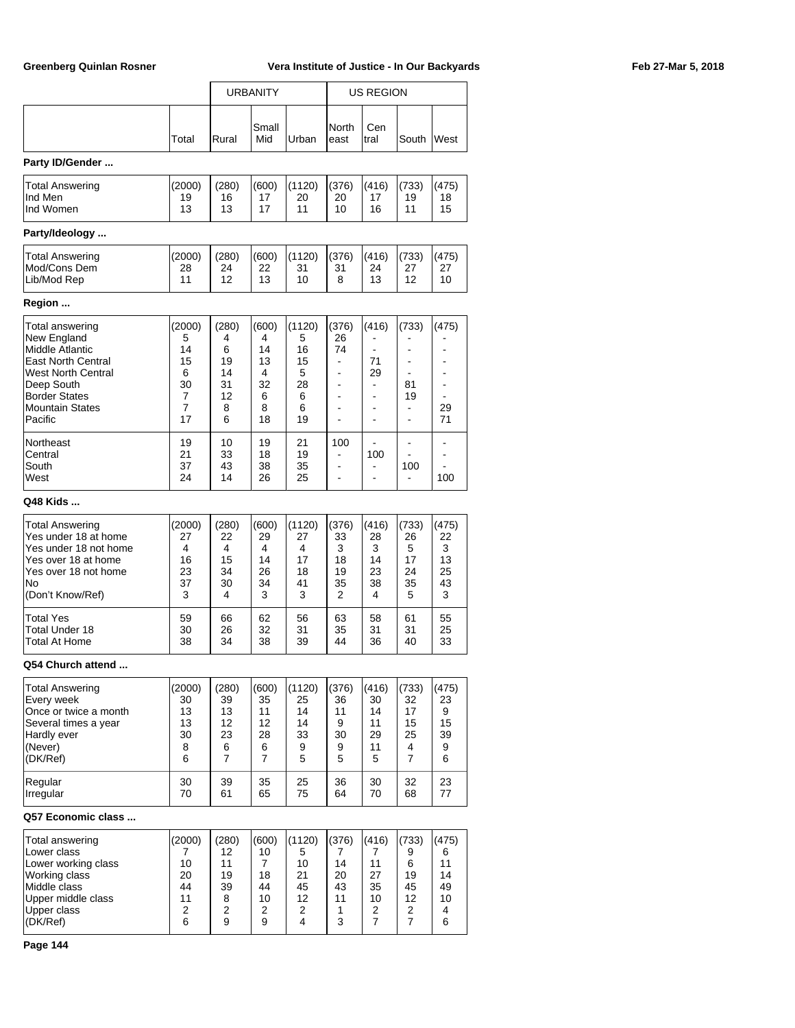| | Total | URBANITY Rural | Small Mid | Urban | US REGION North east | Cen tral | South | West |
|---|---|---|---|---|---|---|---|---|
| **Party ID/Gender ...** | | | | | | | | |
| Total Answering | (2000) | (280) | (600) | (1120) | (376) | (416) | (733) | (475) |
| Ind Men | 19 | 16 | 17 | 20 | 20 | 17 | 19 | 18 |
| Ind Women | 13 | 13 | 17 | 11 | 10 | 16 | 11 | 15 |
| **Party/Ideology ...** | | | | | | | | |
| Total Answering | (2000) | (280) | (600) | (1120) | (376) | (416) | (733) | (475) |
| Mod/Cons Dem | 28 | 24 | 22 | 31 | 31 | 24 | 27 | 27 |
| Lib/Mod Rep | 11 | 12 | 13 | 10 | 8 | 13 | 12 | 10 |
| **Region ...** | | | | | | | | |
| Total answering | (2000) | (280) | (600) | (1120) | (376) | (416) | (733) | (475) |
| New England | 5 | 4 | 4 | 5 | 26 | - | - | - |
| Middle Atlantic | 14 | 6 | 14 | 16 | 74 | - | - | - |
| East North Central | 15 | 19 | 13 | 15 | - | 71 | - | - |
| West North Central | 6 | 14 | 4 | 5 | - | 29 | - | - |
| Deep South | 30 | 31 | 32 | 28 | - | - | 81 | - |
| Border States | 7 | 12 | 6 | 6 | - | - | 19 | - |
| Mountain States | 7 | 8 | 8 | 6 | - | - | - | 29 |
| Pacific | 17 | 6 | 18 | 19 | - | - | - | 71 |
| Northeast | 19 | 10 | 19 | 21 | 100 | - | - | - |
| Central | 21 | 33 | 18 | 19 | - | 100 | - | - |
| South | 37 | 43 | 38 | 35 | - | - | 100 | - |
| West | 24 | 14 | 26 | 25 | - | - | - | 100 |
| **Q48 Kids ...** | | | | | | | | |
| Total Answering | (2000) | (280) | (600) | (1120) | (376) | (416) | (733) | (475) |
| Yes under 18 at home | 27 | 22 | 29 | 27 | 33 | 28 | 26 | 22 |
| Yes under 18 not home | 4 | 4 | 4 | 4 | 3 | 3 | 5 | 3 |
| Yes over 18 at home | 16 | 15 | 14 | 17 | 18 | 14 | 17 | 13 |
| Yes over 18 not home | 23 | 34 | 26 | 18 | 19 | 23 | 24 | 25 |
| No | 37 | 30 | 34 | 41 | 35 | 38 | 35 | 43 |
| (Don't Know/Ref) | 3 | 4 | 3 | 3 | 2 | 4 | 5 | 3 |
| Total Yes | 59 | 66 | 62 | 56 | 63 | 58 | 61 | 55 |
| Total Under 18 | 30 | 26 | 32 | 31 | 35 | 31 | 31 | 25 |
| Total At Home | 38 | 34 | 38 | 39 | 44 | 36 | 40 | 33 |
| **Q54 Church attend ...** | | | | | | | | |
| Total Answering | (2000) | (280) | (600) | (1120) | (376) | (416) | (733) | (475) |
| Every week | 30 | 39 | 35 | 25 | 36 | 30 | 32 | 23 |
| Once or twice a month | 13 | 13 | 11 | 14 | 11 | 14 | 17 | 9 |
| Several times a year | 13 | 12 | 12 | 14 | 9 | 11 | 15 | 15 |
| Hardly ever | 30 | 23 | 28 | 33 | 30 | 29 | 25 | 39 |
| (Never) | 8 | 6 | 6 | 9 | 9 | 11 | 4 | 9 |
| (DK/Ref) | 6 | 7 | 7 | 5 | 5 | 5 | 7 | 6 |
| Regular | 30 | 39 | 35 | 25 | 36 | 30 | 32 | 23 |
| Irregular | 70 | 61 | 65 | 75 | 64 | 70 | 68 | 77 |
| **Q57 Economic class ...** | | | | | | | | |
| Total answering | (2000) | (280) | (600) | (1120) | (376) | (416) | (733) | (475) |
| Lower class | 7 | 12 | 10 | 5 | 7 | 7 | 9 | 6 |
| Lower working class | 10 | 11 | 7 | 10 | 14 | 11 | 6 | 11 |
| Working class | 20 | 19 | 18 | 21 | 20 | 27 | 19 | 14 |
| Middle class | 44 | 39 | 44 | 45 | 43 | 35 | 45 | 49 |
| Upper middle class | 11 | 8 | 10 | 12 | 11 | 10 | 12 | 10 |
| Upper class | 2 | 2 | 2 | 2 | 1 | 2 | 2 | 4 |
| (DK/Ref) | 6 | 9 | 9 | 4 | 3 | 7 | 7 | 6 |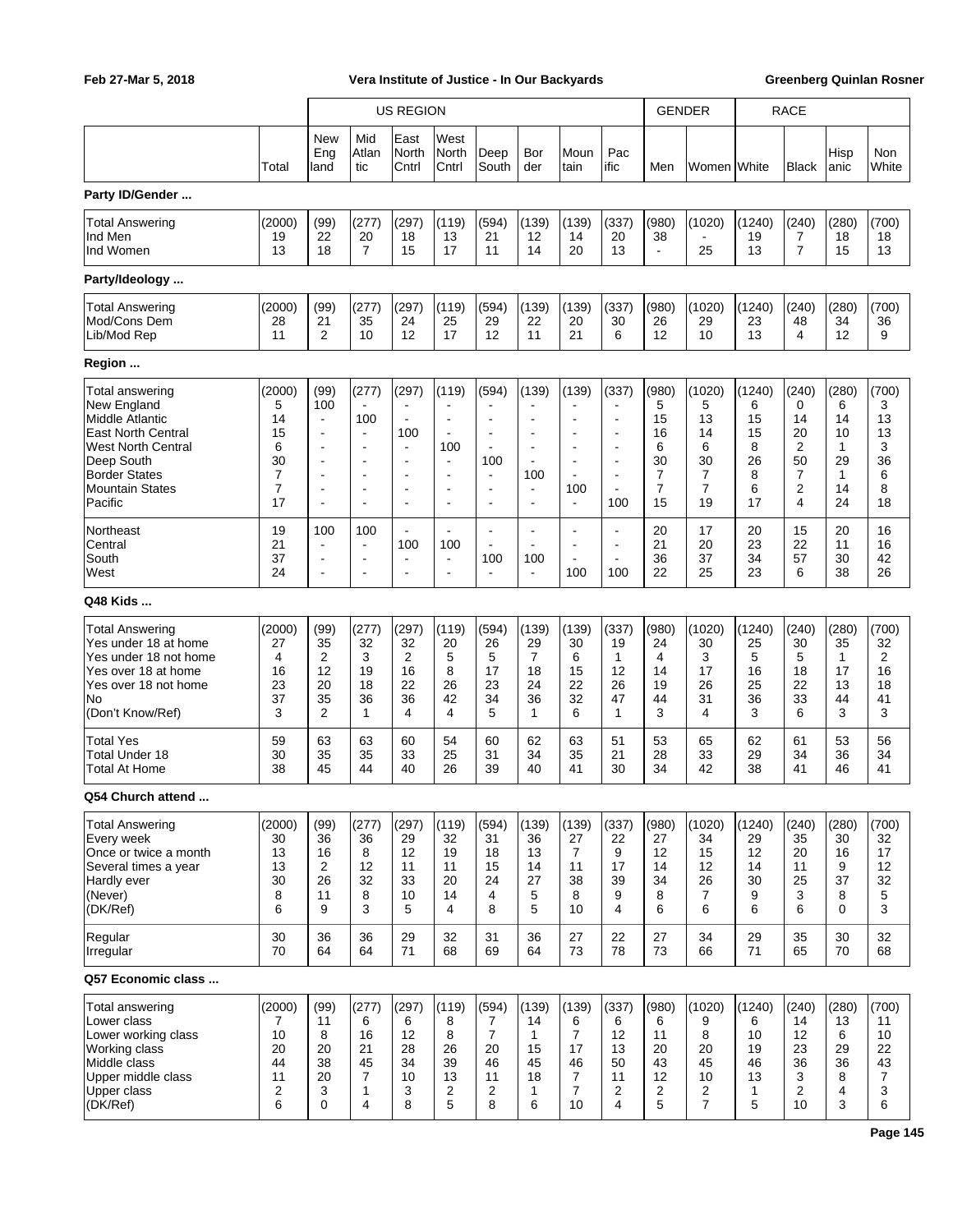| | Total | US REGION New England | Mid Atlantic | East North Cntrl | West North Cntrl | Deep South | Border | Mountain | Pacific | GENDER Men | Women | RACE White | Black | Hispanic | Non White |
|---|---|---|---|---|---|---|---|---|---|---|---|---|---|---|---|
| **Party ID/Gender ...** | | | | | | | | | | | | | | | |
| Total Answering | (2000) | (99) | (277) | (297) | (119) | (594) | (139) | (139) | (337) | (980) | (1020) | (1240) | (240) | (280) | (700) |
| Ind Men | 19 | 22 | 20 | 18 | 13 | 21 | 12 | 14 | 20 | 38 | - | 19 | 7 | 18 | 18 |
| Ind Women | 13 | 18 | 7 | 15 | 17 | 11 | 14 | 20 | 13 | - | 25 | 13 | 7 | 15 | 13 |
| **Party/Ideology ...** | | | | | | | | | | | | | | | |
| Total Answering | (2000) | (99) | (277) | (297) | (119) | (594) | (139) | (139) | (337) | (980) | (1020) | (1240) | (240) | (280) | (700) |
| Mod/Cons Dem | 28 | 21 | 35 | 24 | 25 | 29 | 22 | 20 | 30 | 26 | 29 | 23 | 48 | 34 | 36 |
| Lib/Mod Rep | 11 | 2 | 10 | 12 | 17 | 12 | 11 | 21 | 6 | 12 | 10 | 13 | 4 | 12 | 9 |
| **Region ...** | | | | | | | | | | | | | | | |
| Total answering | (2000) | (99) | (277) | (297) | (119) | (594) | (139) | (139) | (337) | (980) | (1020) | (1240) | (240) | (280) | (700) |
| New England | 5 | 100 | - | - | - | - | - | - | - | 5 | 5 | 6 | 0 | 6 | 3 |
| Middle Atlantic | 14 | - | 100 | - | - | - | - | - | - | 15 | 13 | 15 | 14 | 14 | 13 |
| East North Central | 15 | - | - | 100 | - | - | - | - | - | 16 | 14 | 15 | 20 | 10 | 13 |
| West North Central | 6 | - | - | - | 100 | - | - | - | - | 6 | 6 | 8 | 2 | 1 | 3 |
| Deep South | 30 | - | - | - | - | 100 | - | - | - | 30 | 30 | 26 | 50 | 29 | 36 |
| Border States | 7 | - | - | - | - | - | 100 | - | - | 7 | 7 | 8 | 7 | 1 | 6 |
| Mountain States | 7 | - | - | - | - | - | - | 100 | - | 7 | 7 | 6 | 2 | 14 | 8 |
| Pacific | 17 | - | - | - | - | - | - | - | 100 | 15 | 19 | 17 | 4 | 24 | 18 |
| Northeast | 19 | 100 | 100 | - | - | - | - | - | - | 20 | 17 | 20 | 15 | 20 | 16 |
| Central | 21 | - | - | 100 | 100 | - | - | - | - | 21 | 20 | 23 | 22 | 11 | 16 |
| South | 37 | - | - | - | - | 100 | 100 | - | - | 36 | 37 | 34 | 57 | 30 | 42 |
| West | 24 | - | - | - | - | - | - | 100 | 100 | 22 | 25 | 23 | 6 | 38 | 26 |
| **Q48 Kids ...** | | | | | | | | | | | | | | | |
| Total Answering | (2000) | (99) | (277) | (297) | (119) | (594) | (139) | (139) | (337) | (980) | (1020) | (1240) | (240) | (280) | (700) |
| Yes under 18 at home | 27 | 35 | 32 | 32 | 20 | 26 | 29 | 30 | 19 | 24 | 30 | 25 | 30 | 35 | 32 |
| Yes under 18 not home | 4 | 2 | 3 | 2 | 5 | 5 | 7 | 6 | 1 | 4 | 3 | 5 | 5 | 1 | 2 |
| Yes over 18 at home | 16 | 12 | 19 | 16 | 8 | 17 | 18 | 15 | 12 | 14 | 17 | 16 | 18 | 17 | 16 |
| Yes over 18 not home | 23 | 20 | 18 | 22 | 26 | 23 | 24 | 22 | 26 | 19 | 26 | 25 | 22 | 13 | 18 |
| No | 37 | 35 | 36 | 36 | 42 | 34 | 36 | 32 | 47 | 44 | 31 | 36 | 33 | 44 | 41 |
| (Don't Know/Ref) | 3 | 2 | 1 | 4 | 4 | 5 | 1 | 6 | 1 | 3 | 4 | 3 | 6 | 3 | 3 |
| Total Yes | 59 | 63 | 63 | 60 | 54 | 60 | 62 | 63 | 51 | 53 | 65 | 62 | 61 | 53 | 56 |
| Total Under 18 | 30 | 35 | 35 | 33 | 25 | 31 | 34 | 35 | 21 | 28 | 33 | 29 | 34 | 36 | 34 |
| Total At Home | 38 | 45 | 44 | 40 | 26 | 39 | 40 | 41 | 30 | 34 | 42 | 38 | 41 | 46 | 41 |
| **Q54 Church attend ...** | | | | | | | | | | | | | | | |
| Total Answering | (2000) | (99) | (277) | (297) | (119) | (594) | (139) | (139) | (337) | (980) | (1020) | (1240) | (240) | (280) | (700) |
| Every week | 30 | 36 | 36 | 29 | 32 | 31 | 36 | 27 | 22 | 27 | 34 | 29 | 35 | 30 | 32 |
| Once or twice a month | 13 | 16 | 8 | 12 | 19 | 18 | 13 | 7 | 9 | 12 | 15 | 12 | 20 | 16 | 17 |
| Several times a year | 13 | 2 | 12 | 11 | 11 | 15 | 14 | 11 | 17 | 14 | 12 | 14 | 11 | 9 | 12 |
| Hardly ever | 30 | 26 | 32 | 33 | 20 | 24 | 27 | 38 | 39 | 34 | 26 | 30 | 25 | 37 | 32 |
| (Never) | 8 | 11 | 8 | 10 | 14 | 4 | 5 | 8 | 9 | 8 | 7 | 9 | 3 | 8 | 5 |
| (DK/Ref) | 6 | 9 | 3 | 5 | 4 | 8 | 5 | 10 | 4 | 6 | 6 | 6 | 6 | 0 | 3 |
| Regular | 30 | 36 | 36 | 29 | 32 | 31 | 36 | 27 | 22 | 27 | 34 | 29 | 35 | 30 | 32 |
| Irregular | 70 | 64 | 64 | 71 | 68 | 69 | 64 | 73 | 78 | 73 | 66 | 71 | 65 | 70 | 68 |
| **Q57 Economic class ...** | | | | | | | | | | | | | | | |
| Total answering | (2000) | (99) | (277) | (297) | (119) | (594) | (139) | (139) | (337) | (980) | (1020) | (1240) | (240) | (280) | (700) |
| Lower class | 7 | 11 | 6 | 6 | 8 | 7 | 14 | 6 | 6 | 6 | 9 | 6 | 14 | 13 | 11 |
| Lower working class | 10 | 8 | 16 | 12 | 8 | 7 | 1 | 7 | 12 | 11 | 8 | 10 | 12 | 6 | 10 |
| Working class | 20 | 20 | 21 | 28 | 26 | 20 | 15 | 17 | 13 | 20 | 20 | 19 | 23 | 29 | 22 |
| Middle class | 44 | 38 | 45 | 34 | 39 | 46 | 45 | 46 | 50 | 43 | 45 | 46 | 36 | 36 | 43 |
| Upper middle class | 11 | 20 | 7 | 10 | 13 | 11 | 18 | 7 | 11 | 12 | 10 | 13 | 3 | 8 | 7 |
| Upper class | 2 | 3 | 1 | 3 | 2 | 2 | 1 | 7 | 2 | 2 | 2 | 1 | 2 | 4 | 3 |
| (DK/Ref) | 6 | 0 | 4 | 8 | 5 | 8 | 6 | 10 | 4 | 5 | 7 | 5 | 10 | 3 | 6 |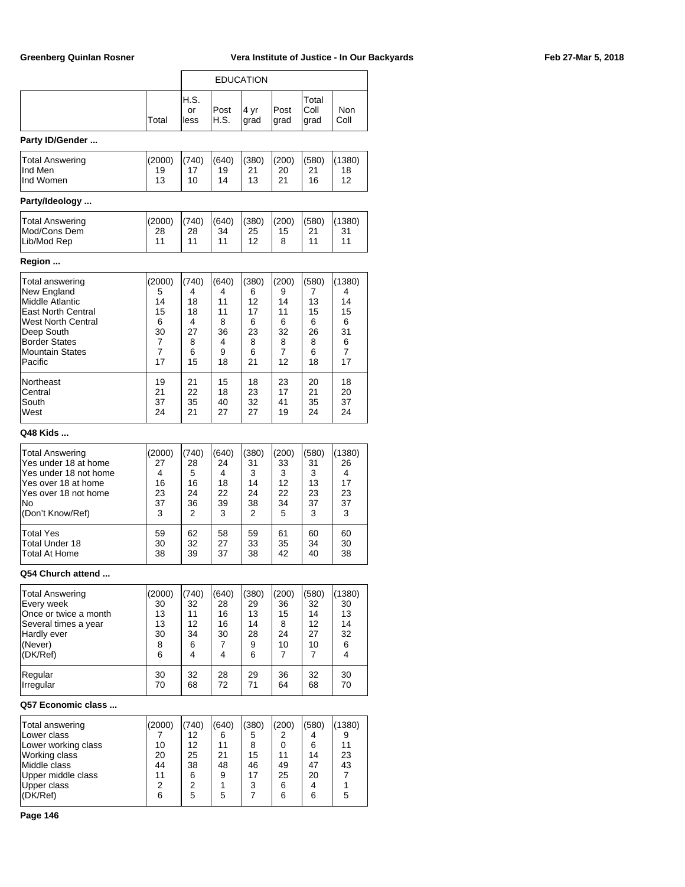| | | EDUCATION | | | | | |
|---|---|---|---|---|---|---|---|
| | Total | H.S. or less | Post H.S. | 4 yr grad | Post grad | Total Coll grad | Non Coll |

**Party ID/Gender ...**

| | Total | H.S. or less | Post H.S. | 4 yr grad | Post grad | Total Coll grad | Non Coll |
|---|---|---|---|---|---|---|---|
| Total Answering | (2000) | (740) | (640) | (380) | (200) | (580) | (1380) |
| Ind Men | 19 | 17 | 19 | 21 | 20 | 21 | 18 |
| Ind Women | 13 | 10 | 14 | 13 | 21 | 16 | 12 |

**Party/Ideology ...**

| | Total | H.S. or less | Post H.S. | 4 yr grad | Post grad | Total Coll grad | Non Coll |
|---|---|---|---|---|---|---|---|
| Total Answering | (2000) | (740) | (640) | (380) | (200) | (580) | (1380) |
| Mod/Cons Dem | 28 | 28 | 34 | 25 | 15 | 21 | 31 |
| Lib/Mod Rep | 11 | 11 | 11 | 12 | 8 | 11 | 11 |

**Region ...**

| | Total | H.S. or less | Post H.S. | 4 yr grad | Post grad | Total Coll grad | Non Coll |
|---|---|---|---|---|---|---|---|
| Total answering | (2000) | (740) | (640) | (380) | (200) | (580) | (1380) |
| New England | 5 | 4 | 4 | 6 | 9 | 7 | 4 |
| Middle Atlantic | 14 | 18 | 11 | 12 | 14 | 13 | 14 |
| East North Central | 15 | 18 | 11 | 17 | 11 | 15 | 15 |
| West North Central | 6 | 4 | 8 | 6 | 6 | 6 | 6 |
| Deep South | 30 | 27 | 36 | 23 | 32 | 26 | 31 |
| Border States | 7 | 8 | 4 | 8 | 8 | 8 | 6 |
| Mountain States | 7 | 6 | 9 | 6 | 7 | 6 | 7 |
| Pacific | 17 | 15 | 18 | 21 | 12 | 18 | 17 |
| Northeast | 19 | 21 | 15 | 18 | 23 | 20 | 18 |
| Central | 21 | 22 | 18 | 23 | 17 | 21 | 20 |
| South | 37 | 35 | 40 | 32 | 41 | 35 | 37 |
| West | 24 | 21 | 27 | 27 | 19 | 24 | 24 |

**Q48 Kids ...**

| | Total | H.S. or less | Post H.S. | 4 yr grad | Post grad | Total Coll grad | Non Coll |
|---|---|---|---|---|---|---|---|
| Total Answering | (2000) | (740) | (640) | (380) | (200) | (580) | (1380) |
| Yes under 18 at home | 27 | 28 | 24 | 31 | 33 | 31 | 26 |
| Yes under 18 not home | 4 | 5 | 4 | 3 | 3 | 3 | 4 |
| Yes over 18 at home | 16 | 16 | 18 | 14 | 12 | 13 | 17 |
| Yes over 18 not home | 23 | 24 | 22 | 24 | 22 | 23 | 23 |
| No | 37 | 36 | 39 | 38 | 34 | 37 | 37 |
| (Don't Know/Ref) | 3 | 2 | 3 | 2 | 5 | 3 | 3 |
| Total Yes | 59 | 62 | 58 | 59 | 61 | 60 | 60 |
| Total Under 18 | 30 | 32 | 27 | 33 | 35 | 34 | 30 |
| Total At Home | 38 | 39 | 37 | 38 | 42 | 40 | 38 |

**Q54 Church attend ...**

| | Total | H.S. or less | Post H.S. | 4 yr grad | Post grad | Total Coll grad | Non Coll |
|---|---|---|---|---|---|---|---|
| Total Answering | (2000) | (740) | (640) | (380) | (200) | (580) | (1380) |
| Every week | 30 | 32 | 28 | 29 | 36 | 32 | 30 |
| Once or twice a month | 13 | 11 | 16 | 13 | 15 | 14 | 13 |
| Several times a year | 13 | 12 | 16 | 14 | 8 | 12 | 14 |
| Hardly ever | 30 | 34 | 30 | 28 | 24 | 27 | 32 |
| (Never) | 8 | 6 | 7 | 9 | 10 | 10 | 6 |
| (DK/Ref) | 6 | 4 | 4 | 6 | 7 | 7 | 4 |
| Regular | 30 | 32 | 28 | 29 | 36 | 32 | 30 |
| Irregular | 70 | 68 | 72 | 71 | 64 | 68 | 70 |

**Q57 Economic class ...**

| | Total | H.S. or less | Post H.S. | 4 yr grad | Post grad | Total Coll grad | Non Coll |
|---|---|---|---|---|---|---|---|
| Total answering | (2000) | (740) | (640) | (380) | (200) | (580) | (1380) |
| Lower class | 7 | 12 | 6 | 5 | 2 | 4 | 9 |
| Lower working class | 10 | 12 | 11 | 8 | 0 | 6 | 11 |
| Working class | 20 | 25 | 21 | 15 | 11 | 14 | 23 |
| Middle class | 44 | 38 | 48 | 46 | 49 | 47 | 43 |
| Upper middle class | 11 | 6 | 9 | 17 | 25 | 20 | 7 |
| Upper class | 2 | 2 | 1 | 3 | 6 | 4 | 1 |
| (DK/Ref) | 6 | 5 | 5 | 7 | 6 | 6 | 5 |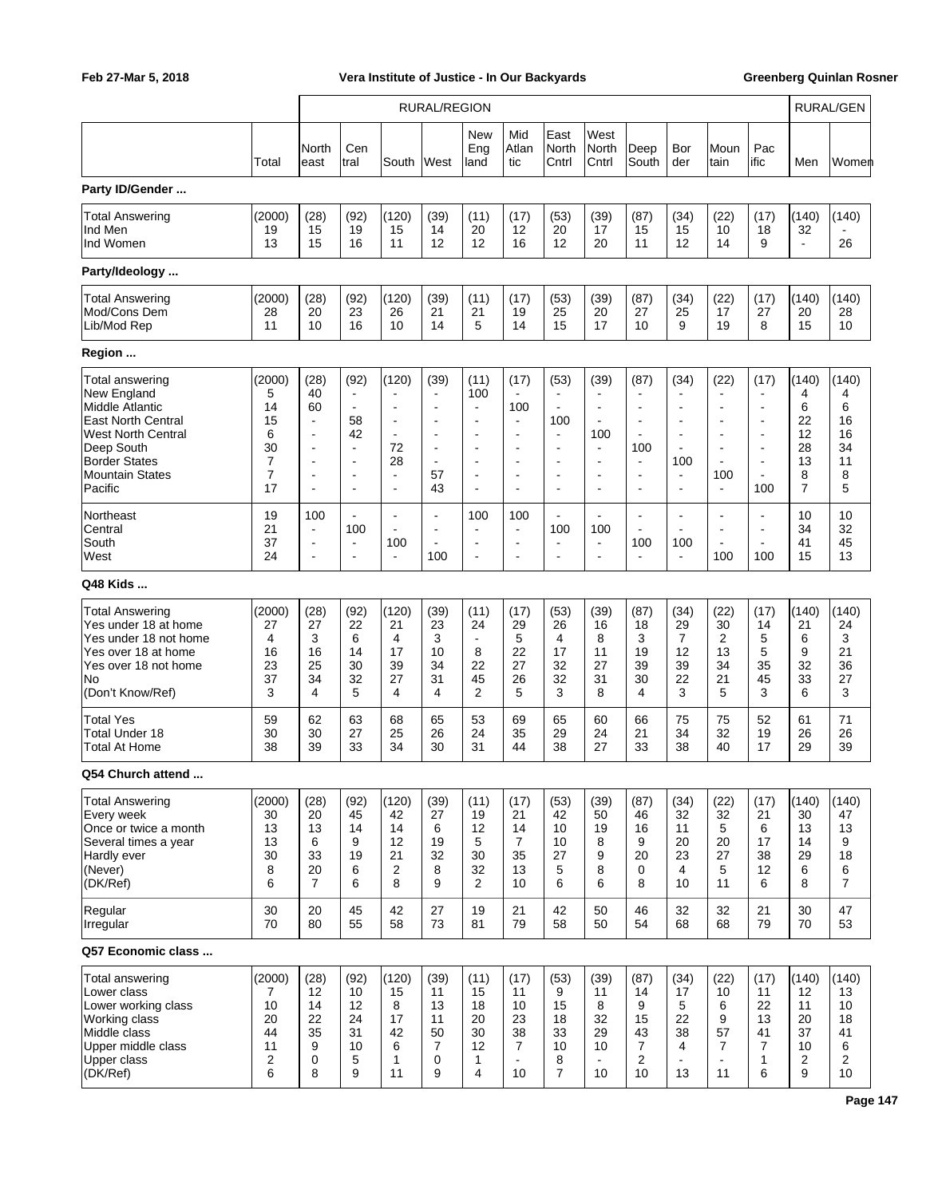Feb 27-Mar 5, 2018 — Vera Institute of Justice - In Our Backyards — Greenberg Quinlan Rosner

| | | RURAL/REGION | | | | | | | | | | | | | RURAL/GEN | |
|---|---|---|---|---|---|---|---|---|---|---|---|---|---|---|---|---|
| | Total | North east | Cen tral | South | West | New Eng land | Mid Atlan tic | East North Cntrl | West North Cntrl | Deep South | Bor der | Moun tain | Pac ific | Men | Women |
| **Party ID/Gender ...** | | | | | | | | | | | | | | | |
| Total Answering | (2000) | (28) | (92) | (120) | (39) | (11) | (17) | (53) | (39) | (87) | (34) | (22) | (17) | (140) | (140) |
| Ind Men | 19 | 15 | 19 | 15 | 14 | 20 | 12 | 20 | 17 | 15 | 15 | 10 | 18 | 32 | - |
| Ind Women | 13 | 15 | 16 | 11 | 12 | 12 | 16 | 12 | 20 | 11 | 12 | 14 | 9 | - | 26 |
| **Party/Ideology ...** | | | | | | | | | | | | | | | |
| Total Answering | (2000) | (28) | (92) | (120) | (39) | (11) | (17) | (53) | (39) | (87) | (34) | (22) | (17) | (140) | (140) |
| Mod/Cons Dem | 28 | 20 | 23 | 26 | 21 | 21 | 19 | 25 | 20 | 27 | 25 | 17 | 27 | 20 | 28 |
| Lib/Mod Rep | 11 | 10 | 16 | 10 | 14 | 5 | 14 | 15 | 17 | 10 | 9 | 19 | 8 | 15 | 10 |
| **Region ...** | | | | | | | | | | | | | | | |
| Total answering | (2000) | (28) | (92) | (120) | (39) | (11) | (17) | (53) | (39) | (87) | (34) | (22) | (17) | (140) | (140) |
| New England | 5 | 40 | - | - | - | 100 | - | - | - | - | - | - | - | 4 | 4 |
| Middle Atlantic | 14 | 60 | - | - | - | - | 100 | - | - | - | - | - | - | 6 | 6 |
| East North Central | 15 | - | 58 | - | - | - | - | 100 | - | - | - | - | - | 22 | 16 |
| West North Central | 6 | - | 42 | - | - | - | - | - | 100 | - | - | - | - | 12 | 16 |
| Deep South | 30 | - | - | 72 | - | - | - | - | - | 100 | - | - | - | 28 | 34 |
| Border States | 7 | - | - | 28 | - | - | - | - | - | - | 100 | - | - | 13 | 11 |
| Mountain States | 7 | - | - | - | 57 | - | - | - | - | - | - | 100 | - | 8 | 8 |
| Pacific | 17 | - | - | - | 43 | - | - | - | - | - | - | - | 100 | 7 | 5 |
| Northeast | 19 | 100 | - | - | - | 100 | 100 | - | - | - | - | - | - | 10 | 10 |
| Central | 21 | - | 100 | - | - | - | - | 100 | 100 | - | - | - | - | 34 | 32 |
| South | 37 | - | - | 100 | - | - | - | - | - | 100 | 100 | - | - | 41 | 45 |
| West | 24 | - | - | - | 100 | - | - | - | - | - | - | 100 | 100 | 15 | 13 |
| **Q48 Kids ...** | | | | | | | | | | | | | | | |
| Total Answering | (2000) | (28) | (92) | (120) | (39) | (11) | (17) | (53) | (39) | (87) | (34) | (22) | (17) | (140) | (140) |
| Yes under 18 at home | 27 | 27 | 22 | 21 | 23 | 24 | 29 | 26 | 16 | 18 | 29 | 30 | 14 | 21 | 24 |
| Yes under 18 not home | 4 | 3 | 6 | 4 | 3 | - | 5 | 4 | 8 | 3 | 7 | 2 | 5 | 6 | 3 |
| Yes over 18 at home | 16 | 16 | 14 | 17 | 10 | 8 | 22 | 17 | 11 | 19 | 12 | 13 | 5 | 9 | 21 |
| Yes over 18 not home | 23 | 25 | 30 | 39 | 34 | 22 | 27 | 32 | 27 | 39 | 39 | 34 | 35 | 32 | 36 |
| No | 37 | 34 | 32 | 27 | 31 | 45 | 26 | 32 | 31 | 30 | 22 | 21 | 45 | 33 | 27 |
| (Don't Know/Ref) | 3 | 4 | 5 | 4 | 4 | 2 | 5 | 3 | 8 | 4 | 3 | 5 | 3 | 6 | 3 |
| Total Yes | 59 | 62 | 63 | 68 | 65 | 53 | 69 | 65 | 60 | 66 | 75 | 75 | 52 | 61 | 71 |
| Total Under 18 | 30 | 30 | 27 | 25 | 26 | 24 | 35 | 29 | 24 | 21 | 34 | 32 | 19 | 26 | 26 |
| Total At Home | 38 | 39 | 33 | 34 | 30 | 31 | 44 | 38 | 27 | 33 | 38 | 40 | 17 | 29 | 39 |
| **Q54 Church attend ...** | | | | | | | | | | | | | | | |
| Total Answering | (2000) | (28) | (92) | (120) | (39) | (11) | (17) | (53) | (39) | (87) | (34) | (22) | (17) | (140) | (140) |
| Every week | 30 | 20 | 45 | 42 | 27 | 19 | 21 | 42 | 50 | 46 | 32 | 32 | 21 | 30 | 47 |
| Once or twice a month | 13 | 13 | 14 | 14 | 6 | 12 | 14 | 10 | 19 | 16 | 11 | 5 | 6 | 13 | 13 |
| Several times a year | 13 | 6 | 9 | 12 | 19 | 5 | 7 | 10 | 8 | 9 | 20 | 20 | 17 | 14 | 9 |
| Hardly ever | 30 | 33 | 19 | 21 | 32 | 30 | 35 | 27 | 9 | 20 | 23 | 27 | 38 | 29 | 18 |
| (Never) | 8 | 20 | 6 | 2 | 8 | 32 | 13 | 5 | 8 | 0 | 4 | 5 | 12 | 6 | 6 |
| (DK/Ref) | 6 | 7 | 6 | 8 | 9 | 2 | 10 | 6 | 6 | 8 | 10 | 11 | 6 | 8 | 7 |
| Regular | 30 | 20 | 45 | 42 | 27 | 19 | 21 | 42 | 50 | 46 | 32 | 32 | 21 | 30 | 47 |
| Irregular | 70 | 80 | 55 | 58 | 73 | 81 | 79 | 58 | 50 | 54 | 68 | 68 | 79 | 70 | 53 |
| **Q57 Economic class ...** | | | | | | | | | | | | | | | |
| Total answering | (2000) | (28) | (92) | (120) | (39) | (11) | (17) | (53) | (39) | (87) | (34) | (22) | (17) | (140) | (140) |
| Lower class | 7 | 12 | 10 | 15 | 11 | 15 | 11 | 9 | 11 | 14 | 17 | 10 | 11 | 12 | 13 |
| Lower working class | 10 | 14 | 12 | 8 | 13 | 18 | 10 | 15 | 8 | 9 | 5 | 6 | 22 | 11 | 10 |
| Working class | 20 | 22 | 24 | 17 | 11 | 20 | 23 | 18 | 32 | 15 | 22 | 9 | 13 | 20 | 18 |
| Middle class | 44 | 35 | 31 | 42 | 50 | 30 | 38 | 33 | 29 | 43 | 38 | 57 | 41 | 37 | 41 |
| Upper middle class | 11 | 9 | 10 | 6 | 7 | 12 | 7 | 10 | 10 | 7 | 4 | 7 | 7 | 10 | 6 |
| Upper class | 2 | 0 | 5 | 1 | 0 | 1 | - | 8 | - | 2 | - | - | 1 | 2 | 2 |
| (DK/Ref) | 6 | 8 | 9 | 11 | 9 | 4 | 10 | 7 | 10 | 10 | 13 | 11 | 6 | 9 | 10 |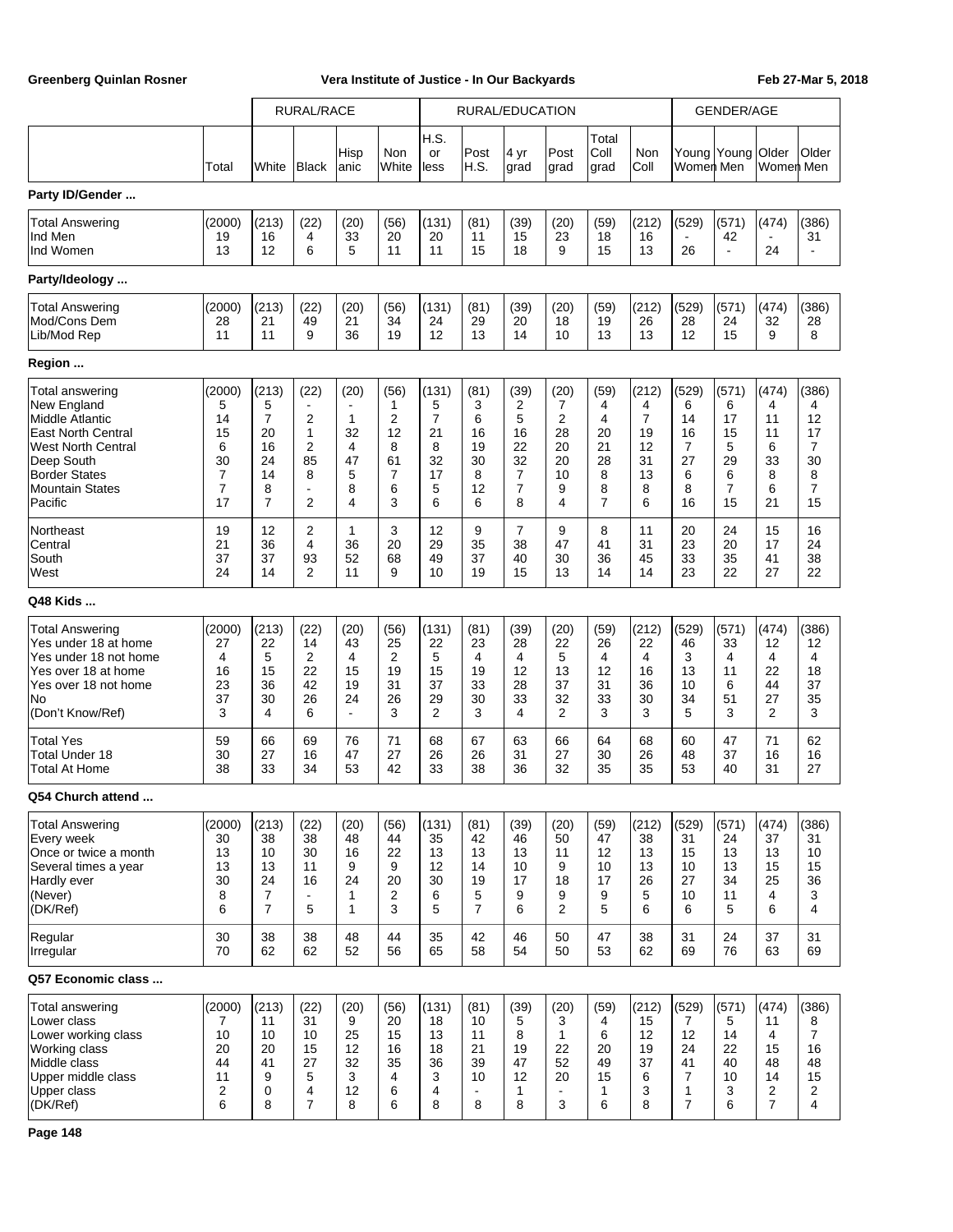| | Total | RURAL/RACE White | Black | Hisp anic | Non White | RURAL/EDUCATION H.S. or less | Post H.S. | 4 yr grad | Post grad | Total Coll grad | Non Coll | GENDER/AGE Young Women | Young Men | Older Women | Older Men |
|---|---|---|---|---|---|---|---|---|---|---|---|---|---|---|---|
| **Party ID/Gender ...** | | | | | | | | | | | | | | | |
| Total Answering | (2000) | (213) | (22) | (20) | (56) | (131) | (81) | (39) | (20) | (59) | (212) | (529) | (571) | (474) | (386) |
| Ind Men | 19 | 16 | 4 | 33 | 20 | 20 | 11 | 15 | 23 | 18 | 16 | - | 42 | - | 31 |
| Ind Women | 13 | 12 | 6 | 5 | 11 | 11 | 15 | 18 | 9 | 15 | 13 | 26 | - | 24 | - |
| **Party/Ideology ...** | | | | | | | | | | | | | | | |
| Total Answering | (2000) | (213) | (22) | (20) | (56) | (131) | (81) | (39) | (20) | (59) | (212) | (529) | (571) | (474) | (386) |
| Mod/Cons Dem | 28 | 21 | 49 | 21 | 34 | 24 | 29 | 20 | 18 | 19 | 26 | 28 | 24 | 32 | 28 |
| Lib/Mod Rep | 11 | 11 | 9 | 36 | 19 | 12 | 13 | 14 | 10 | 13 | 13 | 12 | 15 | 9 | 8 |
| **Region ...** | | | | | | | | | | | | | | | |
| Total answering | (2000) | (213) | (22) | (20) | (56) | (131) | (81) | (39) | (20) | (59) | (212) | (529) | (571) | (474) | (386) |
| New England | 5 | 5 | - | - | 1 | 5 | 3 | 2 | 7 | 4 | 4 | 6 | 6 | 4 | 4 |
| Middle Atlantic | 14 | 7 | 2 | 1 | 2 | 7 | 6 | 5 | 2 | 4 | 7 | 14 | 17 | 11 | 12 |
| East North Central | 15 | 20 | 1 | 32 | 12 | 21 | 16 | 16 | 28 | 20 | 19 | 16 | 15 | 11 | 17 |
| West North Central | 6 | 16 | 2 | 4 | 8 | 8 | 19 | 22 | 20 | 21 | 12 | 7 | 5 | 6 | 7 |
| Deep South | 30 | 24 | 85 | 47 | 61 | 32 | 30 | 32 | 20 | 28 | 31 | 27 | 29 | 33 | 30 |
| Border States | 7 | 14 | 8 | 5 | 7 | 17 | 8 | 7 | 10 | 8 | 13 | 6 | 6 | 8 | 8 |
| Mountain States | 7 | 8 | - | 8 | 6 | 5 | 12 | 7 | 9 | 8 | 8 | 8 | 7 | 6 | 7 |
| Pacific | 17 | 7 | 2 | 4 | 3 | 6 | 6 | 8 | 4 | 7 | 6 | 16 | 15 | 21 | 15 |
| Northeast | 19 | 12 | 2 | 1 | 3 | 12 | 9 | 7 | 9 | 8 | 11 | 20 | 24 | 15 | 16 |
| Central | 21 | 36 | 4 | 36 | 20 | 29 | 35 | 38 | 47 | 41 | 31 | 23 | 20 | 17 | 24 |
| South | 37 | 37 | 93 | 52 | 68 | 49 | 37 | 40 | 30 | 36 | 45 | 33 | 35 | 41 | 38 |
| West | 24 | 14 | 2 | 11 | 9 | 10 | 19 | 15 | 13 | 14 | 14 | 23 | 22 | 27 | 22 |
| **Q48 Kids ...** | | | | | | | | | | | | | | | |
| Total Answering | (2000) | (213) | (22) | (20) | (56) | (131) | (81) | (39) | (20) | (59) | (212) | (529) | (571) | (474) | (386) |
| Yes under 18 at home | 27 | 22 | 14 | 43 | 25 | 22 | 23 | 28 | 22 | 26 | 22 | 46 | 33 | 12 | 12 |
| Yes under 18 not home | 4 | 5 | 2 | 4 | 2 | 5 | 4 | 4 | 5 | 4 | 4 | 3 | 4 | 4 | 4 |
| Yes over 18 at home | 16 | 15 | 22 | 15 | 19 | 15 | 19 | 12 | 13 | 12 | 16 | 13 | 11 | 22 | 18 |
| Yes over 18 not home | 23 | 36 | 42 | 19 | 31 | 37 | 33 | 28 | 37 | 31 | 36 | 10 | 6 | 44 | 37 |
| No | 37 | 30 | 26 | 24 | 26 | 29 | 30 | 33 | 32 | 33 | 30 | 34 | 51 | 27 | 35 |
| (Don't Know/Ref) | 3 | 4 | 6 | - | 3 | 2 | 3 | 4 | 2 | 3 | 3 | 5 | 3 | 2 | 3 |
| Total Yes | 59 | 66 | 69 | 76 | 71 | 68 | 67 | 63 | 66 | 64 | 68 | 60 | 47 | 71 | 62 |
| Total Under 18 | 30 | 27 | 16 | 47 | 27 | 26 | 26 | 31 | 27 | 30 | 26 | 48 | 37 | 16 | 16 |
| Total At Home | 38 | 33 | 34 | 53 | 42 | 33 | 38 | 36 | 32 | 35 | 35 | 53 | 40 | 31 | 27 |
| **Q54 Church attend ...** | | | | | | | | | | | | | | | |
| Total Answering | (2000) | (213) | (22) | (20) | (56) | (131) | (81) | (39) | (20) | (59) | (212) | (529) | (571) | (474) | (386) |
| Every week | 30 | 38 | 38 | 48 | 44 | 35 | 42 | 46 | 50 | 47 | 38 | 31 | 24 | 37 | 31 |
| Once or twice a month | 13 | 10 | 30 | 16 | 22 | 13 | 13 | 13 | 11 | 12 | 13 | 15 | 13 | 13 | 10 |
| Several times a year | 13 | 13 | 11 | 9 | 9 | 12 | 14 | 10 | 9 | 10 | 13 | 10 | 13 | 15 | 15 |
| Hardly ever | 30 | 24 | 16 | 24 | 20 | 30 | 19 | 17 | 18 | 17 | 26 | 27 | 34 | 25 | 36 |
| (Never) | 8 | 7 | - | 1 | 2 | 6 | 5 | 9 | 9 | 9 | 5 | 10 | 11 | 4 | 3 |
| (DK/Ref) | 6 | 7 | 5 | 1 | 3 | 5 | 7 | 6 | 2 | 5 | 6 | 6 | 5 | 6 | 4 |
| Regular | 30 | 38 | 38 | 48 | 44 | 35 | 42 | 46 | 50 | 47 | 38 | 31 | 24 | 37 | 31 |
| Irregular | 70 | 62 | 62 | 52 | 56 | 65 | 58 | 54 | 50 | 53 | 62 | 69 | 76 | 63 | 69 |
| **Q57 Economic class ...** | | | | | | | | | | | | | | | |
| Total answering | (2000) | (213) | (22) | (20) | (56) | (131) | (81) | (39) | (20) | (59) | (212) | (529) | (571) | (474) | (386) |
| Lower class | 7 | 11 | 31 | 9 | 20 | 18 | 10 | 5 | 3 | 4 | 15 | 7 | 5 | 11 | 8 |
| Lower working class | 10 | 10 | 10 | 25 | 15 | 13 | 11 | 8 | 1 | 6 | 12 | 12 | 14 | 4 | 7 |
| Working class | 20 | 20 | 15 | 12 | 16 | 18 | 21 | 19 | 22 | 20 | 19 | 24 | 22 | 15 | 16 |
| Middle class | 44 | 41 | 27 | 32 | 35 | 36 | 39 | 47 | 52 | 49 | 37 | 41 | 40 | 48 | 48 |
| Upper middle class | 11 | 9 | 5 | 3 | 4 | 3 | 10 | 12 | 20 | 15 | 6 | 7 | 10 | 14 | 15 |
| Upper class | 2 | 0 | 4 | 12 | 6 | 4 | - | 1 | - | 1 | 3 | 1 | 3 | 2 | 2 |
| (DK/Ref) | 6 | 8 | 7 | 8 | 6 | 8 | 8 | 8 | 3 | 6 | 8 | 7 | 6 | 7 | 4 |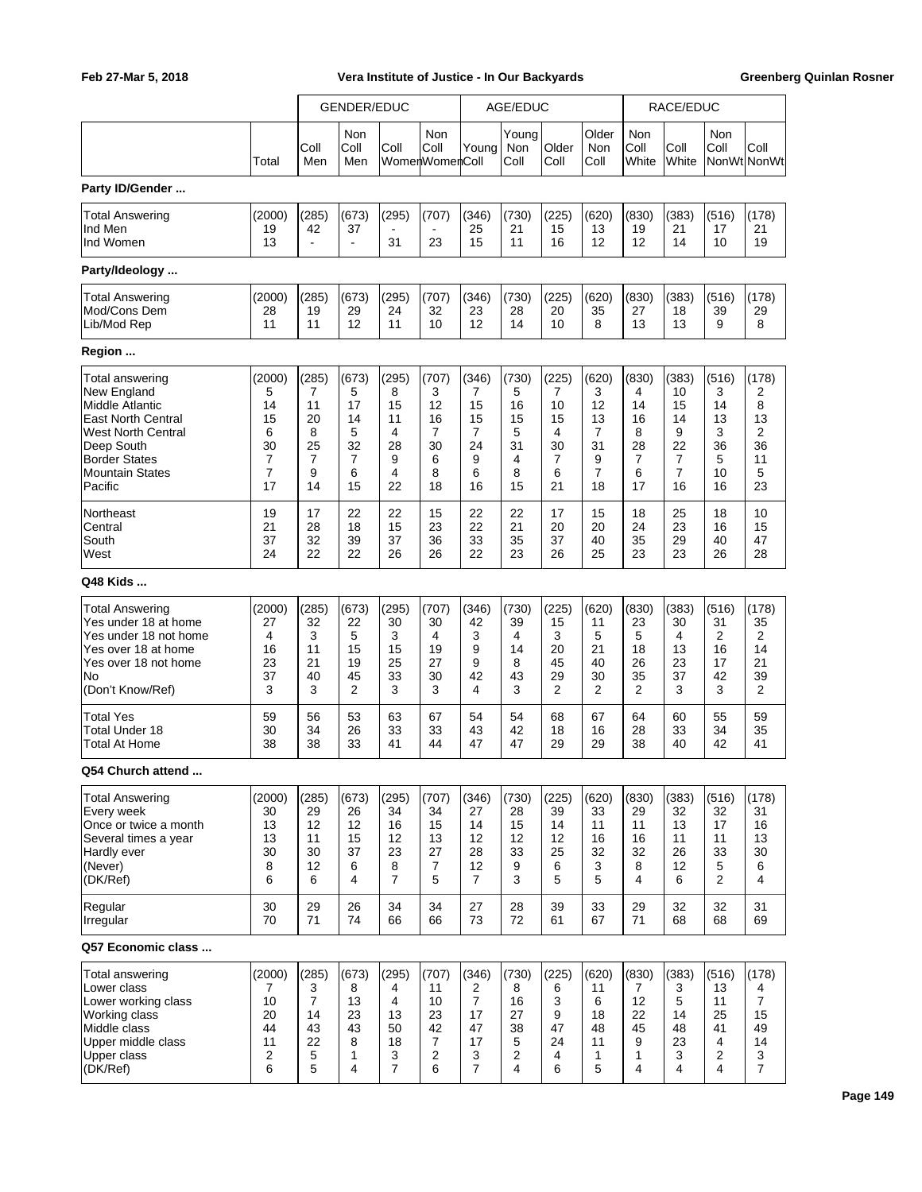| | Total | GENDER/EDUC Coll Men | Non Coll Men | Coll Women | Non Coll Women | AGE/EDUC Young Coll | Young Non Coll | Older Coll | Older Non Coll | RACE/EDUC Non Coll White | Coll White | Non Coll NonWt | Coll NonWt |
|---|---|---|---|---|---|---|---|---|---|---|---|---|---|
| **Party ID/Gender ...** | | | | | | | | | | | | | |
| Total Answering | (2000) | (285) | (673) | (295) | (707) | (346) | (730) | (225) | (620) | (830) | (383) | (516) | (178) |
| Ind Men | 19 | 42 | 37 | - | - | 25 | 21 | 15 | 13 | 19 | 21 | 17 | 21 |
| Ind Women | 13 | - | - | 31 | 23 | 15 | 11 | 16 | 12 | 12 | 14 | 10 | 19 |
| **Party/Ideology ...** | | | | | | | | | | | | | |
| Total Answering | (2000) | (285) | (673) | (295) | (707) | (346) | (730) | (225) | (620) | (830) | (383) | (516) | (178) |
| Mod/Cons Dem | 28 | 19 | 29 | 24 | 32 | 23 | 28 | 20 | 35 | 27 | 18 | 39 | 29 |
| Lib/Mod Rep | 11 | 11 | 12 | 11 | 10 | 12 | 14 | 10 | 8 | 13 | 13 | 9 | 8 |
| **Region ...** | | | | | | | | | | | | | |
| Total answering | (2000) | (285) | (673) | (295) | (707) | (346) | (730) | (225) | (620) | (830) | (383) | (516) | (178) |
| New England | 5 | 7 | 5 | 8 | 3 | 7 | 5 | 7 | 3 | 4 | 10 | 3 | 2 |
| Middle Atlantic | 14 | 11 | 17 | 15 | 12 | 15 | 16 | 10 | 12 | 14 | 15 | 14 | 8 |
| East North Central | 15 | 20 | 14 | 11 | 16 | 15 | 15 | 15 | 13 | 16 | 14 | 13 | 13 |
| West North Central | 6 | 8 | 5 | 4 | 7 | 7 | 5 | 4 | 7 | 8 | 9 | 3 | 2 |
| Deep South | 30 | 25 | 32 | 28 | 30 | 24 | 31 | 30 | 31 | 28 | 22 | 36 | 36 |
| Border States | 7 | 7 | 7 | 9 | 6 | 9 | 4 | 7 | 9 | 7 | 7 | 5 | 11 |
| Mountain States | 7 | 9 | 6 | 4 | 8 | 6 | 8 | 6 | 7 | 6 | 7 | 10 | 5 |
| Pacific | 17 | 14 | 15 | 22 | 18 | 16 | 15 | 21 | 18 | 17 | 16 | 16 | 23 |
| Northeast | 19 | 17 | 22 | 22 | 15 | 22 | 22 | 17 | 15 | 18 | 25 | 18 | 10 |
| Central | 21 | 28 | 18 | 15 | 23 | 22 | 21 | 20 | 20 | 24 | 23 | 16 | 15 |
| South | 37 | 32 | 39 | 37 | 36 | 33 | 35 | 37 | 40 | 35 | 29 | 40 | 47 |
| West | 24 | 22 | 22 | 26 | 26 | 22 | 23 | 26 | 25 | 23 | 23 | 26 | 28 |
| **Q48 Kids ...** | | | | | | | | | | | | | |
| Total Answering | (2000) | (285) | (673) | (295) | (707) | (346) | (730) | (225) | (620) | (830) | (383) | (516) | (178) |
| Yes under 18 at home | 27 | 32 | 22 | 30 | 30 | 42 | 39 | 15 | 11 | 23 | 30 | 31 | 35 |
| Yes under 18 not home | 4 | 3 | 5 | 3 | 4 | 3 | 4 | 3 | 5 | 5 | 4 | 2 | 2 |
| Yes over 18 at home | 16 | 11 | 15 | 15 | 19 | 9 | 14 | 20 | 21 | 18 | 13 | 16 | 14 |
| Yes over 18 not home | 23 | 21 | 19 | 25 | 27 | 9 | 8 | 45 | 40 | 26 | 23 | 17 | 21 |
| No | 37 | 40 | 45 | 33 | 30 | 42 | 43 | 29 | 30 | 35 | 37 | 42 | 39 |
| (Don't Know/Ref) | 3 | 3 | 2 | 3 | 3 | 4 | 3 | 2 | 2 | 2 | 3 | 3 | 2 |
| Total Yes | 59 | 56 | 53 | 63 | 67 | 54 | 54 | 68 | 67 | 64 | 60 | 55 | 59 |
| Total Under 18 | 30 | 34 | 26 | 33 | 33 | 43 | 42 | 18 | 16 | 28 | 33 | 34 | 35 |
| Total At Home | 38 | 38 | 33 | 41 | 44 | 47 | 47 | 29 | 29 | 38 | 40 | 42 | 41 |
| **Q54 Church attend ...** | | | | | | | | | | | | | |
| Total Answering | (2000) | (285) | (673) | (295) | (707) | (346) | (730) | (225) | (620) | (830) | (383) | (516) | (178) |
| Every week | 30 | 29 | 26 | 34 | 34 | 27 | 28 | 39 | 33 | 29 | 32 | 32 | 31 |
| Once or twice a month | 13 | 12 | 12 | 16 | 15 | 14 | 15 | 14 | 11 | 11 | 13 | 17 | 16 |
| Several times a year | 13 | 11 | 15 | 12 | 13 | 12 | 12 | 12 | 16 | 16 | 11 | 11 | 13 |
| Hardly ever | 30 | 30 | 37 | 23 | 27 | 28 | 33 | 25 | 32 | 32 | 26 | 33 | 30 |
| (Never) | 8 | 12 | 6 | 8 | 7 | 12 | 9 | 6 | 3 | 8 | 12 | 5 | 6 |
| (DK/Ref) | 6 | 6 | 4 | 7 | 5 | 7 | 3 | 5 | 5 | 4 | 6 | 2 | 4 |
| Regular | 30 | 29 | 26 | 34 | 34 | 27 | 28 | 39 | 33 | 29 | 32 | 32 | 31 |
| Irregular | 70 | 71 | 74 | 66 | 66 | 73 | 72 | 61 | 67 | 71 | 68 | 68 | 69 |
| **Q57 Economic class ...** | | | | | | | | | | | | | |
| Total answering | (2000) | (285) | (673) | (295) | (707) | (346) | (730) | (225) | (620) | (830) | (383) | (516) | (178) |
| Lower class | 7 | 3 | 8 | 4 | 11 | 2 | 8 | 6 | 11 | 7 | 3 | 13 | 4 |
| Lower working class | 10 | 7 | 13 | 4 | 10 | 7 | 16 | 3 | 6 | 12 | 5 | 11 | 7 |
| Working class | 20 | 14 | 23 | 13 | 23 | 17 | 27 | 9 | 18 | 22 | 14 | 25 | 15 |
| Middle class | 44 | 43 | 43 | 50 | 42 | 47 | 38 | 47 | 48 | 45 | 48 | 41 | 49 |
| Upper middle class | 11 | 22 | 8 | 18 | 7 | 17 | 5 | 24 | 11 | 9 | 23 | 4 | 14 |
| Upper class | 2 | 5 | 1 | 3 | 2 | 3 | 2 | 4 | 1 | 1 | 3 | 2 | 3 |
| (DK/Ref) | 6 | 5 | 4 | 7 | 6 | 7 | 4 | 6 | 5 | 4 | 4 | 4 | 7 |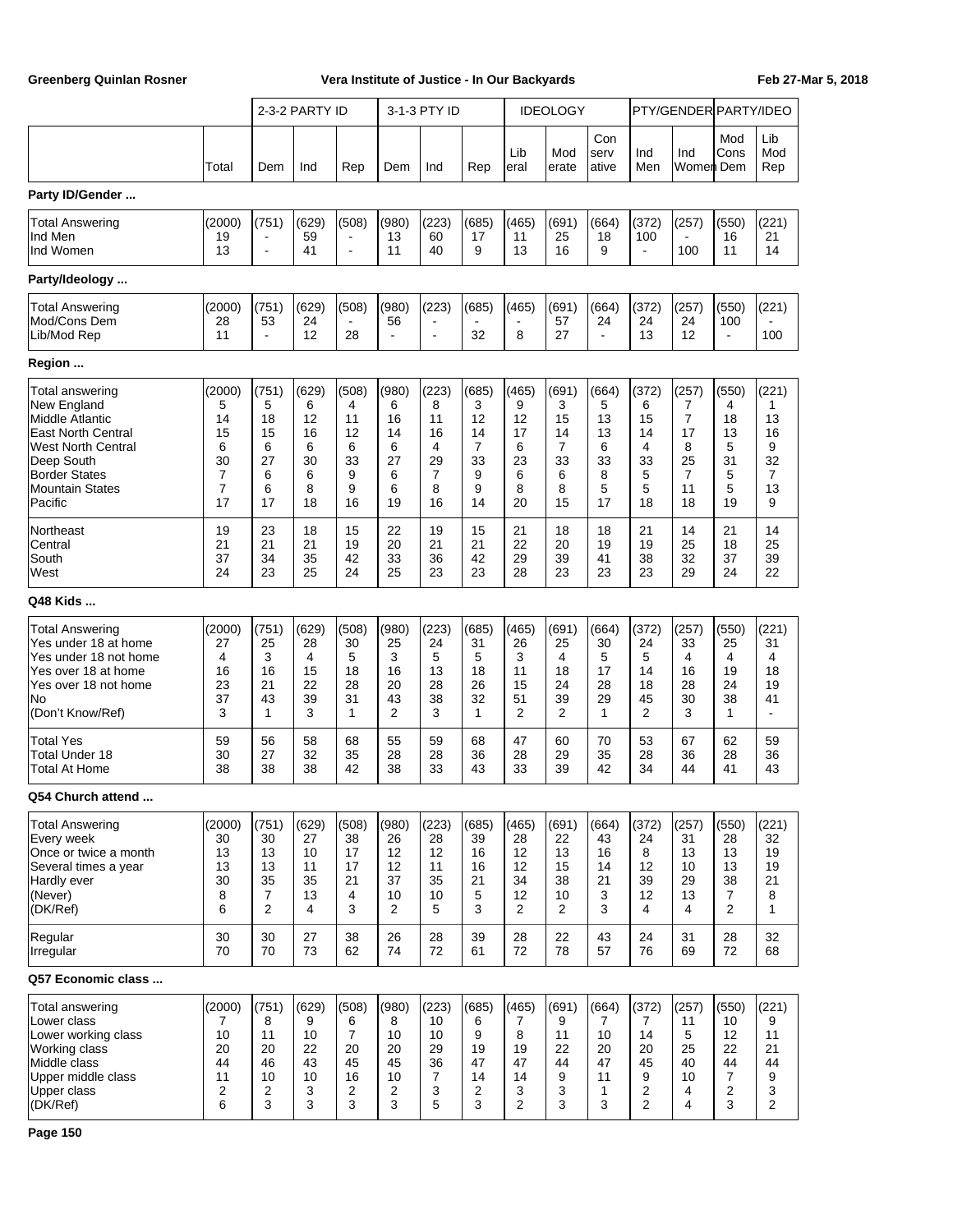|  |  | 2-3-2 PARTY ID |  |  | 3-1-3 PTY ID |  |  | IDEOLOGY |  |  | PTY/GENDER |  | PARTY/IDEO |  |
|---|---|---|---|---|---|---|---|---|---|---|---|---|---|---|
|  | Total | Dem | Ind | Rep | Dem | Ind | Rep | Liberal | Moderate | Conservative | Ind Men | Ind Women | Mod Cons Dem | Lib Mod Rep |
| **Party ID/Gender ...** |  |  |  |  |  |  |  |  |  |  |  |  |  |  |
| Total Answering | (2000) | (751) | (629) | (508) | (980) | (223) | (685) | (465) | (691) | (664) | (372) | (257) | (550) | (221) |
| Ind Men | 19 | - | 59 | - | 13 | 60 | 17 | 11 | 25 | 18 | 100 | - | 16 | 21 |
| Ind Women | 13 | - | 41 | - | 11 | 40 | 9 | 13 | 16 | 9 | - | 100 | 11 | 14 |
| **Party/Ideology ...** |  |  |  |  |  |  |  |  |  |  |  |  |  |  |
| Total Answering | (2000) | (751) | (629) | (508) | (980) | (223) | (685) | (465) | (691) | (664) | (372) | (257) | (550) | (221) |
| Mod/Cons Dem | 28 | 53 | 24 | - | 56 | - | - | - | 57 | 24 | 24 | 24 | 100 | - |
| Lib/Mod Rep | 11 | - | 12 | 28 | - | - | 32 | 8 | 27 | - | 13 | 12 | - | 100 |
| **Region ...** |  |  |  |  |  |  |  |  |  |  |  |  |  |  |
| Total answering | (2000) | (751) | (629) | (508) | (980) | (223) | (685) | (465) | (691) | (664) | (372) | (257) | (550) | (221) |
| New England | 5 | 5 | 6 | 4 | 6 | 8 | 3 | 9 | 3 | 5 | 6 | 7 | 4 | 1 |
| Middle Atlantic | 14 | 18 | 12 | 11 | 16 | 11 | 12 | 12 | 15 | 13 | 15 | 7 | 18 | 13 |
| East North Central | 15 | 15 | 16 | 12 | 14 | 16 | 14 | 17 | 14 | 13 | 14 | 17 | 13 | 16 |
| West North Central | 6 | 6 | 6 | 6 | 6 | 4 | 7 | 6 | 7 | 6 | 4 | 8 | 5 | 9 |
| Deep South | 30 | 27 | 30 | 33 | 27 | 29 | 33 | 23 | 33 | 33 | 33 | 25 | 31 | 32 |
| Border States | 7 | 6 | 6 | 9 | 6 | 7 | 9 | 6 | 6 | 8 | 5 | 7 | 5 | 7 |
| Mountain States | 7 | 6 | 8 | 9 | 6 | 8 | 9 | 8 | 8 | 5 | 5 | 11 | 5 | 13 |
| Pacific | 17 | 17 | 18 | 16 | 19 | 16 | 14 | 20 | 15 | 17 | 18 | 18 | 19 | 9 |
| Northeast | 19 | 23 | 18 | 15 | 22 | 19 | 15 | 21 | 18 | 18 | 21 | 14 | 21 | 14 |
| Central | 21 | 21 | 21 | 19 | 20 | 21 | 21 | 22 | 20 | 19 | 19 | 25 | 18 | 25 |
| South | 37 | 34 | 35 | 42 | 33 | 36 | 42 | 29 | 39 | 41 | 38 | 32 | 37 | 39 |
| West | 24 | 23 | 25 | 24 | 25 | 23 | 23 | 28 | 23 | 23 | 23 | 29 | 24 | 22 |
| **Q48 Kids ...** |  |  |  |  |  |  |  |  |  |  |  |  |  |  |
| Total Answering | (2000) | (751) | (629) | (508) | (980) | (223) | (685) | (465) | (691) | (664) | (372) | (257) | (550) | (221) |
| Yes under 18 at home | 27 | 25 | 28 | 30 | 25 | 24 | 31 | 26 | 25 | 30 | 24 | 33 | 25 | 31 |
| Yes under 18 not home | 4 | 3 | 4 | 5 | 3 | 5 | 5 | 3 | 4 | 5 | 5 | 4 | 4 | 4 |
| Yes over 18 at home | 16 | 16 | 15 | 18 | 16 | 13 | 18 | 11 | 18 | 17 | 14 | 16 | 19 | 18 |
| Yes over 18 not home | 23 | 21 | 22 | 28 | 20 | 28 | 26 | 15 | 24 | 28 | 18 | 28 | 24 | 19 |
| No | 37 | 43 | 39 | 31 | 43 | 38 | 32 | 51 | 39 | 29 | 45 | 30 | 38 | 41 |
| (Don't Know/Ref) | 3 | 1 | 3 | 1 | 2 | 3 | 1 | 2 | 2 | 1 | 2 | 3 | 1 | - |
| Total Yes | 59 | 56 | 58 | 68 | 55 | 59 | 68 | 47 | 60 | 70 | 53 | 67 | 62 | 59 |
| Total Under 18 | 30 | 27 | 32 | 35 | 28 | 28 | 36 | 28 | 29 | 35 | 28 | 36 | 28 | 36 |
| Total At Home | 38 | 38 | 38 | 42 | 38 | 33 | 43 | 33 | 39 | 42 | 34 | 44 | 41 | 43 |
| **Q54 Church attend ...** |  |  |  |  |  |  |  |  |  |  |  |  |  |  |
| Total Answering | (2000) | (751) | (629) | (508) | (980) | (223) | (685) | (465) | (691) | (664) | (372) | (257) | (550) | (221) |
| Every week | 30 | 30 | 27 | 38 | 26 | 28 | 39 | 28 | 22 | 43 | 24 | 31 | 28 | 32 |
| Once or twice a month | 13 | 13 | 10 | 17 | 12 | 12 | 16 | 12 | 13 | 16 | 8 | 13 | 13 | 19 |
| Several times a year | 13 | 13 | 11 | 17 | 12 | 11 | 16 | 12 | 15 | 14 | 12 | 10 | 13 | 19 |
| Hardly ever | 30 | 35 | 35 | 21 | 37 | 35 | 21 | 34 | 38 | 21 | 39 | 29 | 38 | 21 |
| (Never) | 8 | 7 | 13 | 4 | 10 | 10 | 5 | 12 | 10 | 3 | 12 | 13 | 7 | 8 |
| (DK/Ref) | 6 | 2 | 4 | 3 | 2 | 5 | 3 | 2 | 2 | 3 | 4 | 4 | 2 | 1 |
| Regular | 30 | 30 | 27 | 38 | 26 | 28 | 39 | 28 | 22 | 43 | 24 | 31 | 28 | 32 |
| Irregular | 70 | 70 | 73 | 62 | 74 | 72 | 61 | 72 | 78 | 57 | 76 | 69 | 72 | 68 |
| **Q57 Economic class ...** |  |  |  |  |  |  |  |  |  |  |  |  |  |  |
| Total answering | (2000) | (751) | (629) | (508) | (980) | (223) | (685) | (465) | (691) | (664) | (372) | (257) | (550) | (221) |
| Lower class | 7 | 8 | 9 | 6 | 8 | 10 | 6 | 7 | 9 | 7 | 7 | 11 | 10 | 9 |
| Lower working class | 10 | 11 | 10 | 7 | 10 | 10 | 9 | 8 | 11 | 10 | 14 | 5 | 12 | 11 |
| Working class | 20 | 20 | 22 | 20 | 20 | 29 | 19 | 19 | 22 | 20 | 20 | 25 | 22 | 21 |
| Middle class | 44 | 46 | 43 | 45 | 45 | 36 | 47 | 47 | 44 | 47 | 45 | 40 | 44 | 44 |
| Upper middle class | 11 | 10 | 10 | 16 | 10 | 7 | 14 | 14 | 9 | 11 | 9 | 10 | 7 | 9 |
| Upper class | 2 | 2 | 3 | 2 | 2 | 3 | 2 | 3 | 3 | 1 | 2 | 4 | 2 | 3 |
| (DK/Ref) | 6 | 3 | 3 | 3 | 3 | 5 | 3 | 2 | 3 | 3 | 2 | 4 | 3 | 2 |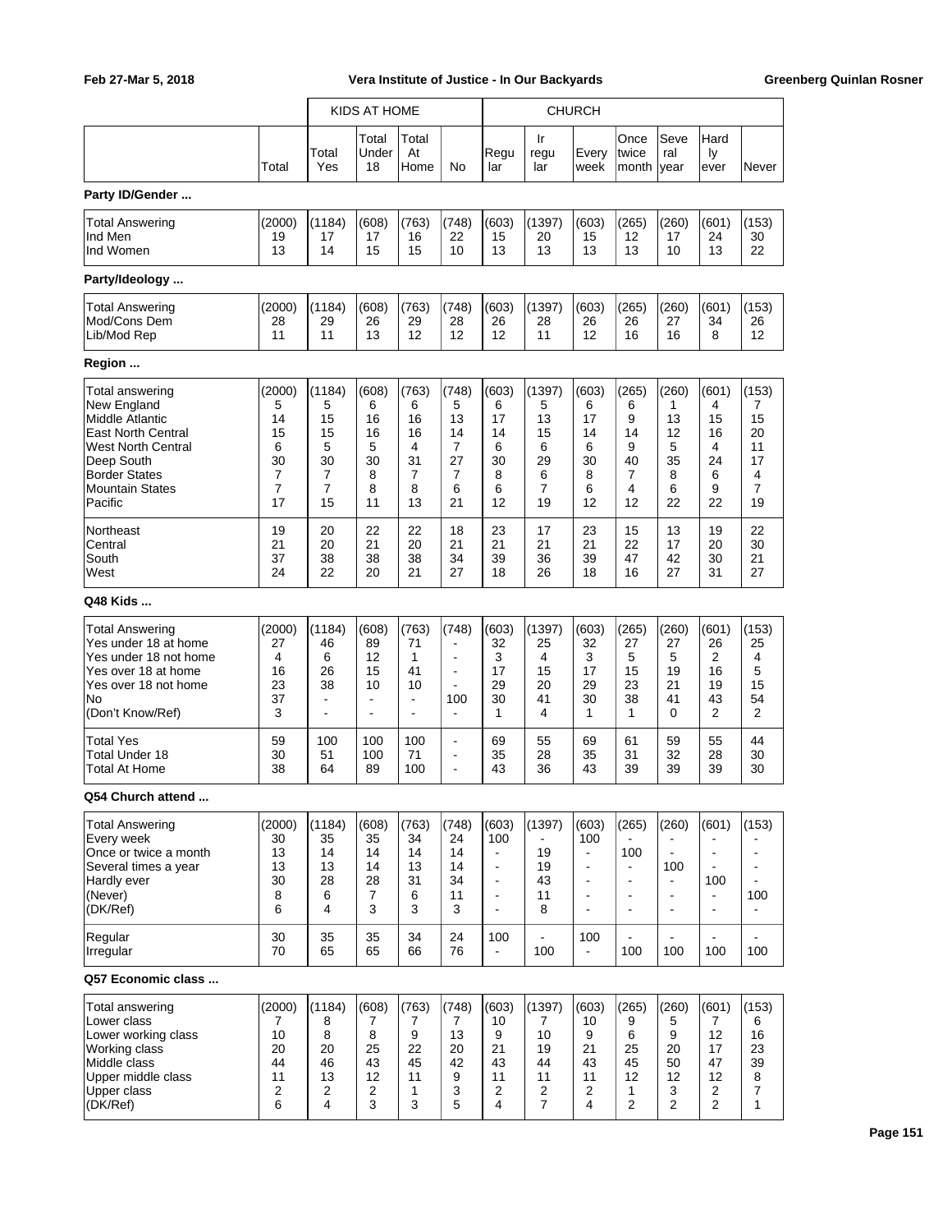| | Total | KIDS AT HOME Total Yes | Total Under 18 | Total At Home | No | CHURCH Regular | Irregular | Every week | Once twice month | Several year | Hardly ever | Never |
|---|---|---|---|---|---|---|---|---|---|---|---|---|
| **Party ID/Gender ...** | | | | | | | | | | | | |
| Total Answering | (2000) | (1184) | (608) | (763) | (748) | (603) | (1397) | (603) | (265) | (260) | (601) | (153) |
| Ind Men | 19 | 17 | 17 | 16 | 22 | 15 | 20 | 15 | 12 | 17 | 24 | 30 |
| Ind Women | 13 | 14 | 15 | 15 | 10 | 13 | 13 | 13 | 13 | 10 | 13 | 22 |
| **Party/Ideology ...** | | | | | | | | | | | | |
| Total Answering | (2000) | (1184) | (608) | (763) | (748) | (603) | (1397) | (603) | (265) | (260) | (601) | (153) |
| Mod/Cons Dem | 28 | 29 | 26 | 29 | 28 | 26 | 28 | 26 | 26 | 27 | 34 | 26 |
| Lib/Mod Rep | 11 | 11 | 13 | 12 | 12 | 12 | 11 | 12 | 16 | 16 | 8 | 12 |
| **Region ...** | | | | | | | | | | | | |
| Total answering | (2000) | (1184) | (608) | (763) | (748) | (603) | (1397) | (603) | (265) | (260) | (601) | (153) |
| New England | 5 | 5 | 6 | 6 | 5 | 6 | 5 | 6 | 6 | 1 | 4 | 7 |
| Middle Atlantic | 14 | 15 | 16 | 16 | 13 | 17 | 13 | 17 | 9 | 13 | 15 | 15 |
| East North Central | 15 | 15 | 16 | 16 | 14 | 14 | 15 | 14 | 14 | 12 | 16 | 20 |
| West North Central | 6 | 5 | 5 | 4 | 7 | 6 | 6 | 6 | 9 | 5 | 4 | 11 |
| Deep South | 30 | 30 | 30 | 31 | 27 | 30 | 29 | 30 | 40 | 35 | 24 | 17 |
| Border States | 7 | 7 | 8 | 7 | 7 | 8 | 6 | 8 | 7 | 8 | 6 | 4 |
| Mountain States | 7 | 7 | 8 | 8 | 6 | 6 | 7 | 6 | 4 | 6 | 9 | 7 |
| Pacific | 17 | 15 | 11 | 13 | 21 | 12 | 19 | 12 | 12 | 22 | 22 | 19 |
| Northeast | 19 | 20 | 22 | 22 | 18 | 23 | 17 | 23 | 15 | 13 | 19 | 22 |
| Central | 21 | 20 | 21 | 20 | 21 | 21 | 21 | 21 | 22 | 17 | 20 | 30 |
| South | 37 | 38 | 38 | 38 | 34 | 39 | 36 | 39 | 47 | 42 | 30 | 21 |
| West | 24 | 22 | 20 | 21 | 27 | 18 | 26 | 18 | 16 | 27 | 31 | 27 |
| **Q48 Kids ...** | | | | | | | | | | | | |
| Total Answering | (2000) | (1184) | (608) | (763) | (748) | (603) | (1397) | (603) | (265) | (260) | (601) | (153) |
| Yes under 18 at home | 27 | 46 | 89 | 71 | - | 32 | 25 | 32 | 27 | 27 | 26 | 25 |
| Yes under 18 not home | 4 | 6 | 12 | 1 | - | 3 | 4 | 3 | 5 | 5 | 2 | 4 |
| Yes over 18 at home | 16 | 26 | 15 | 41 | - | 17 | 15 | 17 | 15 | 19 | 16 | 5 |
| Yes over 18 not home | 23 | 38 | 10 | 10 | - | 29 | 20 | 29 | 23 | 21 | 19 | 15 |
| No | 37 | - | - | - | 100 | 30 | 41 | 30 | 38 | 41 | 43 | 54 |
| (Don't Know/Ref) | 3 | - | - | - | - | 1 | 4 | 1 | 1 | 0 | 2 | 2 |
| Total Yes | 59 | 100 | 100 | 100 | - | 69 | 55 | 69 | 61 | 59 | 55 | 44 |
| Total Under 18 | 30 | 51 | 100 | 71 | - | 35 | 28 | 35 | 31 | 32 | 28 | 30 |
| Total At Home | 38 | 64 | 89 | 100 | - | 43 | 36 | 43 | 39 | 39 | 39 | 30 |
| **Q54 Church attend ...** | | | | | | | | | | | | |
| Total Answering | (2000) | (1184) | (608) | (763) | (748) | (603) | (1397) | (603) | (265) | (260) | (601) | (153) |
| Every week | 30 | 35 | 35 | 34 | 24 | 100 | - | 100 | - | - | - | - |
| Once or twice a month | 13 | 14 | 14 | 14 | 14 | - | 19 | - | 100 | - | - | - |
| Several times a year | 13 | 13 | 14 | 13 | 14 | - | 19 | - | - | 100 | - | - |
| Hardly ever | 30 | 28 | 28 | 31 | 34 | - | 43 | - | - | - | 100 | - |
| (Never) | 8 | 6 | 7 | 6 | 11 | - | 11 | - | - | - | - | 100 |
| (DK/Ref) | 6 | 4 | 3 | 3 | 3 | - | 8 | - | - | - | - | - |
| Regular | 30 | 35 | 35 | 34 | 24 | 100 | - | 100 | - | - | - | - |
| Irregular | 70 | 65 | 65 | 66 | 76 | - | 100 | - | 100 | 100 | 100 | 100 |
| **Q57 Economic class ...** | | | | | | | | | | | | |
| Total answering | (2000) | (1184) | (608) | (763) | (748) | (603) | (1397) | (603) | (265) | (260) | (601) | (153) |
| Lower class | 7 | 8 | 7 | 7 | 7 | 10 | 7 | 10 | 9 | 5 | 7 | 6 |
| Lower working class | 10 | 8 | 8 | 9 | 13 | 9 | 10 | 9 | 6 | 9 | 12 | 16 |
| Working class | 20 | 20 | 25 | 22 | 20 | 21 | 19 | 21 | 25 | 20 | 17 | 23 |
| Middle class | 44 | 46 | 43 | 45 | 42 | 43 | 44 | 43 | 45 | 50 | 47 | 39 |
| Upper middle class | 11 | 13 | 12 | 11 | 9 | 11 | 11 | 11 | 12 | 12 | 12 | 8 |
| Upper class | 2 | 2 | 2 | 1 | 3 | 2 | 2 | 2 | 1 | 3 | 2 | 7 |
| (DK/Ref) | 6 | 4 | 3 | 3 | 5 | 4 | 7 | 4 | 2 | 2 | 2 | 1 |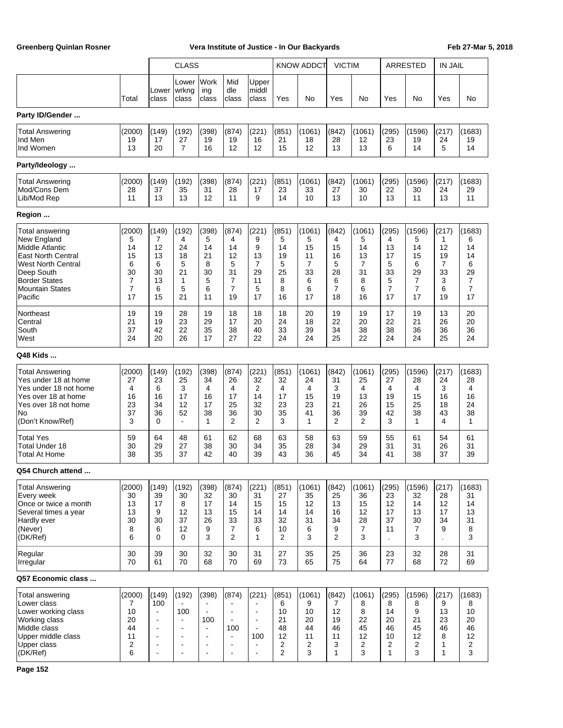| | | CLASS | | | | | KNOW ADDCT | | VICTIM | | ARRESTED | | IN JAIL | |
|---|---|---|---|---|---|---|---|---|---|---|---|---|---|---|
| | Total | Lower class | Lower wrkng class | Work ing class | Mid dle class | Upper middl class | Yes | No | Yes | No | Yes | No | Yes | No |
| **Party ID/Gender ...** | | | | | | | | | | | | | | |
| Total Answering | (2000) | (149) | (192) | (398) | (874) | (221) | (851) | (1061) | (842) | (1061) | (295) | (1596) | (217) | (1683) |
| Ind Men | 19 | 17 | 27 | 19 | 19 | 16 | 21 | 18 | 28 | 12 | 23 | 19 | 24 | 19 |
| Ind Women | 13 | 20 | 7 | 16 | 12 | 12 | 15 | 12 | 13 | 13 | 6 | 14 | 5 | 14 |
| **Party/Ideology ...** | | | | | | | | | | | | | | |
| Total Answering | (2000) | (149) | (192) | (398) | (874) | (221) | (851) | (1061) | (842) | (1061) | (295) | (1596) | (217) | (1683) |
| Mod/Cons Dem | 28 | 37 | 35 | 31 | 28 | 17 | 23 | 33 | 27 | 30 | 22 | 30 | 24 | 29 |
| Lib/Mod Rep | 11 | 13 | 13 | 12 | 11 | 9 | 14 | 10 | 13 | 10 | 13 | 11 | 13 | 11 |
| **Region ...** | | | | | | | | | | | | | | |
| Total answering | (2000) | (149) | (192) | (398) | (874) | (221) | (851) | (1061) | (842) | (1061) | (295) | (1596) | (217) | (1683) |
| New England | 5 | 7 | 4 | 5 | 4 | 9 | 5 | 5 | 4 | 5 | 4 | 5 | 1 | 6 |
| Middle Atlantic | 14 | 12 | 24 | 14 | 14 | 9 | 14 | 15 | 15 | 14 | 13 | 14 | 12 | 14 |
| East North Central | 15 | 13 | 18 | 21 | 12 | 13 | 19 | 11 | 16 | 13 | 17 | 15 | 19 | 14 |
| West North Central | 6 | 6 | 5 | 8 | 5 | 7 | 5 | 7 | 5 | 7 | 5 | 6 | 7 | 6 |
| Deep South | 30 | 30 | 21 | 30 | 31 | 29 | 25 | 33 | 28 | 31 | 33 | 29 | 33 | 29 |
| Border States | 7 | 13 | 1 | 5 | 7 | 11 | 8 | 6 | 6 | 8 | 5 | 7 | 3 | 7 |
| Mountain States | 7 | 6 | 5 | 6 | 7 | 5 | 8 | 6 | 7 | 6 | 7 | 7 | 6 | 7 |
| Pacific | 17 | 15 | 21 | 11 | 19 | 17 | 16 | 17 | 18 | 16 | 17 | 17 | 19 | 17 |
| Northeast | 19 | 19 | 28 | 19 | 18 | 18 | 18 | 20 | 19 | 19 | 17 | 19 | 13 | 20 |
| Central | 21 | 19 | 23 | 29 | 17 | 20 | 24 | 18 | 22 | 20 | 22 | 21 | 26 | 20 |
| South | 37 | 42 | 22 | 35 | 38 | 40 | 33 | 39 | 34 | 38 | 38 | 36 | 36 | 36 |
| West | 24 | 20 | 26 | 17 | 27 | 22 | 24 | 24 | 25 | 22 | 24 | 24 | 25 | 24 |
| **Q48 Kids ...** | | | | | | | | | | | | | | |
| Total Answering | (2000) | (149) | (192) | (398) | (874) | (221) | (851) | (1061) | (842) | (1061) | (295) | (1596) | (217) | (1683) |
| Yes under 18 at home | 27 | 23 | 25 | 34 | 26 | 32 | 32 | 24 | 31 | 25 | 27 | 28 | 24 | 28 |
| Yes under 18 not home | 4 | 6 | 3 | 4 | 4 | 2 | 4 | 4 | 3 | 4 | 4 | 4 | 3 | 4 |
| Yes over 18 at home | 16 | 16 | 17 | 16 | 17 | 14 | 17 | 15 | 19 | 13 | 19 | 15 | 16 | 16 |
| Yes over 18 not home | 23 | 34 | 12 | 17 | 25 | 32 | 23 | 23 | 21 | 26 | 15 | 25 | 18 | 24 |
| No | 37 | 36 | 52 | 38 | 36 | 30 | 35 | 41 | 36 | 39 | 42 | 38 | 43 | 38 |
| (Don't Know/Ref) | 3 | 0 | - | 1 | 2 | 2 | 3 | 1 | 2 | 2 | 3 | 1 | 4 | 1 |
| Total Yes | 59 | 64 | 48 | 61 | 62 | 68 | 63 | 58 | 63 | 59 | 55 | 61 | 54 | 61 |
| Total Under 18 | 30 | 29 | 27 | 38 | 30 | 34 | 35 | 28 | 34 | 29 | 31 | 31 | 26 | 31 |
| Total At Home | 38 | 35 | 37 | 42 | 40 | 39 | 43 | 36 | 45 | 34 | 41 | 38 | 37 | 39 |
| **Q54 Church attend ...** | | | | | | | | | | | | | | |
| Total Answering | (2000) | (149) | (192) | (398) | (874) | (221) | (851) | (1061) | (842) | (1061) | (295) | (1596) | (217) | (1683) |
| Every week | 30 | 39 | 30 | 32 | 30 | 31 | 27 | 35 | 25 | 36 | 23 | 32 | 28 | 31 |
| Once or twice a month | 13 | 17 | 8 | 17 | 14 | 15 | 15 | 12 | 13 | 15 | 12 | 14 | 12 | 14 |
| Several times a year | 13 | 9 | 12 | 13 | 15 | 14 | 14 | 14 | 16 | 12 | 17 | 13 | 17 | 13 |
| Hardly ever | 30 | 30 | 37 | 26 | 33 | 33 | 32 | 31 | 34 | 28 | 37 | 30 | 34 | 31 |
| (Never) | 8 | 6 | 12 | 9 | 7 | 6 | 10 | 6 | 9 | 7 | 11 | 7 | 9 | 8 |
| (DK/Ref) | 6 | 0 | 0 | 3 | 2 | 1 | 2 | 3 | 2 | 3 | . | 3 | . | 3 |
| Regular | 30 | 39 | 30 | 32 | 30 | 31 | 27 | 35 | 25 | 36 | 23 | 32 | 28 | 31 |
| Irregular | 70 | 61 | 70 | 68 | 70 | 69 | 73 | 65 | 75 | 64 | 77 | 68 | 72 | 69 |
| **Q57 Economic class ...** | | | | | | | | | | | | | | |
| Total answering | (2000) | (149) | (192) | (398) | (874) | (221) | (851) | (1061) | (842) | (1061) | (295) | (1596) | (217) | (1683) |
| Lower class | 7 | 100 | - | - | - | - | 6 | 9 | 7 | 8 | 8 | 8 | 9 | 8 |
| Lower working class | 10 | - | 100 | - | - | - | 10 | 10 | 12 | 8 | 14 | 9 | 13 | 10 |
| Working class | 20 | - | - | 100 | - | - | 21 | 20 | 19 | 22 | 20 | 21 | 23 | 20 |
| Middle class | 44 | - | - | - | 100 | - | 48 | 44 | 46 | 45 | 46 | 45 | 46 | 46 |
| Upper middle class | 11 | - | - | - | - | 100 | 12 | 11 | 11 | 12 | 10 | 12 | 8 | 12 |
| Upper class | 2 | - | - | - | - | - | 2 | 2 | 3 | 2 | 2 | 2 | 1 | 2 |
| (DK/Ref) | 6 | - | - | - | - | - | 2 | 3 | 1 | 3 | 1 | 3 | 1 | 3 |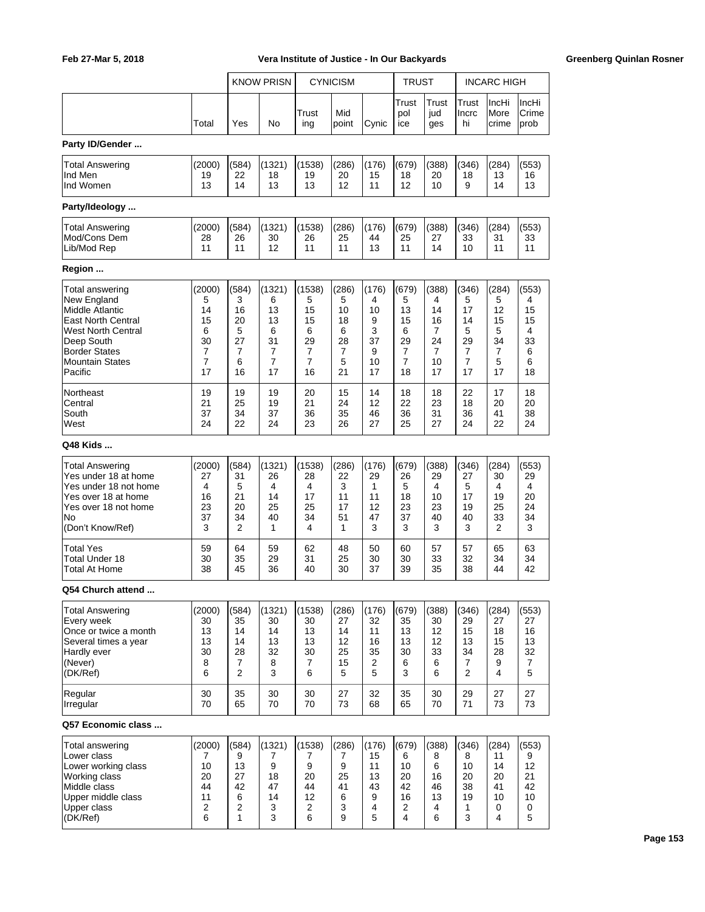| | Total | KNOW PRISN Yes | KNOW PRISN No | CYNICISM Trusting | CYNICISM Mid point | CYNICISM Cynic | TRUST Trust police | TRUST Trust judges | INCARC HIGH Trust Incrc hi | INCARC HIGH IncHi More crime | INCARC HIGH IncHi Crime prob |
|---|---|---|---|---|---|---|---|---|---|---|---|
| **Party ID/Gender ...** | | | | | | | | | | | |
| Total Answering | (2000) | (584) | (1321) | (1538) | (286) | (176) | (679) | (388) | (346) | (284) | (553) |
| Ind Men | 19 | 22 | 18 | 19 | 20 | 15 | 18 | 20 | 18 | 13 | 16 |
| Ind Women | 13 | 14 | 13 | 13 | 12 | 11 | 12 | 10 | 9 | 14 | 13 |
| **Party/Ideology ...** | | | | | | | | | | | |
| Total Answering | (2000) | (584) | (1321) | (1538) | (286) | (176) | (679) | (388) | (346) | (284) | (553) |
| Mod/Cons Dem | 28 | 26 | 30 | 26 | 25 | 44 | 25 | 27 | 33 | 31 | 33 |
| Lib/Mod Rep | 11 | 11 | 12 | 11 | 11 | 13 | 11 | 14 | 10 | 11 | 11 |
| **Region ...** | | | | | | | | | | | |
| Total answering | (2000) | (584) | (1321) | (1538) | (286) | (176) | (679) | (388) | (346) | (284) | (553) |
| New England | 5 | 3 | 6 | 5 | 5 | 4 | 5 | 4 | 5 | 5 | 4 |
| Middle Atlantic | 14 | 16 | 13 | 15 | 10 | 10 | 13 | 14 | 17 | 12 | 15 |
| East North Central | 15 | 20 | 13 | 15 | 18 | 9 | 15 | 16 | 14 | 15 | 15 |
| West North Central | 6 | 5 | 6 | 6 | 6 | 3 | 6 | 7 | 5 | 5 | 4 |
| Deep South | 30 | 27 | 31 | 29 | 28 | 37 | 29 | 24 | 29 | 34 | 33 |
| Border States | 7 | 7 | 7 | 7 | 7 | 9 | 7 | 7 | 7 | 7 | 6 |
| Mountain States | 7 | 6 | 7 | 7 | 5 | 10 | 7 | 10 | 7 | 5 | 6 |
| Pacific | 17 | 16 | 17 | 16 | 21 | 17 | 18 | 17 | 17 | 17 | 18 |
| Northeast | 19 | 19 | 19 | 20 | 15 | 14 | 18 | 18 | 22 | 17 | 18 |
| Central | 21 | 25 | 19 | 21 | 24 | 12 | 22 | 23 | 18 | 20 | 20 |
| South | 37 | 34 | 37 | 36 | 35 | 46 | 36 | 31 | 36 | 41 | 38 |
| West | 24 | 22 | 24 | 23 | 26 | 27 | 25 | 27 | 24 | 22 | 24 |
| **Q48 Kids ...** | | | | | | | | | | | |
| Total Answering | (2000) | (584) | (1321) | (1538) | (286) | (176) | (679) | (388) | (346) | (284) | (553) |
| Yes under 18 at home | 27 | 31 | 26 | 28 | 22 | 29 | 26 | 29 | 27 | 30 | 29 |
| Yes under 18 not home | 4 | 5 | 4 | 4 | 3 | 1 | 5 | 4 | 5 | 4 | 4 |
| Yes over 18 at home | 16 | 21 | 14 | 17 | 11 | 11 | 18 | 10 | 17 | 19 | 20 |
| Yes over 18 not home | 23 | 20 | 25 | 25 | 17 | 12 | 23 | 23 | 19 | 25 | 24 |
| No | 37 | 34 | 40 | 34 | 51 | 47 | 37 | 40 | 40 | 33 | 34 |
| (Don't Know/Ref) | 3 | 2 | 1 | 4 | 1 | 3 | 3 | 3 | 3 | 2 | 3 |
| Total Yes | 59 | 64 | 59 | 62 | 48 | 50 | 60 | 57 | 57 | 65 | 63 |
| Total Under 18 | 30 | 35 | 29 | 31 | 25 | 30 | 30 | 33 | 32 | 34 | 34 |
| Total At Home | 38 | 45 | 36 | 40 | 30 | 37 | 39 | 35 | 38 | 44 | 42 |
| **Q54 Church attend ...** | | | | | | | | | | | |
| Total Answering | (2000) | (584) | (1321) | (1538) | (286) | (176) | (679) | (388) | (346) | (284) | (553) |
| Every week | 30 | 35 | 30 | 30 | 27 | 32 | 35 | 30 | 29 | 27 | 27 |
| Once or twice a month | 13 | 14 | 14 | 13 | 14 | 11 | 13 | 12 | 15 | 18 | 16 |
| Several times a year | 13 | 14 | 13 | 13 | 12 | 16 | 13 | 12 | 13 | 15 | 13 |
| Hardly ever | 30 | 28 | 32 | 30 | 25 | 35 | 30 | 33 | 34 | 28 | 32 |
| (Never) | 8 | 7 | 8 | 7 | 15 | 2 | 6 | 6 | 7 | 9 | 7 |
| (DK/Ref) | 6 | 2 | 3 | 6 | 5 | 5 | 3 | 6 | 2 | 4 | 5 |
| Regular | 30 | 35 | 30 | 30 | 27 | 32 | 35 | 30 | 29 | 27 | 27 |
| Irregular | 70 | 65 | 70 | 70 | 73 | 68 | 65 | 70 | 71 | 73 | 73 |
| **Q57 Economic class ...** | | | | | | | | | | | |
| Total answering | (2000) | (584) | (1321) | (1538) | (286) | (176) | (679) | (388) | (346) | (284) | (553) |
| Lower class | 7 | 9 | 7 | 7 | 7 | 15 | 6 | 8 | 8 | 11 | 9 |
| Lower working class | 10 | 13 | 9 | 9 | 9 | 11 | 10 | 6 | 10 | 14 | 12 |
| Working class | 20 | 27 | 18 | 20 | 25 | 13 | 20 | 16 | 20 | 20 | 21 |
| Middle class | 44 | 42 | 47 | 44 | 41 | 43 | 42 | 46 | 38 | 41 | 42 |
| Upper middle class | 11 | 6 | 14 | 12 | 6 | 9 | 16 | 13 | 19 | 10 | 10 |
| Upper class | 2 | 2 | 3 | 2 | 3 | 4 | 2 | 4 | 1 | 0 | 0 |
| (DK/Ref) | 6 | 1 | 3 | 6 | 9 | 5 | 4 | 6 | 3 | 4 | 5 |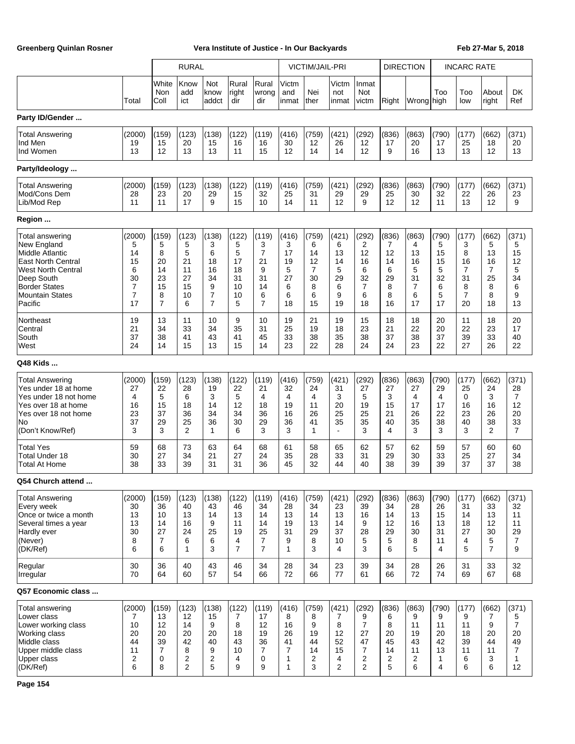| | Total | RURAL White Non Coll | Know add ict | Not know addct | Rural right dir | Rural wrong dir | VICTIM/JAIL-PRI Victm and inmat | Nei ther | Victm not inmat | Inmat Not victm | DIRECTION Right | Wrong | INCARC RATE Too high | Too low | About right | DK Ref |
|---|---|---|---|---|---|---|---|---|---|---|---|---|---|---|---|---|
| **Party ID/Gender ...** | | | | | | | | | | | | | | | | |
| Total Answering | (2000) | (159) | (123) | (138) | (122) | (119) | (416) | (759) | (421) | (292) | (836) | (863) | (790) | (177) | (662) | (371) |
| Ind Men | 19 | 15 | 20 | 15 | 16 | 16 | 30 | 12 | 26 | 12 | 17 | 20 | 17 | 25 | 18 | 20 |
| Ind Women | 13 | 12 | 13 | 13 | 11 | 15 | 12 | 14 | 14 | 12 | 9 | 16 | 13 | 13 | 12 | 13 |
| **Party/Ideology ...** | | | | | | | | | | | | | | | | |
| Total Answering | (2000) | (159) | (123) | (138) | (122) | (119) | (416) | (759) | (421) | (292) | (836) | (863) | (790) | (177) | (662) | (371) |
| Mod/Cons Dem | 28 | 23 | 20 | 29 | 15 | 32 | 25 | 31 | 29 | 29 | 25 | 30 | 32 | 22 | 26 | 23 |
| Lib/Mod Rep | 11 | 11 | 17 | 9 | 15 | 10 | 14 | 11 | 12 | 9 | 12 | 12 | 11 | 13 | 12 | 9 |
| **Region ...** | | | | | | | | | | | | | | | | |
| Total answering | (2000) | (159) | (123) | (138) | (122) | (119) | (416) | (759) | (421) | (292) | (836) | (863) | (790) | (177) | (662) | (371) |
| New England | 5 | 5 | 5 | 3 | 5 | 3 | 3 | 6 | 6 | 2 | 7 | 4 | 5 | 3 | 5 | 5 |
| Middle Atlantic | 14 | 8 | 5 | 6 | 5 | 7 | 17 | 14 | 13 | 12 | 12 | 13 | 15 | 8 | 13 | 15 |
| East North Central | 15 | 20 | 21 | 18 | 17 | 21 | 19 | 12 | 14 | 16 | 14 | 16 | 15 | 16 | 16 | 12 |
| West North Central | 6 | 14 | 11 | 16 | 18 | 9 | 5 | 7 | 5 | 6 | 6 | 5 | 5 | 7 | 7 | 5 |
| Deep South | 30 | 23 | 27 | 34 | 31 | 31 | 27 | 30 | 29 | 32 | 29 | 31 | 32 | 31 | 25 | 34 |
| Border States | 7 | 15 | 15 | 9 | 10 | 14 | 6 | 8 | 6 | 7 | 8 | 7 | 6 | 8 | 8 | 6 |
| Mountain States | 7 | 8 | 10 | 7 | 10 | 6 | 6 | 6 | 9 | 6 | 8 | 6 | 5 | 7 | 8 | 9 |
| Pacific | 17 | 7 | 6 | 7 | 5 | 7 | 18 | 15 | 19 | 18 | 16 | 17 | 17 | 20 | 18 | 13 |
| Northeast | 19 | 13 | 11 | 10 | 9 | 10 | 19 | 21 | 19 | 15 | 18 | 18 | 20 | 11 | 18 | 20 |
| Central | 21 | 34 | 33 | 34 | 35 | 31 | 25 | 19 | 18 | 23 | 21 | 22 | 20 | 22 | 23 | 17 |
| South | 37 | 38 | 41 | 43 | 41 | 45 | 33 | 38 | 35 | 38 | 37 | 38 | 37 | 39 | 33 | 40 |
| West | 24 | 14 | 15 | 13 | 15 | 14 | 23 | 22 | 28 | 24 | 24 | 23 | 22 | 27 | 26 | 22 |
| **Q48 Kids ...** | | | | | | | | | | | | | | | | |
| Total Answering | (2000) | (159) | (123) | (138) | (122) | (119) | (416) | (759) | (421) | (292) | (836) | (863) | (790) | (177) | (662) | (371) |
| Yes under 18 at home | 27 | 22 | 28 | 19 | 22 | 21 | 32 | 24 | 31 | 27 | 27 | 27 | 29 | 25 | 24 | 28 |
| Yes under 18 not home | 4 | 5 | 6 | 3 | 5 | 4 | 4 | 4 | 3 | 5 | 3 | 4 | 4 | 0 | 3 | 7 |
| Yes over 18 at home | 16 | 15 | 18 | 14 | 12 | 18 | 19 | 11 | 20 | 19 | 15 | 17 | 17 | 16 | 16 | 12 |
| Yes over 18 not home | 23 | 37 | 36 | 34 | 34 | 36 | 16 | 26 | 25 | 25 | 21 | 26 | 22 | 23 | 26 | 20 |
| No | 37 | 29 | 25 | 36 | 30 | 29 | 36 | 41 | 35 | 35 | 40 | 35 | 38 | 40 | 38 | 33 |
| (Don't Know/Ref) | 3 | 3 | 2 | 1 | 6 | 3 | 3 | 1 | - | 3 | 4 | 3 | 3 | 3 | 2 | 7 |
| Total Yes | 59 | 68 | 73 | 63 | 64 | 68 | 61 | 58 | 65 | 62 | 57 | 62 | 59 | 57 | 60 | 60 |
| Total Under 18 | 30 | 27 | 34 | 21 | 27 | 24 | 35 | 28 | 33 | 31 | 29 | 30 | 33 | 25 | 27 | 34 |
| Total At Home | 38 | 33 | 39 | 31 | 31 | 36 | 45 | 32 | 44 | 40 | 38 | 39 | 39 | 37 | 37 | 38 |
| **Q54 Church attend ...** | | | | | | | | | | | | | | | | |
| Total Answering | (2000) | (159) | (123) | (138) | (122) | (119) | (416) | (759) | (421) | (292) | (836) | (863) | (790) | (177) | (662) | (371) |
| Every week | 30 | 36 | 40 | 43 | 46 | 34 | 28 | 34 | 23 | 39 | 34 | 28 | 26 | 31 | 33 | 32 |
| Once or twice a month | 13 | 10 | 13 | 14 | 13 | 14 | 13 | 14 | 13 | 16 | 14 | 13 | 15 | 14 | 13 | 11 |
| Several times a year | 13 | 14 | 16 | 9 | 11 | 14 | 19 | 13 | 14 | 9 | 12 | 16 | 13 | 18 | 12 | 11 |
| Hardly ever | 30 | 27 | 24 | 25 | 19 | 25 | 31 | 29 | 37 | 28 | 29 | 30 | 31 | 27 | 30 | 29 |
| (Never) | 8 | 7 | 6 | 6 | 4 | 7 | 9 | 8 | 10 | 5 | 5 | 8 | 11 | 4 | 5 | 7 |
| (DK/Ref) | 6 | 6 | 1 | 3 | 7 | 7 | 1 | 3 | 4 | 3 | 6 | 5 | 4 | 5 | 7 | 9 |
| Regular | 30 | 36 | 40 | 43 | 46 | 34 | 28 | 34 | 23 | 39 | 34 | 28 | 26 | 31 | 33 | 32 |
| Irregular | 70 | 64 | 60 | 57 | 54 | 66 | 72 | 66 | 77 | 61 | 66 | 72 | 74 | 69 | 67 | 68 |
| **Q57 Economic class ...** | | | | | | | | | | | | | | | | |
| Total answering | (2000) | (159) | (123) | (138) | (122) | (119) | (416) | (759) | (421) | (292) | (836) | (863) | (790) | (177) | (662) | (371) |
| Lower class | 7 | 13 | 12 | 15 | 7 | 17 | 8 | 8 | 7 | 9 | 6 | 9 | 9 | 9 | 7 | 5 |
| Lower working class | 10 | 12 | 14 | 9 | 8 | 12 | 16 | 9 | 8 | 7 | 8 | 11 | 11 | 11 | 9 | 7 |
| Working class | 20 | 20 | 20 | 20 | 18 | 19 | 26 | 19 | 12 | 27 | 20 | 19 | 20 | 18 | 20 | 20 |
| Middle class | 44 | 39 | 42 | 40 | 43 | 36 | 41 | 44 | 52 | 47 | 45 | 43 | 42 | 39 | 44 | 49 |
| Upper middle class | 11 | 7 | 8 | 9 | 10 | 7 | 7 | 14 | 15 | 7 | 14 | 11 | 13 | 11 | 11 | 7 |
| Upper class | 2 | 0 | 2 | 2 | 4 | 0 | 1 | 2 | 4 | 2 | 2 | 2 | 1 | 6 | 3 | 1 |
| (DK/Ref) | 6 | 8 | 2 | 5 | 9 | 9 | 1 | 3 | 2 | 2 | 5 | 6 | 4 | 6 | 6 | 12 |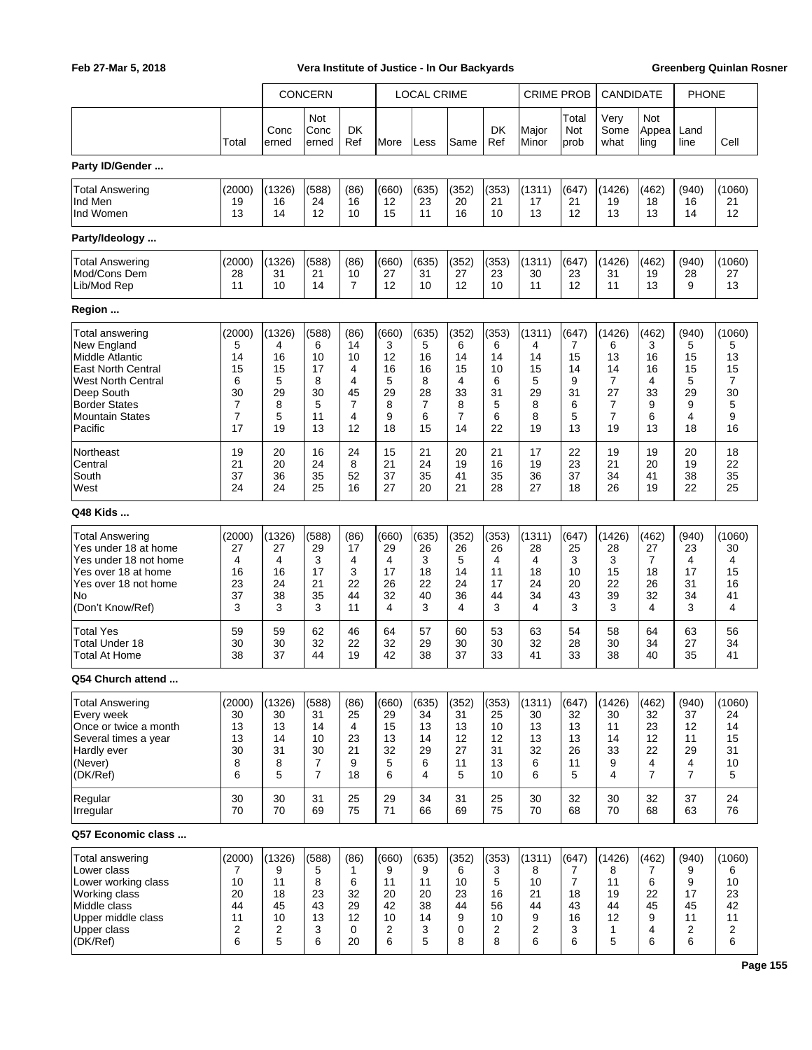| | | CONCERN | | | LOCAL CRIME | | | | CRIME PROB | | CANDIDATE | | PHONE | |
|---|---|---|---|---|---|---|---|---|---|---|---|---|---|---|
| | Total | Concerned | Not Concerned | DK Ref | More | Less | Same | DK Ref | Major Minor | Total Not prob | Very Somewhat | Not Appealing | Land line | Cell |
| **Party ID/Gender ...** | | | | | | | | | | | | | | |
| Total Answering | (2000) | (1326) | (588) | (86) | (660) | (635) | (352) | (353) | (1311) | (647) | (1426) | (462) | (940) | (1060) |
| Ind Men | 19 | 16 | 24 | 16 | 12 | 23 | 20 | 21 | 17 | 21 | 19 | 18 | 16 | 21 |
| Ind Women | 13 | 14 | 12 | 10 | 15 | 11 | 16 | 10 | 13 | 12 | 13 | 13 | 14 | 12 |
| **Party/Ideology ...** | | | | | | | | | | | | | | |
| Total Answering | (2000) | (1326) | (588) | (86) | (660) | (635) | (352) | (353) | (1311) | (647) | (1426) | (462) | (940) | (1060) |
| Mod/Cons Dem | 28 | 31 | 21 | 10 | 27 | 31 | 27 | 23 | 30 | 23 | 31 | 19 | 28 | 27 |
| Lib/Mod Rep | 11 | 10 | 14 | 7 | 12 | 10 | 12 | 10 | 11 | 12 | 11 | 13 | 9 | 13 |
| **Region ...** | | | | | | | | | | | | | | |
| Total answering | (2000) | (1326) | (588) | (86) | (660) | (635) | (352) | (353) | (1311) | (647) | (1426) | (462) | (940) | (1060) |
| New England | 5 | 4 | 6 | 14 | 3 | 5 | 6 | 6 | 4 | 7 | 6 | 3 | 5 | 5 |
| Middle Atlantic | 14 | 16 | 10 | 10 | 12 | 16 | 14 | 14 | 14 | 15 | 13 | 16 | 15 | 13 |
| East North Central | 15 | 15 | 17 | 4 | 16 | 16 | 15 | 10 | 15 | 14 | 14 | 16 | 15 | 15 |
| West North Central | 6 | 5 | 8 | 4 | 5 | 8 | 4 | 6 | 5 | 9 | 7 | 4 | 5 | 7 |
| Deep South | 30 | 29 | 30 | 45 | 29 | 28 | 33 | 31 | 29 | 31 | 27 | 33 | 29 | 30 |
| Border States | 7 | 8 | 5 | 7 | 8 | 7 | 8 | 5 | 8 | 6 | 7 | 9 | 9 | 5 |
| Mountain States | 7 | 5 | 11 | 4 | 9 | 6 | 7 | 6 | 8 | 5 | 7 | 6 | 4 | 9 |
| Pacific | 17 | 19 | 13 | 12 | 18 | 15 | 14 | 22 | 19 | 13 | 19 | 13 | 18 | 16 |
| Northeast | 19 | 20 | 16 | 24 | 15 | 21 | 20 | 21 | 17 | 22 | 19 | 19 | 20 | 18 |
| Central | 21 | 20 | 24 | 8 | 21 | 24 | 19 | 16 | 19 | 23 | 21 | 20 | 19 | 22 |
| South | 37 | 36 | 35 | 52 | 37 | 35 | 41 | 35 | 36 | 37 | 34 | 41 | 38 | 35 |
| West | 24 | 24 | 25 | 16 | 27 | 20 | 21 | 28 | 27 | 18 | 26 | 19 | 22 | 25 |
| **Q48 Kids ...** | | | | | | | | | | | | | | |
| Total Answering | (2000) | (1326) | (588) | (86) | (660) | (635) | (352) | (353) | (1311) | (647) | (1426) | (462) | (940) | (1060) |
| Yes under 18 at home | 27 | 27 | 29 | 17 | 29 | 26 | 26 | 26 | 28 | 25 | 28 | 27 | 23 | 30 |
| Yes under 18 not home | 4 | 4 | 3 | 4 | 4 | 3 | 5 | 4 | 4 | 3 | 3 | 7 | 4 | 4 |
| Yes over 18 at home | 16 | 16 | 17 | 3 | 17 | 18 | 14 | 11 | 18 | 10 | 15 | 18 | 17 | 15 |
| Yes over 18 not home | 23 | 24 | 21 | 22 | 26 | 22 | 24 | 17 | 24 | 20 | 22 | 26 | 31 | 16 |
| No | 37 | 38 | 35 | 44 | 32 | 40 | 36 | 44 | 34 | 43 | 39 | 32 | 34 | 41 |
| (Don't Know/Ref) | 3 | 3 | 3 | 11 | 4 | 3 | 4 | 3 | 4 | 3 | 3 | 4 | 3 | 4 |
| Total Yes | 59 | 59 | 62 | 46 | 64 | 57 | 60 | 53 | 63 | 54 | 58 | 64 | 63 | 56 |
| Total Under 18 | 30 | 30 | 32 | 22 | 32 | 29 | 30 | 30 | 32 | 28 | 30 | 34 | 27 | 34 |
| Total At Home | 38 | 37 | 44 | 19 | 42 | 38 | 37 | 33 | 41 | 33 | 38 | 40 | 35 | 41 |
| **Q54 Church attend ...** | | | | | | | | | | | | | | |
| Total Answering | (2000) | (1326) | (588) | (86) | (660) | (635) | (352) | (353) | (1311) | (647) | (1426) | (462) | (940) | (1060) |
| Every week | 30 | 30 | 31 | 25 | 29 | 34 | 31 | 25 | 30 | 32 | 30 | 32 | 37 | 24 |
| Once or twice a month | 13 | 13 | 14 | 4 | 15 | 13 | 13 | 10 | 13 | 13 | 11 | 23 | 12 | 14 |
| Several times a year | 13 | 14 | 10 | 23 | 13 | 14 | 12 | 12 | 13 | 13 | 14 | 12 | 11 | 15 |
| Hardly ever | 30 | 31 | 30 | 21 | 32 | 29 | 27 | 31 | 32 | 26 | 33 | 22 | 29 | 31 |
| (Never) | 8 | 8 | 7 | 9 | 5 | 6 | 11 | 13 | 6 | 11 | 9 | 4 | 4 | 10 |
| (DK/Ref) | 6 | 5 | 7 | 18 | 6 | 4 | 5 | 10 | 6 | 5 | 4 | 7 | 7 | 5 |
| Regular | 30 | 30 | 31 | 25 | 29 | 34 | 31 | 25 | 30 | 32 | 30 | 32 | 37 | 24 |
| Irregular | 70 | 70 | 69 | 75 | 71 | 66 | 69 | 75 | 70 | 68 | 70 | 68 | 63 | 76 |
| **Q57 Economic class ...** | | | | | | | | | | | | | | |
| Total answering | (2000) | (1326) | (588) | (86) | (660) | (635) | (352) | (353) | (1311) | (647) | (1426) | (462) | (940) | (1060) |
| Lower class | 7 | 9 | 5 | 1 | 9 | 9 | 6 | 3 | 8 | 7 | 8 | 7 | 9 | 6 |
| Lower working class | 10 | 11 | 8 | 6 | 11 | 11 | 10 | 5 | 10 | 7 | 11 | 6 | 9 | 10 |
| Working class | 20 | 18 | 23 | 32 | 20 | 20 | 23 | 16 | 21 | 18 | 19 | 22 | 17 | 23 |
| Middle class | 44 | 45 | 43 | 29 | 42 | 38 | 44 | 56 | 44 | 43 | 44 | 45 | 45 | 42 |
| Upper middle class | 11 | 10 | 13 | 12 | 10 | 14 | 9 | 10 | 9 | 16 | 12 | 9 | 11 | 11 |
| Upper class | 2 | 2 | 3 | 0 | 2 | 3 | 0 | 2 | 2 | 3 | 1 | 4 | 2 | 2 |
| (DK/Ref) | 6 | 5 | 6 | 20 | 6 | 5 | 8 | 8 | 6 | 6 | 5 | 6 | 6 | 6 |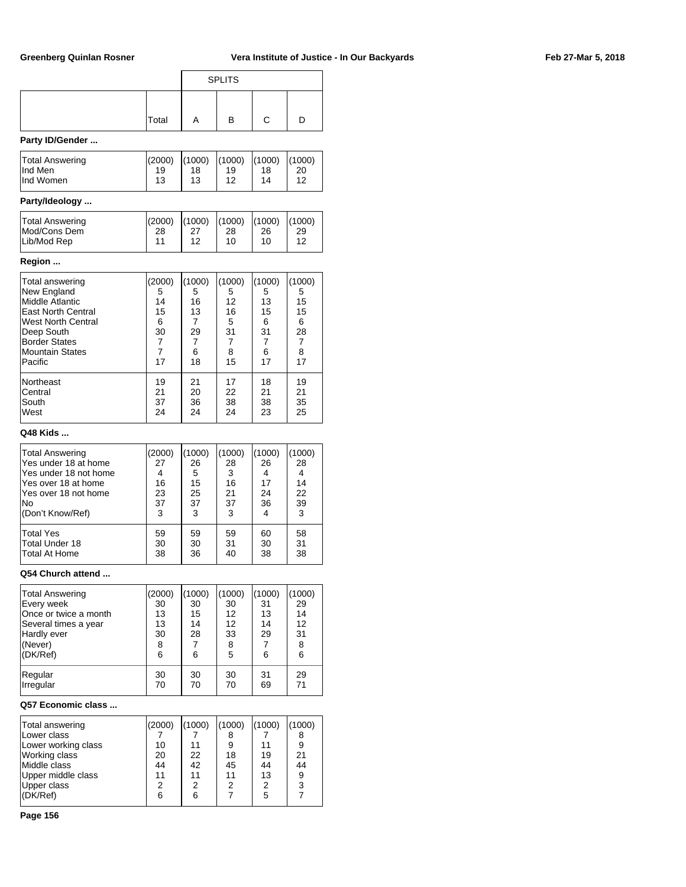| | Total | SPLITS A | B | C | D |
|---|---|---|---|---|---|

**Party ID/Gender ...**

| | Total | A | B | C | D |
|---|---|---|---|---|---|
| Total Answering | (2000) | (1000) | (1000) | (1000) | (1000) |
| Ind Men | 19 | 18 | 19 | 18 | 20 |
| Ind Women | 13 | 13 | 12 | 14 | 12 |

**Party/Ideology ...**

| | Total | A | B | C | D |
|---|---|---|---|---|---|
| Total Answering | (2000) | (1000) | (1000) | (1000) | (1000) |
| Mod/Cons Dem | 28 | 27 | 28 | 26 | 29 |
| Lib/Mod Rep | 11 | 12 | 10 | 10 | 12 |

**Region ...**

| | Total | A | B | C | D |
|---|---|---|---|---|---|
| Total answering | (2000) | (1000) | (1000) | (1000) | (1000) |
| New England | 5 | 5 | 5 | 5 | 5 |
| Middle Atlantic | 14 | 16 | 12 | 13 | 15 |
| East North Central | 15 | 13 | 16 | 15 | 15 |
| West North Central | 6 | 7 | 5 | 6 | 6 |
| Deep South | 30 | 29 | 31 | 31 | 28 |
| Border States | 7 | 7 | 7 | 7 | 7 |
| Mountain States | 7 | 6 | 8 | 6 | 8 |
| Pacific | 17 | 18 | 15 | 17 | 17 |
| Northeast | 19 | 21 | 17 | 18 | 19 |
| Central | 21 | 20 | 22 | 21 | 21 |
| South | 37 | 36 | 38 | 38 | 35 |
| West | 24 | 24 | 24 | 23 | 25 |

**Q48 Kids ...**

| | Total | A | B | C | D |
|---|---|---|---|---|---|
| Total Answering | (2000) | (1000) | (1000) | (1000) | (1000) |
| Yes under 18 at home | 27 | 26 | 28 | 26 | 28 |
| Yes under 18 not home | 4 | 5 | 3 | 4 | 4 |
| Yes over 18 at home | 16 | 15 | 16 | 17 | 14 |
| Yes over 18 not home | 23 | 25 | 21 | 24 | 22 |
| No | 37 | 37 | 37 | 36 | 39 |
| (Don't Know/Ref) | 3 | 3 | 3 | 4 | 3 |
| Total Yes | 59 | 59 | 59 | 60 | 58 |
| Total Under 18 | 30 | 30 | 31 | 30 | 31 |
| Total At Home | 38 | 36 | 40 | 38 | 38 |

**Q54 Church attend ...**

| | Total | A | B | C | D |
|---|---|---|---|---|---|
| Total Answering | (2000) | (1000) | (1000) | (1000) | (1000) |
| Every week | 30 | 30 | 30 | 31 | 29 |
| Once or twice a month | 13 | 15 | 12 | 13 | 14 |
| Several times a year | 13 | 14 | 12 | 14 | 12 |
| Hardly ever | 30 | 28 | 33 | 29 | 31 |
| (Never) | 8 | 7 | 8 | 7 | 8 |
| (DK/Ref) | 6 | 6 | 5 | 6 | 6 |
| Regular | 30 | 30 | 30 | 31 | 29 |
| Irregular | 70 | 70 | 70 | 69 | 71 |

**Q57 Economic class ...**

| | Total | A | B | C | D |
|---|---|---|---|---|---|
| Total answering | (2000) | (1000) | (1000) | (1000) | (1000) |
| Lower class | 7 | 7 | 8 | 7 | 8 |
| Lower working class | 10 | 11 | 9 | 11 | 9 |
| Working class | 20 | 22 | 18 | 19 | 21 |
| Middle class | 44 | 42 | 45 | 44 | 44 |
| Upper middle class | 11 | 11 | 11 | 13 | 9 |
| Upper class | 2 | 2 | 2 | 2 | 3 |
| (DK/Ref) | 6 | 6 | 7 | 5 | 7 |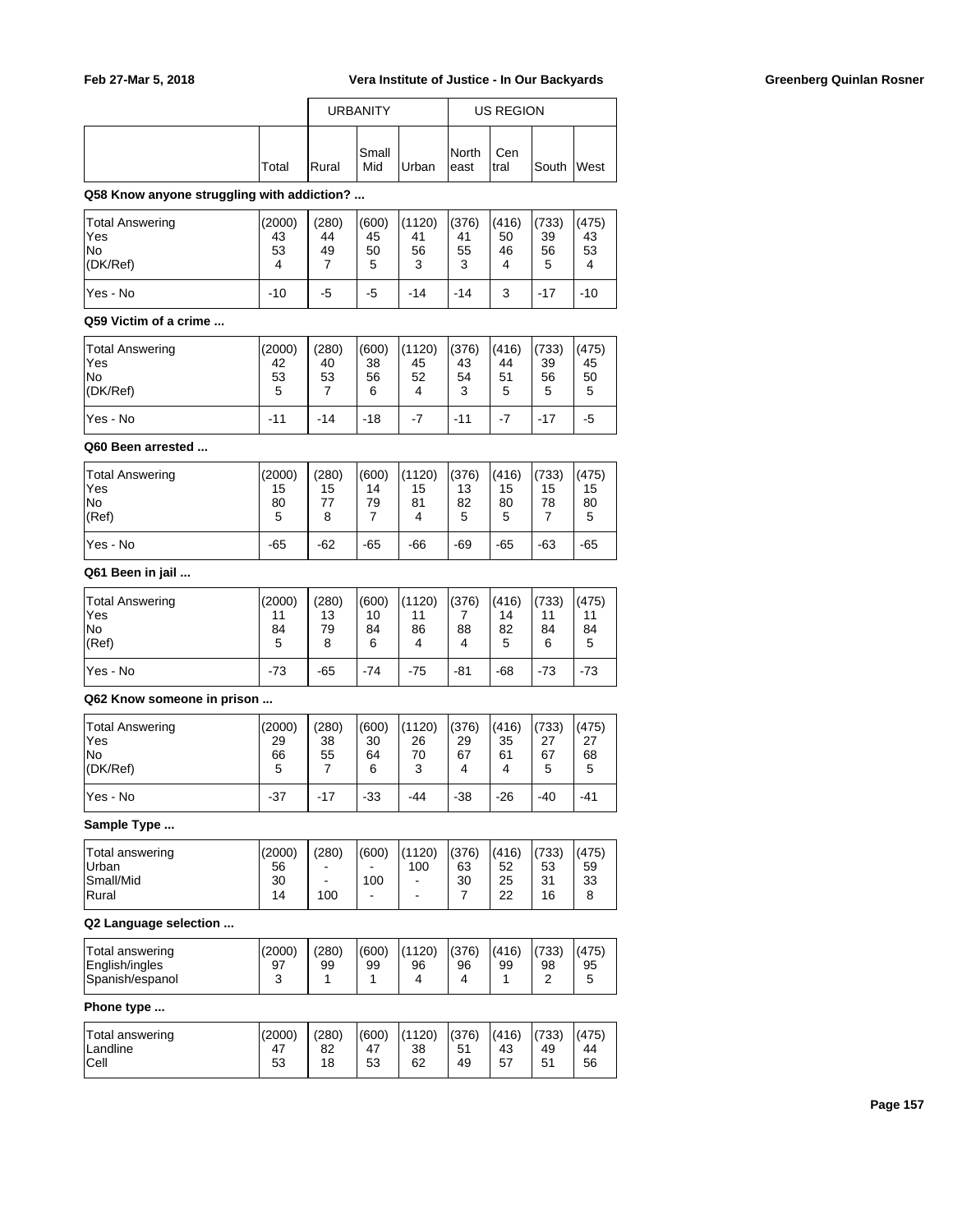| | Total | URBANITY | | | US REGION | | | |
|---|---|---|---|---|---|---|---|---|
| | | Rural | Small Mid | Urban | North east | Cen tral | South | West |

### Q58 Know anyone struggling with addiction? ...

| | Total | Rural | Small Mid | Urban | North east | Cen tral | South | West |
|---|---|---|---|---|---|---|---|---|
| Total Answering | (2000) | (280) | (600) | (1120) | (376) | (416) | (733) | (475) |
| Yes | 43 | 44 | 45 | 41 | 41 | 50 | 39 | 43 |
| No | 53 | 49 | 50 | 56 | 55 | 46 | 56 | 53 |
| (DK/Ref) | 4 | 7 | 5 | 3 | 3 | 4 | 5 | 4 |
| Yes - No | -10 | -5 | -5 | -14 | -14 | 3 | -17 | -10 |

### Q59 Victim of a crime ...

| | Total | Rural | Small Mid | Urban | North east | Cen tral | South | West |
|---|---|---|---|---|---|---|---|---|
| Total Answering | (2000) | (280) | (600) | (1120) | (376) | (416) | (733) | (475) |
| Yes | 42 | 40 | 38 | 45 | 43 | 44 | 39 | 45 |
| No | 53 | 53 | 56 | 52 | 54 | 51 | 56 | 50 |
| (DK/Ref) | 5 | 7 | 6 | 4 | 3 | 5 | 5 | 5 |
| Yes - No | -11 | -14 | -18 | -7 | -11 | -7 | -17 | -5 |

### Q60 Been arrested ...

| | Total | Rural | Small Mid | Urban | North east | Cen tral | South | West |
|---|---|---|---|---|---|---|---|---|
| Total Answering | (2000) | (280) | (600) | (1120) | (376) | (416) | (733) | (475) |
| Yes | 15 | 15 | 14 | 15 | 13 | 15 | 15 | 15 |
| No | 80 | 77 | 79 | 81 | 82 | 80 | 78 | 80 |
| (Ref) | 5 | 8 | 7 | 4 | 5 | 5 | 7 | 5 |
| Yes - No | -65 | -62 | -65 | -66 | -69 | -65 | -63 | -65 |

### Q61 Been in jail ...

| | Total | Rural | Small Mid | Urban | North east | Cen tral | South | West |
|---|---|---|---|---|---|---|---|---|
| Total Answering | (2000) | (280) | (600) | (1120) | (376) | (416) | (733) | (475) |
| Yes | 11 | 13 | 10 | 11 | 7 | 14 | 11 | 11 |
| No | 84 | 79 | 84 | 86 | 88 | 82 | 84 | 84 |
| (Ref) | 5 | 8 | 6 | 4 | 4 | 5 | 6 | 5 |
| Yes - No | -73 | -65 | -74 | -75 | -81 | -68 | -73 | -73 |

### Q62 Know someone in prison ...

| | Total | Rural | Small Mid | Urban | North east | Cen tral | South | West |
|---|---|---|---|---|---|---|---|---|
| Total Answering | (2000) | (280) | (600) | (1120) | (376) | (416) | (733) | (475) |
| Yes | 29 | 38 | 30 | 26 | 29 | 35 | 27 | 27 |
| No | 66 | 55 | 64 | 70 | 67 | 61 | 67 | 68 |
| (DK/Ref) | 5 | 7 | 6 | 3 | 4 | 4 | 5 | 5 |
| Yes - No | -37 | -17 | -33 | -44 | -38 | -26 | -40 | -41 |

### Sample Type ...

| | Total | Rural | Small Mid | Urban | North east | Cen tral | South | West |
|---|---|---|---|---|---|---|---|---|
| Total answering | (2000) | (280) | (600) | (1120) | (376) | (416) | (733) | (475) |
| Urban | 56 | - | - | 100 | 63 | 52 | 53 | 59 |
| Small/Mid | 30 | - | 100 | - | 30 | 25 | 31 | 33 |
| Rural | 14 | 100 | - | - | 7 | 22 | 16 | 8 |

### Q2 Language selection ...

| | Total | Rural | Small Mid | Urban | North east | Cen tral | South | West |
|---|---|---|---|---|---|---|---|---|
| Total answering | (2000) | (280) | (600) | (1120) | (376) | (416) | (733) | (475) |
| English/ingles | 97 | 99 | 99 | 96 | 96 | 99 | 98 | 95 |
| Spanish/espanol | 3 | 1 | 1 | 4 | 4 | 1 | 2 | 5 |

### Phone type ...

| | Total | Rural | Small Mid | Urban | North east | Cen tral | South | West |
|---|---|---|---|---|---|---|---|---|
| Total answering | (2000) | (280) | (600) | (1120) | (376) | (416) | (733) | (475) |
| Landline | 47 | 82 | 47 | 38 | 51 | 43 | 49 | 44 |
| Cell | 53 | 18 | 53 | 62 | 49 | 57 | 51 | 56 |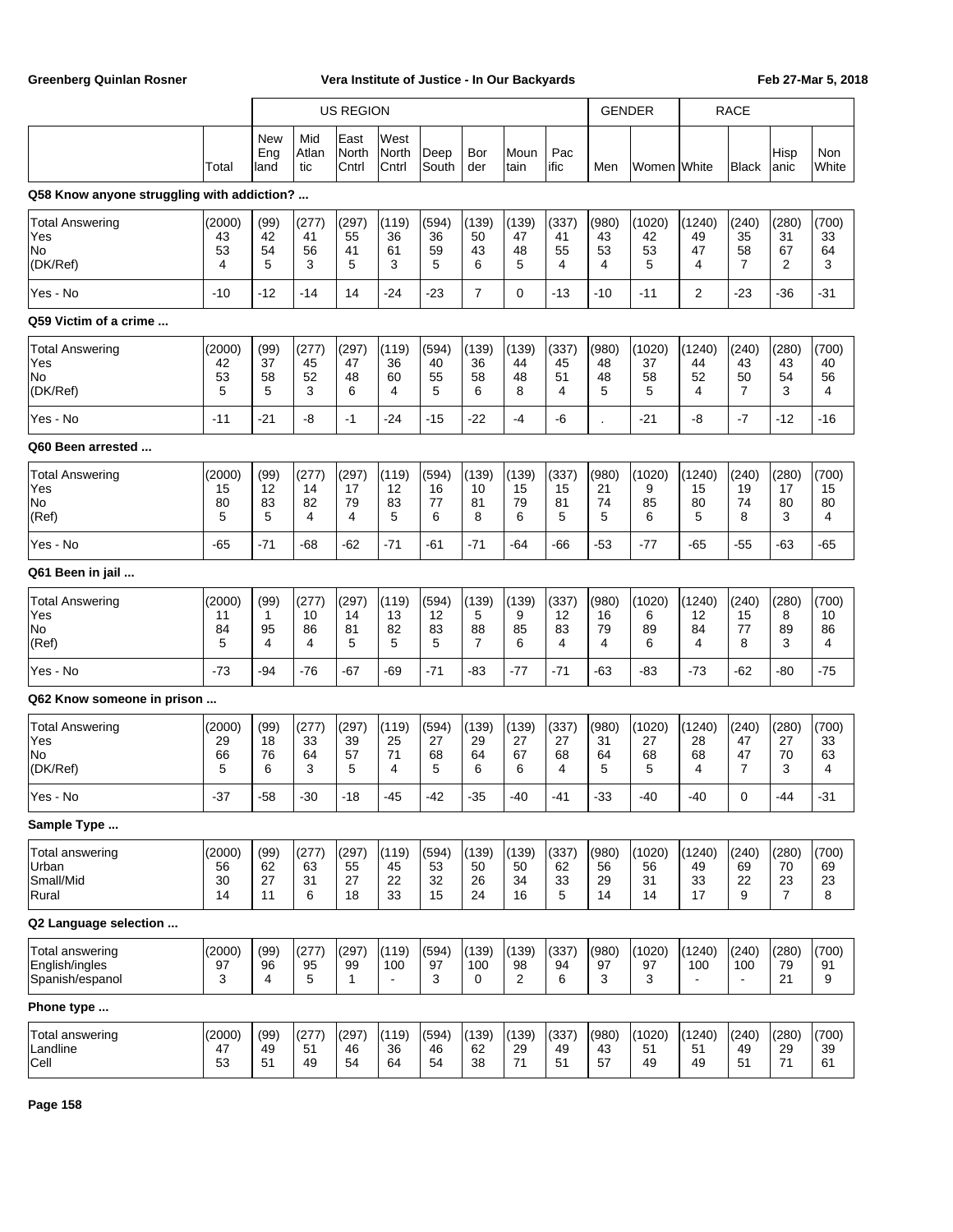|  | Total | US REGION |  |  |  |  |  |  |  | GENDER |  | RACE |  |  |  |
|---|---|---|---|---|---|---|---|---|---|---|---|---|---|---|---|
|  |  | New England | Mid Atlantic | East North Cntrl | West North Cntrl | Deep South | Border | Mountain | Pacific | Men | Women | White | Black | Hispanic | Non White |

**Q58 Know anyone struggling with addiction? ...**

|  | Total | New England | Mid Atlantic | East North Cntrl | West North Cntrl | Deep South | Border | Mountain | Pacific | Men | Women | White | Black | Hispanic | Non White |
|---|---|---|---|---|---|---|---|---|---|---|---|---|---|---|---|
| Total Answering | (2000) | (99) | (277) | (297) | (119) | (594) | (139) | (139) | (337) | (980) | (1020) | (1240) | (240) | (280) | (700) |
| Yes | 43 | 42 | 41 | 55 | 36 | 36 | 50 | 47 | 41 | 43 | 42 | 49 | 35 | 31 | 33 |
| No | 53 | 54 | 56 | 41 | 61 | 59 | 43 | 48 | 55 | 53 | 53 | 47 | 58 | 67 | 64 |
| (DK/Ref) | 4 | 5 | 3 | 5 | 3 | 5 | 6 | 5 | 4 | 4 | 5 | 4 | 7 | 2 | 3 |
| Yes - No | -10 | -12 | -14 | 14 | -24 | -23 | 7 | 0 | -13 | -10 | -11 | 2 | -23 | -36 | -31 |

**Q59 Victim of a crime ...**

|  | Total | New England | Mid Atlantic | East North Cntrl | West North Cntrl | Deep South | Border | Mountain | Pacific | Men | Women | White | Black | Hispanic | Non White |
|---|---|---|---|---|---|---|---|---|---|---|---|---|---|---|---|
| Total Answering | (2000) | (99) | (277) | (297) | (119) | (594) | (139) | (139) | (337) | (980) | (1020) | (1240) | (240) | (280) | (700) |
| Yes | 42 | 37 | 45 | 47 | 36 | 40 | 36 | 44 | 45 | 48 | 37 | 44 | 43 | 43 | 40 |
| No | 53 | 58 | 52 | 48 | 60 | 55 | 58 | 48 | 51 | 48 | 58 | 52 | 50 | 54 | 56 |
| (DK/Ref) | 5 | 5 | 3 | 6 | 4 | 5 | 6 | 8 | 4 | 5 | 5 | 4 | 7 | 3 | 4 |
| Yes - No | -11 | -21 | -8 | -1 | -24 | -15 | -22 | -4 | -6 | . | -21 | -8 | -7 | -12 | -16 |

**Q60 Been arrested ...**

|  | Total | New England | Mid Atlantic | East North Cntrl | West North Cntrl | Deep South | Border | Mountain | Pacific | Men | Women | White | Black | Hispanic | Non White |
|---|---|---|---|---|---|---|---|---|---|---|---|---|---|---|---|
| Total Answering | (2000) | (99) | (277) | (297) | (119) | (594) | (139) | (139) | (337) | (980) | (1020) | (1240) | (240) | (280) | (700) |
| Yes | 15 | 12 | 14 | 17 | 12 | 16 | 10 | 15 | 15 | 21 | 9 | 15 | 19 | 17 | 15 |
| No | 80 | 83 | 82 | 79 | 83 | 77 | 81 | 79 | 81 | 74 | 85 | 80 | 74 | 80 | 80 |
| (Ref) | 5 | 5 | 4 | 4 | 5 | 6 | 8 | 6 | 5 | 5 | 6 | 5 | 8 | 3 | 4 |
| Yes - No | -65 | -71 | -68 | -62 | -71 | -61 | -71 | -64 | -66 | -53 | -77 | -65 | -55 | -63 | -65 |

**Q61 Been in jail ...**

|  | Total | New England | Mid Atlantic | East North Cntrl | West North Cntrl | Deep South | Border | Mountain | Pacific | Men | Women | White | Black | Hispanic | Non White |
|---|---|---|---|---|---|---|---|---|---|---|---|---|---|---|---|
| Total Answering | (2000) | (99) | (277) | (297) | (119) | (594) | (139) | (139) | (337) | (980) | (1020) | (1240) | (240) | (280) | (700) |
| Yes | 11 | 1 | 10 | 14 | 13 | 12 | 5 | 9 | 12 | 16 | 6 | 12 | 15 | 8 | 10 |
| No | 84 | 95 | 86 | 81 | 82 | 83 | 88 | 85 | 83 | 79 | 89 | 84 | 77 | 89 | 86 |
| (Ref) | 5 | 4 | 4 | 5 | 5 | 5 | 7 | 6 | 4 | 4 | 6 | 4 | 8 | 3 | 4 |
| Yes - No | -73 | -94 | -76 | -67 | -69 | -71 | -83 | -77 | -71 | -63 | -83 | -73 | -62 | -80 | -75 |

**Q62 Know someone in prison ...**

|  | Total | New England | Mid Atlantic | East North Cntrl | West North Cntrl | Deep South | Border | Mountain | Pacific | Men | Women | White | Black | Hispanic | Non White |
|---|---|---|---|---|---|---|---|---|---|---|---|---|---|---|---|
| Total Answering | (2000) | (99) | (277) | (297) | (119) | (594) | (139) | (139) | (337) | (980) | (1020) | (1240) | (240) | (280) | (700) |
| Yes | 29 | 18 | 33 | 39 | 25 | 27 | 29 | 27 | 27 | 31 | 27 | 28 | 47 | 27 | 33 |
| No | 66 | 76 | 64 | 57 | 71 | 68 | 64 | 67 | 68 | 64 | 68 | 68 | 47 | 70 | 63 |
| (DK/Ref) | 5 | 6 | 3 | 5 | 4 | 5 | 6 | 6 | 4 | 5 | 5 | 4 | 7 | 3 | 4 |
| Yes - No | -37 | -58 | -30 | -18 | -45 | -42 | -35 | -40 | -41 | -33 | -40 | -40 | 0 | -44 | -31 |

**Sample Type ...**

|  | Total | New England | Mid Atlantic | East North Cntrl | West North Cntrl | Deep South | Border | Mountain | Pacific | Men | Women | White | Black | Hispanic | Non White |
|---|---|---|---|---|---|---|---|---|---|---|---|---|---|---|---|
| Total answering | (2000) | (99) | (277) | (297) | (119) | (594) | (139) | (139) | (337) | (980) | (1020) | (1240) | (240) | (280) | (700) |
| Urban | 56 | 62 | 63 | 55 | 45 | 53 | 50 | 50 | 62 | 56 | 56 | 49 | 69 | 70 | 69 |
| Small/Mid | 30 | 27 | 31 | 27 | 22 | 32 | 26 | 34 | 33 | 29 | 31 | 33 | 22 | 23 | 23 |
| Rural | 14 | 11 | 6 | 18 | 33 | 15 | 24 | 16 | 5 | 14 | 14 | 17 | 9 | 7 | 8 |

**Q2 Language selection ...**

|  | Total | New England | Mid Atlantic | East North Cntrl | West North Cntrl | Deep South | Border | Mountain | Pacific | Men | Women | White | Black | Hispanic | Non White |
|---|---|---|---|---|---|---|---|---|---|---|---|---|---|---|---|
| Total answering | (2000) | (99) | (277) | (297) | (119) | (594) | (139) | (139) | (337) | (980) | (1020) | (1240) | (240) | (280) | (700) |
| English/ingles | 97 | 96 | 95 | 99 | 100 | 97 | 100 | 98 | 94 | 97 | 97 | 100 | 100 | 79 | 91 |
| Spanish/espanol | 3 | 4 | 5 | 1 | - | 3 | 0 | 2 | 6 | 3 | 3 | - | - | 21 | 9 |

**Phone type ...**

|  | Total | New England | Mid Atlantic | East North Cntrl | West North Cntrl | Deep South | Border | Mountain | Pacific | Men | Women | White | Black | Hispanic | Non White |
|---|---|---|---|---|---|---|---|---|---|---|---|---|---|---|---|
| Total answering | (2000) | (99) | (277) | (297) | (119) | (594) | (139) | (139) | (337) | (980) | (1020) | (1240) | (240) | (280) | (700) |
| Landline | 47 | 49 | 51 | 46 | 36 | 46 | 62 | 29 | 49 | 43 | 51 | 51 | 49 | 29 | 39 |
| Cell | 53 | 51 | 49 | 54 | 64 | 54 | 38 | 71 | 51 | 57 | 49 | 49 | 51 | 71 | 61 |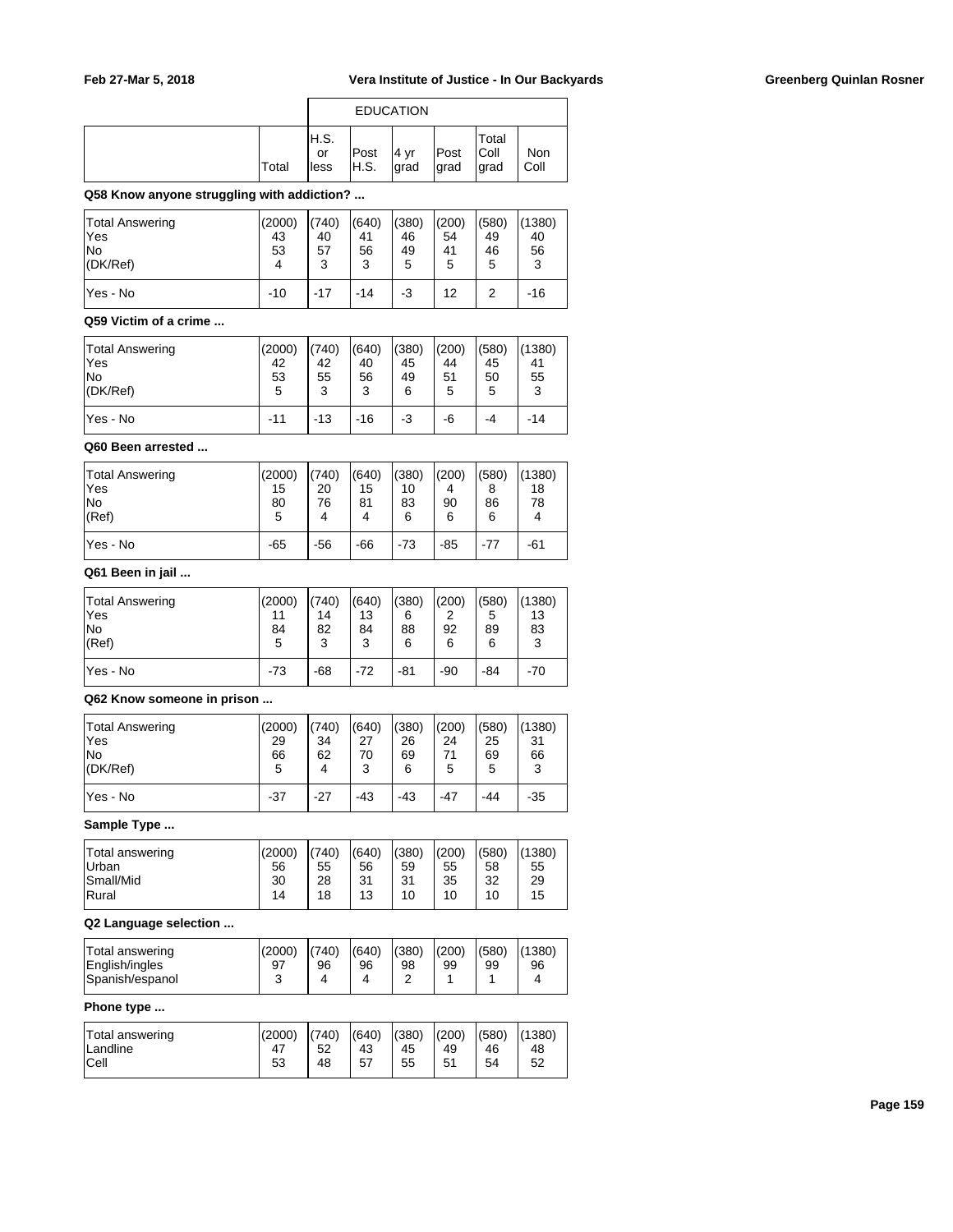| | Total | EDUCATION H.S. or less | Post H.S. | 4 yr grad | Post grad | Total Coll grad | Non Coll |
|---|---|---|---|---|---|---|---|

**Q58 Know anyone struggling with addiction? ...**

| | Total | H.S. or less | Post H.S. | 4 yr grad | Post grad | Total Coll grad | Non Coll |
|---|---|---|---|---|---|---|---|
| Total Answering | (2000) | (740) | (640) | (380) | (200) | (580) | (1380) |
| Yes | 43 | 40 | 41 | 46 | 54 | 49 | 40 |
| No | 53 | 57 | 56 | 49 | 41 | 46 | 56 |
| (DK/Ref) | 4 | 3 | 3 | 5 | 5 | 5 | 3 |
| Yes - No | -10 | -17 | -14 | -3 | 12 | 2 | -16 |

**Q59 Victim of a crime ...**

| | Total | H.S. or less | Post H.S. | 4 yr grad | Post grad | Total Coll grad | Non Coll |
|---|---|---|---|---|---|---|---|
| Total Answering | (2000) | (740) | (640) | (380) | (200) | (580) | (1380) |
| Yes | 42 | 42 | 40 | 45 | 44 | 45 | 41 |
| No | 53 | 55 | 56 | 49 | 51 | 50 | 55 |
| (DK/Ref) | 5 | 3 | 3 | 6 | 5 | 5 | 3 |
| Yes - No | -11 | -13 | -16 | -3 | -6 | -4 | -14 |

**Q60 Been arrested ...**

| | Total | H.S. or less | Post H.S. | 4 yr grad | Post grad | Total Coll grad | Non Coll |
|---|---|---|---|---|---|---|---|
| Total Answering | (2000) | (740) | (640) | (380) | (200) | (580) | (1380) |
| Yes | 15 | 20 | 15 | 10 | 4 | 8 | 18 |
| No | 80 | 76 | 81 | 83 | 90 | 86 | 78 |
| (Ref) | 5 | 4 | 4 | 6 | 6 | 6 | 4 |
| Yes - No | -65 | -56 | -66 | -73 | -85 | -77 | -61 |

**Q61 Been in jail ...**

| | Total | H.S. or less | Post H.S. | 4 yr grad | Post grad | Total Coll grad | Non Coll |
|---|---|---|---|---|---|---|---|
| Total Answering | (2000) | (740) | (640) | (380) | (200) | (580) | (1380) |
| Yes | 11 | 14 | 13 | 6 | 2 | 5 | 13 |
| No | 84 | 82 | 84 | 88 | 92 | 89 | 83 |
| (Ref) | 5 | 3 | 3 | 6 | 6 | 6 | 3 |
| Yes - No | -73 | -68 | -72 | -81 | -90 | -84 | -70 |

**Q62 Know someone in prison ...**

| | Total | H.S. or less | Post H.S. | 4 yr grad | Post grad | Total Coll grad | Non Coll |
|---|---|---|---|---|---|---|---|
| Total Answering | (2000) | (740) | (640) | (380) | (200) | (580) | (1380) |
| Yes | 29 | 34 | 27 | 26 | 24 | 25 | 31 |
| No | 66 | 62 | 70 | 69 | 71 | 69 | 66 |
| (DK/Ref) | 5 | 4 | 3 | 6 | 5 | 5 | 3 |
| Yes - No | -37 | -27 | -43 | -43 | -47 | -44 | -35 |

**Sample Type ...**

| | Total | H.S. or less | Post H.S. | 4 yr grad | Post grad | Total Coll grad | Non Coll |
|---|---|---|---|---|---|---|---|
| Total answering | (2000) | (740) | (640) | (380) | (200) | (580) | (1380) |
| Urban | 56 | 55 | 56 | 59 | 55 | 58 | 55 |
| Small/Mid | 30 | 28 | 31 | 31 | 35 | 32 | 29 |
| Rural | 14 | 18 | 13 | 10 | 10 | 10 | 15 |

**Q2 Language selection ...**

| | Total | H.S. or less | Post H.S. | 4 yr grad | Post grad | Total Coll grad | Non Coll |
|---|---|---|---|---|---|---|---|
| Total answering | (2000) | (740) | (640) | (380) | (200) | (580) | (1380) |
| English/ingles | 97 | 96 | 96 | 98 | 99 | 99 | 96 |
| Spanish/espanol | 3 | 4 | 4 | 2 | 1 | 1 | 4 |

**Phone type ...**

| | Total | H.S. or less | Post H.S. | 4 yr grad | Post grad | Total Coll grad | Non Coll |
|---|---|---|---|---|---|---|---|
| Total answering | (2000) | (740) | (640) | (380) | (200) | (580) | (1380) |
| Landline | 47 | 52 | 43 | 45 | 49 | 46 | 48 |
| Cell | 53 | 48 | 57 | 55 | 51 | 54 | 52 |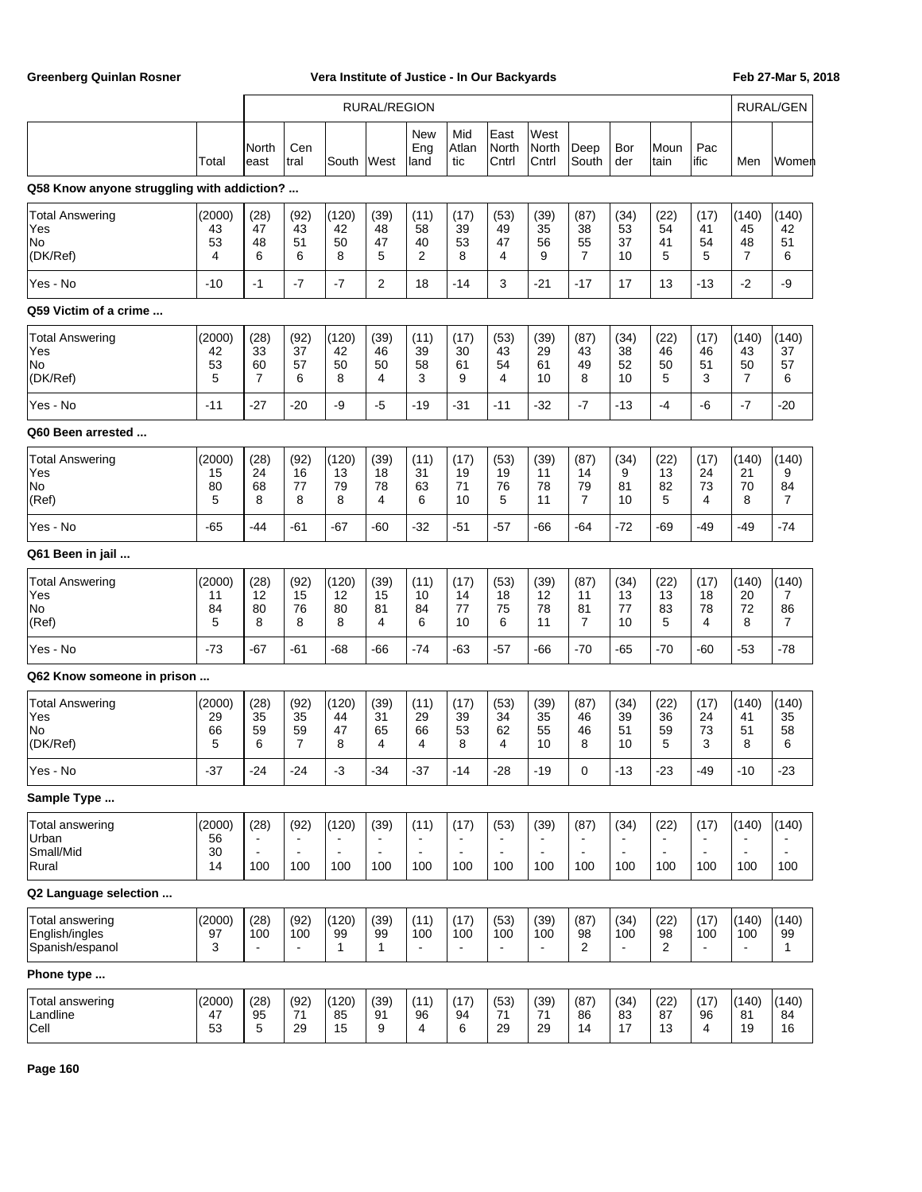| | | RURAL/REGION | | | | | | | | | | | | | RURAL/GEN | |
|---|---|---|---|---|---|---|---|---|---|---|---|---|---|---|---|---|
| | Total | North east | Cen tral | South | West | New Eng land | Mid Atlan tic | East North Cntrl | West North Cntrl | Deep South | Bor der | Moun tain | Pac ific | Men | Women |

**Q58 Know anyone struggling with addiction? ...**

| | Total | North east | Cen tral | South | West | New Eng land | Mid Atlan tic | East North Cntrl | West North Cntrl | Deep South | Bor der | Moun tain | Pac ific | Men | Women |
|---|---|---|---|---|---|---|---|---|---|---|---|---|---|---|---|
| Total Answering | (2000) | (28) | (92) | (120) | (39) | (11) | (17) | (53) | (39) | (87) | (34) | (22) | (17) | (140) | (140) |
| Yes | 43 | 47 | 43 | 42 | 48 | 58 | 39 | 49 | 35 | 38 | 53 | 54 | 41 | 45 | 42 |
| No | 53 | 48 | 51 | 50 | 47 | 40 | 53 | 47 | 56 | 55 | 37 | 41 | 54 | 48 | 51 |
| (DK/Ref) | 4 | 6 | 6 | 8 | 5 | 2 | 8 | 4 | 9 | 7 | 10 | 5 | 5 | 7 | 6 |
| Yes - No | -10 | -1 | -7 | -7 | 2 | 18 | -14 | 3 | -21 | -17 | 17 | 13 | -13 | -2 | -9 |

**Q59 Victim of a crime ...**

| | Total | North east | Cen tral | South | West | New Eng land | Mid Atlan tic | East North Cntrl | West North Cntrl | Deep South | Bor der | Moun tain | Pac ific | Men | Women |
|---|---|---|---|---|---|---|---|---|---|---|---|---|---|---|---|
| Total Answering | (2000) | (28) | (92) | (120) | (39) | (11) | (17) | (53) | (39) | (87) | (34) | (22) | (17) | (140) | (140) |
| Yes | 42 | 33 | 37 | 42 | 46 | 39 | 30 | 43 | 29 | 43 | 38 | 46 | 46 | 43 | 37 |
| No | 53 | 60 | 57 | 50 | 50 | 58 | 61 | 54 | 61 | 49 | 52 | 50 | 51 | 50 | 57 |
| (DK/Ref) | 5 | 7 | 6 | 8 | 4 | 3 | 9 | 4 | 10 | 8 | 10 | 5 | 3 | 7 | 6 |
| Yes - No | -11 | -27 | -20 | -9 | -5 | -19 | -31 | -11 | -32 | -7 | -13 | -4 | -6 | -7 | -20 |

**Q60 Been arrested ...**

| | Total | North east | Cen tral | South | West | New Eng land | Mid Atlan tic | East North Cntrl | West North Cntrl | Deep South | Bor der | Moun tain | Pac ific | Men | Women |
|---|---|---|---|---|---|---|---|---|---|---|---|---|---|---|---|
| Total Answering | (2000) | (28) | (92) | (120) | (39) | (11) | (17) | (53) | (39) | (87) | (34) | (22) | (17) | (140) | (140) |
| Yes | 15 | 24 | 16 | 13 | 18 | 31 | 19 | 19 | 11 | 14 | 9 | 13 | 24 | 21 | 9 |
| No | 80 | 68 | 77 | 79 | 78 | 63 | 71 | 76 | 78 | 79 | 81 | 82 | 73 | 70 | 84 |
| (Ref) | 5 | 8 | 8 | 8 | 4 | 6 | 10 | 5 | 11 | 7 | 10 | 5 | 4 | 8 | 7 |
| Yes - No | -65 | -44 | -61 | -67 | -60 | -32 | -51 | -57 | -66 | -64 | -72 | -69 | -49 | -49 | -74 |

**Q61 Been in jail ...**

| | Total | North east | Cen tral | South | West | New Eng land | Mid Atlan tic | East North Cntrl | West North Cntrl | Deep South | Bor der | Moun tain | Pac ific | Men | Women |
|---|---|---|---|---|---|---|---|---|---|---|---|---|---|---|---|
| Total Answering | (2000) | (28) | (92) | (120) | (39) | (11) | (17) | (53) | (39) | (87) | (34) | (22) | (17) | (140) | (140) |
| Yes | 11 | 12 | 15 | 12 | 15 | 10 | 14 | 18 | 12 | 11 | 13 | 13 | 18 | 20 | 7 |
| No | 84 | 80 | 76 | 80 | 81 | 84 | 77 | 75 | 78 | 81 | 77 | 83 | 78 | 72 | 86 |
| (Ref) | 5 | 8 | 8 | 8 | 4 | 6 | 10 | 6 | 11 | 7 | 10 | 5 | 4 | 8 | 7 |
| Yes - No | -73 | -67 | -61 | -68 | -66 | -74 | -63 | -57 | -66 | -70 | -65 | -70 | -60 | -53 | -78 |

**Q62 Know someone in prison ...**

| | Total | North east | Cen tral | South | West | New Eng land | Mid Atlan tic | East North Cntrl | West North Cntrl | Deep South | Bor der | Moun tain | Pac ific | Men | Women |
|---|---|---|---|---|---|---|---|---|---|---|---|---|---|---|---|
| Total Answering | (2000) | (28) | (92) | (120) | (39) | (11) | (17) | (53) | (39) | (87) | (34) | (22) | (17) | (140) | (140) |
| Yes | 29 | 35 | 35 | 44 | 31 | 29 | 39 | 34 | 35 | 46 | 39 | 36 | 24 | 41 | 35 |
| No | 66 | 59 | 59 | 47 | 65 | 66 | 53 | 62 | 55 | 46 | 51 | 59 | 73 | 51 | 58 |
| (DK/Ref) | 5 | 6 | 7 | 8 | 4 | 4 | 8 | 4 | 10 | 8 | 10 | 5 | 3 | 8 | 6 |
| Yes - No | -37 | -24 | -24 | -3 | -34 | -37 | -14 | -28 | -19 | 0 | -13 | -23 | -49 | -10 | -23 |

**Sample Type ...**

| | Total | North east | Cen tral | South | West | New Eng land | Mid Atlan tic | East North Cntrl | West North Cntrl | Deep South | Bor der | Moun tain | Pac ific | Men | Women |
|---|---|---|---|---|---|---|---|---|---|---|---|---|---|---|---|
| Total answering | (2000) | (28) | (92) | (120) | (39) | (11) | (17) | (53) | (39) | (87) | (34) | (22) | (17) | (140) | (140) |
| Urban | 56 | - | - | - | - | - | - | - | - | - | - | - | - | - | - |
| Small/Mid | 30 | - | - | - | - | - | - | - | - | - | - | - | - | - | - |
| Rural | 14 | 100 | 100 | 100 | 100 | 100 | 100 | 100 | 100 | 100 | 100 | 100 | 100 | 100 | 100 |

**Q2 Language selection ...**

| | Total | North east | Cen tral | South | West | New Eng land | Mid Atlan tic | East North Cntrl | West North Cntrl | Deep South | Bor der | Moun tain | Pac ific | Men | Women |
|---|---|---|---|---|---|---|---|---|---|---|---|---|---|---|---|
| Total answering | (2000) | (28) | (92) | (120) | (39) | (11) | (17) | (53) | (39) | (87) | (34) | (22) | (17) | (140) | (140) |
| English/ingles | 97 | 100 | 100 | 99 | 99 | 100 | 100 | 100 | 100 | 98 | 100 | 98 | 100 | 100 | 99 |
| Spanish/espanol | 3 | - | - | 1 | 1 | - | - | - | - | 2 | - | 2 | - | - | 1 |

**Phone type ...**

| | Total | North east | Cen tral | South | West | New Eng land | Mid Atlan tic | East North Cntrl | West North Cntrl | Deep South | Bor der | Moun tain | Pac ific | Men | Women |
|---|---|---|---|---|---|---|---|---|---|---|---|---|---|---|---|
| Total answering | (2000) | (28) | (92) | (120) | (39) | (11) | (17) | (53) | (39) | (87) | (34) | (22) | (17) | (140) | (140) |
| Landline | 47 | 95 | 71 | 85 | 91 | 96 | 94 | 71 | 71 | 86 | 83 | 87 | 96 | 81 | 84 |
| Cell | 53 | 5 | 29 | 15 | 9 | 4 | 6 | 29 | 29 | 14 | 17 | 13 | 4 | 19 | 16 |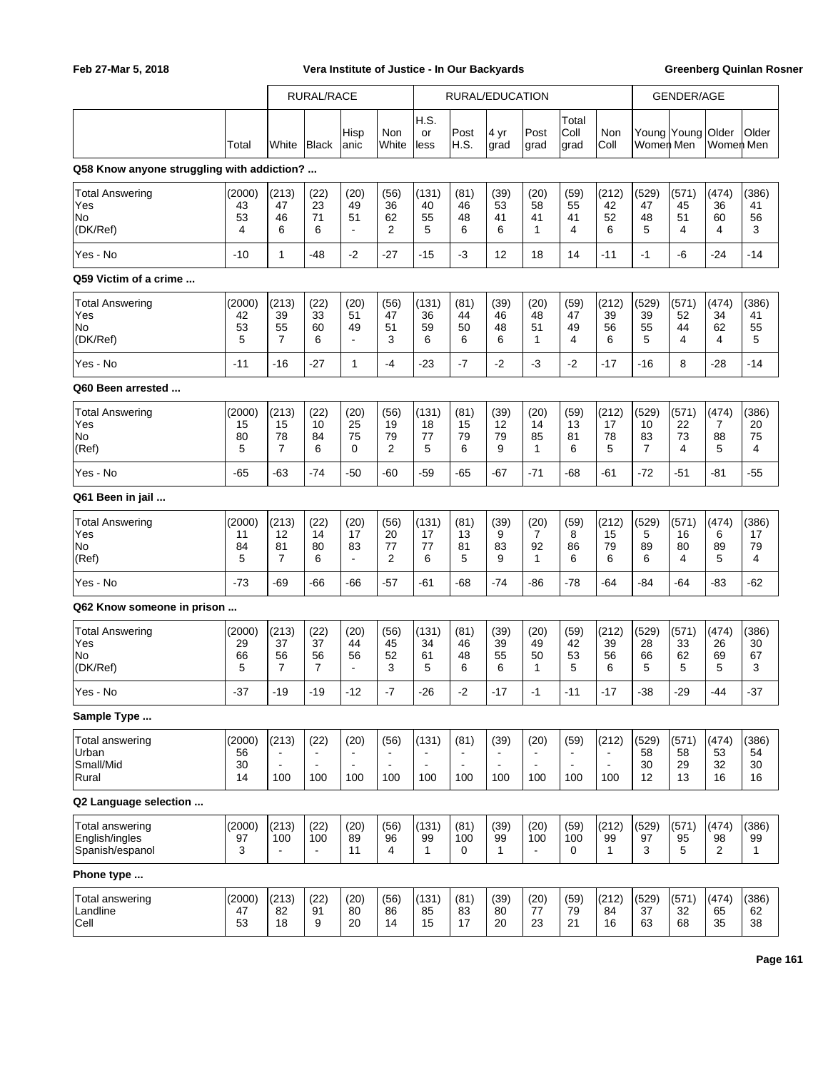| | Total | RURAL/RACE | | | | RURAL/EDUCATION | | | | | | GENDER/AGE | | | |
|---|---|---|---|---|---|---|---|---|---|---|---|---|---|---|---|
| | | White | Black | Hisp anic | Non White | H.S. or less | Post H.S. | 4 yr grad | Post grad | Total Coll grad | Non Coll | Young Women | Young Men | Older Women | Older Men |

**Q58 Know anyone struggling with addiction? ...**

| | Total | White | Black | Hispanic | Non White | H.S. or less | Post H.S. | 4 yr grad | Post grad | Total Coll grad | Non Coll | Young Women | Young Men | Older Women | Older Men |
|---|---|---|---|---|---|---|---|---|---|---|---|---|---|---|---|
| Total Answering | (2000) | (213) | (22) | (20) | (56) | (131) | (81) | (39) | (20) | (59) | (212) | (529) | (571) | (474) | (386) |
| Yes | 43 | 47 | 23 | 49 | 36 | 40 | 46 | 53 | 58 | 55 | 42 | 47 | 45 | 36 | 41 |
| No | 53 | 46 | 71 | 51 | 62 | 55 | 48 | 41 | 41 | 41 | 52 | 48 | 51 | 60 | 56 |
| (DK/Ref) | 4 | 6 | 6 | - | 2 | 5 | 6 | 6 | 1 | 4 | 6 | 5 | 4 | 4 | 3 |
| Yes - No | -10 | 1 | -48 | -2 | -27 | -15 | -3 | 12 | 18 | 14 | -11 | -1 | -6 | -24 | -14 |

**Q59 Victim of a crime ...**

| | Total | White | Black | Hispanic | Non White | H.S. or less | Post H.S. | 4 yr grad | Post grad | Total Coll grad | Non Coll | Young Women | Young Men | Older Women | Older Men |
|---|---|---|---|---|---|---|---|---|---|---|---|---|---|---|---|
| Total Answering | (2000) | (213) | (22) | (20) | (56) | (131) | (81) | (39) | (20) | (59) | (212) | (529) | (571) | (474) | (386) |
| Yes | 42 | 39 | 33 | 51 | 47 | 36 | 44 | 46 | 48 | 47 | 39 | 39 | 52 | 34 | 41 |
| No | 53 | 55 | 60 | 49 | 51 | 59 | 50 | 48 | 51 | 49 | 56 | 55 | 44 | 62 | 55 |
| (DK/Ref) | 5 | 7 | 6 | - | 3 | 6 | 6 | 6 | 1 | 4 | 6 | 5 | 4 | 4 | 5 |
| Yes - No | -11 | -16 | -27 | 1 | -4 | -23 | -7 | -2 | -3 | -2 | -17 | -16 | 8 | -28 | -14 |

**Q60 Been arrested ...**

| | Total | White | Black | Hispanic | Non White | H.S. or less | Post H.S. | 4 yr grad | Post grad | Total Coll grad | Non Coll | Young Women | Young Men | Older Women | Older Men |
|---|---|---|---|---|---|---|---|---|---|---|---|---|---|---|---|
| Total Answering | (2000) | (213) | (22) | (20) | (56) | (131) | (81) | (39) | (20) | (59) | (212) | (529) | (571) | (474) | (386) |
| Yes | 15 | 15 | 10 | 25 | 19 | 18 | 15 | 12 | 14 | 13 | 17 | 10 | 22 | 7 | 20 |
| No | 80 | 78 | 84 | 75 | 79 | 77 | 79 | 79 | 85 | 81 | 78 | 83 | 73 | 88 | 75 |
| (Ref) | 5 | 7 | 6 | 0 | 2 | 5 | 6 | 9 | 1 | 6 | 5 | 7 | 4 | 5 | 4 |
| Yes - No | -65 | -63 | -74 | -50 | -60 | -59 | -65 | -67 | -71 | -68 | -61 | -72 | -51 | -81 | -55 |

**Q61 Been in jail ...**

| | Total | White | Black | Hispanic | Non White | H.S. or less | Post H.S. | 4 yr grad | Post grad | Total Coll grad | Non Coll | Young Women | Young Men | Older Women | Older Men |
|---|---|---|---|---|---|---|---|---|---|---|---|---|---|---|---|
| Total Answering | (2000) | (213) | (22) | (20) | (56) | (131) | (81) | (39) | (20) | (59) | (212) | (529) | (571) | (474) | (386) |
| Yes | 11 | 12 | 14 | 17 | 20 | 17 | 13 | 9 | 7 | 8 | 15 | 5 | 16 | 6 | 17 |
| No | 84 | 81 | 80 | 83 | 77 | 77 | 81 | 83 | 92 | 86 | 79 | 89 | 80 | 89 | 79 |
| (Ref) | 5 | 7 | 6 | - | 2 | 6 | 5 | 9 | 1 | 6 | 6 | 6 | 4 | 5 | 4 |
| Yes - No | -73 | -69 | -66 | -66 | -57 | -61 | -68 | -74 | -86 | -78 | -64 | -84 | -64 | -83 | -62 |

**Q62 Know someone in prison ...**

| | Total | White | Black | Hispanic | Non White | H.S. or less | Post H.S. | 4 yr grad | Post grad | Total Coll grad | Non Coll | Young Women | Young Men | Older Women | Older Men |
|---|---|---|---|---|---|---|---|---|---|---|---|---|---|---|---|
| Total Answering | (2000) | (213) | (22) | (20) | (56) | (131) | (81) | (39) | (20) | (59) | (212) | (529) | (571) | (474) | (386) |
| Yes | 29 | 37 | 37 | 44 | 45 | 34 | 46 | 39 | 49 | 42 | 39 | 28 | 33 | 26 | 30 |
| No | 66 | 56 | 56 | 56 | 52 | 61 | 48 | 55 | 50 | 53 | 56 | 66 | 62 | 69 | 67 |
| (DK/Ref) | 5 | 7 | 7 | - | 3 | 5 | 6 | 6 | 1 | 5 | 6 | 5 | 5 | 5 | 3 |
| Yes - No | -37 | -19 | -19 | -12 | -7 | -26 | -2 | -17 | -1 | -11 | -17 | -38 | -29 | -44 | -37 |

**Sample Type ...**

| | Total | White | Black | Hispanic | Non White | H.S. or less | Post H.S. | 4 yr grad | Post grad | Total Coll grad | Non Coll | Young Women | Young Men | Older Women | Older Men |
|---|---|---|---|---|---|---|---|---|---|---|---|---|---|---|---|
| Total answering | (2000) | (213) | (22) | (20) | (56) | (131) | (81) | (39) | (20) | (59) | (212) | (529) | (571) | (474) | (386) |
| Urban | 56 | - | - | - | - | - | - | - | - | - | - | 58 | 58 | 53 | 54 |
| Small/Mid | 30 | - | - | - | - | - | - | - | - | - | - | 30 | 29 | 32 | 30 |
| Rural | 14 | 100 | 100 | 100 | 100 | 100 | 100 | 100 | 100 | 100 | 100 | 12 | 13 | 16 | 16 |

**Q2 Language selection ...**

| | Total | White | Black | Hispanic | Non White | H.S. or less | Post H.S. | 4 yr grad | Post grad | Total Coll grad | Non Coll | Young Women | Young Men | Older Women | Older Men |
|---|---|---|---|---|---|---|---|---|---|---|---|---|---|---|---|
| Total answering | (2000) | (213) | (22) | (20) | (56) | (131) | (81) | (39) | (20) | (59) | (212) | (529) | (571) | (474) | (386) |
| English/ingles | 97 | 100 | 100 | 89 | 96 | 99 | 100 | 99 | 100 | 100 | 99 | 97 | 95 | 98 | 99 |
| Spanish/espanol | 3 | - | - | 11 | 4 | 1 | 0 | 1 | - | 0 | 1 | 3 | 5 | 2 | 1 |

**Phone type ...**

| | Total | White | Black | Hispanic | Non White | H.S. or less | Post H.S. | 4 yr grad | Post grad | Total Coll grad | Non Coll | Young Women | Young Men | Older Women | Older Men |
|---|---|---|---|---|---|---|---|---|---|---|---|---|---|---|---|
| Total answering | (2000) | (213) | (22) | (20) | (56) | (131) | (81) | (39) | (20) | (59) | (212) | (529) | (571) | (474) | (386) |
| Landline | 47 | 82 | 91 | 80 | 86 | 85 | 83 | 80 | 77 | 79 | 84 | 37 | 32 | 65 | 62 |
| Cell | 53 | 18 | 9 | 20 | 14 | 15 | 17 | 20 | 23 | 21 | 16 | 63 | 68 | 35 | 38 |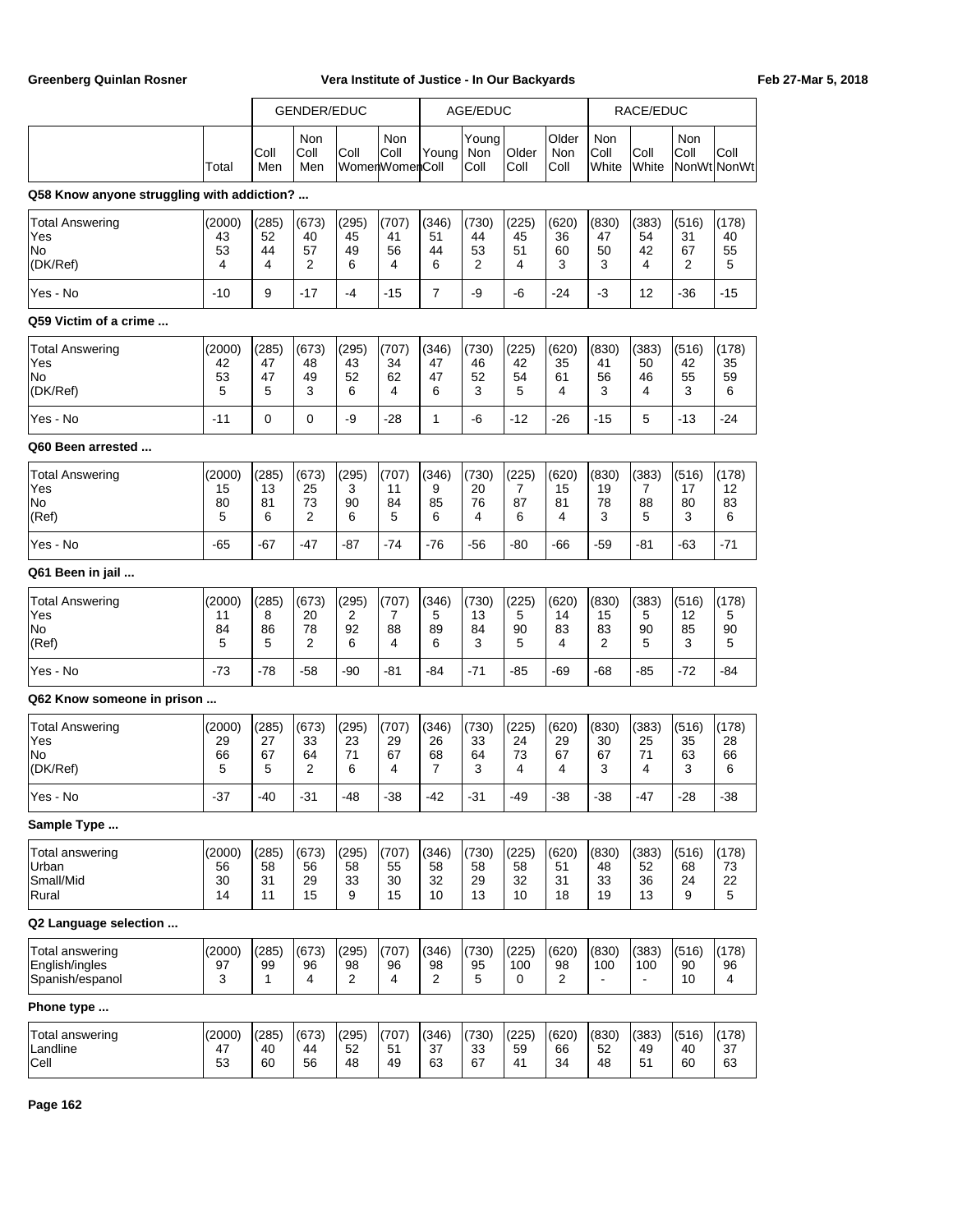| | Total | GENDER/EDUC Coll Men | Non Coll Men | Coll Women | Non Coll Women | AGE/EDUC Young Coll | Young Non Coll | Older Coll | Older Non Coll | RACE/EDUC Non Coll White | Coll White | Non Coll NonWt | Coll NonWt |
|---|---|---|---|---|---|---|---|---|---|---|---|---|---|

**Q58 Know anyone struggling with addiction? ...**

| | Total | Coll Men | Non Coll Men | Coll Women | Non Coll Women | Young Coll | Young Non Coll | Older Coll | Older Non Coll | Non Coll White | Coll White | Non Coll NonWt | Coll NonWt |
|---|---|---|---|---|---|---|---|---|---|---|---|---|---|
| Total Answering | (2000) | (285) | (673) | (295) | (707) | (346) | (730) | (225) | (620) | (830) | (383) | (516) | (178) |
| Yes | 43 | 52 | 40 | 45 | 41 | 51 | 44 | 45 | 36 | 47 | 54 | 31 | 40 |
| No | 53 | 44 | 57 | 49 | 56 | 44 | 53 | 51 | 60 | 50 | 42 | 67 | 55 |
| (DK/Ref) | 4 | 4 | 2 | 6 | 4 | 6 | 2 | 4 | 3 | 3 | 4 | 2 | 5 |
| Yes - No | -10 | 9 | -17 | -4 | -15 | 7 | -9 | -6 | -24 | -3 | 12 | -36 | -15 |

**Q59 Victim of a crime ...**

| | Total | Coll Men | Non Coll Men | Coll Women | Non Coll Women | Young Coll | Young Non Coll | Older Coll | Older Non Coll | Non Coll White | Coll White | Non Coll NonWt | Coll NonWt |
|---|---|---|---|---|---|---|---|---|---|---|---|---|---|
| Total Answering | (2000) | (285) | (673) | (295) | (707) | (346) | (730) | (225) | (620) | (830) | (383) | (516) | (178) |
| Yes | 42 | 47 | 48 | 43 | 34 | 47 | 46 | 42 | 35 | 41 | 50 | 42 | 35 |
| No | 53 | 47 | 49 | 52 | 62 | 47 | 52 | 54 | 61 | 56 | 46 | 55 | 59 |
| (DK/Ref) | 5 | 5 | 3 | 6 | 4 | 6 | 3 | 5 | 4 | 3 | 4 | 3 | 6 |
| Yes - No | -11 | 0 | 0 | -9 | -28 | 1 | -6 | -12 | -26 | -15 | 5 | -13 | -24 |

**Q60 Been arrested ...**

| | Total | Coll Men | Non Coll Men | Coll Women | Non Coll Women | Young Coll | Young Non Coll | Older Coll | Older Non Coll | Non Coll White | Coll White | Non Coll NonWt | Coll NonWt |
|---|---|---|---|---|---|---|---|---|---|---|---|---|---|
| Total Answering | (2000) | (285) | (673) | (295) | (707) | (346) | (730) | (225) | (620) | (830) | (383) | (516) | (178) |
| Yes | 15 | 13 | 25 | 3 | 11 | 9 | 20 | 7 | 15 | 19 | 7 | 17 | 12 |
| No | 80 | 81 | 73 | 90 | 84 | 85 | 76 | 87 | 81 | 78 | 88 | 80 | 83 |
| (Ref) | 5 | 6 | 2 | 6 | 5 | 6 | 4 | 6 | 4 | 3 | 5 | 3 | 6 |
| Yes - No | -65 | -67 | -47 | -87 | -74 | -76 | -56 | -80 | -66 | -59 | -81 | -63 | -71 |

**Q61 Been in jail ...**

| | Total | Coll Men | Non Coll Men | Coll Women | Non Coll Women | Young Coll | Young Non Coll | Older Coll | Older Non Coll | Non Coll White | Coll White | Non Coll NonWt | Coll NonWt |
|---|---|---|---|---|---|---|---|---|---|---|---|---|---|
| Total Answering | (2000) | (285) | (673) | (295) | (707) | (346) | (730) | (225) | (620) | (830) | (383) | (516) | (178) |
| Yes | 11 | 8 | 20 | 2 | 7 | 5 | 13 | 5 | 14 | 15 | 5 | 12 | 5 |
| No | 84 | 86 | 78 | 92 | 88 | 89 | 84 | 90 | 83 | 83 | 90 | 85 | 90 |
| (Ref) | 5 | 5 | 2 | 6 | 4 | 6 | 3 | 5 | 4 | 2 | 5 | 3 | 5 |
| Yes - No | -73 | -78 | -58 | -90 | -81 | -84 | -71 | -85 | -69 | -68 | -85 | -72 | -84 |

**Q62 Know someone in prison ...**

| | Total | Coll Men | Non Coll Men | Coll Women | Non Coll Women | Young Coll | Young Non Coll | Older Coll | Older Non Coll | Non Coll White | Coll White | Non Coll NonWt | Coll NonWt |
|---|---|---|---|---|---|---|---|---|---|---|---|---|---|
| Total Answering | (2000) | (285) | (673) | (295) | (707) | (346) | (730) | (225) | (620) | (830) | (383) | (516) | (178) |
| Yes | 29 | 27 | 33 | 23 | 29 | 26 | 33 | 24 | 29 | 30 | 25 | 35 | 28 |
| No | 66 | 67 | 64 | 71 | 67 | 68 | 64 | 73 | 67 | 67 | 71 | 63 | 66 |
| (DK/Ref) | 5 | 5 | 2 | 6 | 4 | 7 | 3 | 4 | 4 | 3 | 4 | 3 | 6 |
| Yes - No | -37 | -40 | -31 | -48 | -38 | -42 | -31 | -49 | -38 | -38 | -47 | -28 | -38 |

**Sample Type ...**

| | Total | Coll Men | Non Coll Men | Coll Women | Non Coll Women | Young Coll | Young Non Coll | Older Coll | Older Non Coll | Non Coll White | Coll White | Non Coll NonWt | Coll NonWt |
|---|---|---|---|---|---|---|---|---|---|---|---|---|---|
| Total answering | (2000) | (285) | (673) | (295) | (707) | (346) | (730) | (225) | (620) | (830) | (383) | (516) | (178) |
| Urban | 56 | 58 | 56 | 58 | 55 | 58 | 58 | 58 | 51 | 48 | 52 | 68 | 73 |
| Small/Mid | 30 | 31 | 29 | 33 | 30 | 32 | 29 | 32 | 31 | 33 | 36 | 24 | 22 |
| Rural | 14 | 11 | 15 | 9 | 15 | 10 | 13 | 10 | 18 | 19 | 13 | 9 | 5 |

**Q2 Language selection ...**

| | Total | Coll Men | Non Coll Men | Coll Women | Non Coll Women | Young Coll | Young Non Coll | Older Coll | Older Non Coll | Non Coll White | Coll White | Non Coll NonWt | Coll NonWt |
|---|---|---|---|---|---|---|---|---|---|---|---|---|---|
| Total answering | (2000) | (285) | (673) | (295) | (707) | (346) | (730) | (225) | (620) | (830) | (383) | (516) | (178) |
| English/ingles | 97 | 99 | 96 | 98 | 96 | 98 | 95 | 100 | 98 | 100 | 100 | 90 | 96 |
| Spanish/espanol | 3 | 1 | 4 | 2 | 4 | 2 | 5 | 0 | 2 | - | - | 10 | 4 |

**Phone type ...**

| | Total | Coll Men | Non Coll Men | Coll Women | Non Coll Women | Young Coll | Young Non Coll | Older Coll | Older Non Coll | Non Coll White | Coll White | Non Coll NonWt | Coll NonWt |
|---|---|---|---|---|---|---|---|---|---|---|---|---|---|
| Total answering | (2000) | (285) | (673) | (295) | (707) | (346) | (730) | (225) | (620) | (830) | (383) | (516) | (178) |
| Landline | 47 | 40 | 44 | 52 | 51 | 37 | 33 | 59 | 66 | 52 | 49 | 40 | 37 |
| Cell | 53 | 60 | 56 | 48 | 49 | 63 | 67 | 41 | 34 | 48 | 51 | 60 | 63 |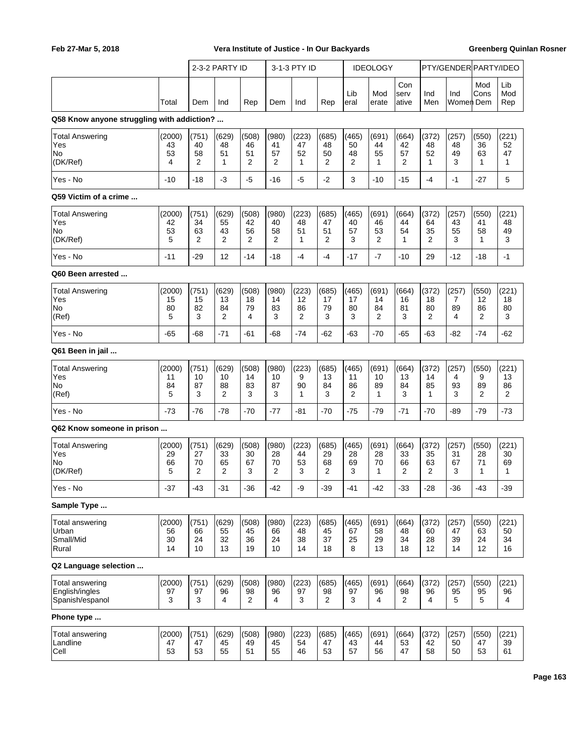| | | 2-3-2 PARTY ID | | | 3-1-3 PTY ID | | | IDEOLOGY | | | PTY/GENDER | | PARTY/IDEO | |
|---|---|---|---|---|---|---|---|---|---|---|---|---|---|---|
| | Total | Dem | Ind | Rep | Dem | Ind | Rep | Liberal | Moderate | Conservative | Ind Men | Ind Women | Mod Cons Dem | Lib Mod Rep |

**Q58 Know anyone struggling with addiction? ...**

| | Total | Dem | Ind | Rep | Dem | Ind | Rep | Liberal | Moderate | Conservative | Ind Men | Ind Women | Mod Cons Dem | Lib Mod Rep |
|---|---|---|---|---|---|---|---|---|---|---|---|---|---|---|
| Total Answering | (2000) | (751) | (629) | (508) | (980) | (223) | (685) | (465) | (691) | (664) | (372) | (257) | (550) | (221) |
| Yes | 43 | 40 | 48 | 46 | 41 | 47 | 48 | 50 | 44 | 42 | 48 | 48 | 36 | 52 |
| No | 53 | 58 | 51 | 51 | 57 | 52 | 50 | 48 | 55 | 57 | 52 | 49 | 63 | 47 |
| (DK/Ref) | 4 | 2 | 1 | 2 | 2 | 1 | 2 | 2 | 1 | 2 | 1 | 3 | 1 | 1 |
| Yes - No | -10 | -18 | -3 | -5 | -16 | -5 | -2 | 3 | -10 | -15 | -4 | -1 | -27 | 5 |

**Q59 Victim of a crime ...**

| | Total | Dem | Ind | Rep | Dem | Ind | Rep | Liberal | Moderate | Conservative | Ind Men | Ind Women | Mod Cons Dem | Lib Mod Rep |
|---|---|---|---|---|---|---|---|---|---|---|---|---|---|---|
| Total Answering | (2000) | (751) | (629) | (508) | (980) | (223) | (685) | (465) | (691) | (664) | (372) | (257) | (550) | (221) |
| Yes | 42 | 34 | 55 | 42 | 40 | 48 | 47 | 40 | 46 | 44 | 64 | 43 | 41 | 48 |
| No | 53 | 63 | 43 | 56 | 58 | 51 | 51 | 57 | 53 | 54 | 35 | 55 | 58 | 49 |
| (DK/Ref) | 5 | 2 | 2 | 2 | 2 | 1 | 2 | 3 | 2 | 1 | 2 | 3 | 1 | 3 |
| Yes - No | -11 | -29 | 12 | -14 | -18 | -4 | -4 | -17 | -7 | -10 | 29 | -12 | -18 | -1 |

**Q60 Been arrested ...**

| | Total | Dem | Ind | Rep | Dem | Ind | Rep | Liberal | Moderate | Conservative | Ind Men | Ind Women | Mod Cons Dem | Lib Mod Rep |
|---|---|---|---|---|---|---|---|---|---|---|---|---|---|---|
| Total Answering | (2000) | (751) | (629) | (508) | (980) | (223) | (685) | (465) | (691) | (664) | (372) | (257) | (550) | (221) |
| Yes | 15 | 15 | 13 | 18 | 14 | 12 | 17 | 17 | 14 | 16 | 18 | 7 | 12 | 18 |
| No | 80 | 82 | 84 | 79 | 83 | 86 | 79 | 80 | 84 | 81 | 80 | 89 | 86 | 80 |
| (Ref) | 5 | 3 | 2 | 4 | 3 | 2 | 3 | 3 | 2 | 3 | 2 | 4 | 2 | 3 |
| Yes - No | -65 | -68 | -71 | -61 | -68 | -74 | -62 | -63 | -70 | -65 | -63 | -82 | -74 | -62 |

**Q61 Been in jail ...**

| | Total | Dem | Ind | Rep | Dem | Ind | Rep | Liberal | Moderate | Conservative | Ind Men | Ind Women | Mod Cons Dem | Lib Mod Rep |
|---|---|---|---|---|---|---|---|---|---|---|---|---|---|---|
| Total Answering | (2000) | (751) | (629) | (508) | (980) | (223) | (685) | (465) | (691) | (664) | (372) | (257) | (550) | (221) |
| Yes | 11 | 10 | 10 | 14 | 10 | 9 | 13 | 11 | 10 | 13 | 14 | 4 | 9 | 13 |
| No | 84 | 87 | 88 | 83 | 87 | 90 | 84 | 86 | 89 | 84 | 85 | 93 | 89 | 86 |
| (Ref) | 5 | 3 | 2 | 3 | 3 | 1 | 3 | 2 | 1 | 3 | 1 | 3 | 2 | 2 |
| Yes - No | -73 | -76 | -78 | -70 | -77 | -81 | -70 | -75 | -79 | -71 | -70 | -89 | -79 | -73 |

**Q62 Know someone in prison ...**

| | Total | Dem | Ind | Rep | Dem | Ind | Rep | Liberal | Moderate | Conservative | Ind Men | Ind Women | Mod Cons Dem | Lib Mod Rep |
|---|---|---|---|---|---|---|---|---|---|---|---|---|---|---|
| Total Answering | (2000) | (751) | (629) | (508) | (980) | (223) | (685) | (465) | (691) | (664) | (372) | (257) | (550) | (221) |
| Yes | 29 | 27 | 33 | 30 | 28 | 44 | 29 | 28 | 28 | 33 | 35 | 31 | 28 | 30 |
| No | 66 | 70 | 65 | 67 | 70 | 53 | 68 | 69 | 70 | 66 | 63 | 67 | 71 | 69 |
| (DK/Ref) | 5 | 2 | 2 | 3 | 2 | 3 | 2 | 3 | 1 | 2 | 2 | 3 | 1 | 1 |
| Yes - No | -37 | -43 | -31 | -36 | -42 | -9 | -39 | -41 | -42 | -33 | -28 | -36 | -43 | -39 |

**Sample Type ...**

| | Total | Dem | Ind | Rep | Dem | Ind | Rep | Liberal | Moderate | Conservative | Ind Men | Ind Women | Mod Cons Dem | Lib Mod Rep |
|---|---|---|---|---|---|---|---|---|---|---|---|---|---|---|
| Total answering | (2000) | (751) | (629) | (508) | (980) | (223) | (685) | (465) | (691) | (664) | (372) | (257) | (550) | (221) |
| Urban | 56 | 66 | 55 | 45 | 66 | 48 | 45 | 67 | 58 | 48 | 60 | 47 | 63 | 50 |
| Small/Mid | 30 | 24 | 32 | 36 | 24 | 38 | 37 | 25 | 29 | 34 | 28 | 39 | 24 | 34 |
| Rural | 14 | 10 | 13 | 19 | 10 | 14 | 18 | 8 | 13 | 18 | 12 | 14 | 12 | 16 |

**Q2 Language selection ...**

| | Total | Dem | Ind | Rep | Dem | Ind | Rep | Liberal | Moderate | Conservative | Ind Men | Ind Women | Mod Cons Dem | Lib Mod Rep |
|---|---|---|---|---|---|---|---|---|---|---|---|---|---|---|
| Total answering | (2000) | (751) | (629) | (508) | (980) | (223) | (685) | (465) | (691) | (664) | (372) | (257) | (550) | (221) |
| English/ingles | 97 | 97 | 96 | 98 | 96 | 97 | 98 | 97 | 96 | 98 | 96 | 95 | 95 | 96 |
| Spanish/espanol | 3 | 3 | 4 | 2 | 4 | 3 | 2 | 3 | 4 | 2 | 4 | 5 | 5 | 4 |

**Phone type ...**

| | Total | Dem | Ind | Rep | Dem | Ind | Rep | Liberal | Moderate | Conservative | Ind Men | Ind Women | Mod Cons Dem | Lib Mod Rep |
|---|---|---|---|---|---|---|---|---|---|---|---|---|---|---|
| Total answering | (2000) | (751) | (629) | (508) | (980) | (223) | (685) | (465) | (691) | (664) | (372) | (257) | (550) | (221) |
| Landline | 47 | 47 | 45 | 49 | 45 | 54 | 47 | 43 | 44 | 53 | 42 | 50 | 47 | 39 |
| Cell | 53 | 53 | 55 | 51 | 55 | 46 | 53 | 57 | 56 | 47 | 58 | 50 | 53 | 61 |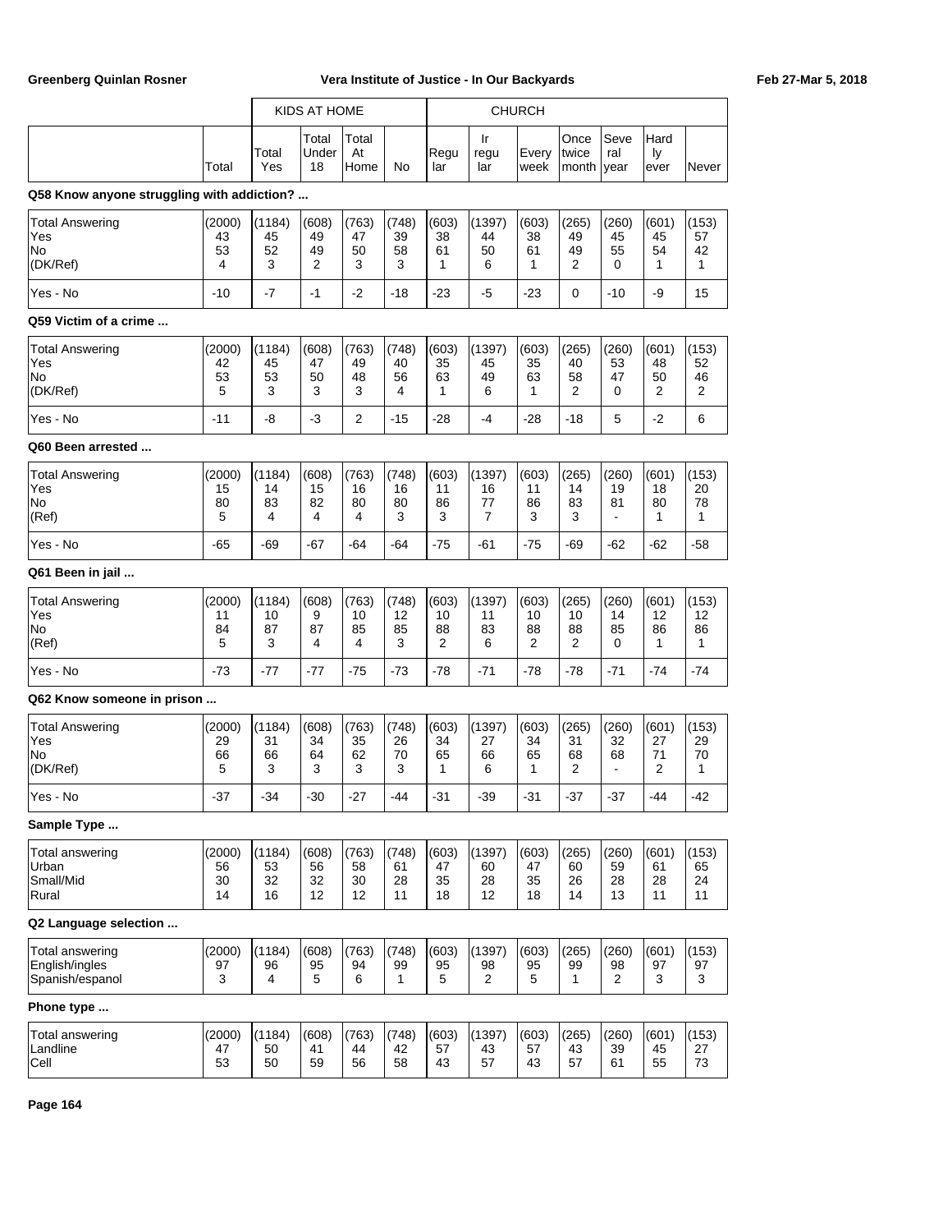| | Total | KIDS AT HOME Total Yes | Total Under 18 | Total At Home | No | CHURCH Regular | Irregular | Every week | Once twice month | Several year | Hardly ever | Never |
|---|---|---|---|---|---|---|---|---|---|---|---|---|

**Q58 Know anyone struggling with addiction? ...**

| | Total | Total Yes | Total Under 18 | Total At Home | No | Regular | Irregular | Every week | Once twice month | Several year | Hardly ever | Never |
|---|---|---|---|---|---|---|---|---|---|---|---|---|
| Total Answering | (2000) | (1184) | (608) | (763) | (748) | (603) | (1397) | (603) | (265) | (260) | (601) | (153) |
| Yes | 43 | 45 | 49 | 47 | 39 | 38 | 44 | 38 | 49 | 45 | 45 | 57 |
| No | 53 | 52 | 49 | 50 | 58 | 61 | 50 | 61 | 49 | 55 | 54 | 42 |
| (DK/Ref) | 4 | 3 | 2 | 3 | 3 | 1 | 6 | 1 | 2 | 0 | 1 | 1 |
| Yes - No | -10 | -7 | -1 | -2 | -18 | -23 | -5 | -23 | 0 | -10 | -9 | 15 |

**Q59 Victim of a crime ...**

| | Total | Total Yes | Total Under 18 | Total At Home | No | Regular | Irregular | Every week | Once twice month | Several year | Hardly ever | Never |
|---|---|---|---|---|---|---|---|---|---|---|---|---|
| Total Answering | (2000) | (1184) | (608) | (763) | (748) | (603) | (1397) | (603) | (265) | (260) | (601) | (153) |
| Yes | 42 | 45 | 47 | 49 | 40 | 35 | 45 | 35 | 40 | 53 | 48 | 52 |
| No | 53 | 53 | 50 | 48 | 56 | 63 | 49 | 63 | 58 | 47 | 50 | 46 |
| (DK/Ref) | 5 | 3 | 3 | 3 | 4 | 1 | 6 | 1 | 2 | 0 | 2 | 2 |
| Yes - No | -11 | -8 | -3 | 2 | -15 | -28 | -4 | -28 | -18 | 5 | -2 | 6 |

**Q60 Been arrested ...**

| | Total | Total Yes | Total Under 18 | Total At Home | No | Regular | Irregular | Every week | Once twice month | Several year | Hardly ever | Never |
|---|---|---|---|---|---|---|---|---|---|---|---|---|
| Total Answering | (2000) | (1184) | (608) | (763) | (748) | (603) | (1397) | (603) | (265) | (260) | (601) | (153) |
| Yes | 15 | 14 | 15 | 16 | 16 | 11 | 16 | 11 | 14 | 19 | 18 | 20 |
| No | 80 | 83 | 82 | 80 | 80 | 86 | 77 | 86 | 83 | 81 | 80 | 78 |
| (Ref) | 5 | 4 | 4 | 4 | 3 | 3 | 7 | 3 | 3 | - | 1 | 1 |
| Yes - No | -65 | -69 | -67 | -64 | -64 | -75 | -61 | -75 | -69 | -62 | -62 | -58 |

**Q61 Been in jail ...**

| | Total | Total Yes | Total Under 18 | Total At Home | No | Regular | Irregular | Every week | Once twice month | Several year | Hardly ever | Never |
|---|---|---|---|---|---|---|---|---|---|---|---|---|
| Total Answering | (2000) | (1184) | (608) | (763) | (748) | (603) | (1397) | (603) | (265) | (260) | (601) | (153) |
| Yes | 11 | 10 | 9 | 10 | 12 | 10 | 11 | 10 | 10 | 14 | 12 | 12 |
| No | 84 | 87 | 87 | 85 | 85 | 88 | 83 | 88 | 88 | 85 | 86 | 86 |
| (Ref) | 5 | 3 | 4 | 4 | 3 | 2 | 6 | 2 | 2 | 0 | 1 | 1 |
| Yes - No | -73 | -77 | -77 | -75 | -73 | -78 | -71 | -78 | -78 | -71 | -74 | -74 |

**Q62 Know someone in prison ...**

| | Total | Total Yes | Total Under 18 | Total At Home | No | Regular | Irregular | Every week | Once twice month | Several year | Hardly ever | Never |
|---|---|---|---|---|---|---|---|---|---|---|---|---|
| Total Answering | (2000) | (1184) | (608) | (763) | (748) | (603) | (1397) | (603) | (265) | (260) | (601) | (153) |
| Yes | 29 | 31 | 34 | 35 | 26 | 34 | 27 | 34 | 31 | 32 | 27 | 29 |
| No | 66 | 66 | 64 | 62 | 70 | 65 | 66 | 65 | 68 | 68 | 71 | 70 |
| (DK/Ref) | 5 | 3 | 3 | 3 | 3 | 1 | 6 | 1 | 2 | - | 2 | 1 |
| Yes - No | -37 | -34 | -30 | -27 | -44 | -31 | -39 | -31 | -37 | -37 | -44 | -42 |

**Sample Type ...**

| | Total | Total Yes | Total Under 18 | Total At Home | No | Regular | Irregular | Every week | Once twice month | Several year | Hardly ever | Never |
|---|---|---|---|---|---|---|---|---|---|---|---|---|
| Total answering | (2000) | (1184) | (608) | (763) | (748) | (603) | (1397) | (603) | (265) | (260) | (601) | (153) |
| Urban | 56 | 53 | 56 | 58 | 61 | 47 | 60 | 47 | 60 | 59 | 61 | 65 |
| Small/Mid | 30 | 32 | 32 | 30 | 28 | 35 | 28 | 35 | 26 | 28 | 28 | 24 |
| Rural | 14 | 16 | 12 | 12 | 11 | 18 | 12 | 18 | 14 | 13 | 11 | 11 |

**Q2 Language selection ...**

| | Total | Total Yes | Total Under 18 | Total At Home | No | Regular | Irregular | Every week | Once twice month | Several year | Hardly ever | Never |
|---|---|---|---|---|---|---|---|---|---|---|---|---|
| Total answering | (2000) | (1184) | (608) | (763) | (748) | (603) | (1397) | (603) | (265) | (260) | (601) | (153) |
| English/ingles | 97 | 96 | 95 | 94 | 99 | 95 | 98 | 95 | 99 | 98 | 97 | 97 |
| Spanish/espanol | 3 | 4 | 5 | 6 | 1 | 5 | 2 | 5 | 1 | 2 | 3 | 3 |

**Phone type ...**

| | Total | Total Yes | Total Under 18 | Total At Home | No | Regular | Irregular | Every week | Once twice month | Several year | Hardly ever | Never |
|---|---|---|---|---|---|---|---|---|---|---|---|---|
| Total answering | (2000) | (1184) | (608) | (763) | (748) | (603) | (1397) | (603) | (265) | (260) | (601) | (153) |
| Landline | 47 | 50 | 41 | 44 | 42 | 57 | 43 | 57 | 43 | 39 | 45 | 27 |
| Cell | 53 | 50 | 59 | 56 | 58 | 43 | 57 | 43 | 57 | 61 | 55 | 73 |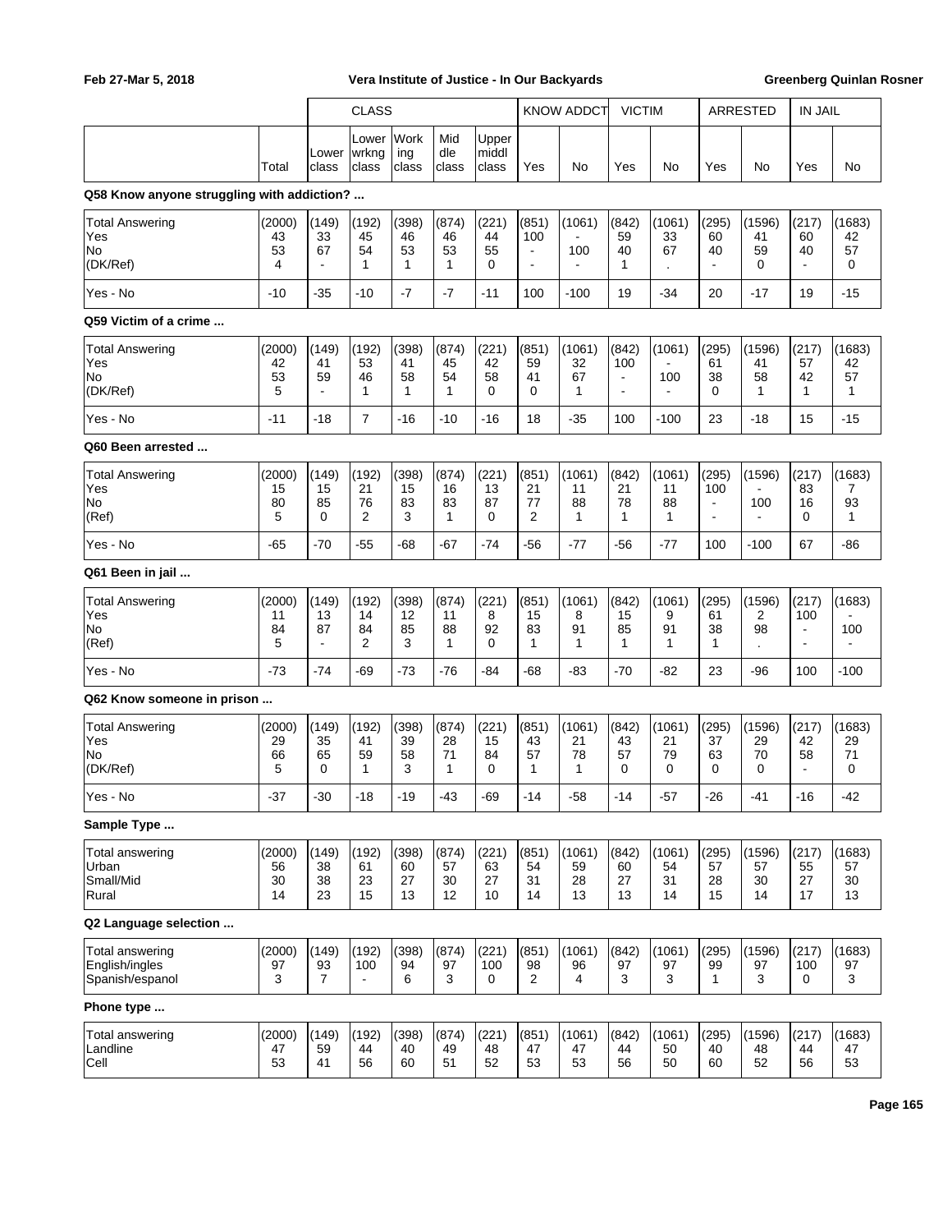| | Total | CLASS Lower class | Lower wrkng class | Work ing class | Mid dle class | Upper middl class | KNOW ADDCT Yes | No | VICTIM Yes | No | ARRESTED Yes | No | IN JAIL Yes | No |
|---|---|---|---|---|---|---|---|---|---|---|---|---|---|---|
| **Q58 Know anyone struggling with addiction? ...** | | | | | | | | | | | | | | |
| Total Answering | (2000) | (149) | (192) | (398) | (874) | (221) | (851) | (1061) | (842) | (1061) | (295) | (1596) | (217) | (1683) |
| Yes | 43 | 33 | 45 | 46 | 46 | 44 | 100 | - | 59 | 33 | 60 | 41 | 60 | 42 |
| No | 53 | 67 | 54 | 53 | 53 | 55 | - | 100 | 40 | 67 | 40 | 59 | 40 | 57 |
| (DK/Ref) | 4 | - | 1 | 1 | 1 | 0 | - | - | 1 | . | - | 0 | - | 0 |
| Yes - No | -10 | -35 | -10 | -7 | -7 | -11 | 100 | -100 | 19 | -34 | 20 | -17 | 19 | -15 |
| **Q59 Victim of a crime ...** | | | | | | | | | | | | | | |
| Total Answering | (2000) | (149) | (192) | (398) | (874) | (221) | (851) | (1061) | (842) | (1061) | (295) | (1596) | (217) | (1683) |
| Yes | 42 | 41 | 53 | 41 | 45 | 42 | 59 | 32 | 100 | - | 61 | 41 | 57 | 42 |
| No | 53 | 59 | 46 | 58 | 54 | 58 | 41 | 67 | - | 100 | 38 | 58 | 42 | 57 |
| (DK/Ref) | 5 | - | 1 | 1 | 1 | 0 | 0 | 1 | - | - | 0 | 1 | 1 | 1 |
| Yes - No | -11 | -18 | 7 | -16 | -10 | -16 | 18 | -35 | 100 | -100 | 23 | -18 | 15 | -15 |
| **Q60 Been arrested ...** | | | | | | | | | | | | | | |
| Total Answering | (2000) | (149) | (192) | (398) | (874) | (221) | (851) | (1061) | (842) | (1061) | (295) | (1596) | (217) | (1683) |
| Yes | 15 | 15 | 21 | 15 | 16 | 13 | 21 | 11 | 21 | 11 | 100 | - | 83 | 7 |
| No | 80 | 85 | 76 | 83 | 83 | 87 | 77 | 88 | 78 | 88 | - | 100 | 16 | 93 |
| (Ref) | 5 | 0 | 2 | 3 | 1 | 0 | 2 | 1 | 1 | 1 | - | - | 0 | 1 |
| Yes - No | -65 | -70 | -55 | -68 | -67 | -74 | -56 | -77 | -56 | -77 | 100 | -100 | 67 | -86 |
| **Q61 Been in jail ...** | | | | | | | | | | | | | | |
| Total Answering | (2000) | (149) | (192) | (398) | (874) | (221) | (851) | (1061) | (842) | (1061) | (295) | (1596) | (217) | (1683) |
| Yes | 11 | 13 | 14 | 12 | 11 | 8 | 15 | 8 | 15 | 9 | 61 | 2 | 100 | - |
| No | 84 | 87 | 84 | 85 | 88 | 92 | 83 | 91 | 85 | 91 | 38 | 98 | - | 100 |
| (Ref) | 5 | - | 2 | 3 | 1 | 0 | 1 | 1 | 1 | 1 | 1 | . | - | - |
| Yes - No | -73 | -74 | -69 | -73 | -76 | -84 | -68 | -83 | -70 | -82 | 23 | -96 | 100 | -100 |
| **Q62 Know someone in prison ...** | | | | | | | | | | | | | | |
| Total Answering | (2000) | (149) | (192) | (398) | (874) | (221) | (851) | (1061) | (842) | (1061) | (295) | (1596) | (217) | (1683) |
| Yes | 29 | 35 | 41 | 39 | 28 | 15 | 43 | 21 | 43 | 21 | 37 | 29 | 42 | 29 |
| No | 66 | 65 | 59 | 58 | 71 | 84 | 57 | 78 | 57 | 79 | 63 | 70 | 58 | 71 |
| (DK/Ref) | 5 | 0 | 1 | 3 | 1 | 0 | 1 | 1 | 0 | 0 | 0 | 0 | - | 0 |
| Yes - No | -37 | -30 | -18 | -19 | -43 | -69 | -14 | -58 | -14 | -57 | -26 | -41 | -16 | -42 |
| **Sample Type ...** | | | | | | | | | | | | | | |
| Total answering | (2000) | (149) | (192) | (398) | (874) | (221) | (851) | (1061) | (842) | (1061) | (295) | (1596) | (217) | (1683) |
| Urban | 56 | 38 | 61 | 60 | 57 | 63 | 54 | 59 | 60 | 54 | 57 | 57 | 55 | 57 |
| Small/Mid | 30 | 38 | 23 | 27 | 30 | 27 | 31 | 28 | 27 | 31 | 28 | 30 | 27 | 30 |
| Rural | 14 | 23 | 15 | 13 | 12 | 10 | 14 | 13 | 13 | 14 | 15 | 14 | 17 | 13 |
| **Q2 Language selection ...** | | | | | | | | | | | | | | |
| Total answering | (2000) | (149) | (192) | (398) | (874) | (221) | (851) | (1061) | (842) | (1061) | (295) | (1596) | (217) | (1683) |
| English/ingles | 97 | 93 | 100 | 94 | 97 | 100 | 98 | 96 | 97 | 97 | 99 | 97 | 100 | 97 |
| Spanish/espanol | 3 | 7 | - | 6 | 3 | 0 | 2 | 4 | 3 | 3 | 1 | 3 | 0 | 3 |
| **Phone type ...** | | | | | | | | | | | | | | |
| Total answering | (2000) | (149) | (192) | (398) | (874) | (221) | (851) | (1061) | (842) | (1061) | (295) | (1596) | (217) | (1683) |
| Landline | 47 | 59 | 44 | 40 | 49 | 48 | 47 | 47 | 44 | 50 | 40 | 48 | 44 | 47 |
| Cell | 53 | 41 | 56 | 60 | 51 | 52 | 53 | 53 | 56 | 50 | 60 | 52 | 56 | 53 |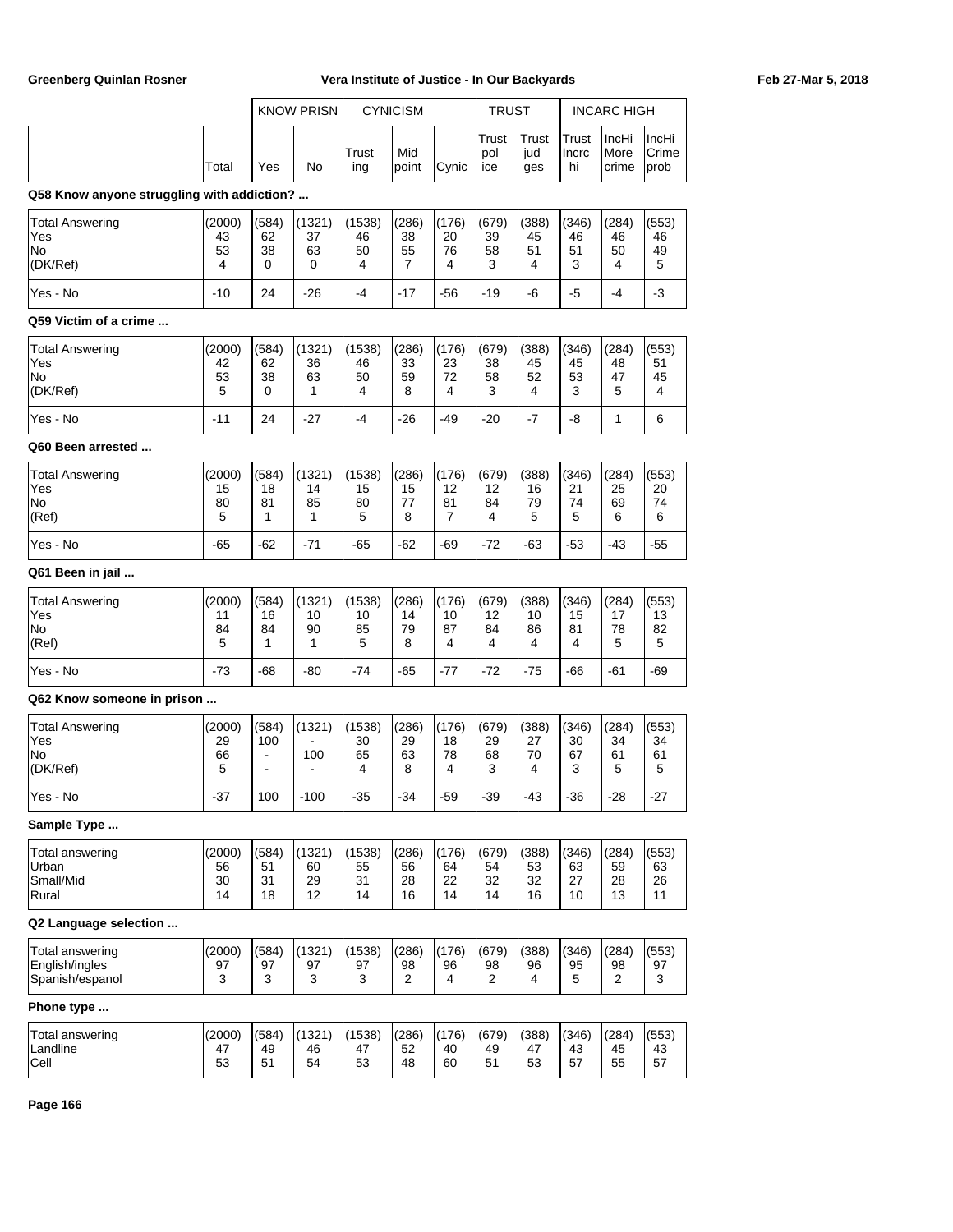| | | KNOW PRISN | | CYNICISM | | | TRUST | | INCARC HIGH | | |
|---|---|---|---|---|---|---|---|---|---|---|---|
| | Total | Yes | No | Trusting | Mid point | Cynic | Trust police | Trust judges | Trust Incrc hi | IncHi More crime | IncHi Crime prob |

**Q58 Know anyone struggling with addiction? ...**

| | Total | Yes | No | Trusting | Mid point | Cynic | Trust police | Trust judges | Trust Incrc hi | IncHi More crime | IncHi Crime prob |
|---|---|---|---|---|---|---|---|---|---|---|---|
| Total Answering | (2000) | (584) | (1321) | (1538) | (286) | (176) | (679) | (388) | (346) | (284) | (553) |
| Yes | 43 | 62 | 37 | 46 | 38 | 20 | 39 | 45 | 46 | 46 | 46 |
| No | 53 | 38 | 63 | 50 | 55 | 76 | 58 | 51 | 51 | 50 | 49 |
| (DK/Ref) | 4 | 0 | 0 | 4 | 7 | 4 | 3 | 4 | 3 | 4 | 5 |
| Yes - No | -10 | 24 | -26 | -4 | -17 | -56 | -19 | -6 | -5 | -4 | -3 |

**Q59 Victim of a crime ...**

| | Total | Yes | No | Trusting | Mid point | Cynic | Trust police | Trust judges | Trust Incrc hi | IncHi More crime | IncHi Crime prob |
|---|---|---|---|---|---|---|---|---|---|---|---|
| Total Answering | (2000) | (584) | (1321) | (1538) | (286) | (176) | (679) | (388) | (346) | (284) | (553) |
| Yes | 42 | 62 | 36 | 46 | 33 | 23 | 38 | 45 | 45 | 48 | 51 |
| No | 53 | 38 | 63 | 50 | 59 | 72 | 58 | 52 | 53 | 47 | 45 |
| (DK/Ref) | 5 | 0 | 1 | 4 | 8 | 4 | 3 | 4 | 3 | 5 | 4 |
| Yes - No | -11 | 24 | -27 | -4 | -26 | -49 | -20 | -7 | -8 | 1 | 6 |

**Q60 Been arrested ...**

| | Total | Yes | No | Trusting | Mid point | Cynic | Trust police | Trust judges | Trust Incrc hi | IncHi More crime | IncHi Crime prob |
|---|---|---|---|---|---|---|---|---|---|---|---|
| Total Answering | (2000) | (584) | (1321) | (1538) | (286) | (176) | (679) | (388) | (346) | (284) | (553) |
| Yes | 15 | 18 | 14 | 15 | 15 | 12 | 12 | 16 | 21 | 25 | 20 |
| No | 80 | 81 | 85 | 80 | 77 | 81 | 84 | 79 | 74 | 69 | 74 |
| (Ref) | 5 | 1 | 1 | 5 | 8 | 7 | 4 | 5 | 5 | 6 | 6 |
| Yes - No | -65 | -62 | -71 | -65 | -62 | -69 | -72 | -63 | -53 | -43 | -55 |

**Q61 Been in jail ...**

| | Total | Yes | No | Trusting | Mid point | Cynic | Trust police | Trust judges | Trust Incrc hi | IncHi More crime | IncHi Crime prob |
|---|---|---|---|---|---|---|---|---|---|---|---|
| Total Answering | (2000) | (584) | (1321) | (1538) | (286) | (176) | (679) | (388) | (346) | (284) | (553) |
| Yes | 11 | 16 | 10 | 10 | 14 | 10 | 12 | 10 | 15 | 17 | 13 |
| No | 84 | 84 | 90 | 85 | 79 | 87 | 84 | 86 | 81 | 78 | 82 |
| (Ref) | 5 | 1 | 1 | 5 | 8 | 4 | 4 | 4 | 4 | 5 | 5 |
| Yes - No | -73 | -68 | -80 | -74 | -65 | -77 | -72 | -75 | -66 | -61 | -69 |

**Q62 Know someone in prison ...**

| | Total | Yes | No | Trusting | Mid point | Cynic | Trust police | Trust judges | Trust Incrc hi | IncHi More crime | IncHi Crime prob |
|---|---|---|---|---|---|---|---|---|---|---|---|
| Total Answering | (2000) | (584) | (1321) | (1538) | (286) | (176) | (679) | (388) | (346) | (284) | (553) |
| Yes | 29 | 100 | - | 30 | 29 | 18 | 29 | 27 | 30 | 34 | 34 |
| No | 66 | - | 100 | 65 | 63 | 78 | 68 | 70 | 67 | 61 | 61 |
| (DK/Ref) | 5 | - | - | 4 | 8 | 4 | 3 | 4 | 3 | 5 | 5 |
| Yes - No | -37 | 100 | -100 | -35 | -34 | -59 | -39 | -43 | -36 | -28 | -27 |

**Sample Type ...**

| | Total | Yes | No | Trusting | Mid point | Cynic | Trust police | Trust judges | Trust Incrc hi | IncHi More crime | IncHi Crime prob |
|---|---|---|---|---|---|---|---|---|---|---|---|
| Total answering | (2000) | (584) | (1321) | (1538) | (286) | (176) | (679) | (388) | (346) | (284) | (553) |
| Urban | 56 | 51 | 60 | 55 | 56 | 64 | 54 | 53 | 63 | 59 | 63 |
| Small/Mid | 30 | 31 | 29 | 31 | 28 | 22 | 32 | 32 | 27 | 28 | 26 |
| Rural | 14 | 18 | 12 | 14 | 16 | 14 | 14 | 16 | 10 | 13 | 11 |

**Q2 Language selection ...**

| | Total | Yes | No | Trusting | Mid point | Cynic | Trust police | Trust judges | Trust Incrc hi | IncHi More crime | IncHi Crime prob |
|---|---|---|---|---|---|---|---|---|---|---|---|
| Total answering | (2000) | (584) | (1321) | (1538) | (286) | (176) | (679) | (388) | (346) | (284) | (553) |
| English/ingles | 97 | 97 | 97 | 97 | 98 | 96 | 98 | 96 | 95 | 98 | 97 |
| Spanish/espanol | 3 | 3 | 3 | 3 | 2 | 4 | 2 | 4 | 5 | 2 | 3 |

**Phone type ...**

| | Total | Yes | No | Trusting | Mid point | Cynic | Trust police | Trust judges | Trust Incrc hi | IncHi More crime | IncHi Crime prob |
|---|---|---|---|---|---|---|---|---|---|---|---|
| Total answering | (2000) | (584) | (1321) | (1538) | (286) | (176) | (679) | (388) | (346) | (284) | (553) |
| Landline | 47 | 49 | 46 | 47 | 52 | 40 | 49 | 47 | 43 | 45 | 43 |
| Cell | 53 | 51 | 54 | 53 | 48 | 60 | 51 | 53 | 57 | 55 | 57 |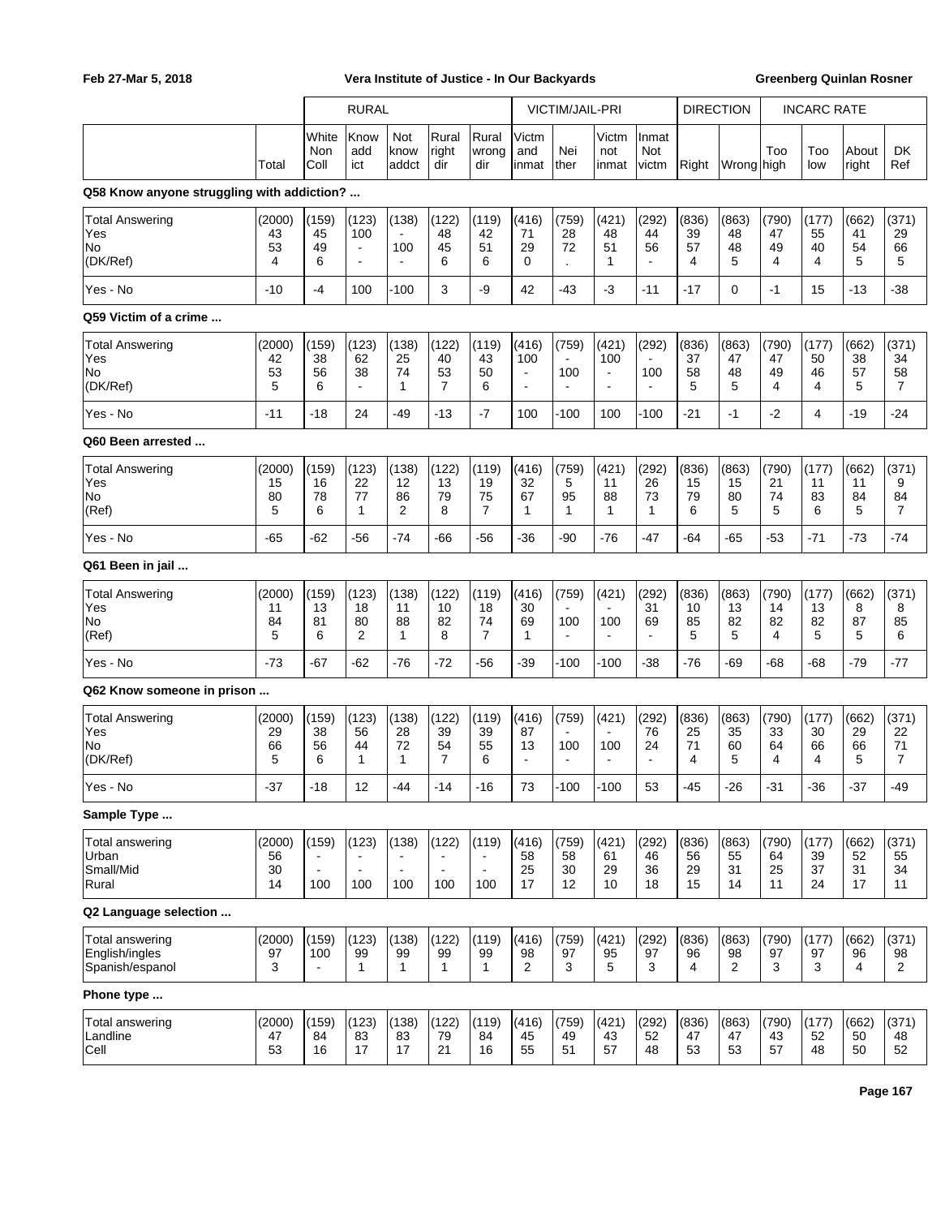Feb 27-Mar 5, 2018 — Vera Institute of Justice - In Our Backyards — Greenberg Quinlan Rosner

| | | RURAL | | | | | VICTIM/JAIL-PRI | | | | DIRECTION | | INCARC RATE | | | |
|---|---|---|---|---|---|---|---|---|---|---|---|---|---|---|---|---|
| | Total | White Non Coll | Know add ict | Not know addct | Rural right dir | Rural wrong dir | Victm and inmat | Nei ther | Victm not inmat | Inmat Not victm | Right | Wrong | Too high | Too low | About right | DK Ref |
| **Q58 Know anyone struggling with addiction? ...** | | | | | | | | | | | | | | | | |
| Total Answering | (2000) | (159) | (123) | (138) | (122) | (119) | (416) | (759) | (421) | (292) | (836) | (863) | (790) | (177) | (662) | (371) |
| Yes | 43 | 45 | 100 | - | 48 | 42 | 71 | 28 | 48 | 44 | 39 | 48 | 47 | 55 | 41 | 29 |
| No | 53 | 49 | - | 100 | 45 | 51 | 29 | 72 | 51 | 56 | 57 | 48 | 49 | 40 | 54 | 66 |
| (DK/Ref) | 4 | 6 | - | - | 6 | 6 | 0 | . | 1 | - | 4 | 5 | 4 | 4 | 5 | 5 |
| Yes - No | -10 | -4 | 100 | -100 | 3 | -9 | 42 | -43 | -3 | -11 | -17 | 0 | -1 | 15 | -13 | -38 |
| **Q59 Victim of a crime ...** | | | | | | | | | | | | | | | | |
| Total Answering | (2000) | (159) | (123) | (138) | (122) | (119) | (416) | (759) | (421) | (292) | (836) | (863) | (790) | (177) | (662) | (371) |
| Yes | 42 | 38 | 62 | 25 | 40 | 43 | 100 | - | 100 | - | 37 | 47 | 47 | 50 | 38 | 34 |
| No | 53 | 56 | 38 | 74 | 53 | 50 | - | 100 | - | 100 | 58 | 48 | 49 | 46 | 57 | 58 |
| (DK/Ref) | 5 | 6 | - | 1 | 7 | 6 | - | - | - | - | 5 | 5 | 4 | 4 | 5 | 7 |
| Yes - No | -11 | -18 | 24 | -49 | -13 | -7 | 100 | -100 | 100 | -100 | -21 | -1 | -2 | 4 | -19 | -24 |
| **Q60 Been arrested ...** | | | | | | | | | | | | | | | | |
| Total Answering | (2000) | (159) | (123) | (138) | (122) | (119) | (416) | (759) | (421) | (292) | (836) | (863) | (790) | (177) | (662) | (371) |
| Yes | 15 | 16 | 22 | 12 | 13 | 19 | 32 | 5 | 11 | 26 | 15 | 15 | 21 | 11 | 11 | 9 |
| No | 80 | 78 | 77 | 86 | 79 | 75 | 67 | 95 | 88 | 73 | 79 | 80 | 74 | 83 | 84 | 84 |
| (Ref) | 5 | 6 | 1 | 2 | 8 | 7 | 1 | 1 | 1 | 1 | 6 | 5 | 5 | 6 | 5 | 7 |
| Yes - No | -65 | -62 | -56 | -74 | -66 | -56 | -36 | -90 | -76 | -47 | -64 | -65 | -53 | -71 | -73 | -74 |
| **Q61 Been in jail ...** | | | | | | | | | | | | | | | | |
| Total Answering | (2000) | (159) | (123) | (138) | (122) | (119) | (416) | (759) | (421) | (292) | (836) | (863) | (790) | (177) | (662) | (371) |
| Yes | 11 | 13 | 18 | 11 | 10 | 18 | 30 | - | - | 31 | 10 | 13 | 14 | 13 | 8 | 8 |
| No | 84 | 81 | 80 | 88 | 82 | 74 | 69 | 100 | 100 | 69 | 85 | 82 | 82 | 82 | 87 | 85 |
| (Ref) | 5 | 6 | 2 | 1 | 8 | 7 | 1 | - | - | - | 5 | 5 | 4 | 5 | 5 | 6 |
| Yes - No | -73 | -67 | -62 | -76 | -72 | -56 | -39 | -100 | -100 | -38 | -76 | -69 | -68 | -68 | -79 | -77 |
| **Q62 Know someone in prison ...** | | | | | | | | | | | | | | | | |
| Total Answering | (2000) | (159) | (123) | (138) | (122) | (119) | (416) | (759) | (421) | (292) | (836) | (863) | (790) | (177) | (662) | (371) |
| Yes | 29 | 38 | 56 | 28 | 39 | 39 | 87 | - | - | 76 | 25 | 35 | 33 | 30 | 29 | 22 |
| No | 66 | 56 | 44 | 72 | 54 | 55 | 13 | 100 | 100 | 24 | 71 | 60 | 64 | 66 | 66 | 71 |
| (DK/Ref) | 5 | 6 | 1 | 1 | 7 | 6 | - | - | - | - | 4 | 5 | 4 | 4 | 5 | 7 |
| Yes - No | -37 | -18 | 12 | -44 | -14 | -16 | 73 | -100 | -100 | 53 | -45 | -26 | -31 | -36 | -37 | -49 |
| **Sample Type ...** | | | | | | | | | | | | | | | | |
| Total answering | (2000) | (159) | (123) | (138) | (122) | (119) | (416) | (759) | (421) | (292) | (836) | (863) | (790) | (177) | (662) | (371) |
| Urban | 56 | - | - | - | - | - | 58 | 58 | 61 | 46 | 56 | 55 | 64 | 39 | 52 | 55 |
| Small/Mid | 30 | - | - | - | - | - | 25 | 30 | 29 | 36 | 29 | 31 | 25 | 37 | 31 | 34 |
| Rural | 14 | 100 | 100 | 100 | 100 | 100 | 17 | 12 | 10 | 18 | 15 | 14 | 11 | 24 | 17 | 11 |
| **Q2 Language selection ...** | | | | | | | | | | | | | | | | |
| Total answering | (2000) | (159) | (123) | (138) | (122) | (119) | (416) | (759) | (421) | (292) | (836) | (863) | (790) | (177) | (662) | (371) |
| English/ingles | 97 | 100 | 99 | 99 | 99 | 99 | 98 | 97 | 95 | 97 | 96 | 98 | 97 | 97 | 96 | 98 |
| Spanish/espanol | 3 | - | 1 | 1 | 1 | 1 | 2 | 3 | 5 | 3 | 4 | 2 | 3 | 3 | 4 | 2 |
| **Phone type ...** | | | | | | | | | | | | | | | | |
| Total answering | (2000) | (159) | (123) | (138) | (122) | (119) | (416) | (759) | (421) | (292) | (836) | (863) | (790) | (177) | (662) | (371) |
| Landline | 47 | 84 | 83 | 83 | 79 | 84 | 45 | 49 | 43 | 52 | 47 | 47 | 43 | 52 | 50 | 48 |
| Cell | 53 | 16 | 17 | 17 | 21 | 16 | 55 | 51 | 57 | 48 | 53 | 53 | 57 | 48 | 50 | 52 |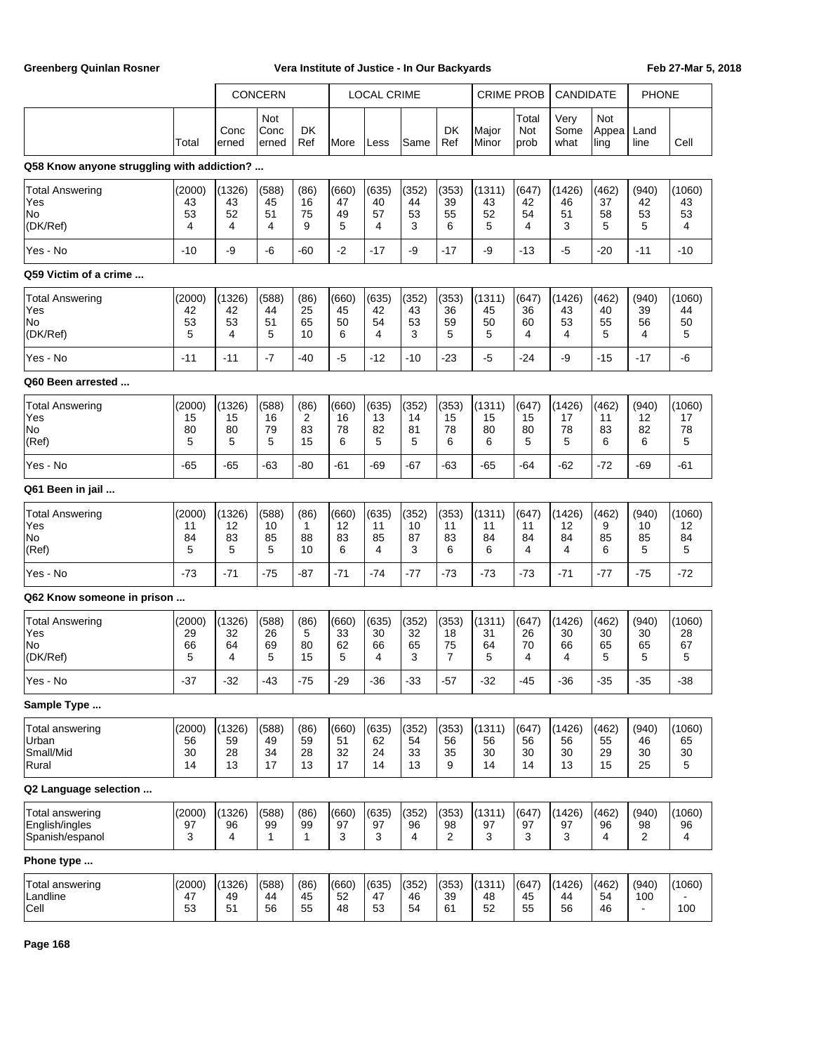| | Total | CONCERN Concerned | Not Concerned | DK Ref | LOCAL CRIME More | Less | Same | DK Ref | CRIME PROB Major Minor | Total Not prob | CANDIDATE Very Somewhat | Not Appealing | PHONE Land line | Cell |
|---|---|---|---|---|---|---|---|---|---|---|---|---|---|---|
| **Q58 Know anyone struggling with addiction? ...** | | | | | | | | | | | | | | |
| Total Answering | (2000) | (1326) | (588) | (86) | (660) | (635) | (352) | (353) | (1311) | (647) | (1426) | (462) | (940) | (1060) |
| Yes | 43 | 43 | 45 | 16 | 47 | 40 | 44 | 39 | 43 | 42 | 46 | 37 | 42 | 43 |
| No | 53 | 52 | 51 | 75 | 49 | 57 | 53 | 55 | 52 | 54 | 51 | 58 | 53 | 53 |
| (DK/Ref) | 4 | 4 | 4 | 9 | 5 | 4 | 3 | 6 | 5 | 4 | 3 | 5 | 5 | 4 |
| Yes - No | -10 | -9 | -6 | -60 | -2 | -17 | -9 | -17 | -9 | -13 | -5 | -20 | -11 | -10 |
| **Q59 Victim of a crime ...** | | | | | | | | | | | | | | |
| Total Answering | (2000) | (1326) | (588) | (86) | (660) | (635) | (352) | (353) | (1311) | (647) | (1426) | (462) | (940) | (1060) |
| Yes | 42 | 42 | 44 | 25 | 45 | 42 | 43 | 36 | 45 | 36 | 43 | 40 | 39 | 44 |
| No | 53 | 53 | 51 | 65 | 50 | 54 | 53 | 59 | 50 | 60 | 53 | 55 | 56 | 50 |
| (DK/Ref) | 5 | 4 | 5 | 10 | 6 | 4 | 3 | 5 | 5 | 4 | 4 | 5 | 4 | 5 |
| Yes - No | -11 | -11 | -7 | -40 | -5 | -12 | -10 | -23 | -5 | -24 | -9 | -15 | -17 | -6 |
| **Q60 Been arrested ...** | | | | | | | | | | | | | | |
| Total Answering | (2000) | (1326) | (588) | (86) | (660) | (635) | (352) | (353) | (1311) | (647) | (1426) | (462) | (940) | (1060) |
| Yes | 15 | 15 | 16 | 2 | 16 | 13 | 14 | 15 | 15 | 15 | 17 | 11 | 12 | 17 |
| No | 80 | 80 | 79 | 83 | 78 | 82 | 81 | 78 | 80 | 80 | 78 | 83 | 82 | 78 |
| (Ref) | 5 | 5 | 5 | 15 | 6 | 5 | 5 | 6 | 6 | 5 | 5 | 6 | 6 | 5 |
| Yes - No | -65 | -65 | -63 | -80 | -61 | -69 | -67 | -63 | -65 | -64 | -62 | -72 | -69 | -61 |
| **Q61 Been in jail ...** | | | | | | | | | | | | | | |
| Total Answering | (2000) | (1326) | (588) | (86) | (660) | (635) | (352) | (353) | (1311) | (647) | (1426) | (462) | (940) | (1060) |
| Yes | 11 | 12 | 10 | 1 | 12 | 11 | 10 | 11 | 11 | 11 | 12 | 9 | 10 | 12 |
| No | 84 | 83 | 85 | 88 | 83 | 85 | 87 | 83 | 84 | 84 | 84 | 85 | 85 | 84 |
| (Ref) | 5 | 5 | 5 | 10 | 6 | 4 | 3 | 6 | 6 | 4 | 4 | 6 | 5 | 5 |
| Yes - No | -73 | -71 | -75 | -87 | -71 | -74 | -77 | -73 | -73 | -73 | -71 | -77 | -75 | -72 |
| **Q62 Know someone in prison ...** | | | | | | | | | | | | | | |
| Total Answering | (2000) | (1326) | (588) | (86) | (660) | (635) | (352) | (353) | (1311) | (647) | (1426) | (462) | (940) | (1060) |
| Yes | 29 | 32 | 26 | 5 | 33 | 30 | 32 | 18 | 31 | 26 | 30 | 30 | 30 | 28 |
| No | 66 | 64 | 69 | 80 | 62 | 66 | 65 | 75 | 64 | 70 | 66 | 65 | 65 | 67 |
| (DK/Ref) | 5 | 4 | 5 | 15 | 5 | 4 | 3 | 7 | 5 | 4 | 4 | 5 | 5 | 5 |
| Yes - No | -37 | -32 | -43 | -75 | -29 | -36 | -33 | -57 | -32 | -45 | -36 | -35 | -35 | -38 |
| **Sample Type ...** | | | | | | | | | | | | | | |
| Total answering | (2000) | (1326) | (588) | (86) | (660) | (635) | (352) | (353) | (1311) | (647) | (1426) | (462) | (940) | (1060) |
| Urban | 56 | 59 | 49 | 59 | 51 | 62 | 54 | 56 | 56 | 56 | 56 | 55 | 46 | 65 |
| Small/Mid | 30 | 28 | 34 | 28 | 32 | 24 | 33 | 35 | 30 | 30 | 30 | 29 | 30 | 30 |
| Rural | 14 | 13 | 17 | 13 | 17 | 14 | 13 | 9 | 14 | 14 | 13 | 15 | 25 | 5 |
| **Q2 Language selection ...** | | | | | | | | | | | | | | |
| Total answering | (2000) | (1326) | (588) | (86) | (660) | (635) | (352) | (353) | (1311) | (647) | (1426) | (462) | (940) | (1060) |
| English/ingles | 97 | 96 | 99 | 99 | 97 | 97 | 96 | 98 | 97 | 97 | 97 | 96 | 98 | 96 |
| Spanish/espanol | 3 | 4 | 1 | 1 | 3 | 3 | 4 | 2 | 3 | 3 | 3 | 4 | 2 | 4 |
| **Phone type ...** | | | | | | | | | | | | | | |
| Total answering | (2000) | (1326) | (588) | (86) | (660) | (635) | (352) | (353) | (1311) | (647) | (1426) | (462) | (940) | (1060) |
| Landline | 47 | 49 | 44 | 45 | 52 | 47 | 46 | 39 | 48 | 45 | 44 | 54 | 100 | - |
| Cell | 53 | 51 | 56 | 55 | 48 | 53 | 54 | 61 | 52 | 55 | 56 | 46 | - | 100 |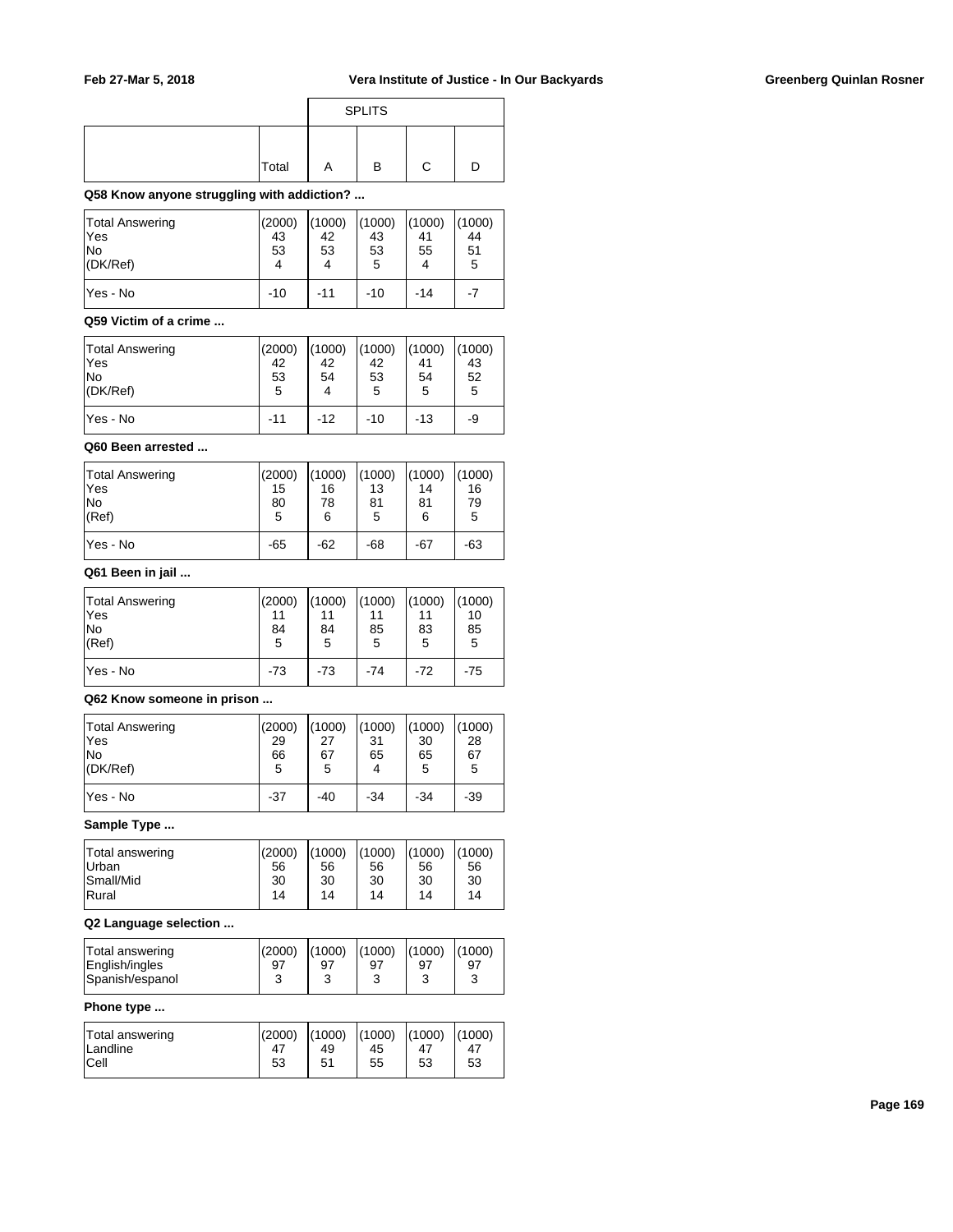| | Total | SPLITS A | B | C | D |
|---|---|---|---|---|---|

**Q58 Know anyone struggling with addiction? ...**

| | Total | A | B | C | D |
|---|---|---|---|---|---|
| Total Answering | (2000) | (1000) | (1000) | (1000) | (1000) |
| Yes | 43 | 42 | 43 | 41 | 44 |
| No | 53 | 53 | 53 | 55 | 51 |
| (DK/Ref) | 4 | 4 | 5 | 4 | 5 |
| Yes - No | -10 | -11 | -10 | -14 | -7 |

**Q59 Victim of a crime ...**

| | Total | A | B | C | D |
|---|---|---|---|---|---|
| Total Answering | (2000) | (1000) | (1000) | (1000) | (1000) |
| Yes | 42 | 42 | 42 | 41 | 43 |
| No | 53 | 54 | 53 | 54 | 52 |
| (DK/Ref) | 5 | 4 | 5 | 5 | 5 |
| Yes - No | -11 | -12 | -10 | -13 | -9 |

**Q60 Been arrested ...**

| | Total | A | B | C | D |
|---|---|---|---|---|---|
| Total Answering | (2000) | (1000) | (1000) | (1000) | (1000) |
| Yes | 15 | 16 | 13 | 14 | 16 |
| No | 80 | 78 | 81 | 81 | 79 |
| (Ref) | 5 | 6 | 5 | 6 | 5 |
| Yes - No | -65 | -62 | -68 | -67 | -63 |

**Q61 Been in jail ...**

| | Total | A | B | C | D |
|---|---|---|---|---|---|
| Total Answering | (2000) | (1000) | (1000) | (1000) | (1000) |
| Yes | 11 | 11 | 11 | 11 | 10 |
| No | 84 | 84 | 85 | 83 | 85 |
| (Ref) | 5 | 5 | 5 | 5 | 5 |
| Yes - No | -73 | -73 | -74 | -72 | -75 |

**Q62 Know someone in prison ...**

| | Total | A | B | C | D |
|---|---|---|---|---|---|
| Total Answering | (2000) | (1000) | (1000) | (1000) | (1000) |
| Yes | 29 | 27 | 31 | 30 | 28 |
| No | 66 | 67 | 65 | 65 | 67 |
| (DK/Ref) | 5 | 5 | 4 | 5 | 5 |
| Yes - No | -37 | -40 | -34 | -34 | -39 |

**Sample Type ...**

| | Total | A | B | C | D |
|---|---|---|---|---|---|
| Total answering | (2000) | (1000) | (1000) | (1000) | (1000) |
| Urban | 56 | 56 | 56 | 56 | 56 |
| Small/Mid | 30 | 30 | 30 | 30 | 30 |
| Rural | 14 | 14 | 14 | 14 | 14 |

**Q2 Language selection ...**

| | Total | A | B | C | D |
|---|---|---|---|---|---|
| Total answering | (2000) | (1000) | (1000) | (1000) | (1000) |
| English/ingles | 97 | 97 | 97 | 97 | 97 |
| Spanish/espanol | 3 | 3 | 3 | 3 | 3 |

**Phone type ...**

| | Total | A | B | C | D |
|---|---|---|---|---|---|
| Total answering | (2000) | (1000) | (1000) | (1000) | (1000) |
| Landline | 47 | 49 | 45 | 47 | 47 |
| Cell | 53 | 51 | 55 | 53 | 53 |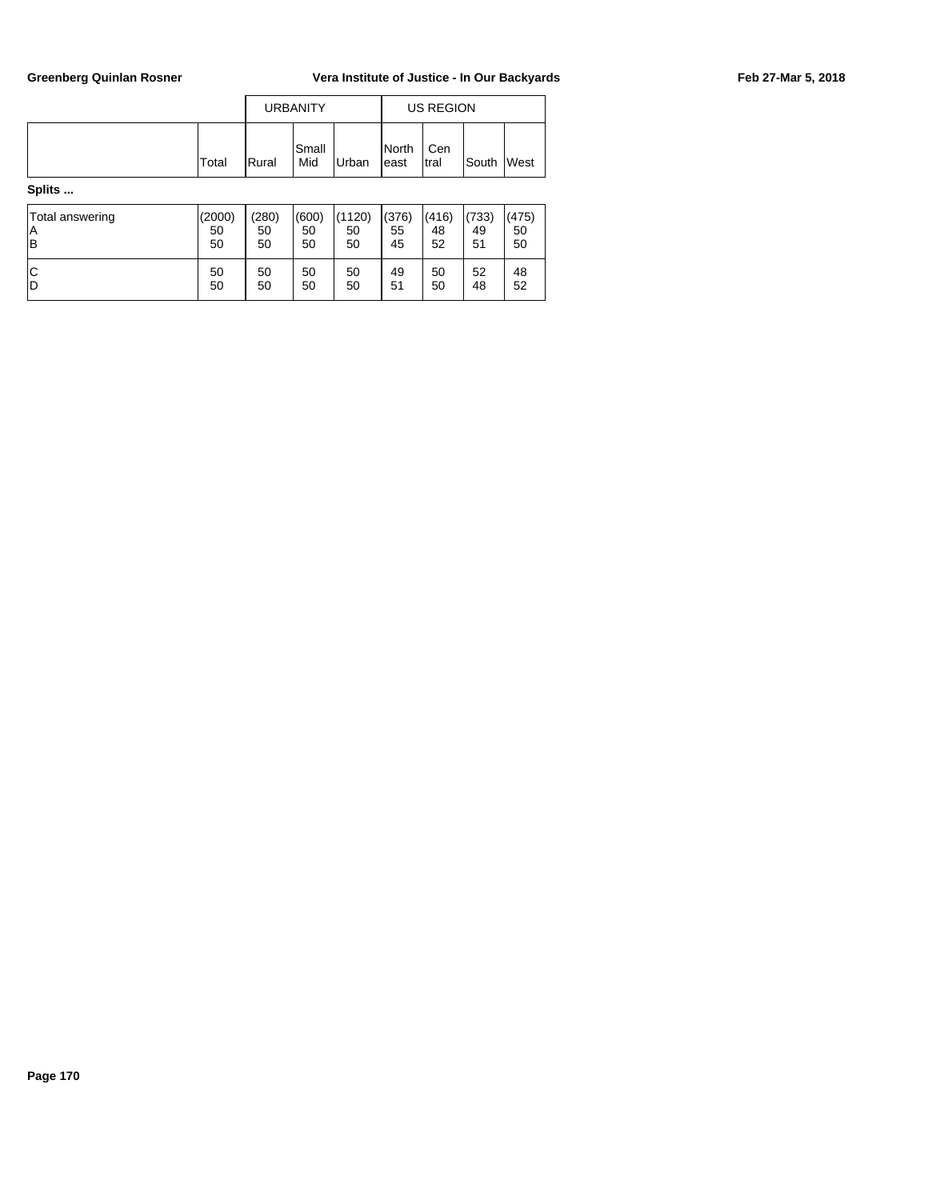| | Total | URBANITY | | | US REGION | | | |
|---|---|---|---|---|---|---|---|---|
| | | Rural | Small Mid | Urban | North east | Cen tral | South | West |
| **Splits ...** | | | | | | | | |
| Total answering | (2000) | (280) | (600) | (1120) | (376) | (416) | (733) | (475) |
| A | 50 | 50 | 50 | 50 | 55 | 48 | 49 | 50 |
| B | 50 | 50 | 50 | 50 | 45 | 52 | 51 | 50 |
| C | 50 | 50 | 50 | 50 | 49 | 50 | 52 | 48 |
| D | 50 | 50 | 50 | 50 | 51 | 50 | 48 | 52 |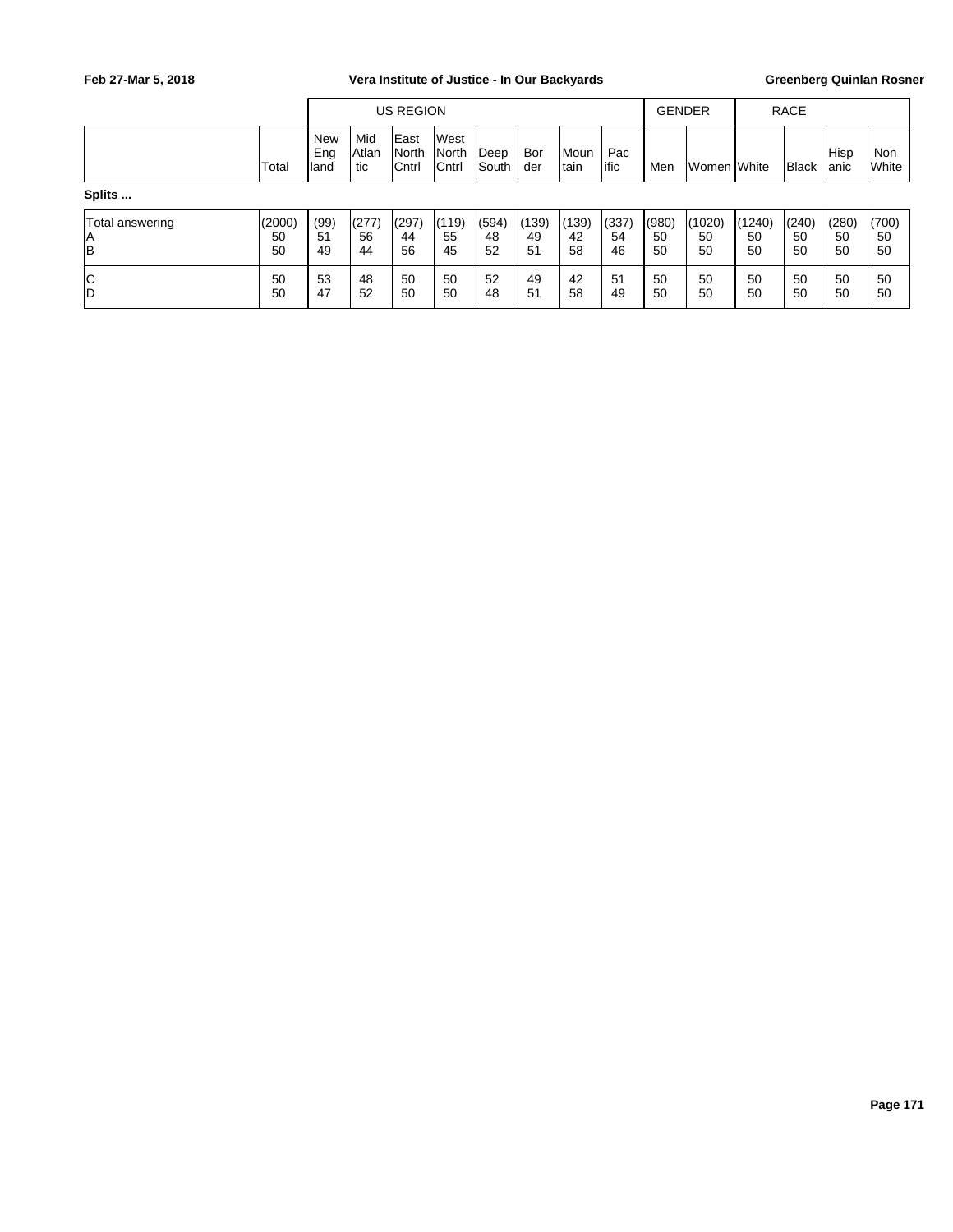| | Total | US REGION | | | | | | | | GENDER | | RACE | | | |
|---|---|---|---|---|---|---|---|---|---|---|---|---|---|---|---|
| | | New England | Mid Atlantic | East North Cntrl | West North Cntrl | Deep South | Border | Mountain | Pacific | Men | Women | White | Black | Hispanic | Non White |
| **Splits ...** | | | | | | | | | | | | | | | |
| Total answering | (2000) | (99) | (277) | (297) | (119) | (594) | (139) | (139) | (337) | (980) | (1020) | (1240) | (240) | (280) | (700) |
| A | 50 | 51 | 56 | 44 | 55 | 48 | 49 | 42 | 54 | 50 | 50 | 50 | 50 | 50 | 50 |
| B | 50 | 49 | 44 | 56 | 45 | 52 | 51 | 58 | 46 | 50 | 50 | 50 | 50 | 50 | 50 |
| C | 50 | 53 | 48 | 50 | 50 | 52 | 49 | 42 | 51 | 50 | 50 | 50 | 50 | 50 | 50 |
| D | 50 | 47 | 52 | 50 | 50 | 48 | 51 | 58 | 49 | 50 | 50 | 50 | 50 | 50 | 50 |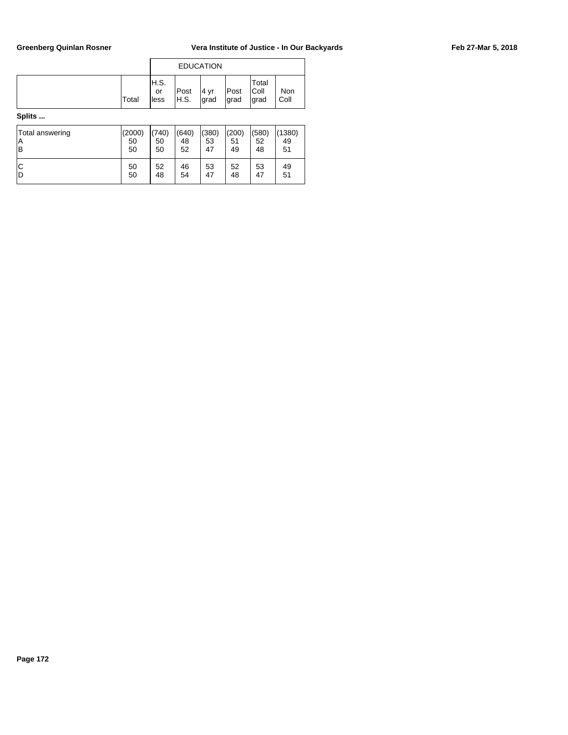| | | EDUCATION | | | | | |
|---|---|---|---|---|---|---|---|
| | Total | H.S. or less | Post H.S. | 4 yr grad | Post grad | Total Coll grad | Non Coll |

**Splits ...**

| | Total | H.S. or less | Post H.S. | 4 yr grad | Post grad | Total Coll grad | Non Coll |
|---|---|---|---|---|---|---|---|
| Total answering | (2000) | (740) | (640) | (380) | (200) | (580) | (1380) |
| A | 50 | 50 | 48 | 53 | 51 | 52 | 49 |
| B | 50 | 50 | 52 | 47 | 49 | 48 | 51 |
| C | 50 | 52 | 46 | 53 | 52 | 53 | 49 |
| D | 50 | 48 | 54 | 47 | 48 | 47 | 51 |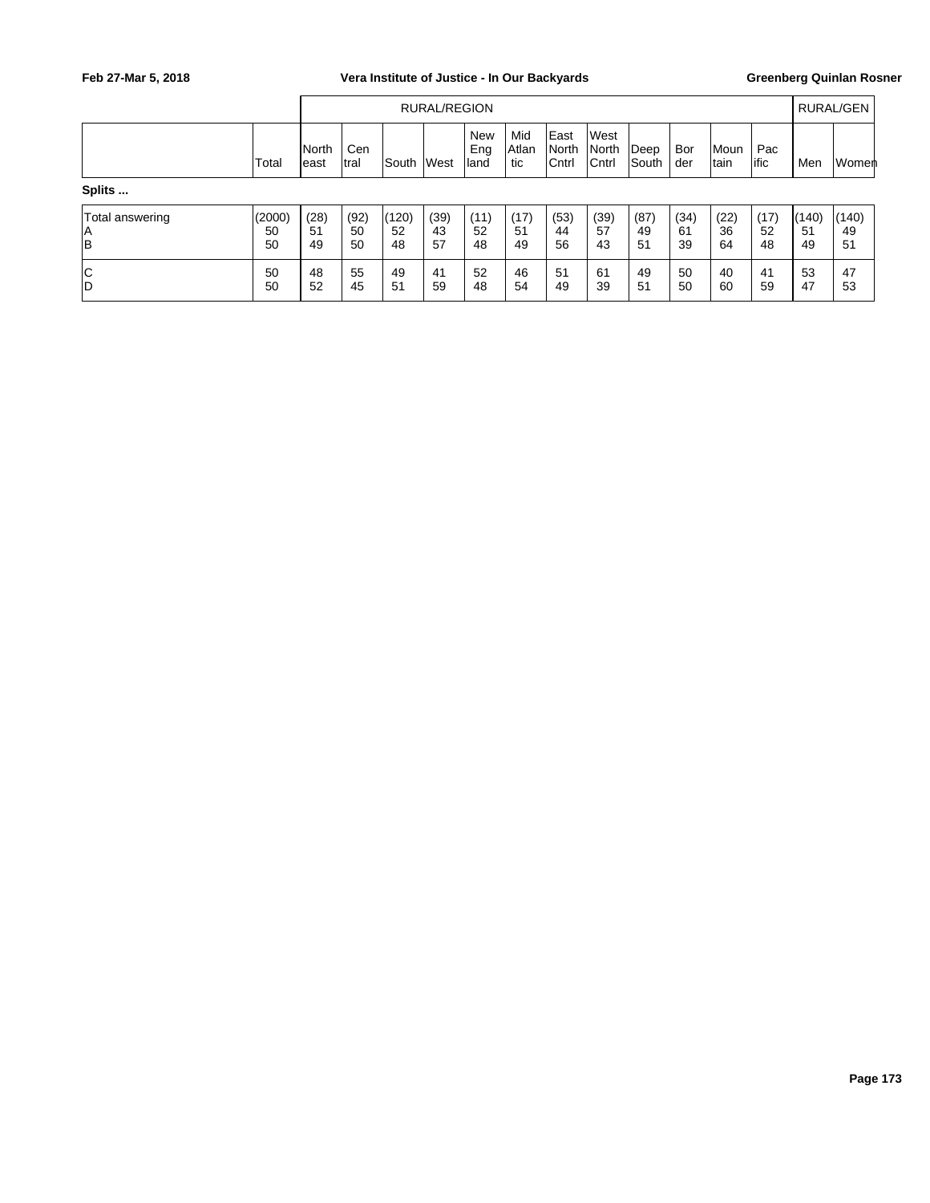| | | RURAL/REGION | | | | | | | | | | | | RURAL/GEN | |
|---|---|---|---|---|---|---|---|---|---|---|---|---|---|---|---|
| | Total | North east | Cen tral | South | West | New Eng land | Mid Atlan tic | East North Cntrl | West North Cntrl | Deep South | Bor der | Moun tain | Pac ific | Men | Women |
| **Splits ...** | | | | | | | | | | | | | | | |
| Total answering | (2000) | (28) | (92) | (120) | (39) | (11) | (17) | (53) | (39) | (87) | (34) | (22) | (17) | (140) | (140) |
| A | 50 | 51 | 50 | 52 | 43 | 52 | 51 | 44 | 57 | 49 | 61 | 36 | 52 | 51 | 49 |
| B | 50 | 49 | 50 | 48 | 57 | 48 | 49 | 56 | 43 | 51 | 39 | 64 | 48 | 49 | 51 |
| C | 50 | 48 | 55 | 49 | 41 | 52 | 46 | 51 | 61 | 49 | 50 | 40 | 41 | 53 | 47 |
| D | 50 | 52 | 45 | 51 | 59 | 48 | 54 | 49 | 39 | 51 | 50 | 60 | 59 | 47 | 53 |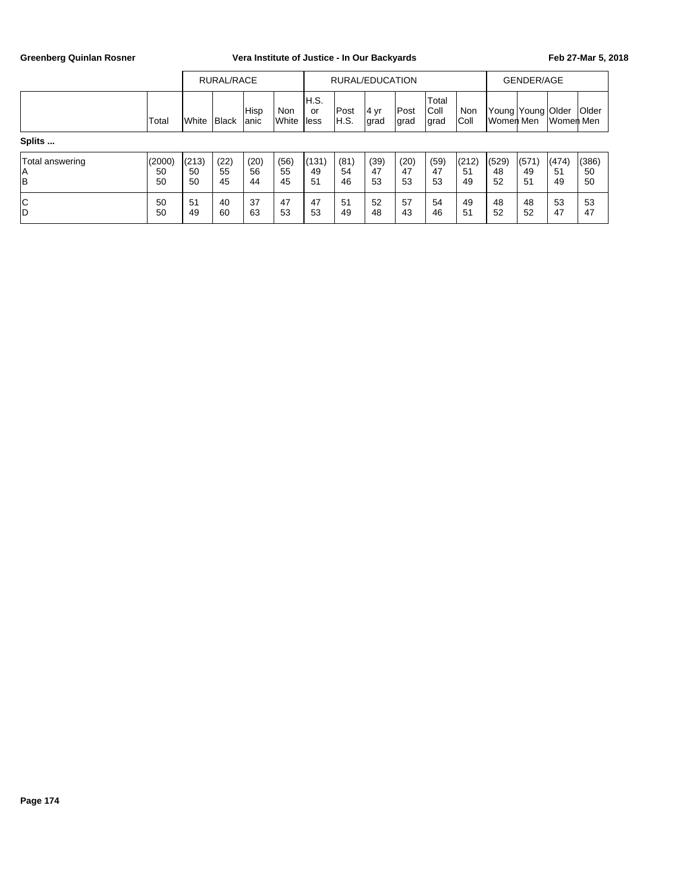| | Total | RURAL/RACE | | | | RURAL/EDUCATION | | | | | | GENDER/AGE | | | |
|---|---|---|---|---|---|---|---|---|---|---|---|---|---|---|---|
| | | White | Black | Hispanic | Non White | H.S. or less | Post H.S. | 4 yr grad | Post grad | Total Coll grad | Non Coll | Young Women | Young Men | Older Women | Older Men |
| **Splits ...** | | | | | | | | | | | | | | | |
| Total answering | (2000) | (213) | (22) | (20) | (56) | (131) | (81) | (39) | (20) | (59) | (212) | (529) | (571) | (474) | (386) |
| A | 50 | 50 | 55 | 56 | 55 | 49 | 54 | 47 | 47 | 47 | 51 | 48 | 49 | 51 | 50 |
| B | 50 | 50 | 45 | 44 | 45 | 51 | 46 | 53 | 53 | 53 | 49 | 52 | 51 | 49 | 50 |
| C | 50 | 51 | 40 | 37 | 47 | 47 | 51 | 52 | 57 | 54 | 49 | 48 | 48 | 53 | 53 |
| D | 50 | 49 | 60 | 63 | 53 | 53 | 49 | 48 | 43 | 46 | 51 | 52 | 52 | 47 | 47 |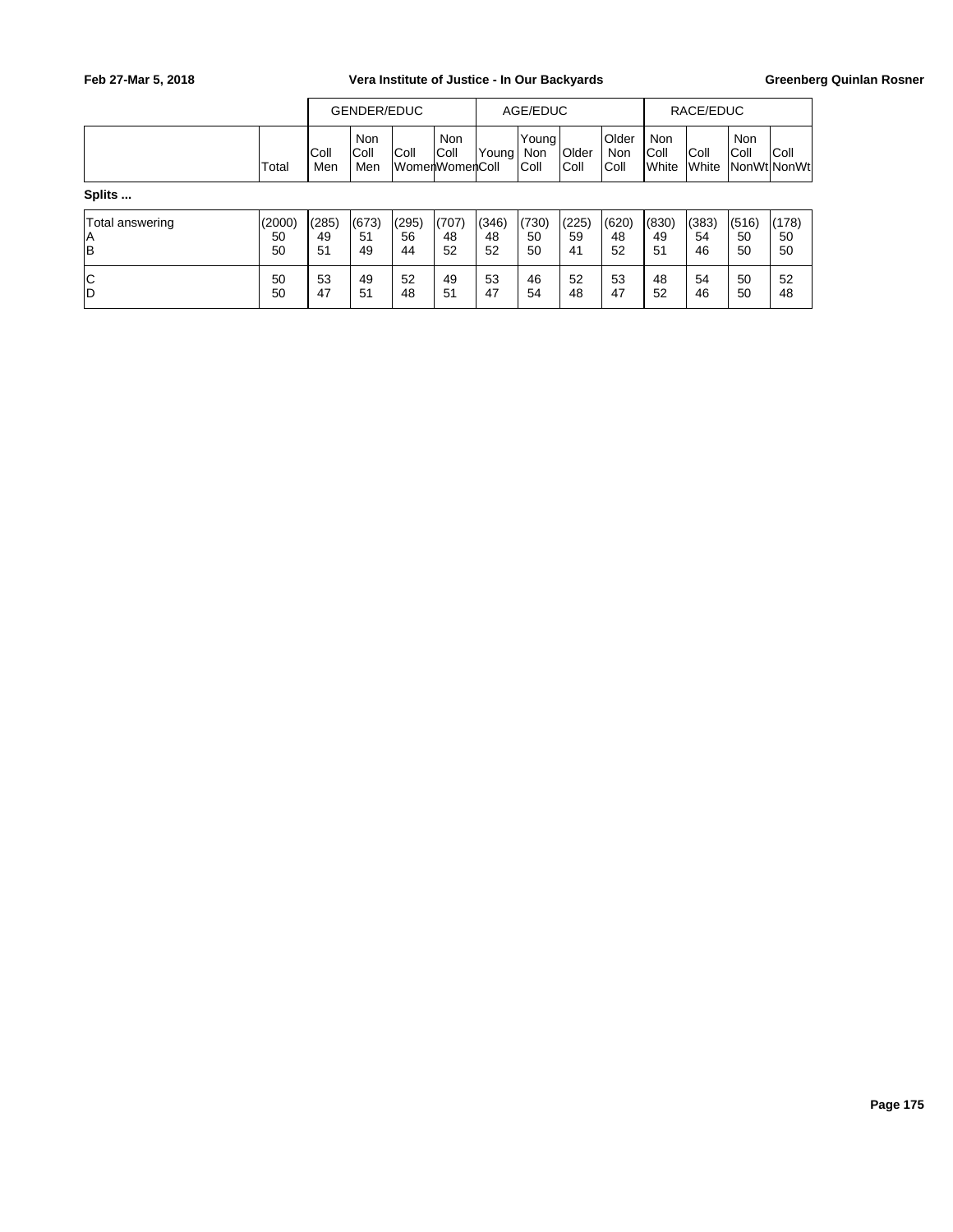| | Total | GENDER/EDUC | | | | AGE/EDUC | | | | RACE/EDUC | | | |
|---|---|---|---|---|---|---|---|---|---|---|---|---|---|
| | | Coll Men | Non Coll Men | Coll Women | Non Coll Women | Young Coll | Young Non Coll | Older Coll | Older Non Coll | Non Coll White | Coll White | Non Coll NonWt | Coll NonWt |
| **Splits ...** | | | | | | | | | | | | | |
| Total answering | (2000) | (285) | (673) | (295) | (707) | (346) | (730) | (225) | (620) | (830) | (383) | (516) | (178) |
| A | 50 | 49 | 51 | 56 | 48 | 48 | 50 | 59 | 48 | 49 | 54 | 50 | 50 |
| B | 50 | 51 | 49 | 44 | 52 | 52 | 50 | 41 | 52 | 51 | 46 | 50 | 50 |
| C | 50 | 53 | 49 | 52 | 49 | 53 | 46 | 52 | 53 | 48 | 54 | 50 | 52 |
| D | 50 | 47 | 51 | 48 | 51 | 47 | 54 | 48 | 47 | 52 | 46 | 50 | 48 |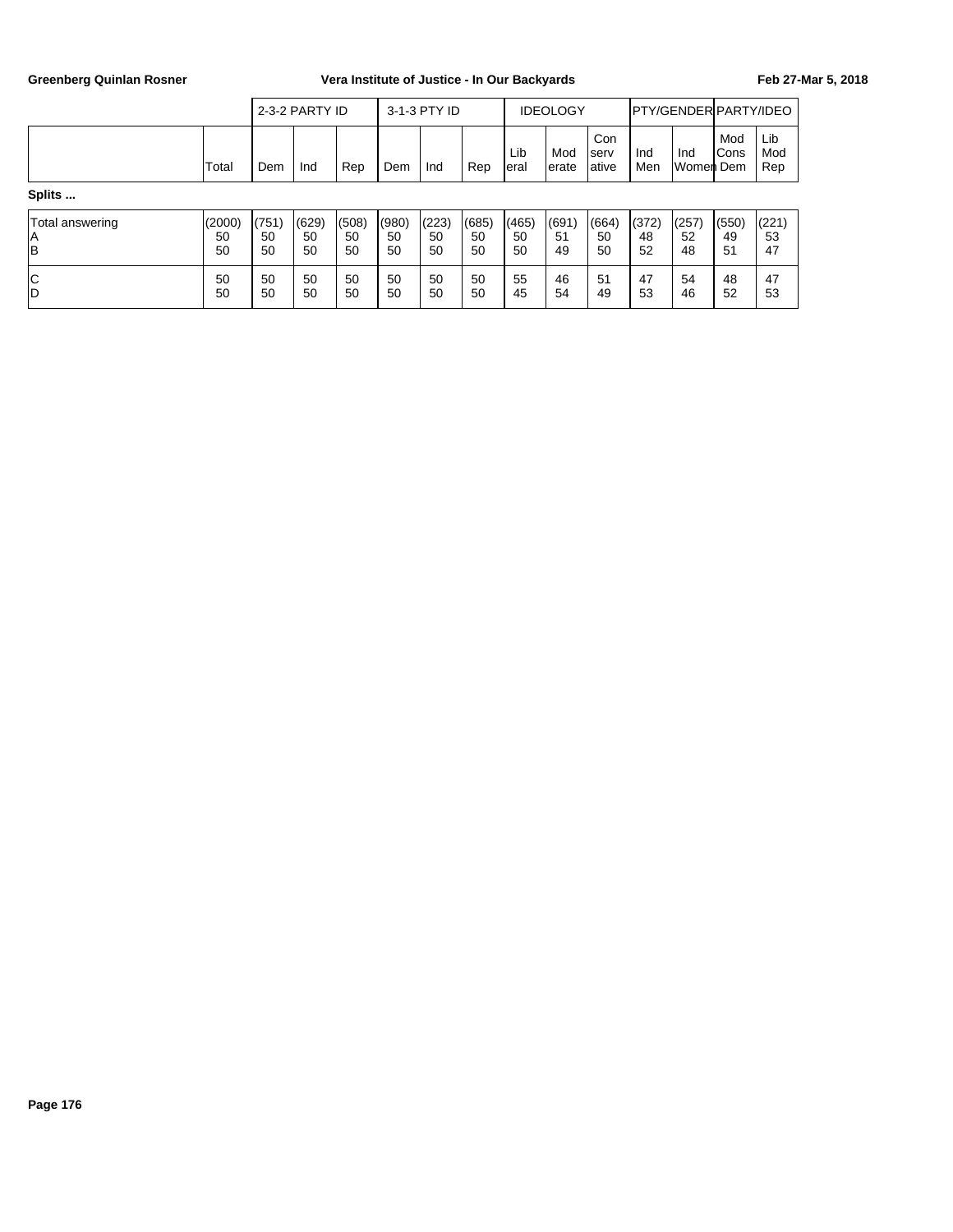| | Total | 2-3-2 PARTY ID Dem | Ind | Rep | 3-1-3 PTY ID Dem | Ind | Rep | IDEOLOGY Liberal | Moderate | Conservative | PTY/GENDER Ind Men | Ind Women | PARTY/IDEO Mod Cons Dem | Lib Mod Rep |
|---|---|---|---|---|---|---|---|---|---|---|---|---|---|---|
| **Splits ...** | | | | | | | | | | | | | | |
| Total answering | (2000) | (751) | (629) | (508) | (980) | (223) | (685) | (465) | (691) | (664) | (372) | (257) | (550) | (221) |
| A | 50 | 50 | 50 | 50 | 50 | 50 | 50 | 50 | 51 | 50 | 48 | 52 | 49 | 53 |
| B | 50 | 50 | 50 | 50 | 50 | 50 | 50 | 50 | 49 | 50 | 52 | 48 | 51 | 47 |
| C | 50 | 50 | 50 | 50 | 50 | 50 | 50 | 55 | 46 | 51 | 47 | 54 | 48 | 47 |
| D | 50 | 50 | 50 | 50 | 50 | 50 | 50 | 45 | 54 | 49 | 53 | 46 | 52 | 53 |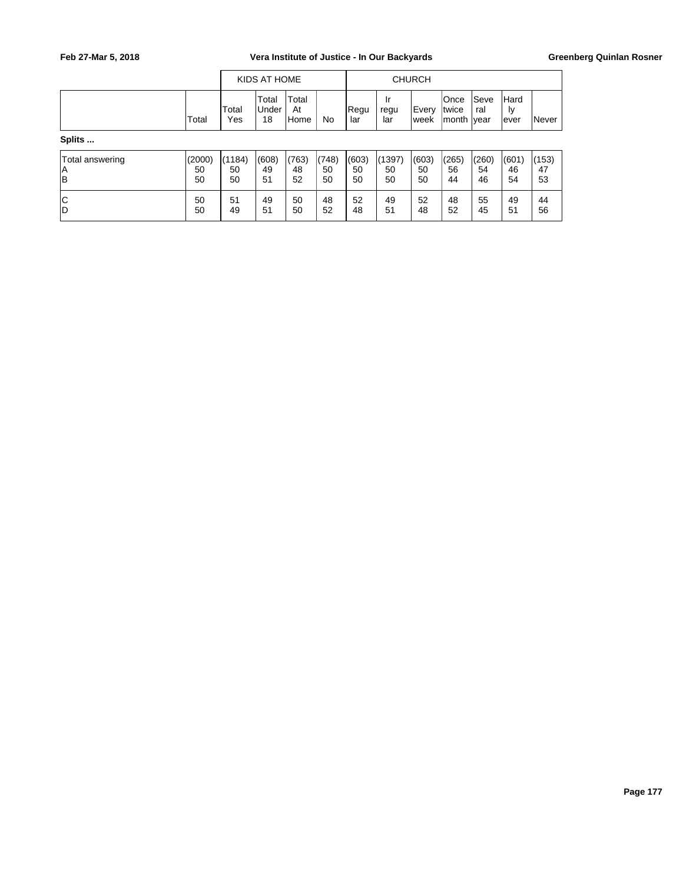|  | Total | KIDS AT HOME |  |  |  | CHURCH |  |  |  |  |  |  |
|---|---|---|---|---|---|---|---|---|---|---|---|---|
|  |  | Total Yes | Total Under 18 | Total At Home | No | Regu lar | Ir regu lar | Every week | Once twice month | Seve ral year | Hard ly ever | Never |

**Splits ...**

|  | Total | Total Yes | Total Under 18 | Total At Home | No | Regu lar | Ir regu lar | Every week | Once twice month | Seve ral year | Hard ly ever | Never |
|---|---|---|---|---|---|---|---|---|---|---|---|---|
| Total answering | (2000) | (1184) | (608) | (763) | (748) | (603) | (1397) | (603) | (265) | (260) | (601) | (153) |
| A | 50 | 50 | 49 | 48 | 50 | 50 | 50 | 50 | 56 | 54 | 46 | 47 |
| B | 50 | 50 | 51 | 52 | 50 | 50 | 50 | 50 | 44 | 46 | 54 | 53 |
| C | 50 | 51 | 49 | 50 | 48 | 52 | 49 | 52 | 48 | 55 | 49 | 44 |
| D | 50 | 49 | 51 | 50 | 52 | 48 | 51 | 48 | 52 | 45 | 51 | 56 |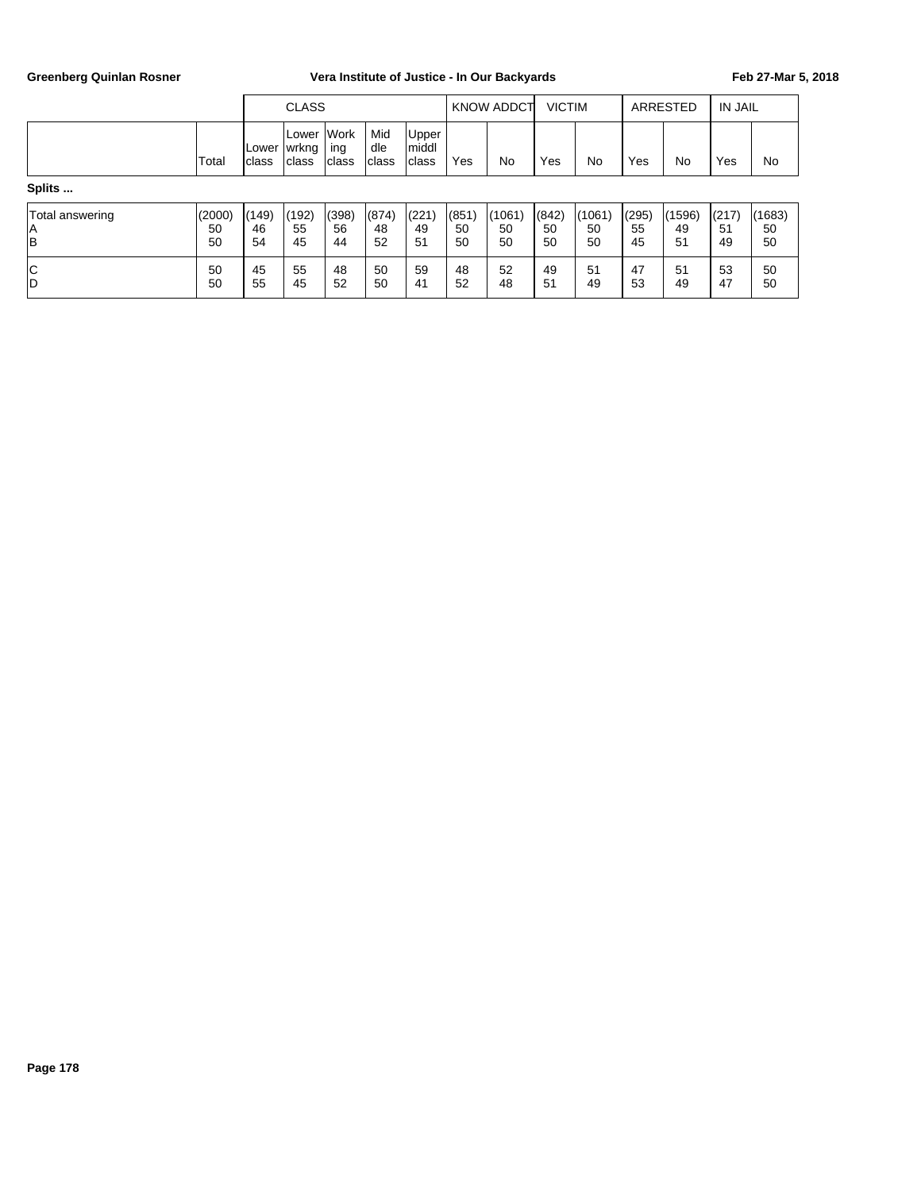| | Total | CLASS | | | | | KNOW ADDCT | | VICTIM | | ARRESTED | | IN JAIL | |
|---|---|---|---|---|---|---|---|---|---|---|---|---|---|---|
| | | Lower class | Lower wrkng class | Working class | Middle class | Upper middl class | Yes | No | Yes | No | Yes | No | Yes | No |
| **Splits ...** | | | | | | | | | | | | | | |
| Total answering | (2000) | (149) | (192) | (398) | (874) | (221) | (851) | (1061) | (842) | (1061) | (295) | (1596) | (217) | (1683) |
| A | 50 | 46 | 55 | 56 | 48 | 49 | 50 | 50 | 50 | 50 | 55 | 49 | 51 | 50 |
| B | 50 | 54 | 45 | 44 | 52 | 51 | 50 | 50 | 50 | 50 | 45 | 51 | 49 | 50 |
| C | 50 | 45 | 55 | 48 | 50 | 59 | 48 | 52 | 49 | 51 | 47 | 51 | 53 | 50 |
| D | 50 | 55 | 45 | 52 | 50 | 41 | 52 | 48 | 51 | 49 | 53 | 49 | 47 | 50 |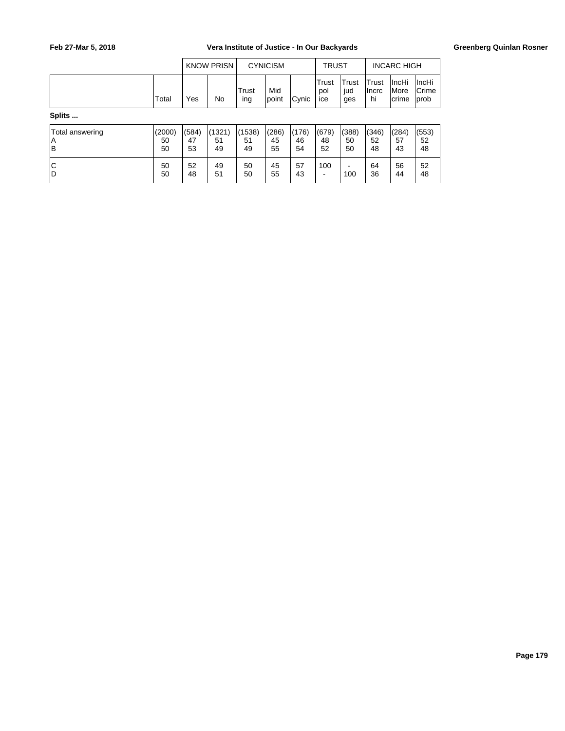|  | Total | KNOW PRISN |  | CYNICISM |  |  | TRUST |  | INCARC HIGH |  |  |
|---|---|---|---|---|---|---|---|---|---|---|---|
|  |  | Yes | No | Trusting | Mid point | Cynic | Trust police | Trust judges | Trust Incrc hi | IncHi More crime | IncHi Crime prob |

**Splits ...**

|  | Total | Yes | No | Trusting | Mid point | Cynic | Trust police | Trust judges | Trust Incrc hi | IncHi More crime | IncHi Crime prob |
|---|---|---|---|---|---|---|---|---|---|---|---|
| Total answering | (2000) | (584) | (1321) | (1538) | (286) | (176) | (679) | (388) | (346) | (284) | (553) |
| A | 50 | 47 | 51 | 51 | 45 | 46 | 48 | 50 | 52 | 57 | 52 |
| B | 50 | 53 | 49 | 49 | 55 | 54 | 52 | 50 | 48 | 43 | 48 |
| C | 50 | 52 | 49 | 50 | 45 | 57 | 100 | - | 64 | 56 | 52 |
| D | 50 | 48 | 51 | 50 | 55 | 43 | - | 100 | 36 | 44 | 48 |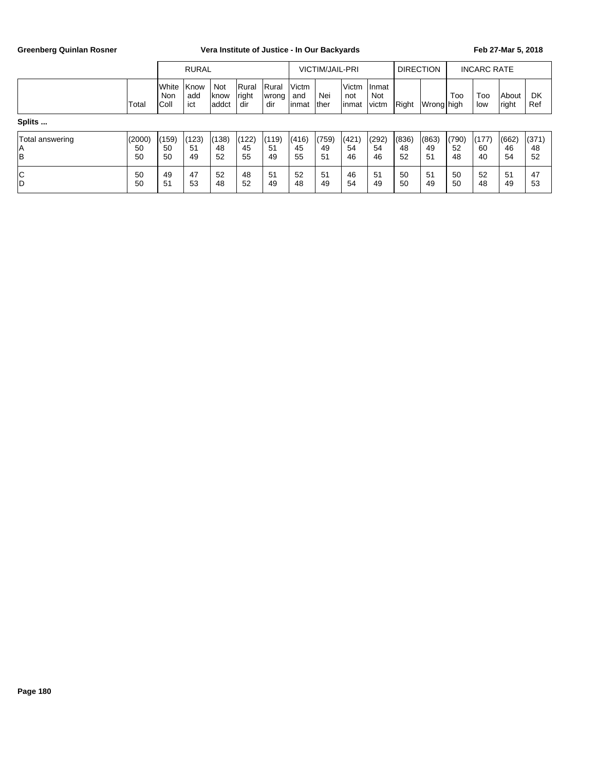| | Total | RURAL | | | | | VICTIM/JAIL-PRI | | | | DIRECTION | | INCARC RATE | | | |
|---|---|---|---|---|---|---|---|---|---|---|---|---|---|---|---|---|
| | | White Non Coll | Know add ict | Not know addct | Rural right dir | Rural wrong dir | Victm and inmat | Nei ther | Victm not inmat | Inmat Not victm | Right | Wrong | Too high | Too low | About right | DK Ref |
| **Splits ...** | | | | | | | | | | | | | | | | |
| Total answering | (2000) | (159) | (123) | (138) | (122) | (119) | (416) | (759) | (421) | (292) | (836) | (863) | (790) | (177) | (662) | (371) |
| A | 50 | 50 | 51 | 48 | 45 | 51 | 45 | 49 | 54 | 54 | 48 | 49 | 52 | 60 | 46 | 48 |
| B | 50 | 50 | 49 | 52 | 55 | 49 | 55 | 51 | 46 | 46 | 52 | 51 | 48 | 40 | 54 | 52 |
| C | 50 | 49 | 47 | 52 | 48 | 51 | 52 | 51 | 46 | 51 | 50 | 51 | 50 | 52 | 51 | 47 |
| D | 50 | 51 | 53 | 48 | 52 | 49 | 48 | 49 | 54 | 49 | 50 | 49 | 50 | 48 | 49 | 53 |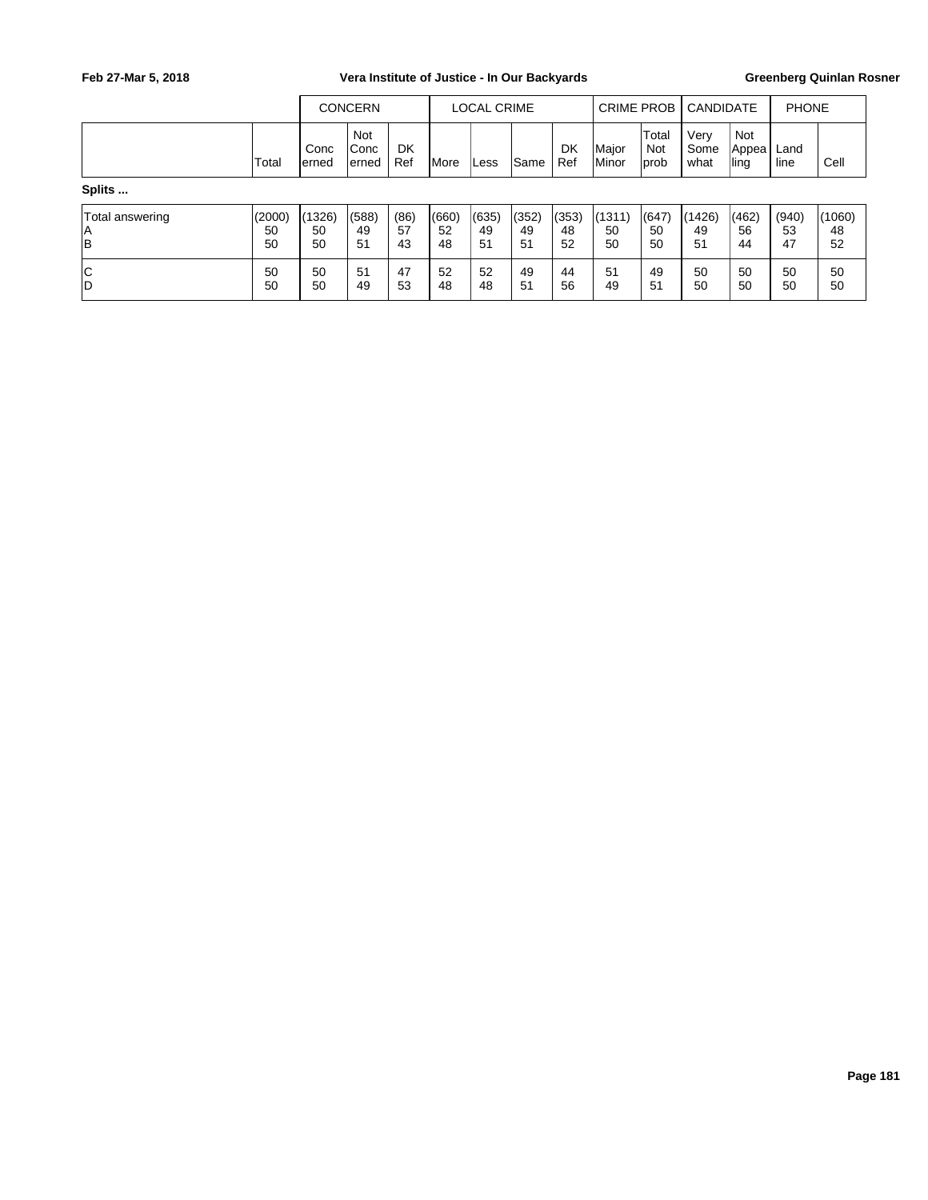| | | CONCERN | | | LOCAL CRIME | | | | CRIME PROB | | CANDIDATE | | PHONE | |
|---|---|---|---|---|---|---|---|---|---|---|---|---|---|---|
| | Total | Concerned | Not Concerned | DK Ref | More | Less | Same | DK Ref | Major Minor | Total Not prob | Very Somewhat | Not Appealing | Land line | Cell |

**Splits ...**

| | Total | Concerned | Not Concerned | DK Ref | More | Less | Same | DK Ref | Major Minor | Total Not prob | Very Somewhat | Not Appealing | Land line | Cell |
|---|---|---|---|---|---|---|---|---|---|---|---|---|---|---|
| Total answering | (2000) | (1326) | (588) | (86) | (660) | (635) | (352) | (353) | (1311) | (647) | (1426) | (462) | (940) | (1060) |
| A | 50 | 50 | 49 | 57 | 52 | 49 | 49 | 48 | 50 | 50 | 49 | 56 | 53 | 48 |
| B | 50 | 50 | 51 | 43 | 48 | 51 | 51 | 52 | 50 | 50 | 51 | 44 | 47 | 52 |
| C | 50 | 50 | 51 | 47 | 52 | 52 | 49 | 44 | 51 | 49 | 50 | 50 | 50 | 50 |
| D | 50 | 50 | 49 | 53 | 48 | 48 | 51 | 56 | 49 | 51 | 50 | 50 | 50 | 50 |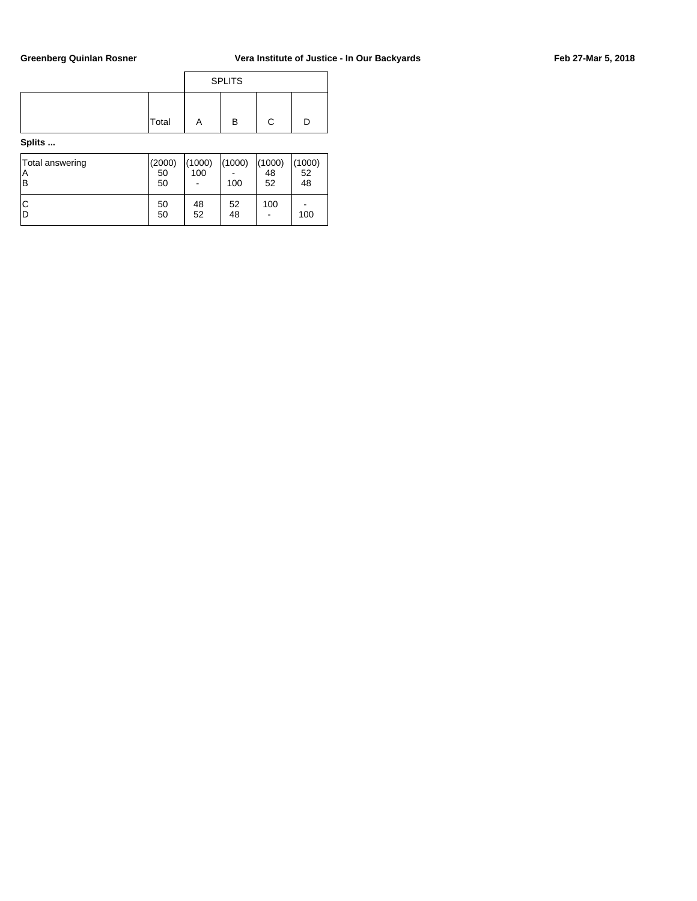| | Total | SPLITS A | B | C | D |
|---|---|---|---|---|---|

**Splits ...**

| | Total | A | B | C | D |
|---|---|---|---|---|---|
| Total answering | (2000) | (1000) | (1000) | (1000) | (1000) |
| A | 50 | 100 | - | 48 | 52 |
| B | 50 | - | 100 | 52 | 48 |
| C | 50 | 48 | 52 | 100 | - |
| D | 50 | 52 | 48 | - | 100 |